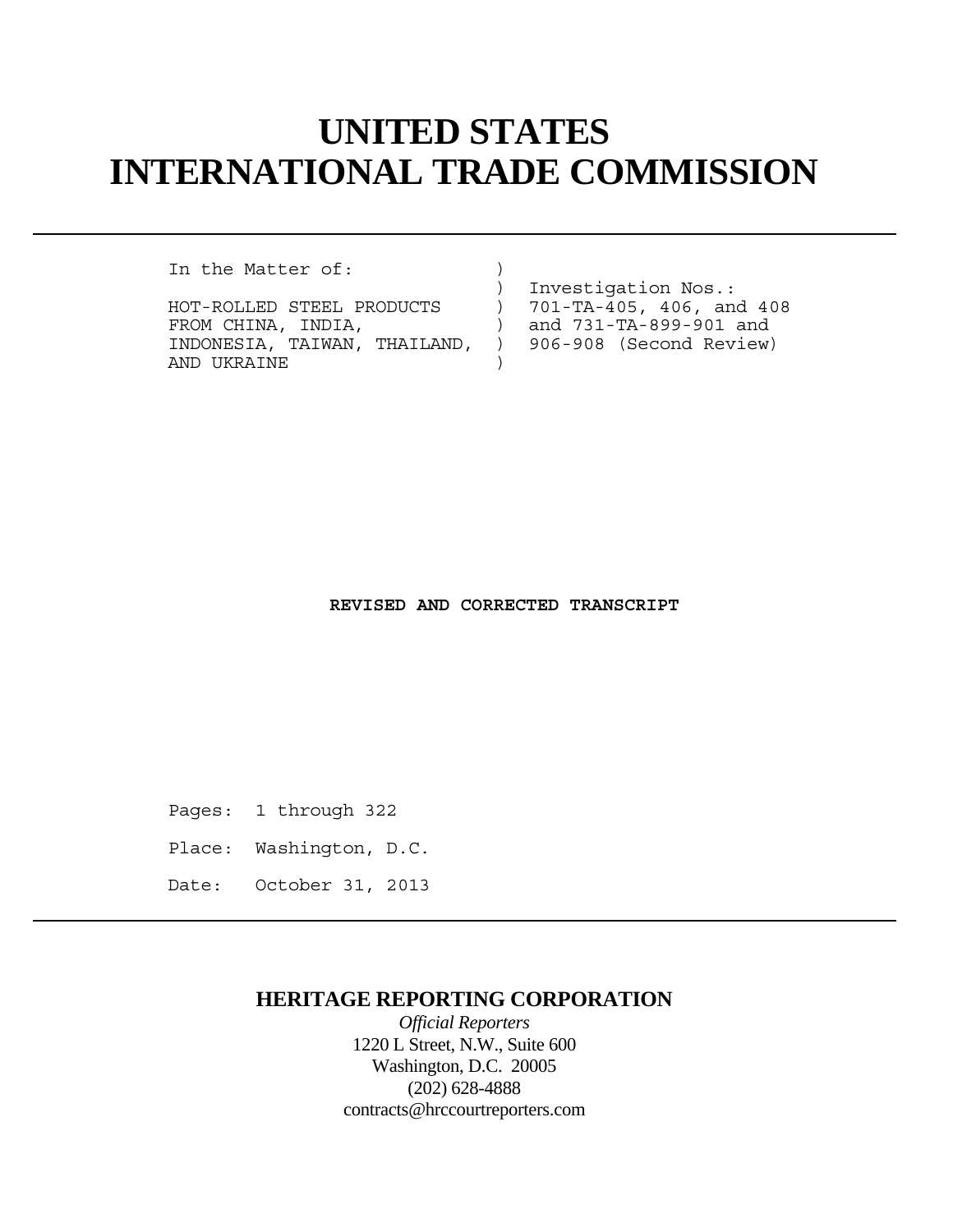# UNITED STATES INTERNATIONAL TRADE COMMISSION

```
In the Matter of:              )
                               )  Investigation Nos.:
HOT-ROLLED STEEL PRODUCTS      )  701-TA-405, 406, and 408
FROM CHINA, INDIA,             )  and 731-TA-899-901 and
INDONESIA, TAIWAN, THAILAND,   )  906-908 (Second Review)
AND UKRAINE                    )
```

**REVISED AND CORRECTED TRANSCRIPT**

Pages: 1 through 322

Place: Washington, D.C.

Date: October 31, 2013

**HERITAGE REPORTING CORPORATION**

*Official Reporters*

1220 L Street, N.W., Suite 600

Washington, D.C. 20005

(202) 628-4888

contracts@hrccourtreporters.com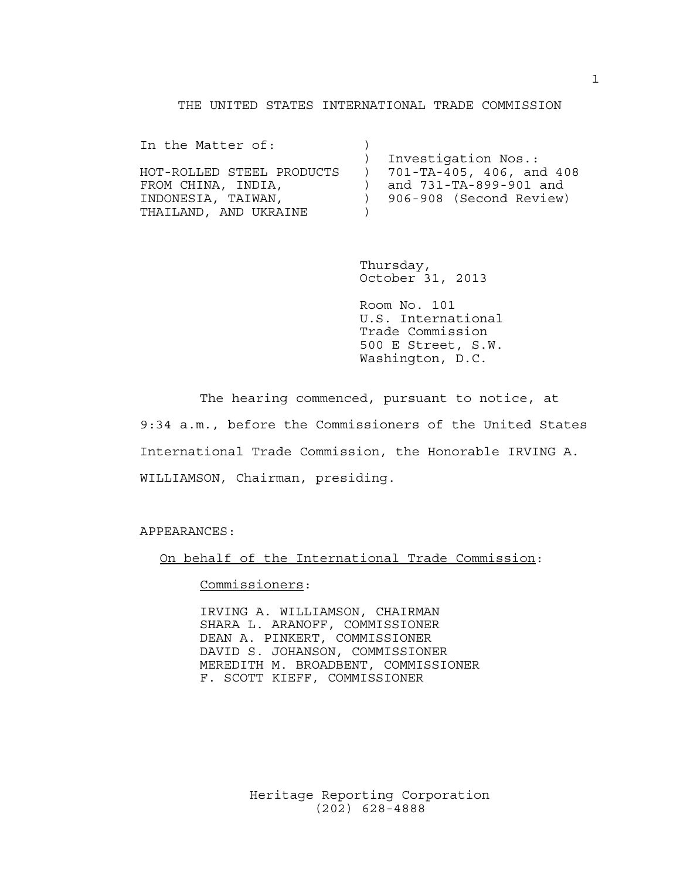THE UNITED STATES INTERNATIONAL TRADE COMMISSION

| In the Matter of: | ) | |
|---|---|---|
| | ) | Investigation Nos.: |
| HOT-ROLLED STEEL PRODUCTS | ) | 701-TA-405, 406, and 408 |
| FROM CHINA, INDIA, | ) | and 731-TA-899-901 and |
| INDONESIA, TAIWAN, | ) | 906-908 (Second Review) |
| THAILAND, AND UKRAINE | ) | |

Thursday,
October 31, 2013

Room No. 101
U.S. International
Trade Commission
500 E Street, S.W.
Washington, D.C.

The hearing commenced, pursuant to notice, at 9:34 a.m., before the Commissioners of the United States International Trade Commission, the Honorable IRVING A. WILLIAMSON, Chairman, presiding.

APPEARANCES:

On behalf of the International Trade Commission:

Commissioners:

IRVING A. WILLIAMSON, CHAIRMAN
SHARA L. ARANOFF, COMMISSIONER
DEAN A. PINKERT, COMMISSIONER
DAVID S. JOHANSON, COMMISSIONER
MEREDITH M. BROADBENT, COMMISSIONER
F. SCOTT KIEFF, COMMISSIONER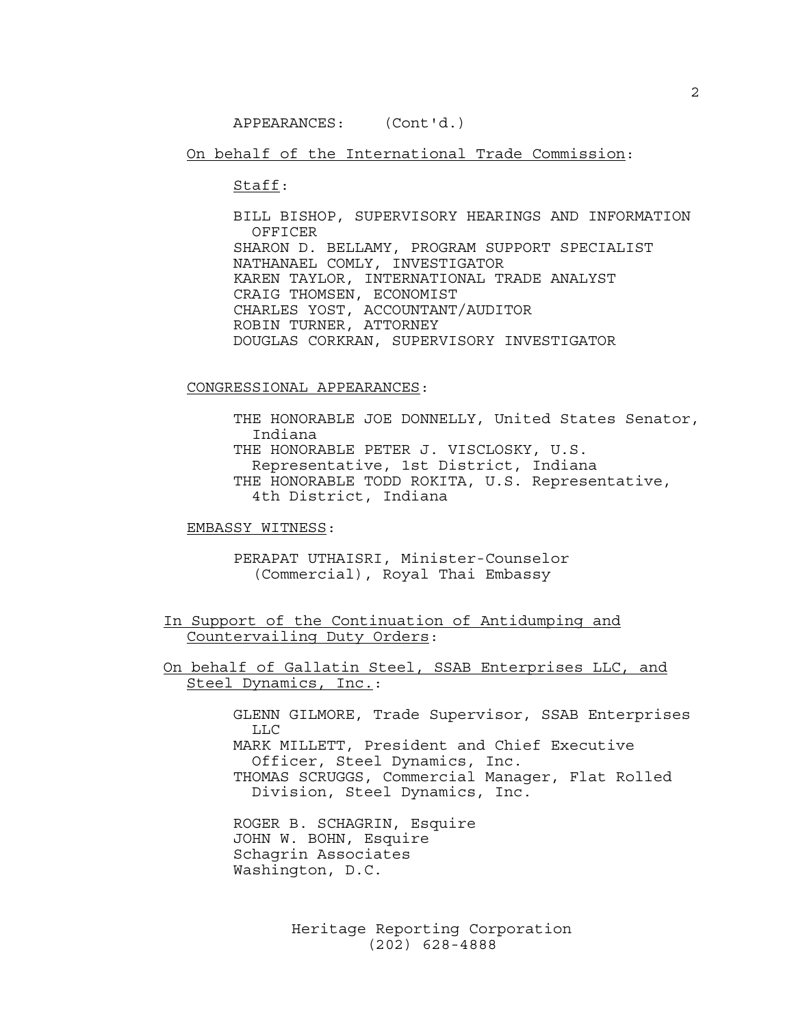APPEARANCES: (Cont'd.)

On behalf of the International Trade Commission:

Staff:

BILL BISHOP, SUPERVISORY HEARINGS AND INFORMATION OFFICER
SHARON D. BELLAMY, PROGRAM SUPPORT SPECIALIST
NATHANAEL COMLY, INVESTIGATOR
KAREN TAYLOR, INTERNATIONAL TRADE ANALYST
CRAIG THOMSEN, ECONOMIST
CHARLES YOST, ACCOUNTANT/AUDITOR
ROBIN TURNER, ATTORNEY
DOUGLAS CORKRAN, SUPERVISORY INVESTIGATOR

CONGRESSIONAL APPEARANCES:

THE HONORABLE JOE DONNELLY, United States Senator, Indiana
THE HONORABLE PETER J. VISCLOSKY, U.S. Representative, 1st District, Indiana
THE HONORABLE TODD ROKITA, U.S. Representative, 4th District, Indiana

EMBASSY WITNESS:

PERAPAT UTHAISRI, Minister-Counselor (Commercial), Royal Thai Embassy

In Support of the Continuation of Antidumping and Countervailing Duty Orders:

On behalf of Gallatin Steel, SSAB Enterprises LLC, and Steel Dynamics, Inc.:

GLENN GILMORE, Trade Supervisor, SSAB Enterprises LLC
MARK MILLETT, President and Chief Executive Officer, Steel Dynamics, Inc.
THOMAS SCRUGGS, Commercial Manager, Flat Rolled Division, Steel Dynamics, Inc.

ROGER B. SCHAGRIN, Esquire
JOHN W. BOHN, Esquire
Schagrin Associates
Washington, D.C.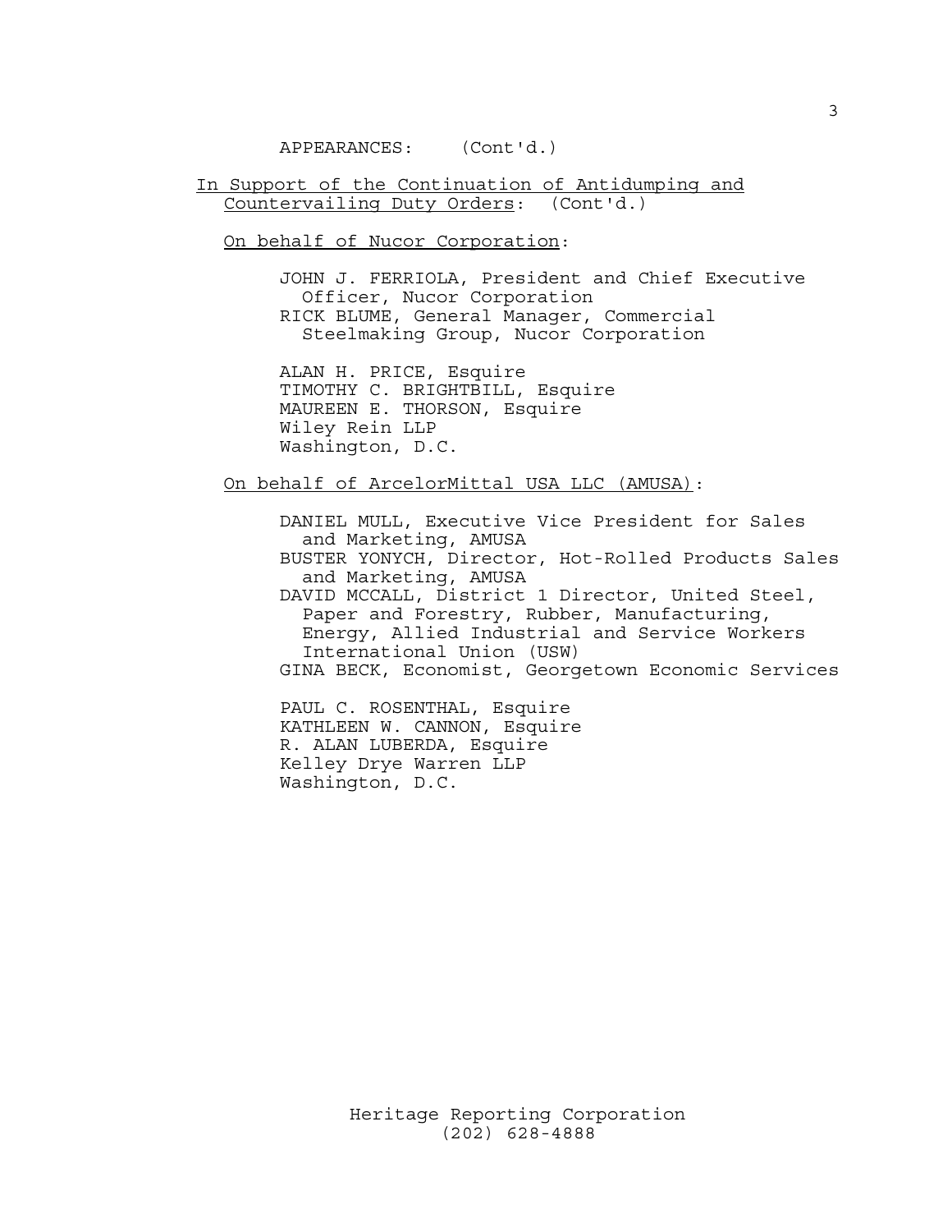APPEARANCES: (Cont'd.)

<u>In Support of the Continuation of Antidumping and Countervailing Duty Orders</u>: (Cont'd.)

<u>On behalf of Nucor Corporation</u>:

JOHN J. FERRIOLA, President and Chief Executive Officer, Nucor Corporation
RICK BLUME, General Manager, Commercial Steelmaking Group, Nucor Corporation

ALAN H. PRICE, Esquire
TIMOTHY C. BRIGHTBILL, Esquire
MAUREEN E. THORSON, Esquire
Wiley Rein LLP
Washington, D.C.

<u>On behalf of ArcelorMittal USA LLC (AMUSA)</u>:

DANIEL MULL, Executive Vice President for Sales and Marketing, AMUSA
BUSTER YONYCH, Director, Hot-Rolled Products Sales and Marketing, AMUSA
DAVID MCCALL, District 1 Director, United Steel, Paper and Forestry, Rubber, Manufacturing, Energy, Allied Industrial and Service Workers International Union (USW)
GINA BECK, Economist, Georgetown Economic Services

PAUL C. ROSENTHAL, Esquire
KATHLEEN W. CANNON, Esquire
R. ALAN LUBERDA, Esquire
Kelley Drye Warren LLP
Washington, D.C.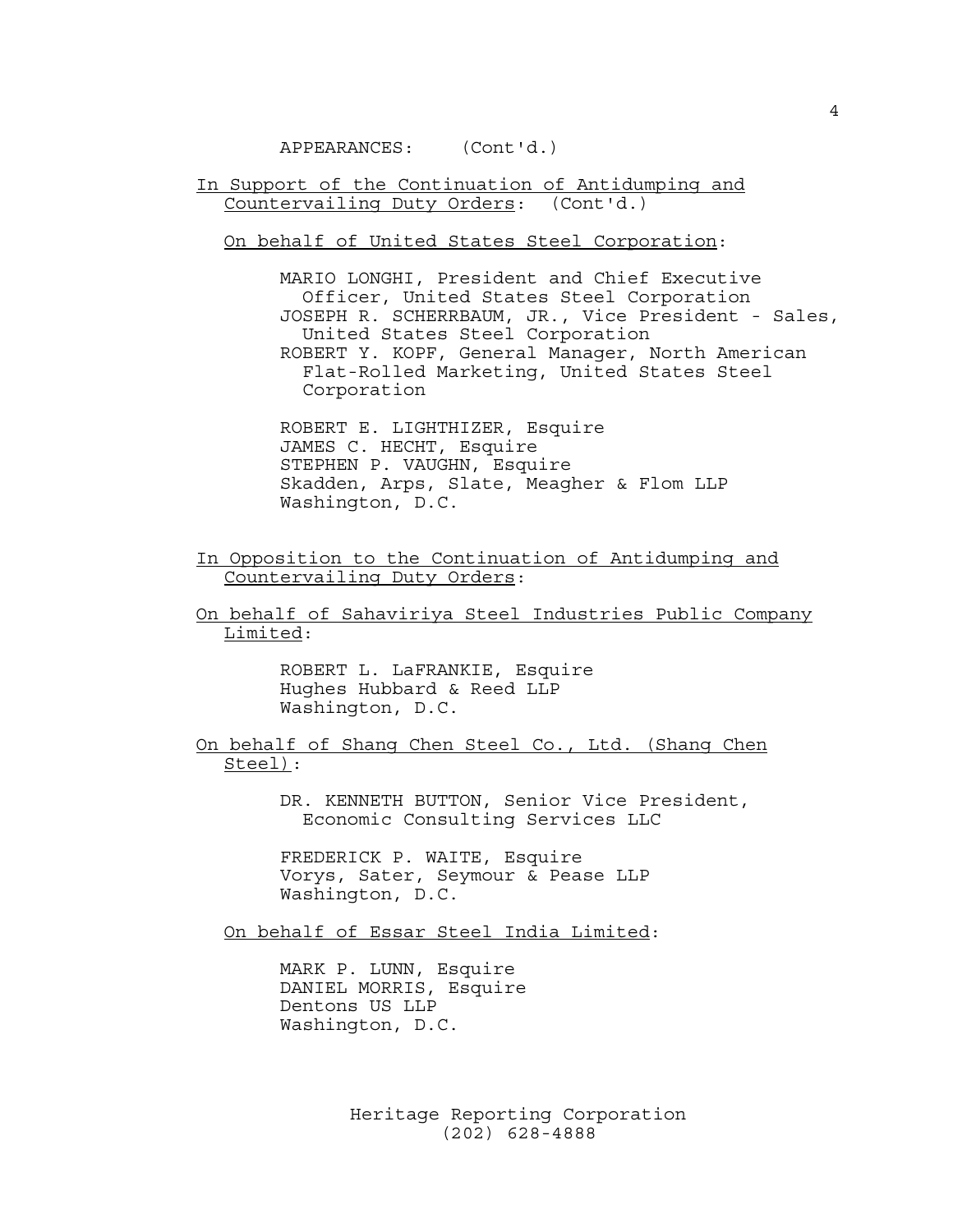APPEARANCES: (Cont'd.)

<u>In Support of the Continuation of Antidumping and Countervailing Duty Orders</u>: (Cont'd.)

<u>On behalf of United States Steel Corporation</u>:

MARIO LONGHI, President and Chief Executive Officer, United States Steel Corporation
JOSEPH R. SCHERRBAUM, JR., Vice President - Sales, United States Steel Corporation
ROBERT Y. KOPF, General Manager, North American Flat-Rolled Marketing, United States Steel Corporation

ROBERT E. LIGHTHIZER, Esquire
JAMES C. HECHT, Esquire
STEPHEN P. VAUGHN, Esquire
Skadden, Arps, Slate, Meagher & Flom LLP
Washington, D.C.

<u>In Opposition to the Continuation of Antidumping and Countervailing Duty Orders</u>:

<u>On behalf of Sahaviriya Steel Industries Public Company Limited</u>:

ROBERT L. LaFRANKIE, Esquire
Hughes Hubbard & Reed LLP
Washington, D.C.

<u>On behalf of Shang Chen Steel Co., Ltd. (Shang Chen Steel)</u>:

DR. KENNETH BUTTON, Senior Vice President, Economic Consulting Services LLC

FREDERICK P. WAITE, Esquire
Vorys, Sater, Seymour & Pease LLP
Washington, D.C.

<u>On behalf of Essar Steel India Limited</u>:

MARK P. LUNN, Esquire
DANIEL MORRIS, Esquire
Dentons US LLP
Washington, D.C.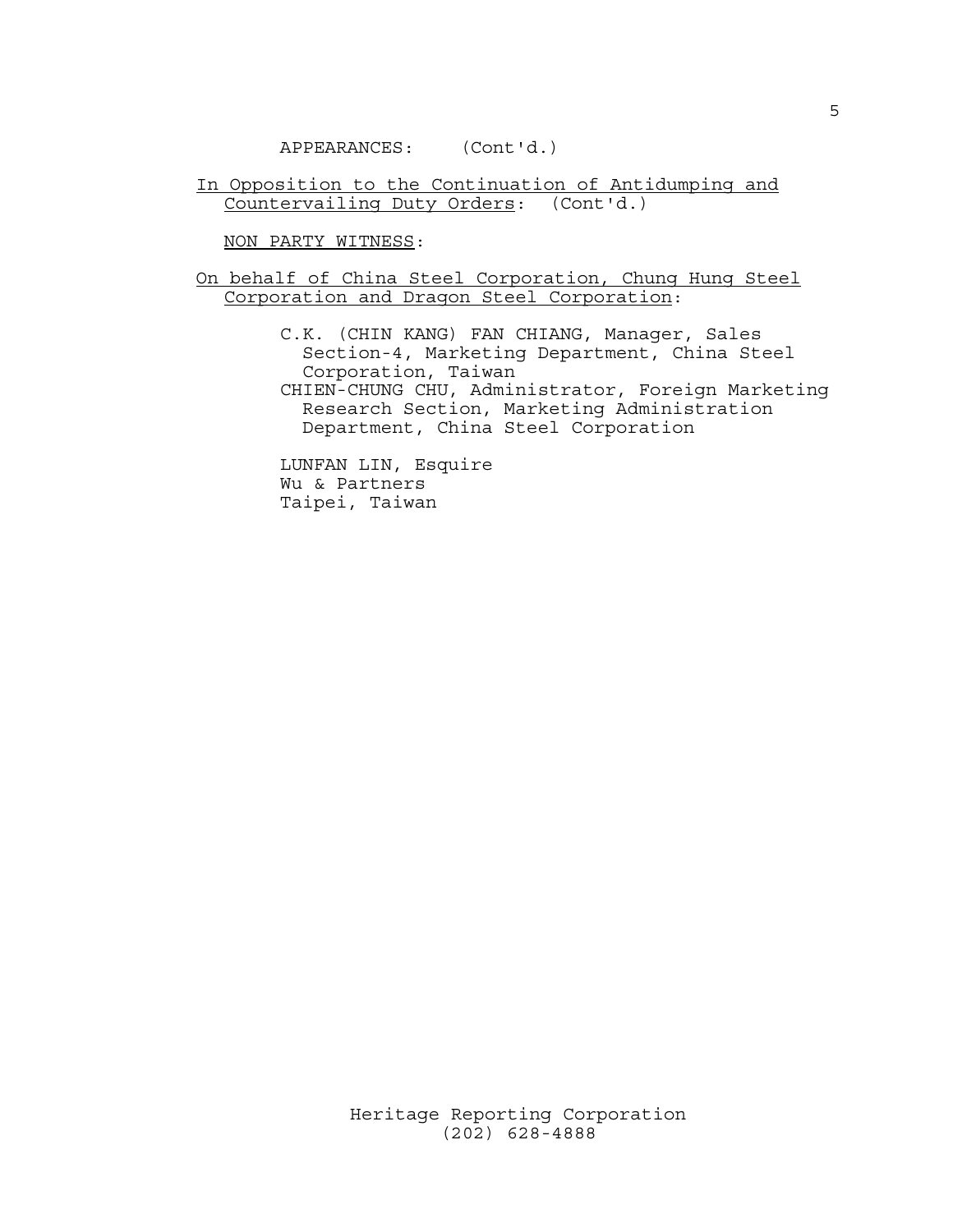APPEARANCES: (Cont'd.)

In Opposition to the Continuation of Antidumping and Countervailing Duty Orders: (Cont'd.)

NON PARTY WITNESS:

On behalf of China Steel Corporation, Chung Hung Steel Corporation and Dragon Steel Corporation:

C.K. (CHIN KANG) FAN CHIANG, Manager, Sales Section-4, Marketing Department, China Steel Corporation, Taiwan
CHIEN-CHUNG CHU, Administrator, Foreign Marketing Research Section, Marketing Administration Department, China Steel Corporation

LUNFAN LIN, Esquire
Wu & Partners
Taipei, Taiwan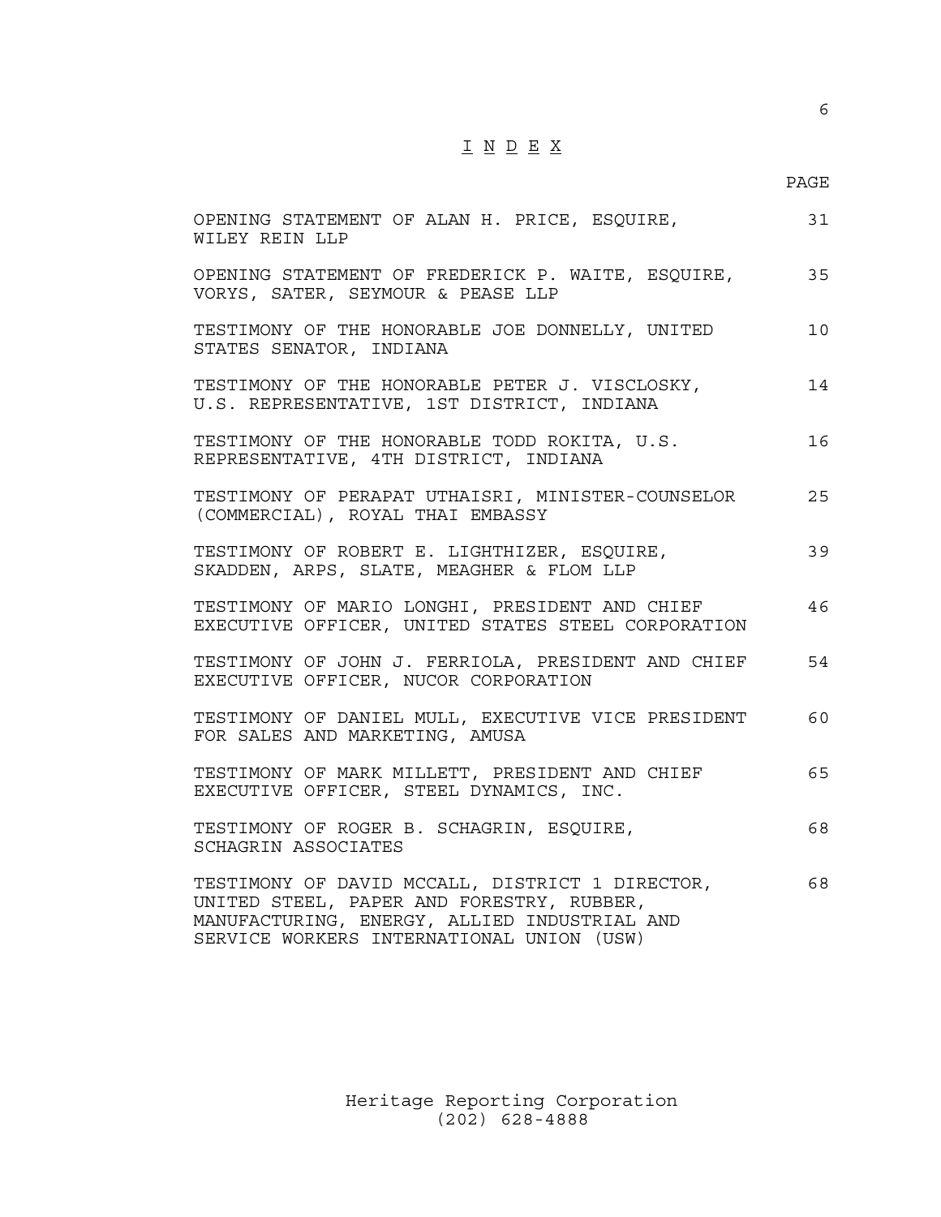# I N D E X

| | PAGE |
|---|---|
| OPENING STATEMENT OF ALAN H. PRICE, ESQUIRE, WILEY REIN LLP | 31 |
| OPENING STATEMENT OF FREDERICK P. WAITE, ESQUIRE, VORYS, SATER, SEYMOUR & PEASE LLP | 35 |
| TESTIMONY OF THE HONORABLE JOE DONNELLY, UNITED STATES SENATOR, INDIANA | 10 |
| TESTIMONY OF THE HONORABLE PETER J. VISCLOSKY, U.S. REPRESENTATIVE, 1ST DISTRICT, INDIANA | 14 |
| TESTIMONY OF THE HONORABLE TODD ROKITA, U.S. REPRESENTATIVE, 4TH DISTRICT, INDIANA | 16 |
| TESTIMONY OF PERAPAT UTHAISRI, MINISTER-COUNSELOR (COMMERCIAL), ROYAL THAI EMBASSY | 25 |
| TESTIMONY OF ROBERT E. LIGHTHIZER, ESQUIRE, SKADDEN, ARPS, SLATE, MEAGHER & FLOM LLP | 39 |
| TESTIMONY OF MARIO LONGHI, PRESIDENT AND CHIEF EXECUTIVE OFFICER, UNITED STATES STEEL CORPORATION | 46 |
| TESTIMONY OF JOHN J. FERRIOLA, PRESIDENT AND CHIEF EXECUTIVE OFFICER, NUCOR CORPORATION | 54 |
| TESTIMONY OF DANIEL MULL, EXECUTIVE VICE PRESIDENT FOR SALES AND MARKETING, AMUSA | 60 |
| TESTIMONY OF MARK MILLETT, PRESIDENT AND CHIEF EXECUTIVE OFFICER, STEEL DYNAMICS, INC. | 65 |
| TESTIMONY OF ROGER B. SCHAGRIN, ESQUIRE, SCHAGRIN ASSOCIATES | 68 |
| TESTIMONY OF DAVID MCCALL, DISTRICT 1 DIRECTOR, UNITED STEEL, PAPER AND FORESTRY, RUBBER, MANUFACTURING, ENERGY, ALLIED INDUSTRIAL AND SERVICE WORKERS INTERNATIONAL UNION (USW) | 68 |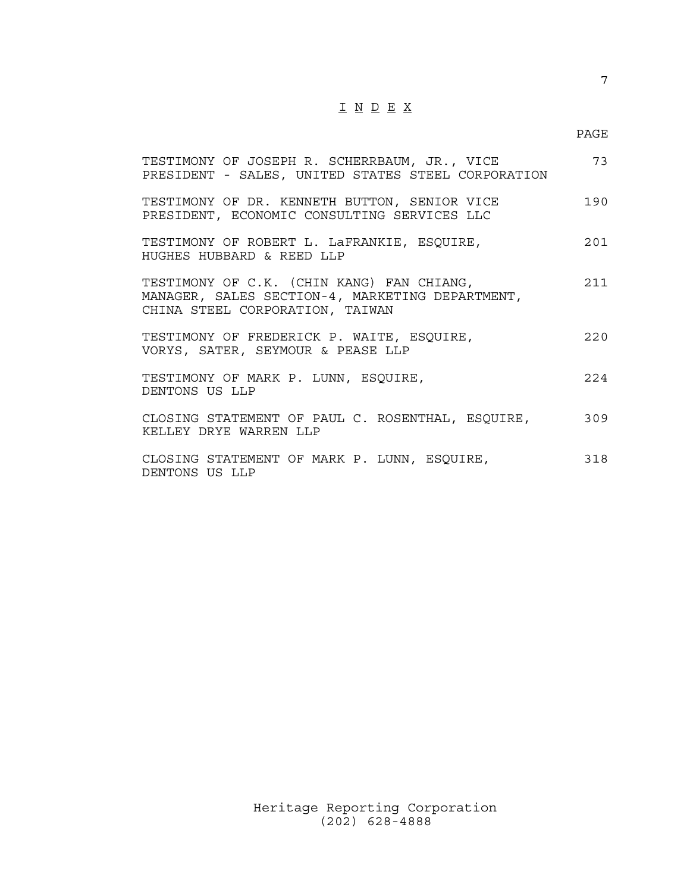# I N D E X

| | PAGE |
|---|---|
| TESTIMONY OF JOSEPH R. SCHERRBAUM, JR., VICE PRESIDENT - SALES, UNITED STATES STEEL CORPORATION | 73 |
| TESTIMONY OF DR. KENNETH BUTTON, SENIOR VICE PRESIDENT, ECONOMIC CONSULTING SERVICES LLC | 190 |
| TESTIMONY OF ROBERT L. LaFRANKIE, ESQUIRE, HUGHES HUBBARD & REED LLP | 201 |
| TESTIMONY OF C.K. (CHIN KANG) FAN CHIANG, MANAGER, SALES SECTION-4, MARKETING DEPARTMENT, CHINA STEEL CORPORATION, TAIWAN | 211 |
| TESTIMONY OF FREDERICK P. WAITE, ESQUIRE, VORYS, SATER, SEYMOUR & PEASE LLP | 220 |
| TESTIMONY OF MARK P. LUNN, ESQUIRE, DENTONS US LLP | 224 |
| CLOSING STATEMENT OF PAUL C. ROSENTHAL, ESQUIRE, KELLEY DRYE WARREN LLP | 309 |
| CLOSING STATEMENT OF MARK P. LUNN, ESQUIRE, DENTONS US LLP | 318 |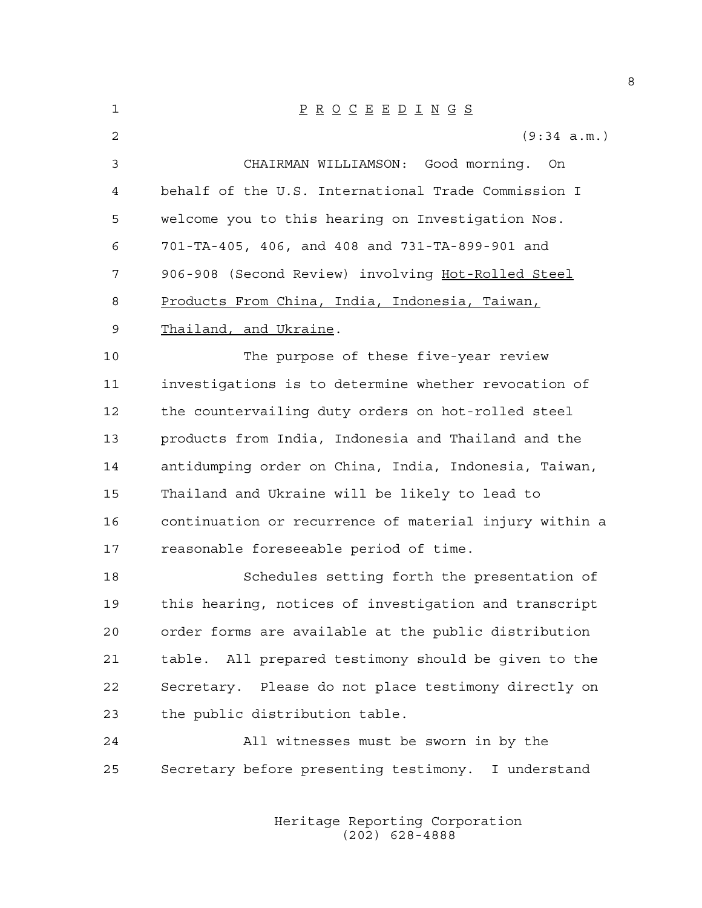P R O C E E D I N G S

(9:34 a.m.)

CHAIRMAN WILLIAMSON: Good morning. On behalf of the U.S. International Trade Commission I welcome you to this hearing on Investigation Nos. 701-TA-405, 406, and 408 and 731-TA-899-901 and 906-908 (Second Review) involving Hot-Rolled Steel Products From China, India, Indonesia, Taiwan, Thailand, and Ukraine.

The purpose of these five-year review investigations is to determine whether revocation of the countervailing duty orders on hot-rolled steel products from India, Indonesia and Thailand and the antidumping order on China, India, Indonesia, Taiwan, Thailand and Ukraine will be likely to lead to continuation or recurrence of material injury within a reasonable foreseeable period of time.

Schedules setting forth the presentation of this hearing, notices of investigation and transcript order forms are available at the public distribution table. All prepared testimony should be given to the Secretary. Please do not place testimony directly on the public distribution table.

All witnesses must be sworn in by the Secretary before presenting testimony. I understand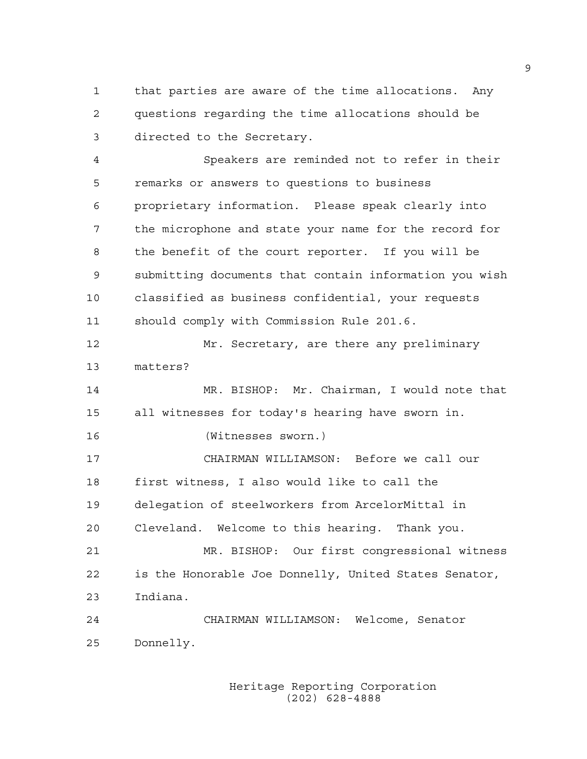that parties are aware of the time allocations. Any questions regarding the time allocations should be directed to the Secretary.

Speakers are reminded not to refer in their remarks or answers to questions to business proprietary information. Please speak clearly into the microphone and state your name for the record for the benefit of the court reporter. If you will be submitting documents that contain information you wish classified as business confidential, your requests should comply with Commission Rule 201.6.

Mr. Secretary, are there any preliminary matters?

MR. BISHOP: Mr. Chairman, I would note that all witnesses for today's hearing have sworn in.

(Witnesses sworn.)

CHAIRMAN WILLIAMSON: Before we call our first witness, I also would like to call the delegation of steelworkers from ArcelorMittal in Cleveland. Welcome to this hearing. Thank you.

MR. BISHOP: Our first congressional witness is the Honorable Joe Donnelly, United States Senator, Indiana.

CHAIRMAN WILLIAMSON: Welcome, Senator Donnelly.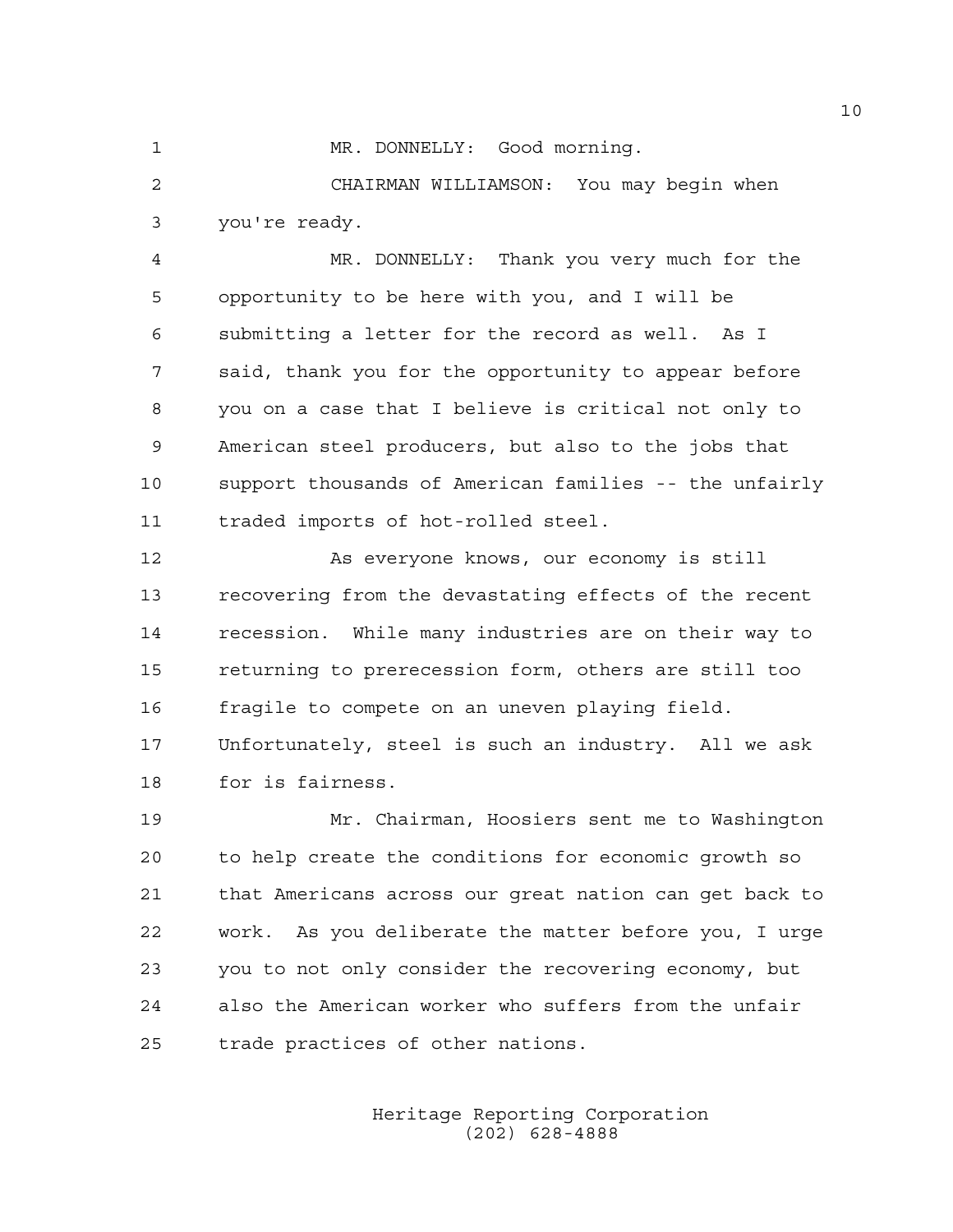MR. DONNELLY: Good morning.

CHAIRMAN WILLIAMSON: You may begin when you're ready.

MR. DONNELLY: Thank you very much for the opportunity to be here with you, and I will be submitting a letter for the record as well. As I said, thank you for the opportunity to appear before you on a case that I believe is critical not only to American steel producers, but also to the jobs that support thousands of American families -- the unfairly traded imports of hot-rolled steel.

As everyone knows, our economy is still recovering from the devastating effects of the recent recession. While many industries are on their way to returning to prerecession form, others are still too fragile to compete on an uneven playing field. Unfortunately, steel is such an industry. All we ask for is fairness.

Mr. Chairman, Hoosiers sent me to Washington to help create the conditions for economic growth so that Americans across our great nation can get back to work. As you deliberate the matter before you, I urge you to not only consider the recovering economy, but also the American worker who suffers from the unfair trade practices of other nations.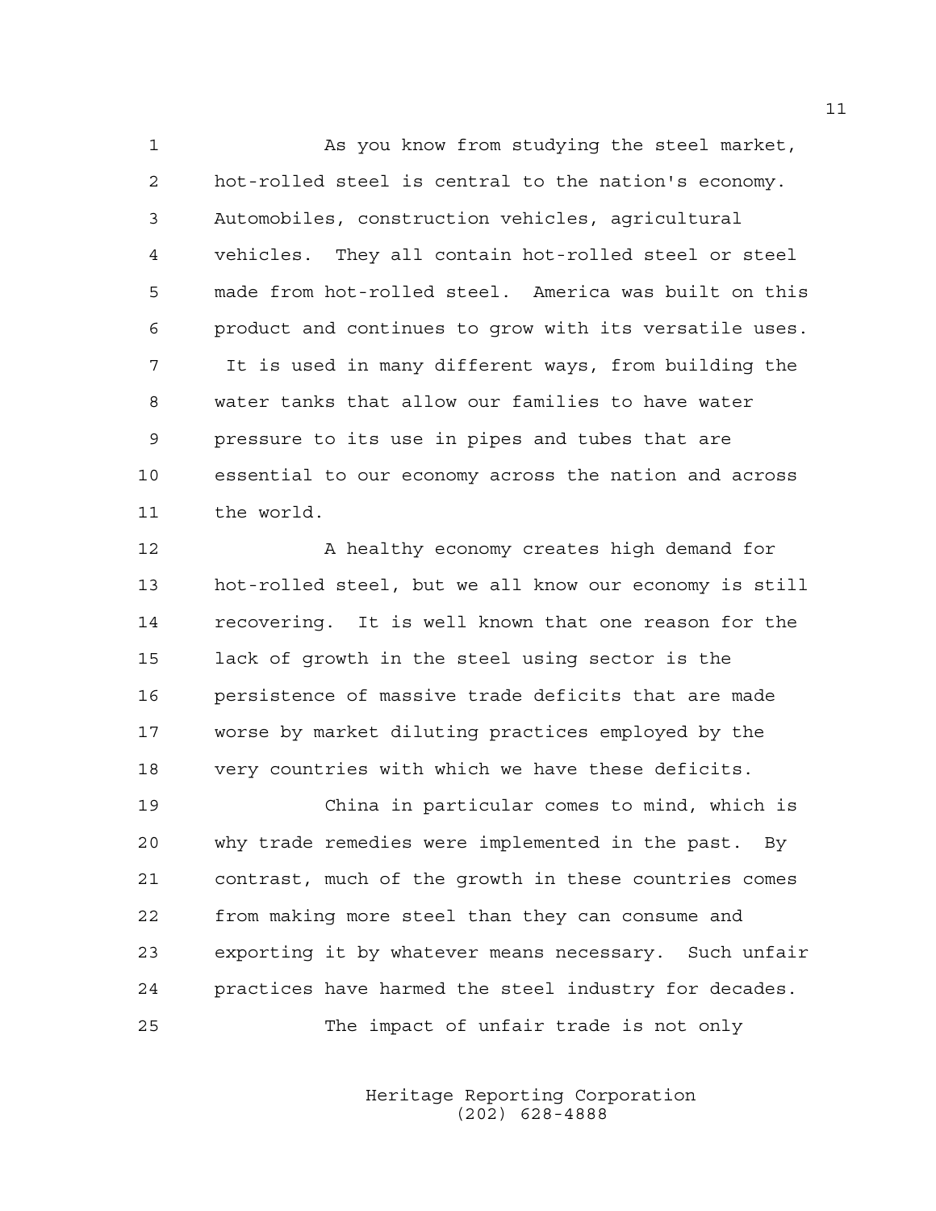As you know from studying the steel market, hot-rolled steel is central to the nation's economy. Automobiles, construction vehicles, agricultural vehicles. They all contain hot-rolled steel or steel made from hot-rolled steel. America was built on this product and continues to grow with its versatile uses. It is used in many different ways, from building the water tanks that allow our families to have water pressure to its use in pipes and tubes that are essential to our economy across the nation and across the world.

A healthy economy creates high demand for hot-rolled steel, but we all know our economy is still recovering. It is well known that one reason for the lack of growth in the steel using sector is the persistence of massive trade deficits that are made worse by market diluting practices employed by the very countries with which we have these deficits.

China in particular comes to mind, which is why trade remedies were implemented in the past. By contrast, much of the growth in these countries comes from making more steel than they can consume and exporting it by whatever means necessary. Such unfair practices have harmed the steel industry for decades.

The impact of unfair trade is not only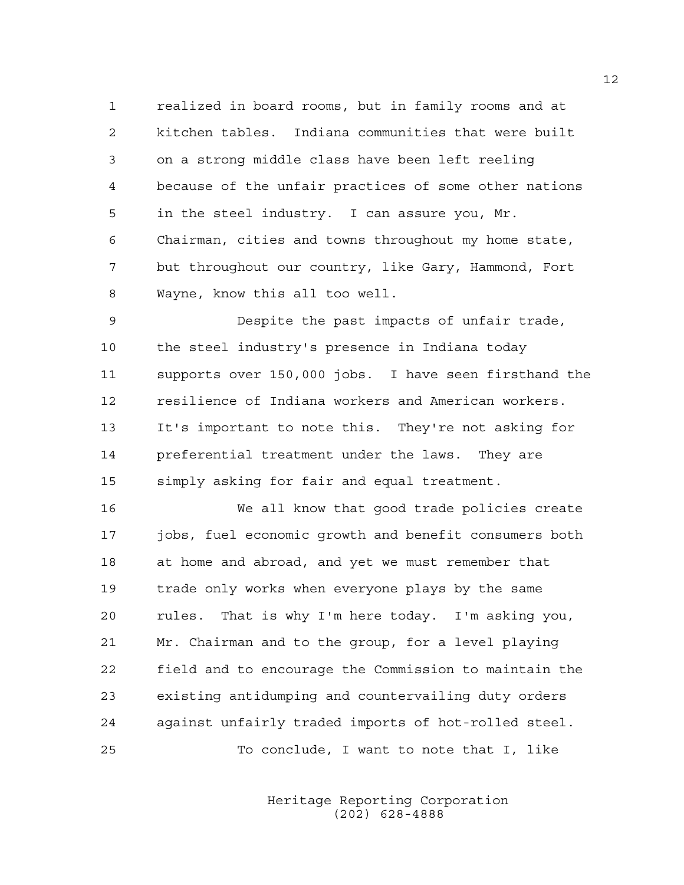realized in board rooms, but in family rooms and at kitchen tables. Indiana communities that were built on a strong middle class have been left reeling because of the unfair practices of some other nations in the steel industry. I can assure you, Mr. Chairman, cities and towns throughout my home state, but throughout our country, like Gary, Hammond, Fort Wayne, know this all too well.

Despite the past impacts of unfair trade, the steel industry's presence in Indiana today supports over 150,000 jobs. I have seen firsthand the resilience of Indiana workers and American workers. It's important to note this. They're not asking for preferential treatment under the laws. They are simply asking for fair and equal treatment.

We all know that good trade policies create jobs, fuel economic growth and benefit consumers both at home and abroad, and yet we must remember that trade only works when everyone plays by the same rules. That is why I'm here today. I'm asking you, Mr. Chairman and to the group, for a level playing field and to encourage the Commission to maintain the existing antidumping and countervailing duty orders against unfairly traded imports of hot-rolled steel.

To conclude, I want to note that I, like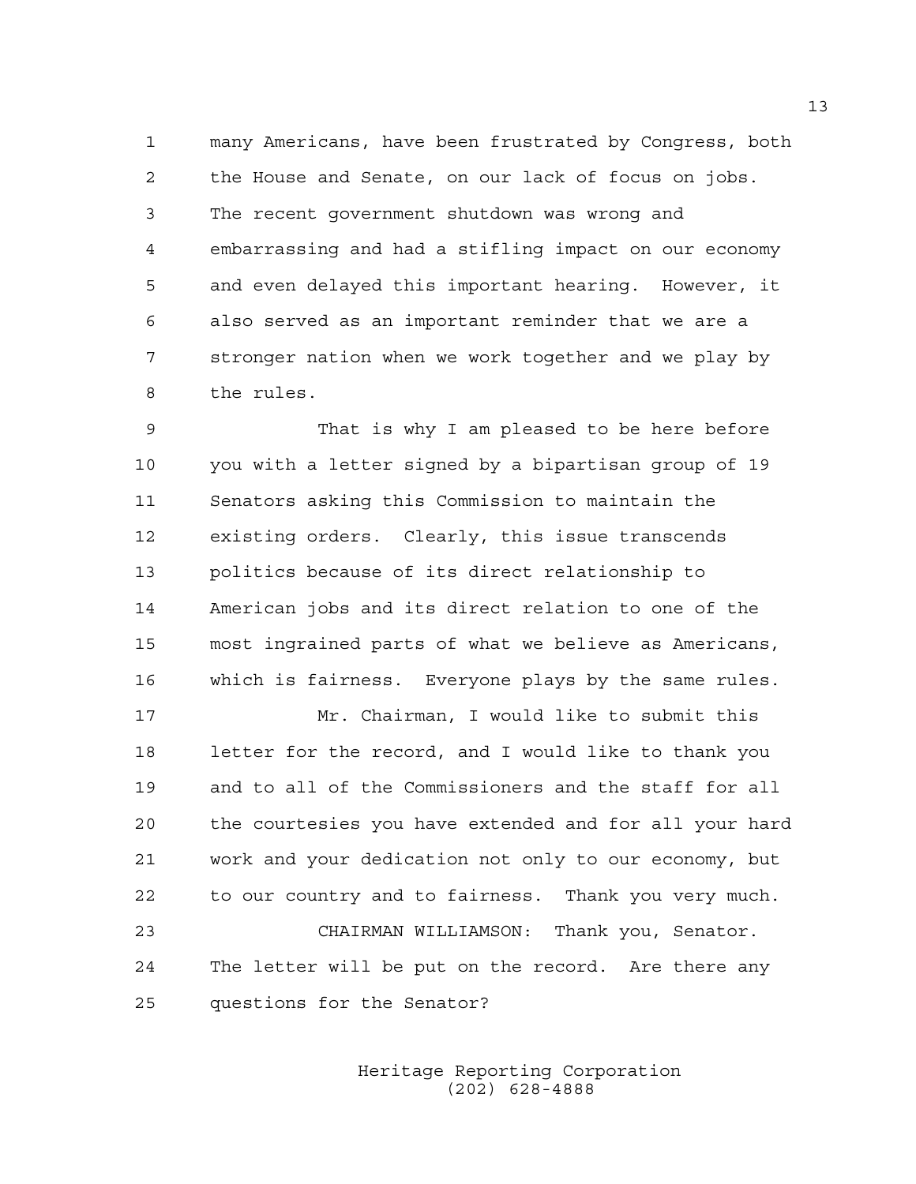many Americans, have been frustrated by Congress, both the House and Senate, on our lack of focus on jobs. The recent government shutdown was wrong and embarrassing and had a stifling impact on our economy and even delayed this important hearing. However, it also served as an important reminder that we are a stronger nation when we work together and we play by the rules.

That is why I am pleased to be here before you with a letter signed by a bipartisan group of 19 Senators asking this Commission to maintain the existing orders. Clearly, this issue transcends politics because of its direct relationship to American jobs and its direct relation to one of the most ingrained parts of what we believe as Americans, which is fairness. Everyone plays by the same rules.

Mr. Chairman, I would like to submit this letter for the record, and I would like to thank you and to all of the Commissioners and the staff for all the courtesies you have extended and for all your hard work and your dedication not only to our economy, but to our country and to fairness. Thank you very much.

CHAIRMAN WILLIAMSON: Thank you, Senator. The letter will be put on the record. Are there any questions for the Senator?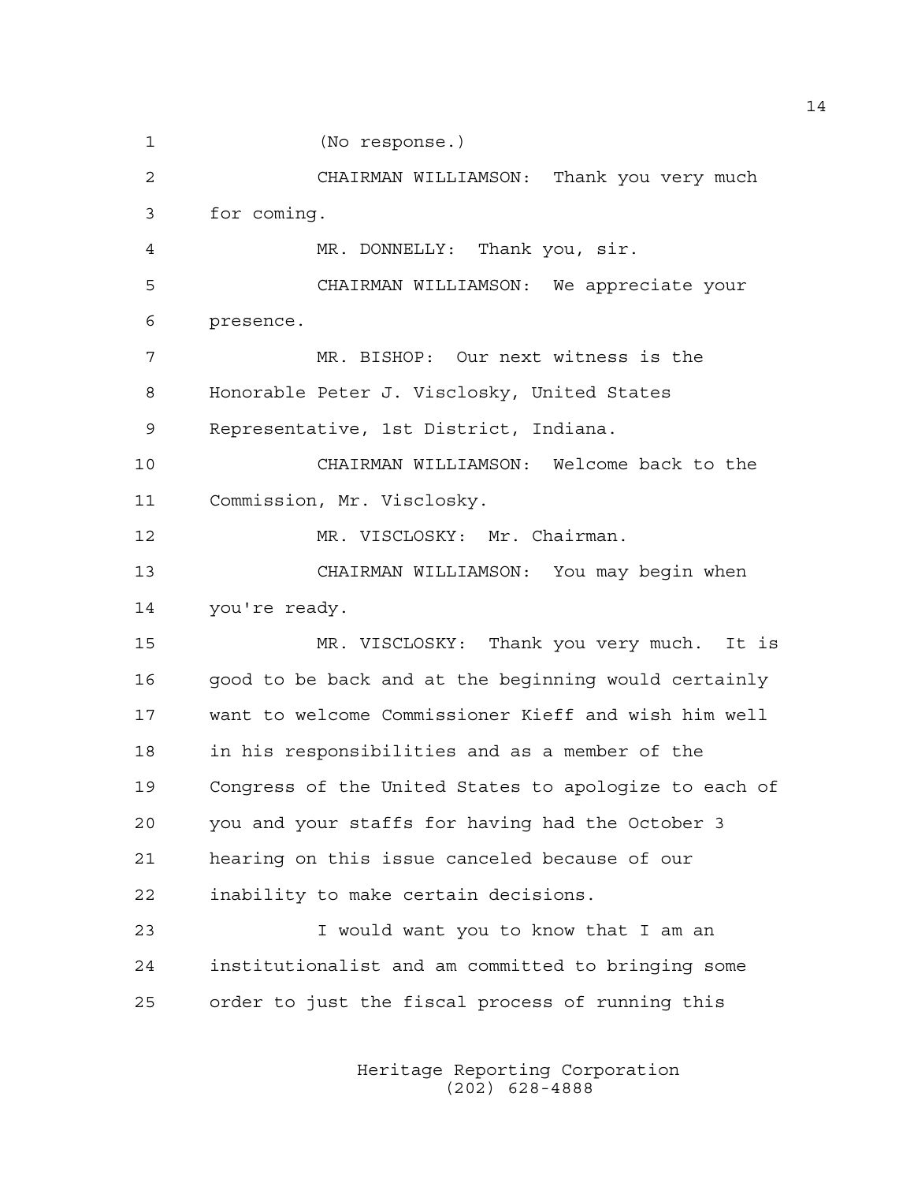(No response.)

CHAIRMAN WILLIAMSON: Thank you very much for coming.

MR. DONNELLY: Thank you, sir.

CHAIRMAN WILLIAMSON: We appreciate your presence.

MR. BISHOP: Our next witness is the Honorable Peter J. Visclosky, United States Representative, 1st District, Indiana.

CHAIRMAN WILLIAMSON: Welcome back to the Commission, Mr. Visclosky.

MR. VISCLOSKY: Mr. Chairman.

CHAIRMAN WILLIAMSON: You may begin when you're ready.

MR. VISCLOSKY: Thank you very much. It is good to be back and at the beginning would certainly want to welcome Commissioner Kieff and wish him well in his responsibilities and as a member of the Congress of the United States to apologize to each of you and your staffs for having had the October 3 hearing on this issue canceled because of our inability to make certain decisions.

I would want you to know that I am an institutionalist and am committed to bringing some order to just the fiscal process of running this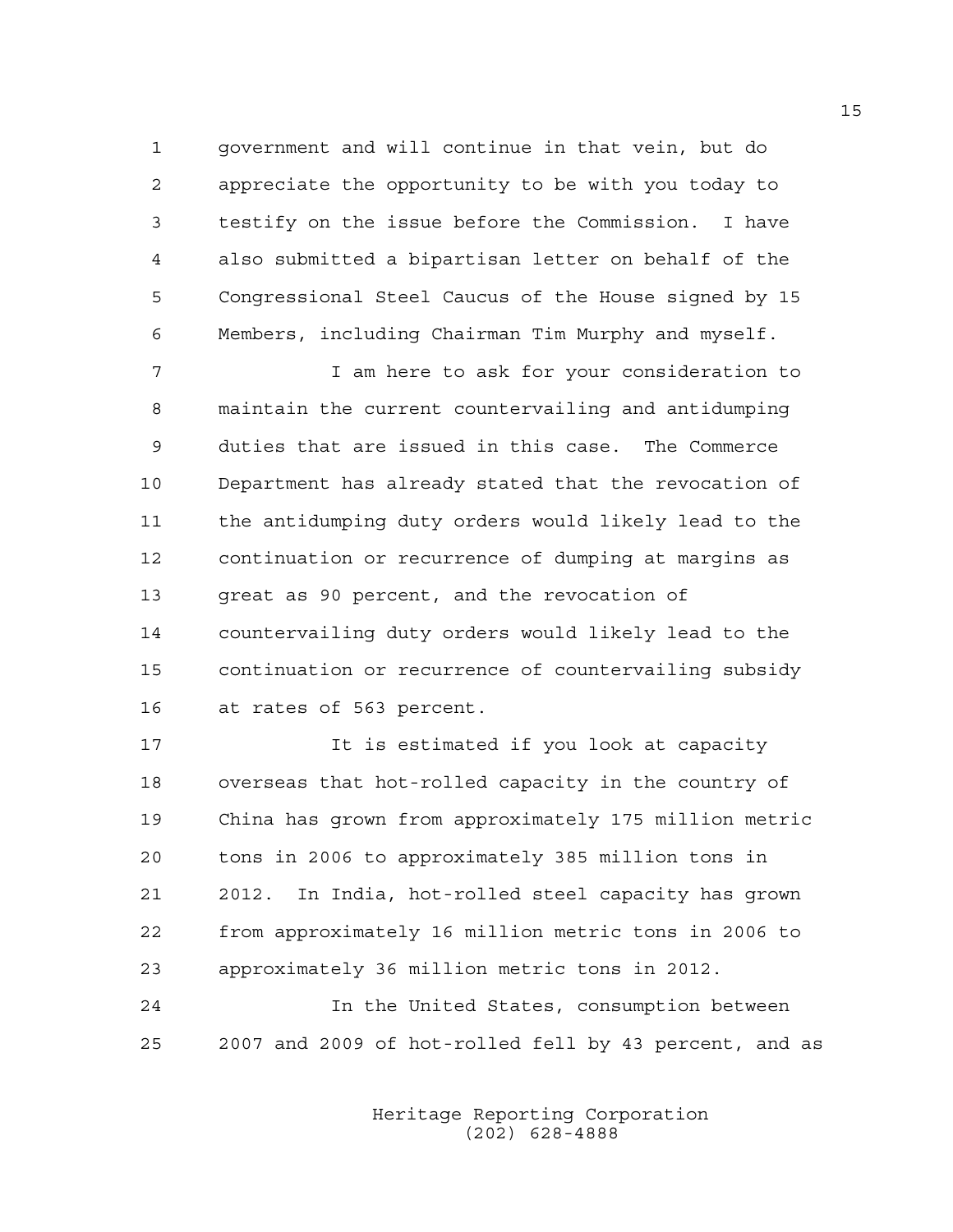government and will continue in that vein, but do appreciate the opportunity to be with you today to testify on the issue before the Commission. I have also submitted a bipartisan letter on behalf of the Congressional Steel Caucus of the House signed by 15 Members, including Chairman Tim Murphy and myself.

I am here to ask for your consideration to maintain the current countervailing and antidumping duties that are issued in this case. The Commerce Department has already stated that the revocation of the antidumping duty orders would likely lead to the continuation or recurrence of dumping at margins as great as 90 percent, and the revocation of countervailing duty orders would likely lead to the continuation or recurrence of countervailing subsidy at rates of 563 percent.

It is estimated if you look at capacity overseas that hot-rolled capacity in the country of China has grown from approximately 175 million metric tons in 2006 to approximately 385 million tons in 2012. In India, hot-rolled steel capacity has grown from approximately 16 million metric tons in 2006 to approximately 36 million metric tons in 2012.

In the United States, consumption between 2007 and 2009 of hot-rolled fell by 43 percent, and as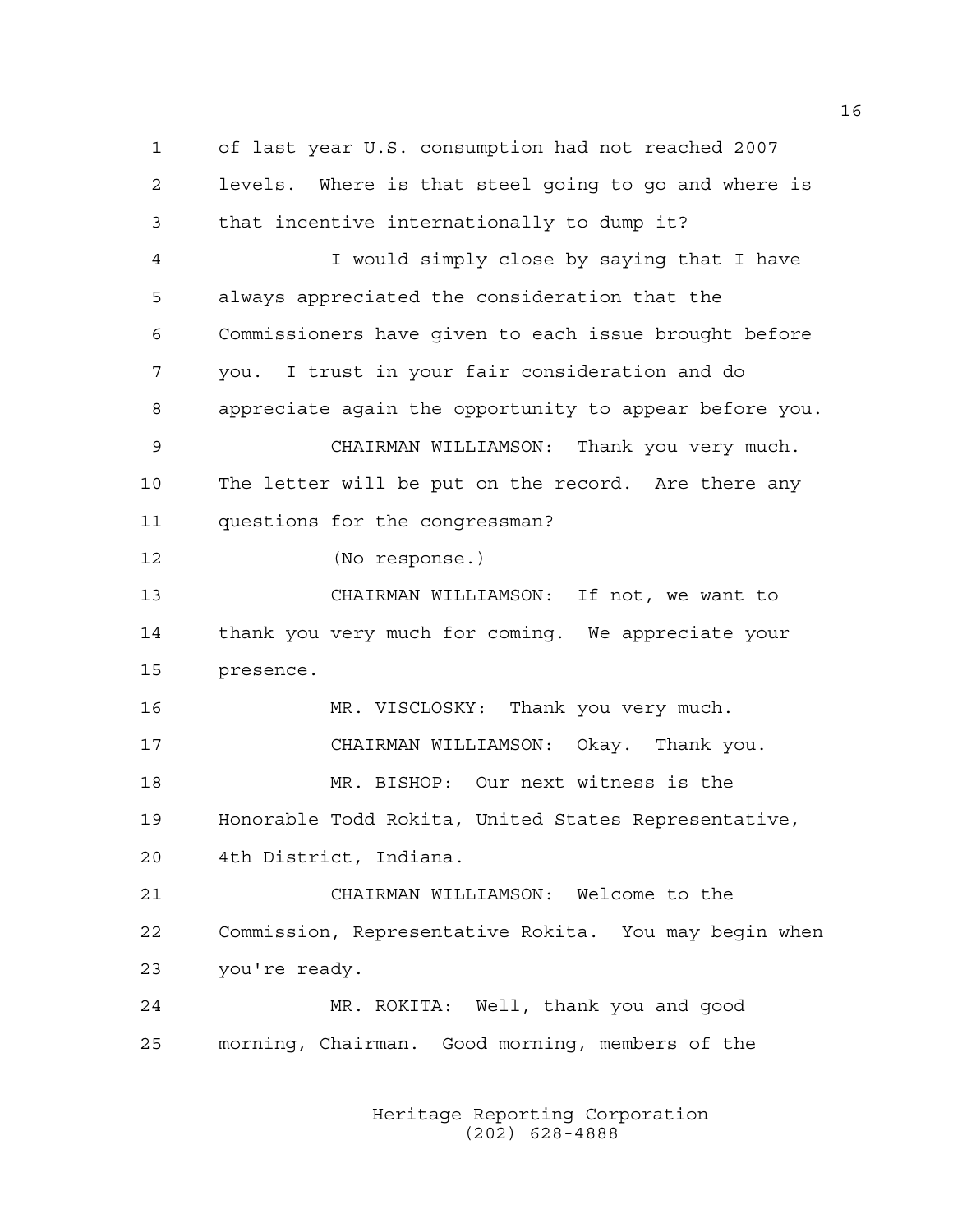of last year U.S. consumption had not reached 2007 levels. Where is that steel going to go and where is that incentive internationally to dump it?

I would simply close by saying that I have always appreciated the consideration that the Commissioners have given to each issue brought before you. I trust in your fair consideration and do appreciate again the opportunity to appear before you.

CHAIRMAN WILLIAMSON: Thank you very much. The letter will be put on the record. Are there any questions for the congressman?

(No response.)

CHAIRMAN WILLIAMSON: If not, we want to thank you very much for coming. We appreciate your presence.

MR. VISCLOSKY: Thank you very much.

CHAIRMAN WILLIAMSON: Okay. Thank you.

MR. BISHOP: Our next witness is the Honorable Todd Rokita, United States Representative, 4th District, Indiana.

CHAIRMAN WILLIAMSON: Welcome to the Commission, Representative Rokita. You may begin when you're ready.

MR. ROKITA: Well, thank you and good morning, Chairman. Good morning, members of the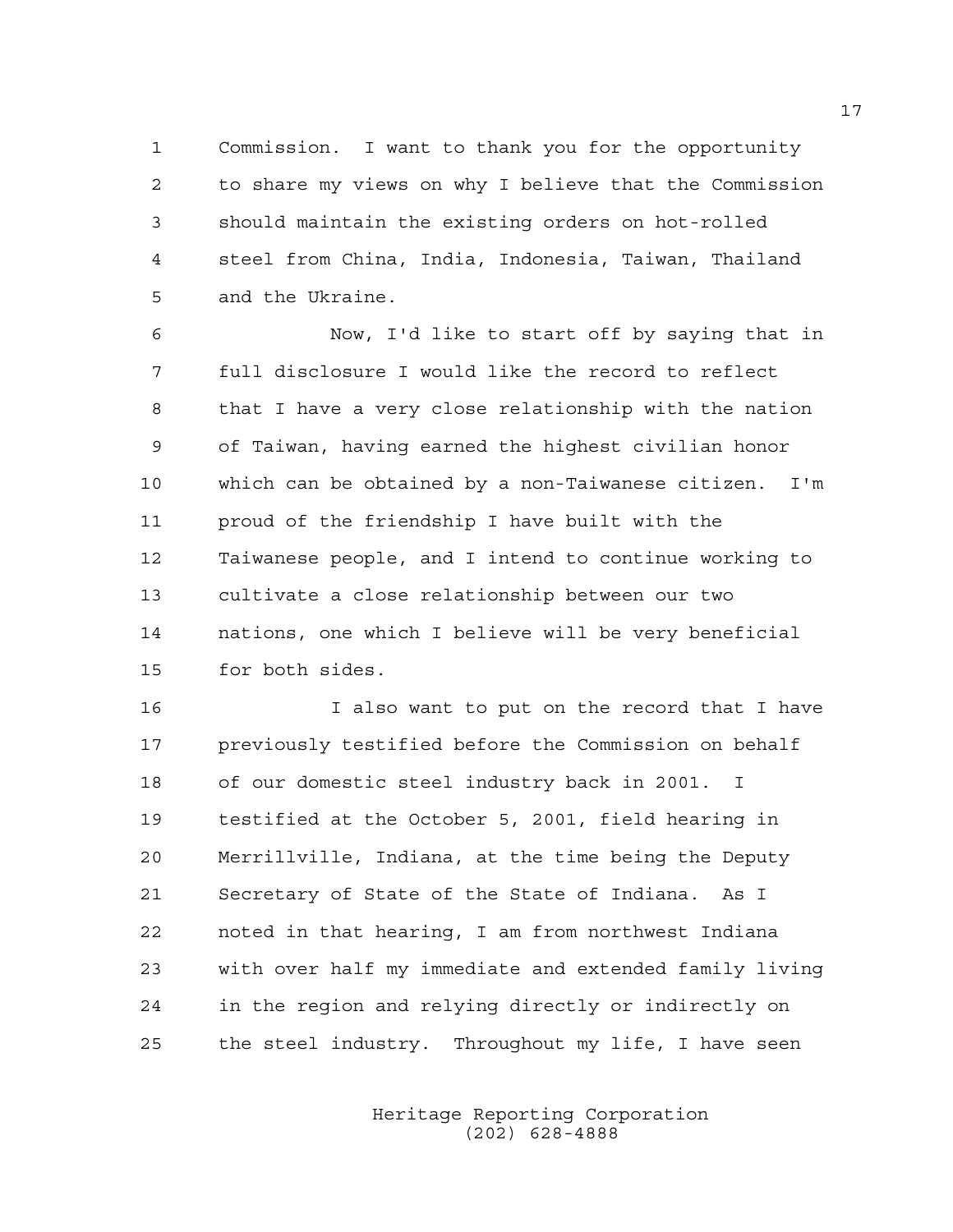Commission. I want to thank you for the opportunity to share my views on why I believe that the Commission should maintain the existing orders on hot-rolled steel from China, India, Indonesia, Taiwan, Thailand and the Ukraine.

Now, I'd like to start off by saying that in full disclosure I would like the record to reflect that I have a very close relationship with the nation of Taiwan, having earned the highest civilian honor which can be obtained by a non-Taiwanese citizen. I'm proud of the friendship I have built with the Taiwanese people, and I intend to continue working to cultivate a close relationship between our two nations, one which I believe will be very beneficial for both sides.

I also want to put on the record that I have previously testified before the Commission on behalf of our domestic steel industry back in 2001. I testified at the October 5, 2001, field hearing in Merrillville, Indiana, at the time being the Deputy Secretary of State of the State of Indiana. As I noted in that hearing, I am from northwest Indiana with over half my immediate and extended family living in the region and relying directly or indirectly on the steel industry. Throughout my life, I have seen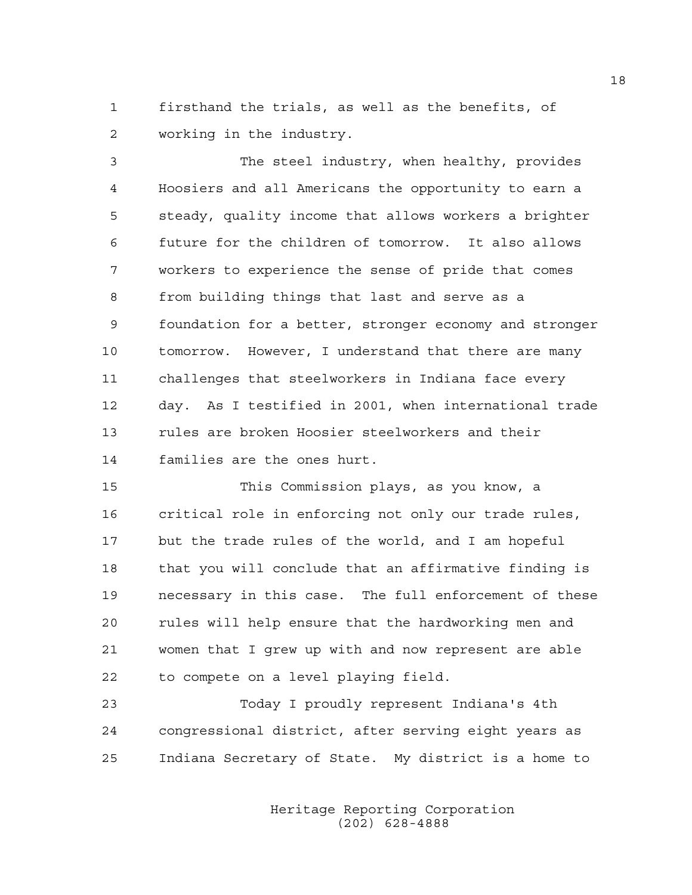firsthand the trials, as well as the benefits, of working in the industry.

The steel industry, when healthy, provides Hoosiers and all Americans the opportunity to earn a steady, quality income that allows workers a brighter future for the children of tomorrow. It also allows workers to experience the sense of pride that comes from building things that last and serve as a foundation for a better, stronger economy and stronger tomorrow. However, I understand that there are many challenges that steelworkers in Indiana face every day. As I testified in 2001, when international trade rules are broken Hoosier steelworkers and their families are the ones hurt.

This Commission plays, as you know, a critical role in enforcing not only our trade rules, but the trade rules of the world, and I am hopeful that you will conclude that an affirmative finding is necessary in this case. The full enforcement of these rules will help ensure that the hardworking men and women that I grew up with and now represent are able to compete on a level playing field.

Today I proudly represent Indiana's 4th congressional district, after serving eight years as Indiana Secretary of State. My district is a home to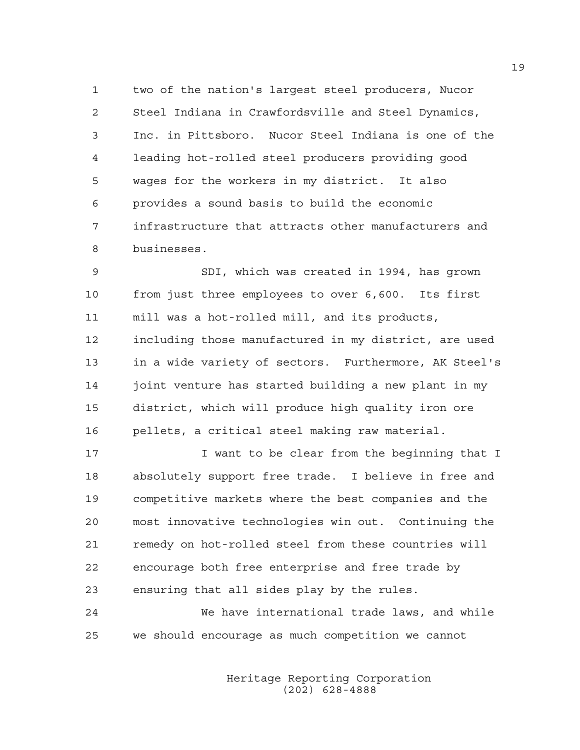two of the nation's largest steel producers, Nucor Steel Indiana in Crawfordsville and Steel Dynamics, Inc. in Pittsboro. Nucor Steel Indiana is one of the leading hot-rolled steel producers providing good wages for the workers in my district. It also provides a sound basis to build the economic infrastructure that attracts other manufacturers and businesses.

SDI, which was created in 1994, has grown from just three employees to over 6,600. Its first mill was a hot-rolled mill, and its products, including those manufactured in my district, are used in a wide variety of sectors. Furthermore, AK Steel's joint venture has started building a new plant in my district, which will produce high quality iron ore pellets, a critical steel making raw material.

I want to be clear from the beginning that I absolutely support free trade. I believe in free and competitive markets where the best companies and the most innovative technologies win out. Continuing the remedy on hot-rolled steel from these countries will encourage both free enterprise and free trade by ensuring that all sides play by the rules.

We have international trade laws, and while we should encourage as much competition we cannot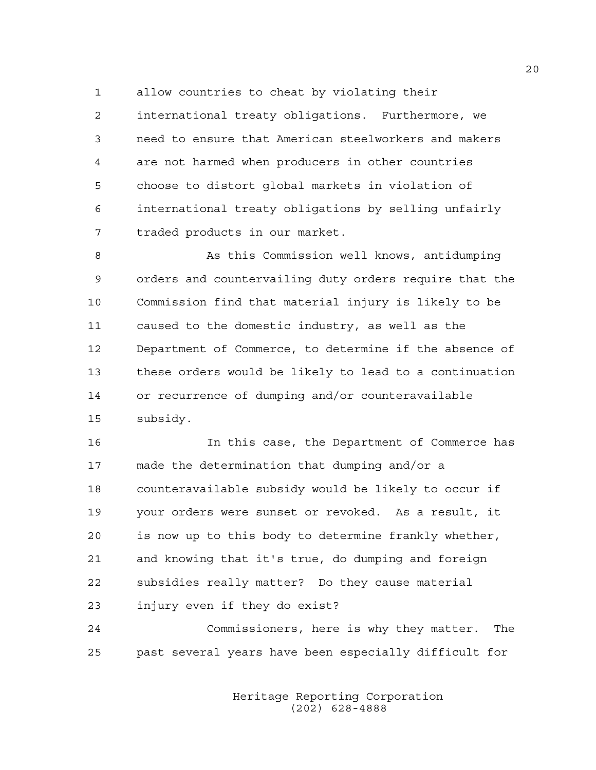allow countries to cheat by violating their international treaty obligations. Furthermore, we need to ensure that American steelworkers and makers are not harmed when producers in other countries choose to distort global markets in violation of international treaty obligations by selling unfairly traded products in our market.

As this Commission well knows, antidumping orders and countervailing duty orders require that the Commission find that material injury is likely to be caused to the domestic industry, as well as the Department of Commerce, to determine if the absence of these orders would be likely to lead to a continuation or recurrence of dumping and/or counteravailable subsidy.

In this case, the Department of Commerce has made the determination that dumping and/or a counteravailable subsidy would be likely to occur if your orders were sunset or revoked. As a result, it is now up to this body to determine frankly whether, and knowing that it's true, do dumping and foreign subsidies really matter? Do they cause material injury even if they do exist?

Commissioners, here is why they matter. The past several years have been especially difficult for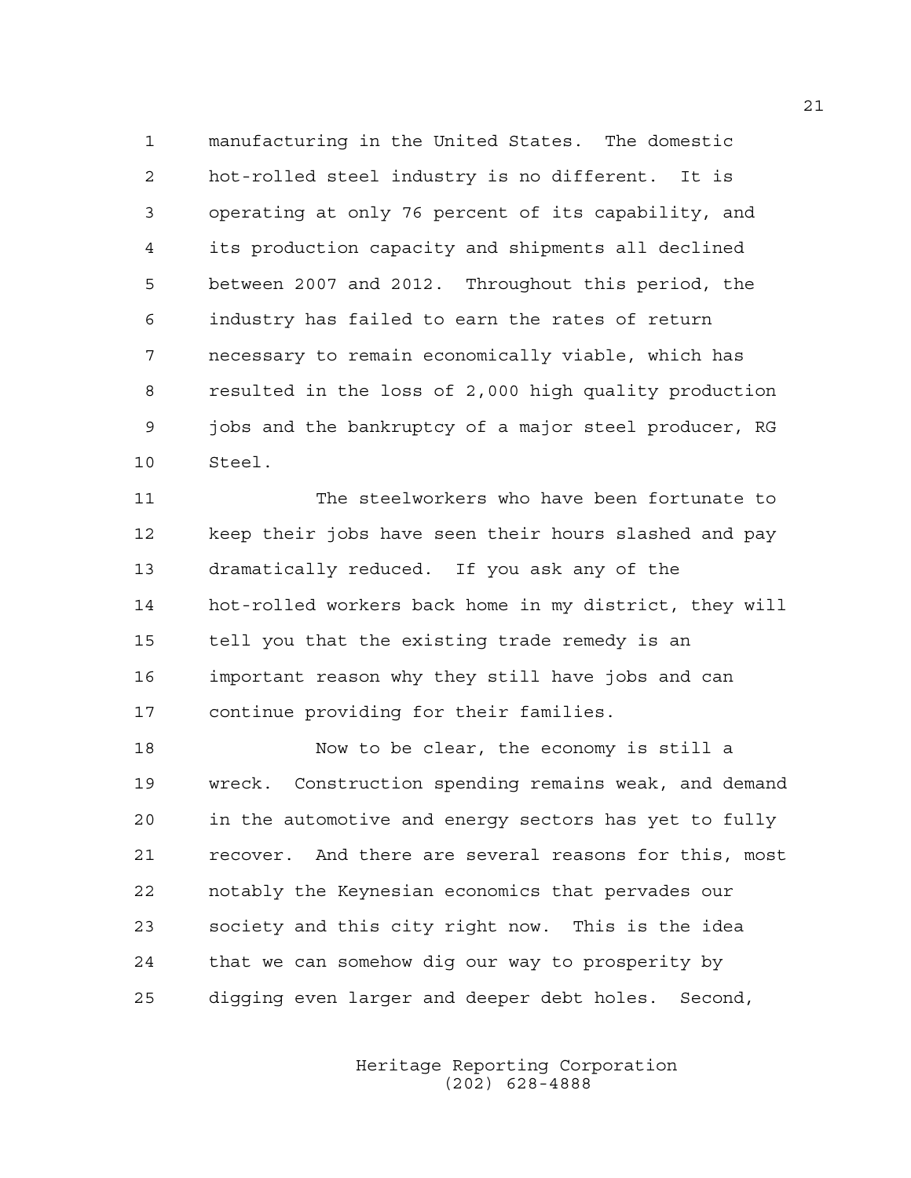manufacturing in the United States. The domestic hot-rolled steel industry is no different. It is operating at only 76 percent of its capability, and its production capacity and shipments all declined between 2007 and 2012. Throughout this period, the industry has failed to earn the rates of return necessary to remain economically viable, which has resulted in the loss of 2,000 high quality production jobs and the bankruptcy of a major steel producer, RG Steel.

The steelworkers who have been fortunate to keep their jobs have seen their hours slashed and pay dramatically reduced. If you ask any of the hot-rolled workers back home in my district, they will tell you that the existing trade remedy is an important reason why they still have jobs and can continue providing for their families.

Now to be clear, the economy is still a wreck. Construction spending remains weak, and demand in the automotive and energy sectors has yet to fully recover. And there are several reasons for this, most notably the Keynesian economics that pervades our society and this city right now. This is the idea that we can somehow dig our way to prosperity by digging even larger and deeper debt holes. Second,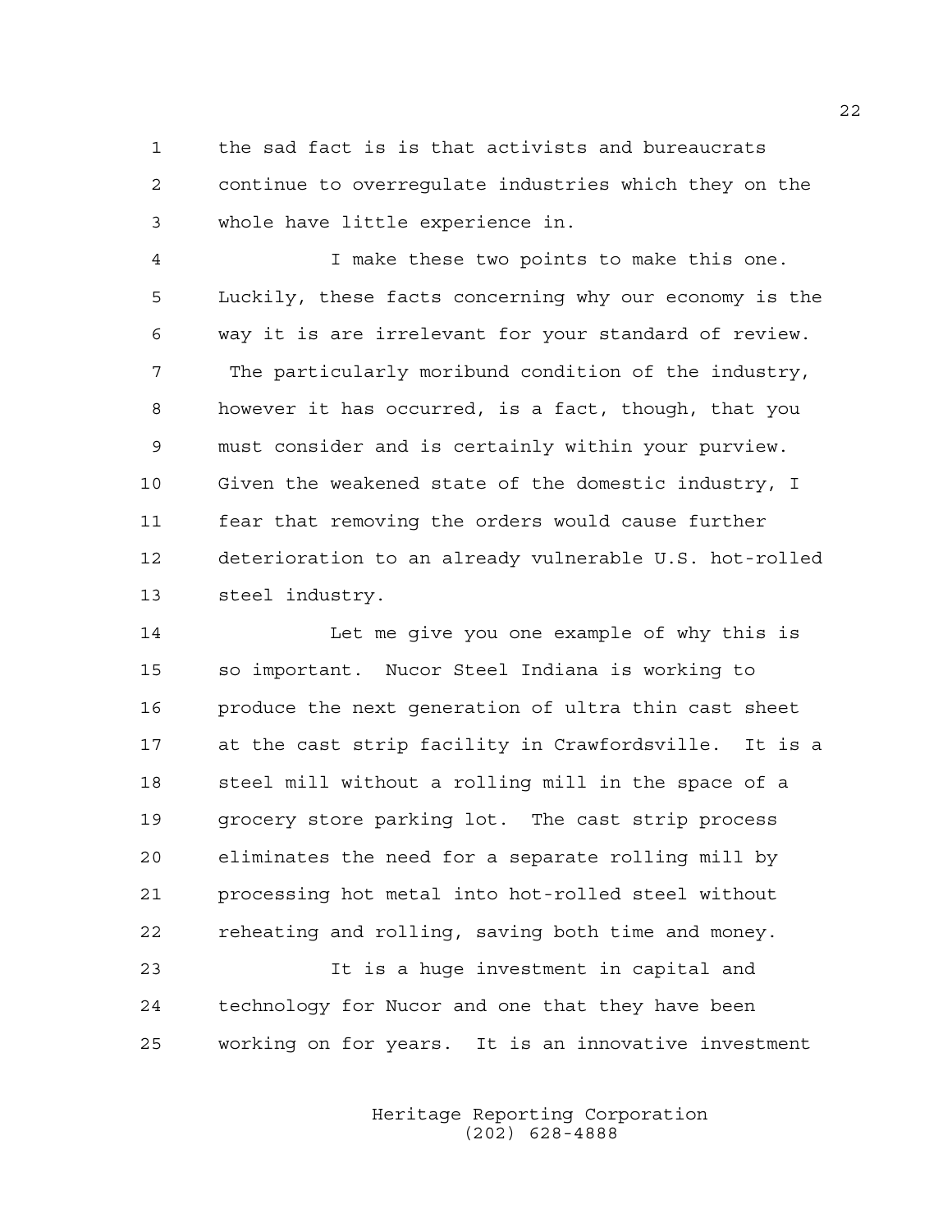the sad fact is is that activists and bureaucrats continue to overregulate industries which they on the whole have little experience in.

I make these two points to make this one. Luckily, these facts concerning why our economy is the way it is are irrelevant for your standard of review. The particularly moribund condition of the industry, however it has occurred, is a fact, though, that you must consider and is certainly within your purview. Given the weakened state of the domestic industry, I fear that removing the orders would cause further deterioration to an already vulnerable U.S. hot-rolled steel industry.

Let me give you one example of why this is so important. Nucor Steel Indiana is working to produce the next generation of ultra thin cast sheet at the cast strip facility in Crawfordsville. It is a steel mill without a rolling mill in the space of a grocery store parking lot. The cast strip process eliminates the need for a separate rolling mill by processing hot metal into hot-rolled steel without reheating and rolling, saving both time and money.

It is a huge investment in capital and technology for Nucor and one that they have been working on for years. It is an innovative investment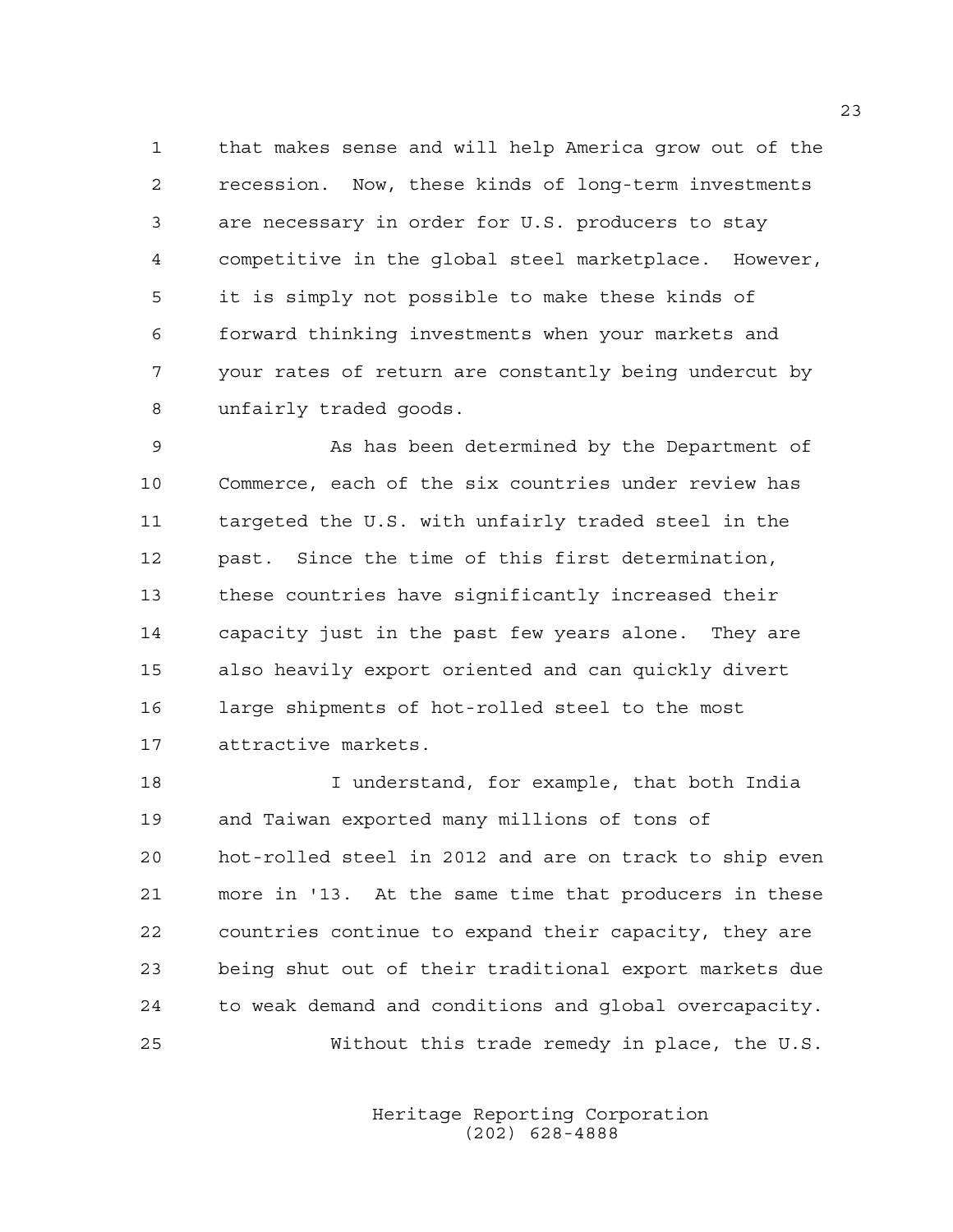that makes sense and will help America grow out of the recession. Now, these kinds of long-term investments are necessary in order for U.S. producers to stay competitive in the global steel marketplace. However, it is simply not possible to make these kinds of forward thinking investments when your markets and your rates of return are constantly being undercut by unfairly traded goods.

As has been determined by the Department of Commerce, each of the six countries under review has targeted the U.S. with unfairly traded steel in the past. Since the time of this first determination, these countries have significantly increased their capacity just in the past few years alone. They are also heavily export oriented and can quickly divert large shipments of hot-rolled steel to the most attractive markets.

I understand, for example, that both India and Taiwan exported many millions of tons of hot-rolled steel in 2012 and are on track to ship even more in '13. At the same time that producers in these countries continue to expand their capacity, they are being shut out of their traditional export markets due to weak demand and conditions and global overcapacity.

Without this trade remedy in place, the U.S.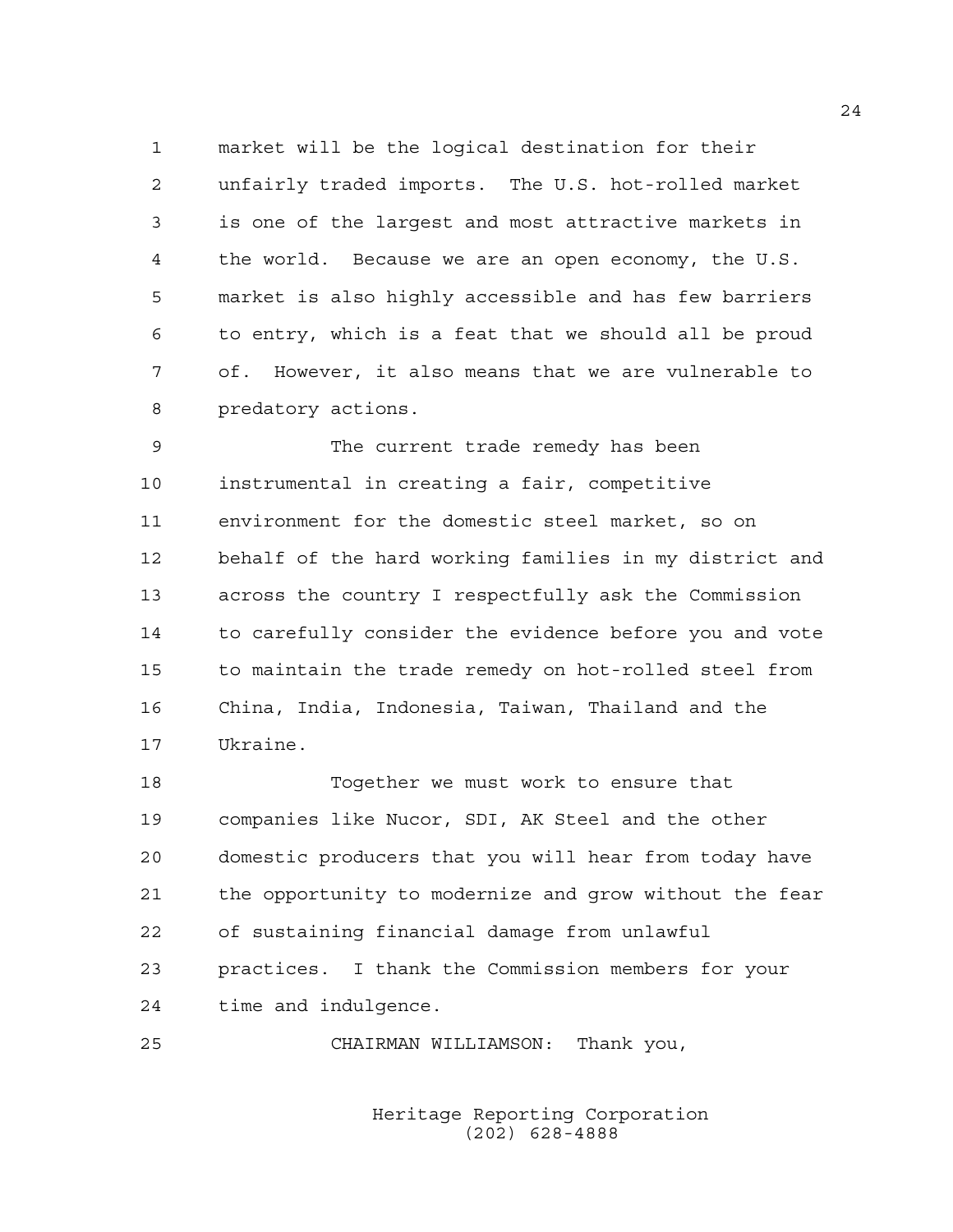market will be the logical destination for their unfairly traded imports. The U.S. hot-rolled market is one of the largest and most attractive markets in the world. Because we are an open economy, the U.S. market is also highly accessible and has few barriers to entry, which is a feat that we should all be proud of. However, it also means that we are vulnerable to predatory actions.

The current trade remedy has been instrumental in creating a fair, competitive environment for the domestic steel market, so on behalf of the hard working families in my district and across the country I respectfully ask the Commission to carefully consider the evidence before you and vote to maintain the trade remedy on hot-rolled steel from China, India, Indonesia, Taiwan, Thailand and the Ukraine.

Together we must work to ensure that companies like Nucor, SDI, AK Steel and the other domestic producers that you will hear from today have the opportunity to modernize and grow without the fear of sustaining financial damage from unlawful practices. I thank the Commission members for your time and indulgence.

CHAIRMAN WILLIAMSON: Thank you,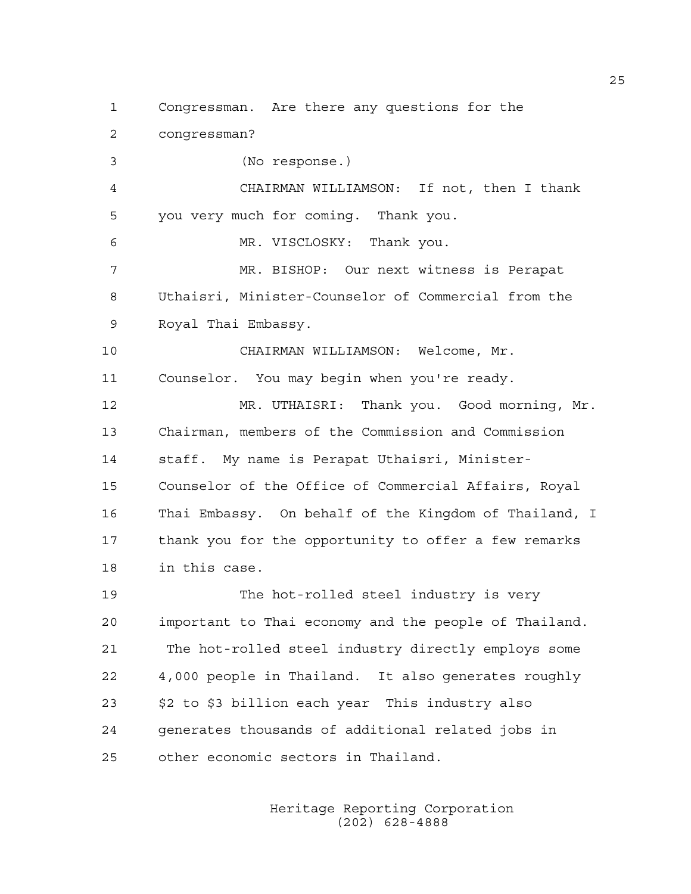Congressman. Are there any questions for the congressman?

(No response.)

CHAIRMAN WILLIAMSON: If not, then I thank you very much for coming. Thank you.

MR. VISCLOSKY: Thank you.

MR. BISHOP: Our next witness is Perapat Uthaisri, Minister-Counselor of Commercial from the Royal Thai Embassy.

CHAIRMAN WILLIAMSON: Welcome, Mr. Counselor. You may begin when you're ready.

MR. UTHAISRI: Thank you. Good morning, Mr. Chairman, members of the Commission and Commission staff. My name is Perapat Uthaisri, Minister-Counselor of the Office of Commercial Affairs, Royal Thai Embassy. On behalf of the Kingdom of Thailand, I thank you for the opportunity to offer a few remarks in this case.

The hot-rolled steel industry is very important to Thai economy and the people of Thailand. The hot-rolled steel industry directly employs some 4,000 people in Thailand. It also generates roughly $2 to $3 billion each year This industry also generates thousands of additional related jobs in other economic sectors in Thailand.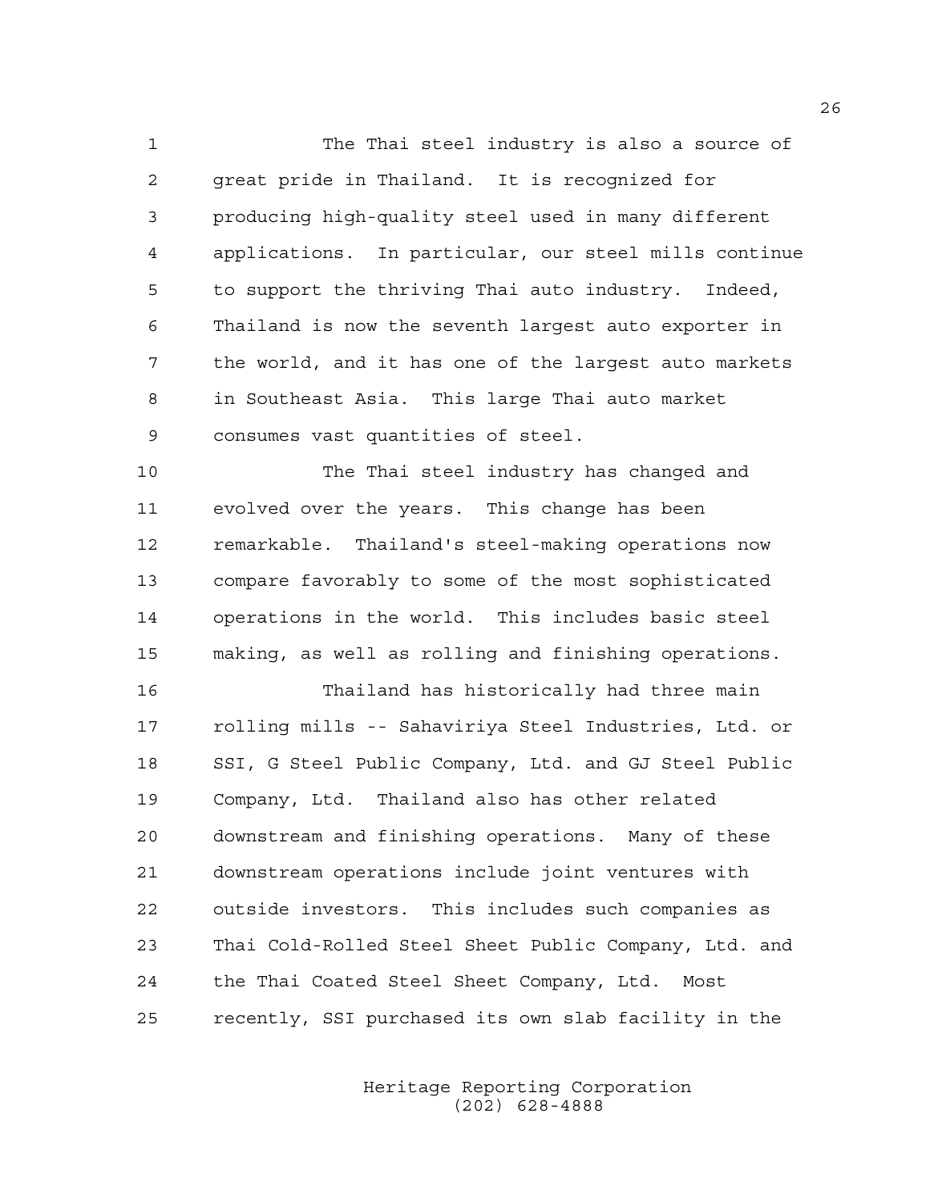The Thai steel industry is also a source of great pride in Thailand. It is recognized for producing high-quality steel used in many different applications. In particular, our steel mills continue to support the thriving Thai auto industry. Indeed, Thailand is now the seventh largest auto exporter in the world, and it has one of the largest auto markets in Southeast Asia. This large Thai auto market consumes vast quantities of steel.

The Thai steel industry has changed and evolved over the years. This change has been remarkable. Thailand's steel-making operations now compare favorably to some of the most sophisticated operations in the world. This includes basic steel making, as well as rolling and finishing operations.

Thailand has historically had three main rolling mills -- Sahaviriya Steel Industries, Ltd. or SSI, G Steel Public Company, Ltd. and GJ Steel Public Company, Ltd. Thailand also has other related downstream and finishing operations. Many of these downstream operations include joint ventures with outside investors. This includes such companies as Thai Cold-Rolled Steel Sheet Public Company, Ltd. and the Thai Coated Steel Sheet Company, Ltd. Most recently, SSI purchased its own slab facility in the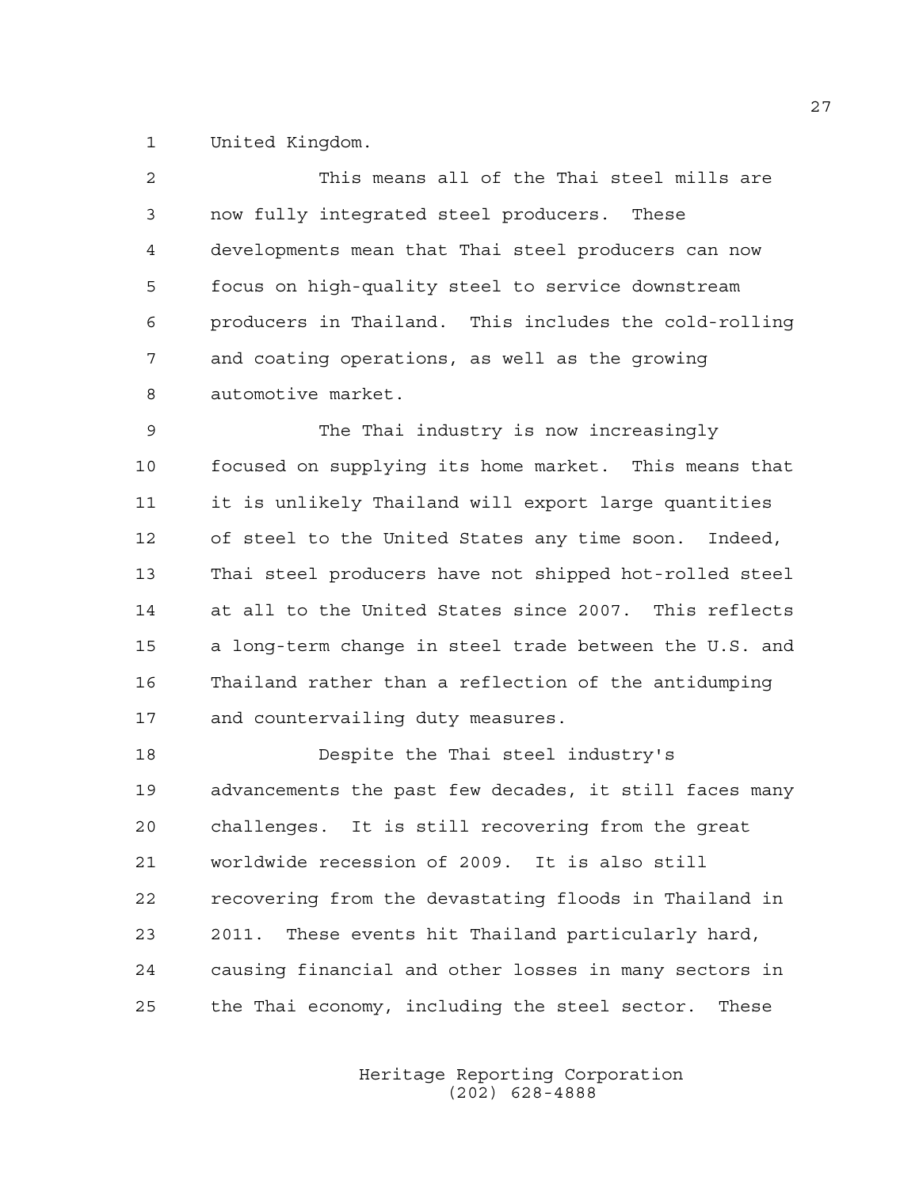United Kingdom.

This means all of the Thai steel mills are now fully integrated steel producers. These developments mean that Thai steel producers can now focus on high-quality steel to service downstream producers in Thailand. This includes the cold-rolling and coating operations, as well as the growing automotive market.

The Thai industry is now increasingly focused on supplying its home market. This means that it is unlikely Thailand will export large quantities of steel to the United States any time soon. Indeed, Thai steel producers have not shipped hot-rolled steel at all to the United States since 2007. This reflects a long-term change in steel trade between the U.S. and Thailand rather than a reflection of the antidumping and countervailing duty measures.

Despite the Thai steel industry's advancements the past few decades, it still faces many challenges. It is still recovering from the great worldwide recession of 2009. It is also still recovering from the devastating floods in Thailand in 2011. These events hit Thailand particularly hard, causing financial and other losses in many sectors in the Thai economy, including the steel sector. These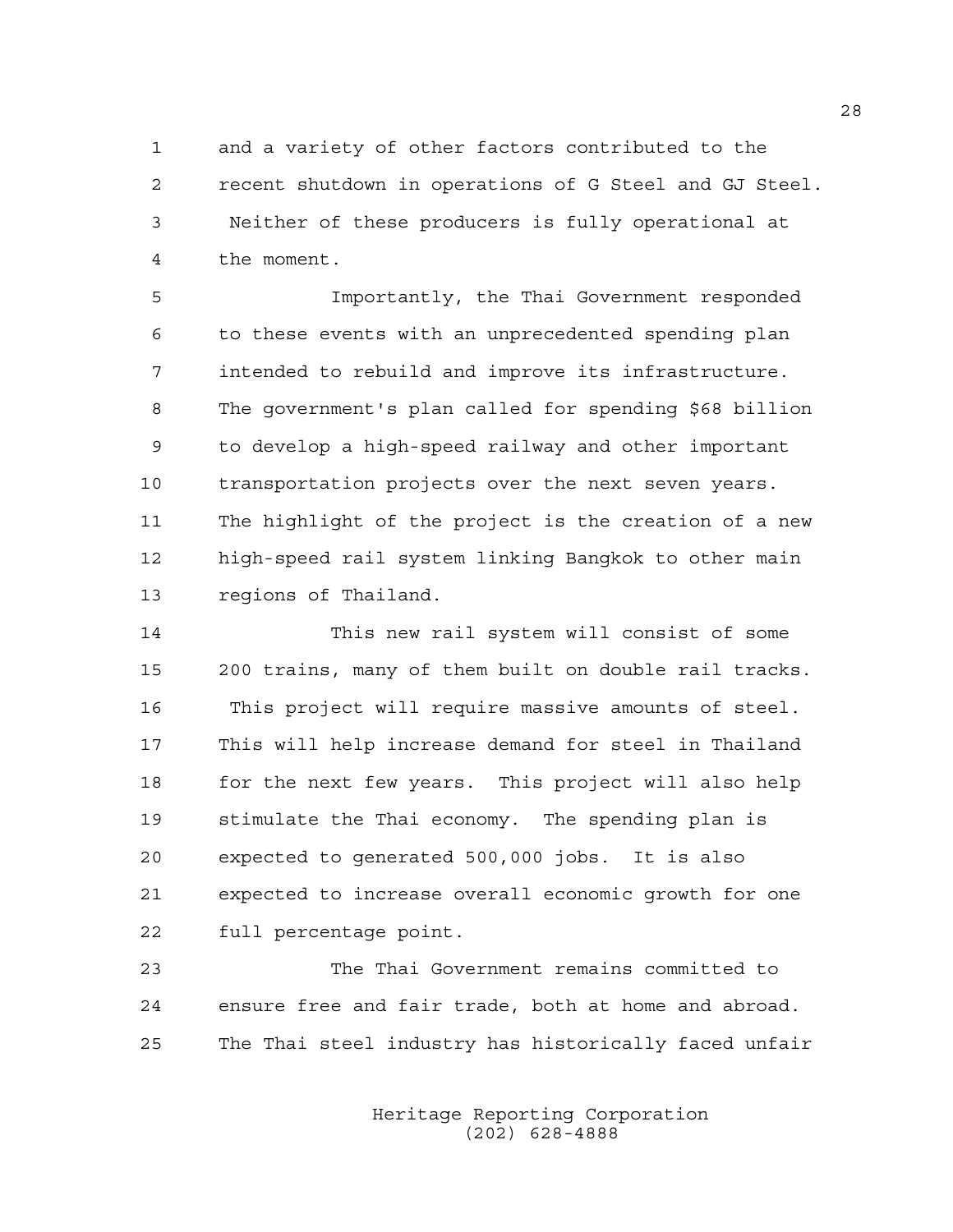and a variety of other factors contributed to the recent shutdown in operations of G Steel and GJ Steel. Neither of these producers is fully operational at the moment.

Importantly, the Thai Government responded to these events with an unprecedented spending plan intended to rebuild and improve its infrastructure. The government's plan called for spending $68 billion to develop a high-speed railway and other important transportation projects over the next seven years. The highlight of the project is the creation of a new high-speed rail system linking Bangkok to other main regions of Thailand.

This new rail system will consist of some 200 trains, many of them built on double rail tracks. This project will require massive amounts of steel. This will help increase demand for steel in Thailand for the next few years. This project will also help stimulate the Thai economy. The spending plan is expected to generated 500,000 jobs. It is also expected to increase overall economic growth for one full percentage point.

The Thai Government remains committed to ensure free and fair trade, both at home and abroad. The Thai steel industry has historically faced unfair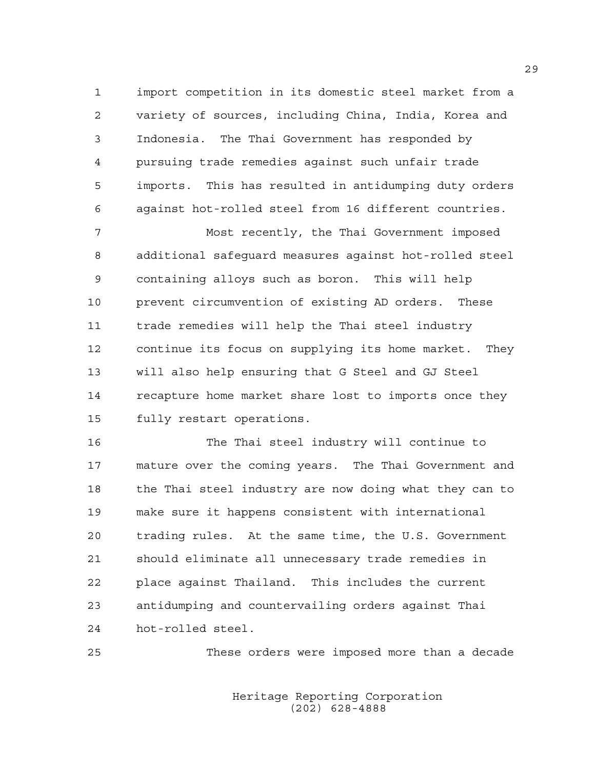import competition in its domestic steel market from a variety of sources, including China, India, Korea and Indonesia. The Thai Government has responded by pursuing trade remedies against such unfair trade imports. This has resulted in antidumping duty orders against hot-rolled steel from 16 different countries.

Most recently, the Thai Government imposed additional safeguard measures against hot-rolled steel containing alloys such as boron. This will help prevent circumvention of existing AD orders. These trade remedies will help the Thai steel industry continue its focus on supplying its home market. They will also help ensuring that G Steel and GJ Steel recapture home market share lost to imports once they fully restart operations.

The Thai steel industry will continue to mature over the coming years. The Thai Government and the Thai steel industry are now doing what they can to make sure it happens consistent with international trading rules. At the same time, the U.S. Government should eliminate all unnecessary trade remedies in place against Thailand. This includes the current antidumping and countervailing orders against Thai hot-rolled steel.

These orders were imposed more than a decade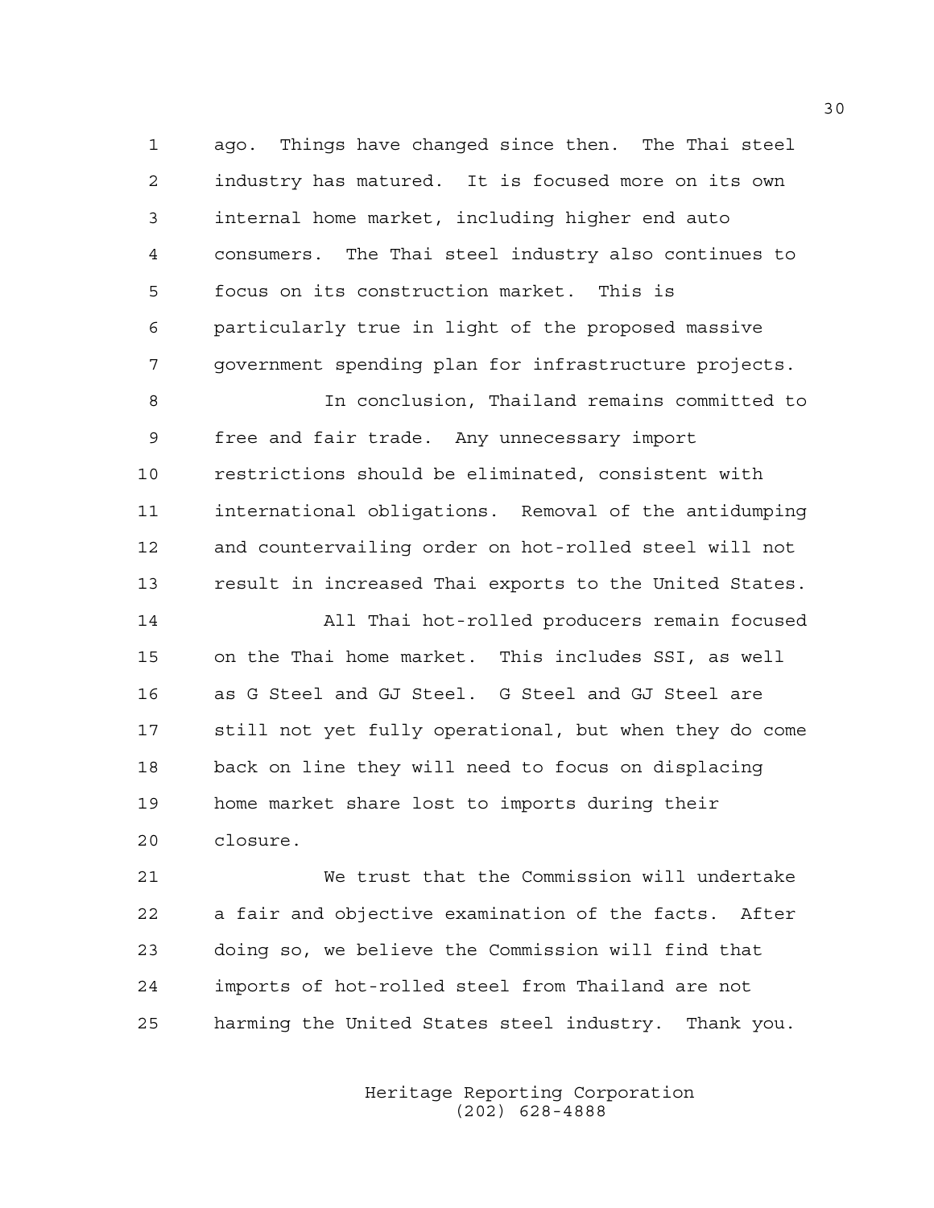ago. Things have changed since then. The Thai steel industry has matured. It is focused more on its own internal home market, including higher end auto consumers. The Thai steel industry also continues to focus on its construction market. This is particularly true in light of the proposed massive government spending plan for infrastructure projects.

In conclusion, Thailand remains committed to free and fair trade. Any unnecessary import restrictions should be eliminated, consistent with international obligations. Removal of the antidumping and countervailing order on hot-rolled steel will not result in increased Thai exports to the United States.

All Thai hot-rolled producers remain focused on the Thai home market. This includes SSI, as well as G Steel and GJ Steel. G Steel and GJ Steel are still not yet fully operational, but when they do come back on line they will need to focus on displacing home market share lost to imports during their closure.

We trust that the Commission will undertake a fair and objective examination of the facts. After doing so, we believe the Commission will find that imports of hot-rolled steel from Thailand are not harming the United States steel industry. Thank you.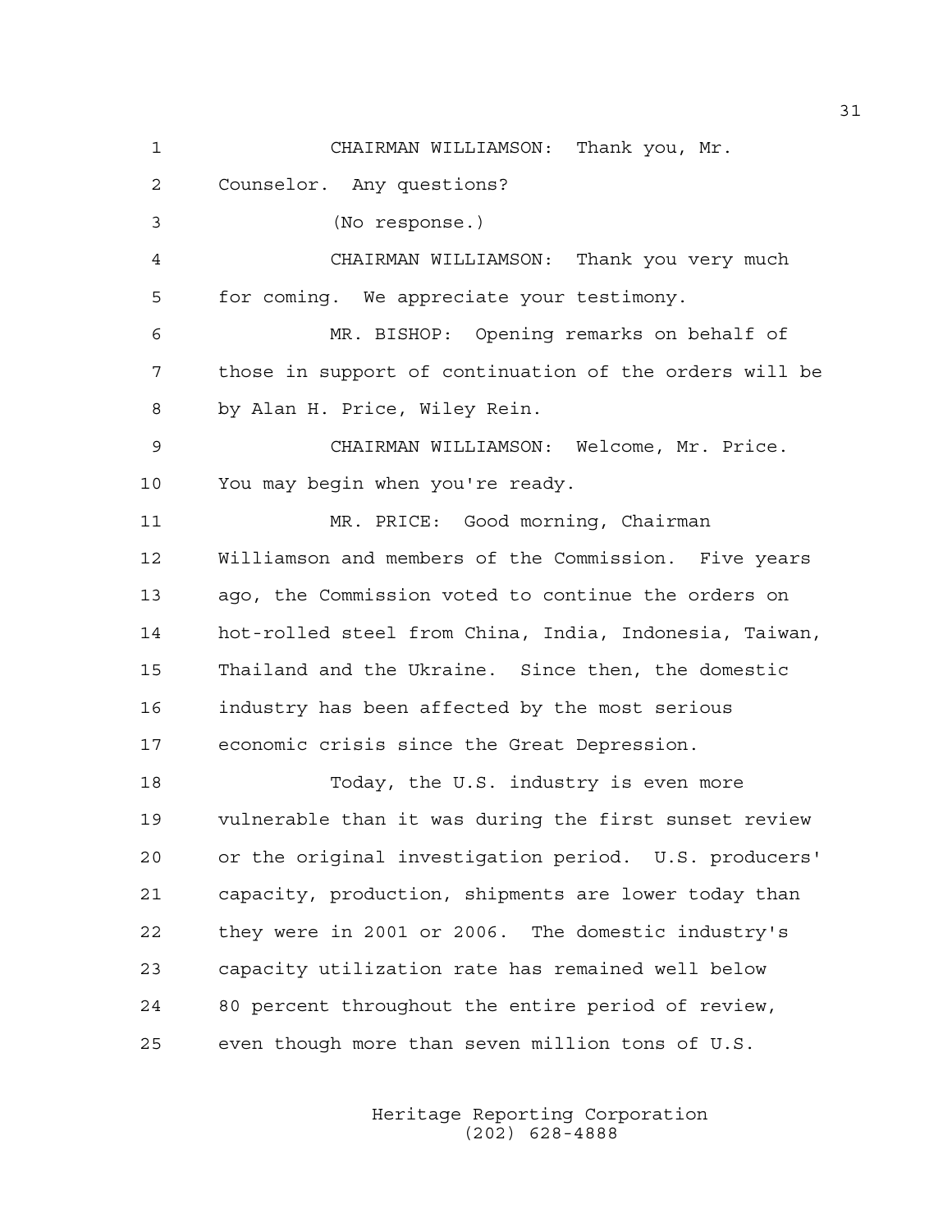CHAIRMAN WILLIAMSON: Thank you, Mr. Counselor. Any questions?

(No response.)

CHAIRMAN WILLIAMSON: Thank you very much for coming. We appreciate your testimony.

MR. BISHOP: Opening remarks on behalf of those in support of continuation of the orders will be by Alan H. Price, Wiley Rein.

CHAIRMAN WILLIAMSON: Welcome, Mr. Price. You may begin when you're ready.

MR. PRICE: Good morning, Chairman Williamson and members of the Commission. Five years ago, the Commission voted to continue the orders on hot-rolled steel from China, India, Indonesia, Taiwan, Thailand and the Ukraine. Since then, the domestic industry has been affected by the most serious economic crisis since the Great Depression.

Today, the U.S. industry is even more vulnerable than it was during the first sunset review or the original investigation period. U.S. producers' capacity, production, shipments are lower today than they were in 2001 or 2006. The domestic industry's capacity utilization rate has remained well below 80 percent throughout the entire period of review, even though more than seven million tons of U.S.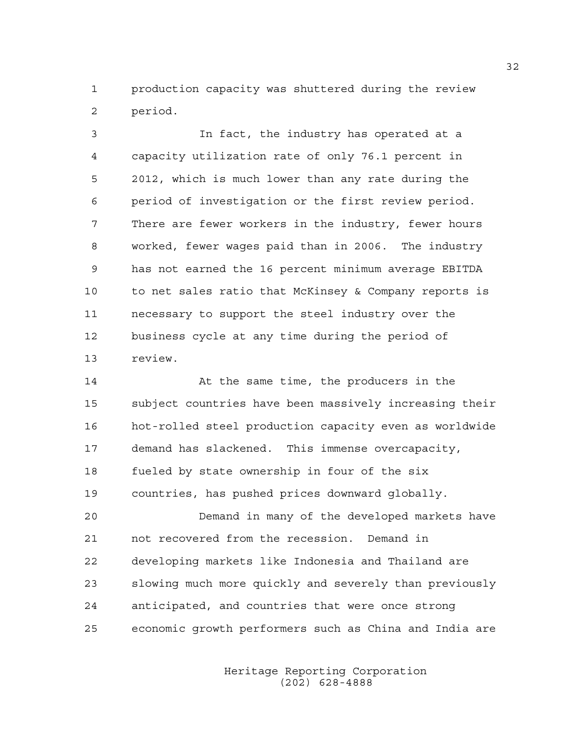production capacity was shuttered during the review period.

In fact, the industry has operated at a capacity utilization rate of only 76.1 percent in 2012, which is much lower than any rate during the period of investigation or the first review period. There are fewer workers in the industry, fewer hours worked, fewer wages paid than in 2006. The industry has not earned the 16 percent minimum average EBITDA to net sales ratio that McKinsey & Company reports is necessary to support the steel industry over the business cycle at any time during the period of review.

At the same time, the producers in the subject countries have been massively increasing their hot-rolled steel production capacity even as worldwide demand has slackened. This immense overcapacity, fueled by state ownership in four of the six countries, has pushed prices downward globally.

Demand in many of the developed markets have not recovered from the recession. Demand in developing markets like Indonesia and Thailand are slowing much more quickly and severely than previously anticipated, and countries that were once strong economic growth performers such as China and India are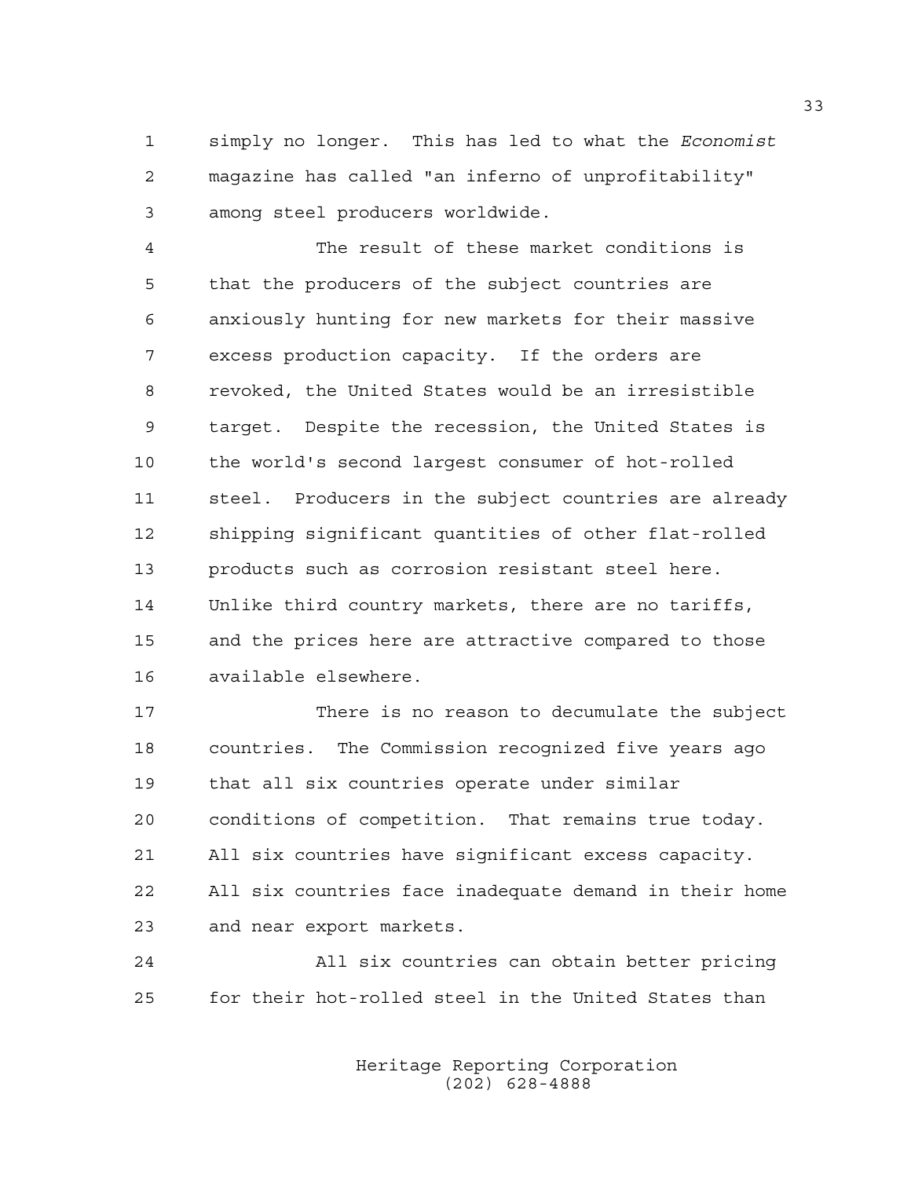simply no longer. This has led to what the *Economist* magazine has called "an inferno of unprofitability" among steel producers worldwide.

The result of these market conditions is that the producers of the subject countries are anxiously hunting for new markets for their massive excess production capacity. If the orders are revoked, the United States would be an irresistible target. Despite the recession, the United States is the world's second largest consumer of hot-rolled steel. Producers in the subject countries are already shipping significant quantities of other flat-rolled products such as corrosion resistant steel here. Unlike third country markets, there are no tariffs, and the prices here are attractive compared to those available elsewhere.

There is no reason to decumulate the subject countries. The Commission recognized five years ago that all six countries operate under similar conditions of competition. That remains true today. All six countries have significant excess capacity. All six countries face inadequate demand in their home and near export markets.

All six countries can obtain better pricing for their hot-rolled steel in the United States than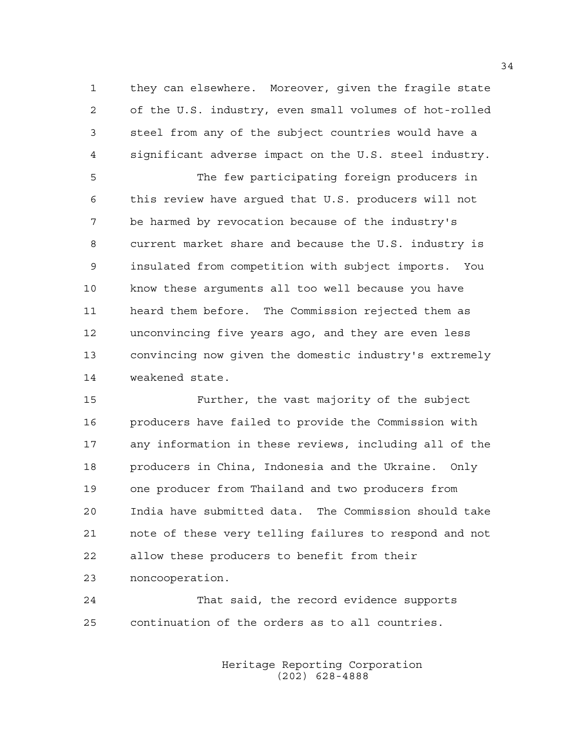they can elsewhere. Moreover, given the fragile state of the U.S. industry, even small volumes of hot-rolled steel from any of the subject countries would have a significant adverse impact on the U.S. steel industry.

The few participating foreign producers in this review have argued that U.S. producers will not be harmed by revocation because of the industry's current market share and because the U.S. industry is insulated from competition with subject imports. You know these arguments all too well because you have heard them before. The Commission rejected them as unconvincing five years ago, and they are even less convincing now given the domestic industry's extremely weakened state.

Further, the vast majority of the subject producers have failed to provide the Commission with any information in these reviews, including all of the producers in China, Indonesia and the Ukraine. Only one producer from Thailand and two producers from India have submitted data. The Commission should take note of these very telling failures to respond and not allow these producers to benefit from their noncooperation.

That said, the record evidence supports continuation of the orders as to all countries.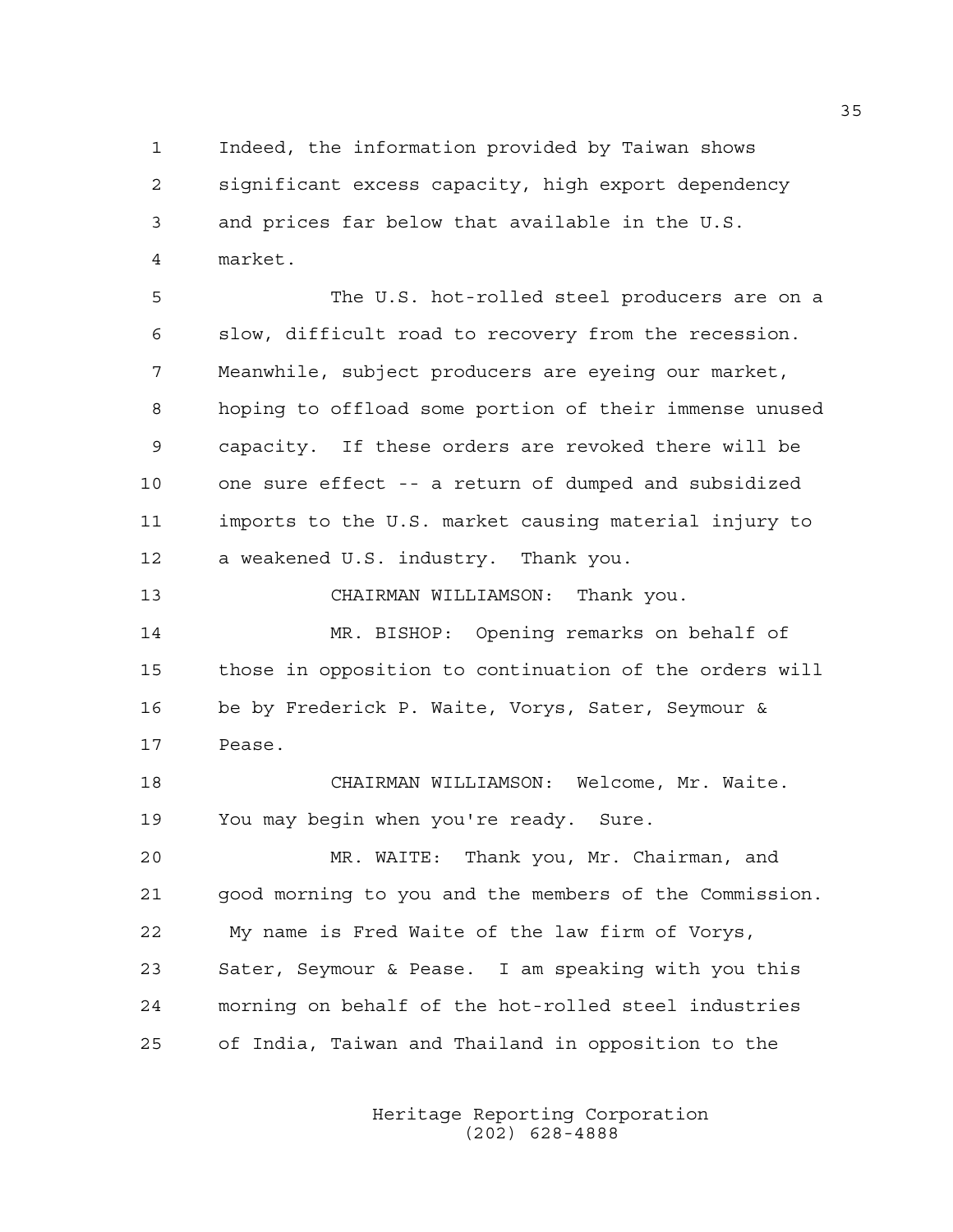Indeed, the information provided by Taiwan shows significant excess capacity, high export dependency and prices far below that available in the U.S. market.

The U.S. hot-rolled steel producers are on a slow, difficult road to recovery from the recession. Meanwhile, subject producers are eyeing our market, hoping to offload some portion of their immense unused capacity. If these orders are revoked there will be one sure effect -- a return of dumped and subsidized imports to the U.S. market causing material injury to a weakened U.S. industry. Thank you.

CHAIRMAN WILLIAMSON: Thank you.

MR. BISHOP: Opening remarks on behalf of those in opposition to continuation of the orders will be by Frederick P. Waite, Vorys, Sater, Seymour & Pease.

CHAIRMAN WILLIAMSON: Welcome, Mr. Waite. You may begin when you're ready. Sure.

MR. WAITE: Thank you, Mr. Chairman, and good morning to you and the members of the Commission. My name is Fred Waite of the law firm of Vorys, Sater, Seymour & Pease. I am speaking with you this morning on behalf of the hot-rolled steel industries of India, Taiwan and Thailand in opposition to the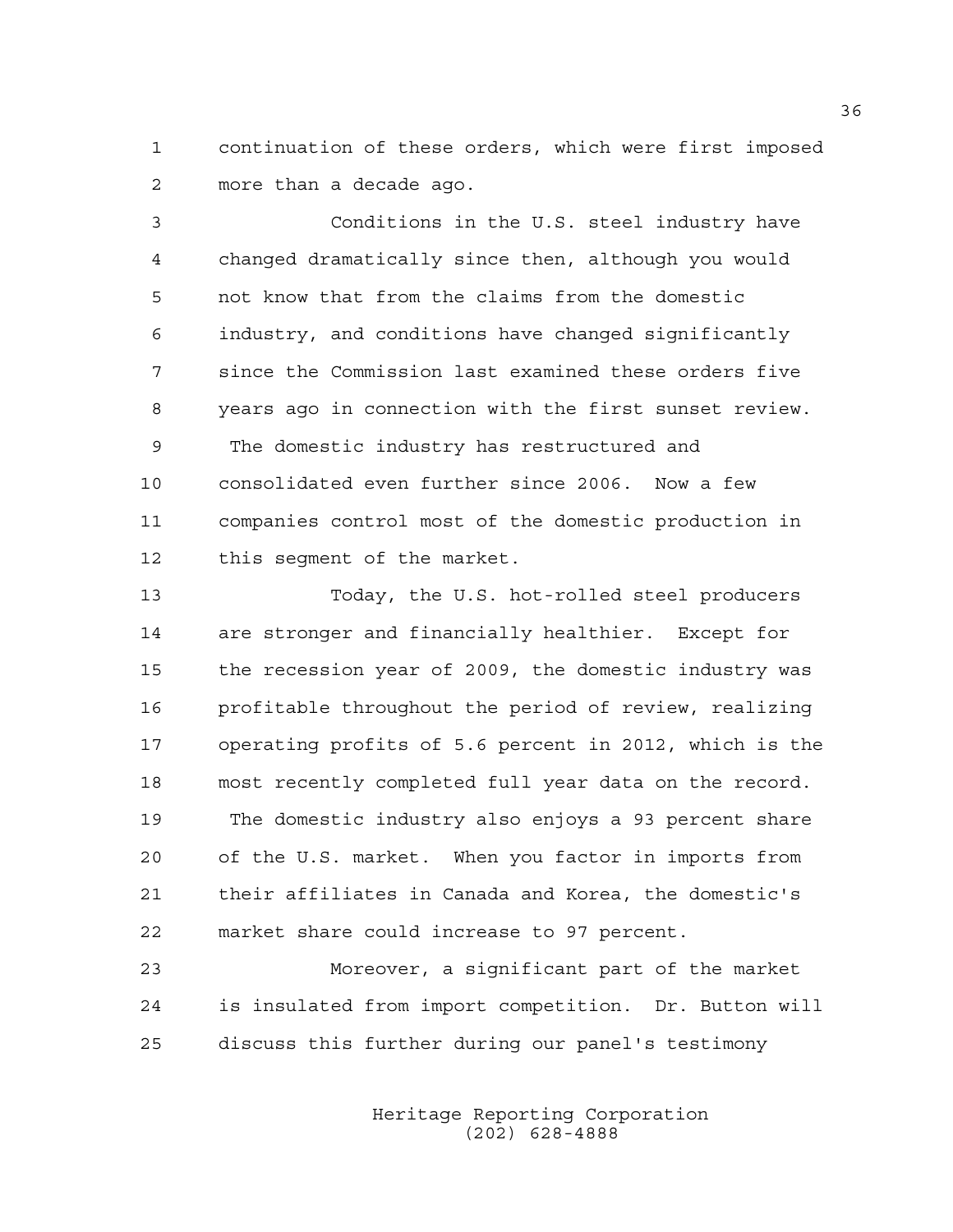continuation of these orders, which were first imposed more than a decade ago.

Conditions in the U.S. steel industry have changed dramatically since then, although you would not know that from the claims from the domestic industry, and conditions have changed significantly since the Commission last examined these orders five years ago in connection with the first sunset review. The domestic industry has restructured and consolidated even further since 2006. Now a few companies control most of the domestic production in this segment of the market.

Today, the U.S. hot-rolled steel producers are stronger and financially healthier. Except for the recession year of 2009, the domestic industry was profitable throughout the period of review, realizing operating profits of 5.6 percent in 2012, which is the most recently completed full year data on the record. The domestic industry also enjoys a 93 percent share of the U.S. market. When you factor in imports from their affiliates in Canada and Korea, the domestic's market share could increase to 97 percent.

Moreover, a significant part of the market is insulated from import competition. Dr. Button will discuss this further during our panel's testimony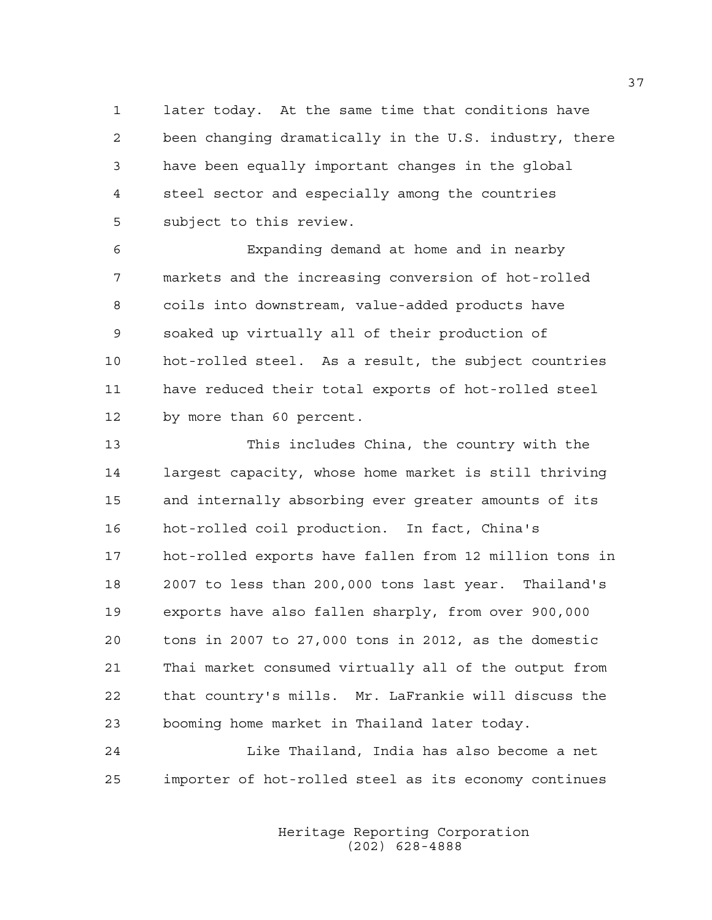later today. At the same time that conditions have been changing dramatically in the U.S. industry, there have been equally important changes in the global steel sector and especially among the countries subject to this review.

Expanding demand at home and in nearby markets and the increasing conversion of hot-rolled coils into downstream, value-added products have soaked up virtually all of their production of hot-rolled steel. As a result, the subject countries have reduced their total exports of hot-rolled steel by more than 60 percent.

This includes China, the country with the largest capacity, whose home market is still thriving and internally absorbing ever greater amounts of its hot-rolled coil production. In fact, China's hot-rolled exports have fallen from 12 million tons in 2007 to less than 200,000 tons last year. Thailand's exports have also fallen sharply, from over 900,000 tons in 2007 to 27,000 tons in 2012, as the domestic Thai market consumed virtually all of the output from that country's mills. Mr. LaFrankie will discuss the booming home market in Thailand later today.

Like Thailand, India has also become a net importer of hot-rolled steel as its economy continues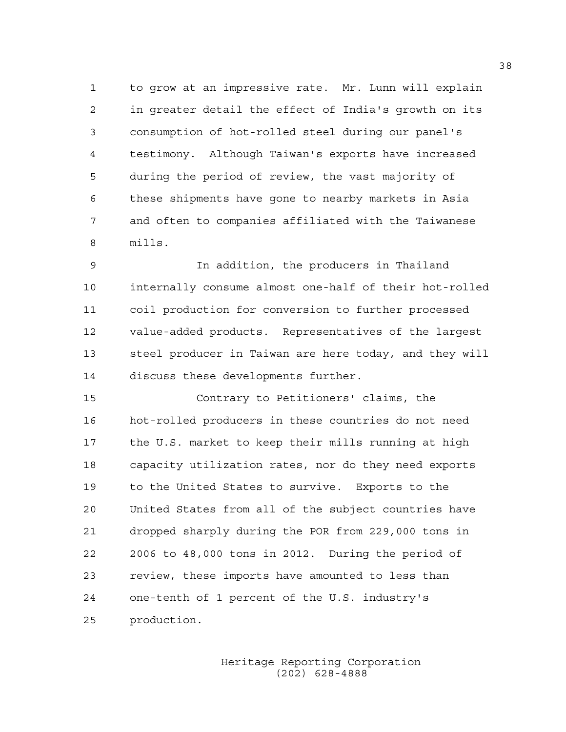to grow at an impressive rate. Mr. Lunn will explain in greater detail the effect of India's growth on its consumption of hot-rolled steel during our panel's testimony. Although Taiwan's exports have increased during the period of review, the vast majority of these shipments have gone to nearby markets in Asia and often to companies affiliated with the Taiwanese mills.

In addition, the producers in Thailand internally consume almost one-half of their hot-rolled coil production for conversion to further processed value-added products. Representatives of the largest steel producer in Taiwan are here today, and they will discuss these developments further.

Contrary to Petitioners' claims, the hot-rolled producers in these countries do not need the U.S. market to keep their mills running at high capacity utilization rates, nor do they need exports to the United States to survive. Exports to the United States from all of the subject countries have dropped sharply during the POR from 229,000 tons in 2006 to 48,000 tons in 2012. During the period of review, these imports have amounted to less than one-tenth of 1 percent of the U.S. industry's production.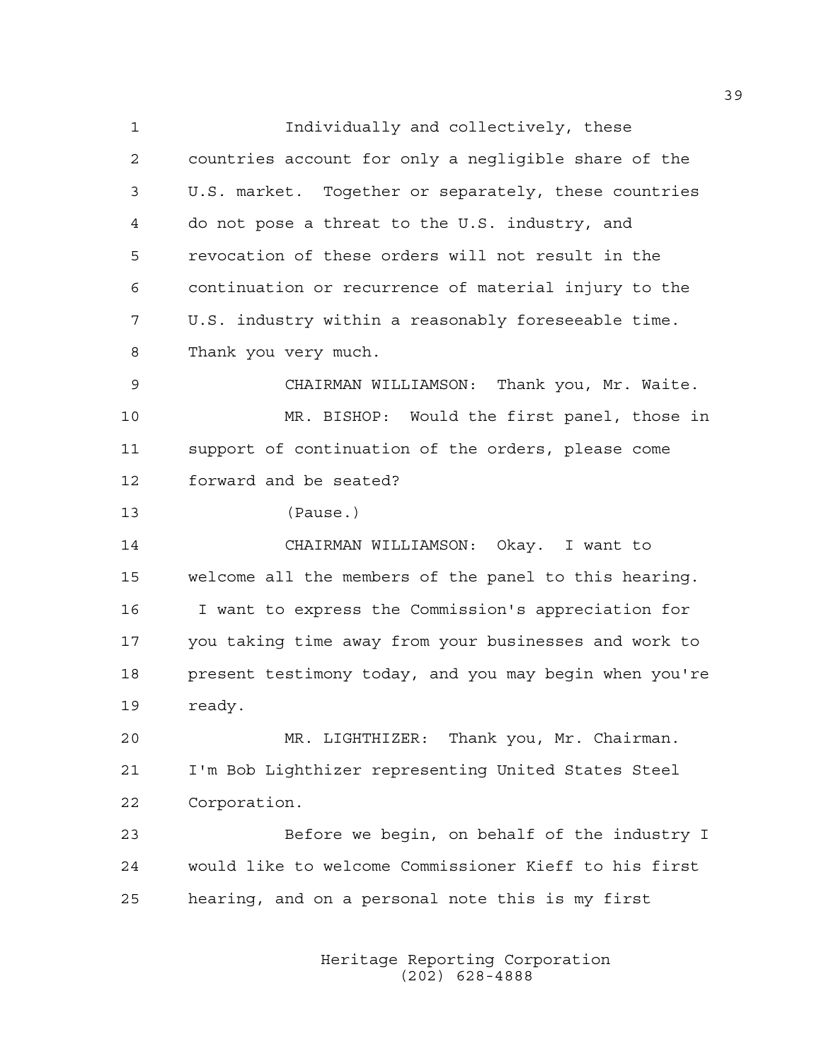Individually and collectively, these countries account for only a negligible share of the U.S. market. Together or separately, these countries do not pose a threat to the U.S. industry, and revocation of these orders will not result in the continuation or recurrence of material injury to the U.S. industry within a reasonably foreseeable time. Thank you very much.

CHAIRMAN WILLIAMSON: Thank you, Mr. Waite.

MR. BISHOP: Would the first panel, those in support of continuation of the orders, please come forward and be seated?

(Pause.)

CHAIRMAN WILLIAMSON: Okay. I want to welcome all the members of the panel to this hearing. I want to express the Commission's appreciation for you taking time away from your businesses and work to present testimony today, and you may begin when you're ready.

MR. LIGHTHIZER: Thank you, Mr. Chairman. I'm Bob Lighthizer representing United States Steel Corporation.

Before we begin, on behalf of the industry I would like to welcome Commissioner Kieff to his first hearing, and on a personal note this is my first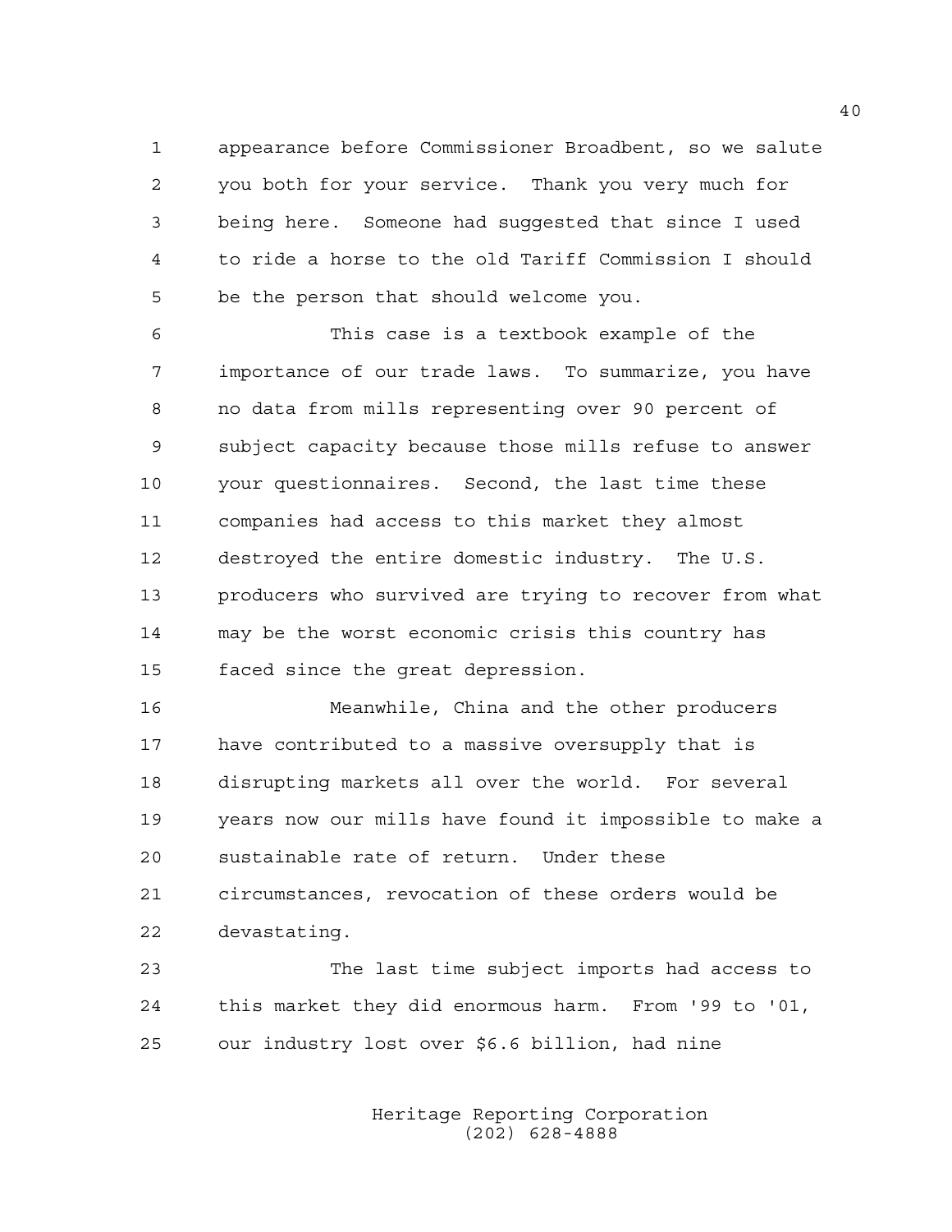appearance before Commissioner Broadbent, so we salute you both for your service. Thank you very much for being here. Someone had suggested that since I used to ride a horse to the old Tariff Commission I should be the person that should welcome you.

This case is a textbook example of the importance of our trade laws. To summarize, you have no data from mills representing over 90 percent of subject capacity because those mills refuse to answer your questionnaires. Second, the last time these companies had access to this market they almost destroyed the entire domestic industry. The U.S. producers who survived are trying to recover from what may be the worst economic crisis this country has faced since the great depression.

Meanwhile, China and the other producers have contributed to a massive oversupply that is disrupting markets all over the world. For several years now our mills have found it impossible to make a sustainable rate of return. Under these circumstances, revocation of these orders would be devastating.

The last time subject imports had access to this market they did enormous harm. From '99 to '01, our industry lost over $6.6 billion, had nine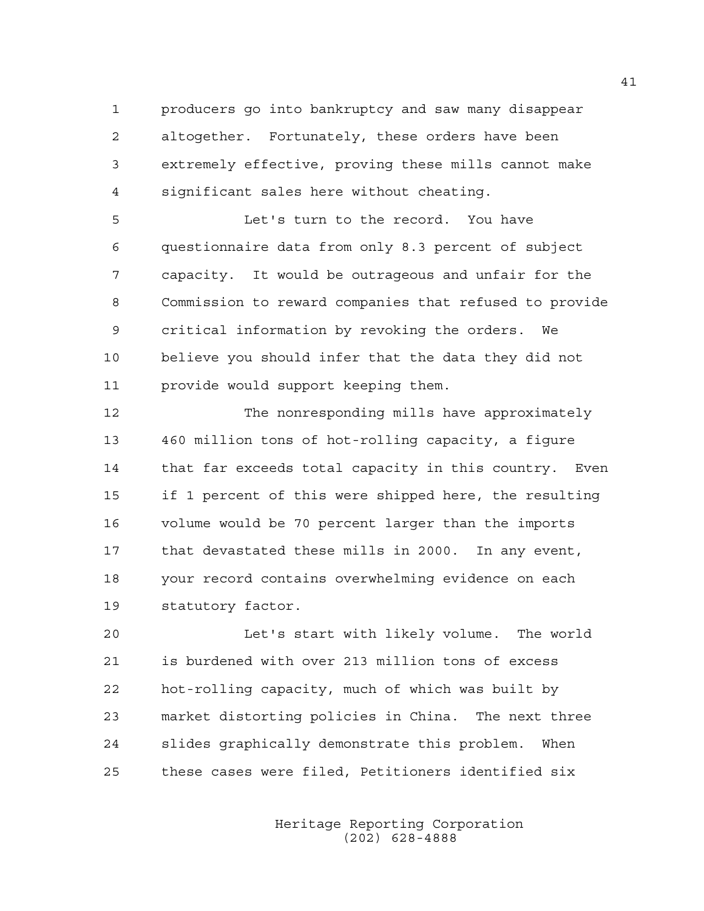producers go into bankruptcy and saw many disappear altogether. Fortunately, these orders have been extremely effective, proving these mills cannot make significant sales here without cheating.

Let's turn to the record. You have questionnaire data from only 8.3 percent of subject capacity. It would be outrageous and unfair for the Commission to reward companies that refused to provide critical information by revoking the orders. We believe you should infer that the data they did not provide would support keeping them.

The nonresponding mills have approximately 460 million tons of hot-rolling capacity, a figure that far exceeds total capacity in this country. Even if 1 percent of this were shipped here, the resulting volume would be 70 percent larger than the imports that devastated these mills in 2000. In any event, your record contains overwhelming evidence on each statutory factor.

Let's start with likely volume. The world is burdened with over 213 million tons of excess hot-rolling capacity, much of which was built by market distorting policies in China. The next three slides graphically demonstrate this problem. When these cases were filed, Petitioners identified six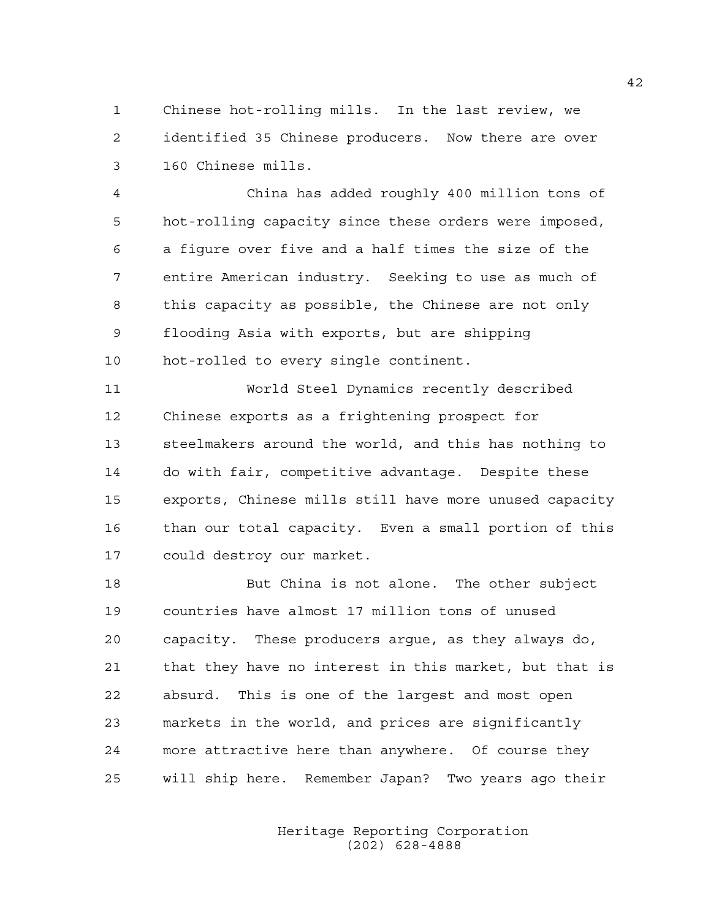Chinese hot-rolling mills. In the last review, we identified 35 Chinese producers. Now there are over 160 Chinese mills.

China has added roughly 400 million tons of hot-rolling capacity since these orders were imposed, a figure over five and a half times the size of the entire American industry. Seeking to use as much of this capacity as possible, the Chinese are not only flooding Asia with exports, but are shipping hot-rolled to every single continent.

World Steel Dynamics recently described Chinese exports as a frightening prospect for steelmakers around the world, and this has nothing to do with fair, competitive advantage. Despite these exports, Chinese mills still have more unused capacity than our total capacity. Even a small portion of this could destroy our market.

But China is not alone. The other subject countries have almost 17 million tons of unused capacity. These producers argue, as they always do, that they have no interest in this market, but that is absurd. This is one of the largest and most open markets in the world, and prices are significantly more attractive here than anywhere. Of course they will ship here. Remember Japan? Two years ago their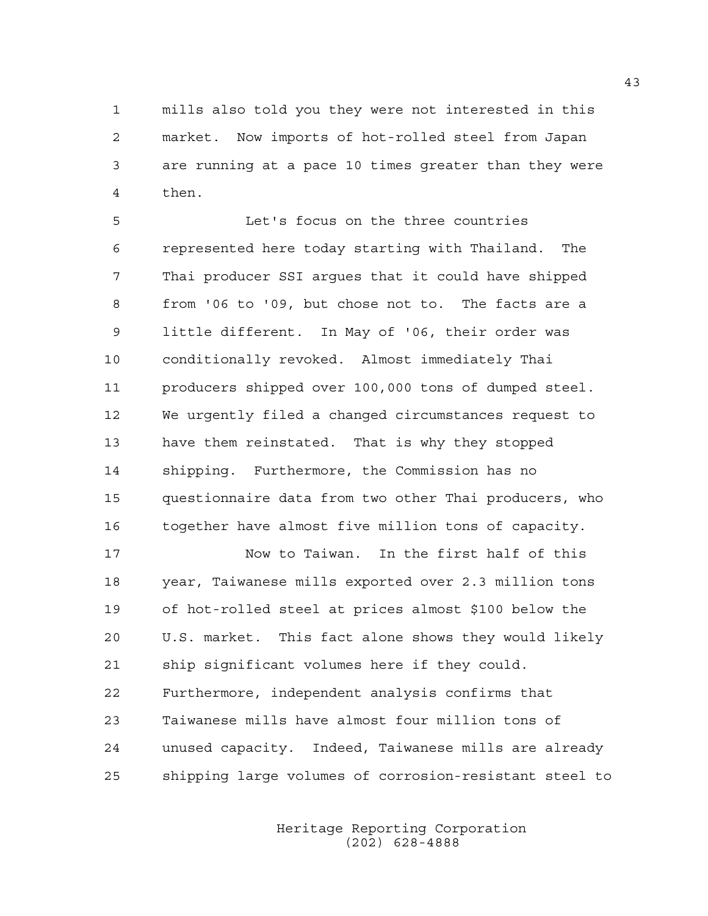mills also told you they were not interested in this market. Now imports of hot-rolled steel from Japan are running at a pace 10 times greater than they were then.

Let's focus on the three countries represented here today starting with Thailand. The Thai producer SSI argues that it could have shipped from '06 to '09, but chose not to. The facts are a little different. In May of '06, their order was conditionally revoked. Almost immediately Thai producers shipped over 100,000 tons of dumped steel. We urgently filed a changed circumstances request to have them reinstated. That is why they stopped shipping. Furthermore, the Commission has no questionnaire data from two other Thai producers, who together have almost five million tons of capacity.

Now to Taiwan. In the first half of this year, Taiwanese mills exported over 2.3 million tons of hot-rolled steel at prices almost $100 below the U.S. market. This fact alone shows they would likely ship significant volumes here if they could. Furthermore, independent analysis confirms that Taiwanese mills have almost four million tons of unused capacity. Indeed, Taiwanese mills are already shipping large volumes of corrosion-resistant steel to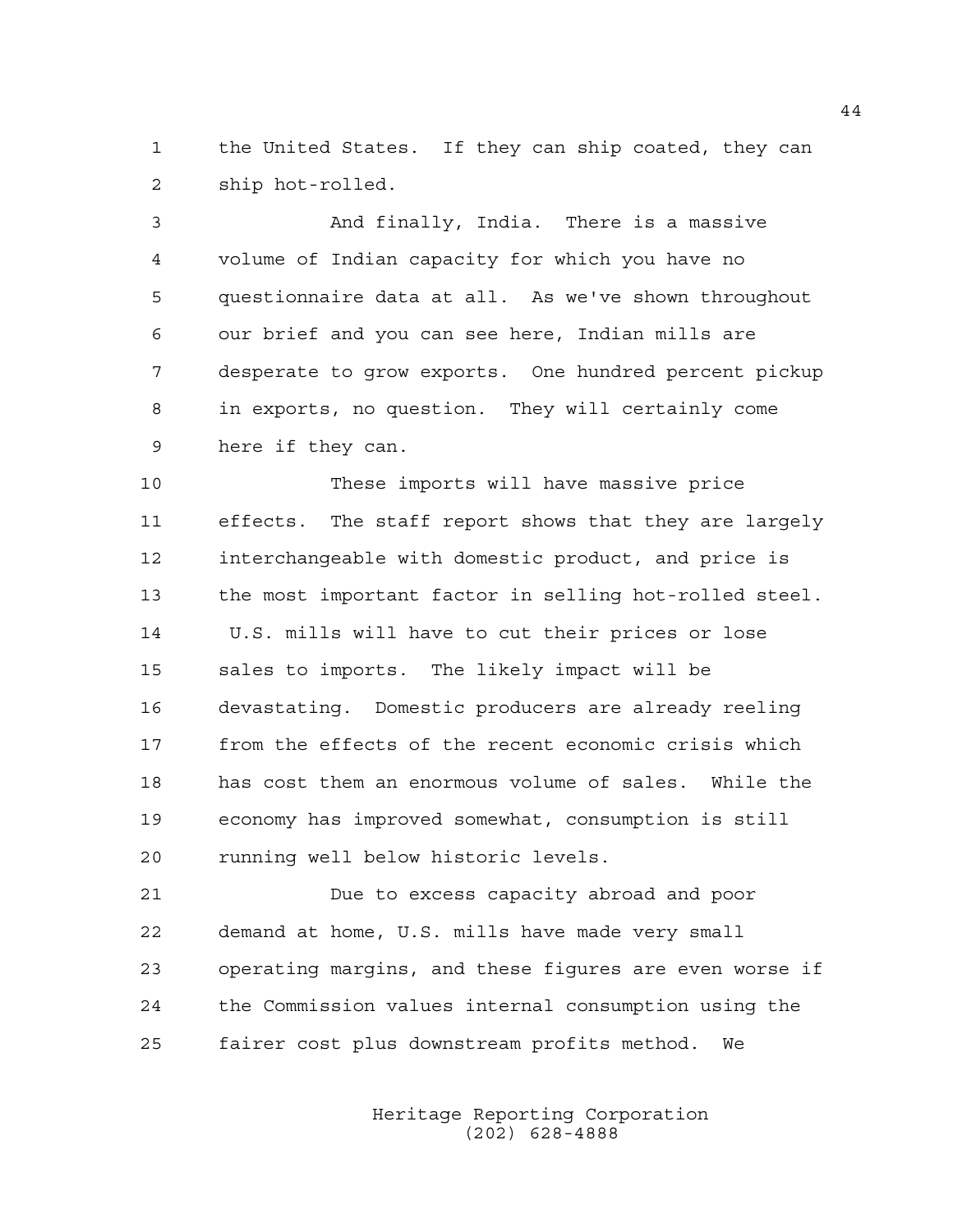the United States. If they can ship coated, they can ship hot-rolled.

And finally, India. There is a massive volume of Indian capacity for which you have no questionnaire data at all. As we've shown throughout our brief and you can see here, Indian mills are desperate to grow exports. One hundred percent pickup in exports, no question. They will certainly come here if they can.

These imports will have massive price effects. The staff report shows that they are largely interchangeable with domestic product, and price is the most important factor in selling hot-rolled steel. U.S. mills will have to cut their prices or lose sales to imports. The likely impact will be devastating. Domestic producers are already reeling from the effects of the recent economic crisis which has cost them an enormous volume of sales. While the economy has improved somewhat, consumption is still running well below historic levels.

Due to excess capacity abroad and poor demand at home, U.S. mills have made very small operating margins, and these figures are even worse if the Commission values internal consumption using the fairer cost plus downstream profits method. We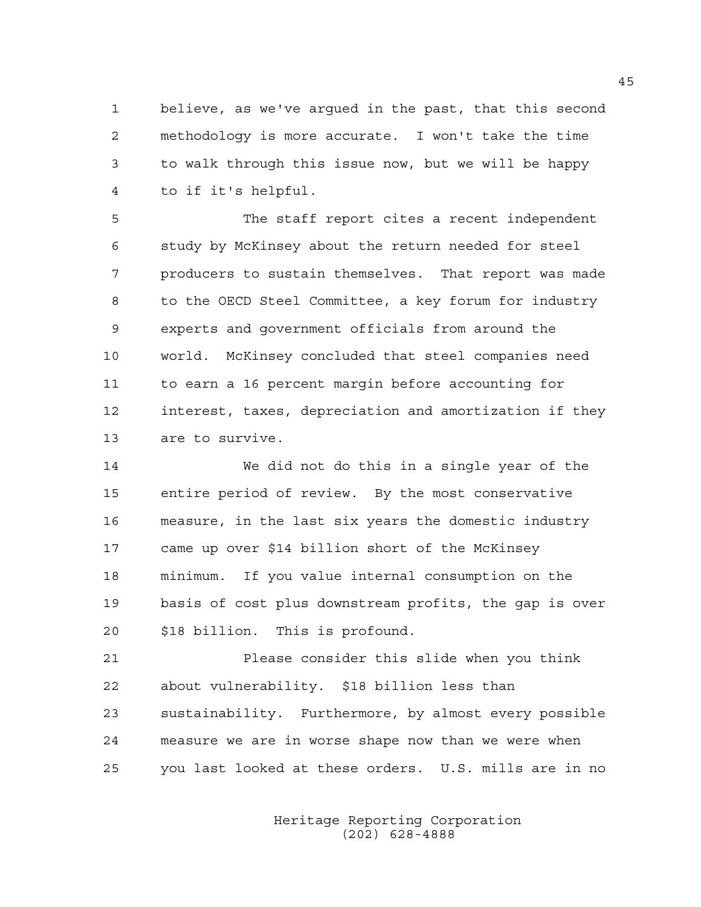believe, as we've argued in the past, that this second methodology is more accurate. I won't take the time to walk through this issue now, but we will be happy to if it's helpful.

The staff report cites a recent independent study by McKinsey about the return needed for steel producers to sustain themselves. That report was made to the OECD Steel Committee, a key forum for industry experts and government officials from around the world. McKinsey concluded that steel companies need to earn a 16 percent margin before accounting for interest, taxes, depreciation and amortization if they are to survive.

We did not do this in a single year of the entire period of review. By the most conservative measure, in the last six years the domestic industry came up over $14 billion short of the McKinsey minimum. If you value internal consumption on the basis of cost plus downstream profits, the gap is over $18 billion. This is profound.

Please consider this slide when you think about vulnerability. $18 billion less than sustainability. Furthermore, by almost every possible measure we are in worse shape now than we were when you last looked at these orders. U.S. mills are in no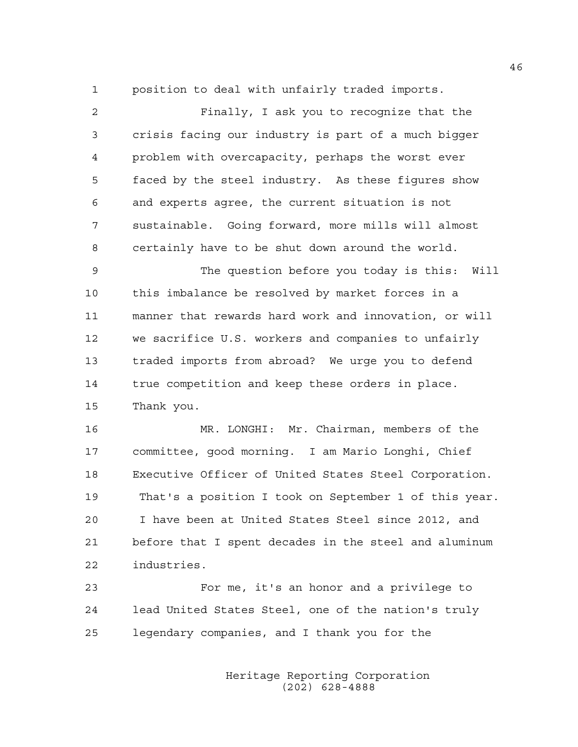position to deal with unfairly traded imports.

Finally, I ask you to recognize that the crisis facing our industry is part of a much bigger problem with overcapacity, perhaps the worst ever faced by the steel industry. As these figures show and experts agree, the current situation is not sustainable. Going forward, more mills will almost certainly have to be shut down around the world.

The question before you today is this: Will this imbalance be resolved by market forces in a manner that rewards hard work and innovation, or will we sacrifice U.S. workers and companies to unfairly traded imports from abroad? We urge you to defend true competition and keep these orders in place. Thank you.

MR. LONGHI: Mr. Chairman, members of the committee, good morning. I am Mario Longhi, Chief Executive Officer of United States Steel Corporation. That's a position I took on September 1 of this year. I have been at United States Steel since 2012, and before that I spent decades in the steel and aluminum industries.

For me, it's an honor and a privilege to lead United States Steel, one of the nation's truly legendary companies, and I thank you for the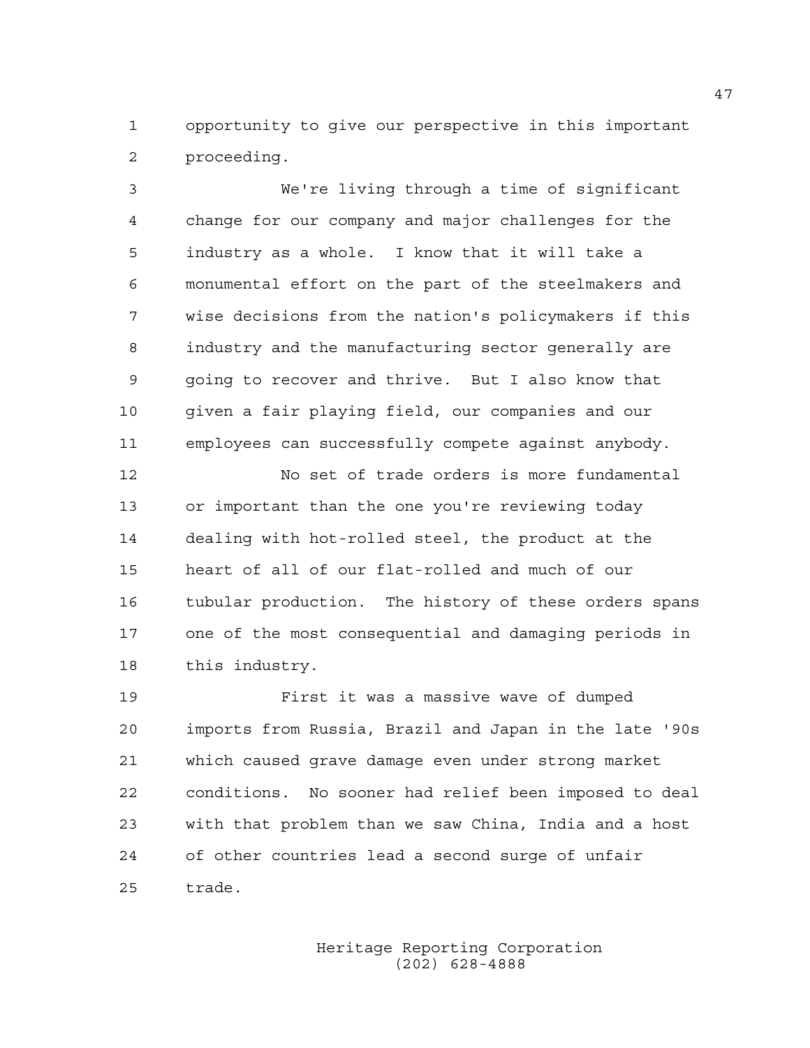opportunity to give our perspective in this important proceeding.

We're living through a time of significant change for our company and major challenges for the industry as a whole. I know that it will take a monumental effort on the part of the steelmakers and wise decisions from the nation's policymakers if this industry and the manufacturing sector generally are going to recover and thrive. But I also know that given a fair playing field, our companies and our employees can successfully compete against anybody.

No set of trade orders is more fundamental or important than the one you're reviewing today dealing with hot-rolled steel, the product at the heart of all of our flat-rolled and much of our tubular production. The history of these orders spans one of the most consequential and damaging periods in this industry.

First it was a massive wave of dumped imports from Russia, Brazil and Japan in the late '90s which caused grave damage even under strong market conditions. No sooner had relief been imposed to deal with that problem than we saw China, India and a host of other countries lead a second surge of unfair trade.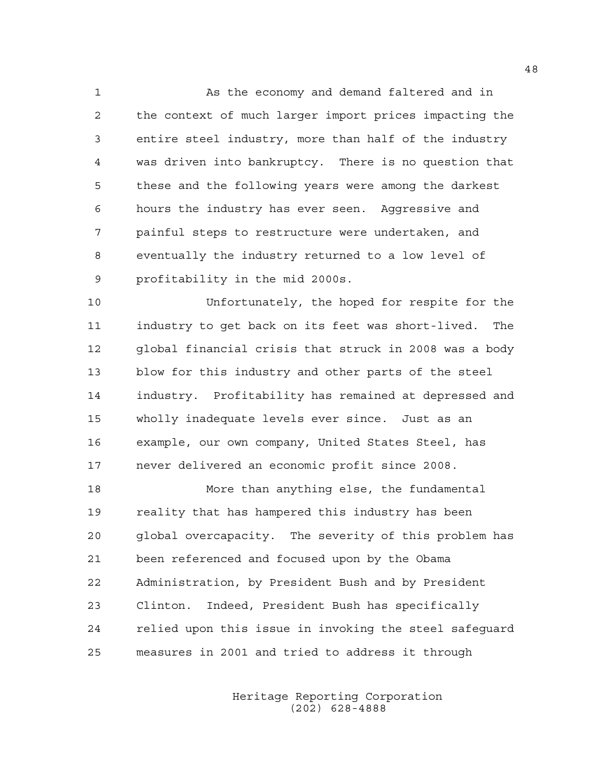As the economy and demand faltered and in the context of much larger import prices impacting the entire steel industry, more than half of the industry was driven into bankruptcy. There is no question that these and the following years were among the darkest hours the industry has ever seen. Aggressive and painful steps to restructure were undertaken, and eventually the industry returned to a low level of profitability in the mid 2000s.

Unfortunately, the hoped for respite for the industry to get back on its feet was short-lived. The global financial crisis that struck in 2008 was a body blow for this industry and other parts of the steel industry. Profitability has remained at depressed and wholly inadequate levels ever since. Just as an example, our own company, United States Steel, has never delivered an economic profit since 2008.

More than anything else, the fundamental reality that has hampered this industry has been global overcapacity. The severity of this problem has been referenced and focused upon by the Obama Administration, by President Bush and by President Clinton. Indeed, President Bush has specifically relied upon this issue in invoking the steel safeguard measures in 2001 and tried to address it through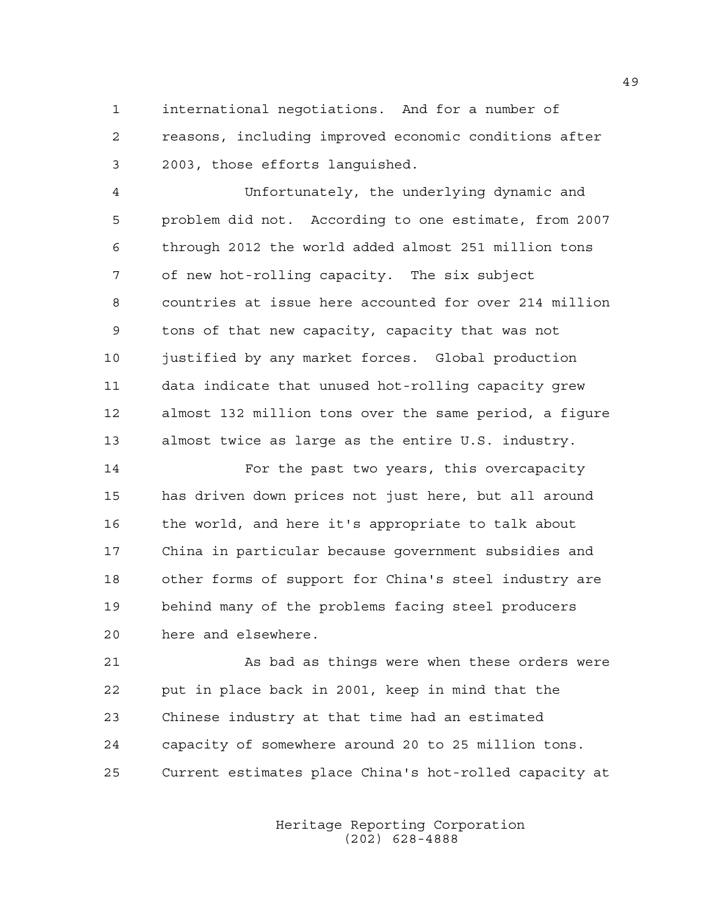international negotiations. And for a number of reasons, including improved economic conditions after 2003, those efforts languished.

Unfortunately, the underlying dynamic and problem did not. According to one estimate, from 2007 through 2012 the world added almost 251 million tons of new hot-rolling capacity. The six subject countries at issue here accounted for over 214 million tons of that new capacity, capacity that was not justified by any market forces. Global production data indicate that unused hot-rolling capacity grew almost 132 million tons over the same period, a figure almost twice as large as the entire U.S. industry.

For the past two years, this overcapacity has driven down prices not just here, but all around the world, and here it's appropriate to talk about China in particular because government subsidies and other forms of support for China's steel industry are behind many of the problems facing steel producers here and elsewhere.

As bad as things were when these orders were put in place back in 2001, keep in mind that the Chinese industry at that time had an estimated capacity of somewhere around 20 to 25 million tons. Current estimates place China's hot-rolled capacity at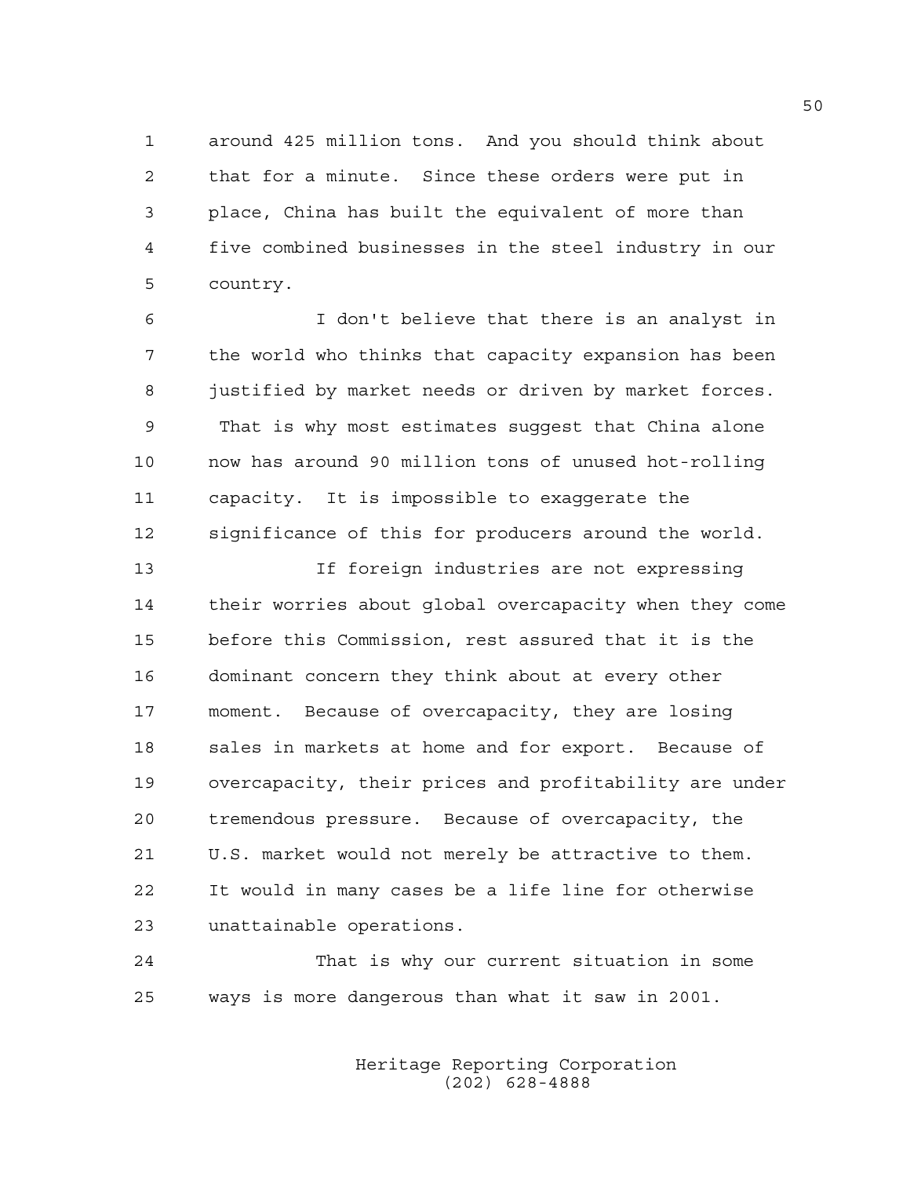around 425 million tons. And you should think about that for a minute. Since these orders were put in place, China has built the equivalent of more than five combined businesses in the steel industry in our country.

I don't believe that there is an analyst in the world who thinks that capacity expansion has been justified by market needs or driven by market forces. That is why most estimates suggest that China alone now has around 90 million tons of unused hot-rolling capacity. It is impossible to exaggerate the significance of this for producers around the world.

If foreign industries are not expressing their worries about global overcapacity when they come before this Commission, rest assured that it is the dominant concern they think about at every other moment. Because of overcapacity, they are losing sales in markets at home and for export. Because of overcapacity, their prices and profitability are under tremendous pressure. Because of overcapacity, the U.S. market would not merely be attractive to them. It would in many cases be a life line for otherwise unattainable operations.

That is why our current situation in some ways is more dangerous than what it saw in 2001.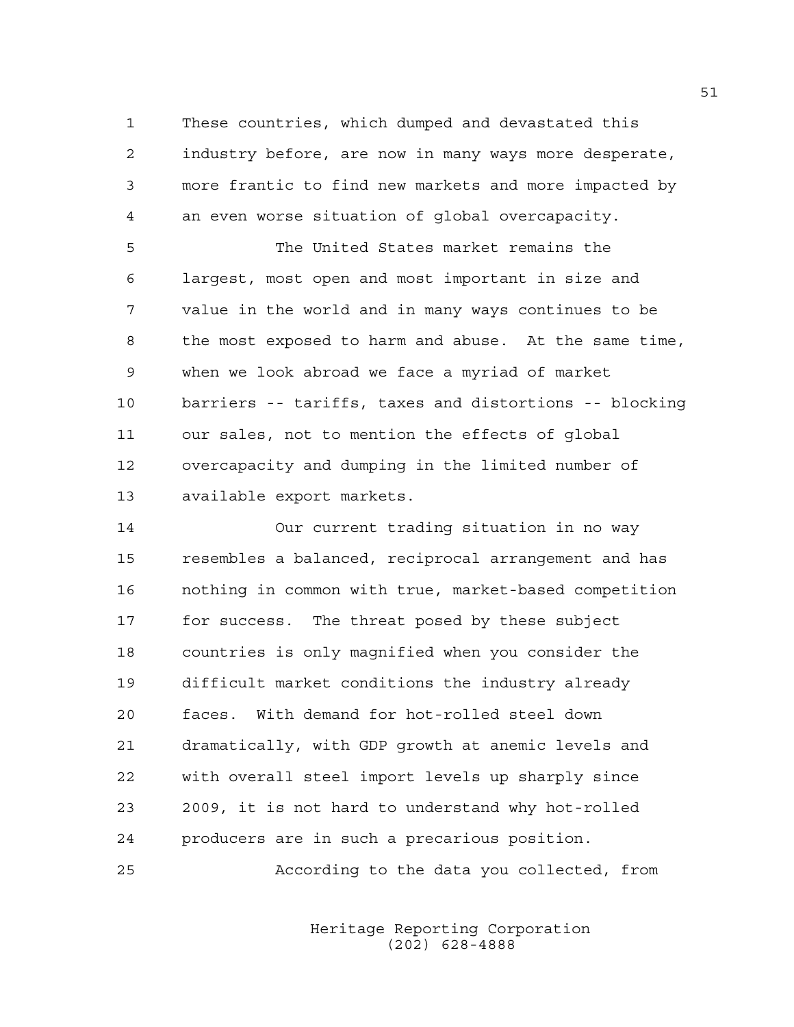These countries, which dumped and devastated this industry before, are now in many ways more desperate, more frantic to find new markets and more impacted by an even worse situation of global overcapacity.

The United States market remains the largest, most open and most important in size and value in the world and in many ways continues to be the most exposed to harm and abuse. At the same time, when we look abroad we face a myriad of market barriers -- tariffs, taxes and distortions -- blocking our sales, not to mention the effects of global overcapacity and dumping in the limited number of available export markets.

Our current trading situation in no way resembles a balanced, reciprocal arrangement and has nothing in common with true, market-based competition for success. The threat posed by these subject countries is only magnified when you consider the difficult market conditions the industry already faces. With demand for hot-rolled steel down dramatically, with GDP growth at anemic levels and with overall steel import levels up sharply since 2009, it is not hard to understand why hot-rolled producers are in such a precarious position.

According to the data you collected, from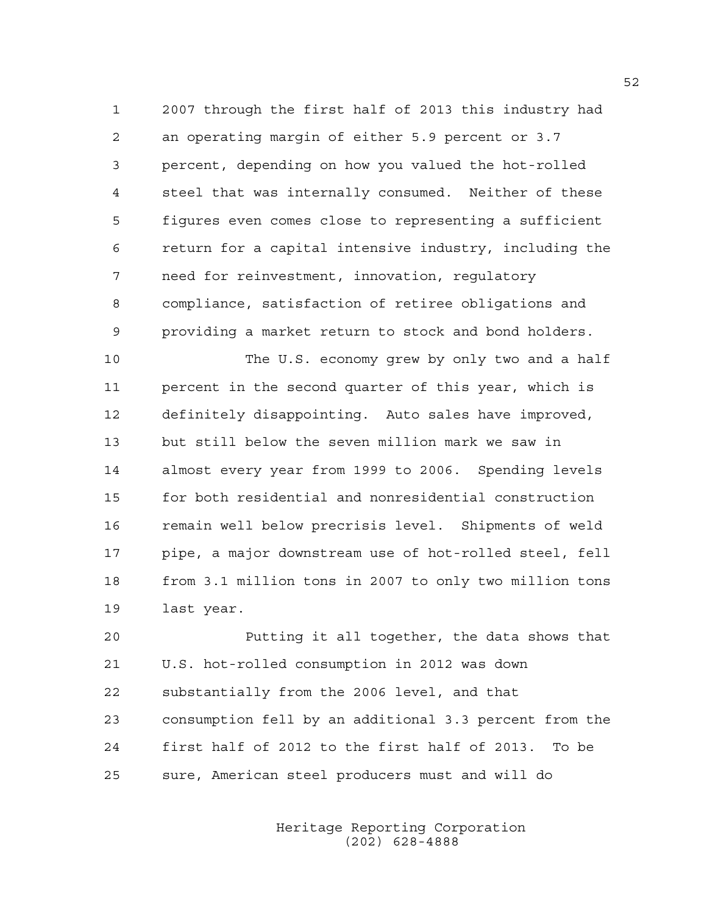2007 through the first half of 2013 this industry had an operating margin of either 5.9 percent or 3.7 percent, depending on how you valued the hot-rolled steel that was internally consumed. Neither of these figures even comes close to representing a sufficient return for a capital intensive industry, including the need for reinvestment, innovation, regulatory compliance, satisfaction of retiree obligations and providing a market return to stock and bond holders.

The U.S. economy grew by only two and a half percent in the second quarter of this year, which is definitely disappointing. Auto sales have improved, but still below the seven million mark we saw in almost every year from 1999 to 2006. Spending levels for both residential and nonresidential construction remain well below precrisis level. Shipments of weld pipe, a major downstream use of hot-rolled steel, fell from 3.1 million tons in 2007 to only two million tons last year.

Putting it all together, the data shows that U.S. hot-rolled consumption in 2012 was down substantially from the 2006 level, and that consumption fell by an additional 3.3 percent from the first half of 2012 to the first half of 2013. To be sure, American steel producers must and will do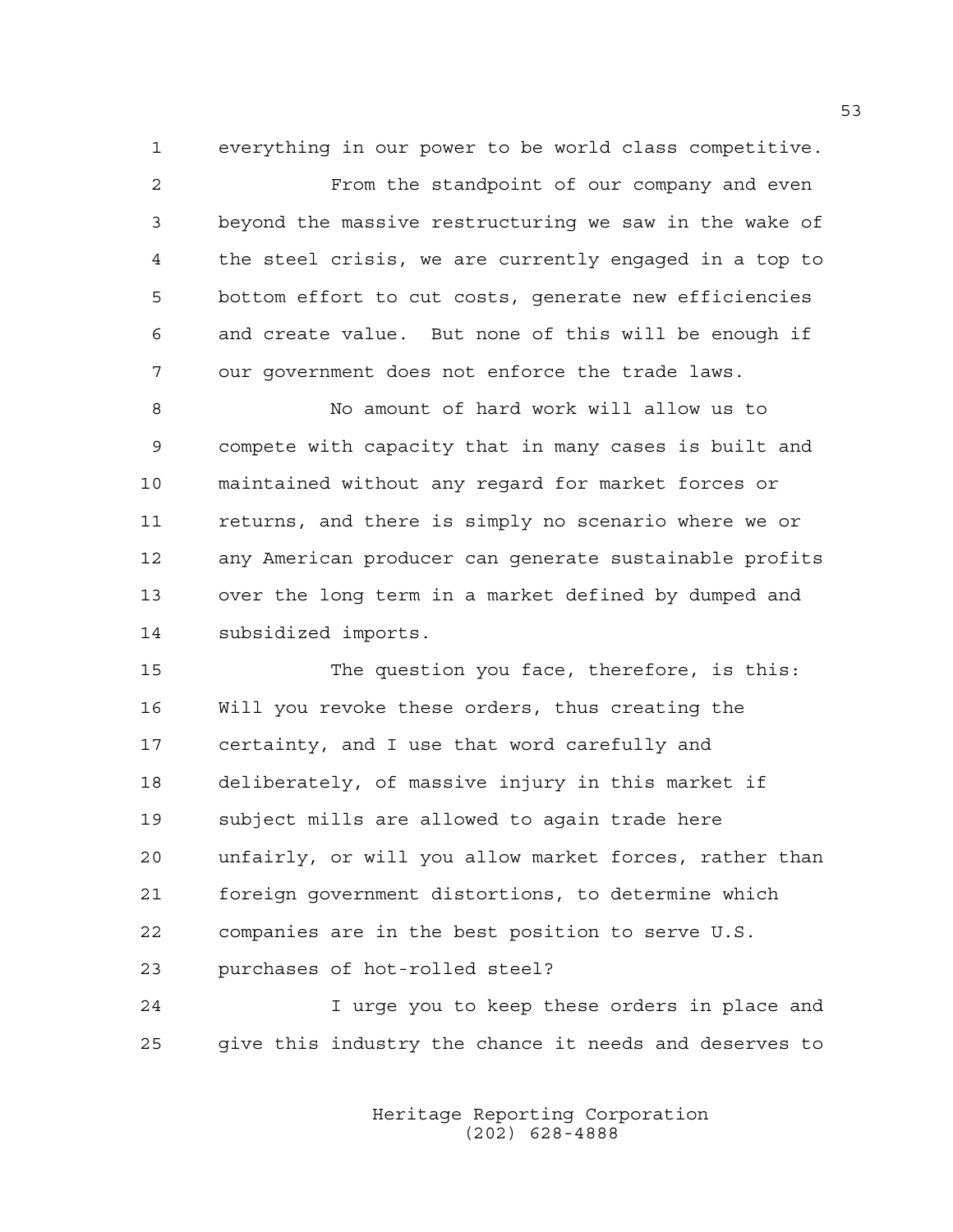everything in our power to be world class competitive.

From the standpoint of our company and even beyond the massive restructuring we saw in the wake of the steel crisis, we are currently engaged in a top to bottom effort to cut costs, generate new efficiencies and create value. But none of this will be enough if our government does not enforce the trade laws.

No amount of hard work will allow us to compete with capacity that in many cases is built and maintained without any regard for market forces or returns, and there is simply no scenario where we or any American producer can generate sustainable profits over the long term in a market defined by dumped and subsidized imports.

The question you face, therefore, is this: Will you revoke these orders, thus creating the certainty, and I use that word carefully and deliberately, of massive injury in this market if subject mills are allowed to again trade here unfairly, or will you allow market forces, rather than foreign government distortions, to determine which companies are in the best position to serve U.S. purchases of hot-rolled steel?

I urge you to keep these orders in place and give this industry the chance it needs and deserves to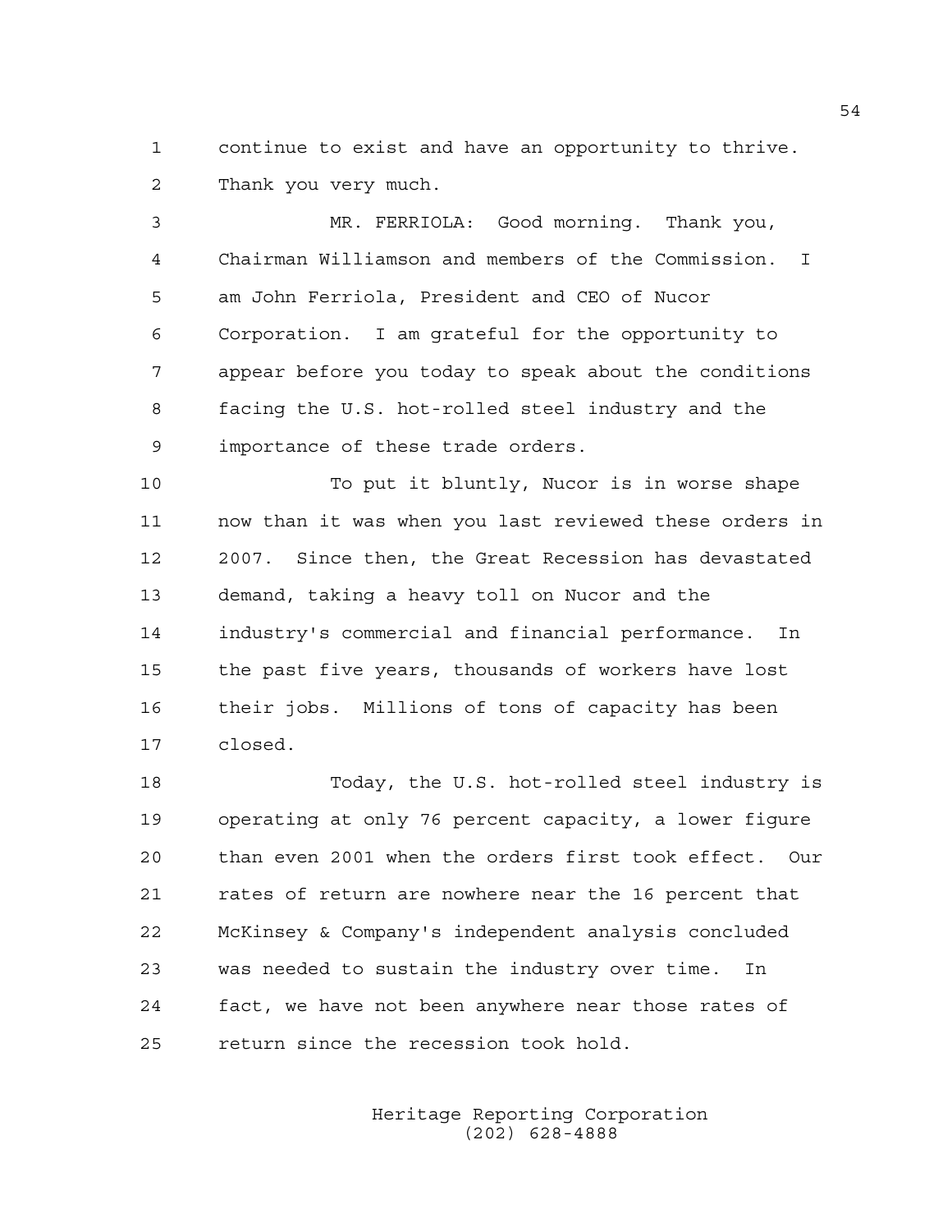continue to exist and have an opportunity to thrive. Thank you very much.

MR. FERRIOLA: Good morning. Thank you, Chairman Williamson and members of the Commission. I am John Ferriola, President and CEO of Nucor Corporation. I am grateful for the opportunity to appear before you today to speak about the conditions facing the U.S. hot-rolled steel industry and the importance of these trade orders.

To put it bluntly, Nucor is in worse shape now than it was when you last reviewed these orders in 2007. Since then, the Great Recession has devastated demand, taking a heavy toll on Nucor and the industry's commercial and financial performance. In the past five years, thousands of workers have lost their jobs. Millions of tons of capacity has been closed.

Today, the U.S. hot-rolled steel industry is operating at only 76 percent capacity, a lower figure than even 2001 when the orders first took effect. Our rates of return are nowhere near the 16 percent that McKinsey & Company's independent analysis concluded was needed to sustain the industry over time. In fact, we have not been anywhere near those rates of return since the recession took hold.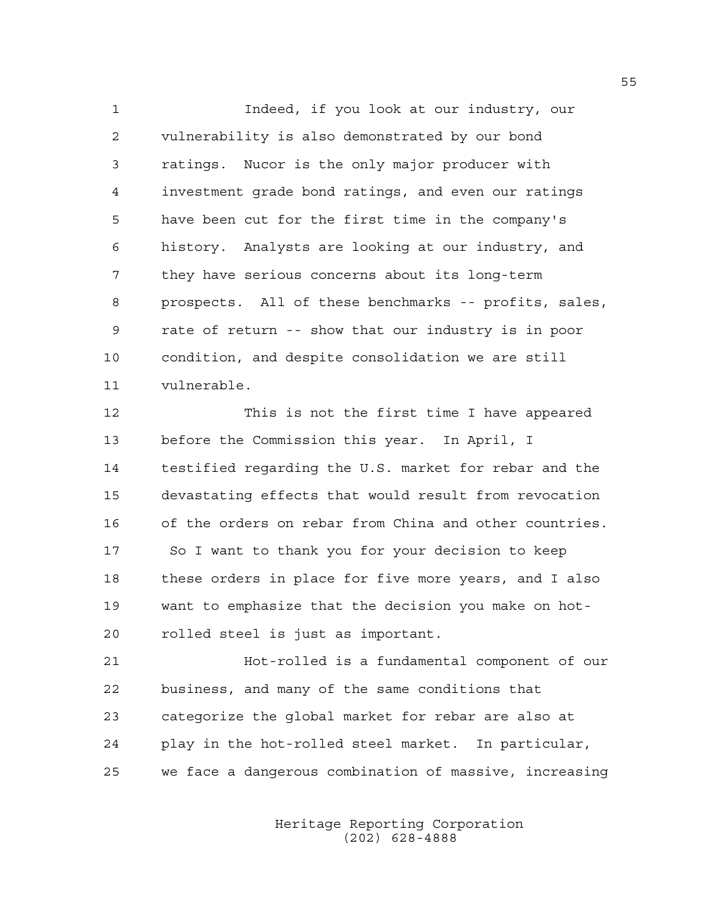Indeed, if you look at our industry, our vulnerability is also demonstrated by our bond ratings. Nucor is the only major producer with investment grade bond ratings, and even our ratings have been cut for the first time in the company's history. Analysts are looking at our industry, and they have serious concerns about its long-term prospects. All of these benchmarks -- profits, sales, rate of return -- show that our industry is in poor condition, and despite consolidation we are still vulnerable.

This is not the first time I have appeared before the Commission this year. In April, I testified regarding the U.S. market for rebar and the devastating effects that would result from revocation of the orders on rebar from China and other countries. So I want to thank you for your decision to keep these orders in place for five more years, and I also want to emphasize that the decision you make on hot-rolled steel is just as important.

Hot-rolled is a fundamental component of our business, and many of the same conditions that categorize the global market for rebar are also at play in the hot-rolled steel market. In particular, we face a dangerous combination of massive, increasing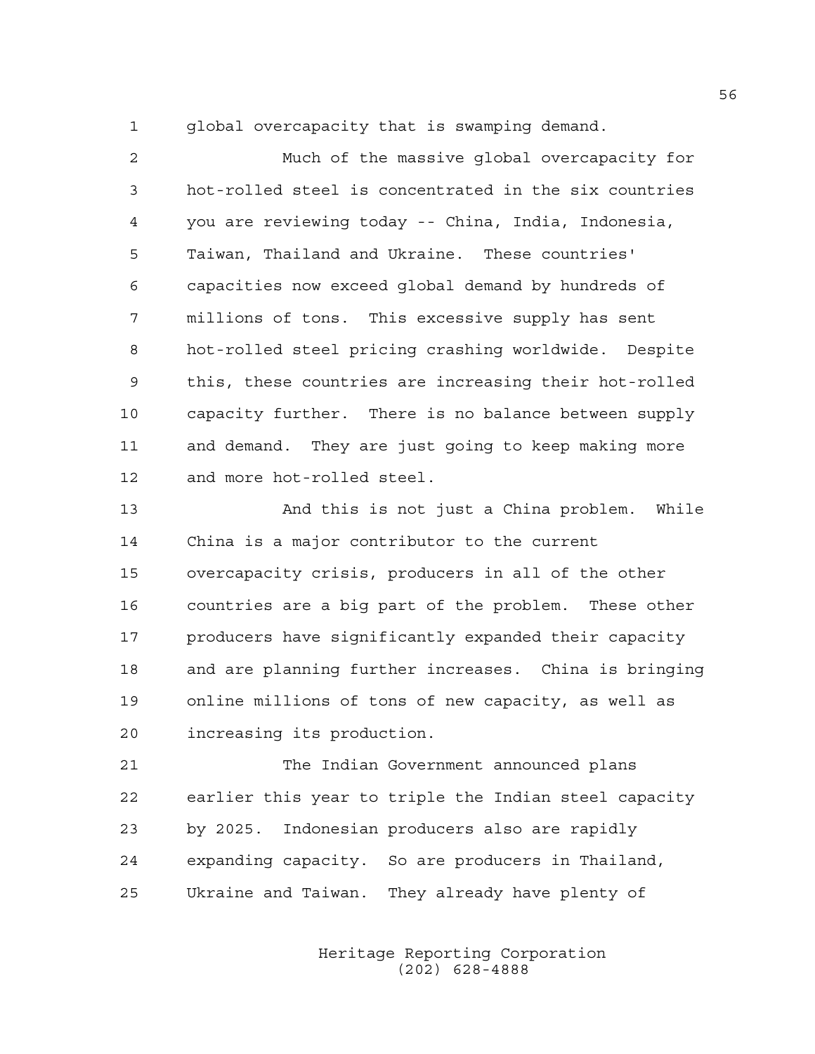global overcapacity that is swamping demand.

Much of the massive global overcapacity for hot-rolled steel is concentrated in the six countries you are reviewing today -- China, India, Indonesia, Taiwan, Thailand and Ukraine. These countries' capacities now exceed global demand by hundreds of millions of tons. This excessive supply has sent hot-rolled steel pricing crashing worldwide. Despite this, these countries are increasing their hot-rolled capacity further. There is no balance between supply and demand. They are just going to keep making more and more hot-rolled steel.

And this is not just a China problem. While China is a major contributor to the current overcapacity crisis, producers in all of the other countries are a big part of the problem. These other producers have significantly expanded their capacity and are planning further increases. China is bringing online millions of tons of new capacity, as well as increasing its production.

The Indian Government announced plans earlier this year to triple the Indian steel capacity by 2025. Indonesian producers also are rapidly expanding capacity. So are producers in Thailand, Ukraine and Taiwan. They already have plenty of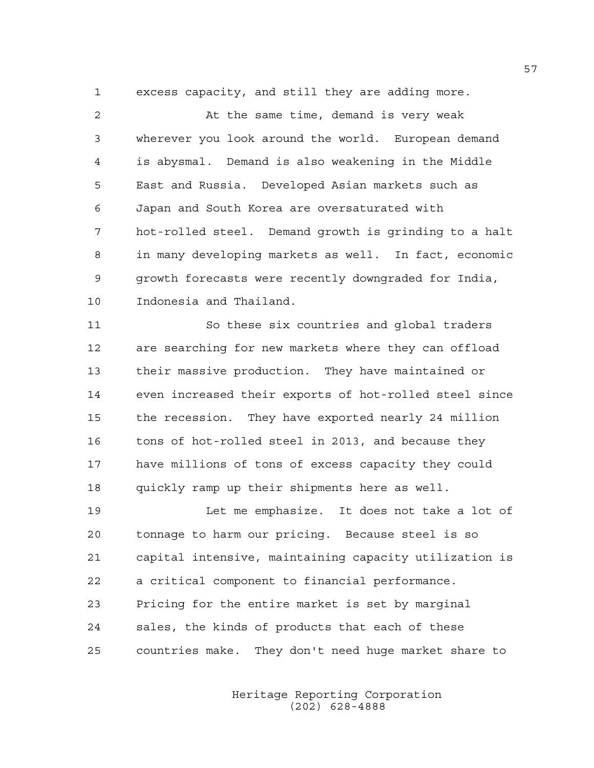excess capacity, and still they are adding more.

At the same time, demand is very weak wherever you look around the world. European demand is abysmal. Demand is also weakening in the Middle East and Russia. Developed Asian markets such as Japan and South Korea are oversaturated with hot-rolled steel. Demand growth is grinding to a halt in many developing markets as well. In fact, economic growth forecasts were recently downgraded for India, Indonesia and Thailand.

So these six countries and global traders are searching for new markets where they can offload their massive production. They have maintained or even increased their exports of hot-rolled steel since the recession. They have exported nearly 24 million tons of hot-rolled steel in 2013, and because they have millions of tons of excess capacity they could quickly ramp up their shipments here as well.

Let me emphasize. It does not take a lot of tonnage to harm our pricing. Because steel is so capital intensive, maintaining capacity utilization is a critical component to financial performance. Pricing for the entire market is set by marginal sales, the kinds of products that each of these countries make. They don't need huge market share to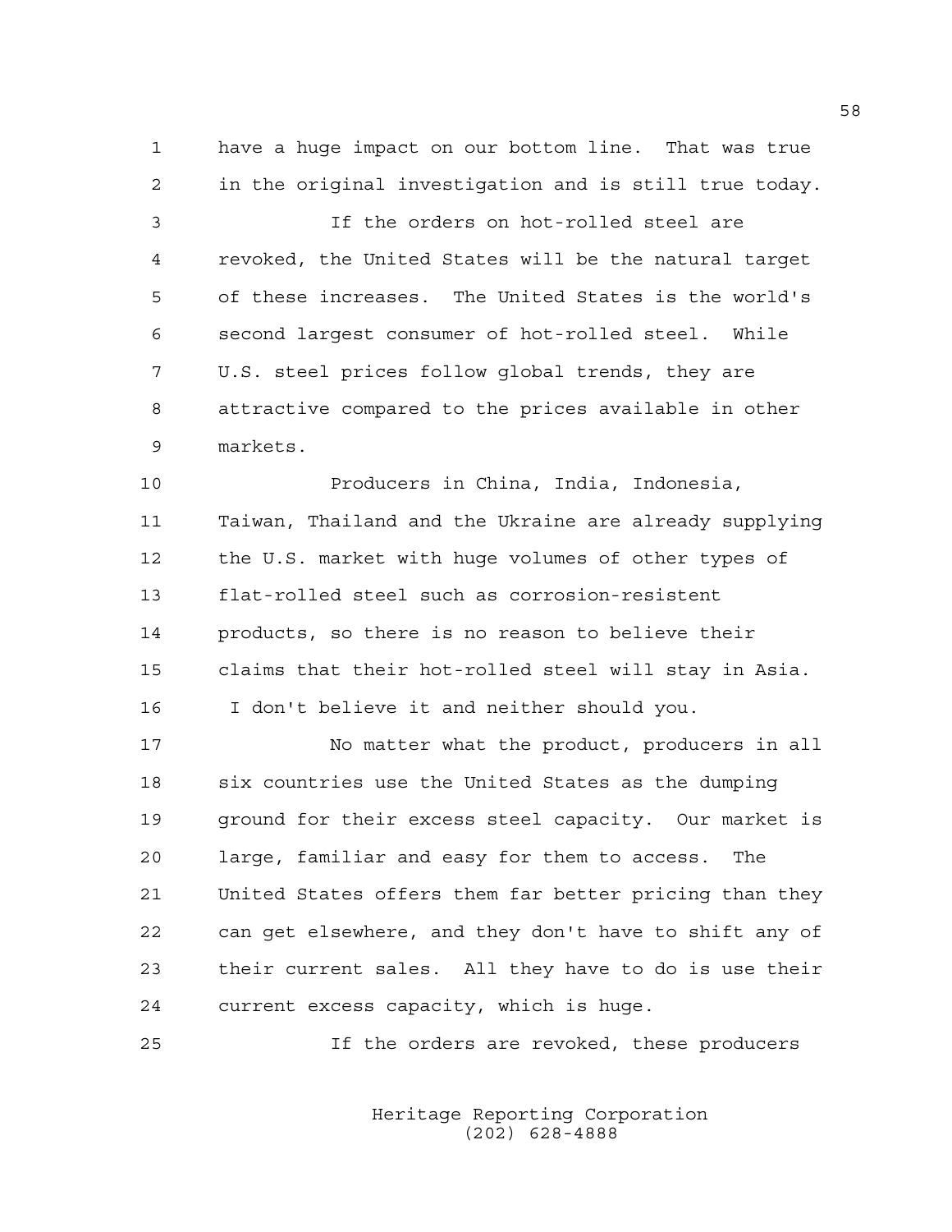have a huge impact on our bottom line. That was true in the original investigation and is still true today.

If the orders on hot-rolled steel are revoked, the United States will be the natural target of these increases. The United States is the world's second largest consumer of hot-rolled steel. While U.S. steel prices follow global trends, they are attractive compared to the prices available in other markets.

Producers in China, India, Indonesia, Taiwan, Thailand and the Ukraine are already supplying the U.S. market with huge volumes of other types of flat-rolled steel such as corrosion-resistent products, so there is no reason to believe their claims that their hot-rolled steel will stay in Asia. I don't believe it and neither should you.

No matter what the product, producers in all six countries use the United States as the dumping ground for their excess steel capacity. Our market is large, familiar and easy for them to access. The United States offers them far better pricing than they can get elsewhere, and they don't have to shift any of their current sales. All they have to do is use their current excess capacity, which is huge.

If the orders are revoked, these producers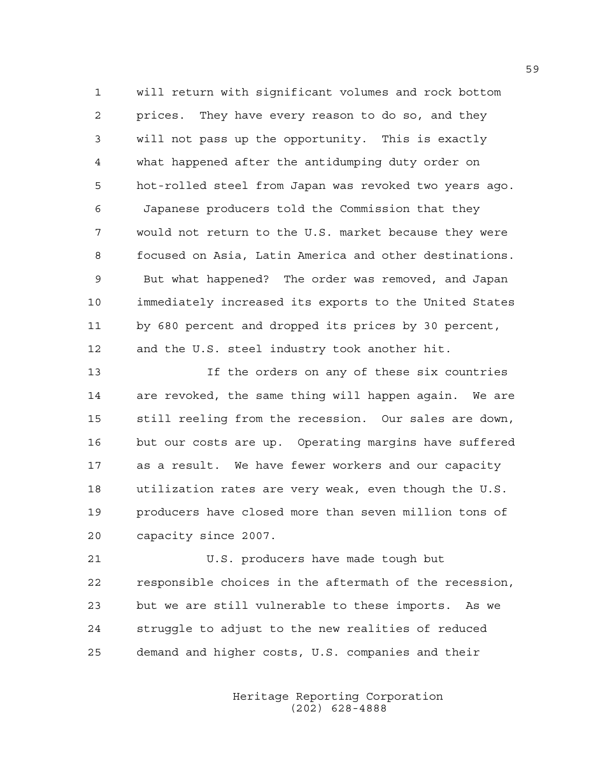will return with significant volumes and rock bottom prices. They have every reason to do so, and they will not pass up the opportunity. This is exactly what happened after the antidumping duty order on hot-rolled steel from Japan was revoked two years ago. Japanese producers told the Commission that they would not return to the U.S. market because they were focused on Asia, Latin America and other destinations. But what happened? The order was removed, and Japan immediately increased its exports to the United States by 680 percent and dropped its prices by 30 percent, and the U.S. steel industry took another hit.

If the orders on any of these six countries are revoked, the same thing will happen again. We are still reeling from the recession. Our sales are down, but our costs are up. Operating margins have suffered as a result. We have fewer workers and our capacity utilization rates are very weak, even though the U.S. producers have closed more than seven million tons of capacity since 2007.

U.S. producers have made tough but responsible choices in the aftermath of the recession, but we are still vulnerable to these imports. As we struggle to adjust to the new realities of reduced demand and higher costs, U.S. companies and their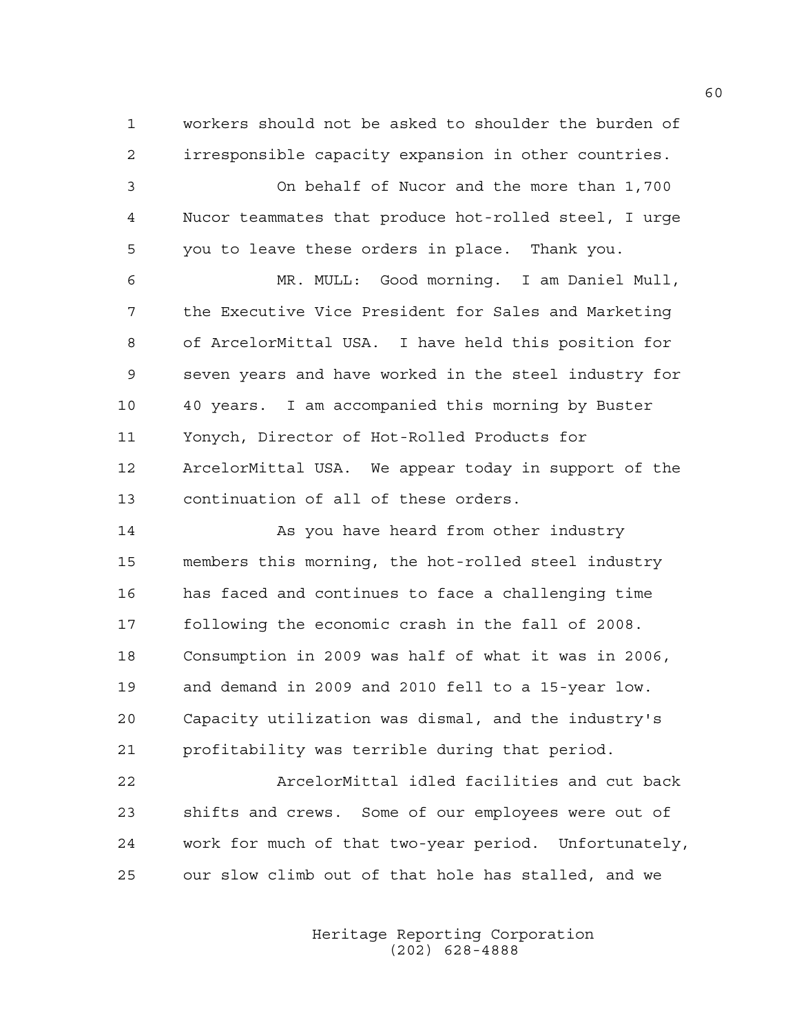workers should not be asked to shoulder the burden of irresponsible capacity expansion in other countries.

On behalf of Nucor and the more than 1,700 Nucor teammates that produce hot-rolled steel, I urge you to leave these orders in place. Thank you.

MR. MULL: Good morning. I am Daniel Mull, the Executive Vice President for Sales and Marketing of ArcelorMittal USA. I have held this position for seven years and have worked in the steel industry for 40 years. I am accompanied this morning by Buster Yonych, Director of Hot-Rolled Products for ArcelorMittal USA. We appear today in support of the continuation of all of these orders.

As you have heard from other industry members this morning, the hot-rolled steel industry has faced and continues to face a challenging time following the economic crash in the fall of 2008. Consumption in 2009 was half of what it was in 2006, and demand in 2009 and 2010 fell to a 15-year low. Capacity utilization was dismal, and the industry's profitability was terrible during that period.

ArcelorMittal idled facilities and cut back shifts and crews. Some of our employees were out of work for much of that two-year period. Unfortunately, our slow climb out of that hole has stalled, and we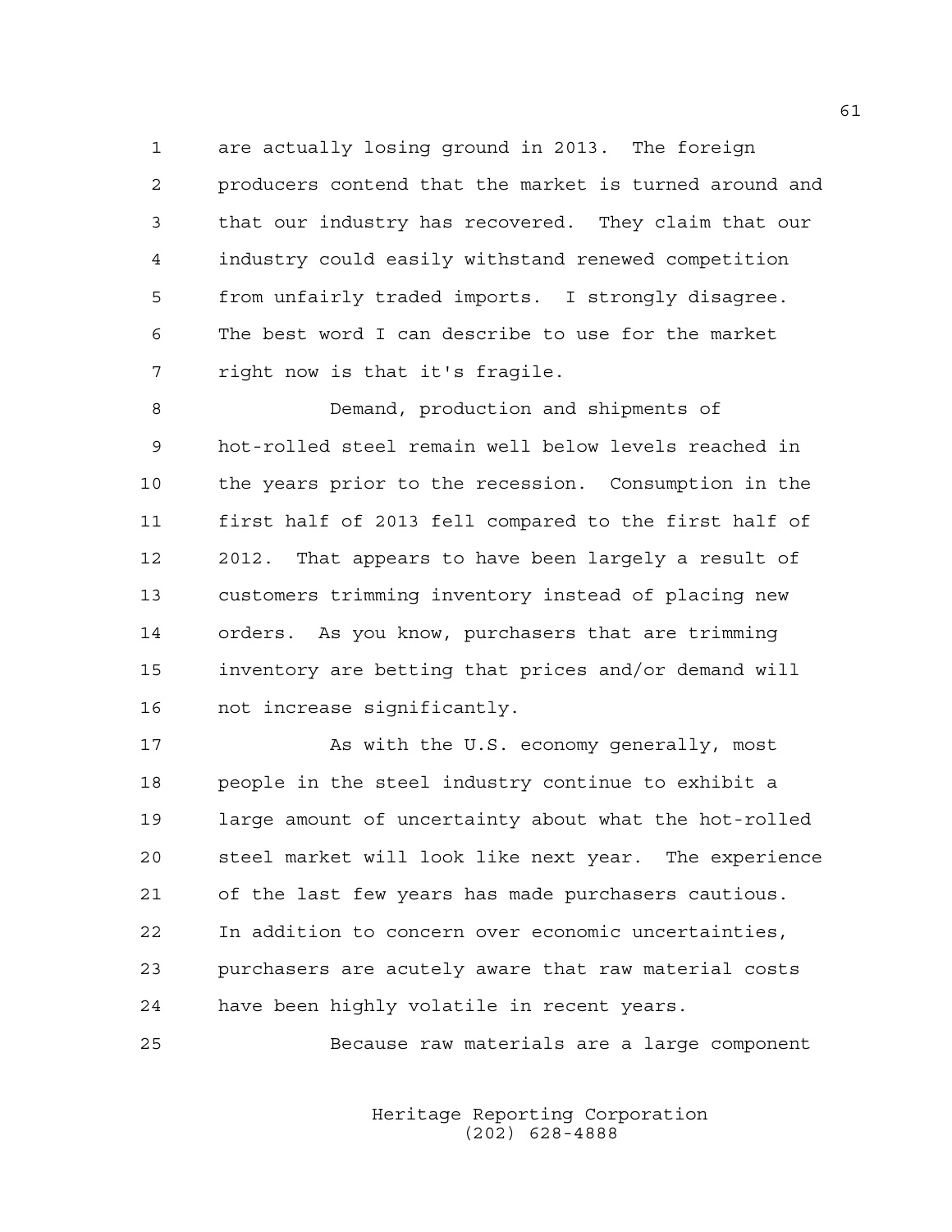are actually losing ground in 2013. The foreign producers contend that the market is turned around and that our industry has recovered. They claim that our industry could easily withstand renewed competition from unfairly traded imports. I strongly disagree. The best word I can describe to use for the market right now is that it's fragile.

Demand, production and shipments of hot-rolled steel remain well below levels reached in the years prior to the recession. Consumption in the first half of 2013 fell compared to the first half of 2012. That appears to have been largely a result of customers trimming inventory instead of placing new orders. As you know, purchasers that are trimming inventory are betting that prices and/or demand will not increase significantly.

As with the U.S. economy generally, most people in the steel industry continue to exhibit a large amount of uncertainty about what the hot-rolled steel market will look like next year. The experience of the last few years has made purchasers cautious. In addition to concern over economic uncertainties, purchasers are acutely aware that raw material costs have been highly volatile in recent years.

Because raw materials are a large component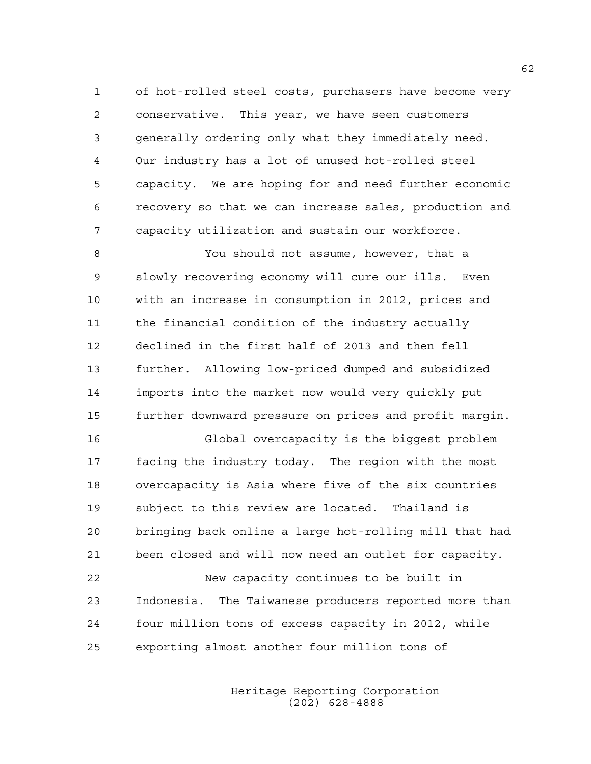of hot-rolled steel costs, purchasers have become very conservative. This year, we have seen customers generally ordering only what they immediately need. Our industry has a lot of unused hot-rolled steel capacity. We are hoping for and need further economic recovery so that we can increase sales, production and capacity utilization and sustain our workforce.

You should not assume, however, that a slowly recovering economy will cure our ills. Even with an increase in consumption in 2012, prices and the financial condition of the industry actually declined in the first half of 2013 and then fell further. Allowing low-priced dumped and subsidized imports into the market now would very quickly put further downward pressure on prices and profit margin.

Global overcapacity is the biggest problem facing the industry today. The region with the most overcapacity is Asia where five of the six countries subject to this review are located. Thailand is bringing back online a large hot-rolling mill that had been closed and will now need an outlet for capacity.

New capacity continues to be built in Indonesia. The Taiwanese producers reported more than four million tons of excess capacity in 2012, while exporting almost another four million tons of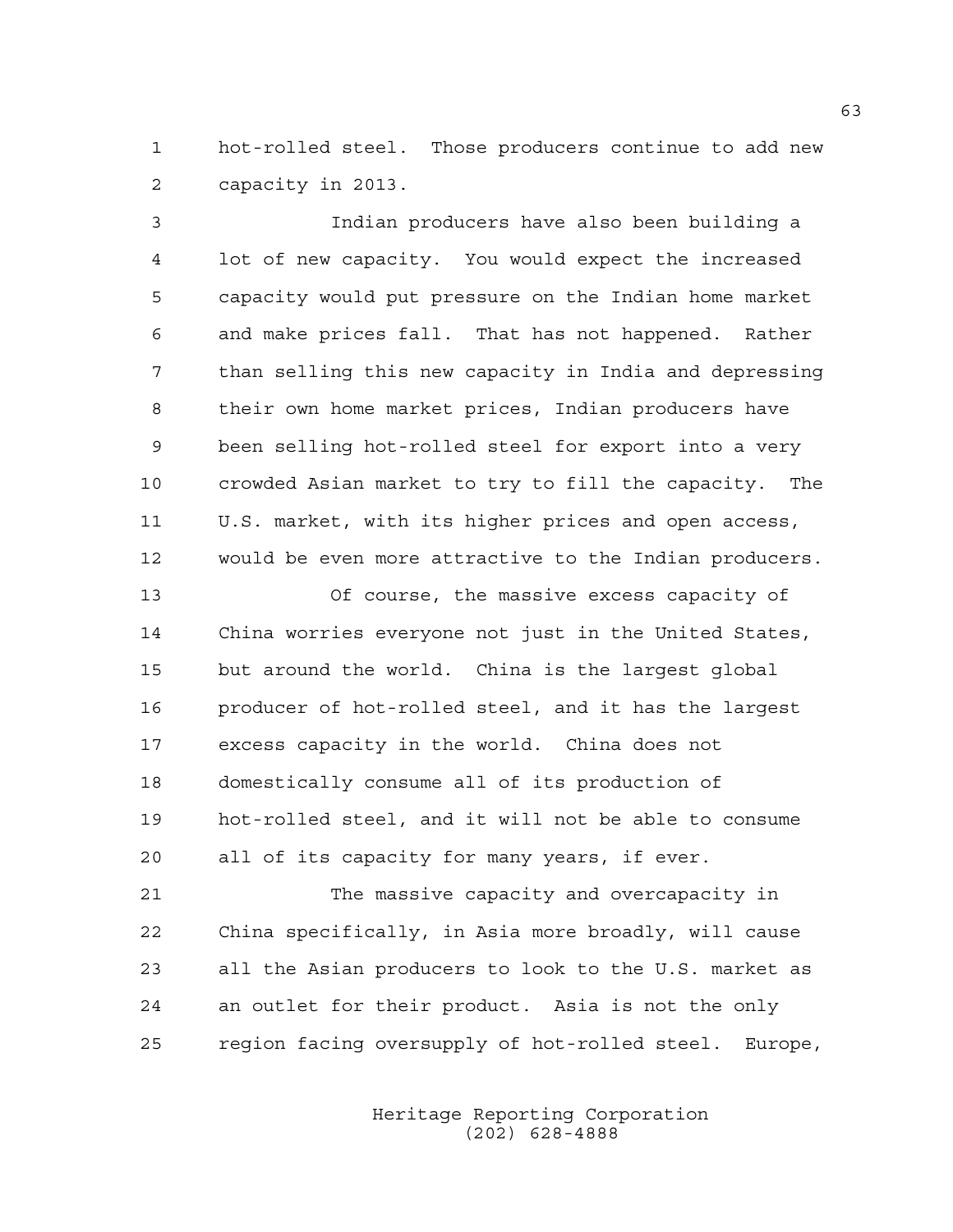hot-rolled steel. Those producers continue to add new capacity in 2013.

Indian producers have also been building a lot of new capacity. You would expect the increased capacity would put pressure on the Indian home market and make prices fall. That has not happened. Rather than selling this new capacity in India and depressing their own home market prices, Indian producers have been selling hot-rolled steel for export into a very crowded Asian market to try to fill the capacity. The U.S. market, with its higher prices and open access, would be even more attractive to the Indian producers.

Of course, the massive excess capacity of China worries everyone not just in the United States, but around the world. China is the largest global producer of hot-rolled steel, and it has the largest excess capacity in the world. China does not domestically consume all of its production of hot-rolled steel, and it will not be able to consume all of its capacity for many years, if ever.

The massive capacity and overcapacity in China specifically, in Asia more broadly, will cause all the Asian producers to look to the U.S. market as an outlet for their product. Asia is not the only region facing oversupply of hot-rolled steel. Europe,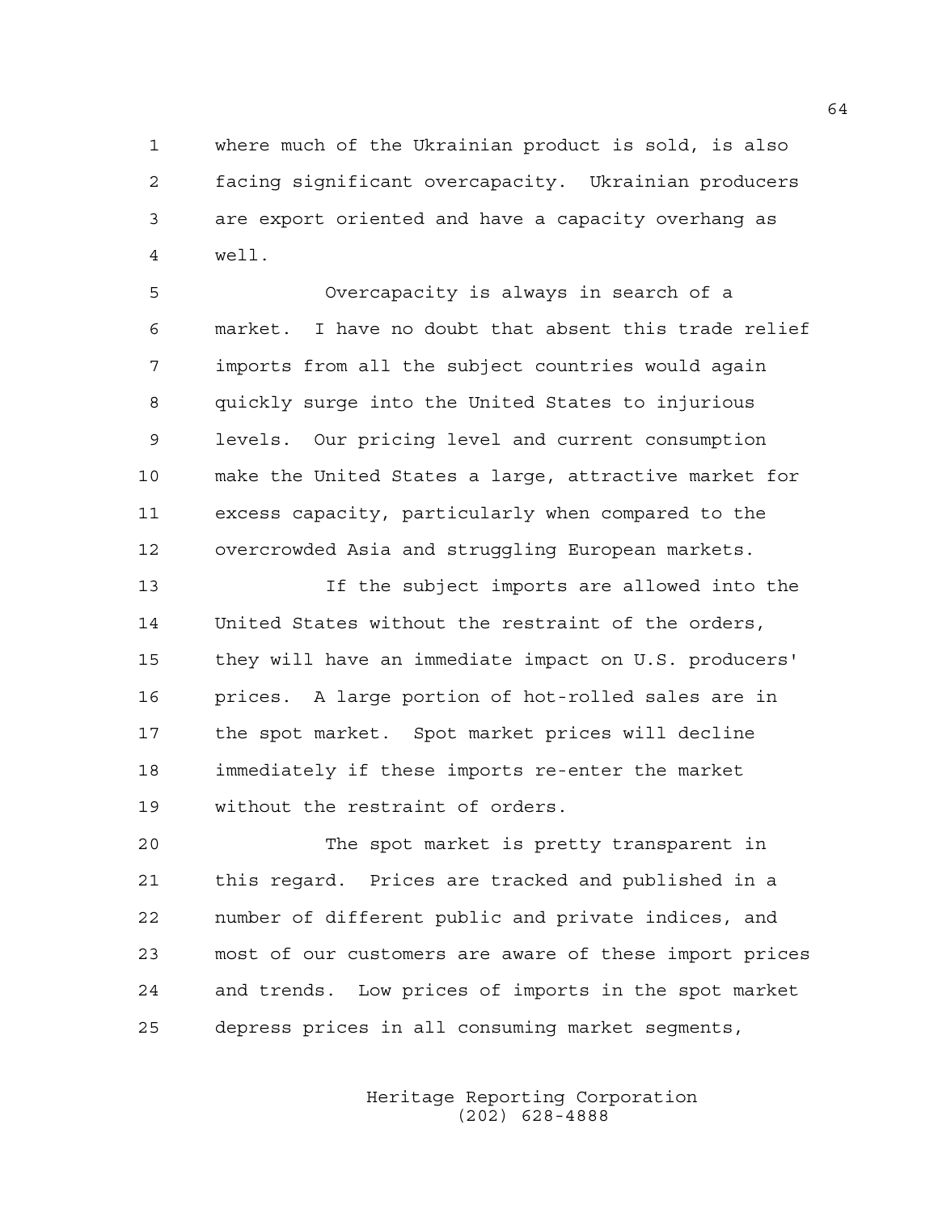where much of the Ukrainian product is sold, is also facing significant overcapacity. Ukrainian producers are export oriented and have a capacity overhang as well.

Overcapacity is always in search of a market. I have no doubt that absent this trade relief imports from all the subject countries would again quickly surge into the United States to injurious levels. Our pricing level and current consumption make the United States a large, attractive market for excess capacity, particularly when compared to the overcrowded Asia and struggling European markets.

If the subject imports are allowed into the United States without the restraint of the orders, they will have an immediate impact on U.S. producers' prices. A large portion of hot-rolled sales are in the spot market. Spot market prices will decline immediately if these imports re-enter the market without the restraint of orders.

The spot market is pretty transparent in this regard. Prices are tracked and published in a number of different public and private indices, and most of our customers are aware of these import prices and trends. Low prices of imports in the spot market depress prices in all consuming market segments,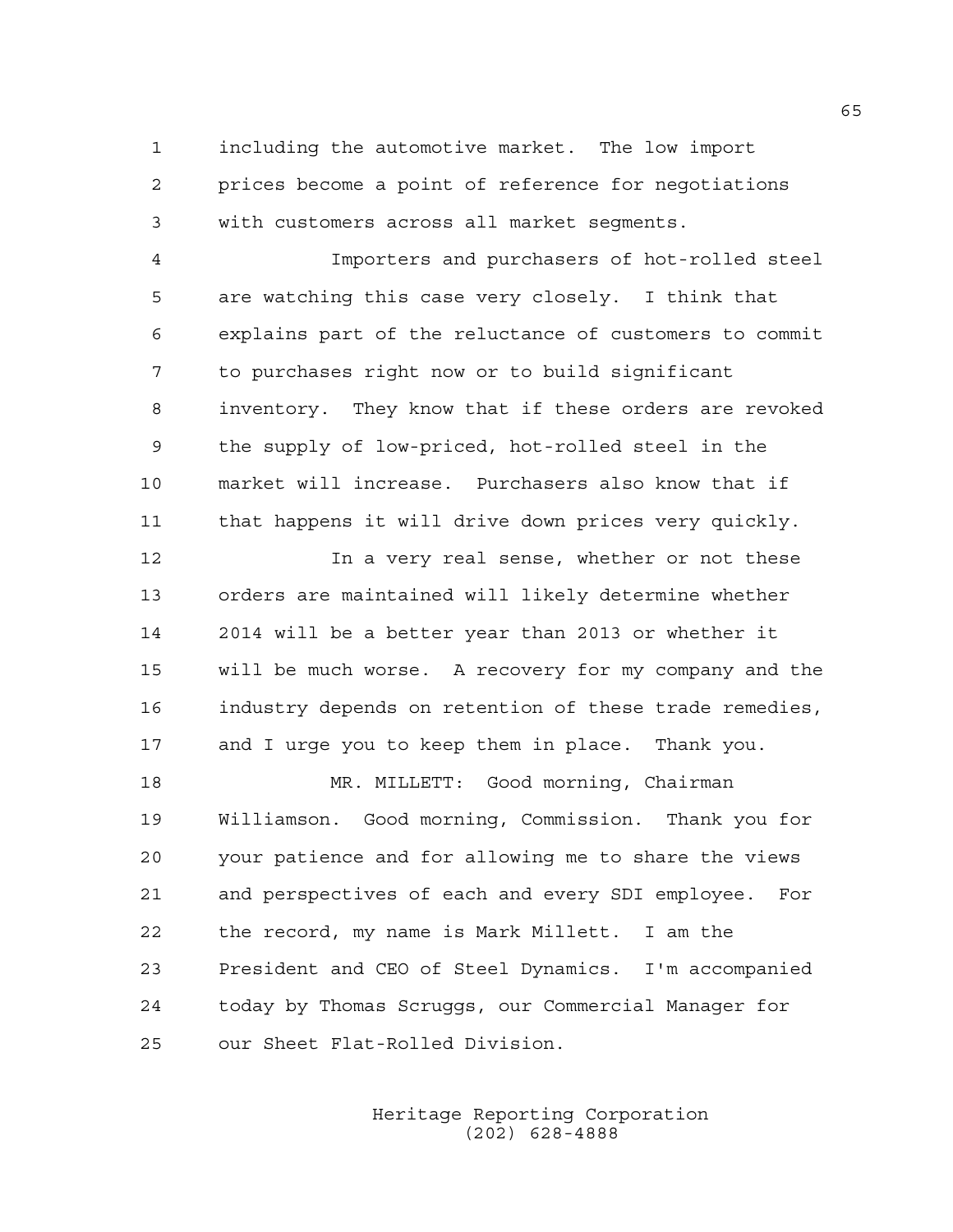including the automotive market. The low import prices become a point of reference for negotiations with customers across all market segments.

Importers and purchasers of hot-rolled steel are watching this case very closely. I think that explains part of the reluctance of customers to commit to purchases right now or to build significant inventory. They know that if these orders are revoked the supply of low-priced, hot-rolled steel in the market will increase. Purchasers also know that if that happens it will drive down prices very quickly.

In a very real sense, whether or not these orders are maintained will likely determine whether 2014 will be a better year than 2013 or whether it will be much worse. A recovery for my company and the industry depends on retention of these trade remedies, and I urge you to keep them in place. Thank you.

MR. MILLETT: Good morning, Chairman Williamson. Good morning, Commission. Thank you for your patience and for allowing me to share the views and perspectives of each and every SDI employee. For the record, my name is Mark Millett. I am the President and CEO of Steel Dynamics. I'm accompanied today by Thomas Scruggs, our Commercial Manager for our Sheet Flat-Rolled Division.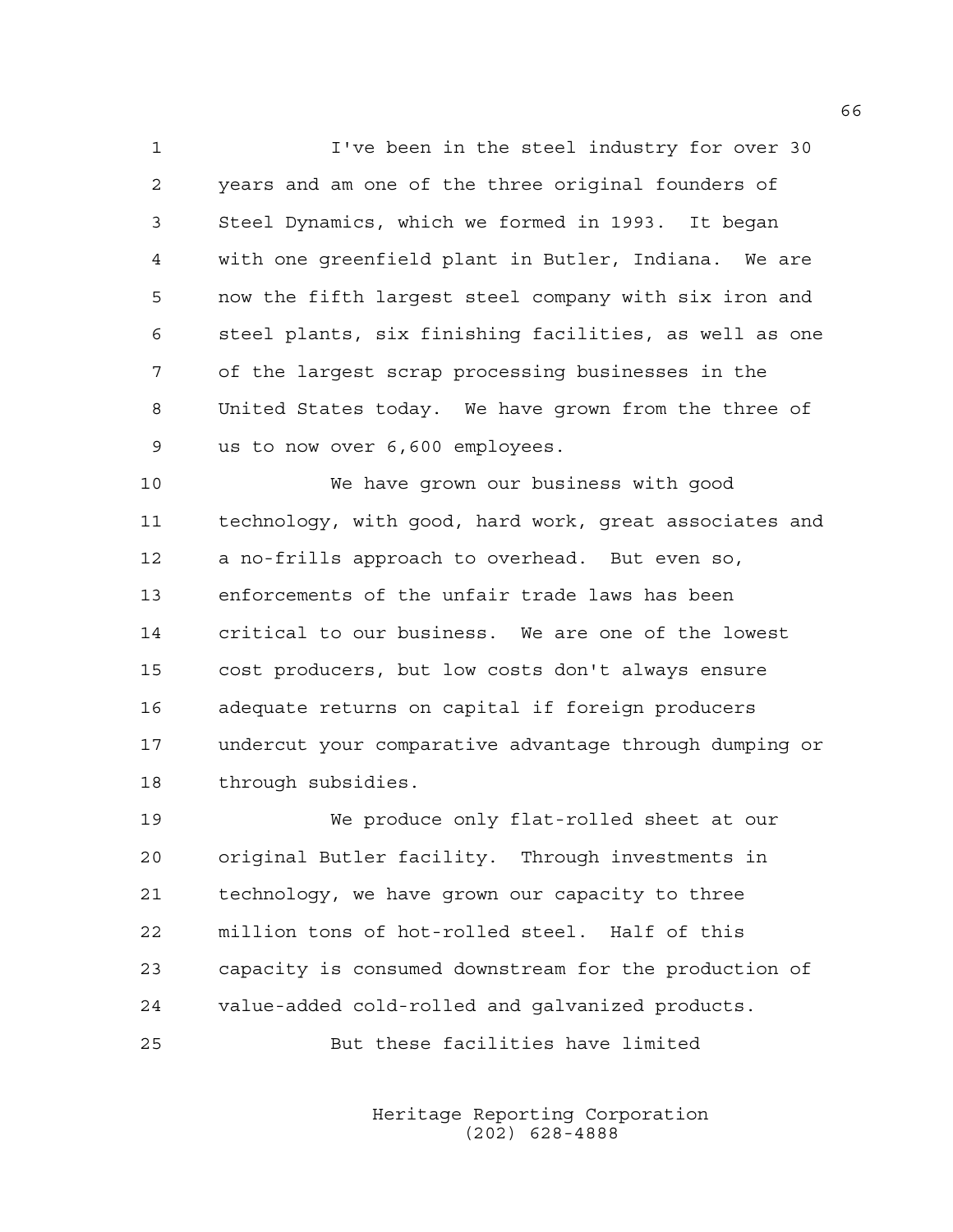I've been in the steel industry for over 30 years and am one of the three original founders of Steel Dynamics, which we formed in 1993. It began with one greenfield plant in Butler, Indiana. We are now the fifth largest steel company with six iron and steel plants, six finishing facilities, as well as one of the largest scrap processing businesses in the United States today. We have grown from the three of us to now over 6,600 employees.

We have grown our business with good technology, with good, hard work, great associates and a no-frills approach to overhead. But even so, enforcements of the unfair trade laws has been critical to our business. We are one of the lowest cost producers, but low costs don't always ensure adequate returns on capital if foreign producers undercut your comparative advantage through dumping or through subsidies.

We produce only flat-rolled sheet at our original Butler facility. Through investments in technology, we have grown our capacity to three million tons of hot-rolled steel. Half of this capacity is consumed downstream for the production of value-added cold-rolled and galvanized products.

But these facilities have limited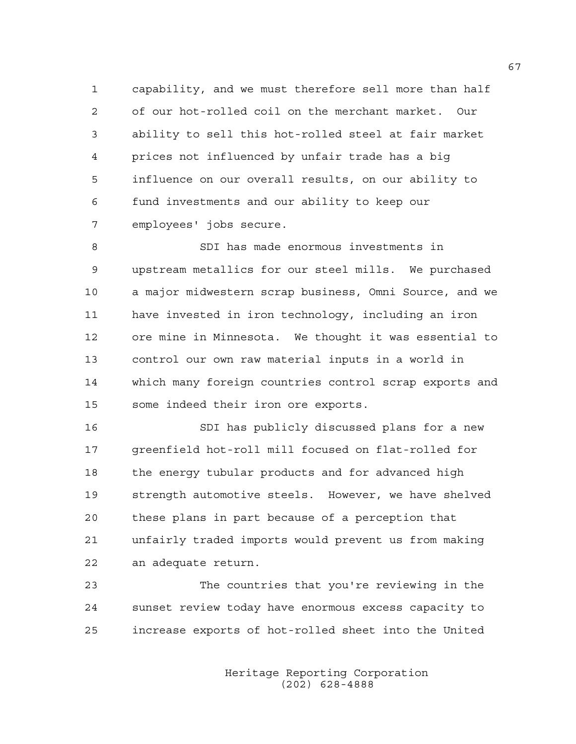capability, and we must therefore sell more than half of our hot-rolled coil on the merchant market. Our ability to sell this hot-rolled steel at fair market prices not influenced by unfair trade has a big influence on our overall results, on our ability to fund investments and our ability to keep our employees' jobs secure.

SDI has made enormous investments in upstream metallics for our steel mills. We purchased a major midwestern scrap business, Omni Source, and we have invested in iron technology, including an iron ore mine in Minnesota. We thought it was essential to control our own raw material inputs in a world in which many foreign countries control scrap exports and some indeed their iron ore exports.

SDI has publicly discussed plans for a new greenfield hot-roll mill focused on flat-rolled for the energy tubular products and for advanced high strength automotive steels. However, we have shelved these plans in part because of a perception that unfairly traded imports would prevent us from making an adequate return.

The countries that you're reviewing in the sunset review today have enormous excess capacity to increase exports of hot-rolled sheet into the United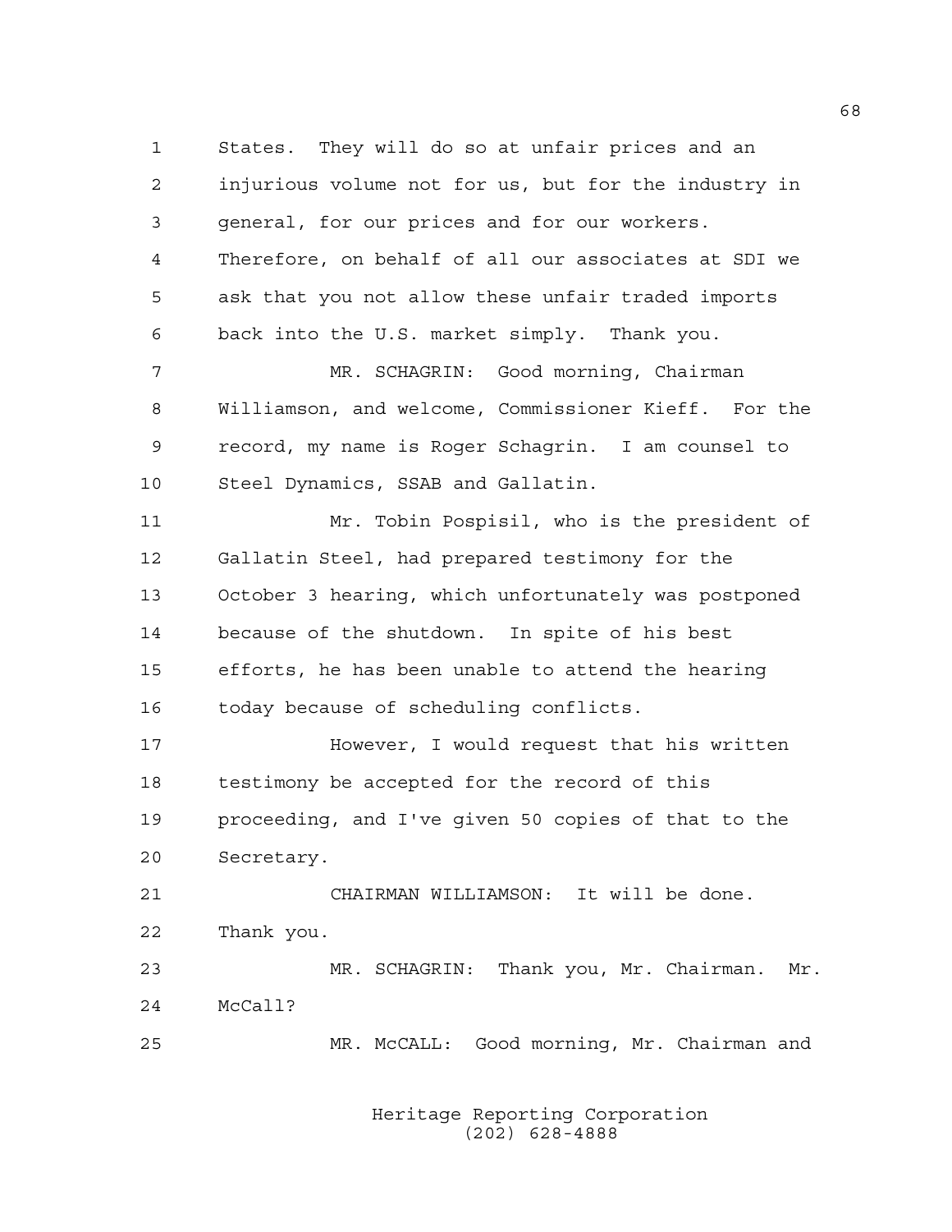States. They will do so at unfair prices and an injurious volume not for us, but for the industry in general, for our prices and for our workers. Therefore, on behalf of all our associates at SDI we ask that you not allow these unfair traded imports back into the U.S. market simply. Thank you.

MR. SCHAGRIN: Good morning, Chairman Williamson, and welcome, Commissioner Kieff. For the record, my name is Roger Schagrin. I am counsel to Steel Dynamics, SSAB and Gallatin.

Mr. Tobin Pospisil, who is the president of Gallatin Steel, had prepared testimony for the October 3 hearing, which unfortunately was postponed because of the shutdown. In spite of his best efforts, he has been unable to attend the hearing today because of scheduling conflicts.

However, I would request that his written testimony be accepted for the record of this proceeding, and I've given 50 copies of that to the Secretary.

CHAIRMAN WILLIAMSON: It will be done. Thank you.

MR. SCHAGRIN: Thank you, Mr. Chairman. Mr. McCall?

MR. McCALL: Good morning, Mr. Chairman and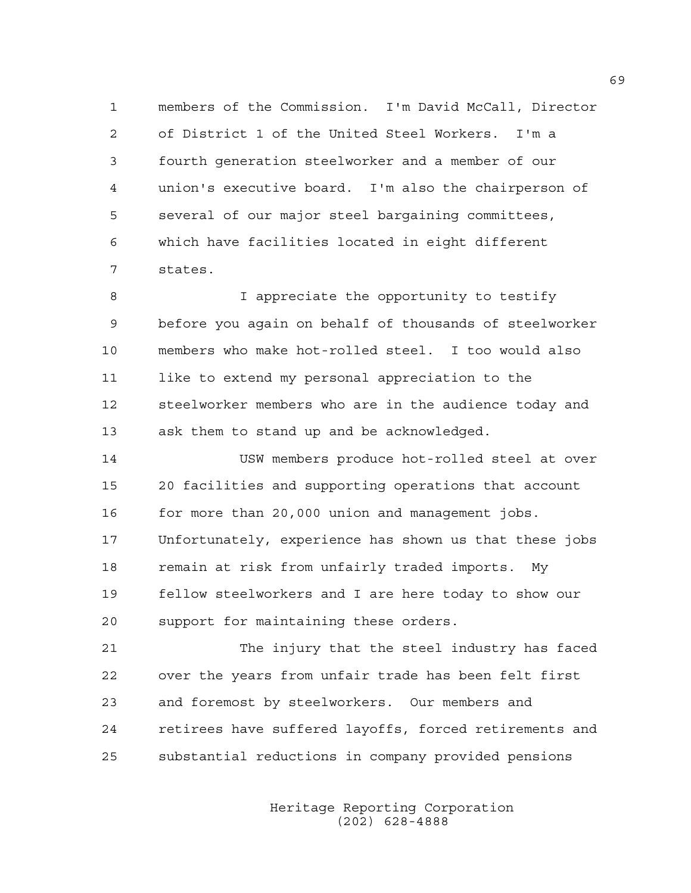members of the Commission. I'm David McCall, Director of District 1 of the United Steel Workers. I'm a fourth generation steelworker and a member of our union's executive board. I'm also the chairperson of several of our major steel bargaining committees, which have facilities located in eight different states.

I appreciate the opportunity to testify before you again on behalf of thousands of steelworker members who make hot-rolled steel. I too would also like to extend my personal appreciation to the steelworker members who are in the audience today and ask them to stand up and be acknowledged.

USW members produce hot-rolled steel at over 20 facilities and supporting operations that account for more than 20,000 union and management jobs. Unfortunately, experience has shown us that these jobs remain at risk from unfairly traded imports. My fellow steelworkers and I are here today to show our support for maintaining these orders.

The injury that the steel industry has faced over the years from unfair trade has been felt first and foremost by steelworkers. Our members and retirees have suffered layoffs, forced retirements and substantial reductions in company provided pensions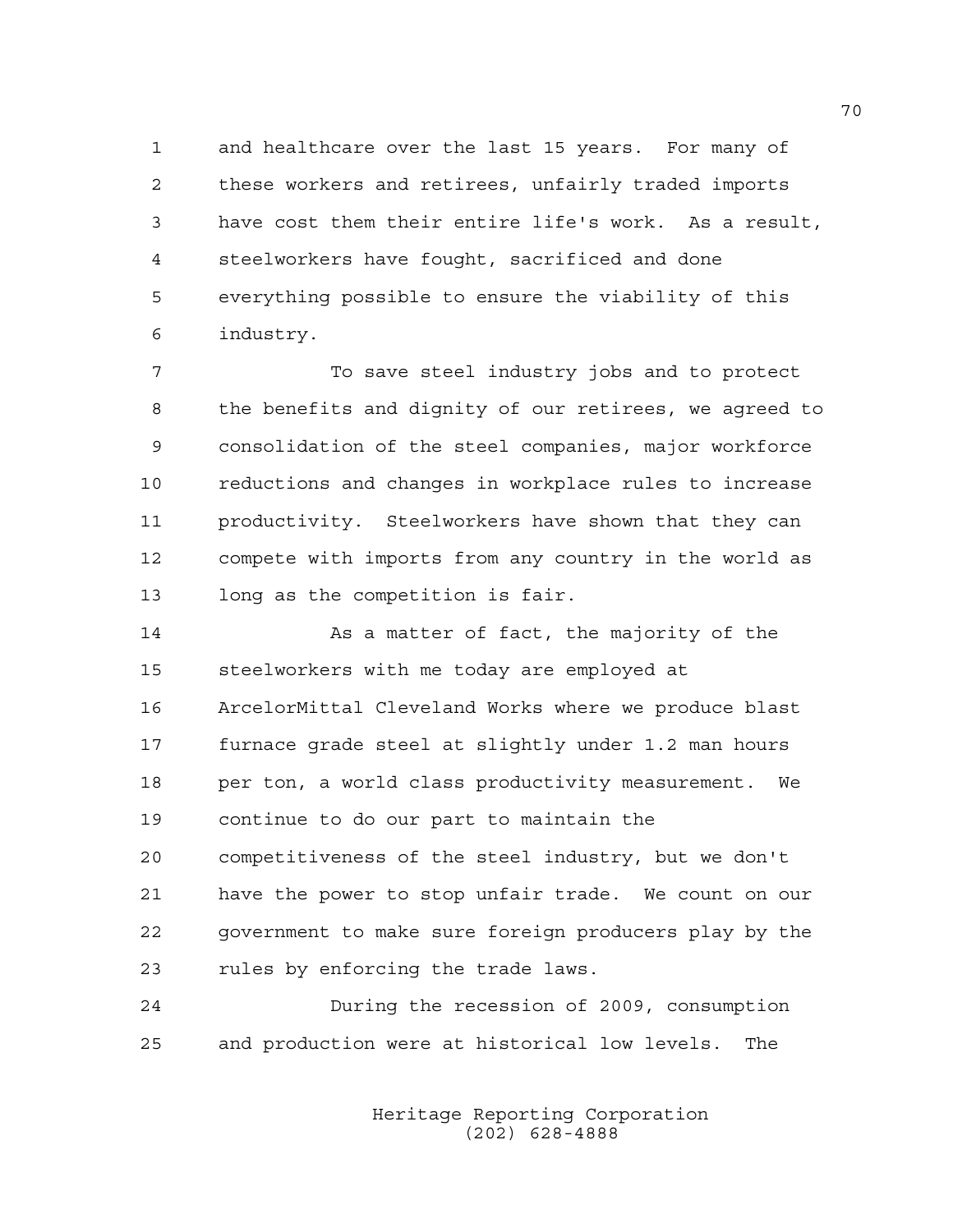and healthcare over the last 15 years. For many of these workers and retirees, unfairly traded imports have cost them their entire life's work. As a result, steelworkers have fought, sacrificed and done everything possible to ensure the viability of this industry.

To save steel industry jobs and to protect the benefits and dignity of our retirees, we agreed to consolidation of the steel companies, major workforce reductions and changes in workplace rules to increase productivity. Steelworkers have shown that they can compete with imports from any country in the world as long as the competition is fair.

As a matter of fact, the majority of the steelworkers with me today are employed at ArcelorMittal Cleveland Works where we produce blast furnace grade steel at slightly under 1.2 man hours per ton, a world class productivity measurement. We continue to do our part to maintain the competitiveness of the steel industry, but we don't have the power to stop unfair trade. We count on our government to make sure foreign producers play by the rules by enforcing the trade laws.

During the recession of 2009, consumption and production were at historical low levels. The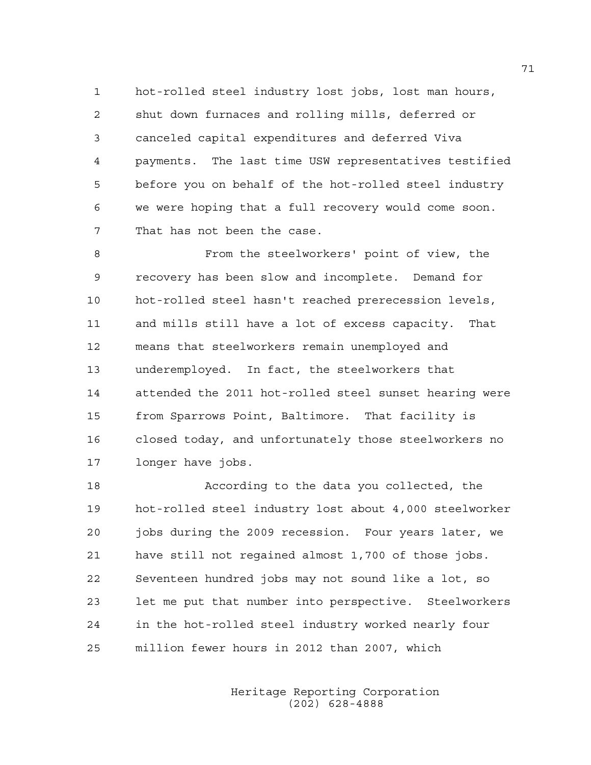hot-rolled steel industry lost jobs, lost man hours, shut down furnaces and rolling mills, deferred or canceled capital expenditures and deferred Viva payments. The last time USW representatives testified before you on behalf of the hot-rolled steel industry we were hoping that a full recovery would come soon. That has not been the case.

From the steelworkers' point of view, the recovery has been slow and incomplete. Demand for hot-rolled steel hasn't reached prerecession levels, and mills still have a lot of excess capacity. That means that steelworkers remain unemployed and underemployed. In fact, the steelworkers that attended the 2011 hot-rolled steel sunset hearing were from Sparrows Point, Baltimore. That facility is closed today, and unfortunately those steelworkers no longer have jobs.

According to the data you collected, the hot-rolled steel industry lost about 4,000 steelworker jobs during the 2009 recession. Four years later, we have still not regained almost 1,700 of those jobs. Seventeen hundred jobs may not sound like a lot, so let me put that number into perspective. Steelworkers in the hot-rolled steel industry worked nearly four million fewer hours in 2012 than 2007, which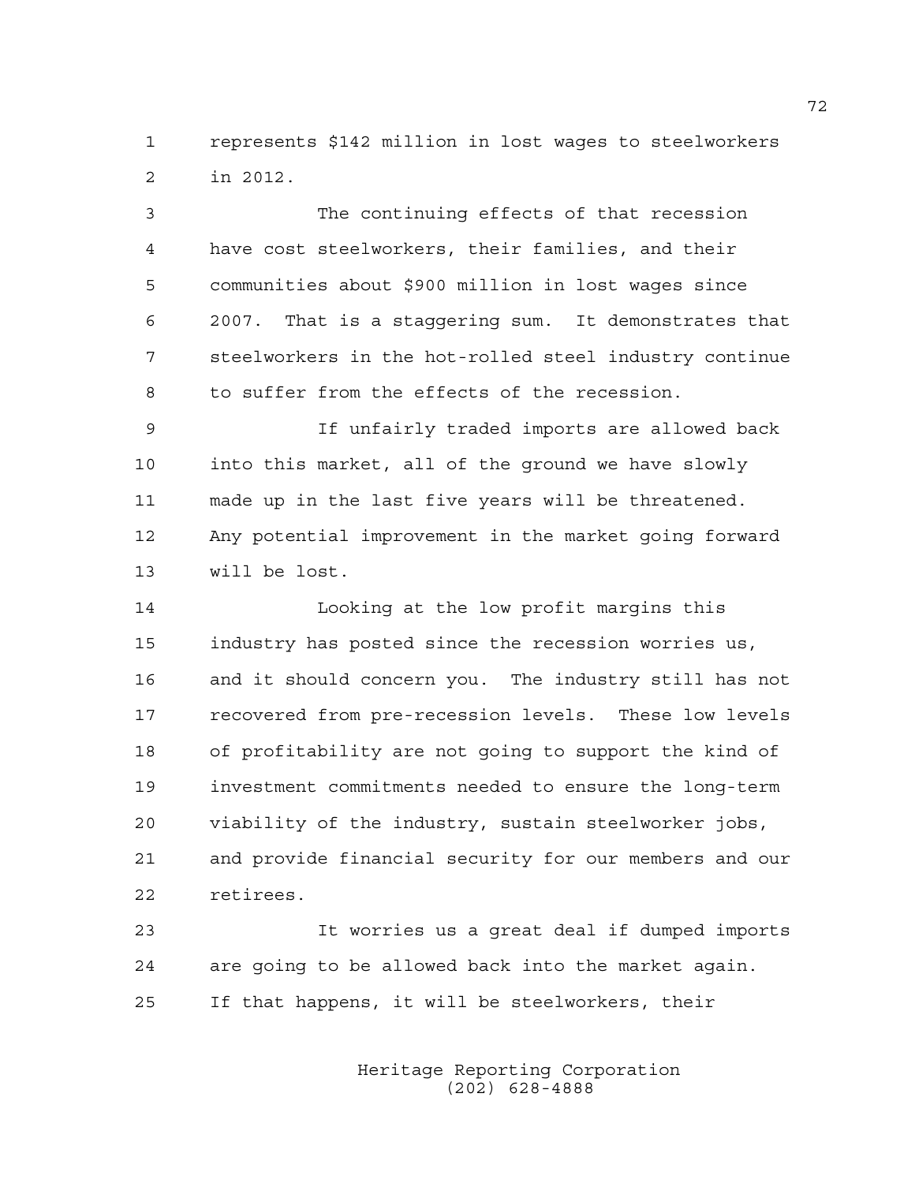represents $142 million in lost wages to steelworkers in 2012.

The continuing effects of that recession have cost steelworkers, their families, and their communities about $900 million in lost wages since 2007. That is a staggering sum. It demonstrates that steelworkers in the hot-rolled steel industry continue to suffer from the effects of the recession.

If unfairly traded imports are allowed back into this market, all of the ground we have slowly made up in the last five years will be threatened. Any potential improvement in the market going forward will be lost.

Looking at the low profit margins this industry has posted since the recession worries us, and it should concern you. The industry still has not recovered from pre-recession levels. These low levels of profitability are not going to support the kind of investment commitments needed to ensure the long-term viability of the industry, sustain steelworker jobs, and provide financial security for our members and our retirees.

It worries us a great deal if dumped imports are going to be allowed back into the market again. If that happens, it will be steelworkers, their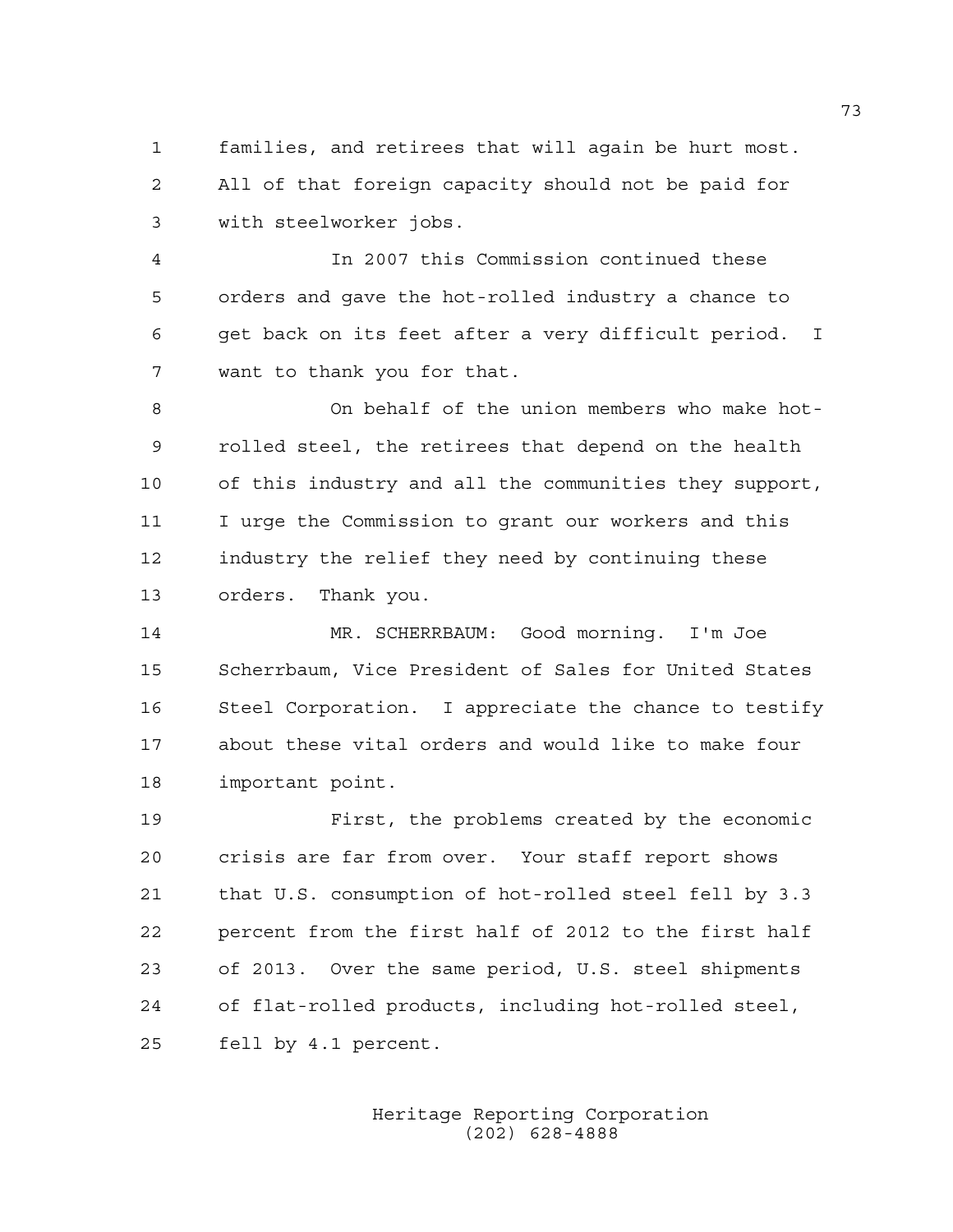families, and retirees that will again be hurt most. All of that foreign capacity should not be paid for with steelworker jobs.

In 2007 this Commission continued these orders and gave the hot-rolled industry a chance to get back on its feet after a very difficult period. I want to thank you for that.

On behalf of the union members who make hot-rolled steel, the retirees that depend on the health of this industry and all the communities they support, I urge the Commission to grant our workers and this industry the relief they need by continuing these orders. Thank you.

MR. SCHERRBAUM: Good morning. I'm Joe Scherrbaum, Vice President of Sales for United States Steel Corporation. I appreciate the chance to testify about these vital orders and would like to make four important point.

First, the problems created by the economic crisis are far from over. Your staff report shows that U.S. consumption of hot-rolled steel fell by 3.3 percent from the first half of 2012 to the first half of 2013. Over the same period, U.S. steel shipments of flat-rolled products, including hot-rolled steel, fell by 4.1 percent.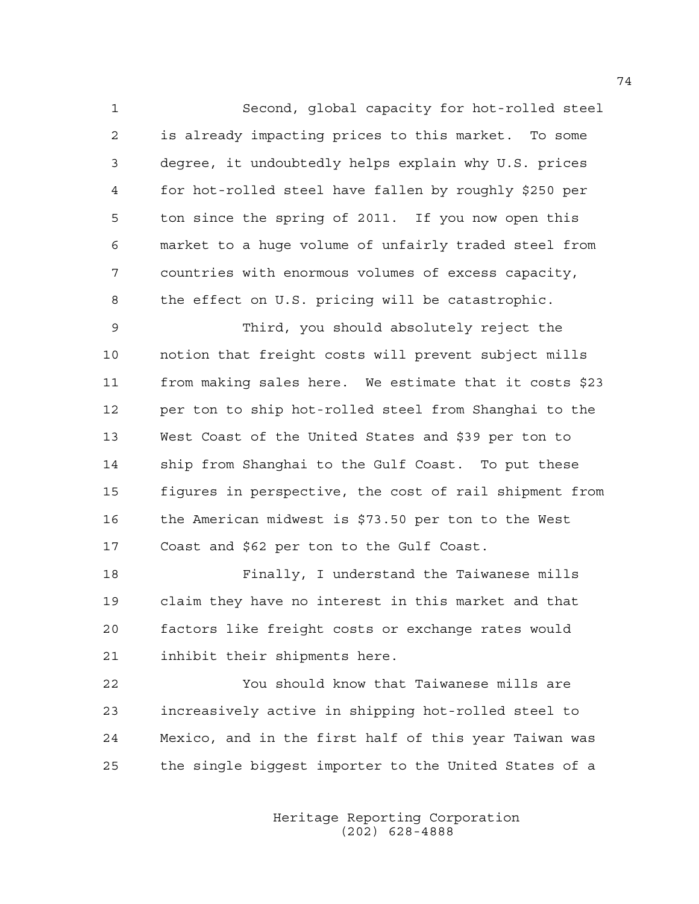Second, global capacity for hot-rolled steel is already impacting prices to this market. To some degree, it undoubtedly helps explain why U.S. prices for hot-rolled steel have fallen by roughly $250 per ton since the spring of 2011. If you now open this market to a huge volume of unfairly traded steel from countries with enormous volumes of excess capacity, the effect on U.S. pricing will be catastrophic.

Third, you should absolutely reject the notion that freight costs will prevent subject mills from making sales here. We estimate that it costs $23 per ton to ship hot-rolled steel from Shanghai to the West Coast of the United States and $39 per ton to ship from Shanghai to the Gulf Coast. To put these figures in perspective, the cost of rail shipment from the American midwest is $73.50 per ton to the West Coast and $62 per ton to the Gulf Coast.

Finally, I understand the Taiwanese mills claim they have no interest in this market and that factors like freight costs or exchange rates would inhibit their shipments here.

You should know that Taiwanese mills are increasively active in shipping hot-rolled steel to Mexico, and in the first half of this year Taiwan was the single biggest importer to the United States of a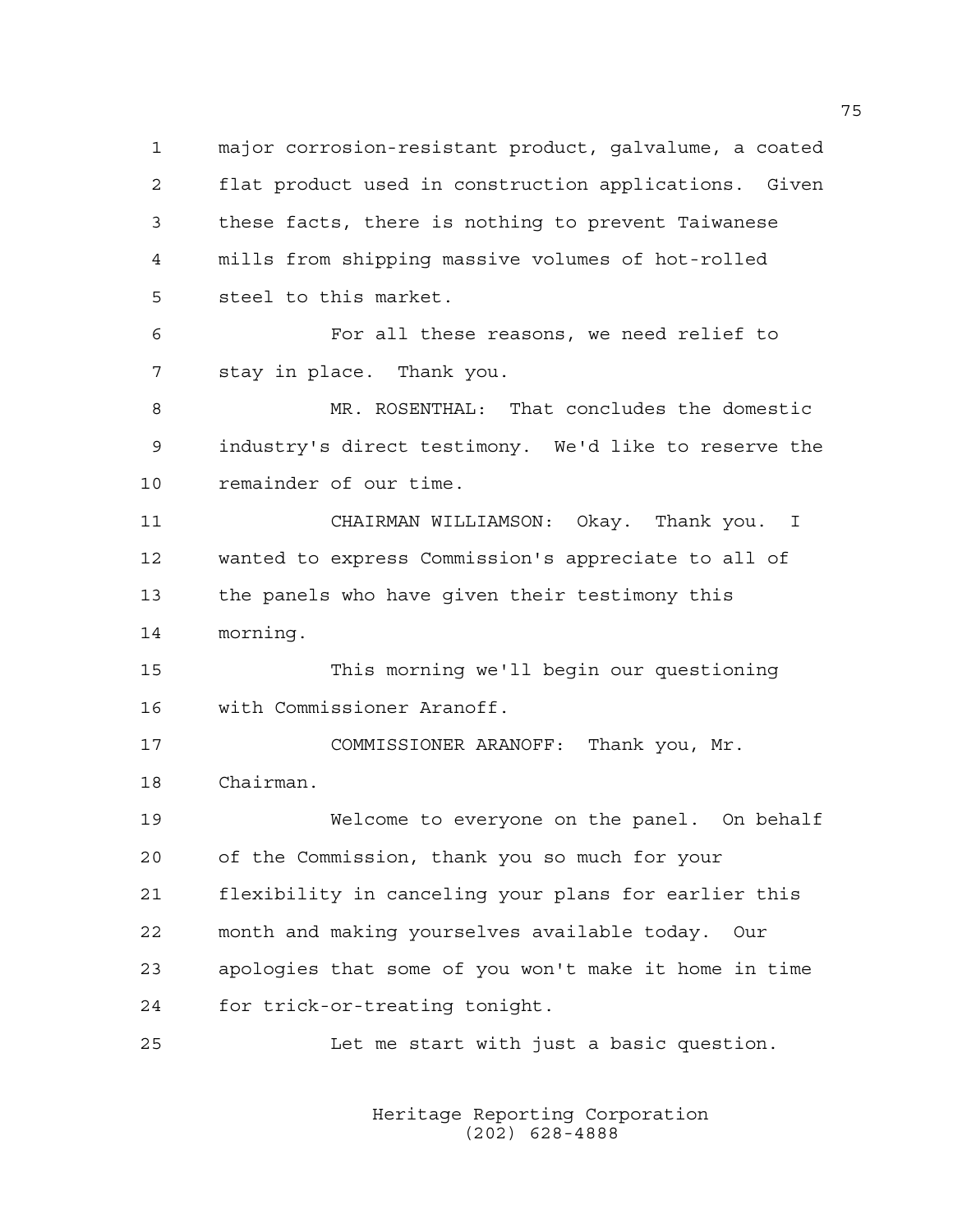major corrosion-resistant product, galvalume, a coated flat product used in construction applications. Given these facts, there is nothing to prevent Taiwanese mills from shipping massive volumes of hot-rolled steel to this market.

For all these reasons, we need relief to stay in place. Thank you.

MR. ROSENTHAL: That concludes the domestic industry's direct testimony. We'd like to reserve the remainder of our time.

CHAIRMAN WILLIAMSON: Okay. Thank you. I wanted to express Commission's appreciate to all of the panels who have given their testimony this morning.

This morning we'll begin our questioning with Commissioner Aranoff.

COMMISSIONER ARANOFF: Thank you, Mr. Chairman.

Welcome to everyone on the panel. On behalf of the Commission, thank you so much for your flexibility in canceling your plans for earlier this month and making yourselves available today. Our apologies that some of you won't make it home in time for trick-or-treating tonight.

Let me start with just a basic question.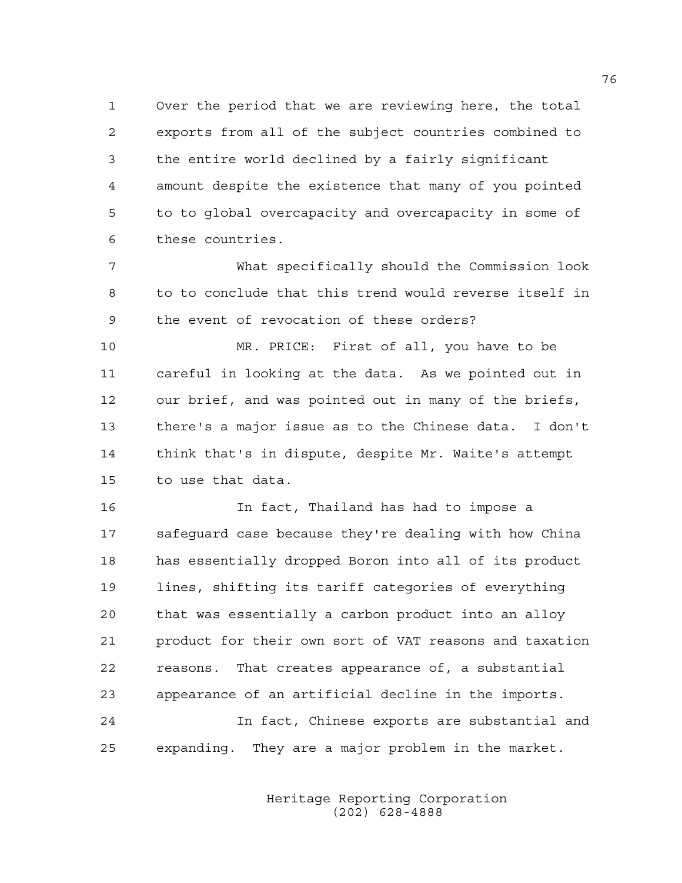Over the period that we are reviewing here, the total exports from all of the subject countries combined to the entire world declined by a fairly significant amount despite the existence that many of you pointed to to global overcapacity and overcapacity in some of these countries.

What specifically should the Commission look to to conclude that this trend would reverse itself in the event of revocation of these orders?

MR. PRICE: First of all, you have to be careful in looking at the data. As we pointed out in our brief, and was pointed out in many of the briefs, there's a major issue as to the Chinese data. I don't think that's in dispute, despite Mr. Waite's attempt to use that data.

In fact, Thailand has had to impose a safeguard case because they're dealing with how China has essentially dropped Boron into all of its product lines, shifting its tariff categories of everything that was essentially a carbon product into an alloy product for their own sort of VAT reasons and taxation reasons. That creates appearance of, a substantial appearance of an artificial decline in the imports.

In fact, Chinese exports are substantial and expanding. They are a major problem in the market.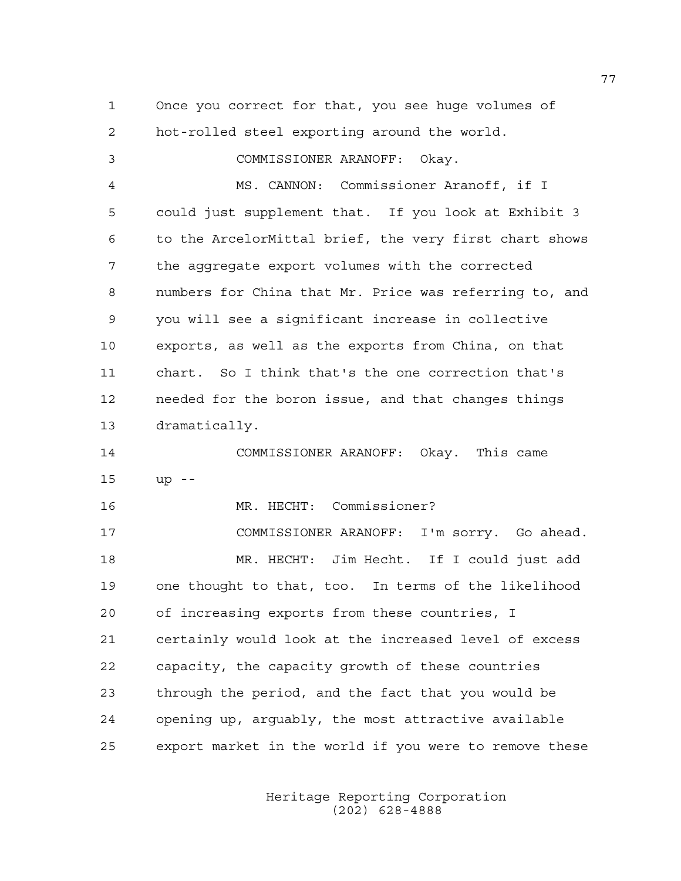Once you correct for that, you see huge volumes of hot-rolled steel exporting around the world.

COMMISSIONER ARANOFF: Okay.

MS. CANNON: Commissioner Aranoff, if I could just supplement that. If you look at Exhibit 3 to the ArcelorMittal brief, the very first chart shows the aggregate export volumes with the corrected numbers for China that Mr. Price was referring to, and you will see a significant increase in collective exports, as well as the exports from China, on that chart. So I think that's the one correction that's needed for the boron issue, and that changes things dramatically.

COMMISSIONER ARANOFF: Okay. This came up --

MR. HECHT: Commissioner?

COMMISSIONER ARANOFF: I'm sorry. Go ahead.

MR. HECHT: Jim Hecht. If I could just add one thought to that, too. In terms of the likelihood of increasing exports from these countries, I certainly would look at the increased level of excess capacity, the capacity growth of these countries through the period, and the fact that you would be opening up, arguably, the most attractive available export market in the world if you were to remove these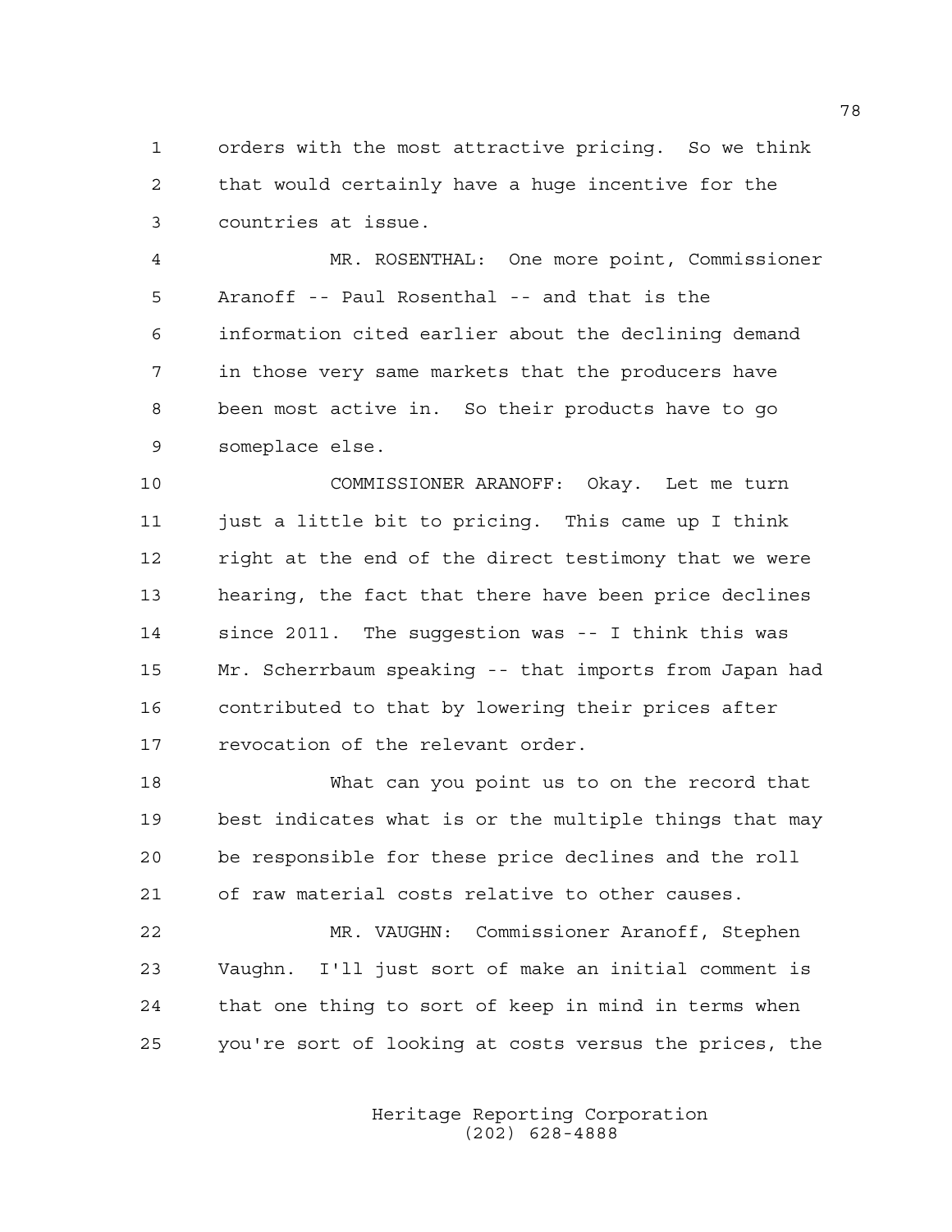orders with the most attractive pricing. So we think that would certainly have a huge incentive for the countries at issue.

MR. ROSENTHAL: One more point, Commissioner Aranoff -- Paul Rosenthal -- and that is the information cited earlier about the declining demand in those very same markets that the producers have been most active in. So their products have to go someplace else.

COMMISSIONER ARANOFF: Okay. Let me turn just a little bit to pricing. This came up I think right at the end of the direct testimony that we were hearing, the fact that there have been price declines since 2011. The suggestion was -- I think this was Mr. Scherrbaum speaking -- that imports from Japan had contributed to that by lowering their prices after revocation of the relevant order.

What can you point us to on the record that best indicates what is or the multiple things that may be responsible for these price declines and the roll of raw material costs relative to other causes.

MR. VAUGHN: Commissioner Aranoff, Stephen Vaughn. I'll just sort of make an initial comment is that one thing to sort of keep in mind in terms when you're sort of looking at costs versus the prices, the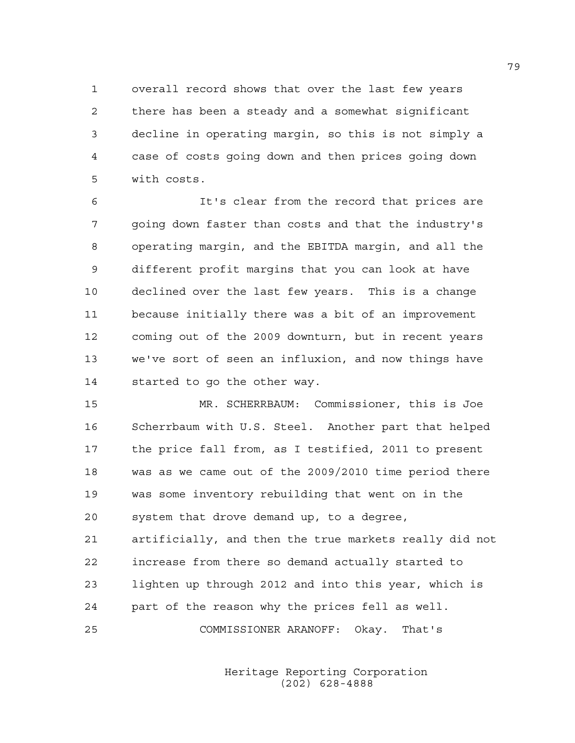overall record shows that over the last few years there has been a steady and a somewhat significant decline in operating margin, so this is not simply a case of costs going down and then prices going down with costs.

It's clear from the record that prices are going down faster than costs and that the industry's operating margin, and the EBITDA margin, and all the different profit margins that you can look at have declined over the last few years. This is a change because initially there was a bit of an improvement coming out of the 2009 downturn, but in recent years we've sort of seen an influxion, and now things have started to go the other way.

MR. SCHERRBAUM: Commissioner, this is Joe Scherrbaum with U.S. Steel. Another part that helped the price fall from, as I testified, 2011 to present was as we came out of the 2009/2010 time period there was some inventory rebuilding that went on in the system that drove demand up, to a degree, artificially, and then the true markets really did not increase from there so demand actually started to lighten up through 2012 and into this year, which is part of the reason why the prices fell as well.

COMMISSIONER ARANOFF: Okay. That's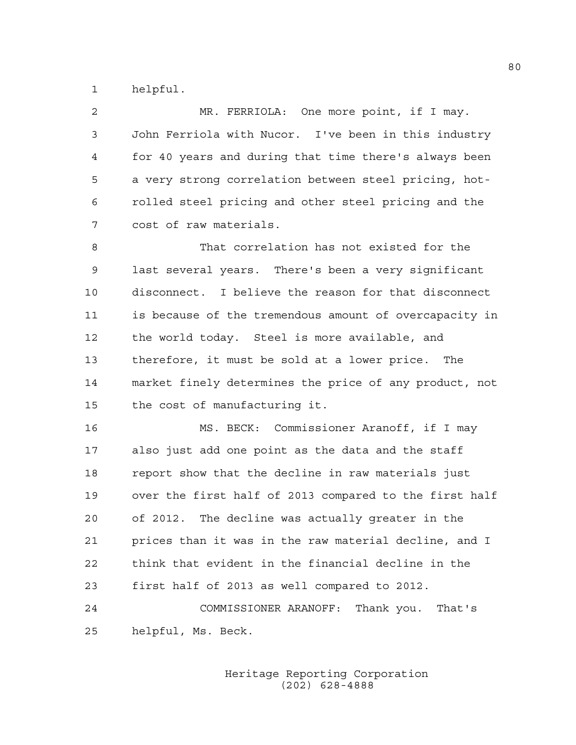helpful.

MR. FERRIOLA: One more point, if I may. John Ferriola with Nucor. I've been in this industry for 40 years and during that time there's always been a very strong correlation between steel pricing, hot-rolled steel pricing and other steel pricing and the cost of raw materials.

That correlation has not existed for the last several years. There's been a very significant disconnect. I believe the reason for that disconnect is because of the tremendous amount of overcapacity in the world today. Steel is more available, and therefore, it must be sold at a lower price. The market finely determines the price of any product, not the cost of manufacturing it.

MS. BECK: Commissioner Aranoff, if I may also just add one point as the data and the staff report show that the decline in raw materials just over the first half of 2013 compared to the first half of 2012. The decline was actually greater in the prices than it was in the raw material decline, and I think that evident in the financial decline in the first half of 2013 as well compared to 2012.

COMMISSIONER ARANOFF: Thank you. That's helpful, Ms. Beck.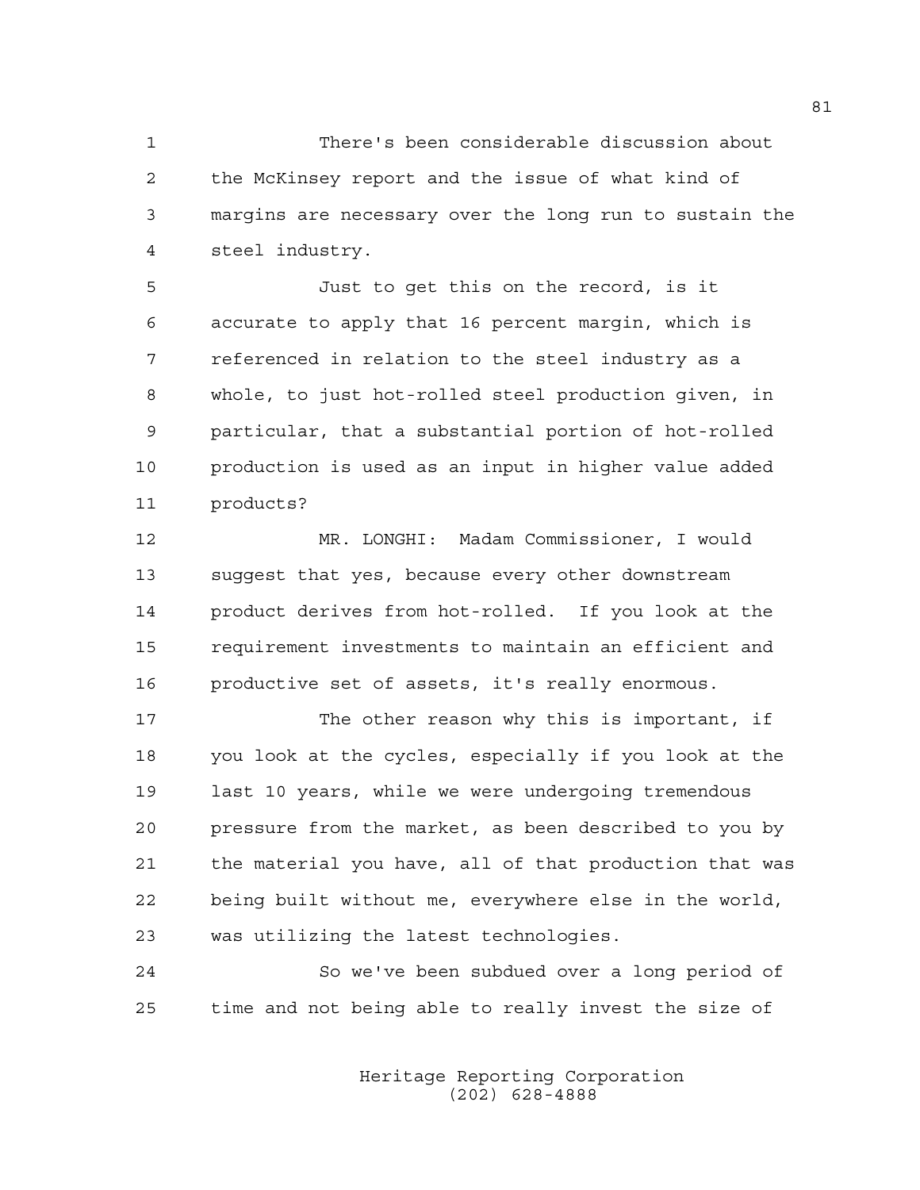There's been considerable discussion about the McKinsey report and the issue of what kind of margins are necessary over the long run to sustain the steel industry.

Just to get this on the record, is it accurate to apply that 16 percent margin, which is referenced in relation to the steel industry as a whole, to just hot-rolled steel production given, in particular, that a substantial portion of hot-rolled production is used as an input in higher value added products?

MR. LONGHI: Madam Commissioner, I would suggest that yes, because every other downstream product derives from hot-rolled. If you look at the requirement investments to maintain an efficient and productive set of assets, it's really enormous.

The other reason why this is important, if you look at the cycles, especially if you look at the last 10 years, while we were undergoing tremendous pressure from the market, as been described to you by the material you have, all of that production that was being built without me, everywhere else in the world, was utilizing the latest technologies.

So we've been subdued over a long period of time and not being able to really invest the size of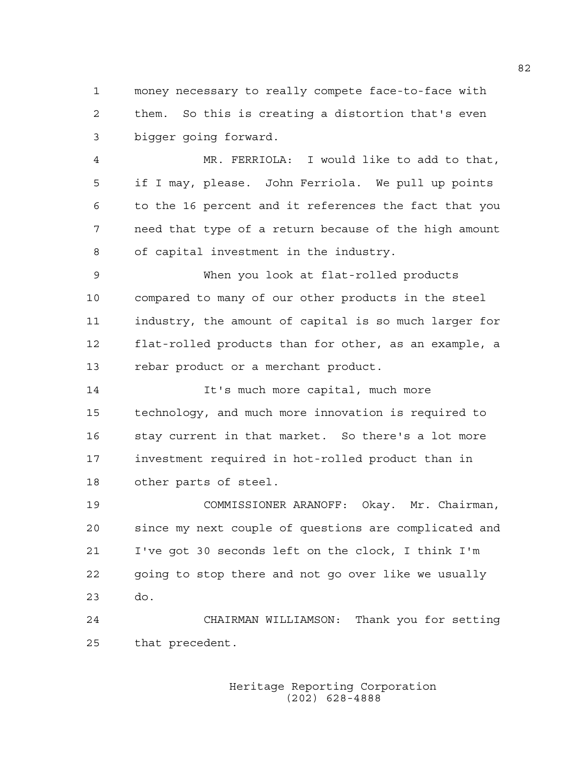money necessary to really compete face-to-face with them. So this is creating a distortion that's even bigger going forward.

MR. FERRIOLA: I would like to add to that, if I may, please. John Ferriola. We pull up points to the 16 percent and it references the fact that you need that type of a return because of the high amount of capital investment in the industry.

When you look at flat-rolled products compared to many of our other products in the steel industry, the amount of capital is so much larger for flat-rolled products than for other, as an example, a rebar product or a merchant product.

It's much more capital, much more technology, and much more innovation is required to stay current in that market. So there's a lot more investment required in hot-rolled product than in other parts of steel.

COMMISSIONER ARANOFF: Okay. Mr. Chairman, since my next couple of questions are complicated and I've got 30 seconds left on the clock, I think I'm going to stop there and not go over like we usually do.

CHAIRMAN WILLIAMSON: Thank you for setting that precedent.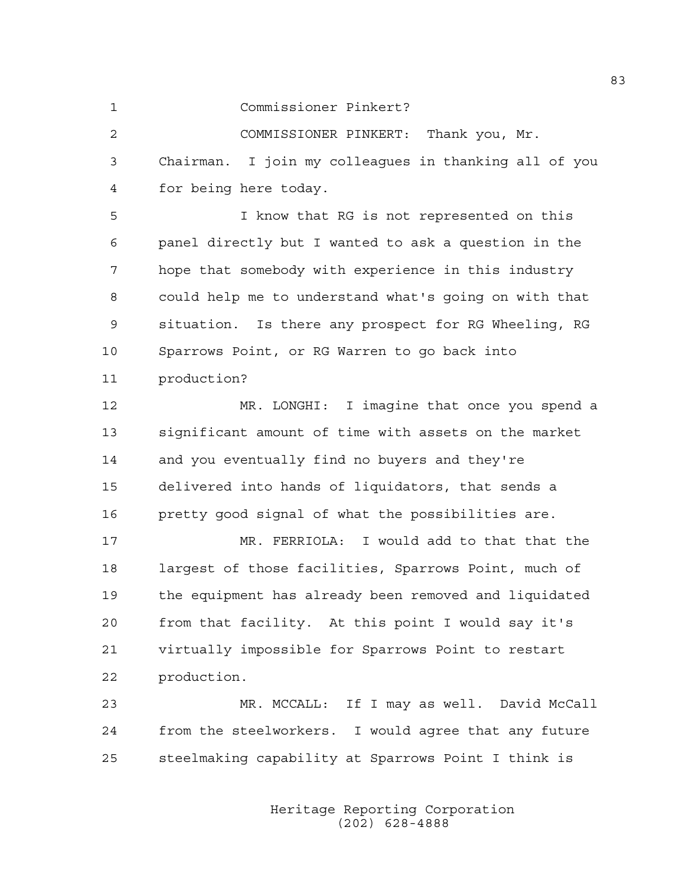Commissioner Pinkert?

COMMISSIONER PINKERT: Thank you, Mr. Chairman. I join my colleagues in thanking all of you for being here today.

I know that RG is not represented on this panel directly but I wanted to ask a question in the hope that somebody with experience in this industry could help me to understand what's going on with that situation. Is there any prospect for RG Wheeling, RG Sparrows Point, or RG Warren to go back into production?

MR. LONGHI: I imagine that once you spend a significant amount of time with assets on the market and you eventually find no buyers and they're delivered into hands of liquidators, that sends a pretty good signal of what the possibilities are.

MR. FERRIOLA: I would add to that that the largest of those facilities, Sparrows Point, much of the equipment has already been removed and liquidated from that facility. At this point I would say it's virtually impossible for Sparrows Point to restart production.

MR. MCCALL: If I may as well. David McCall from the steelworkers. I would agree that any future steelmaking capability at Sparrows Point I think is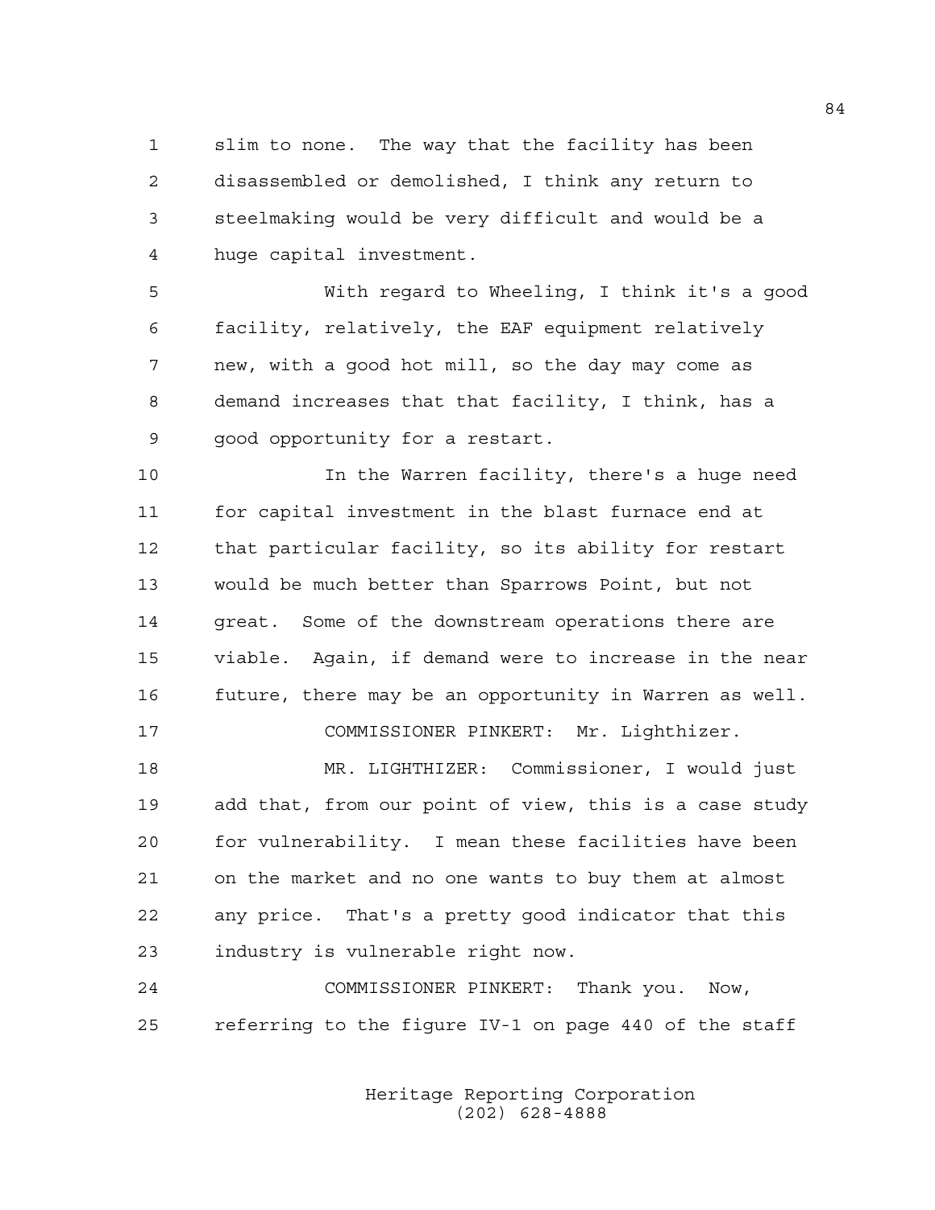slim to none. The way that the facility has been disassembled or demolished, I think any return to steelmaking would be very difficult and would be a huge capital investment.

With regard to Wheeling, I think it's a good facility, relatively, the EAF equipment relatively new, with a good hot mill, so the day may come as demand increases that that facility, I think, has a good opportunity for a restart.

In the Warren facility, there's a huge need for capital investment in the blast furnace end at that particular facility, so its ability for restart would be much better than Sparrows Point, but not great. Some of the downstream operations there are viable. Again, if demand were to increase in the near future, there may be an opportunity in Warren as well.

COMMISSIONER PINKERT: Mr. Lighthizer.

MR. LIGHTHIZER: Commissioner, I would just add that, from our point of view, this is a case study for vulnerability. I mean these facilities have been on the market and no one wants to buy them at almost any price. That's a pretty good indicator that this industry is vulnerable right now.

COMMISSIONER PINKERT: Thank you. Now, referring to the figure IV-1 on page 440 of the staff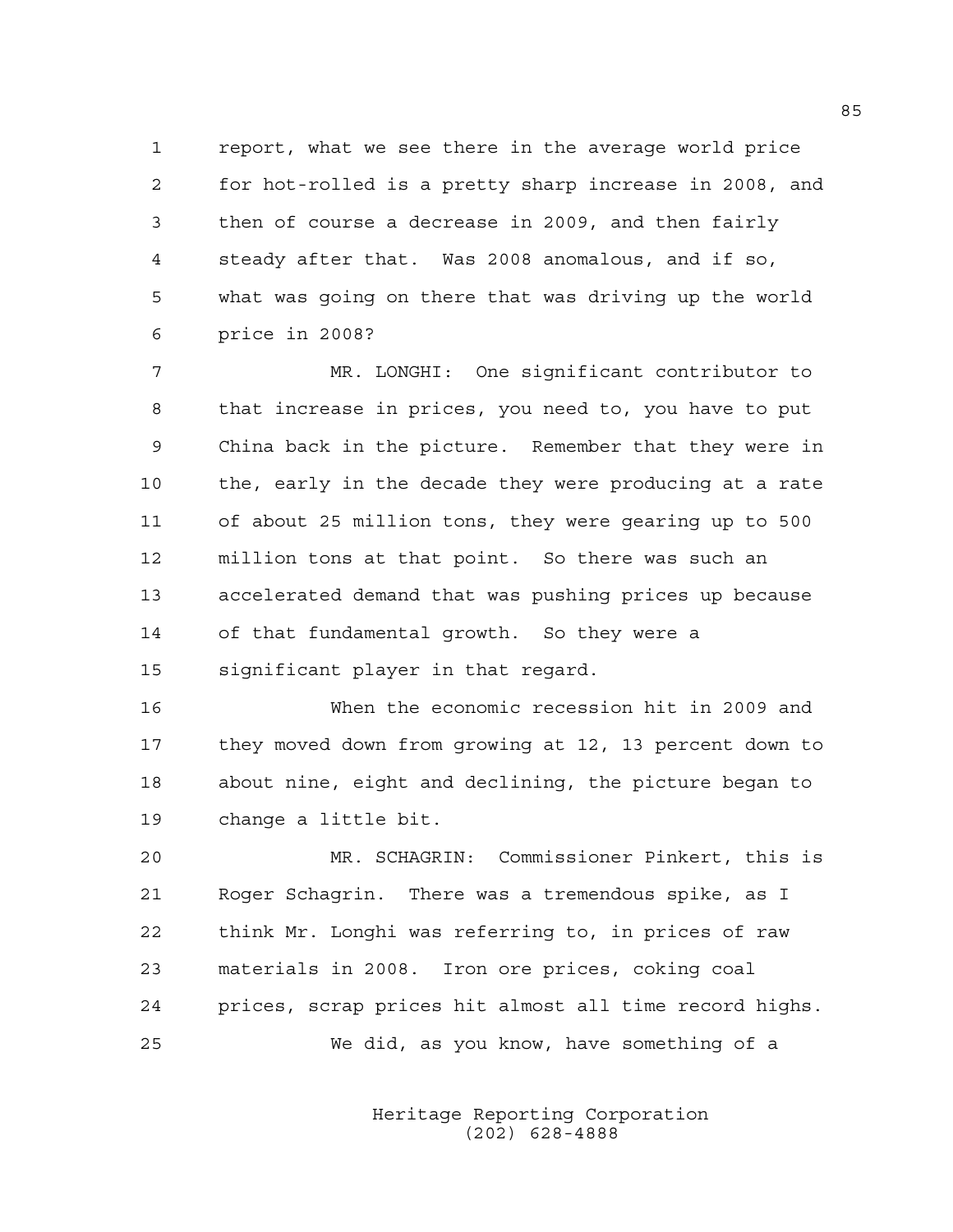report, what we see there in the average world price for hot-rolled is a pretty sharp increase in 2008, and then of course a decrease in 2009, and then fairly steady after that. Was 2008 anomalous, and if so, what was going on there that was driving up the world price in 2008?

MR. LONGHI: One significant contributor to that increase in prices, you need to, you have to put China back in the picture. Remember that they were in the, early in the decade they were producing at a rate of about 25 million tons, they were gearing up to 500 million tons at that point. So there was such an accelerated demand that was pushing prices up because of that fundamental growth. So they were a significant player in that regard.

When the economic recession hit in 2009 and they moved down from growing at 12, 13 percent down to about nine, eight and declining, the picture began to change a little bit.

MR. SCHAGRIN: Commissioner Pinkert, this is Roger Schagrin. There was a tremendous spike, as I think Mr. Longhi was referring to, in prices of raw materials in 2008. Iron ore prices, coking coal prices, scrap prices hit almost all time record highs.

We did, as you know, have something of a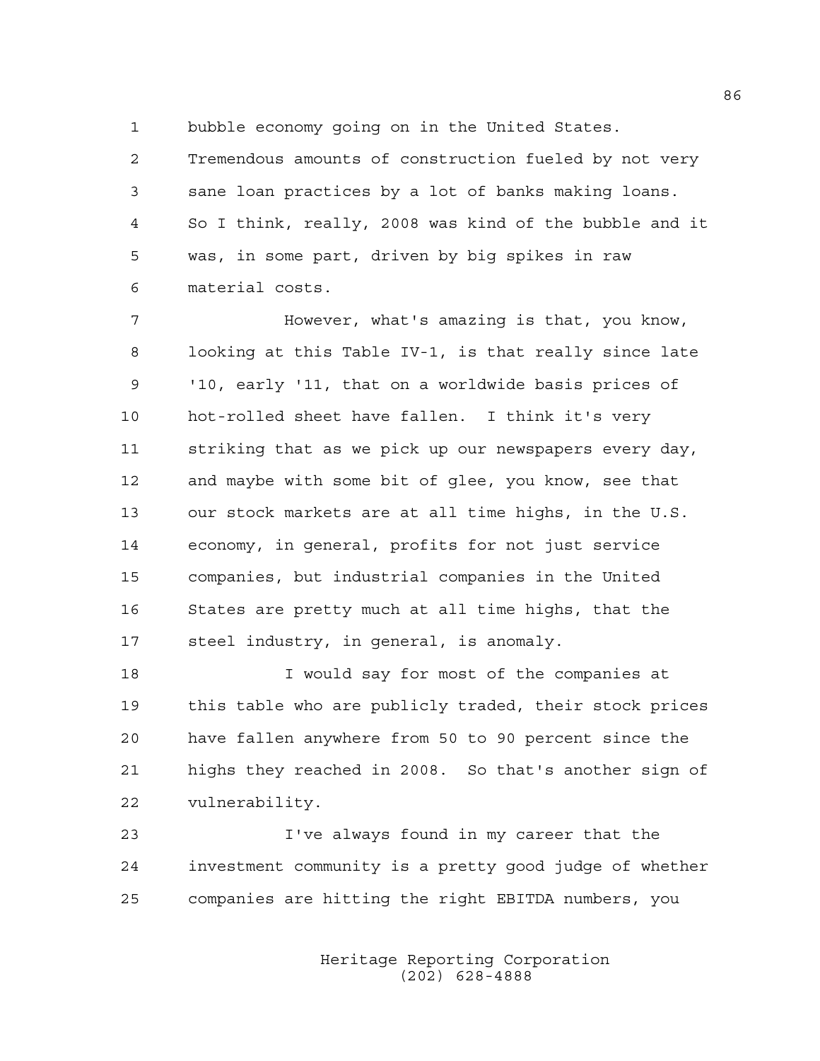bubble economy going on in the United States. Tremendous amounts of construction fueled by not very sane loan practices by a lot of banks making loans. So I think, really, 2008 was kind of the bubble and it was, in some part, driven by big spikes in raw material costs.

However, what's amazing is that, you know, looking at this Table IV-1, is that really since late '10, early '11, that on a worldwide basis prices of hot-rolled sheet have fallen. I think it's very striking that as we pick up our newspapers every day, and maybe with some bit of glee, you know, see that our stock markets are at all time highs, in the U.S. economy, in general, profits for not just service companies, but industrial companies in the United States are pretty much at all time highs, that the steel industry, in general, is anomaly.

I would say for most of the companies at this table who are publicly traded, their stock prices have fallen anywhere from 50 to 90 percent since the highs they reached in 2008. So that's another sign of vulnerability.

I've always found in my career that the investment community is a pretty good judge of whether companies are hitting the right EBITDA numbers, you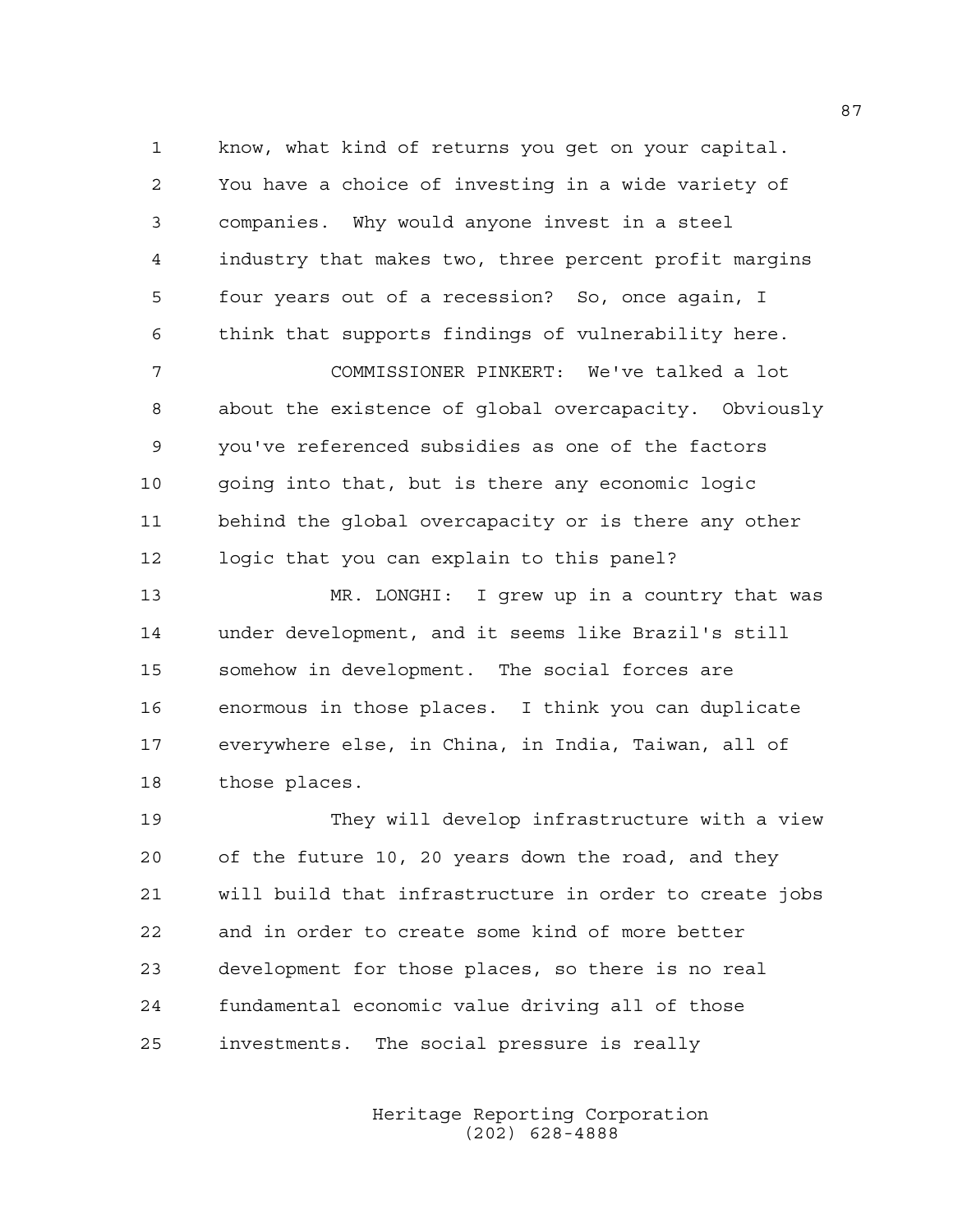know, what kind of returns you get on your capital. You have a choice of investing in a wide variety of companies. Why would anyone invest in a steel industry that makes two, three percent profit margins four years out of a recession? So, once again, I think that supports findings of vulnerability here.

COMMISSIONER PINKERT: We've talked a lot about the existence of global overcapacity. Obviously you've referenced subsidies as one of the factors going into that, but is there any economic logic behind the global overcapacity or is there any other logic that you can explain to this panel?

MR. LONGHI: I grew up in a country that was under development, and it seems like Brazil's still somehow in development. The social forces are enormous in those places. I think you can duplicate everywhere else, in China, in India, Taiwan, all of those places.

They will develop infrastructure with a view of the future 10, 20 years down the road, and they will build that infrastructure in order to create jobs and in order to create some kind of more better development for those places, so there is no real fundamental economic value driving all of those investments. The social pressure is really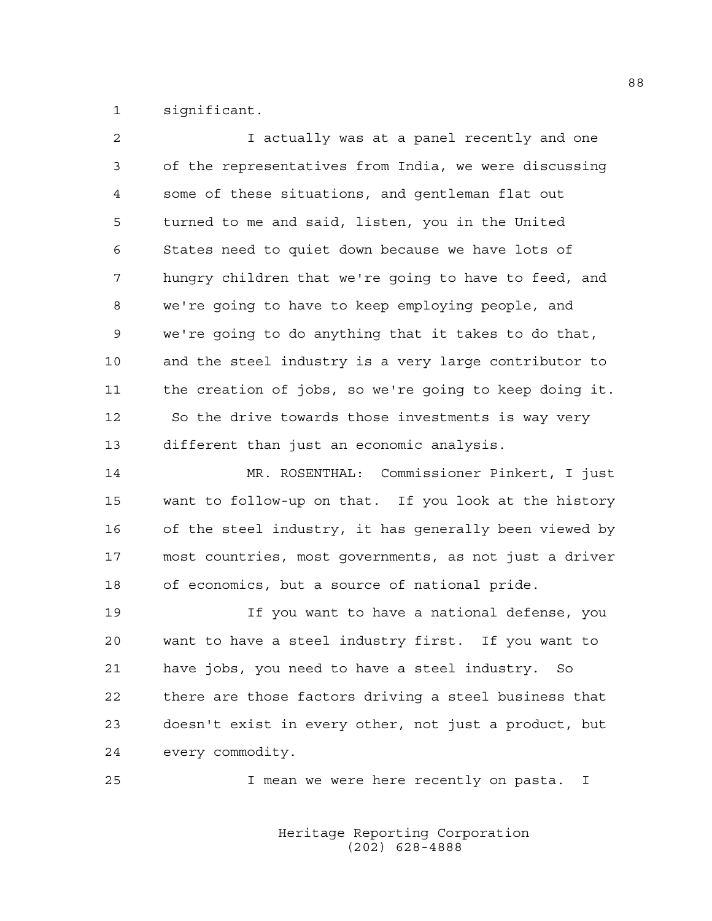significant.

I actually was at a panel recently and one of the representatives from India, we were discussing some of these situations, and gentleman flat out turned to me and said, listen, you in the United States need to quiet down because we have lots of hungry children that we're going to have to feed, and we're going to have to keep employing people, and we're going to do anything that it takes to do that, and the steel industry is a very large contributor to the creation of jobs, so we're going to keep doing it. So the drive towards those investments is way very different than just an economic analysis.

MR. ROSENTHAL: Commissioner Pinkert, I just want to follow-up on that. If you look at the history of the steel industry, it has generally been viewed by most countries, most governments, as not just a driver of economics, but a source of national pride.

If you want to have a national defense, you want to have a steel industry first. If you want to have jobs, you need to have a steel industry. So there are those factors driving a steel business that doesn't exist in every other, not just a product, but every commodity.

I mean we were here recently on pasta. I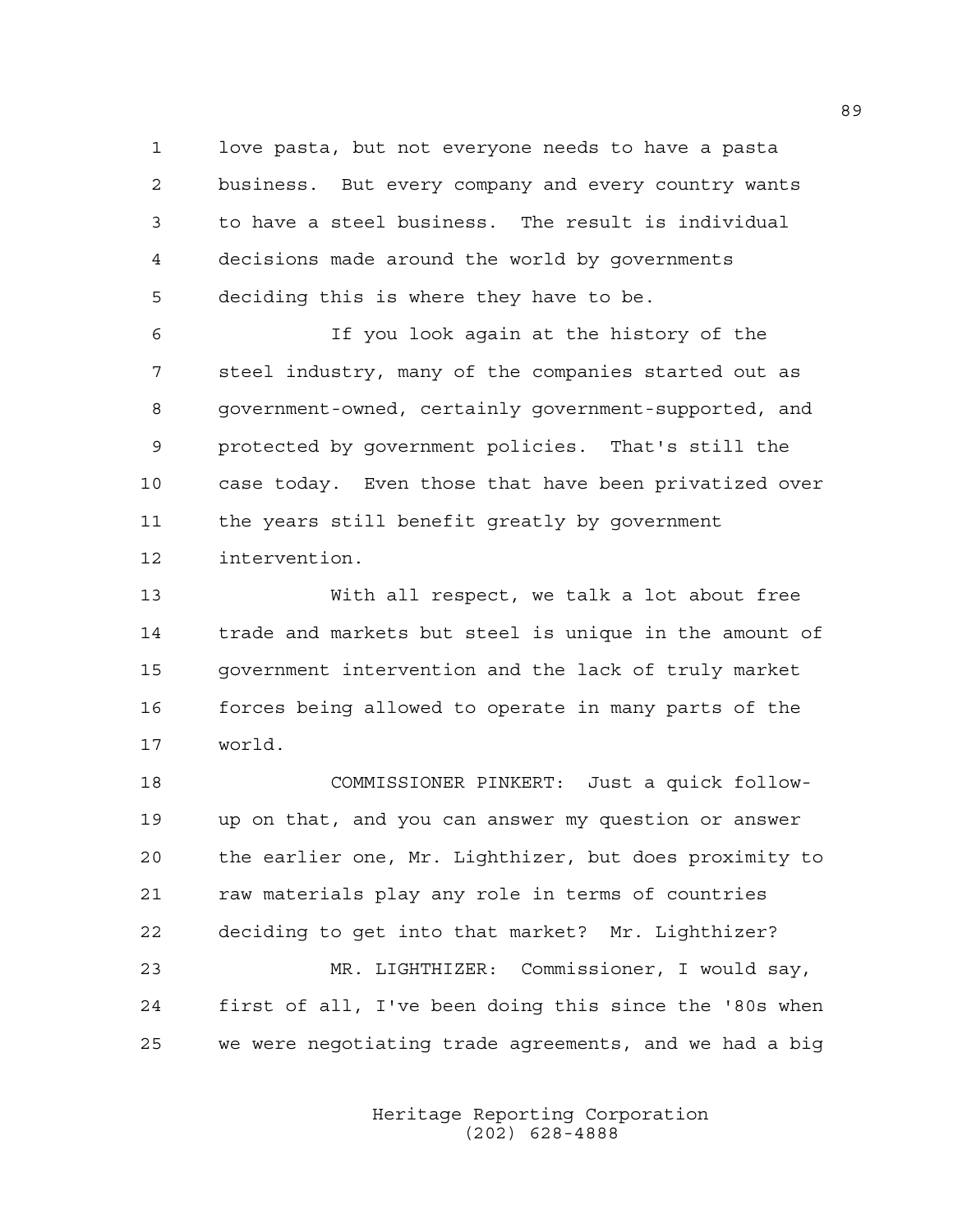love pasta, but not everyone needs to have a pasta business. But every company and every country wants to have a steel business. The result is individual decisions made around the world by governments deciding this is where they have to be.

If you look again at the history of the steel industry, many of the companies started out as government-owned, certainly government-supported, and protected by government policies. That's still the case today. Even those that have been privatized over the years still benefit greatly by government intervention.

With all respect, we talk a lot about free trade and markets but steel is unique in the amount of government intervention and the lack of truly market forces being allowed to operate in many parts of the world.

COMMISSIONER PINKERT: Just a quick follow-up on that, and you can answer my question or answer the earlier one, Mr. Lighthizer, but does proximity to raw materials play any role in terms of countries deciding to get into that market? Mr. Lighthizer?

MR. LIGHTHIZER: Commissioner, I would say, first of all, I've been doing this since the '80s when we were negotiating trade agreements, and we had a big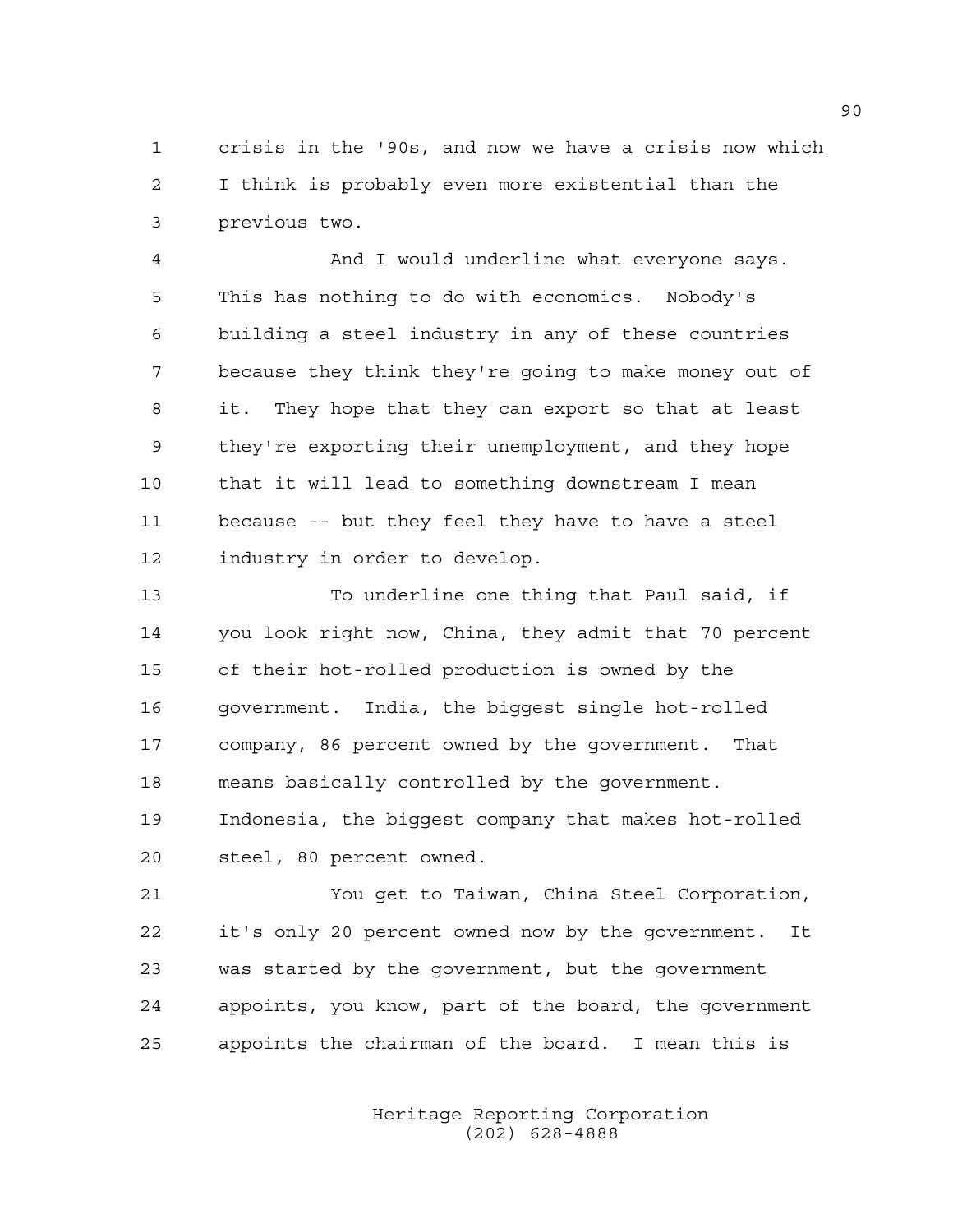crisis in the '90s, and now we have a crisis now which I think is probably even more existential than the previous two.

And I would underline what everyone says. This has nothing to do with economics. Nobody's building a steel industry in any of these countries because they think they're going to make money out of it. They hope that they can export so that at least they're exporting their unemployment, and they hope that it will lead to something downstream I mean because -- but they feel they have to have a steel industry in order to develop.

To underline one thing that Paul said, if you look right now, China, they admit that 70 percent of their hot-rolled production is owned by the government. India, the biggest single hot-rolled company, 86 percent owned by the government. That means basically controlled by the government. Indonesia, the biggest company that makes hot-rolled steel, 80 percent owned.

You get to Taiwan, China Steel Corporation, it's only 20 percent owned now by the government. It was started by the government, but the government appoints, you know, part of the board, the government appoints the chairman of the board. I mean this is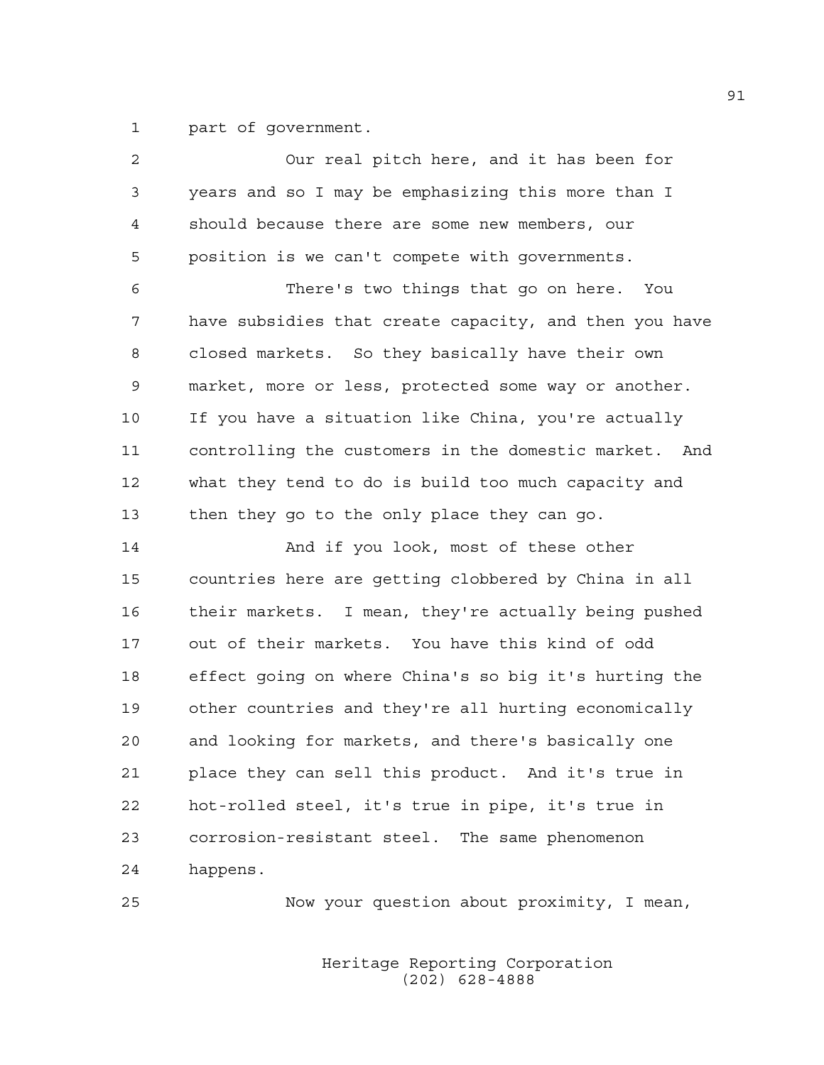part of government.

Our real pitch here, and it has been for years and so I may be emphasizing this more than I should because there are some new members, our position is we can't compete with governments.

There's two things that go on here. You have subsidies that create capacity, and then you have closed markets. So they basically have their own market, more or less, protected some way or another. If you have a situation like China, you're actually controlling the customers in the domestic market. And what they tend to do is build too much capacity and then they go to the only place they can go.

And if you look, most of these other countries here are getting clobbered by China in all their markets. I mean, they're actually being pushed out of their markets. You have this kind of odd effect going on where China's so big it's hurting the other countries and they're all hurting economically and looking for markets, and there's basically one place they can sell this product. And it's true in hot-rolled steel, it's true in pipe, it's true in corrosion-resistant steel. The same phenomenon happens.

Now your question about proximity, I mean,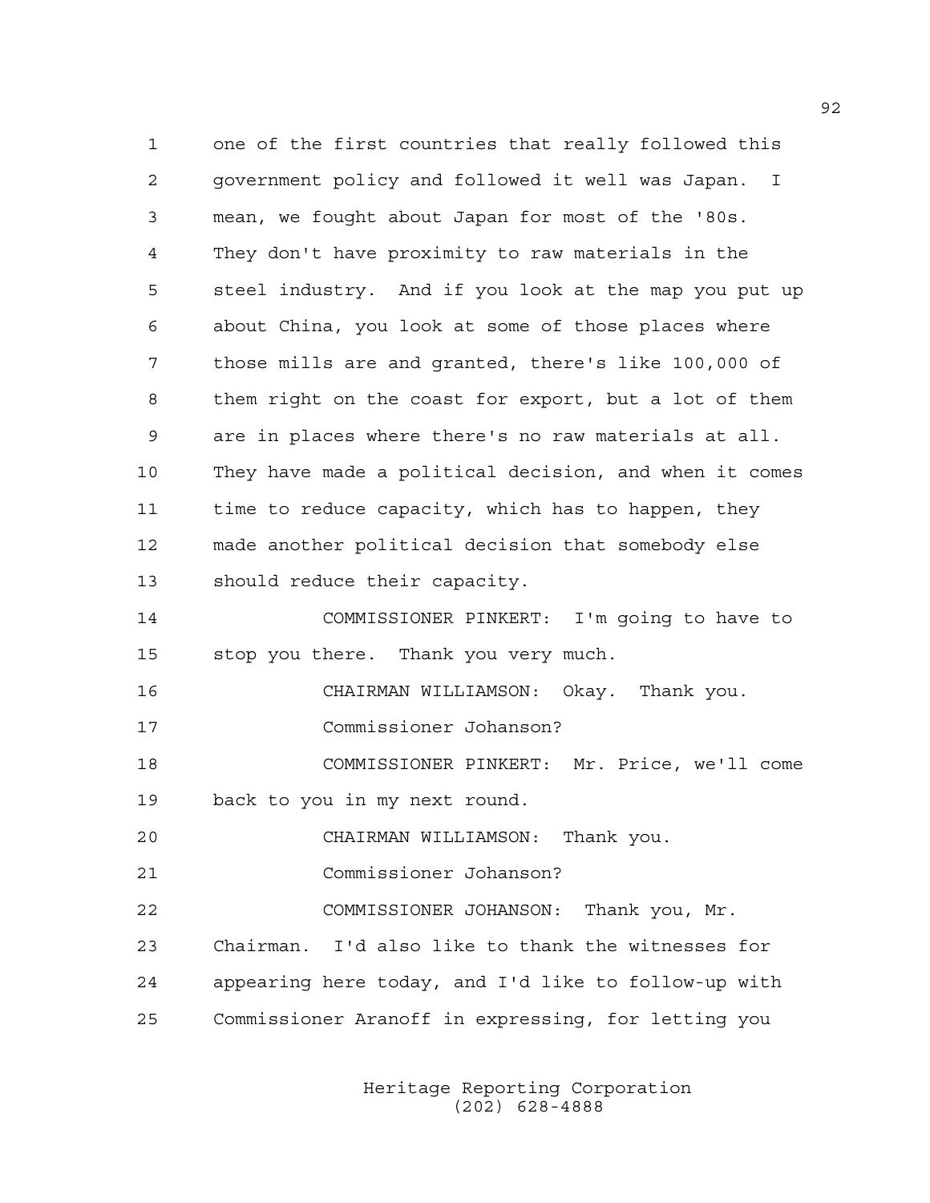one of the first countries that really followed this government policy and followed it well was Japan. I mean, we fought about Japan for most of the '80s. They don't have proximity to raw materials in the steel industry. And if you look at the map you put up about China, you look at some of those places where those mills are and granted, there's like 100,000 of them right on the coast for export, but a lot of them are in places where there's no raw materials at all. They have made a political decision, and when it comes time to reduce capacity, which has to happen, they made another political decision that somebody else should reduce their capacity.

COMMISSIONER PINKERT: I'm going to have to stop you there. Thank you very much.

CHAIRMAN WILLIAMSON: Okay. Thank you. Commissioner Johanson?

COMMISSIONER PINKERT: Mr. Price, we'll come back to you in my next round.

CHAIRMAN WILLIAMSON: Thank you. Commissioner Johanson?

COMMISSIONER JOHANSON: Thank you, Mr. Chairman. I'd also like to thank the witnesses for appearing here today, and I'd like to follow-up with Commissioner Aranoff in expressing, for letting you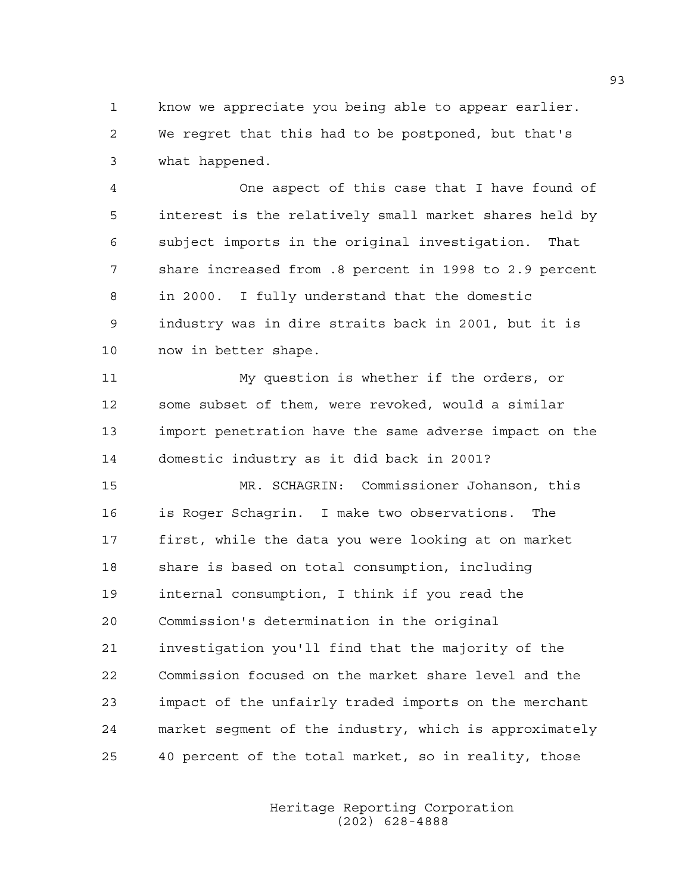know we appreciate you being able to appear earlier. We regret that this had to be postponed, but that's what happened.

One aspect of this case that I have found of interest is the relatively small market shares held by subject imports in the original investigation. That share increased from .8 percent in 1998 to 2.9 percent in 2000. I fully understand that the domestic industry was in dire straits back in 2001, but it is now in better shape.

My question is whether if the orders, or some subset of them, were revoked, would a similar import penetration have the same adverse impact on the domestic industry as it did back in 2001?

MR. SCHAGRIN: Commissioner Johanson, this is Roger Schagrin. I make two observations. The first, while the data you were looking at on market share is based on total consumption, including internal consumption, I think if you read the Commission's determination in the original investigation you'll find that the majority of the Commission focused on the market share level and the impact of the unfairly traded imports on the merchant market segment of the industry, which is approximately 40 percent of the total market, so in reality, those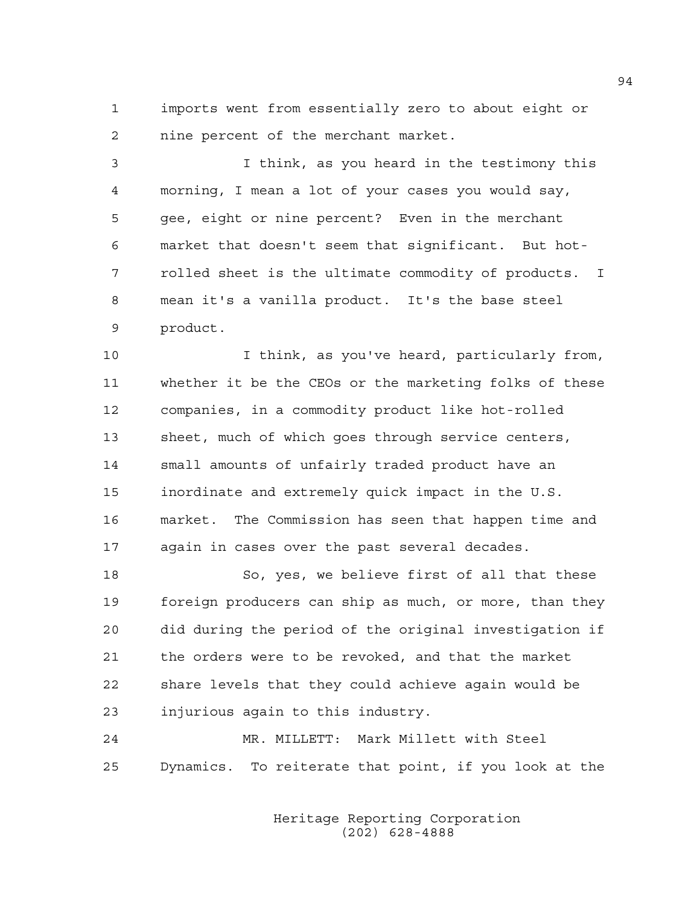imports went from essentially zero to about eight or nine percent of the merchant market.

I think, as you heard in the testimony this morning, I mean a lot of your cases you would say, gee, eight or nine percent? Even in the merchant market that doesn't seem that significant. But hot-rolled sheet is the ultimate commodity of products. I mean it's a vanilla product. It's the base steel product.

I think, as you've heard, particularly from, whether it be the CEOs or the marketing folks of these companies, in a commodity product like hot-rolled sheet, much of which goes through service centers, small amounts of unfairly traded product have an inordinate and extremely quick impact in the U.S. market. The Commission has seen that happen time and again in cases over the past several decades.

So, yes, we believe first of all that these foreign producers can ship as much, or more, than they did during the period of the original investigation if the orders were to be revoked, and that the market share levels that they could achieve again would be injurious again to this industry.

MR. MILLETT: Mark Millett with Steel Dynamics. To reiterate that point, if you look at the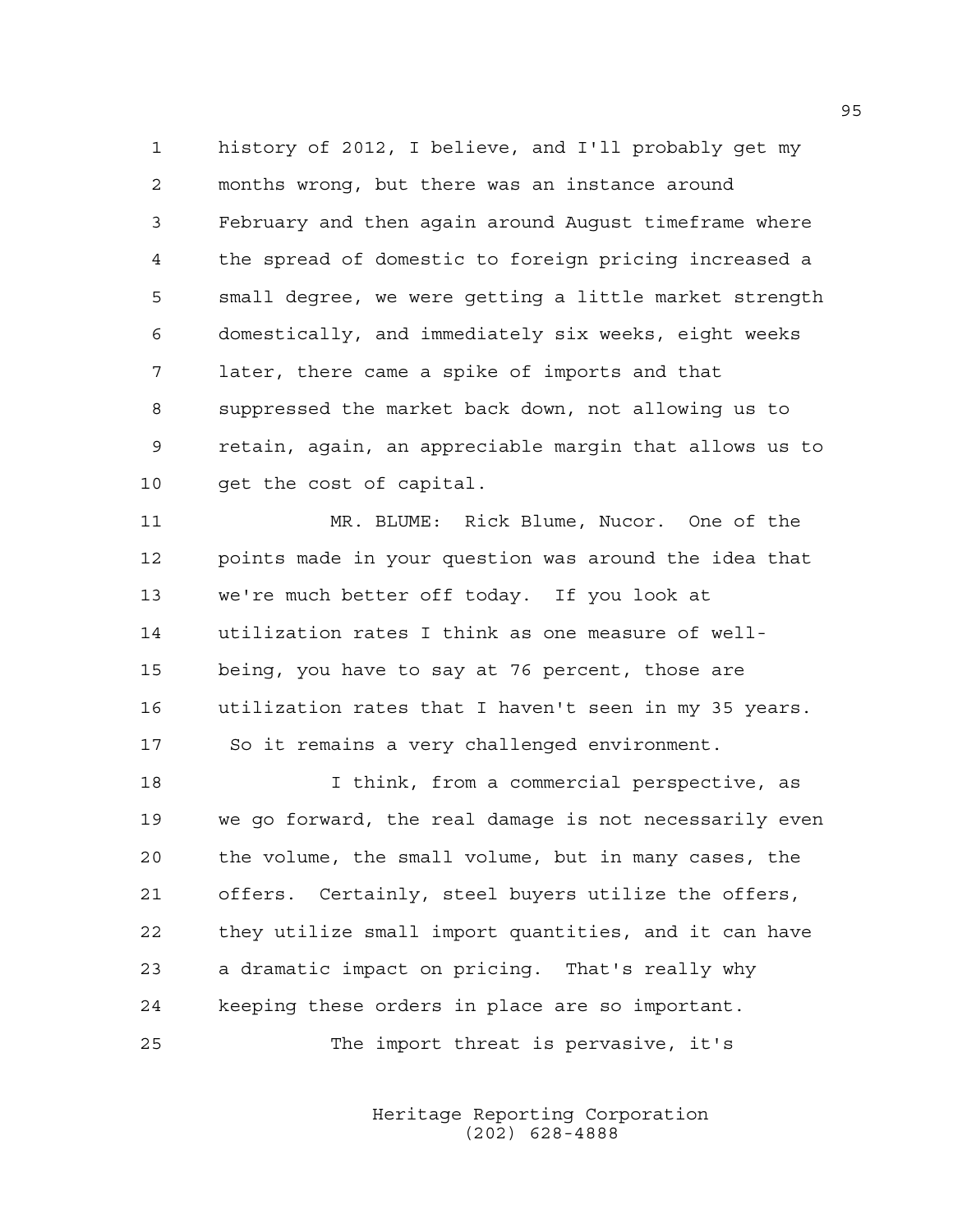history of 2012, I believe, and I'll probably get my months wrong, but there was an instance around February and then again around August timeframe where the spread of domestic to foreign pricing increased a small degree, we were getting a little market strength domestically, and immediately six weeks, eight weeks later, there came a spike of imports and that suppressed the market back down, not allowing us to retain, again, an appreciable margin that allows us to get the cost of capital.

MR. BLUME: Rick Blume, Nucor. One of the points made in your question was around the idea that we're much better off today. If you look at utilization rates I think as one measure of well-being, you have to say at 76 percent, those are utilization rates that I haven't seen in my 35 years. So it remains a very challenged environment.

I think, from a commercial perspective, as we go forward, the real damage is not necessarily even the volume, the small volume, but in many cases, the offers. Certainly, steel buyers utilize the offers, they utilize small import quantities, and it can have a dramatic impact on pricing. That's really why keeping these orders in place are so important.

The import threat is pervasive, it's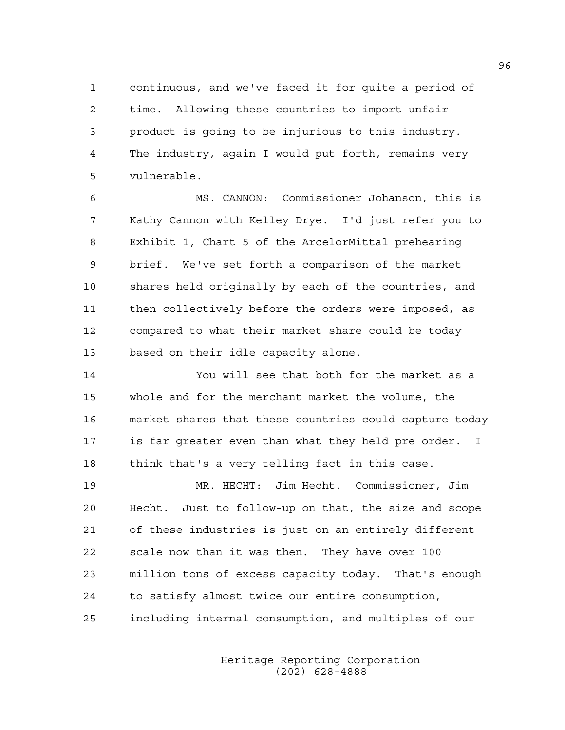continuous, and we've faced it for quite a period of time. Allowing these countries to import unfair product is going to be injurious to this industry. The industry, again I would put forth, remains very vulnerable.

MS. CANNON: Commissioner Johanson, this is Kathy Cannon with Kelley Drye. I'd just refer you to Exhibit 1, Chart 5 of the ArcelorMittal prehearing brief. We've set forth a comparison of the market shares held originally by each of the countries, and then collectively before the orders were imposed, as compared to what their market share could be today based on their idle capacity alone.

You will see that both for the market as a whole and for the merchant market the volume, the market shares that these countries could capture today is far greater even than what they held pre order. I think that's a very telling fact in this case.

MR. HECHT: Jim Hecht. Commissioner, Jim Hecht. Just to follow-up on that, the size and scope of these industries is just on an entirely different scale now than it was then. They have over 100 million tons of excess capacity today. That's enough to satisfy almost twice our entire consumption, including internal consumption, and multiples of our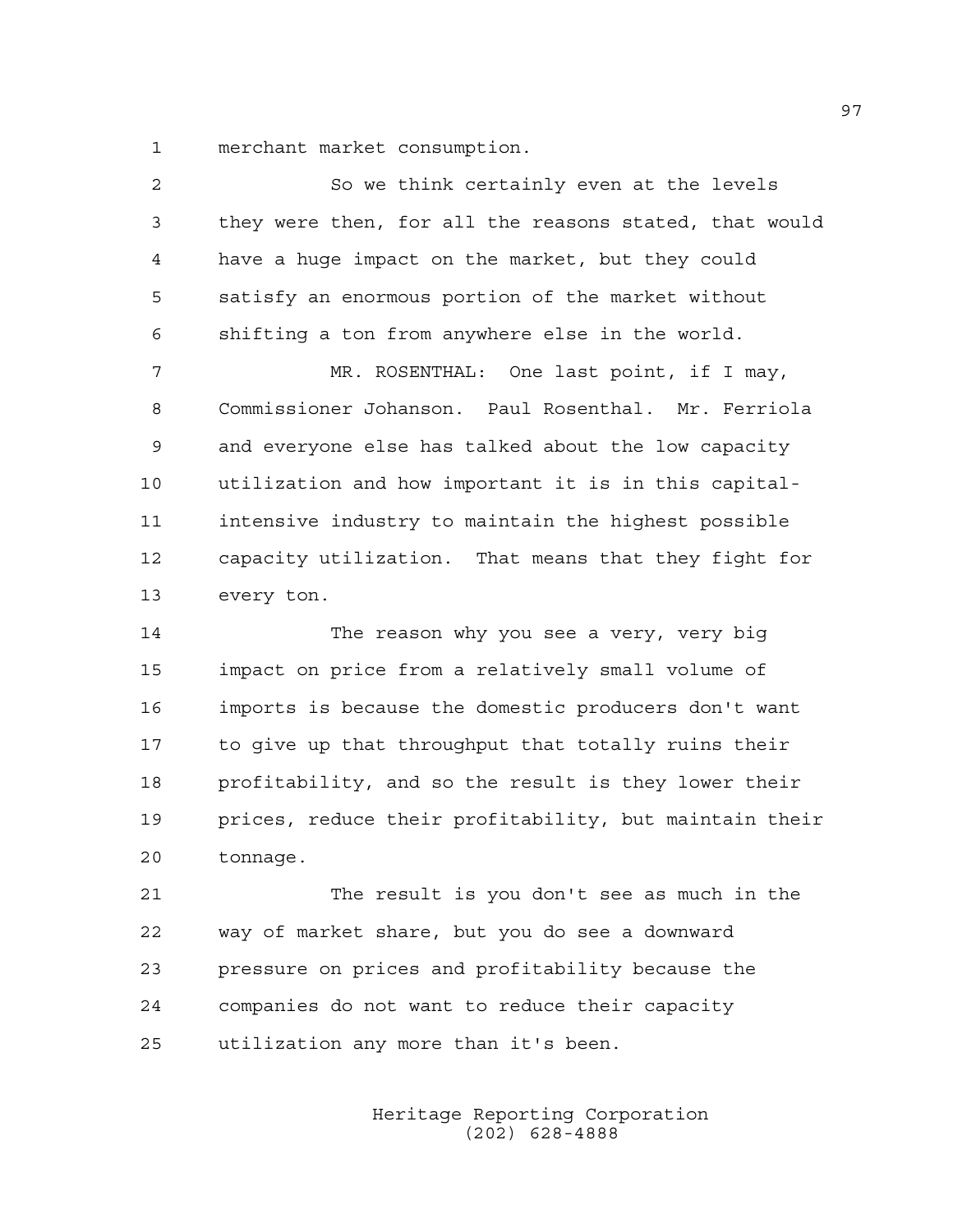merchant market consumption.

So we think certainly even at the levels they were then, for all the reasons stated, that would have a huge impact on the market, but they could satisfy an enormous portion of the market without shifting a ton from anywhere else in the world.

MR. ROSENTHAL: One last point, if I may, Commissioner Johanson. Paul Rosenthal. Mr. Ferriola and everyone else has talked about the low capacity utilization and how important it is in this capital-intensive industry to maintain the highest possible capacity utilization. That means that they fight for every ton.

The reason why you see a very, very big impact on price from a relatively small volume of imports is because the domestic producers don't want to give up that throughput that totally ruins their profitability, and so the result is they lower their prices, reduce their profitability, but maintain their tonnage.

The result is you don't see as much in the way of market share, but you do see a downward pressure on prices and profitability because the companies do not want to reduce their capacity utilization any more than it's been.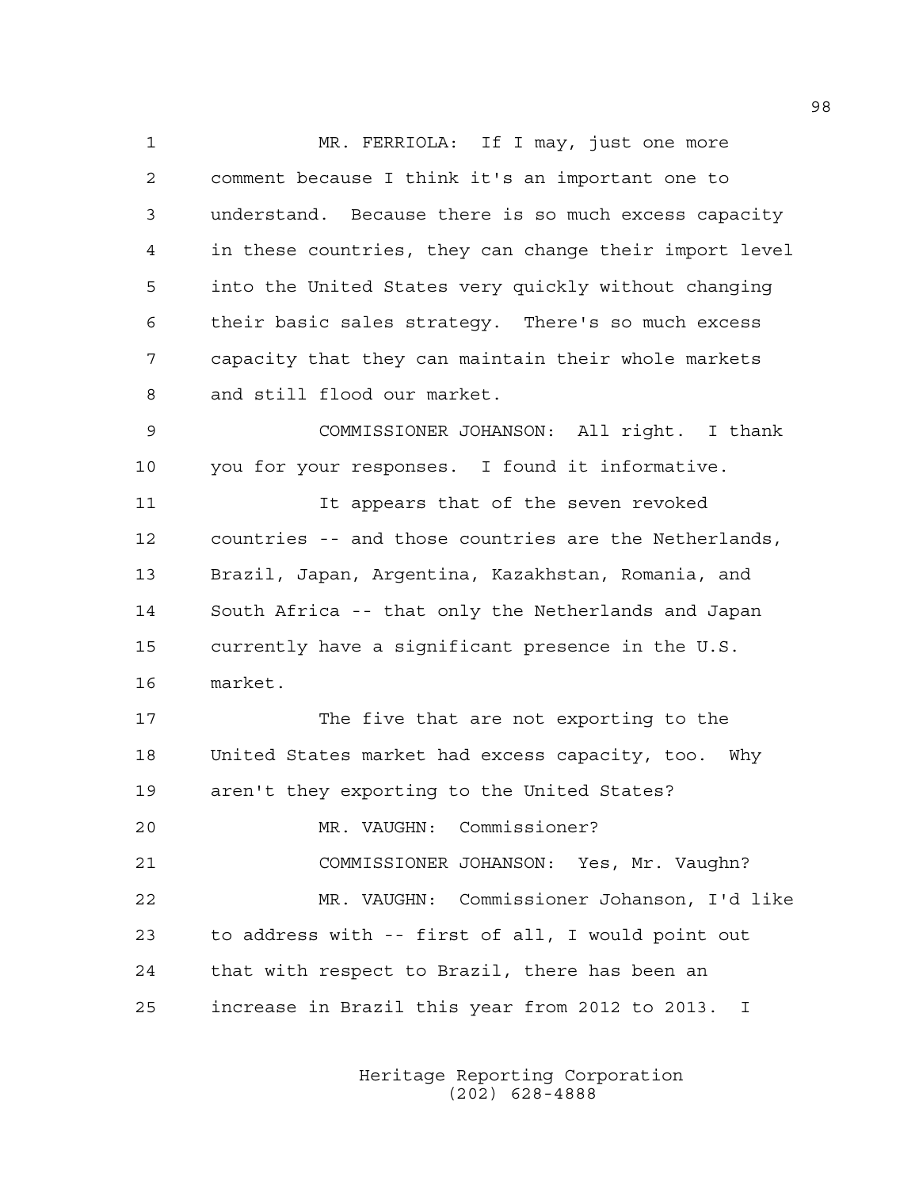MR. FERRIOLA: If I may, just one more comment because I think it's an important one to understand. Because there is so much excess capacity in these countries, they can change their import level into the United States very quickly without changing their basic sales strategy. There's so much excess capacity that they can maintain their whole markets and still flood our market.

COMMISSIONER JOHANSON: All right. I thank you for your responses. I found it informative.

It appears that of the seven revoked countries -- and those countries are the Netherlands, Brazil, Japan, Argentina, Kazakhstan, Romania, and South Africa -- that only the Netherlands and Japan currently have a significant presence in the U.S. market.

The five that are not exporting to the United States market had excess capacity, too. Why aren't they exporting to the United States?

MR. VAUGHN: Commissioner?

COMMISSIONER JOHANSON: Yes, Mr. Vaughn?

MR. VAUGHN: Commissioner Johanson, I'd like to address with -- first of all, I would point out that with respect to Brazil, there has been an increase in Brazil this year from 2012 to 2013. I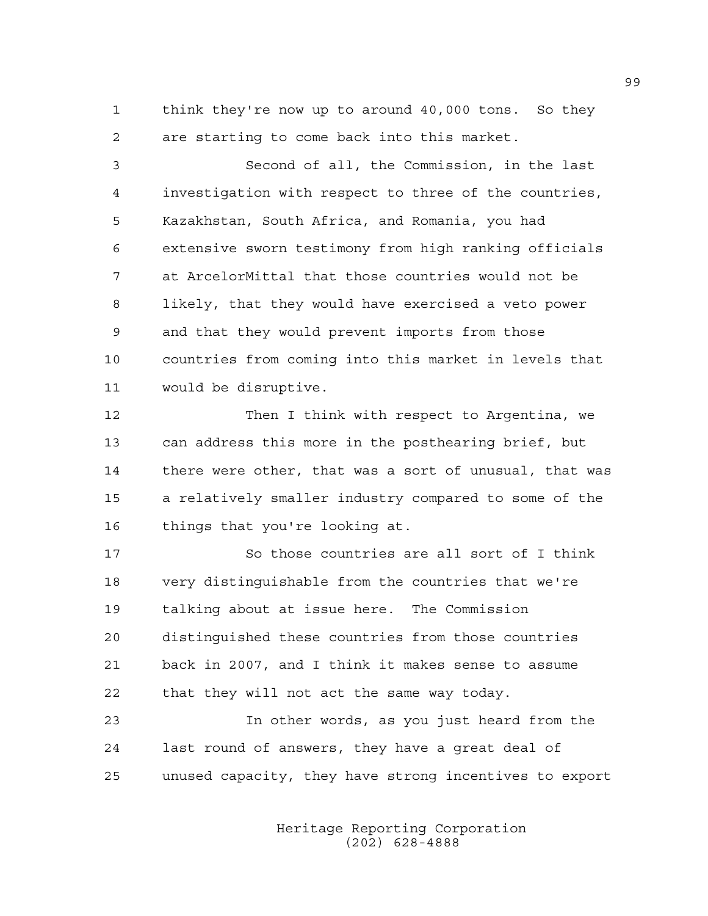think they're now up to around 40,000 tons. So they are starting to come back into this market.

Second of all, the Commission, in the last investigation with respect to three of the countries, Kazakhstan, South Africa, and Romania, you had extensive sworn testimony from high ranking officials at ArcelorMittal that those countries would not be likely, that they would have exercised a veto power and that they would prevent imports from those countries from coming into this market in levels that would be disruptive.

Then I think with respect to Argentina, we can address this more in the posthearing brief, but there were other, that was a sort of unusual, that was a relatively smaller industry compared to some of the things that you're looking at.

So those countries are all sort of I think very distinguishable from the countries that we're talking about at issue here. The Commission distinguished these countries from those countries back in 2007, and I think it makes sense to assume that they will not act the same way today.

In other words, as you just heard from the last round of answers, they have a great deal of unused capacity, they have strong incentives to export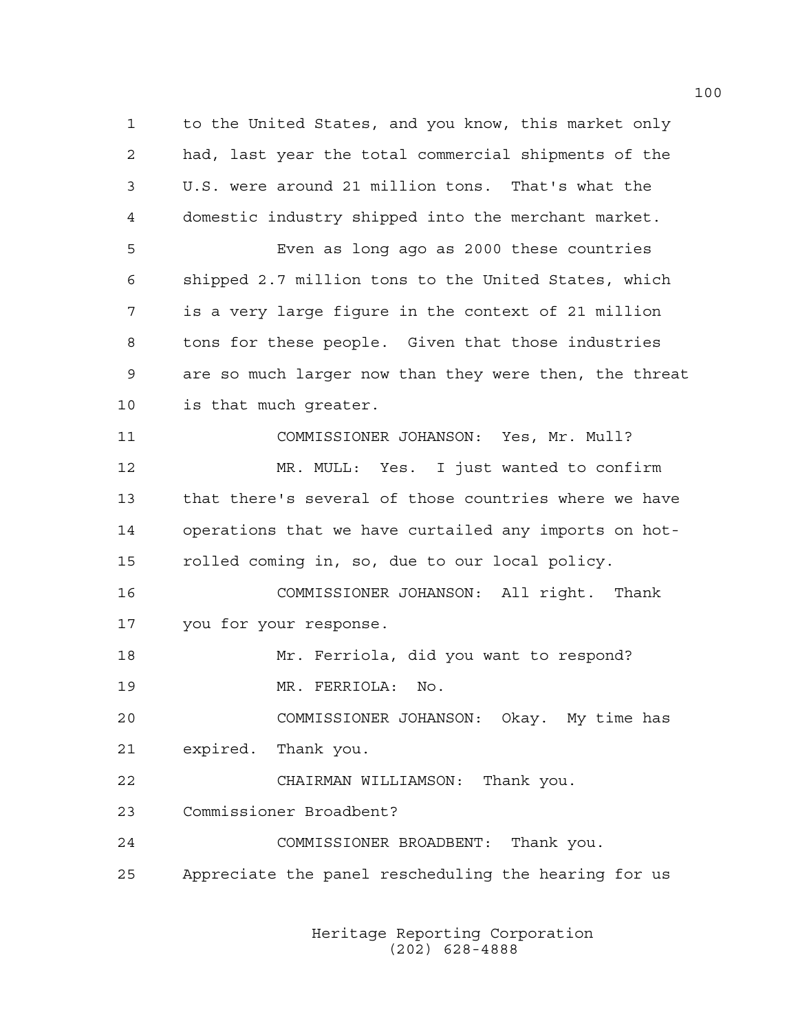to the United States, and you know, this market only had, last year the total commercial shipments of the U.S. were around 21 million tons. That's what the domestic industry shipped into the merchant market.

Even as long ago as 2000 these countries shipped 2.7 million tons to the United States, which is a very large figure in the context of 21 million tons for these people. Given that those industries are so much larger now than they were then, the threat is that much greater.

COMMISSIONER JOHANSON: Yes, Mr. Mull?

MR. MULL: Yes. I just wanted to confirm that there's several of those countries where we have operations that we have curtailed any imports on hot-rolled coming in, so, due to our local policy.

COMMISSIONER JOHANSON: All right. Thank you for your response.

Mr. Ferriola, did you want to respond?

MR. FERRIOLA: No.

COMMISSIONER JOHANSON: Okay. My time has expired. Thank you.

CHAIRMAN WILLIAMSON: Thank you. Commissioner Broadbent?

COMMISSIONER BROADBENT: Thank you. Appreciate the panel rescheduling the hearing for us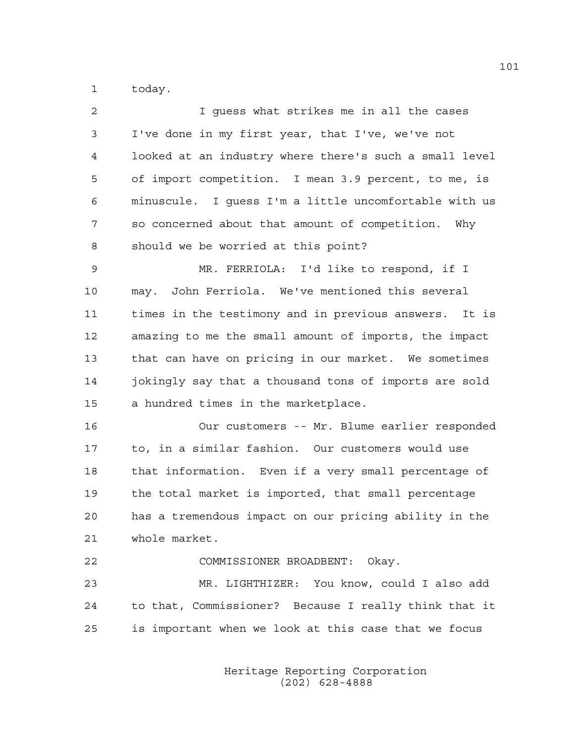today.

I guess what strikes me in all the cases I've done in my first year, that I've, we've not looked at an industry where there's such a small level of import competition. I mean 3.9 percent, to me, is minuscule. I guess I'm a little uncomfortable with us so concerned about that amount of competition. Why should we be worried at this point?

MR. FERRIOLA: I'd like to respond, if I may. John Ferriola. We've mentioned this several times in the testimony and in previous answers. It is amazing to me the small amount of imports, the impact that can have on pricing in our market. We sometimes jokingly say that a thousand tons of imports are sold a hundred times in the marketplace.

Our customers -- Mr. Blume earlier responded to, in a similar fashion. Our customers would use that information. Even if a very small percentage of the total market is imported, that small percentage has a tremendous impact on our pricing ability in the whole market.

COMMISSIONER BROADBENT: Okay.

MR. LIGHTHIZER: You know, could I also add to that, Commissioner? Because I really think that it is important when we look at this case that we focus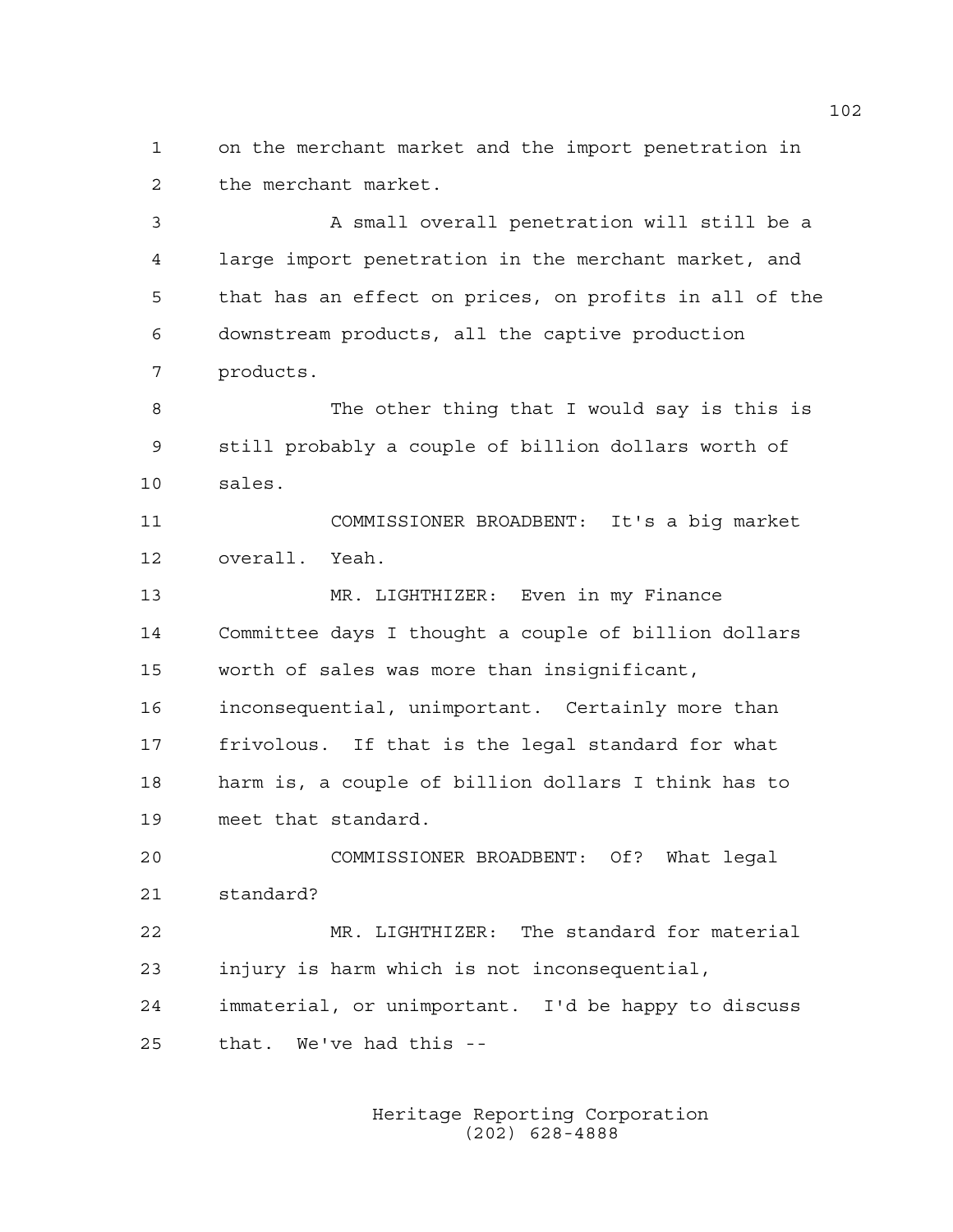on the merchant market and the import penetration in the merchant market.

A small overall penetration will still be a large import penetration in the merchant market, and that has an effect on prices, on profits in all of the downstream products, all the captive production products.

The other thing that I would say is this is still probably a couple of billion dollars worth of sales.

COMMISSIONER BROADBENT: It's a big market overall. Yeah.

MR. LIGHTHIZER: Even in my Finance Committee days I thought a couple of billion dollars worth of sales was more than insignificant, inconsequential, unimportant. Certainly more than frivolous. If that is the legal standard for what harm is, a couple of billion dollars I think has to meet that standard.

COMMISSIONER BROADBENT: Of? What legal standard?

MR. LIGHTHIZER: The standard for material injury is harm which is not inconsequential, immaterial, or unimportant. I'd be happy to discuss that. We've had this --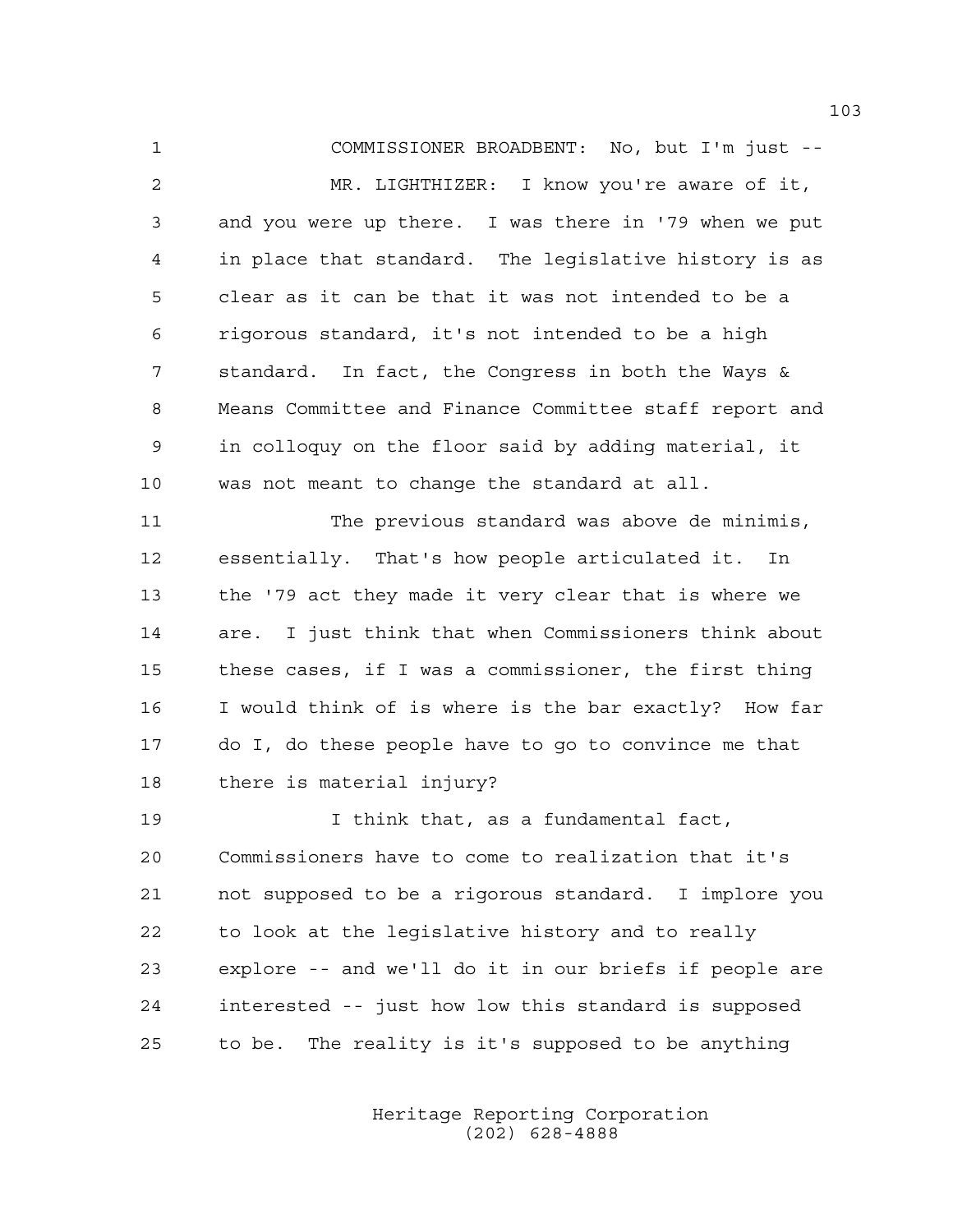COMMISSIONER BROADBENT: No, but I'm just --

MR. LIGHTHIZER: I know you're aware of it, and you were up there. I was there in '79 when we put in place that standard. The legislative history is as clear as it can be that it was not intended to be a rigorous standard, it's not intended to be a high standard. In fact, the Congress in both the Ways & Means Committee and Finance Committee staff report and in colloquy on the floor said by adding material, it was not meant to change the standard at all.

The previous standard was above de minimis, essentially. That's how people articulated it. In the '79 act they made it very clear that is where we are. I just think that when Commissioners think about these cases, if I was a commissioner, the first thing I would think of is where is the bar exactly? How far do I, do these people have to go to convince me that there is material injury?

I think that, as a fundamental fact, Commissioners have to come to realization that it's not supposed to be a rigorous standard. I implore you to look at the legislative history and to really explore -- and we'll do it in our briefs if people are interested -- just how low this standard is supposed to be. The reality is it's supposed to be anything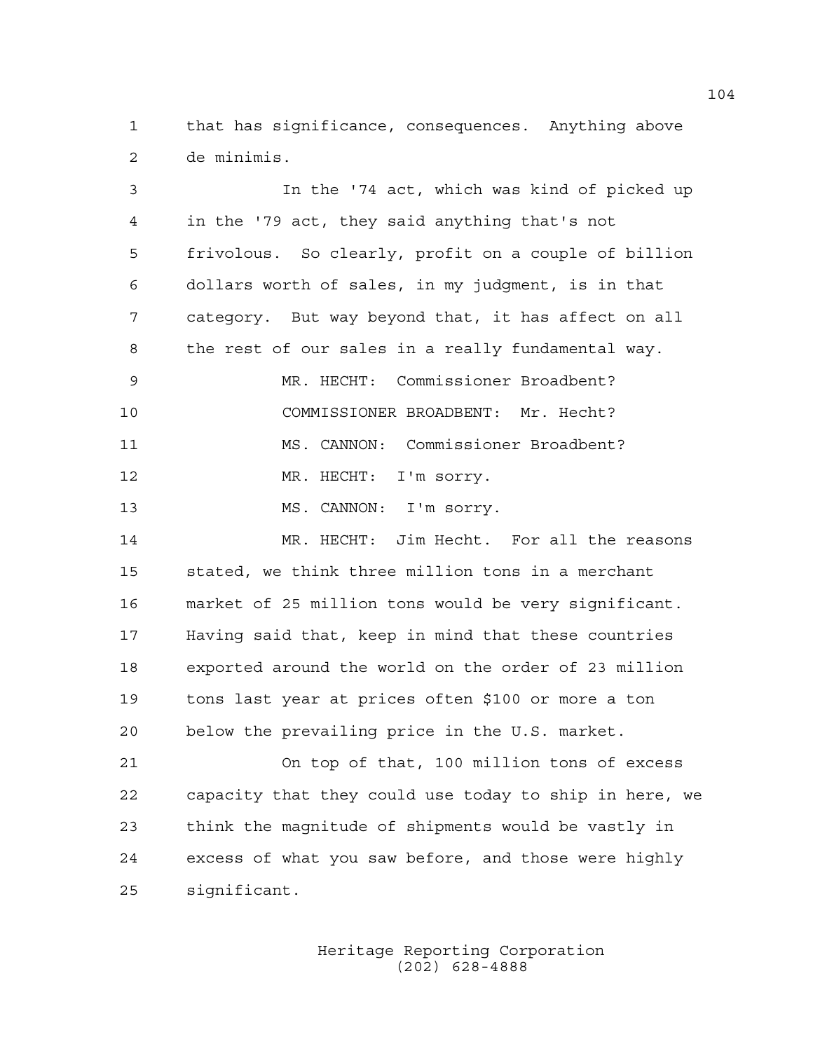that has significance, consequences. Anything above de minimis.

In the '74 act, which was kind of picked up in the '79 act, they said anything that's not frivolous. So clearly, profit on a couple of billion dollars worth of sales, in my judgment, is in that category. But way beyond that, it has affect on all the rest of our sales in a really fundamental way.

MR. HECHT: Commissioner Broadbent?

COMMISSIONER BROADBENT: Mr. Hecht?

MS. CANNON: Commissioner Broadbent?

MR. HECHT: I'm sorry.

MS. CANNON: I'm sorry.

MR. HECHT: Jim Hecht. For all the reasons stated, we think three million tons in a merchant market of 25 million tons would be very significant. Having said that, keep in mind that these countries exported around the world on the order of 23 million tons last year at prices often $100 or more a ton below the prevailing price in the U.S. market.

On top of that, 100 million tons of excess capacity that they could use today to ship in here, we think the magnitude of shipments would be vastly in excess of what you saw before, and those were highly significant.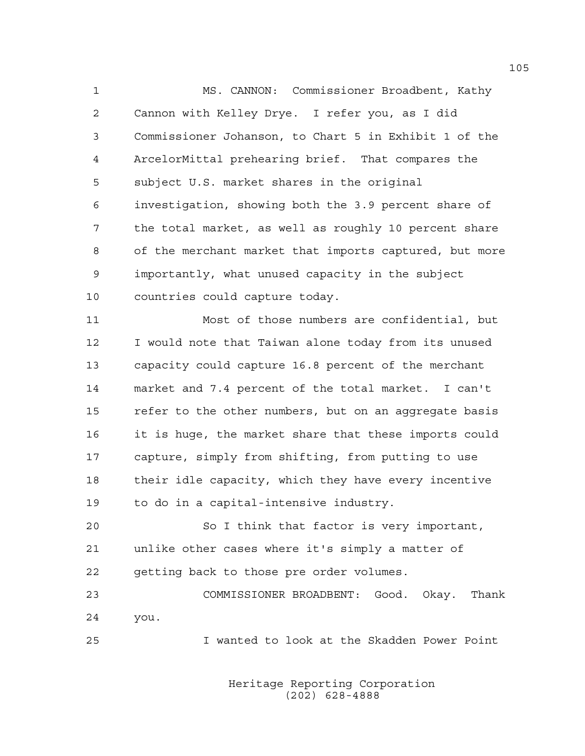MS. CANNON: Commissioner Broadbent, Kathy Cannon with Kelley Drye. I refer you, as I did Commissioner Johanson, to Chart 5 in Exhibit 1 of the ArcelorMittal prehearing brief. That compares the subject U.S. market shares in the original investigation, showing both the 3.9 percent share of the total market, as well as roughly 10 percent share of the merchant market that imports captured, but more importantly, what unused capacity in the subject countries could capture today.

Most of those numbers are confidential, but I would note that Taiwan alone today from its unused capacity could capture 16.8 percent of the merchant market and 7.4 percent of the total market. I can't refer to the other numbers, but on an aggregate basis it is huge, the market share that these imports could capture, simply from shifting, from putting to use their idle capacity, which they have every incentive to do in a capital-intensive industry.

So I think that factor is very important, unlike other cases where it's simply a matter of getting back to those pre order volumes.

COMMISSIONER BROADBENT: Good. Okay. Thank you.

I wanted to look at the Skadden Power Point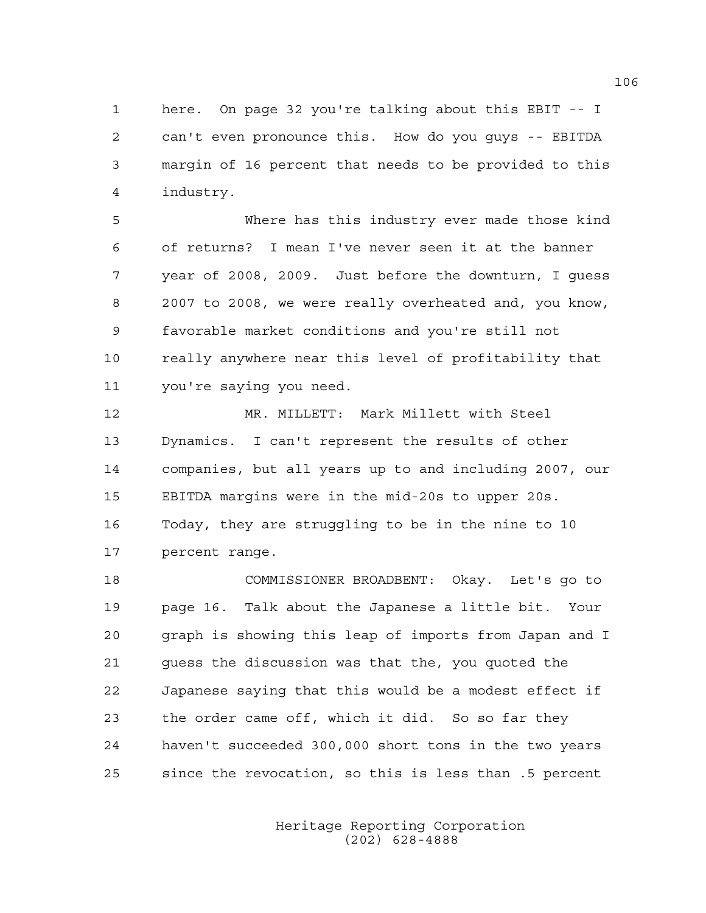here. On page 32 you're talking about this EBIT -- I can't even pronounce this. How do you guys -- EBITDA margin of 16 percent that needs to be provided to this industry.

Where has this industry ever made those kind of returns? I mean I've never seen it at the banner year of 2008, 2009. Just before the downturn, I guess 2007 to 2008, we were really overheated and, you know, favorable market conditions and you're still not really anywhere near this level of profitability that you're saying you need.

MR. MILLETT: Mark Millett with Steel Dynamics. I can't represent the results of other companies, but all years up to and including 2007, our EBITDA margins were in the mid-20s to upper 20s. Today, they are struggling to be in the nine to 10 percent range.

COMMISSIONER BROADBENT: Okay. Let's go to page 16. Talk about the Japanese a little bit. Your graph is showing this leap of imports from Japan and I guess the discussion was that the, you quoted the Japanese saying that this would be a modest effect if the order came off, which it did. So so far they haven't succeeded 300,000 short tons in the two years since the revocation, so this is less than .5 percent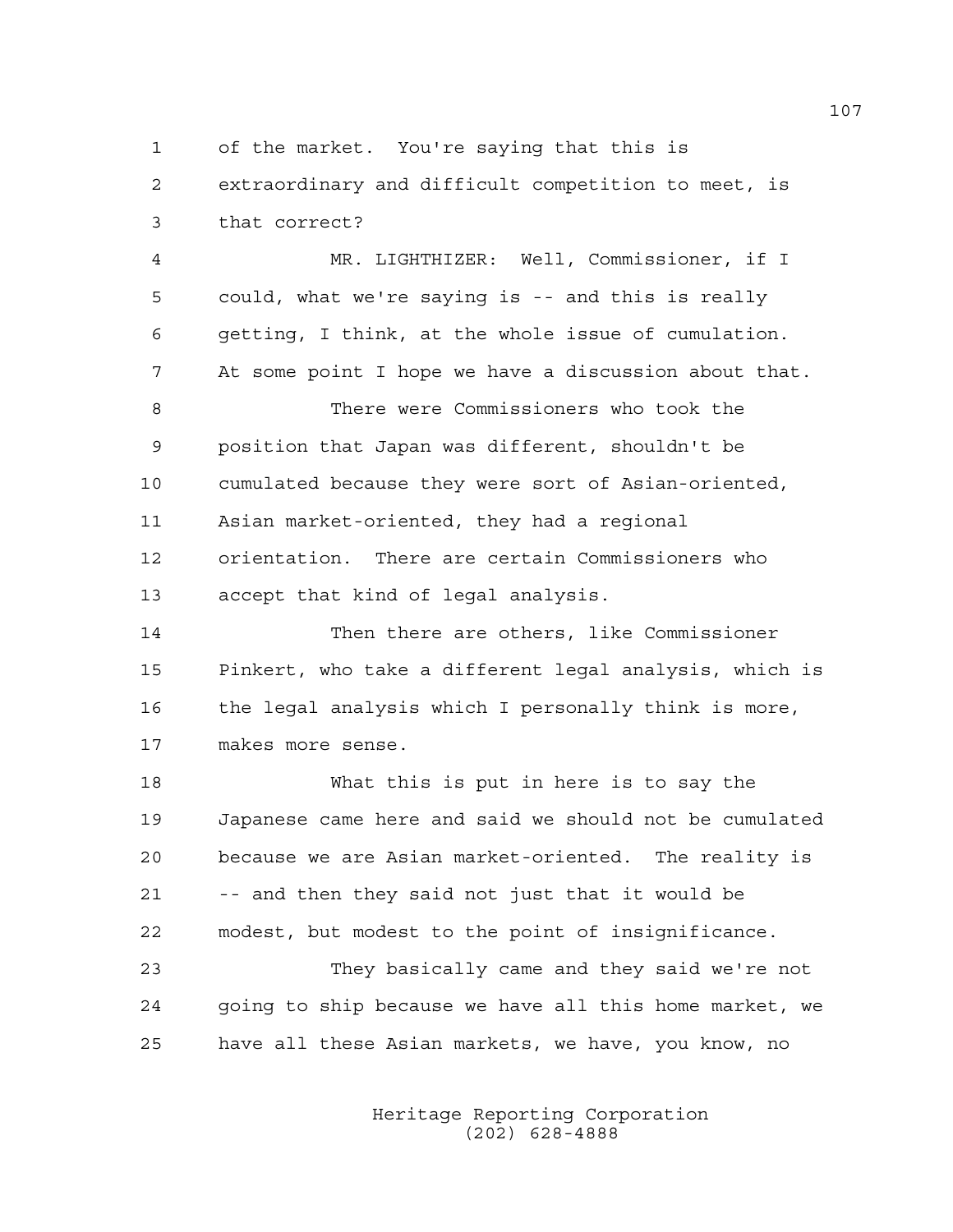of the market. You're saying that this is extraordinary and difficult competition to meet, is that correct?

MR. LIGHTHIZER: Well, Commissioner, if I could, what we're saying is -- and this is really getting, I think, at the whole issue of cumulation. At some point I hope we have a discussion about that.

There were Commissioners who took the position that Japan was different, shouldn't be cumulated because they were sort of Asian-oriented, Asian market-oriented, they had a regional orientation. There are certain Commissioners who accept that kind of legal analysis.

Then there are others, like Commissioner Pinkert, who take a different legal analysis, which is the legal analysis which I personally think is more, makes more sense.

What this is put in here is to say the Japanese came here and said we should not be cumulated because we are Asian market-oriented. The reality is -- and then they said not just that it would be modest, but modest to the point of insignificance.

They basically came and they said we're not going to ship because we have all this home market, we have all these Asian markets, we have, you know, no

Heritage Reporting Corporation
(202) 628-4888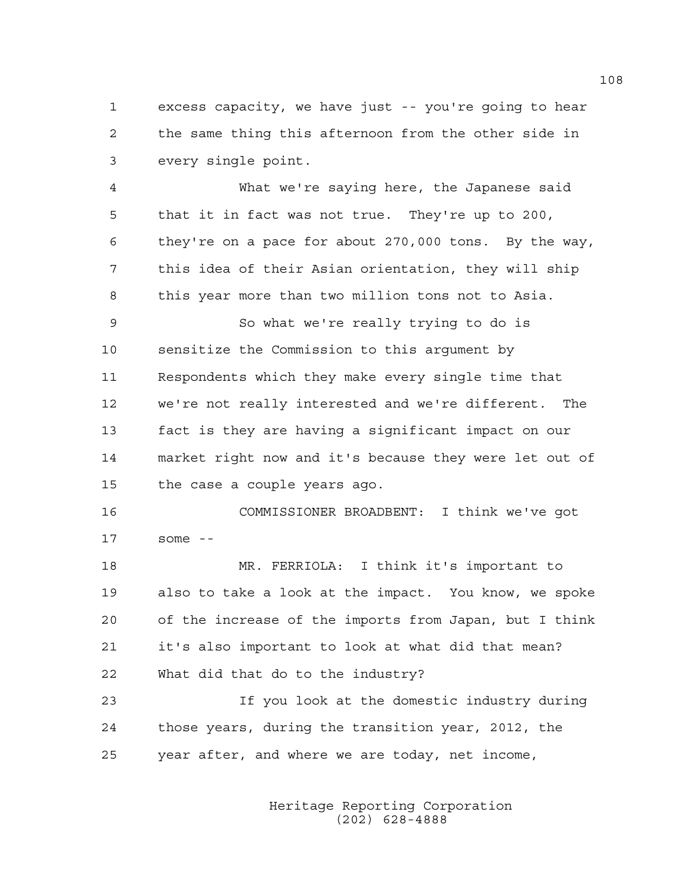excess capacity, we have just -- you're going to hear the same thing this afternoon from the other side in every single point.

What we're saying here, the Japanese said that it in fact was not true. They're up to 200, they're on a pace for about 270,000 tons. By the way, this idea of their Asian orientation, they will ship this year more than two million tons not to Asia.

So what we're really trying to do is sensitize the Commission to this argument by Respondents which they make every single time that we're not really interested and we're different. The fact is they are having a significant impact on our market right now and it's because they were let out of the case a couple years ago.

COMMISSIONER BROADBENT: I think we've got some --

MR. FERRIOLA: I think it's important to also to take a look at the impact. You know, we spoke of the increase of the imports from Japan, but I think it's also important to look at what did that mean? What did that do to the industry?

If you look at the domestic industry during those years, during the transition year, 2012, the year after, and where we are today, net income,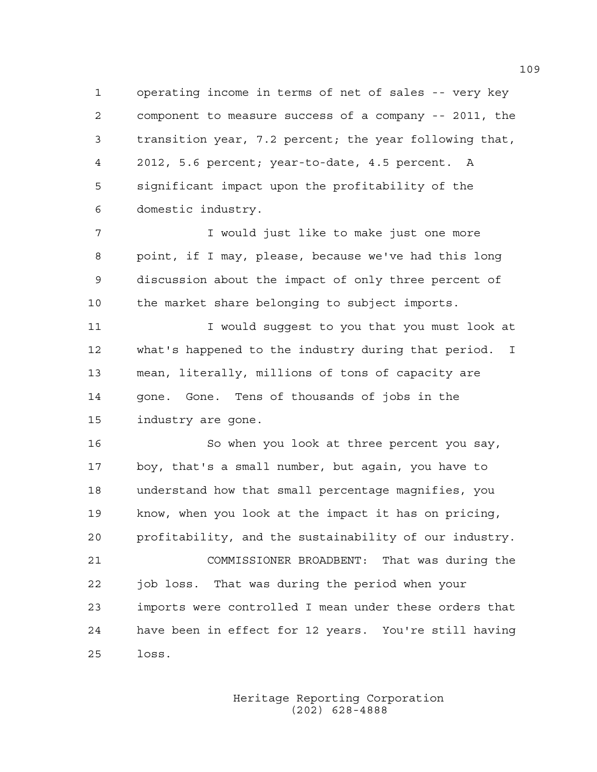operating income in terms of net of sales -- very key component to measure success of a company -- 2011, the transition year, 7.2 percent; the year following that, 2012, 5.6 percent; year-to-date, 4.5 percent. A significant impact upon the profitability of the domestic industry.

I would just like to make just one more point, if I may, please, because we've had this long discussion about the impact of only three percent of the market share belonging to subject imports.

I would suggest to you that you must look at what's happened to the industry during that period. I mean, literally, millions of tons of capacity are gone. Gone. Tens of thousands of jobs in the industry are gone.

So when you look at three percent you say, boy, that's a small number, but again, you have to understand how that small percentage magnifies, you know, when you look at the impact it has on pricing, profitability, and the sustainability of our industry.

COMMISSIONER BROADBENT: That was during the job loss. That was during the period when your imports were controlled I mean under these orders that have been in effect for 12 years. You're still having loss.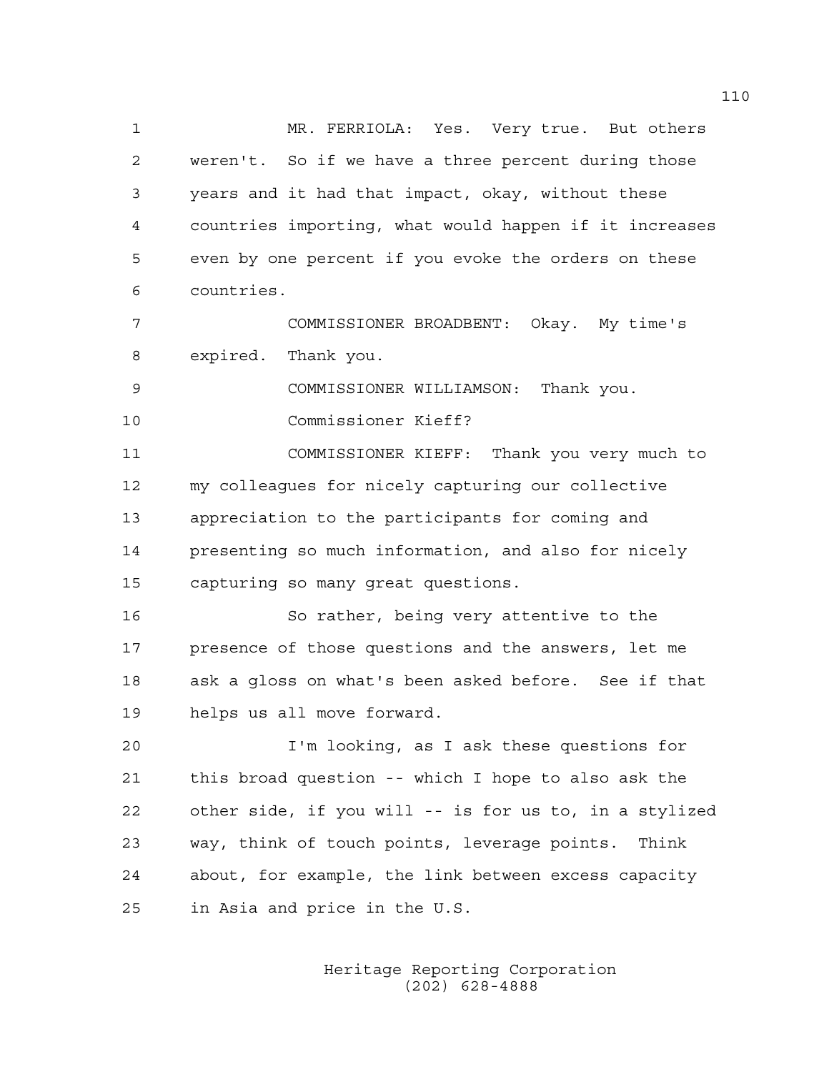MR. FERRIOLA: Yes. Very true. But others weren't. So if we have a three percent during those years and it had that impact, okay, without these countries importing, what would happen if it increases even by one percent if you evoke the orders on these countries.

COMMISSIONER BROADBENT: Okay. My time's expired. Thank you.

COMMISSIONER WILLIAMSON: Thank you.

Commissioner Kieff?

COMMISSIONER KIEFF: Thank you very much to my colleagues for nicely capturing our collective appreciation to the participants for coming and presenting so much information, and also for nicely capturing so many great questions.

So rather, being very attentive to the presence of those questions and the answers, let me ask a gloss on what's been asked before. See if that helps us all move forward.

I'm looking, as I ask these questions for this broad question -- which I hope to also ask the other side, if you will -- is for us to, in a stylized way, think of touch points, leverage points. Think about, for example, the link between excess capacity in Asia and price in the U.S.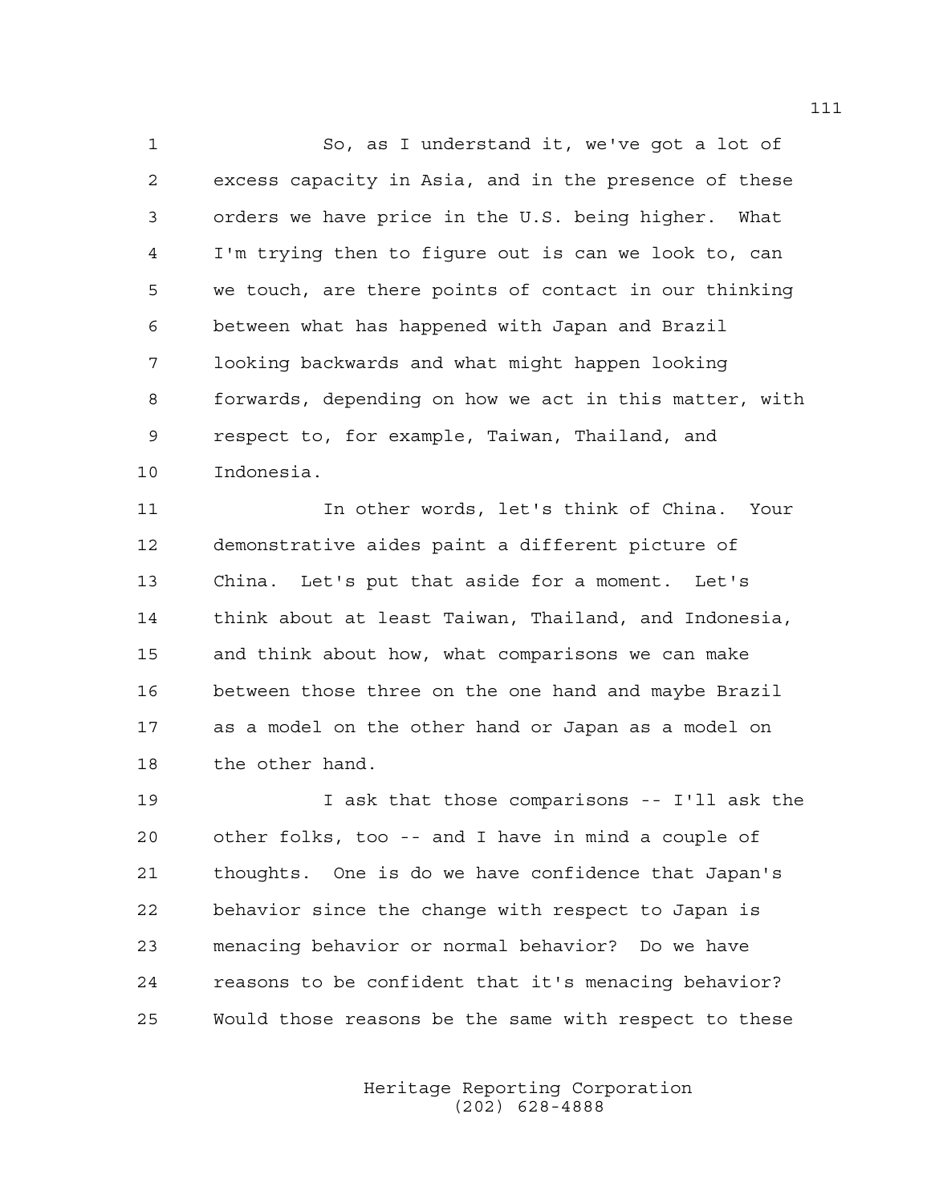So, as I understand it, we've got a lot of excess capacity in Asia, and in the presence of these orders we have price in the U.S. being higher. What I'm trying then to figure out is can we look to, can we touch, are there points of contact in our thinking between what has happened with Japan and Brazil looking backwards and what might happen looking forwards, depending on how we act in this matter, with respect to, for example, Taiwan, Thailand, and Indonesia.

In other words, let's think of China. Your demonstrative aides paint a different picture of China. Let's put that aside for a moment. Let's think about at least Taiwan, Thailand, and Indonesia, and think about how, what comparisons we can make between those three on the one hand and maybe Brazil as a model on the other hand or Japan as a model on the other hand.

I ask that those comparisons -- I'll ask the other folks, too -- and I have in mind a couple of thoughts. One is do we have confidence that Japan's behavior since the change with respect to Japan is menacing behavior or normal behavior? Do we have reasons to be confident that it's menacing behavior? Would those reasons be the same with respect to these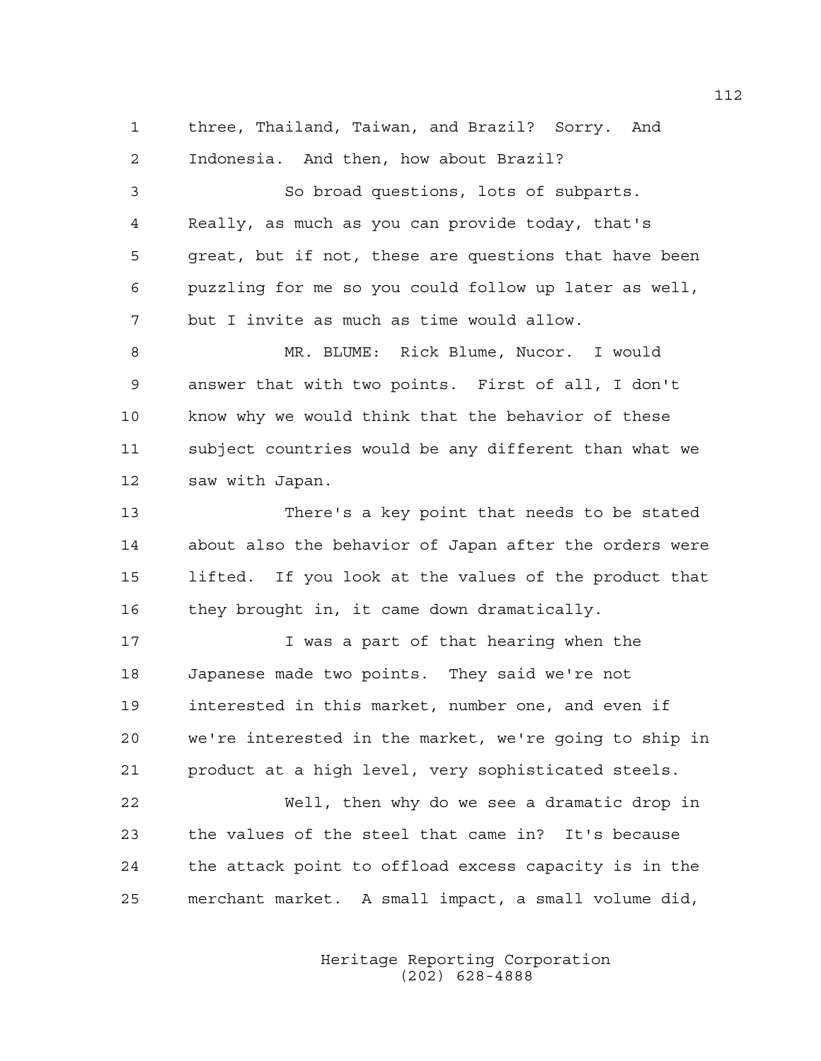three, Thailand, Taiwan, and Brazil? Sorry. And Indonesia. And then, how about Brazil?

So broad questions, lots of subparts. Really, as much as you can provide today, that's great, but if not, these are questions that have been puzzling for me so you could follow up later as well, but I invite as much as time would allow.

MR. BLUME: Rick Blume, Nucor. I would answer that with two points. First of all, I don't know why we would think that the behavior of these subject countries would be any different than what we saw with Japan.

There's a key point that needs to be stated about also the behavior of Japan after the orders were lifted. If you look at the values of the product that they brought in, it came down dramatically.

I was a part of that hearing when the Japanese made two points. They said we're not interested in this market, number one, and even if we're interested in the market, we're going to ship in product at a high level, very sophisticated steels.

Well, then why do we see a dramatic drop in the values of the steel that came in? It's because the attack point to offload excess capacity is in the merchant market. A small impact, a small volume did,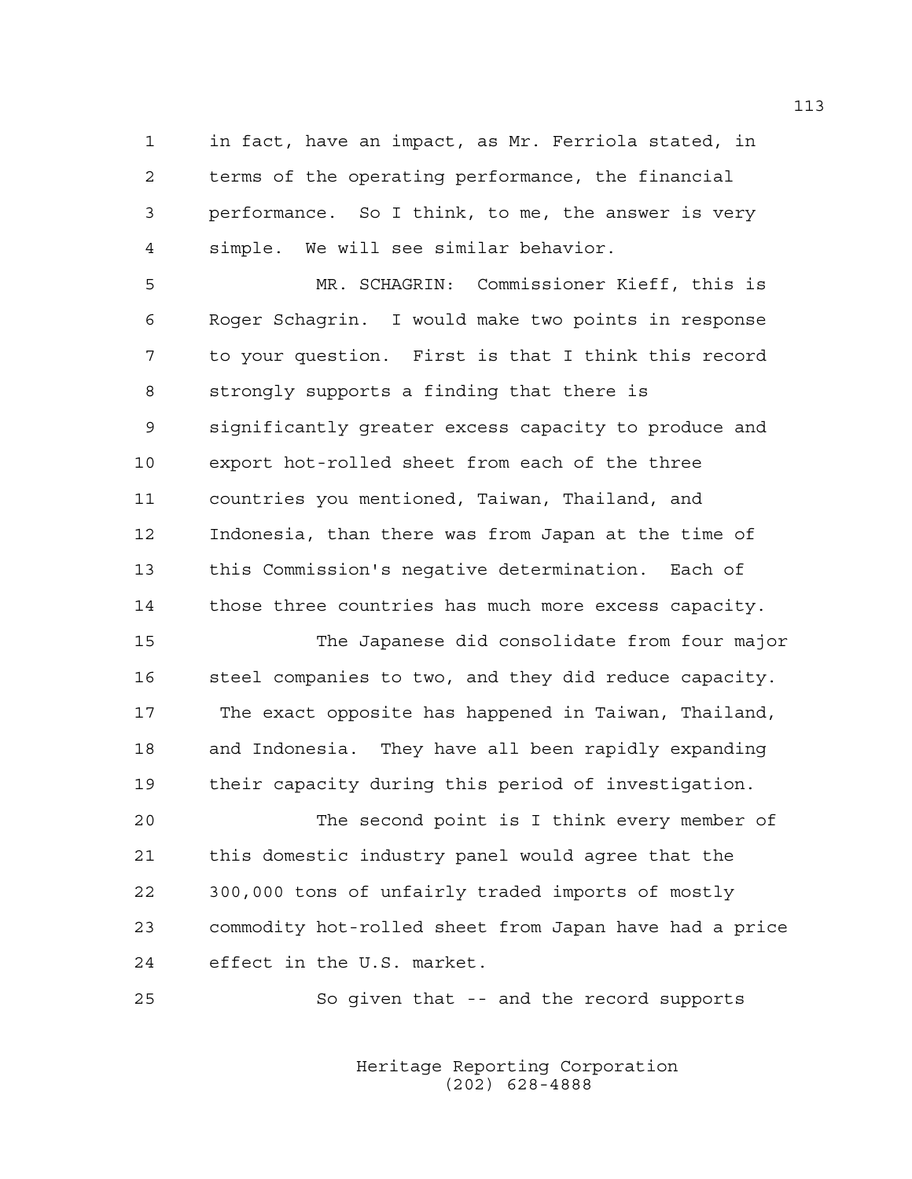in fact, have an impact, as Mr. Ferriola stated, in terms of the operating performance, the financial performance. So I think, to me, the answer is very simple. We will see similar behavior.

MR. SCHAGRIN: Commissioner Kieff, this is Roger Schagrin. I would make two points in response to your question. First is that I think this record strongly supports a finding that there is significantly greater excess capacity to produce and export hot-rolled sheet from each of the three countries you mentioned, Taiwan, Thailand, and Indonesia, than there was from Japan at the time of this Commission's negative determination. Each of those three countries has much more excess capacity.

The Japanese did consolidate from four major steel companies to two, and they did reduce capacity. The exact opposite has happened in Taiwan, Thailand, and Indonesia. They have all been rapidly expanding their capacity during this period of investigation.

The second point is I think every member of this domestic industry panel would agree that the 300,000 tons of unfairly traded imports of mostly commodity hot-rolled sheet from Japan have had a price effect in the U.S. market.

So given that -- and the record supports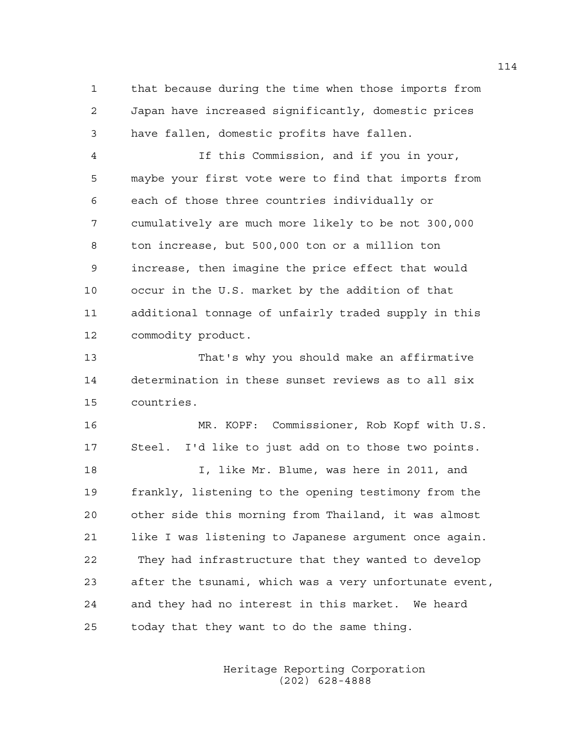that because during the time when those imports from Japan have increased significantly, domestic prices have fallen, domestic profits have fallen.

If this Commission, and if you in your, maybe your first vote were to find that imports from each of those three countries individually or cumulatively are much more likely to be not 300,000 ton increase, but 500,000 ton or a million ton increase, then imagine the price effect that would occur in the U.S. market by the addition of that additional tonnage of unfairly traded supply in this commodity product.

That's why you should make an affirmative determination in these sunset reviews as to all six countries.

MR. KOPF: Commissioner, Rob Kopf with U.S. Steel. I'd like to just add on to those two points.

I, like Mr. Blume, was here in 2011, and frankly, listening to the opening testimony from the other side this morning from Thailand, it was almost like I was listening to Japanese argument once again. They had infrastructure that they wanted to develop after the tsunami, which was a very unfortunate event, and they had no interest in this market. We heard today that they want to do the same thing.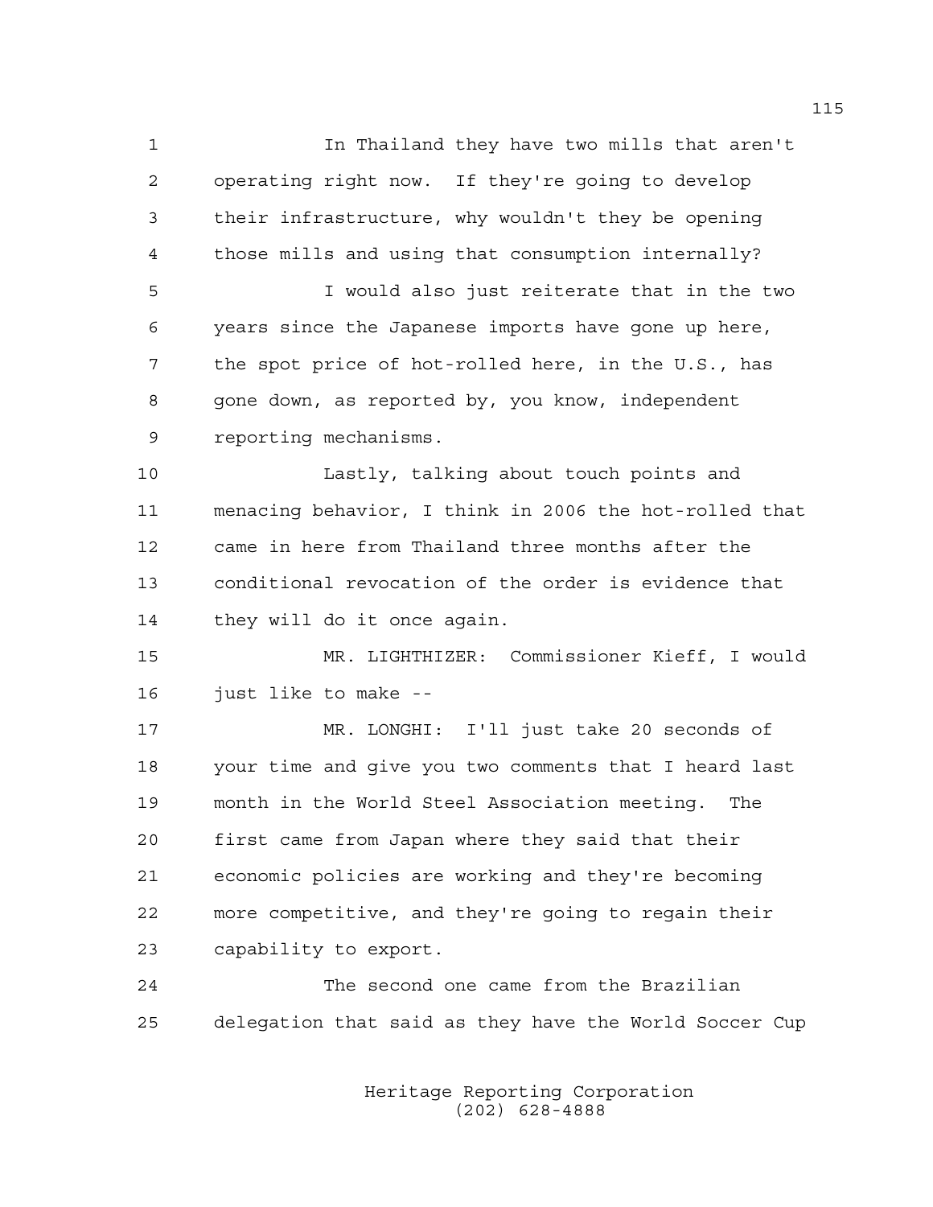In Thailand they have two mills that aren't operating right now. If they're going to develop their infrastructure, why wouldn't they be opening those mills and using that consumption internally?

I would also just reiterate that in the two years since the Japanese imports have gone up here, the spot price of hot-rolled here, in the U.S., has gone down, as reported by, you know, independent reporting mechanisms.

Lastly, talking about touch points and menacing behavior, I think in 2006 the hot-rolled that came in here from Thailand three months after the conditional revocation of the order is evidence that they will do it once again.

MR. LIGHTHIZER: Commissioner Kieff, I would just like to make --

MR. LONGHI: I'll just take 20 seconds of your time and give you two comments that I heard last month in the World Steel Association meeting. The first came from Japan where they said that their economic policies are working and they're becoming more competitive, and they're going to regain their capability to export.

The second one came from the Brazilian delegation that said as they have the World Soccer Cup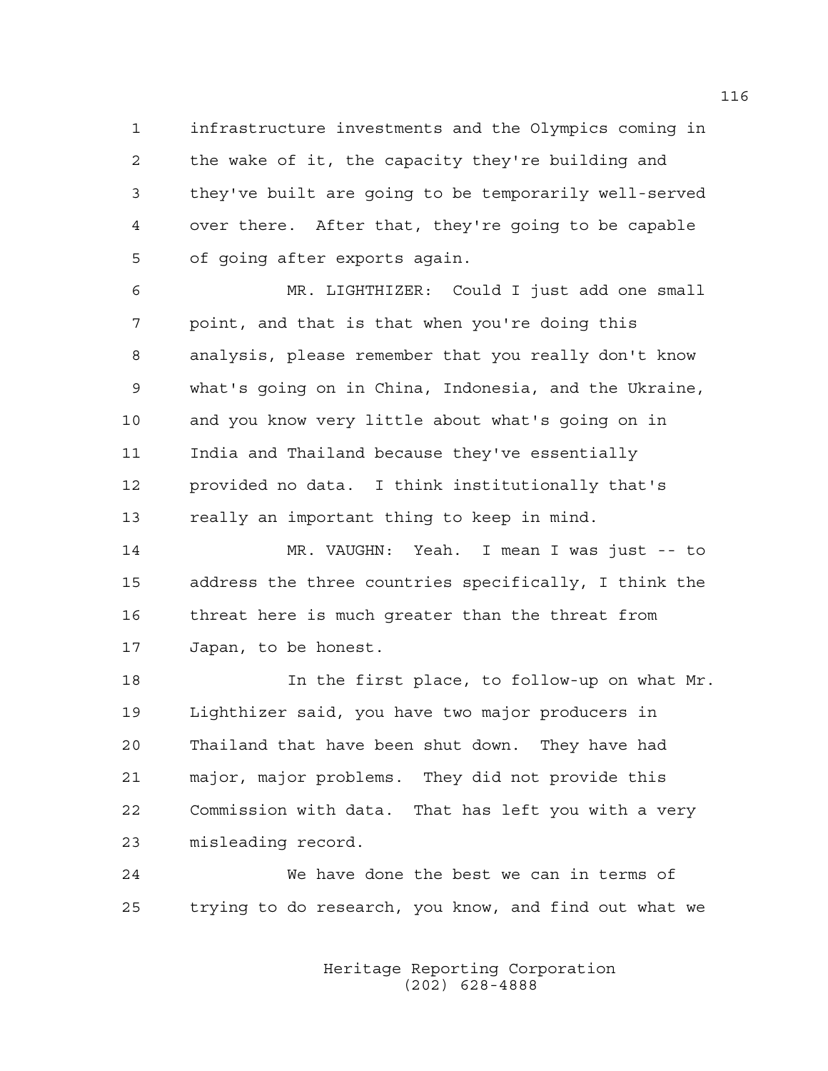infrastructure investments and the Olympics coming in the wake of it, the capacity they're building and they've built are going to be temporarily well-served over there. After that, they're going to be capable of going after exports again.

MR. LIGHTHIZER: Could I just add one small point, and that is that when you're doing this analysis, please remember that you really don't know what's going on in China, Indonesia, and the Ukraine, and you know very little about what's going on in India and Thailand because they've essentially provided no data. I think institutionally that's really an important thing to keep in mind.

MR. VAUGHN: Yeah. I mean I was just -- to address the three countries specifically, I think the threat here is much greater than the threat from Japan, to be honest.

In the first place, to follow-up on what Mr. Lighthizer said, you have two major producers in Thailand that have been shut down. They have had major, major problems. They did not provide this Commission with data. That has left you with a very misleading record.

We have done the best we can in terms of trying to do research, you know, and find out what we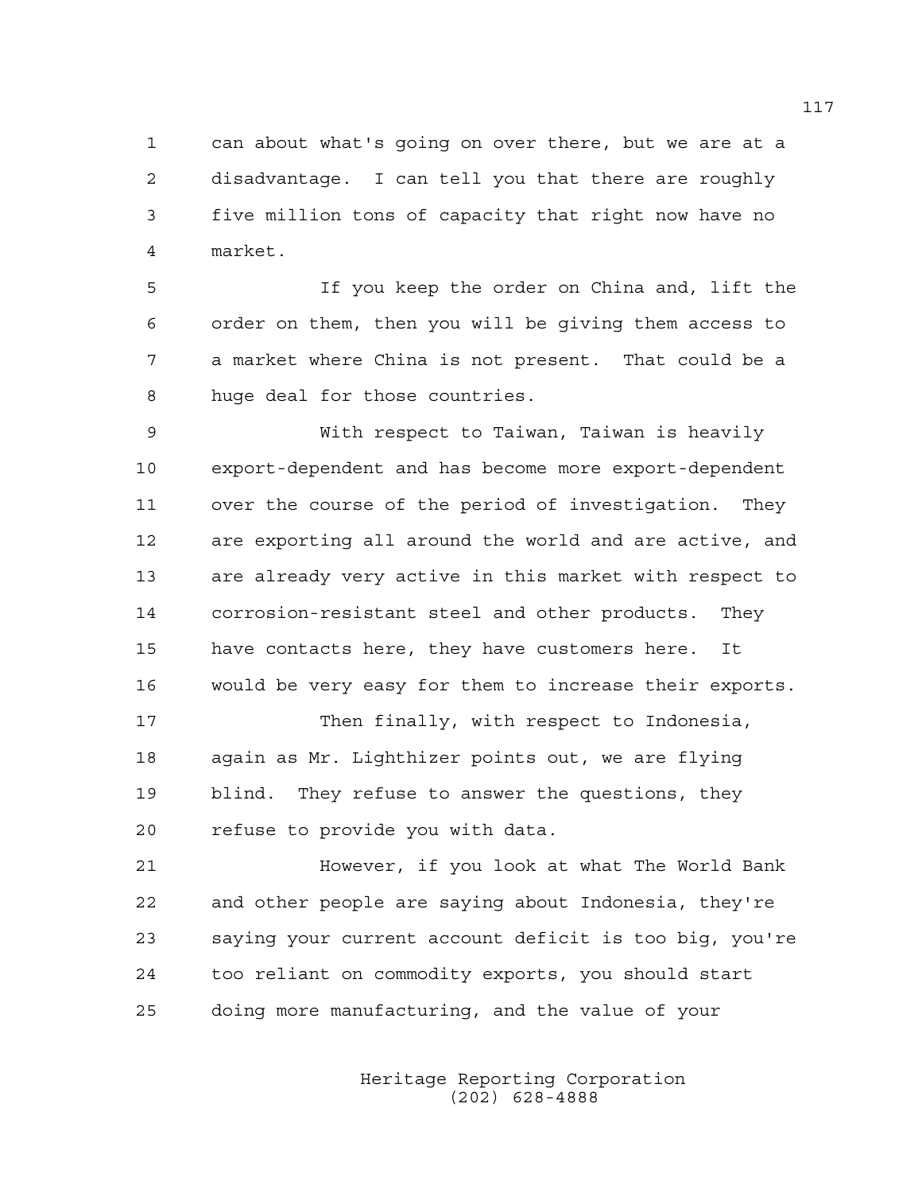can about what's going on over there, but we are at a disadvantage. I can tell you that there are roughly five million tons of capacity that right now have no market.

If you keep the order on China and, lift the order on them, then you will be giving them access to a market where China is not present. That could be a huge deal for those countries.

With respect to Taiwan, Taiwan is heavily export-dependent and has become more export-dependent over the course of the period of investigation. They are exporting all around the world and are active, and are already very active in this market with respect to corrosion-resistant steel and other products. They have contacts here, they have customers here. It would be very easy for them to increase their exports.

Then finally, with respect to Indonesia, again as Mr. Lighthizer points out, we are flying blind. They refuse to answer the questions, they refuse to provide you with data.

However, if you look at what The World Bank and other people are saying about Indonesia, they're saying your current account deficit is too big, you're too reliant on commodity exports, you should start doing more manufacturing, and the value of your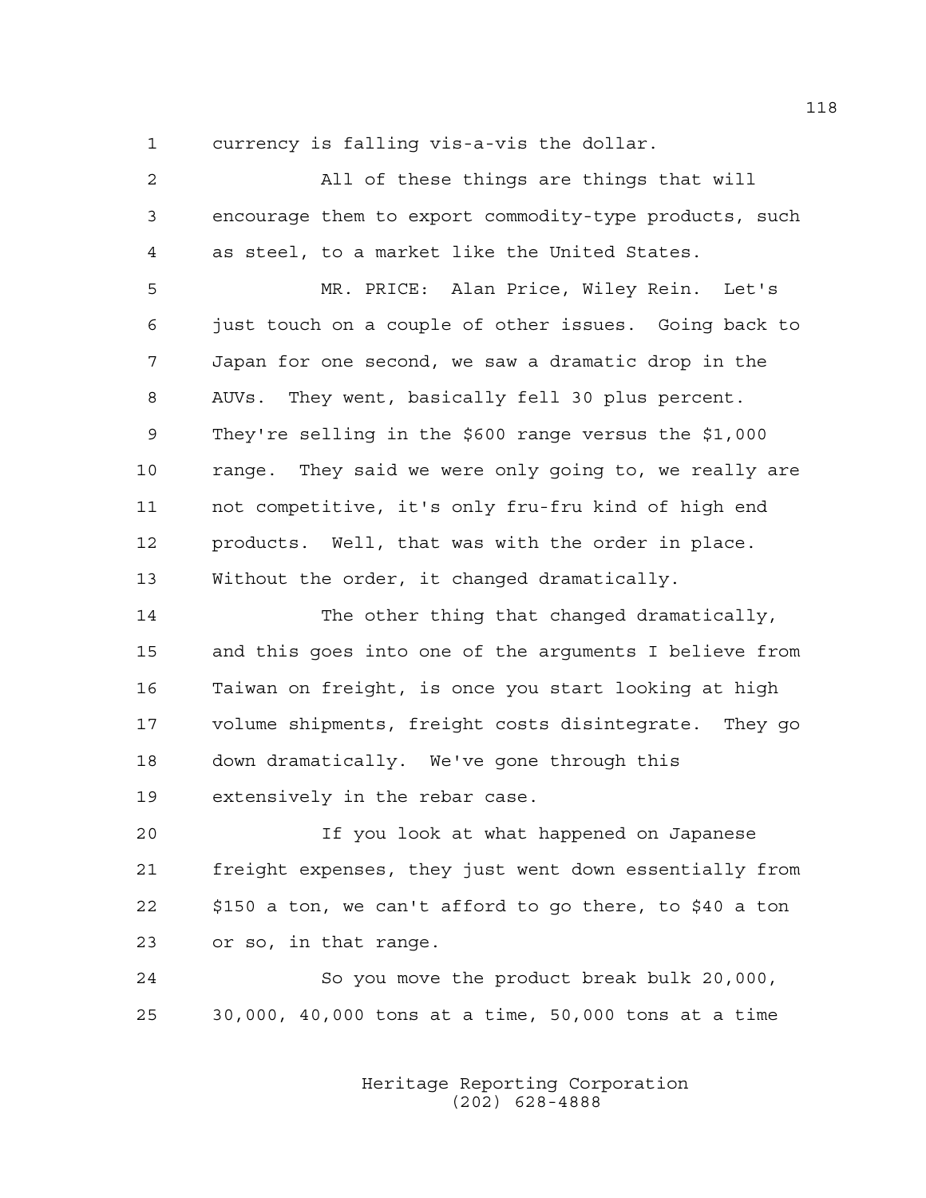currency is falling vis-a-vis the dollar.

All of these things are things that will encourage them to export commodity-type products, such as steel, to a market like the United States.

MR. PRICE: Alan Price, Wiley Rein. Let's just touch on a couple of other issues. Going back to Japan for one second, we saw a dramatic drop in the AUVs. They went, basically fell 30 plus percent. They're selling in the $600 range versus the $1,000 range. They said we were only going to, we really are not competitive, it's only fru-fru kind of high end products. Well, that was with the order in place. Without the order, it changed dramatically.

The other thing that changed dramatically, and this goes into one of the arguments I believe from Taiwan on freight, is once you start looking at high volume shipments, freight costs disintegrate. They go down dramatically. We've gone through this extensively in the rebar case.

If you look at what happened on Japanese freight expenses, they just went down essentially from $150 a ton, we can't afford to go there, to $40 a ton or so, in that range.

So you move the product break bulk 20,000, 30,000, 40,000 tons at a time, 50,000 tons at a time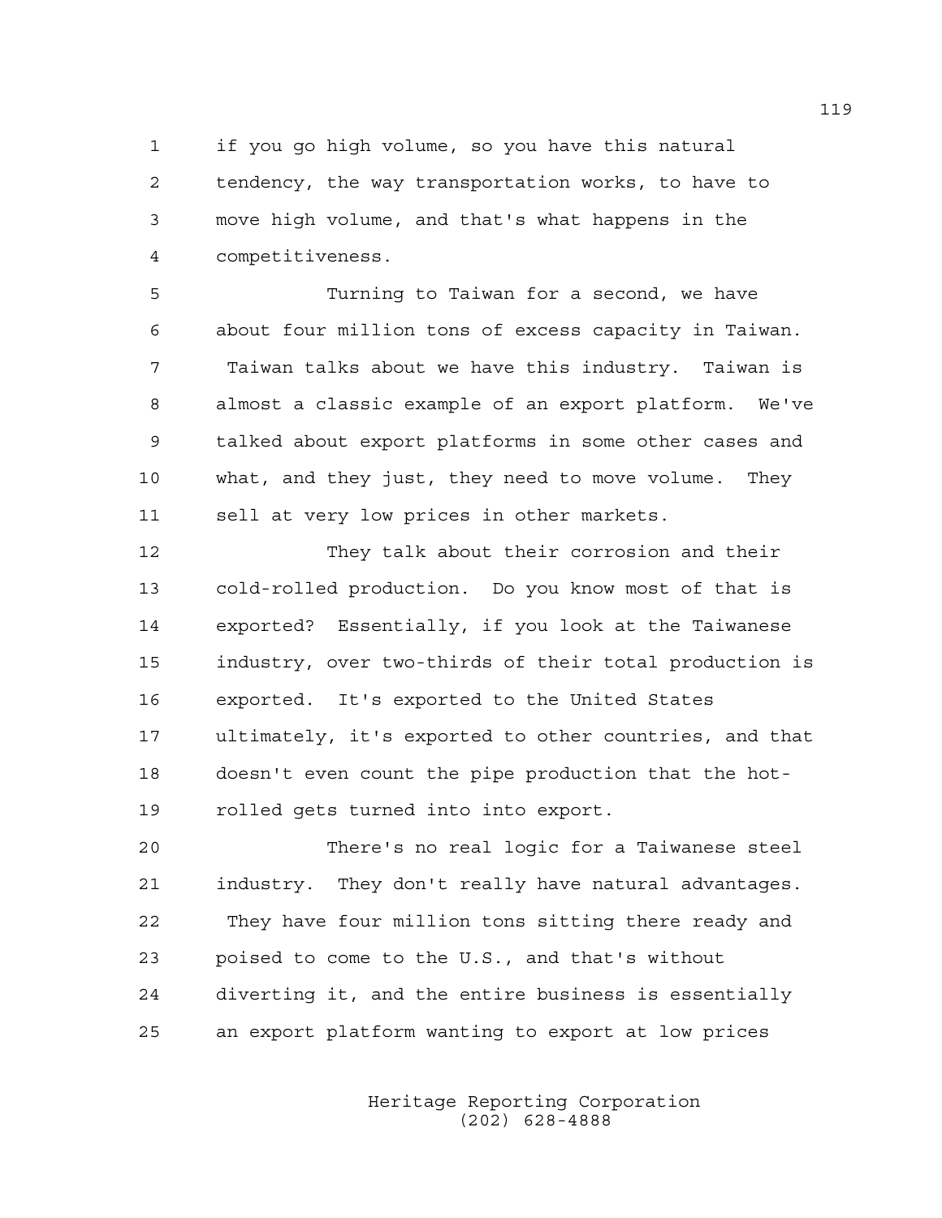if you go high volume, so you have this natural tendency, the way transportation works, to have to move high volume, and that's what happens in the competitiveness.

Turning to Taiwan for a second, we have about four million tons of excess capacity in Taiwan. Taiwan talks about we have this industry. Taiwan is almost a classic example of an export platform. We've talked about export platforms in some other cases and what, and they just, they need to move volume. They sell at very low prices in other markets.

They talk about their corrosion and their cold-rolled production. Do you know most of that is exported? Essentially, if you look at the Taiwanese industry, over two-thirds of their total production is exported. It's exported to the United States ultimately, it's exported to other countries, and that doesn't even count the pipe production that the hot-rolled gets turned into into export.

There's no real logic for a Taiwanese steel industry. They don't really have natural advantages. They have four million tons sitting there ready and poised to come to the U.S., and that's without diverting it, and the entire business is essentially an export platform wanting to export at low prices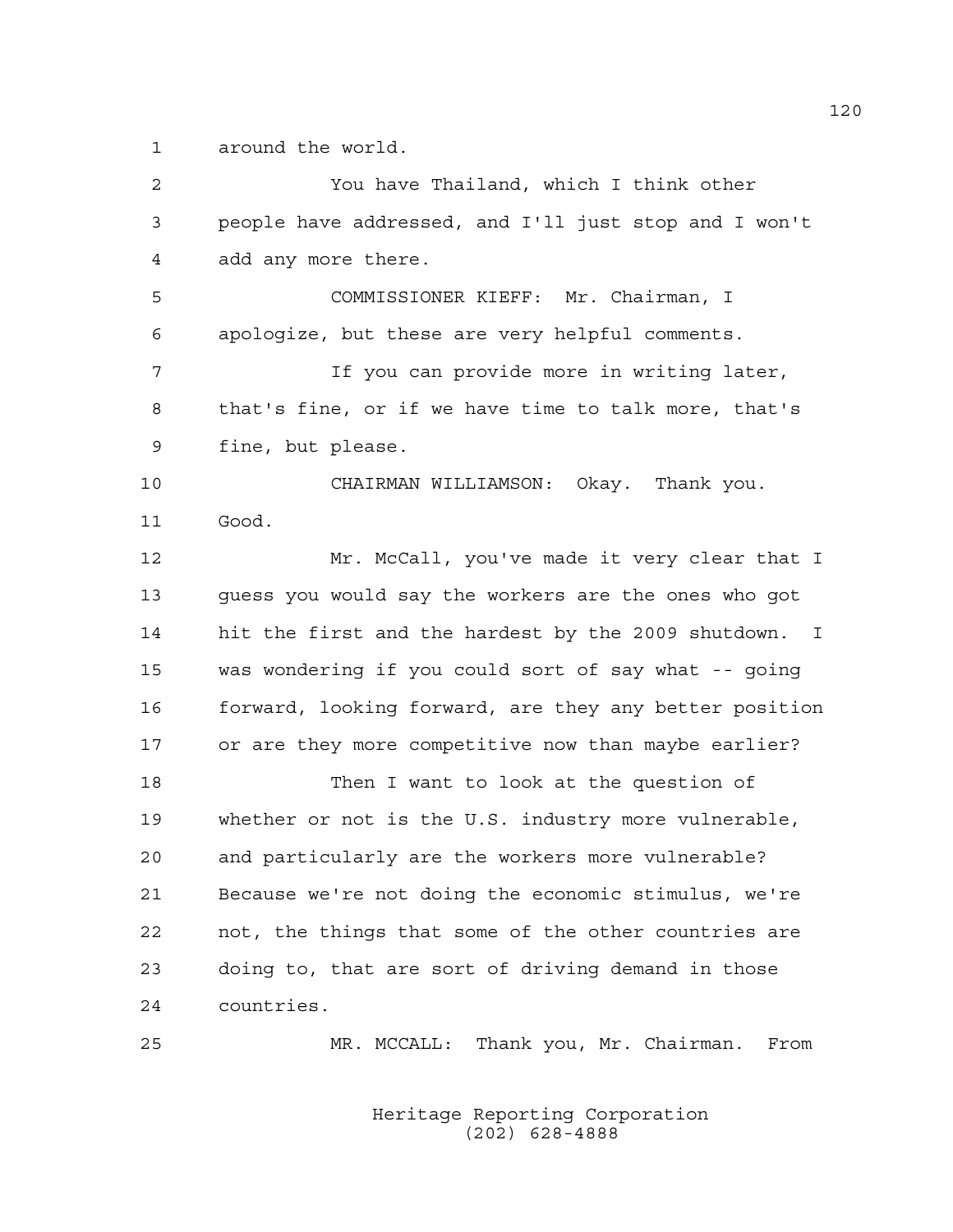around the world.

You have Thailand, which I think other people have addressed, and I'll just stop and I won't add any more there.

COMMISSIONER KIEFF: Mr. Chairman, I apologize, but these are very helpful comments.

If you can provide more in writing later, that's fine, or if we have time to talk more, that's fine, but please.

CHAIRMAN WILLIAMSON: Okay. Thank you. Good.

Mr. McCall, you've made it very clear that I guess you would say the workers are the ones who got hit the first and the hardest by the 2009 shutdown. I was wondering if you could sort of say what -- going forward, looking forward, are they any better position or are they more competitive now than maybe earlier?

Then I want to look at the question of whether or not is the U.S. industry more vulnerable, and particularly are the workers more vulnerable? Because we're not doing the economic stimulus, we're not, the things that some of the other countries are doing to, that are sort of driving demand in those countries.

MR. MCCALL: Thank you, Mr. Chairman. From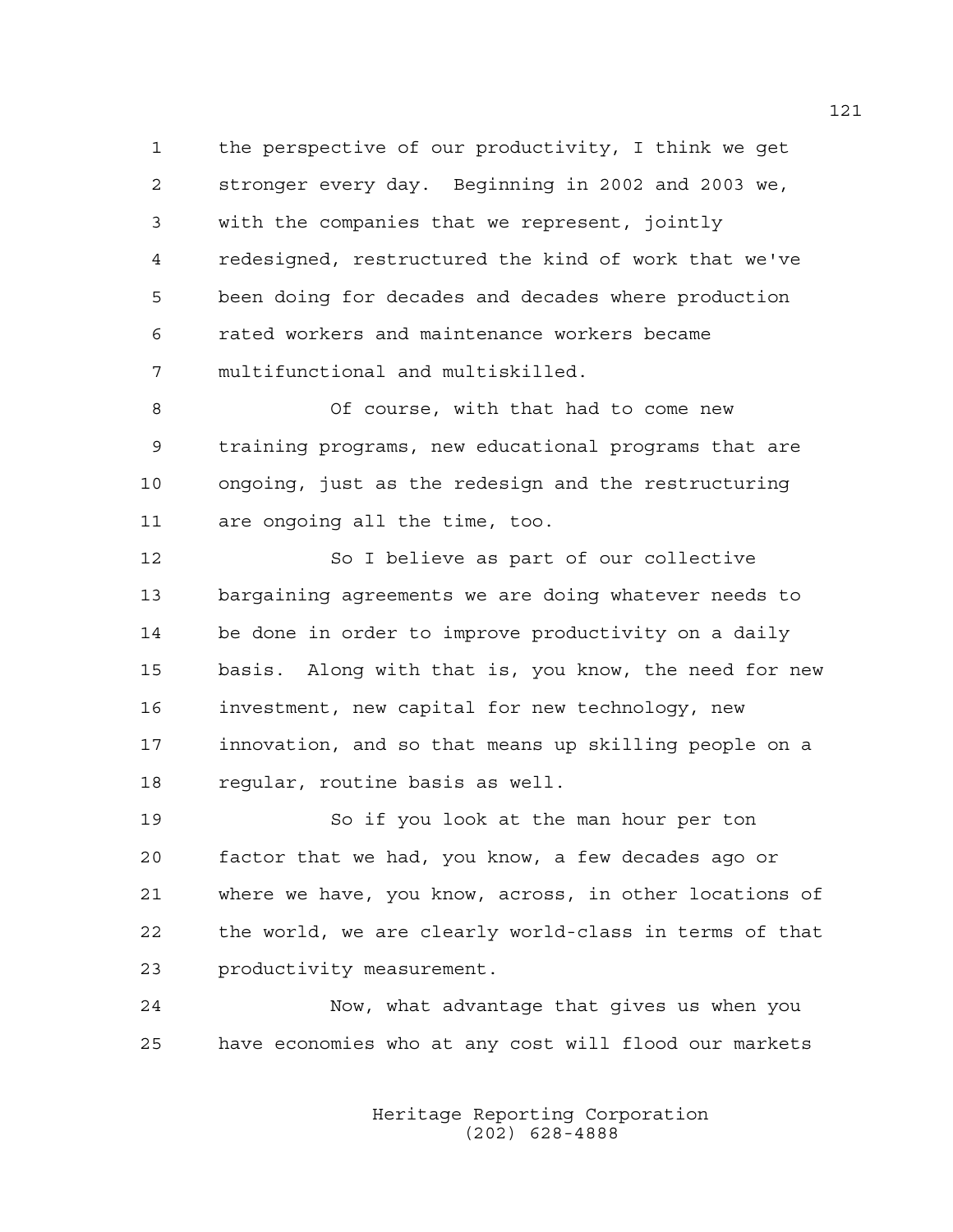the perspective of our productivity, I think we get stronger every day. Beginning in 2002 and 2003 we, with the companies that we represent, jointly redesigned, restructured the kind of work that we've been doing for decades and decades where production rated workers and maintenance workers became multifunctional and multiskilled.

Of course, with that had to come new training programs, new educational programs that are ongoing, just as the redesign and the restructuring are ongoing all the time, too.

So I believe as part of our collective bargaining agreements we are doing whatever needs to be done in order to improve productivity on a daily basis. Along with that is, you know, the need for new investment, new capital for new technology, new innovation, and so that means up skilling people on a regular, routine basis as well.

So if you look at the man hour per ton factor that we had, you know, a few decades ago or where we have, you know, across, in other locations of the world, we are clearly world-class in terms of that productivity measurement.

Now, what advantage that gives us when you have economies who at any cost will flood our markets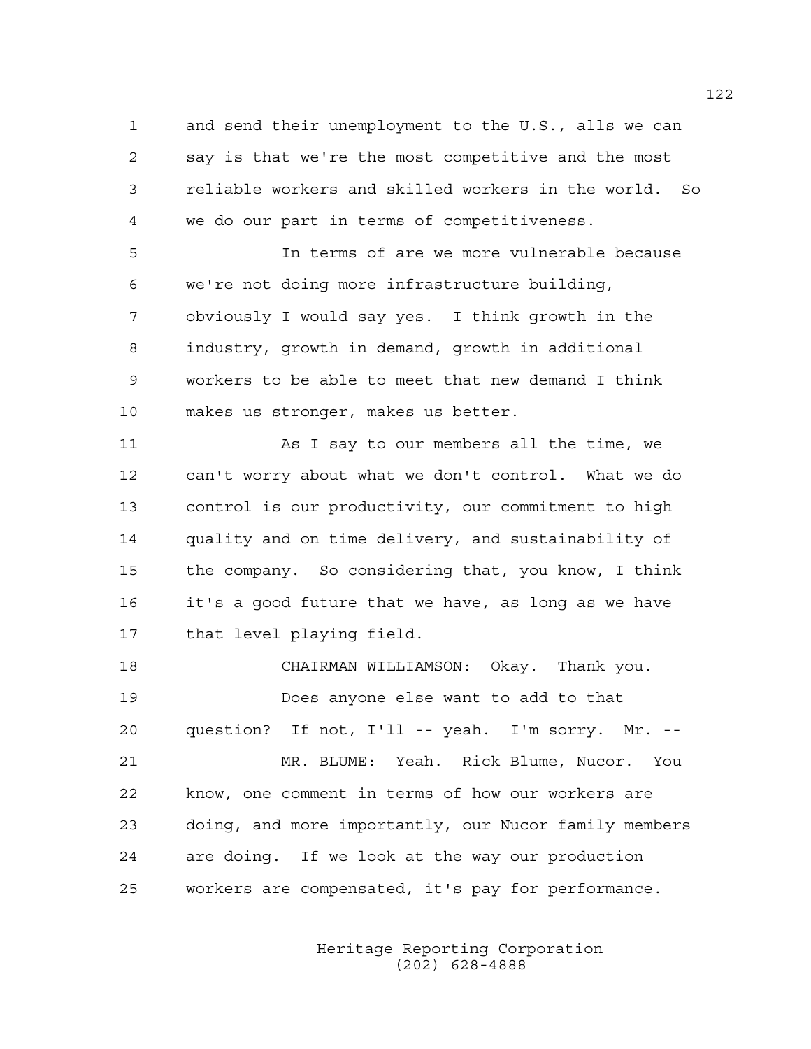and send their unemployment to the U.S., alls we can say is that we're the most competitive and the most reliable workers and skilled workers in the world. So we do our part in terms of competitiveness.

In terms of are we more vulnerable because we're not doing more infrastructure building, obviously I would say yes. I think growth in the industry, growth in demand, growth in additional workers to be able to meet that new demand I think makes us stronger, makes us better.

As I say to our members all the time, we can't worry about what we don't control. What we do control is our productivity, our commitment to high quality and on time delivery, and sustainability of the company. So considering that, you know, I think it's a good future that we have, as long as we have that level playing field.

CHAIRMAN WILLIAMSON: Okay. Thank you.

Does anyone else want to add to that question? If not, I'll -- yeah. I'm sorry. Mr. --

MR. BLUME: Yeah. Rick Blume, Nucor. You know, one comment in terms of how our workers are doing, and more importantly, our Nucor family members are doing. If we look at the way our production workers are compensated, it's pay for performance.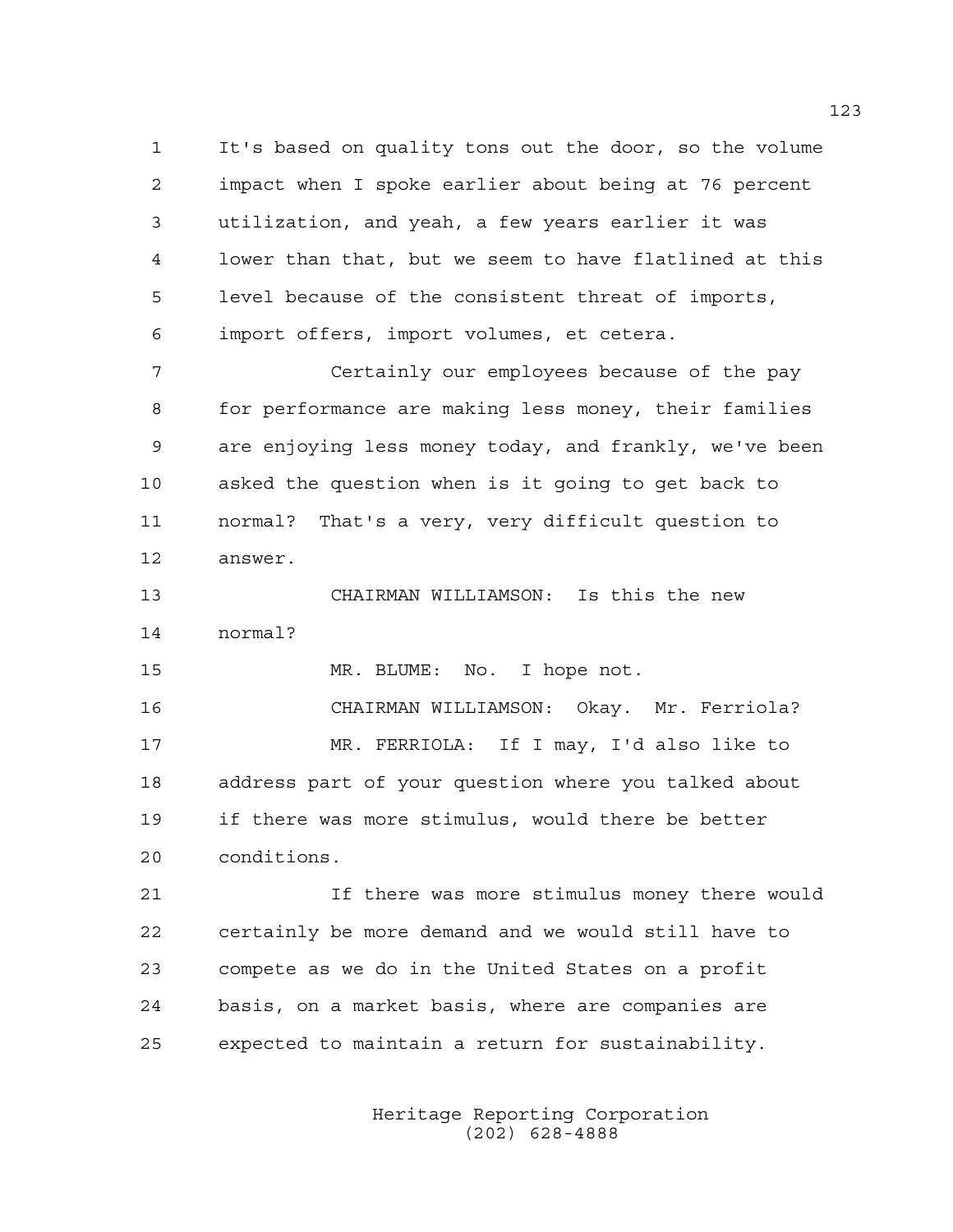It's based on quality tons out the door, so the volume impact when I spoke earlier about being at 76 percent utilization, and yeah, a few years earlier it was lower than that, but we seem to have flatlined at this level because of the consistent threat of imports, import offers, import volumes, et cetera.

Certainly our employees because of the pay for performance are making less money, their families are enjoying less money today, and frankly, we've been asked the question when is it going to get back to normal? That's a very, very difficult question to answer.

CHAIRMAN WILLIAMSON: Is this the new normal?

MR. BLUME: No. I hope not.

CHAIRMAN WILLIAMSON: Okay. Mr. Ferriola?

MR. FERRIOLA: If I may, I'd also like to address part of your question where you talked about if there was more stimulus, would there be better conditions.

If there was more stimulus money there would certainly be more demand and we would still have to compete as we do in the United States on a profit basis, on a market basis, where are companies are expected to maintain a return for sustainability.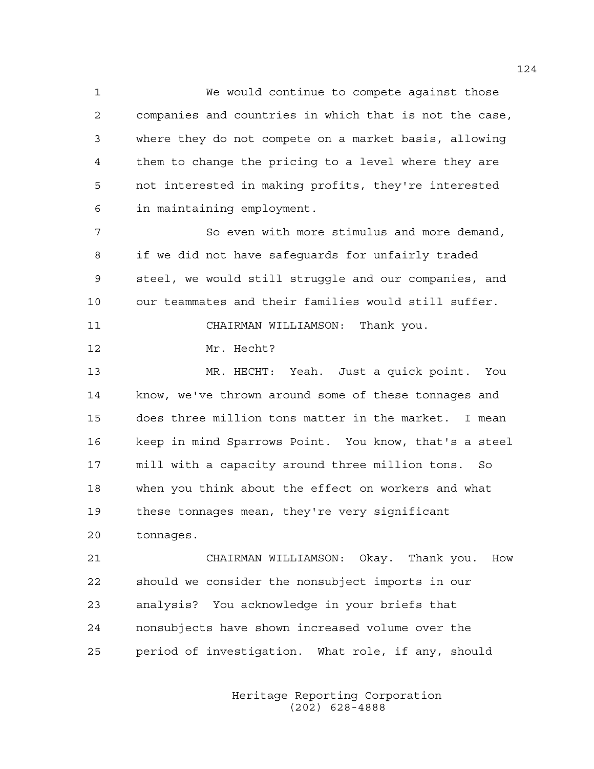We would continue to compete against those companies and countries in which that is not the case, where they do not compete on a market basis, allowing them to change the pricing to a level where they are not interested in making profits, they're interested in maintaining employment.

So even with more stimulus and more demand, if we did not have safeguards for unfairly traded steel, we would still struggle and our companies, and our teammates and their families would still suffer.

CHAIRMAN WILLIAMSON: Thank you.

Mr. Hecht?

MR. HECHT: Yeah. Just a quick point. You know, we've thrown around some of these tonnages and does three million tons matter in the market. I mean keep in mind Sparrows Point. You know, that's a steel mill with a capacity around three million tons. So when you think about the effect on workers and what these tonnages mean, they're very significant tonnages.

CHAIRMAN WILLIAMSON: Okay. Thank you. How should we consider the nonsubject imports in our analysis? You acknowledge in your briefs that nonsubjects have shown increased volume over the period of investigation. What role, if any, should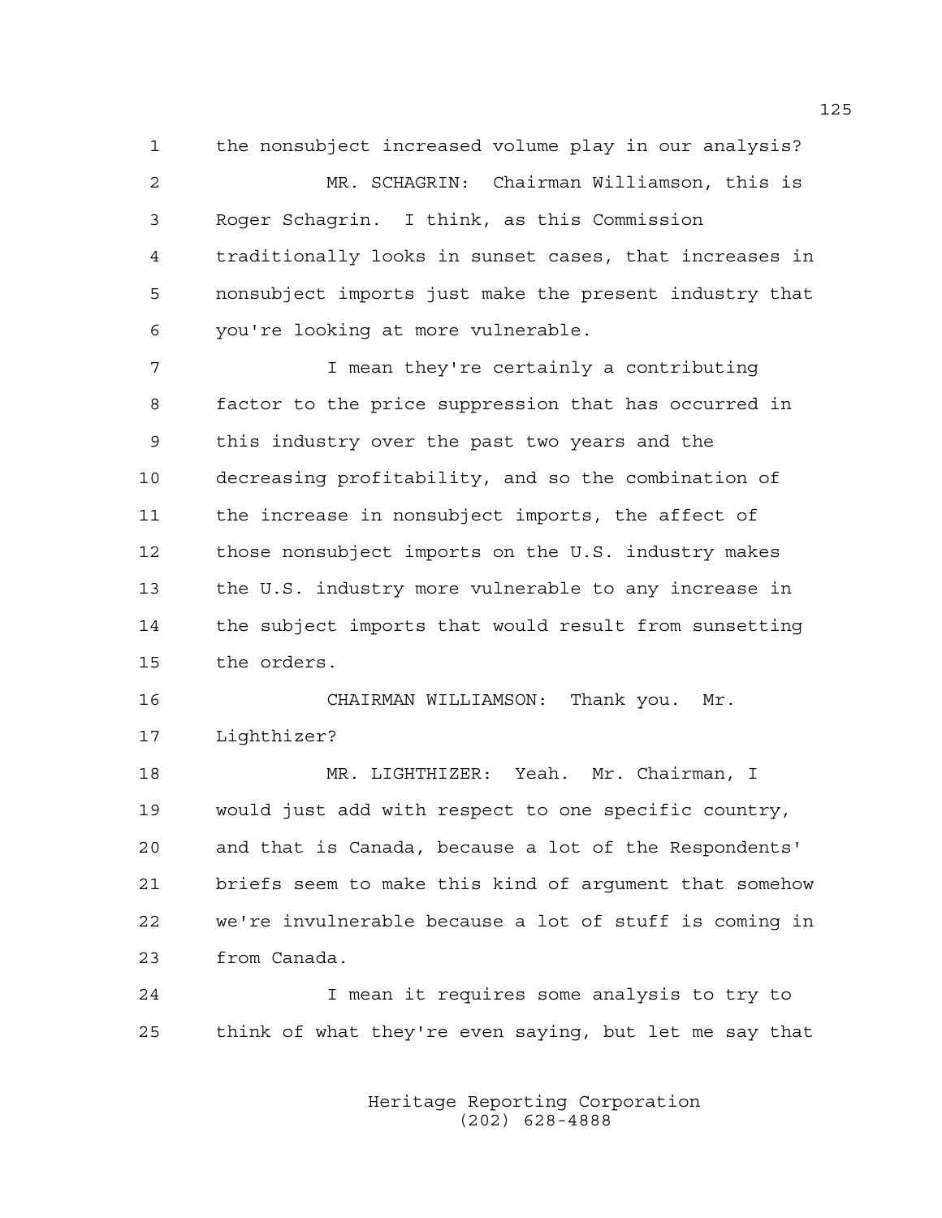1 the nonsubject increased volume play in our analysis?

2 MR. SCHAGRIN: Chairman Williamson, this is

3 Roger Schagrin. I think, as this Commission

4 traditionally looks in sunset cases, that increases in

5 nonsubject imports just make the present industry that

6 you're looking at more vulnerable.

7 I mean they're certainly a contributing

8 factor to the price suppression that has occurred in

9 this industry over the past two years and the

10 decreasing profitability, and so the combination of

11 the increase in nonsubject imports, the affect of

12 those nonsubject imports on the U.S. industry makes

13 the U.S. industry more vulnerable to any increase in

14 the subject imports that would result from sunsetting

15 the orders.

16 CHAIRMAN WILLIAMSON: Thank you. Mr.

17 Lighthizer?

18 MR. LIGHTHIZER: Yeah. Mr. Chairman, I

19 would just add with respect to one specific country,

20 and that is Canada, because a lot of the Respondents'

21 briefs seem to make this kind of argument that somehow

22 we're invulnerable because a lot of stuff is coming in

23 from Canada.

24 I mean it requires some analysis to try to

25 think of what they're even saying, but let me say that

Heritage Reporting Corporation
(202) 628-4888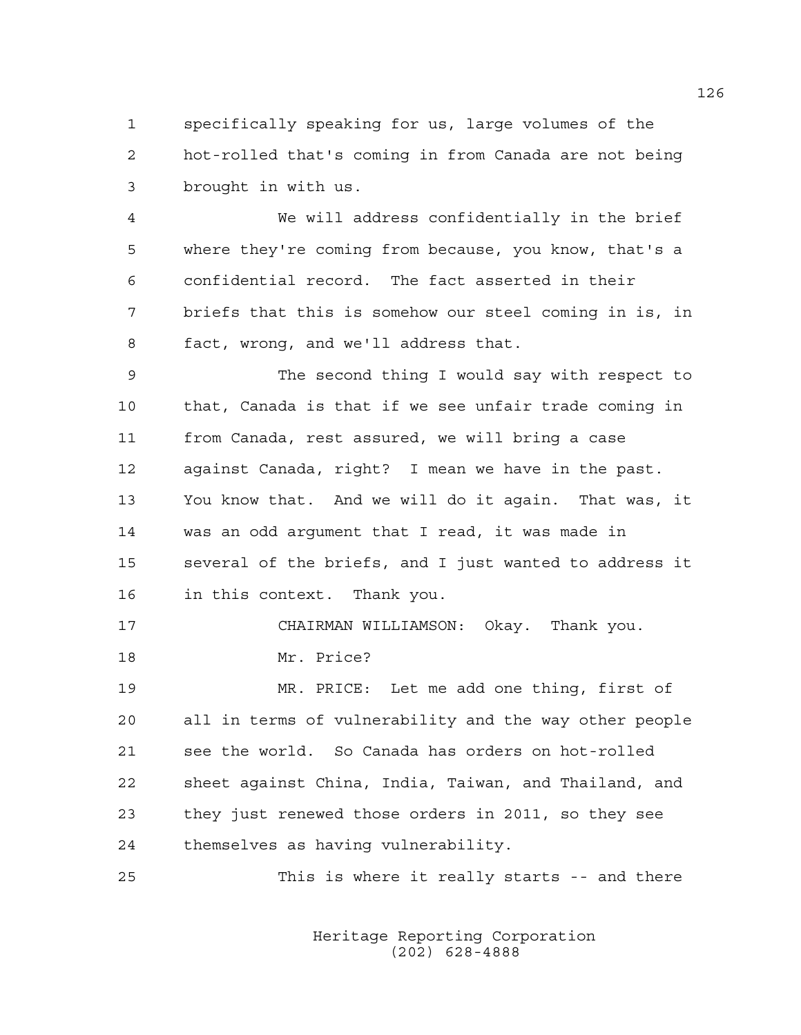specifically speaking for us, large volumes of the hot-rolled that's coming in from Canada are not being brought in with us.

We will address confidentially in the brief where they're coming from because, you know, that's a confidential record. The fact asserted in their briefs that this is somehow our steel coming in is, in fact, wrong, and we'll address that.

The second thing I would say with respect to that, Canada is that if we see unfair trade coming in from Canada, rest assured, we will bring a case against Canada, right? I mean we have in the past. You know that. And we will do it again. That was, it was an odd argument that I read, it was made in several of the briefs, and I just wanted to address it in this context. Thank you.

CHAIRMAN WILLIAMSON: Okay. Thank you.

Mr. Price?

MR. PRICE: Let me add one thing, first of all in terms of vulnerability and the way other people see the world. So Canada has orders on hot-rolled sheet against China, India, Taiwan, and Thailand, and they just renewed those orders in 2011, so they see themselves as having vulnerability.

This is where it really starts -- and there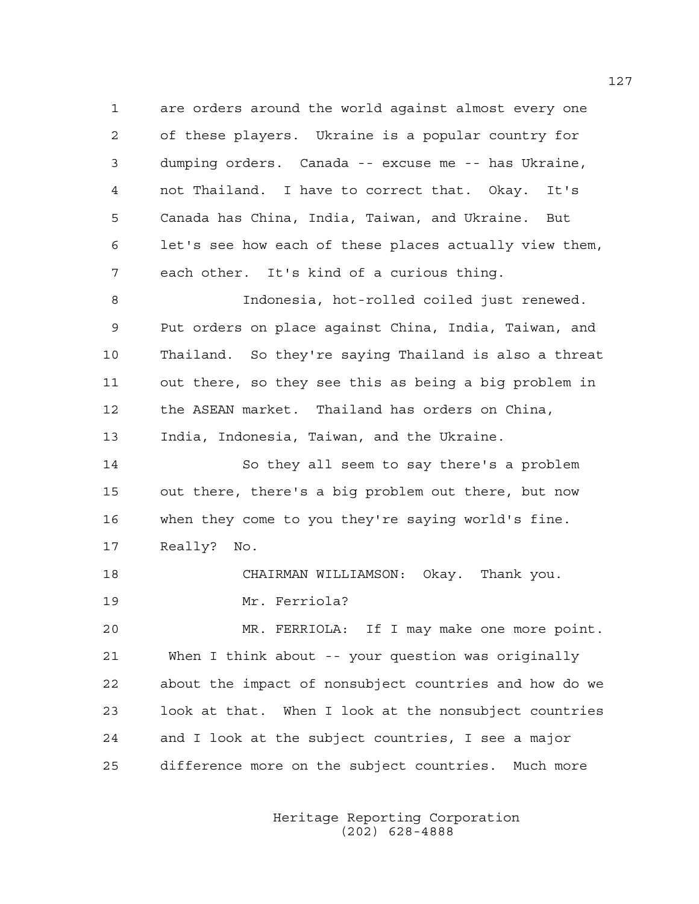are orders around the world against almost every one of these players. Ukraine is a popular country for dumping orders. Canada -- excuse me -- has Ukraine, not Thailand. I have to correct that. Okay. It's Canada has China, India, Taiwan, and Ukraine. But let's see how each of these places actually view them, each other. It's kind of a curious thing.

Indonesia, hot-rolled coiled just renewed. Put orders on place against China, India, Taiwan, and Thailand. So they're saying Thailand is also a threat out there, so they see this as being a big problem in the ASEAN market. Thailand has orders on China, India, Indonesia, Taiwan, and the Ukraine.

So they all seem to say there's a problem out there, there's a big problem out there, but now when they come to you they're saying world's fine. Really? No.

CHAIRMAN WILLIAMSON: Okay. Thank you.

Mr. Ferriola?

MR. FERRIOLA: If I may make one more point. When I think about -- your question was originally about the impact of nonsubject countries and how do we look at that. When I look at the nonsubject countries and I look at the subject countries, I see a major difference more on the subject countries. Much more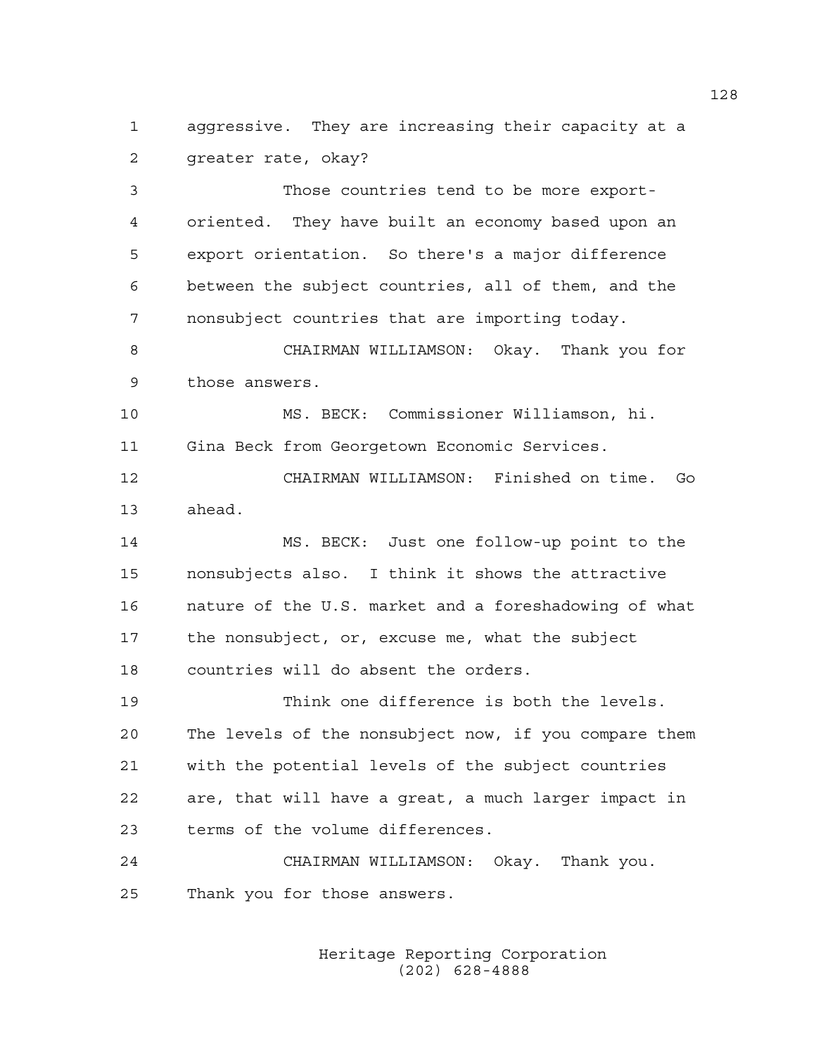aggressive. They are increasing their capacity at a greater rate, okay?

Those countries tend to be more export-oriented. They have built an economy based upon an export orientation. So there's a major difference between the subject countries, all of them, and the nonsubject countries that are importing today.

CHAIRMAN WILLIAMSON: Okay. Thank you for those answers.

MS. BECK: Commissioner Williamson, hi. Gina Beck from Georgetown Economic Services.

CHAIRMAN WILLIAMSON: Finished on time. Go ahead.

MS. BECK: Just one follow-up point to the nonsubjects also. I think it shows the attractive nature of the U.S. market and a foreshadowing of what the nonsubject, or, excuse me, what the subject countries will do absent the orders.

Think one difference is both the levels. The levels of the nonsubject now, if you compare them with the potential levels of the subject countries are, that will have a great, a much larger impact in terms of the volume differences.

CHAIRMAN WILLIAMSON: Okay. Thank you. Thank you for those answers.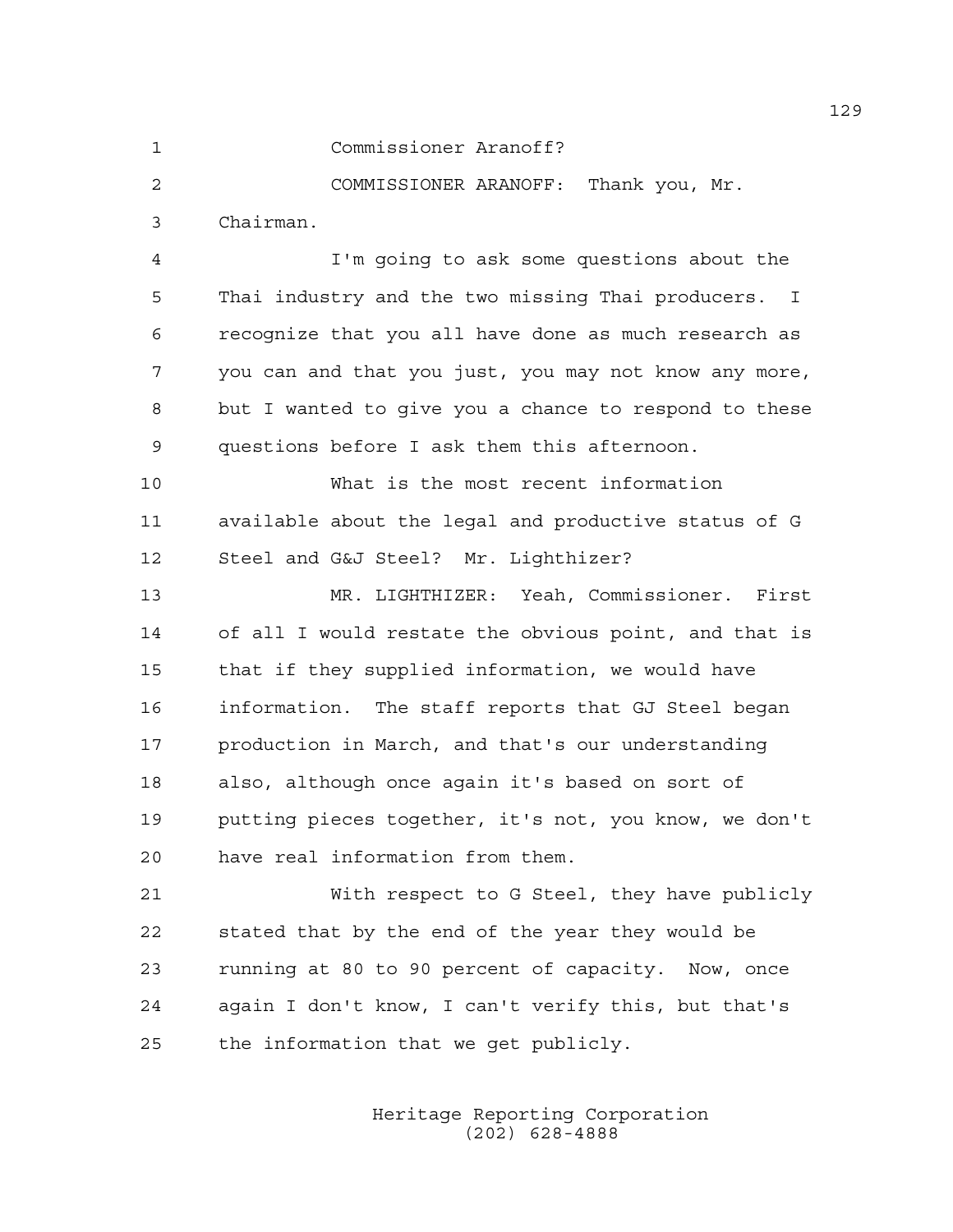Commissioner Aranoff?

COMMISSIONER ARANOFF: Thank you, Mr. Chairman.

I'm going to ask some questions about the Thai industry and the two missing Thai producers. I recognize that you all have done as much research as you can and that you just, you may not know any more, but I wanted to give you a chance to respond to these questions before I ask them this afternoon.

What is the most recent information available about the legal and productive status of G Steel and G&J Steel? Mr. Lighthizer?

MR. LIGHTHIZER: Yeah, Commissioner. First of all I would restate the obvious point, and that is that if they supplied information, we would have information. The staff reports that GJ Steel began production in March, and that's our understanding also, although once again it's based on sort of putting pieces together, it's not, you know, we don't have real information from them.

With respect to G Steel, they have publicly stated that by the end of the year they would be running at 80 to 90 percent of capacity. Now, once again I don't know, I can't verify this, but that's the information that we get publicly.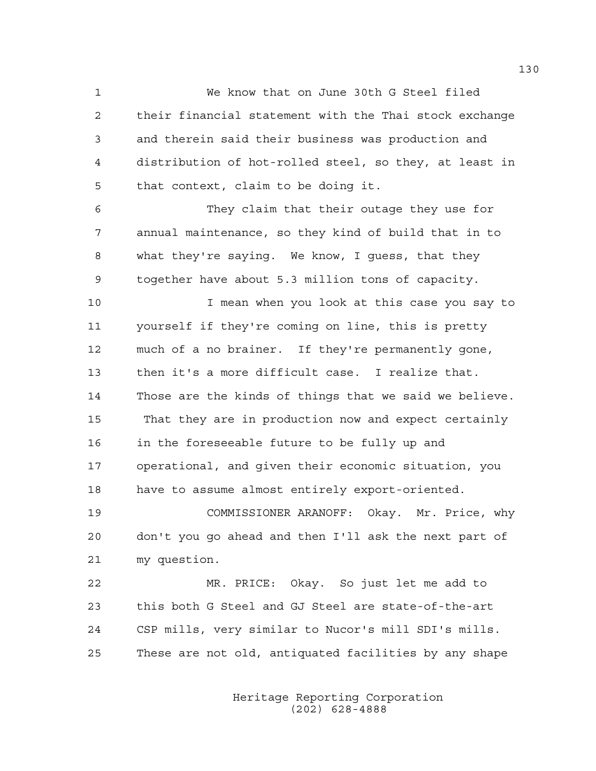We know that on June 30th G Steel filed their financial statement with the Thai stock exchange and therein said their business was production and distribution of hot-rolled steel, so they, at least in that context, claim to be doing it.

They claim that their outage they use for annual maintenance, so they kind of build that in to what they're saying. We know, I guess, that they together have about 5.3 million tons of capacity.

I mean when you look at this case you say to yourself if they're coming on line, this is pretty much of a no brainer. If they're permanently gone, then it's a more difficult case. I realize that. Those are the kinds of things that we said we believe. That they are in production now and expect certainly in the foreseeable future to be fully up and operational, and given their economic situation, you have to assume almost entirely export-oriented.

COMMISSIONER ARANOFF: Okay. Mr. Price, why don't you go ahead and then I'll ask the next part of my question.

MR. PRICE: Okay. So just let me add to this both G Steel and GJ Steel are state-of-the-art CSP mills, very similar to Nucor's mill SDI's mills. These are not old, antiquated facilities by any shape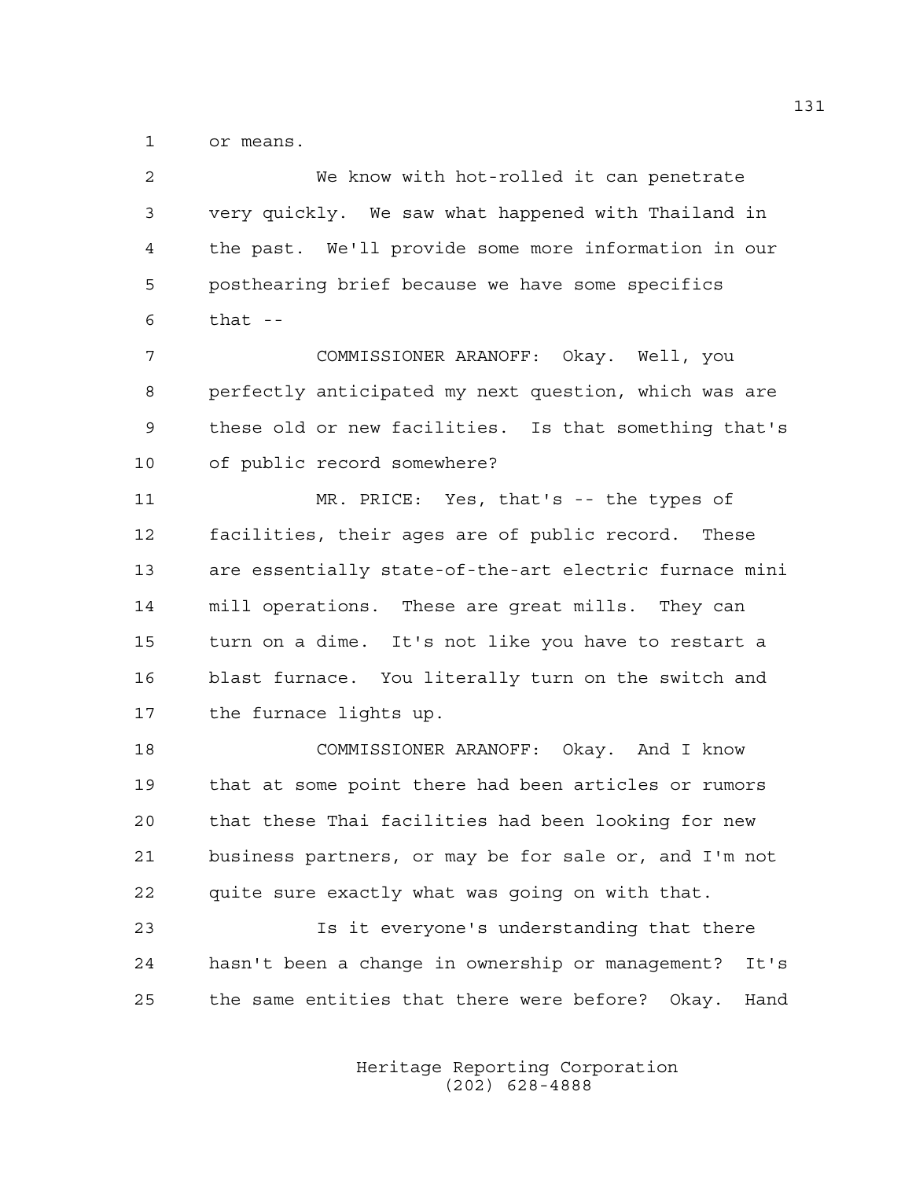or means.

We know with hot-rolled it can penetrate very quickly. We saw what happened with Thailand in the past. We'll provide some more information in our posthearing brief because we have some specifics that --

COMMISSIONER ARANOFF: Okay. Well, you perfectly anticipated my next question, which was are these old or new facilities. Is that something that's of public record somewhere?

MR. PRICE: Yes, that's -- the types of facilities, their ages are of public record. These are essentially state-of-the-art electric furnace mini mill operations. These are great mills. They can turn on a dime. It's not like you have to restart a blast furnace. You literally turn on the switch and the furnace lights up.

COMMISSIONER ARANOFF: Okay. And I know that at some point there had been articles or rumors that these Thai facilities had been looking for new business partners, or may be for sale or, and I'm not quite sure exactly what was going on with that.

Is it everyone's understanding that there hasn't been a change in ownership or management? It's the same entities that there were before? Okay. Hand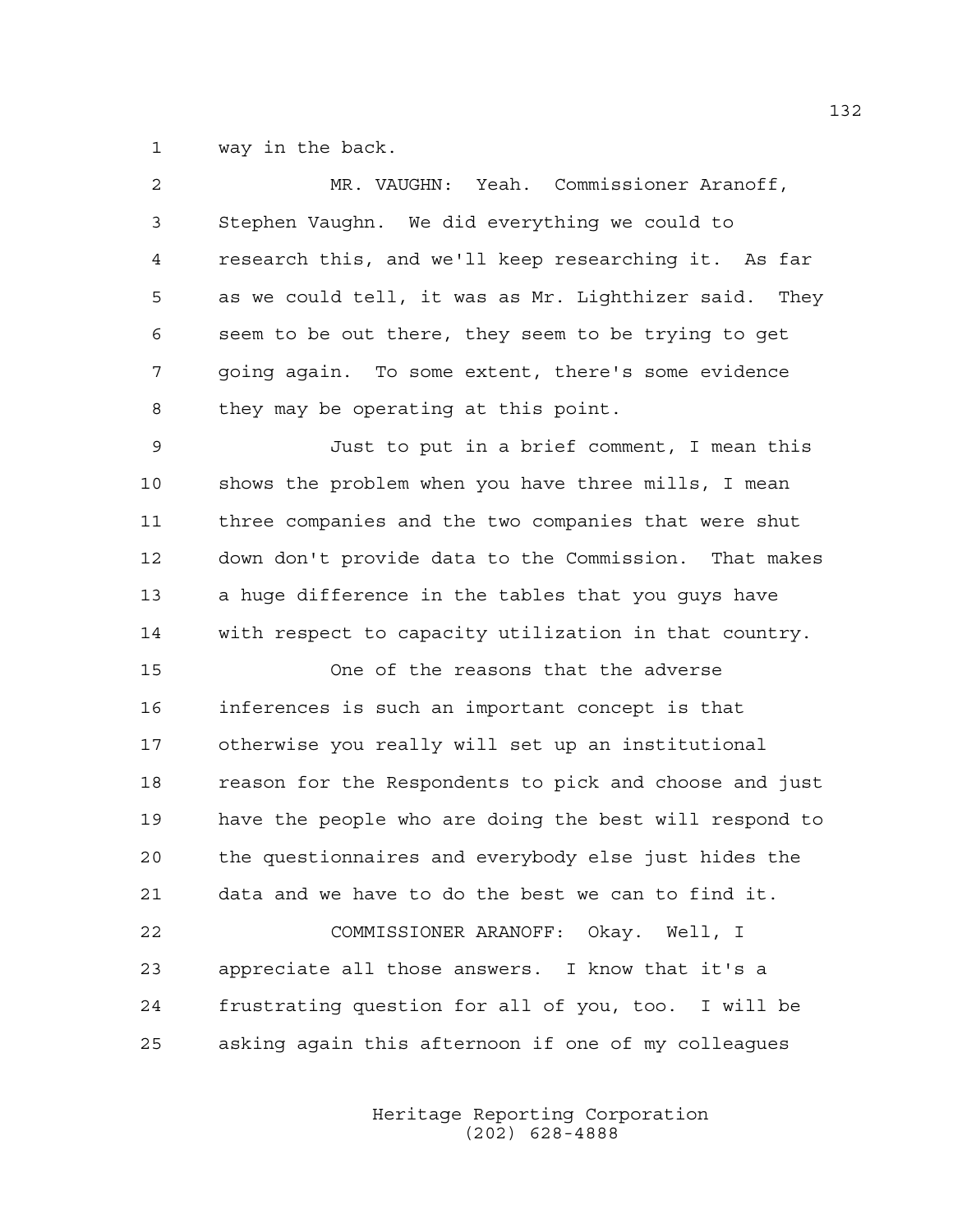way in the back.

MR. VAUGHN: Yeah. Commissioner Aranoff, Stephen Vaughn. We did everything we could to research this, and we'll keep researching it. As far as we could tell, it was as Mr. Lighthizer said. They seem to be out there, they seem to be trying to get going again. To some extent, there's some evidence they may be operating at this point.

Just to put in a brief comment, I mean this shows the problem when you have three mills, I mean three companies and the two companies that were shut down don't provide data to the Commission. That makes a huge difference in the tables that you guys have with respect to capacity utilization in that country.

One of the reasons that the adverse inferences is such an important concept is that otherwise you really will set up an institutional reason for the Respondents to pick and choose and just have the people who are doing the best will respond to the questionnaires and everybody else just hides the data and we have to do the best we can to find it.

COMMISSIONER ARANOFF: Okay. Well, I appreciate all those answers. I know that it's a frustrating question for all of you, too. I will be asking again this afternoon if one of my colleagues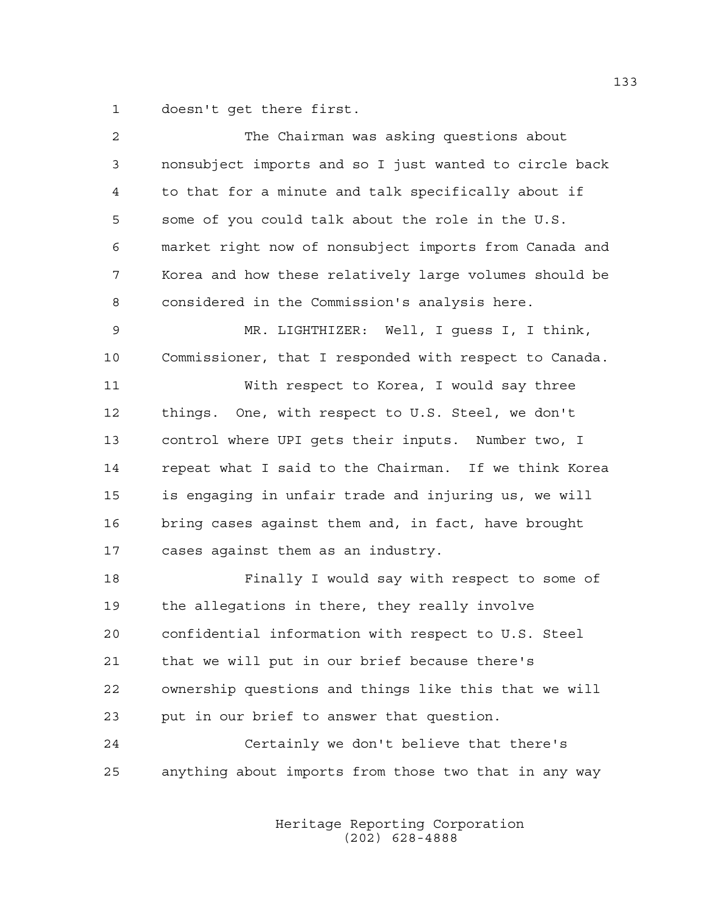doesn't get there first.

The Chairman was asking questions about nonsubject imports and so I just wanted to circle back to that for a minute and talk specifically about if some of you could talk about the role in the U.S. market right now of nonsubject imports from Canada and Korea and how these relatively large volumes should be considered in the Commission's analysis here.

MR. LIGHTHIZER: Well, I guess I, I think, Commissioner, that I responded with respect to Canada.

With respect to Korea, I would say three things. One, with respect to U.S. Steel, we don't control where UPI gets their inputs. Number two, I repeat what I said to the Chairman. If we think Korea is engaging in unfair trade and injuring us, we will bring cases against them and, in fact, have brought cases against them as an industry.

Finally I would say with respect to some of the allegations in there, they really involve confidential information with respect to U.S. Steel that we will put in our brief because there's ownership questions and things like this that we will put in our brief to answer that question.

Certainly we don't believe that there's anything about imports from those two that in any way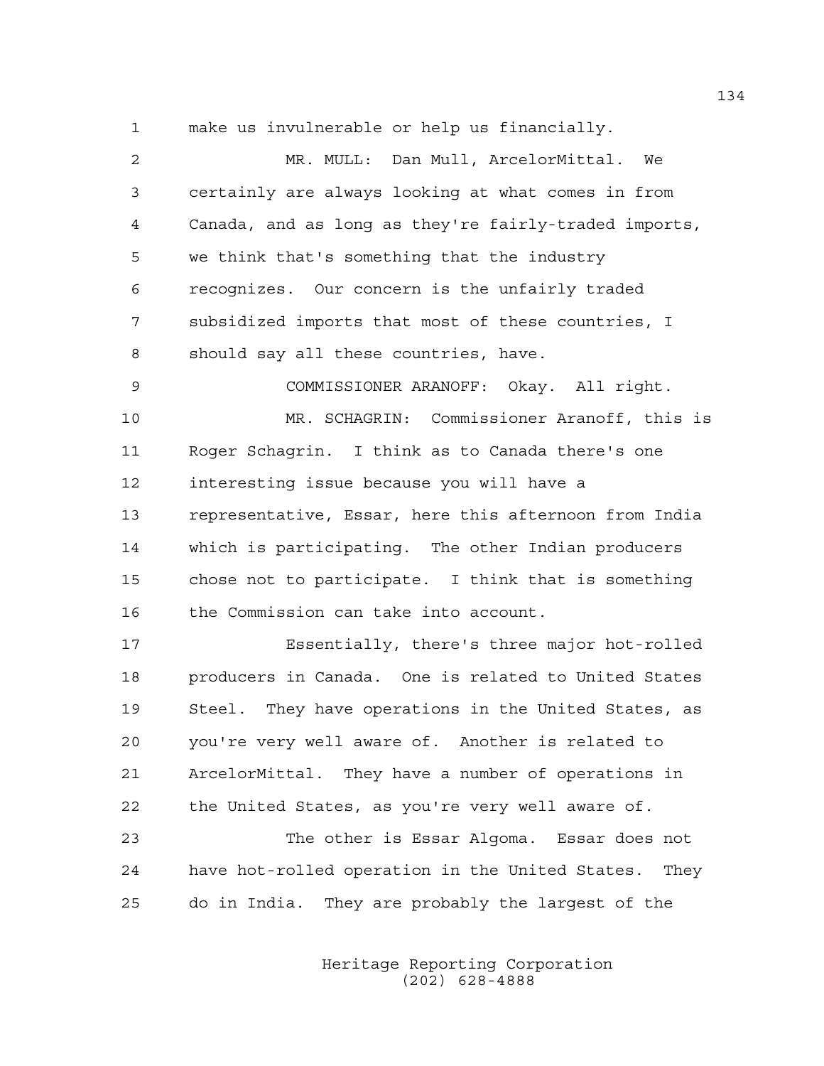1 make us invulnerable or help us financially.

2 MR. MULL: Dan Mull, ArcelorMittal. We

3 certainly are always looking at what comes in from

4 Canada, and as long as they're fairly-traded imports,

5 we think that's something that the industry

6 recognizes. Our concern is the unfairly traded

7 subsidized imports that most of these countries, I

8 should say all these countries, have.

9 COMMISSIONER ARANOFF: Okay. All right.

10 MR. SCHAGRIN: Commissioner Aranoff, this is

11 Roger Schagrin. I think as to Canada there's one

12 interesting issue because you will have a

13 representative, Essar, here this afternoon from India

14 which is participating. The other Indian producers

15 chose not to participate. I think that is something

16 the Commission can take into account.

17 Essentially, there's three major hot-rolled

18 producers in Canada. One is related to United States

19 Steel. They have operations in the United States, as

20 you're very well aware of. Another is related to

21 ArcelorMittal. They have a number of operations in

22 the United States, as you're very well aware of.

23 The other is Essar Algoma. Essar does not

24 have hot-rolled operation in the United States. They

25 do in India. They are probably the largest of the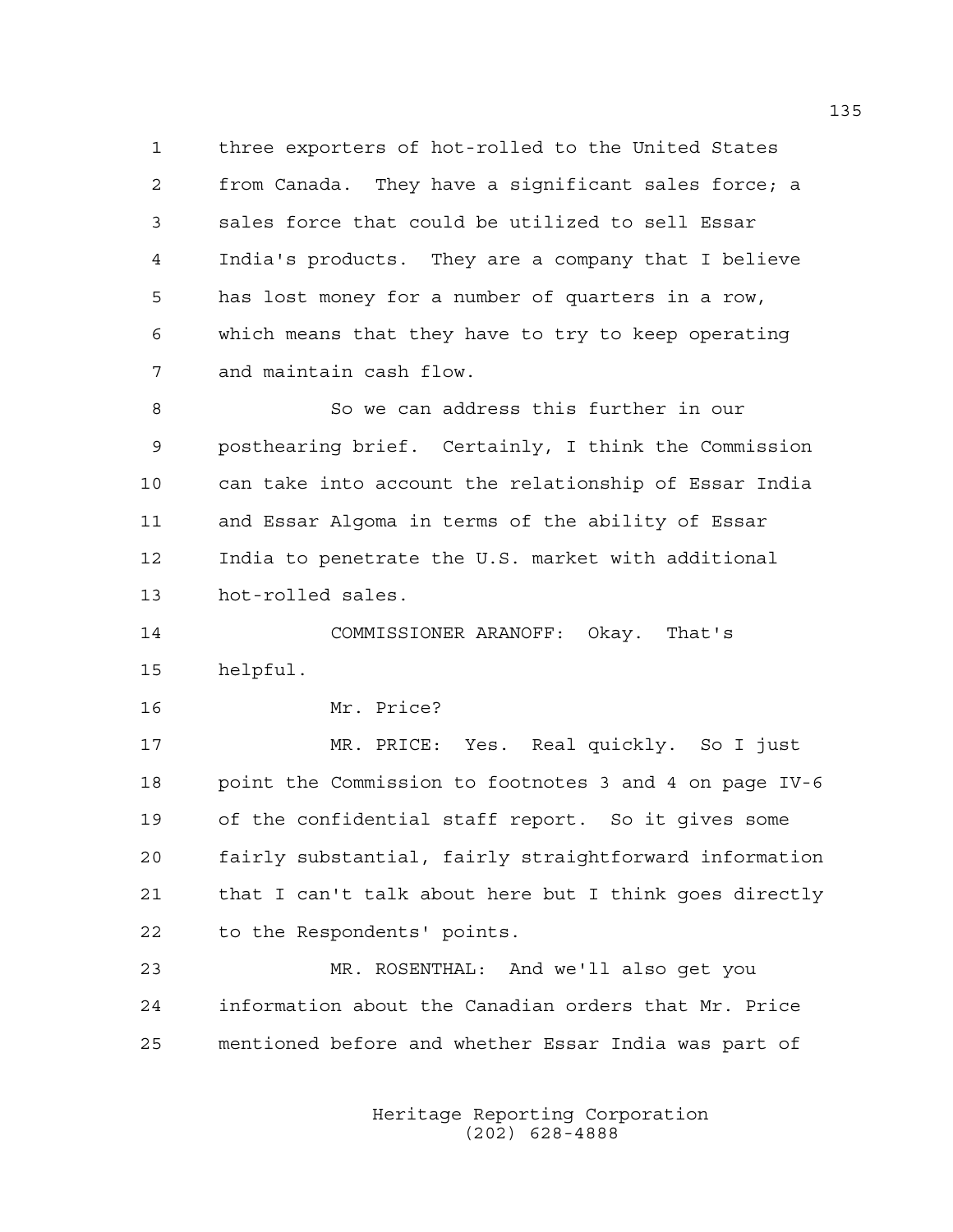three exporters of hot-rolled to the United States from Canada. They have a significant sales force; a sales force that could be utilized to sell Essar India's products. They are a company that I believe has lost money for a number of quarters in a row, which means that they have to try to keep operating and maintain cash flow.

So we can address this further in our posthearing brief. Certainly, I think the Commission can take into account the relationship of Essar India and Essar Algoma in terms of the ability of Essar India to penetrate the U.S. market with additional hot-rolled sales.

COMMISSIONER ARANOFF: Okay. That's helpful.

Mr. Price?

MR. PRICE: Yes. Real quickly. So I just point the Commission to footnotes 3 and 4 on page IV-6 of the confidential staff report. So it gives some fairly substantial, fairly straightforward information that I can't talk about here but I think goes directly to the Respondents' points.

MR. ROSENTHAL: And we'll also get you information about the Canadian orders that Mr. Price mentioned before and whether Essar India was part of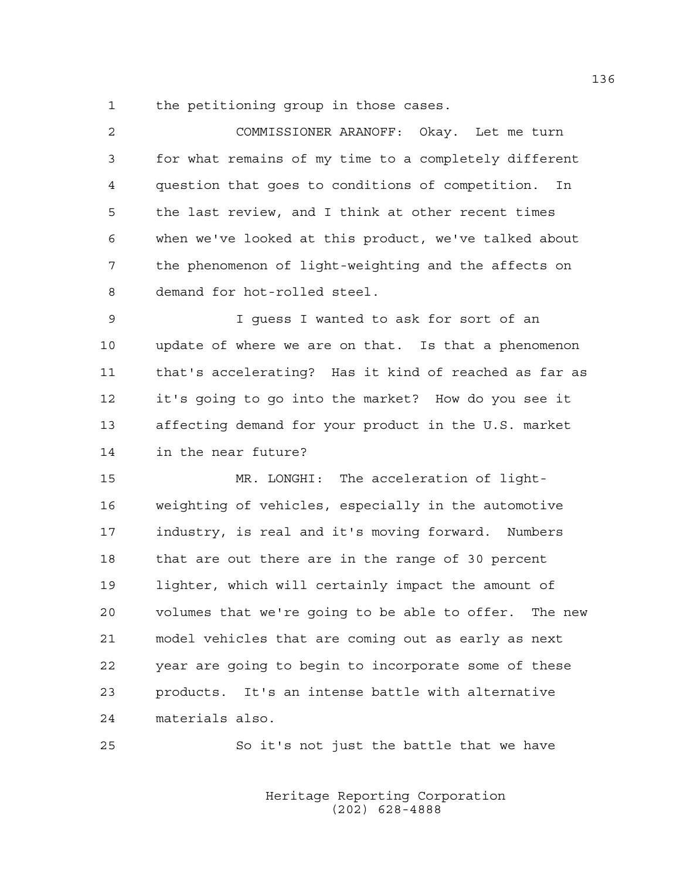the petitioning group in those cases.

COMMISSIONER ARANOFF: Okay. Let me turn for what remains of my time to a completely different question that goes to conditions of competition. In the last review, and I think at other recent times when we've looked at this product, we've talked about the phenomenon of light-weighting and the affects on demand for hot-rolled steel.

I guess I wanted to ask for sort of an update of where we are on that. Is that a phenomenon that's accelerating? Has it kind of reached as far as it's going to go into the market? How do you see it affecting demand for your product in the U.S. market in the near future?

MR. LONGHI: The acceleration of light-weighting of vehicles, especially in the automotive industry, is real and it's moving forward. Numbers that are out there are in the range of 30 percent lighter, which will certainly impact the amount of volumes that we're going to be able to offer. The new model vehicles that are coming out as early as next year are going to begin to incorporate some of these products. It's an intense battle with alternative materials also.

So it's not just the battle that we have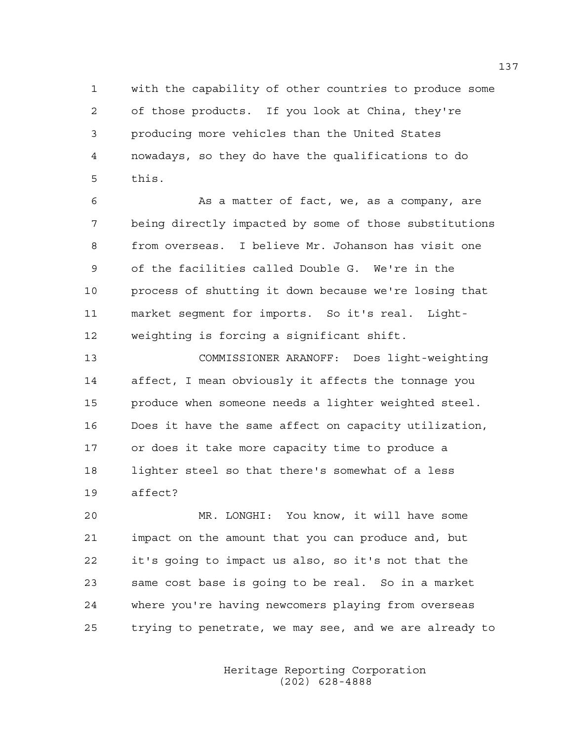with the capability of other countries to produce some of those products. If you look at China, they're producing more vehicles than the United States nowadays, so they do have the qualifications to do this.

As a matter of fact, we, as a company, are being directly impacted by some of those substitutions from overseas. I believe Mr. Johanson has visit one of the facilities called Double G. We're in the process of shutting it down because we're losing that market segment for imports. So it's real. Light-weighting is forcing a significant shift.

COMMISSIONER ARANOFF: Does light-weighting affect, I mean obviously it affects the tonnage you produce when someone needs a lighter weighted steel. Does it have the same affect on capacity utilization, or does it take more capacity time to produce a lighter steel so that there's somewhat of a less affect?

MR. LONGHI: You know, it will have some impact on the amount that you can produce and, but it's going to impact us also, so it's not that the same cost base is going to be real. So in a market where you're having newcomers playing from overseas trying to penetrate, we may see, and we are already to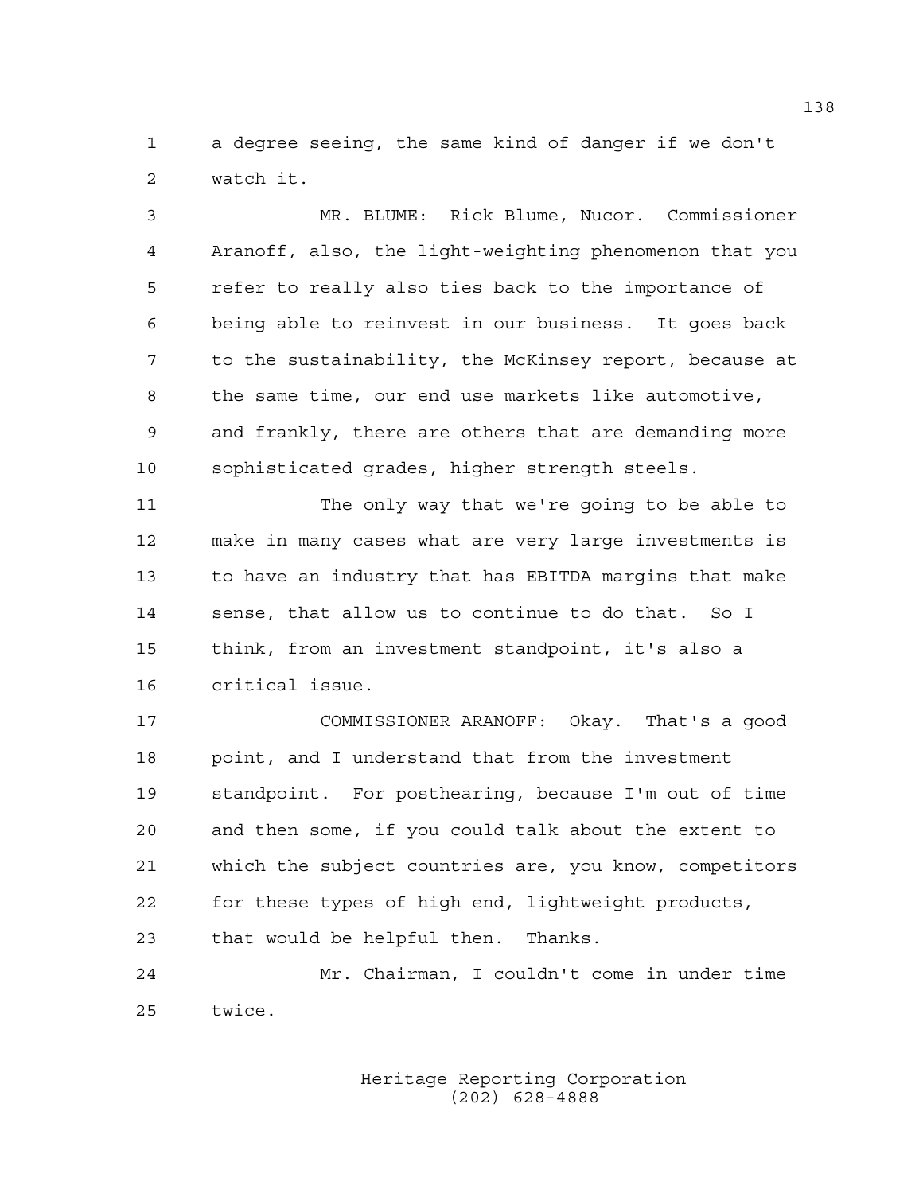a degree seeing, the same kind of danger if we don't watch it.

MR. BLUME: Rick Blume, Nucor. Commissioner Aranoff, also, the light-weighting phenomenon that you refer to really also ties back to the importance of being able to reinvest in our business. It goes back to the sustainability, the McKinsey report, because at the same time, our end use markets like automotive, and frankly, there are others that are demanding more sophisticated grades, higher strength steels.

The only way that we're going to be able to make in many cases what are very large investments is to have an industry that has EBITDA margins that make sense, that allow us to continue to do that. So I think, from an investment standpoint, it's also a critical issue.

COMMISSIONER ARANOFF: Okay. That's a good point, and I understand that from the investment standpoint. For posthearing, because I'm out of time and then some, if you could talk about the extent to which the subject countries are, you know, competitors for these types of high end, lightweight products, that would be helpful then. Thanks.

Mr. Chairman, I couldn't come in under time twice.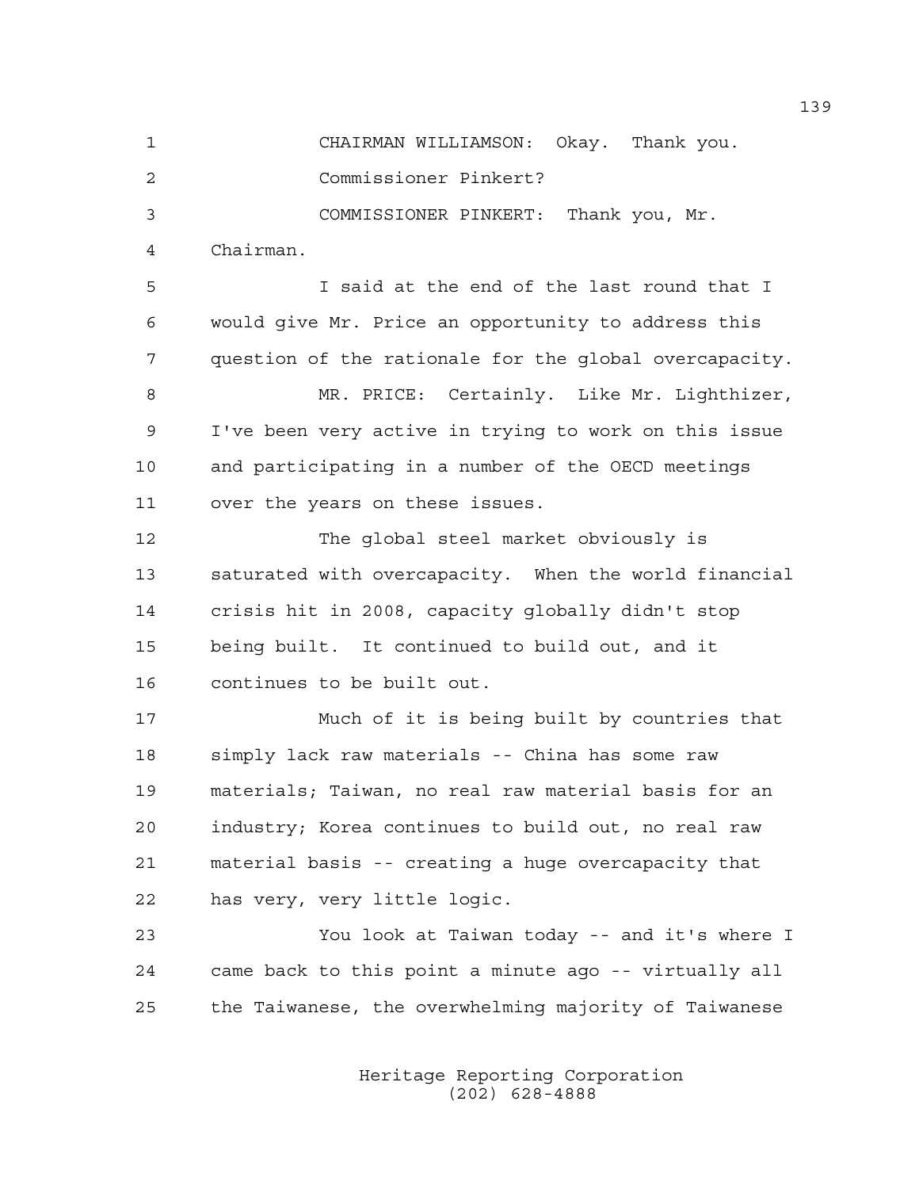CHAIRMAN WILLIAMSON: Okay. Thank you.

Commissioner Pinkert?

COMMISSIONER PINKERT: Thank you, Mr. Chairman.

I said at the end of the last round that I would give Mr. Price an opportunity to address this question of the rationale for the global overcapacity.

MR. PRICE: Certainly. Like Mr. Lighthizer, I've been very active in trying to work on this issue and participating in a number of the OECD meetings over the years on these issues.

The global steel market obviously is saturated with overcapacity. When the world financial crisis hit in 2008, capacity globally didn't stop being built. It continued to build out, and it continues to be built out.

Much of it is being built by countries that simply lack raw materials -- China has some raw materials; Taiwan, no real raw material basis for an industry; Korea continues to build out, no real raw material basis -- creating a huge overcapacity that has very, very little logic.

You look at Taiwan today -- and it's where I came back to this point a minute ago -- virtually all the Taiwanese, the overwhelming majority of Taiwanese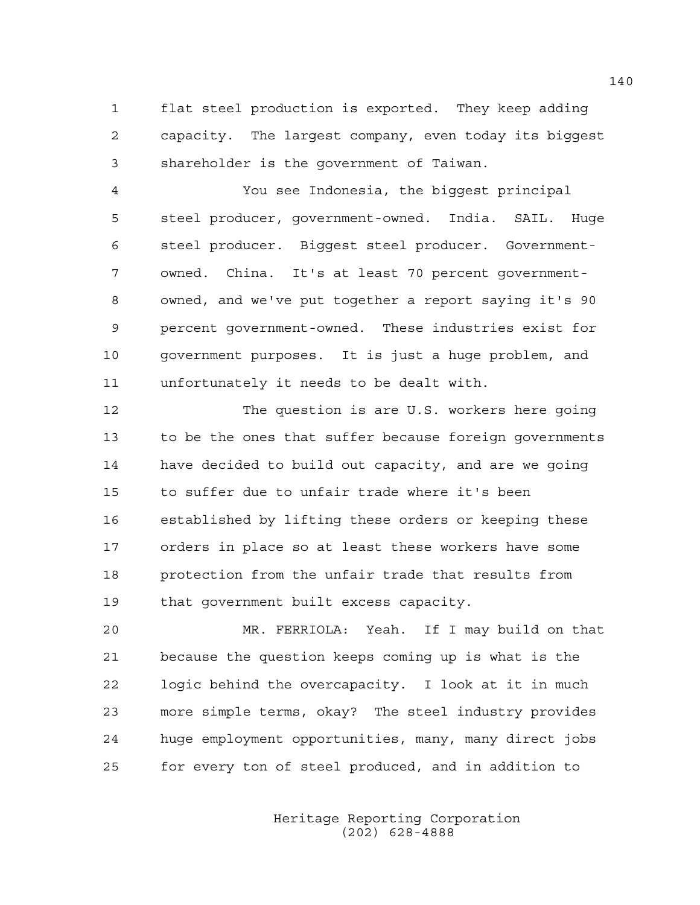flat steel production is exported. They keep adding capacity. The largest company, even today its biggest shareholder is the government of Taiwan.

You see Indonesia, the biggest principal steel producer, government-owned. India. SAIL. Huge steel producer. Biggest steel producer. Government-owned. China. It's at least 70 percent government-owned, and we've put together a report saying it's 90 percent government-owned. These industries exist for government purposes. It is just a huge problem, and unfortunately it needs to be dealt with.

The question is are U.S. workers here going to be the ones that suffer because foreign governments have decided to build out capacity, and are we going to suffer due to unfair trade where it's been established by lifting these orders or keeping these orders in place so at least these workers have some protection from the unfair trade that results from that government built excess capacity.

MR. FERRIOLA: Yeah. If I may build on that because the question keeps coming up is what is the logic behind the overcapacity. I look at it in much more simple terms, okay? The steel industry provides huge employment opportunities, many, many direct jobs for every ton of steel produced, and in addition to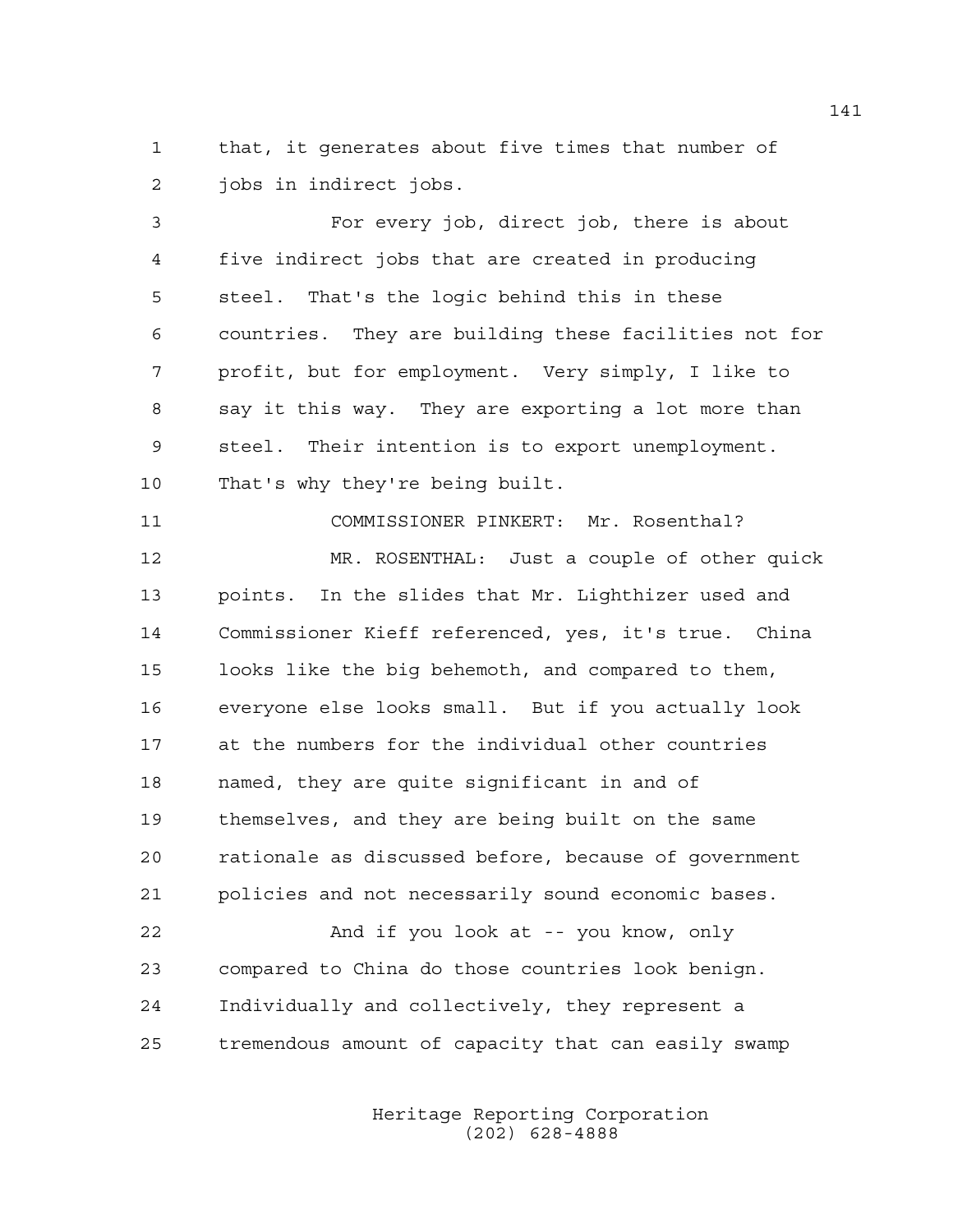1 that, it generates about five times that number of
2 jobs in indirect jobs.

3 For every job, direct job, there is about
4 five indirect jobs that are created in producing
5 steel. That's the logic behind this in these
6 countries. They are building these facilities not for
7 profit, but for employment. Very simply, I like to
8 say it this way. They are exporting a lot more than
9 steel. Their intention is to export unemployment.
10 That's why they're being built.

11 COMMISSIONER PINKERT: Mr. Rosenthal?

12 MR. ROSENTHAL: Just a couple of other quick
13 points. In the slides that Mr. Lighthizer used and
14 Commissioner Kieff referenced, yes, it's true. China
15 looks like the big behemoth, and compared to them,
16 everyone else looks small. But if you actually look
17 at the numbers for the individual other countries
18 named, they are quite significant in and of
19 themselves, and they are being built on the same
20 rationale as discussed before, because of government
21 policies and not necessarily sound economic bases.

22 And if you look at -- you know, only
23 compared to China do those countries look benign.
24 Individually and collectively, they represent a
25 tremendous amount of capacity that can easily swamp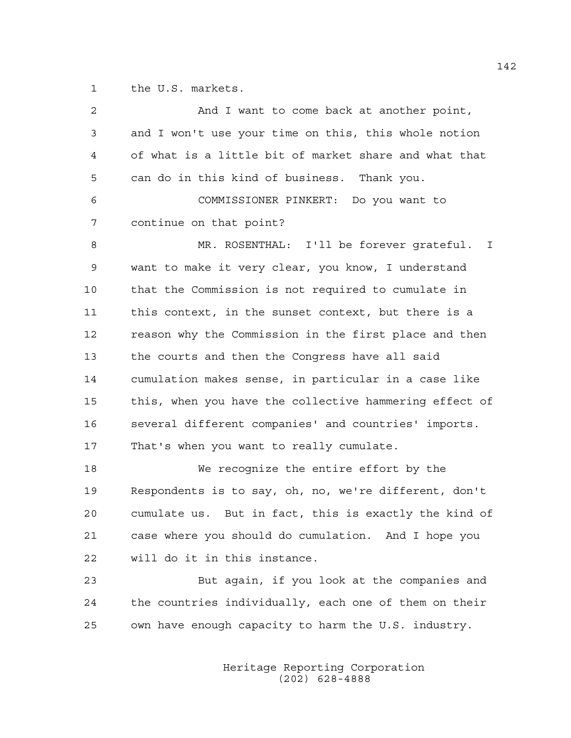the U.S. markets.

And I want to come back at another point, and I won't use your time on this, this whole notion of what is a little bit of market share and what that can do in this kind of business. Thank you.

COMMISSIONER PINKERT: Do you want to continue on that point?

MR. ROSENTHAL: I'll be forever grateful. I want to make it very clear, you know, I understand that the Commission is not required to cumulate in this context, in the sunset context, but there is a reason why the Commission in the first place and then the courts and then the Congress have all said cumulation makes sense, in particular in a case like this, when you have the collective hammering effect of several different companies' and countries' imports. That's when you want to really cumulate.

We recognize the entire effort by the Respondents is to say, oh, no, we're different, don't cumulate us. But in fact, this is exactly the kind of case where you should do cumulation. And I hope you will do it in this instance.

But again, if you look at the companies and the countries individually, each one of them on their own have enough capacity to harm the U.S. industry.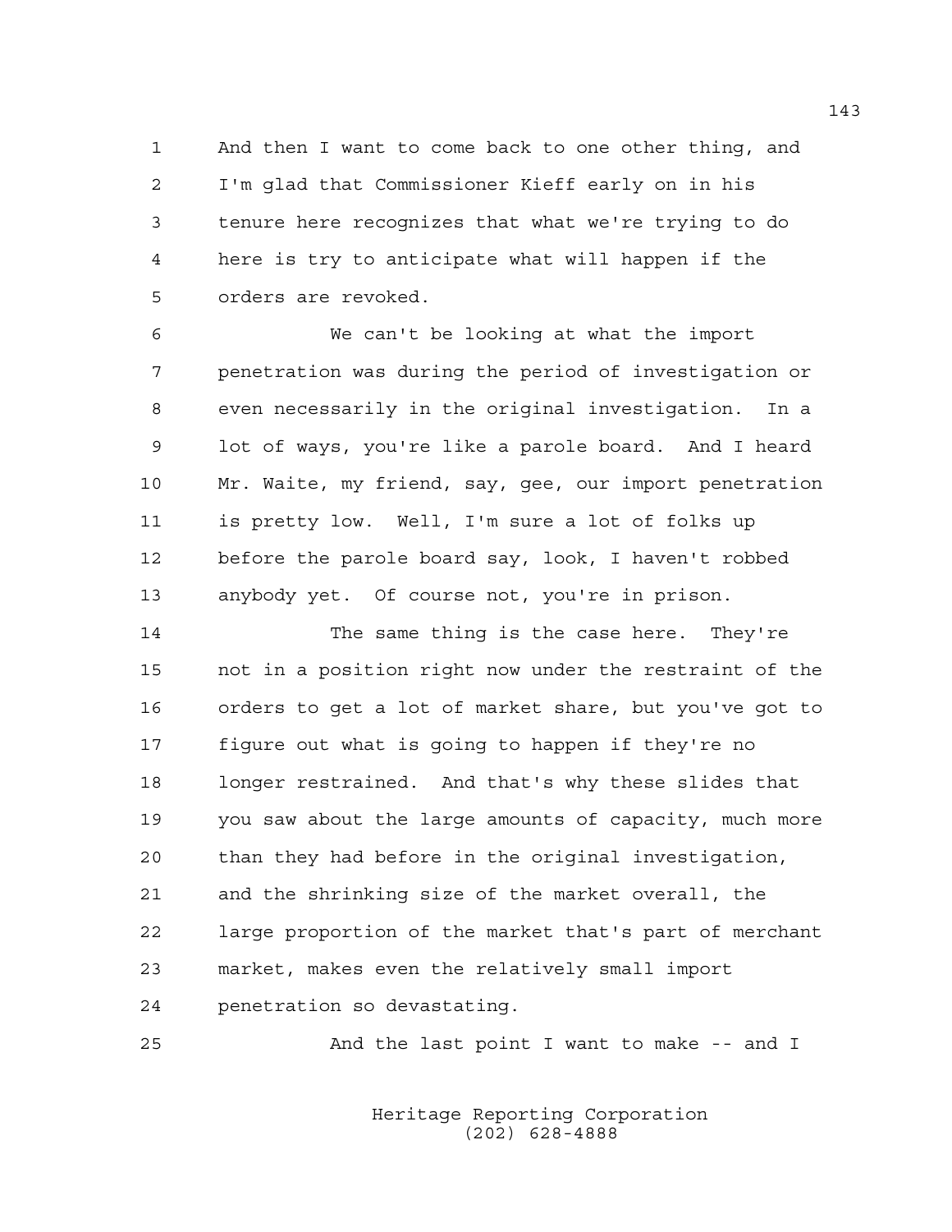And then I want to come back to one other thing, and I'm glad that Commissioner Kieff early on in his tenure here recognizes that what we're trying to do here is try to anticipate what will happen if the orders are revoked.

We can't be looking at what the import penetration was during the period of investigation or even necessarily in the original investigation. In a lot of ways, you're like a parole board. And I heard Mr. Waite, my friend, say, gee, our import penetration is pretty low. Well, I'm sure a lot of folks up before the parole board say, look, I haven't robbed anybody yet. Of course not, you're in prison.

The same thing is the case here. They're not in a position right now under the restraint of the orders to get a lot of market share, but you've got to figure out what is going to happen if they're no longer restrained. And that's why these slides that you saw about the large amounts of capacity, much more than they had before in the original investigation, and the shrinking size of the market overall, the large proportion of the market that's part of merchant market, makes even the relatively small import penetration so devastating.

And the last point I want to make -- and I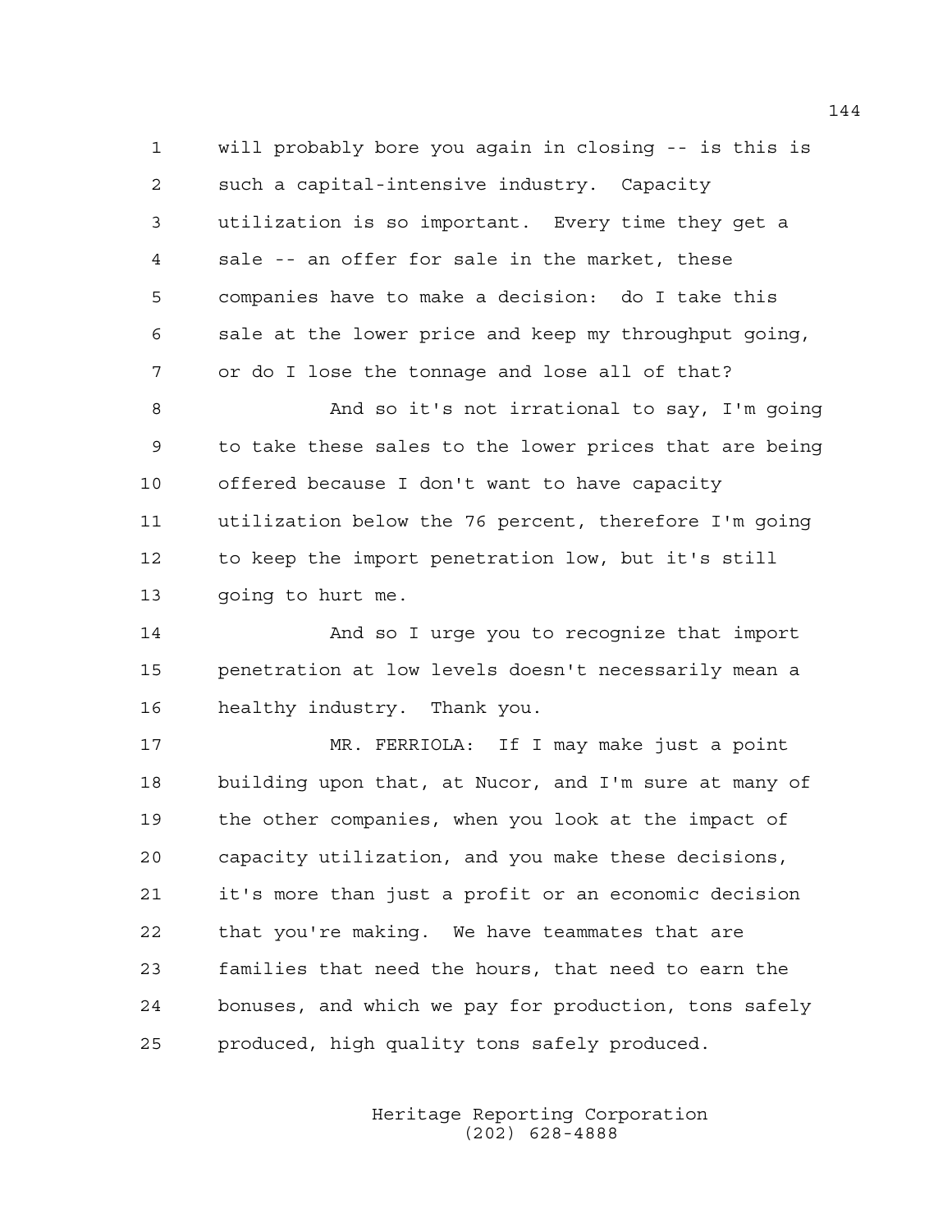will probably bore you again in closing -- is this is such a capital-intensive industry. Capacity utilization is so important. Every time they get a sale -- an offer for sale in the market, these companies have to make a decision: do I take this sale at the lower price and keep my throughput going, or do I lose the tonnage and lose all of that?

And so it's not irrational to say, I'm going to take these sales to the lower prices that are being offered because I don't want to have capacity utilization below the 76 percent, therefore I'm going to keep the import penetration low, but it's still going to hurt me.

And so I urge you to recognize that import penetration at low levels doesn't necessarily mean a healthy industry. Thank you.

MR. FERRIOLA: If I may make just a point building upon that, at Nucor, and I'm sure at many of the other companies, when you look at the impact of capacity utilization, and you make these decisions, it's more than just a profit or an economic decision that you're making. We have teammates that are families that need the hours, that need to earn the bonuses, and which we pay for production, tons safely produced, high quality tons safely produced.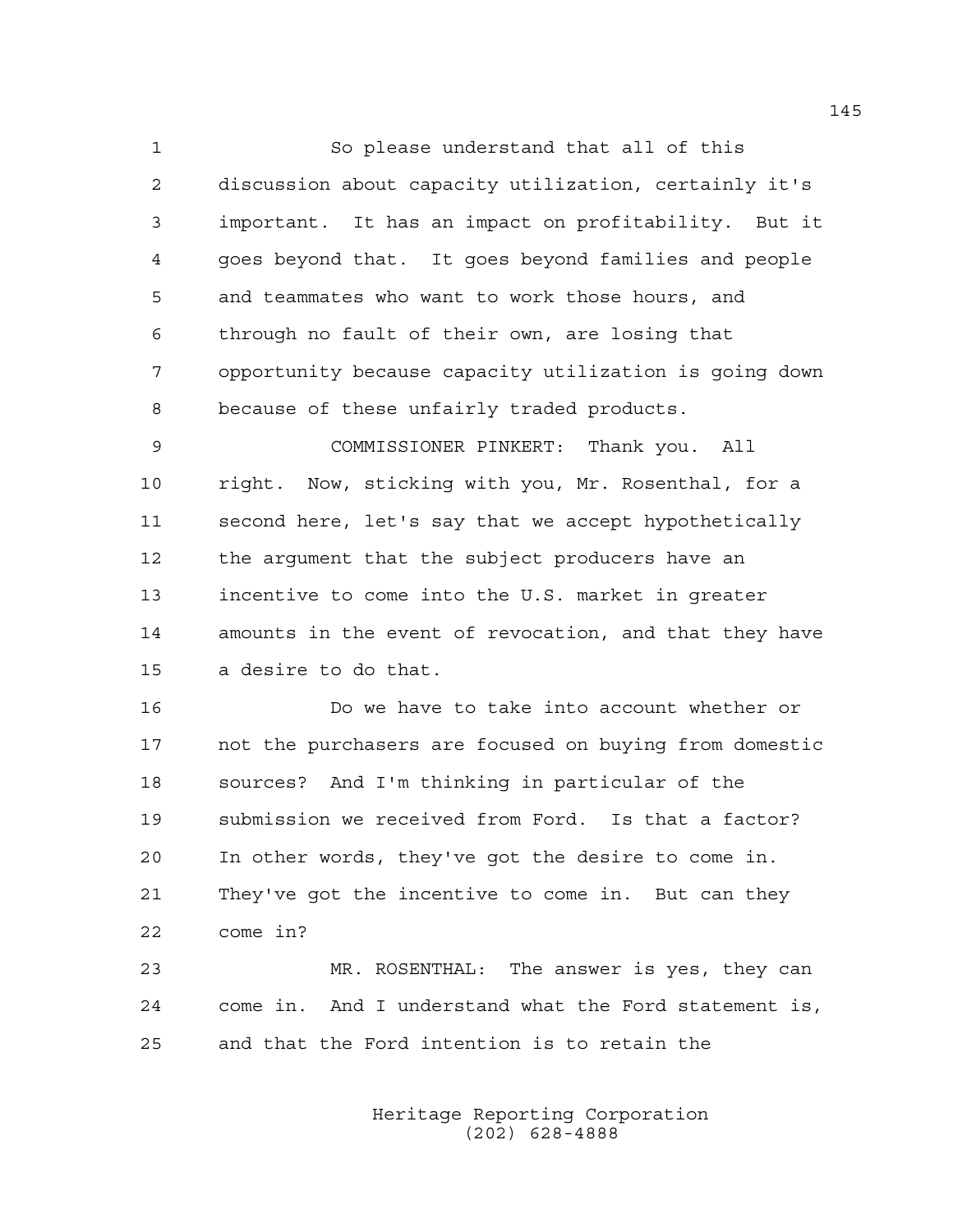So please understand that all of this discussion about capacity utilization, certainly it's important. It has an impact on profitability. But it goes beyond that. It goes beyond families and people and teammates who want to work those hours, and through no fault of their own, are losing that opportunity because capacity utilization is going down because of these unfairly traded products.

COMMISSIONER PINKERT: Thank you. All right. Now, sticking with you, Mr. Rosenthal, for a second here, let's say that we accept hypothetically the argument that the subject producers have an incentive to come into the U.S. market in greater amounts in the event of revocation, and that they have a desire to do that.

Do we have to take into account whether or not the purchasers are focused on buying from domestic sources? And I'm thinking in particular of the submission we received from Ford. Is that a factor? In other words, they've got the desire to come in. They've got the incentive to come in. But can they come in?

MR. ROSENTHAL: The answer is yes, they can come in. And I understand what the Ford statement is, and that the Ford intention is to retain the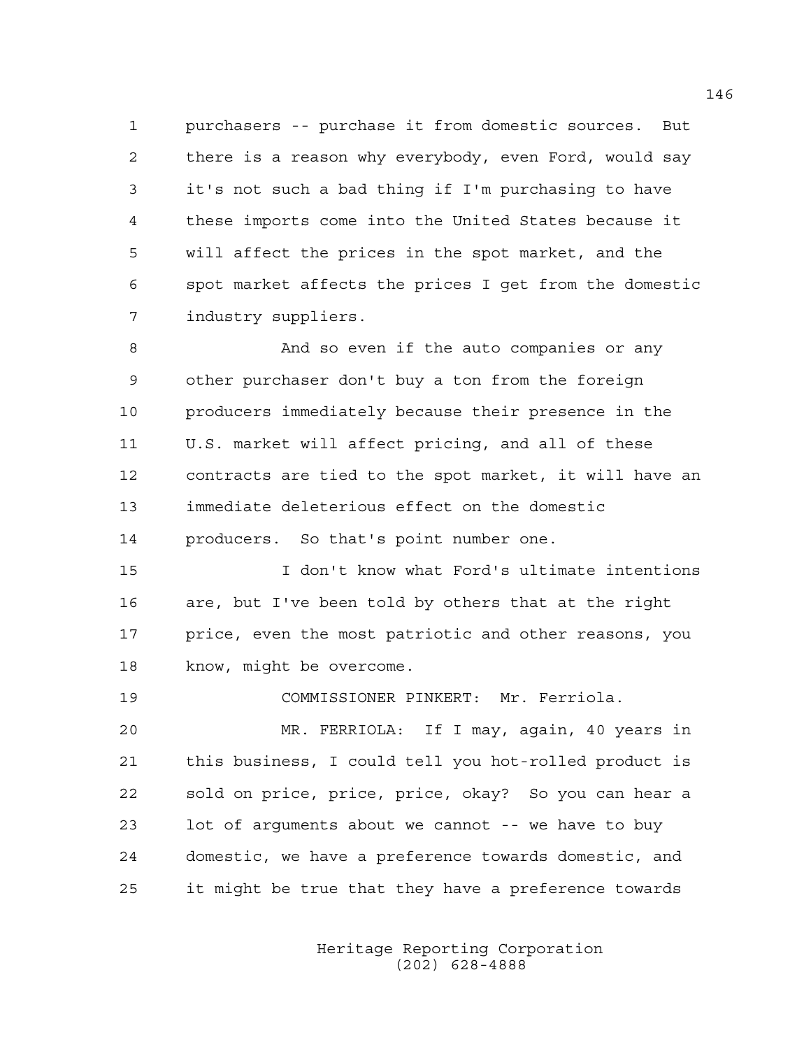purchasers -- purchase it from domestic sources. But there is a reason why everybody, even Ford, would say it's not such a bad thing if I'm purchasing to have these imports come into the United States because it will affect the prices in the spot market, and the spot market affects the prices I get from the domestic industry suppliers.

And so even if the auto companies or any other purchaser don't buy a ton from the foreign producers immediately because their presence in the U.S. market will affect pricing, and all of these contracts are tied to the spot market, it will have an immediate deleterious effect on the domestic producers. So that's point number one.

I don't know what Ford's ultimate intentions are, but I've been told by others that at the right price, even the most patriotic and other reasons, you know, might be overcome.

COMMISSIONER PINKERT: Mr. Ferriola.

MR. FERRIOLA: If I may, again, 40 years in this business, I could tell you hot-rolled product is sold on price, price, price, okay? So you can hear a lot of arguments about we cannot -- we have to buy domestic, we have a preference towards domestic, and it might be true that they have a preference towards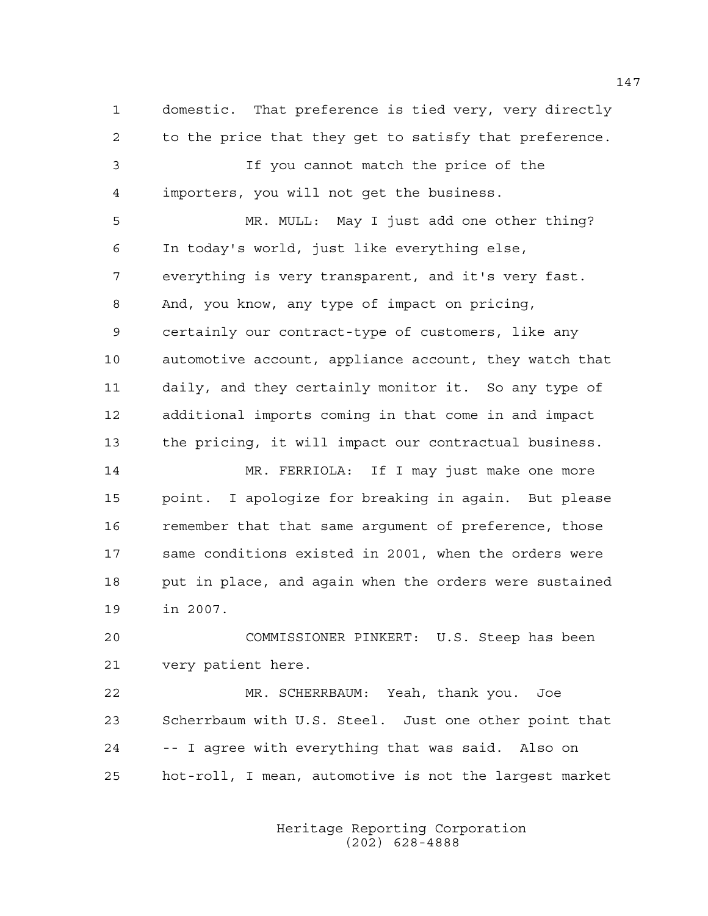domestic. That preference is tied very, very directly to the price that they get to satisfy that preference.

If you cannot match the price of the importers, you will not get the business.

MR. MULL: May I just add one other thing? In today's world, just like everything else, everything is very transparent, and it's very fast. And, you know, any type of impact on pricing, certainly our contract-type of customers, like any automotive account, appliance account, they watch that daily, and they certainly monitor it. So any type of additional imports coming in that come in and impact the pricing, it will impact our contractual business.

MR. FERRIOLA: If I may just make one more point. I apologize for breaking in again. But please remember that that same argument of preference, those same conditions existed in 2001, when the orders were put in place, and again when the orders were sustained in 2007.

COMMISSIONER PINKERT: U.S. Steep has been very patient here.

MR. SCHERRBAUM: Yeah, thank you. Joe Scherrbaum with U.S. Steel. Just one other point that -- I agree with everything that was said. Also on hot-roll, I mean, automotive is not the largest market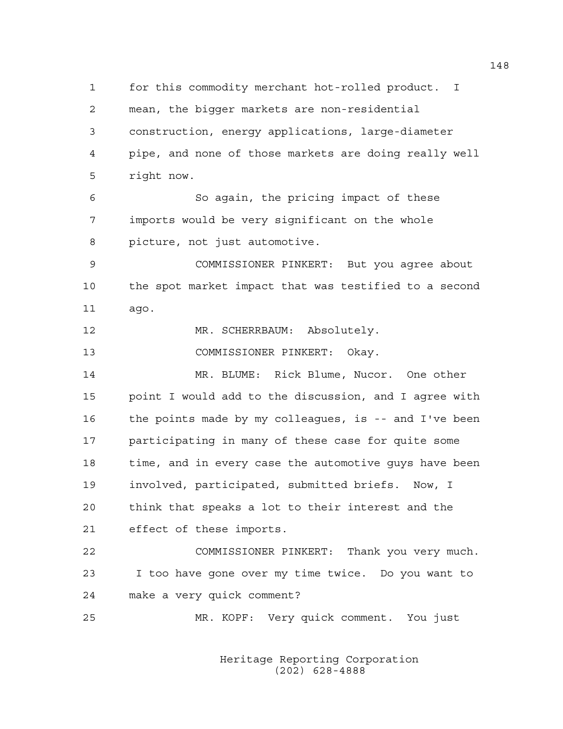for this commodity merchant hot-rolled product. I mean, the bigger markets are non-residential construction, energy applications, large-diameter pipe, and none of those markets are doing really well right now.

So again, the pricing impact of these imports would be very significant on the whole picture, not just automotive.

COMMISSIONER PINKERT: But you agree about the spot market impact that was testified to a second ago.

MR. SCHERRBAUM: Absolutely.

COMMISSIONER PINKERT: Okay.

MR. BLUME: Rick Blume, Nucor. One other point I would add to the discussion, and I agree with the points made by my colleagues, is -- and I've been participating in many of these case for quite some time, and in every case the automotive guys have been involved, participated, submitted briefs. Now, I think that speaks a lot to their interest and the effect of these imports.

COMMISSIONER PINKERT: Thank you very much. I too have gone over my time twice. Do you want to make a very quick comment?

MR. KOPF: Very quick comment. You just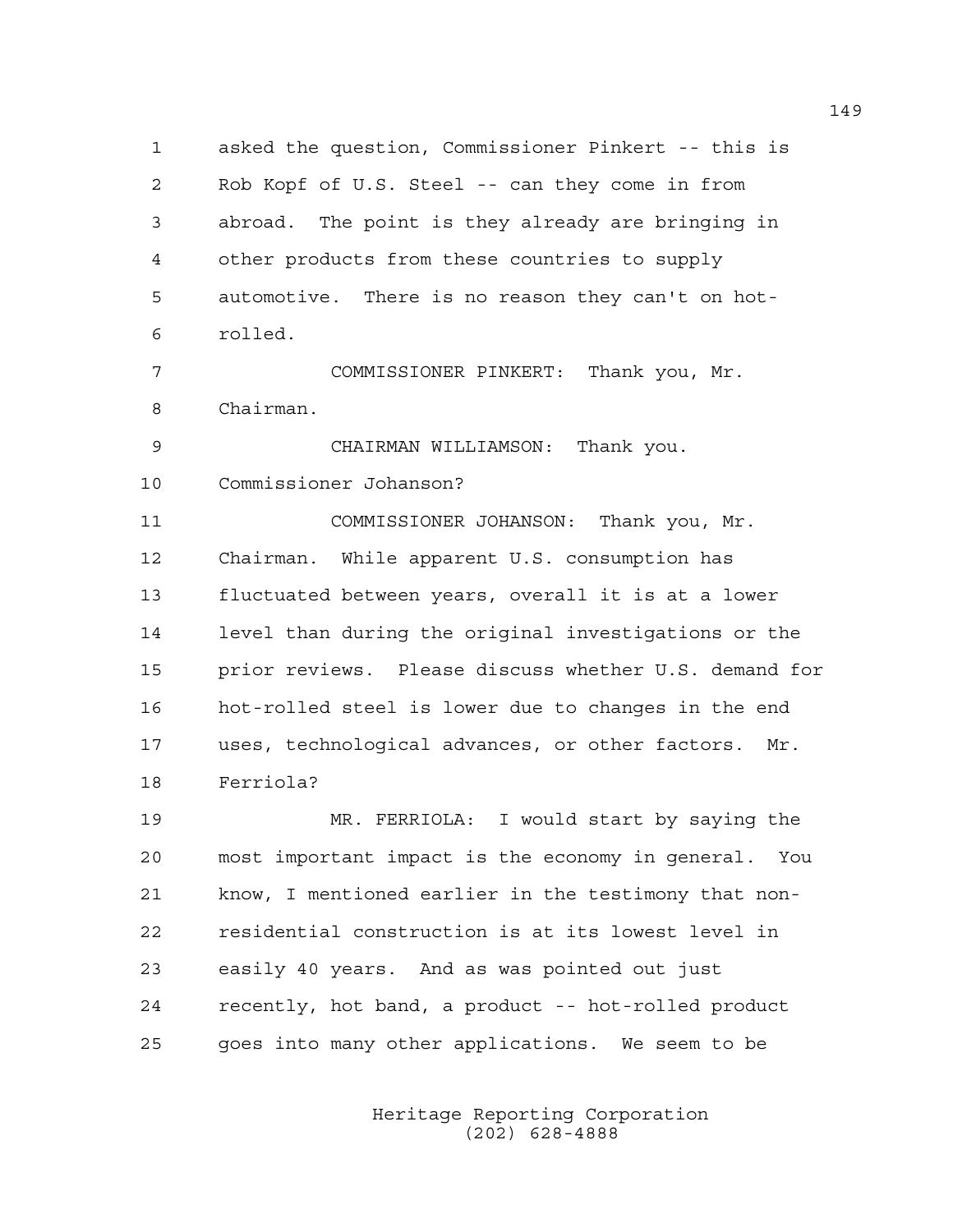asked the question, Commissioner Pinkert -- this is Rob Kopf of U.S. Steel -- can they come in from abroad. The point is they already are bringing in other products from these countries to supply automotive. There is no reason they can't on hot-rolled.

COMMISSIONER PINKERT: Thank you, Mr. Chairman.

CHAIRMAN WILLIAMSON: Thank you. Commissioner Johanson?

COMMISSIONER JOHANSON: Thank you, Mr. Chairman. While apparent U.S. consumption has fluctuated between years, overall it is at a lower level than during the original investigations or the prior reviews. Please discuss whether U.S. demand for hot-rolled steel is lower due to changes in the end uses, technological advances, or other factors. Mr. Ferriola?

MR. FERRIOLA: I would start by saying the most important impact is the economy in general. You know, I mentioned earlier in the testimony that non-residential construction is at its lowest level in easily 40 years. And as was pointed out just recently, hot band, a product -- hot-rolled product goes into many other applications. We seem to be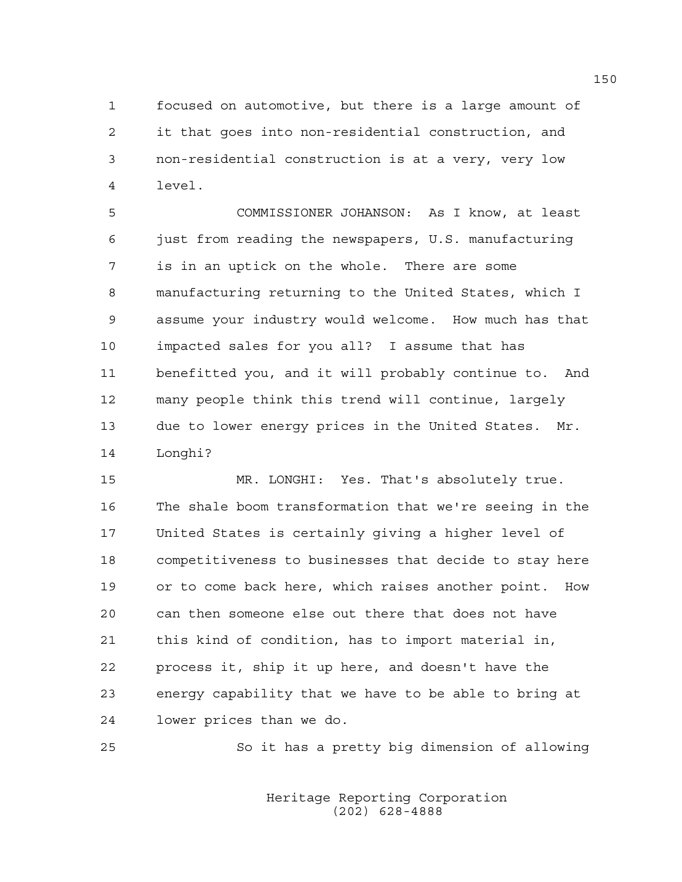focused on automotive, but there is a large amount of it that goes into non-residential construction, and non-residential construction is at a very, very low level.

COMMISSIONER JOHANSON: As I know, at least just from reading the newspapers, U.S. manufacturing is in an uptick on the whole. There are some manufacturing returning to the United States, which I assume your industry would welcome. How much has that impacted sales for you all? I assume that has benefitted you, and it will probably continue to. And many people think this trend will continue, largely due to lower energy prices in the United States. Mr. Longhi?

MR. LONGHI: Yes. That's absolutely true. The shale boom transformation that we're seeing in the United States is certainly giving a higher level of competitiveness to businesses that decide to stay here or to come back here, which raises another point. How can then someone else out there that does not have this kind of condition, has to import material in, process it, ship it up here, and doesn't have the energy capability that we have to be able to bring at lower prices than we do.

So it has a pretty big dimension of allowing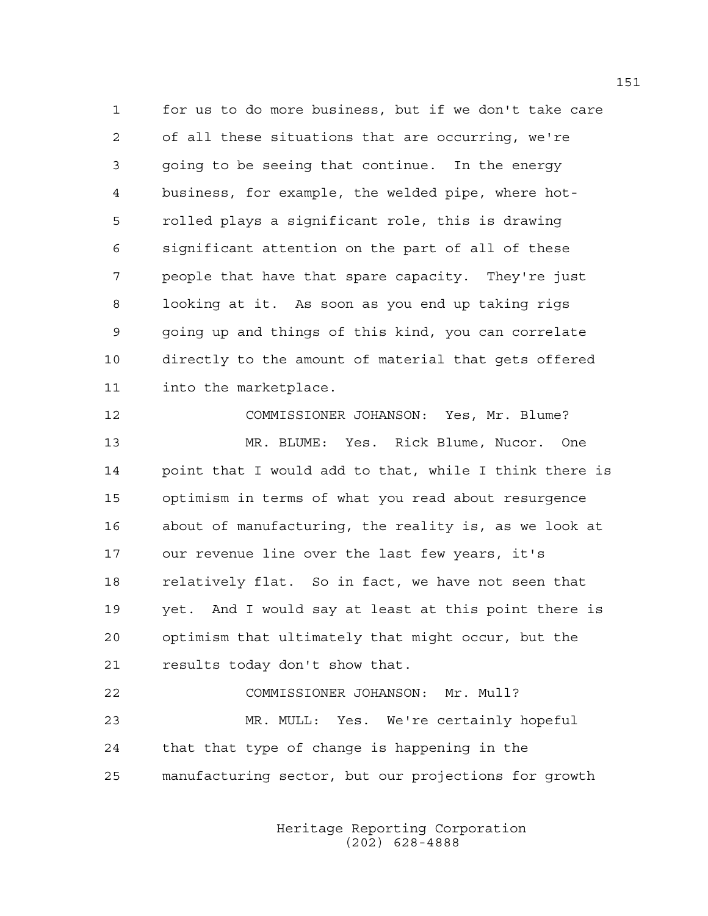for us to do more business, but if we don't take care of all these situations that are occurring, we're going to be seeing that continue. In the energy business, for example, the welded pipe, where hot-rolled plays a significant role, this is drawing significant attention on the part of all of these people that have that spare capacity. They're just looking at it. As soon as you end up taking rigs going up and things of this kind, you can correlate directly to the amount of material that gets offered into the marketplace.

COMMISSIONER JOHANSON: Yes, Mr. Blume?

MR. BLUME: Yes. Rick Blume, Nucor. One point that I would add to that, while I think there is optimism in terms of what you read about resurgence about of manufacturing, the reality is, as we look at our revenue line over the last few years, it's relatively flat. So in fact, we have not seen that yet. And I would say at least at this point there is optimism that ultimately that might occur, but the results today don't show that.

COMMISSIONER JOHANSON: Mr. Mull?

MR. MULL: Yes. We're certainly hopeful that that type of change is happening in the manufacturing sector, but our projections for growth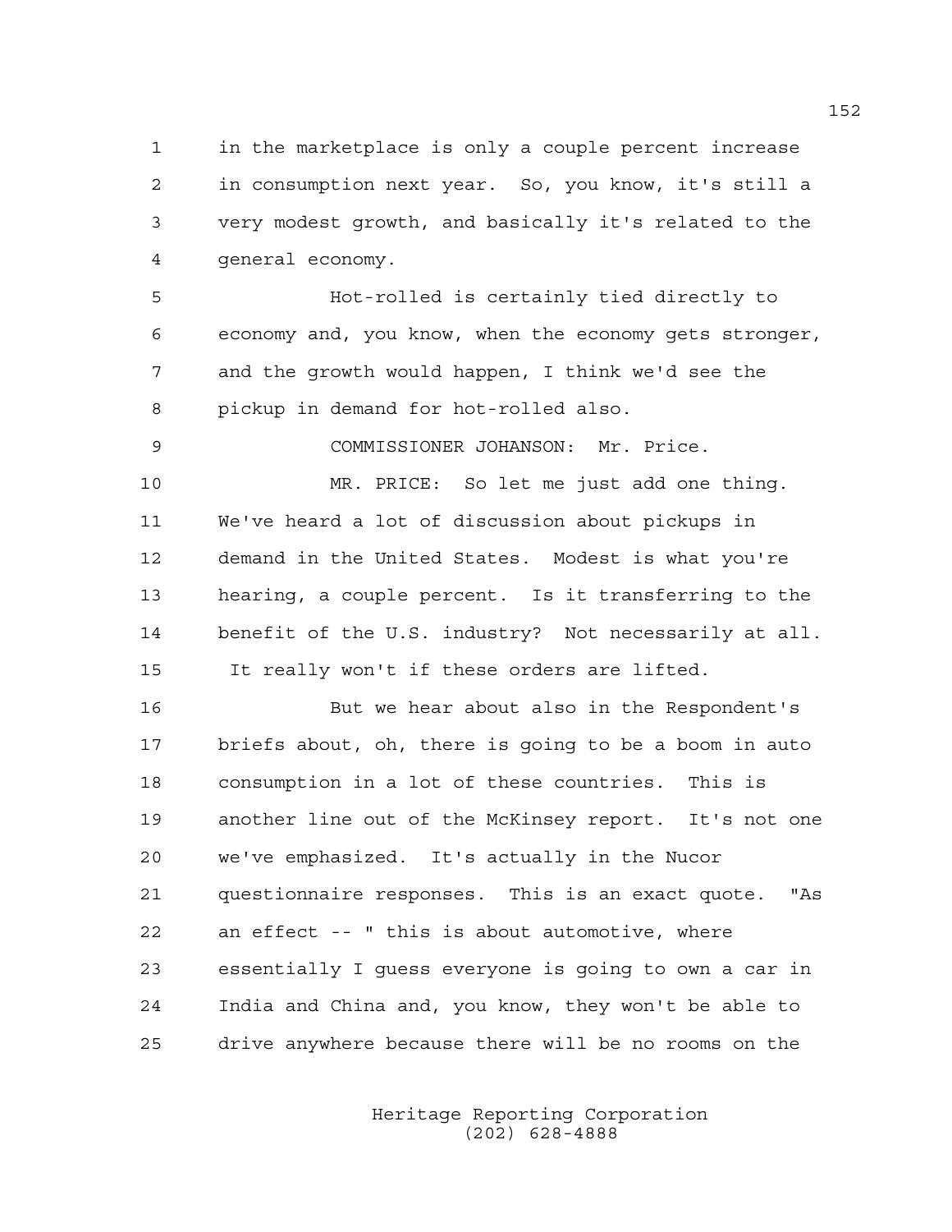in the marketplace is only a couple percent increase in consumption next year. So, you know, it's still a very modest growth, and basically it's related to the general economy.

Hot-rolled is certainly tied directly to economy and, you know, when the economy gets stronger, and the growth would happen, I think we'd see the pickup in demand for hot-rolled also.

COMMISSIONER JOHANSON: Mr. Price.

MR. PRICE: So let me just add one thing. We've heard a lot of discussion about pickups in demand in the United States. Modest is what you're hearing, a couple percent. Is it transferring to the benefit of the U.S. industry? Not necessarily at all. It really won't if these orders are lifted.

But we hear about also in the Respondent's briefs about, oh, there is going to be a boom in auto consumption in a lot of these countries. This is another line out of the McKinsey report. It's not one we've emphasized. It's actually in the Nucor questionnaire responses. This is an exact quote. "As an effect -- " this is about automotive, where essentially I guess everyone is going to own a car in India and China and, you know, they won't be able to drive anywhere because there will be no rooms on the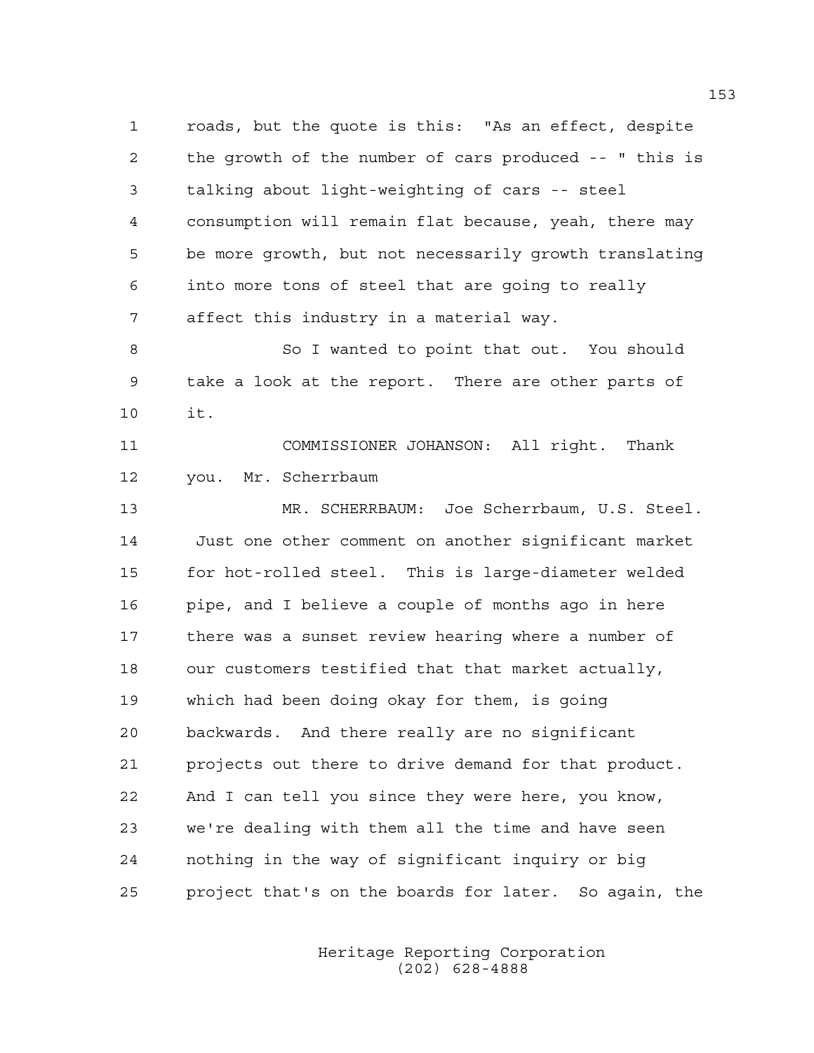roads, but the quote is this: "As an effect, despite the growth of the number of cars produced -- " this is talking about light-weighting of cars -- steel consumption will remain flat because, yeah, there may be more growth, but not necessarily growth translating into more tons of steel that are going to really affect this industry in a material way.

So I wanted to point that out. You should take a look at the report. There are other parts of it.

COMMISSIONER JOHANSON: All right. Thank you. Mr. Scherrbaum

MR. SCHERRBAUM: Joe Scherrbaum, U.S. Steel. Just one other comment on another significant market for hot-rolled steel. This is large-diameter welded pipe, and I believe a couple of months ago in here there was a sunset review hearing where a number of our customers testified that that market actually, which had been doing okay for them, is going backwards. And there really are no significant projects out there to drive demand for that product. And I can tell you since they were here, you know, we're dealing with them all the time and have seen nothing in the way of significant inquiry or big project that's on the boards for later. So again, the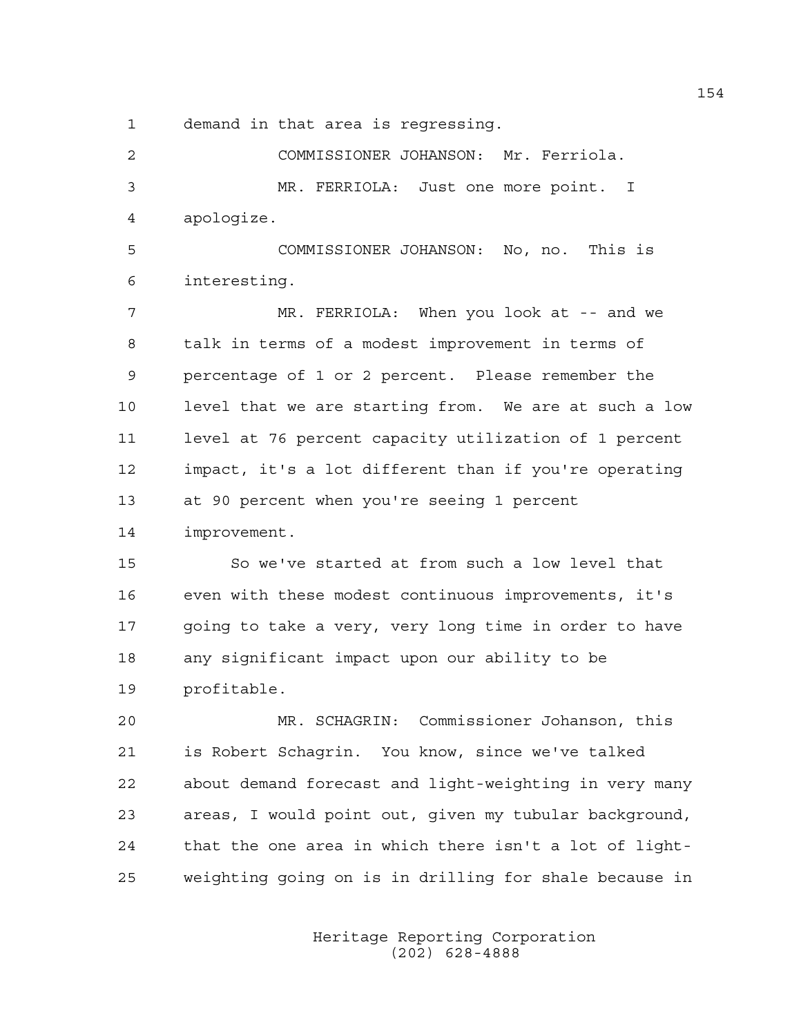demand in that area is regressing.

COMMISSIONER JOHANSON: Mr. Ferriola.

MR. FERRIOLA: Just one more point. I apologize.

COMMISSIONER JOHANSON: No, no. This is interesting.

MR. FERRIOLA: When you look at -- and we talk in terms of a modest improvement in terms of percentage of 1 or 2 percent. Please remember the level that we are starting from. We are at such a low level at 76 percent capacity utilization of 1 percent impact, it's a lot different than if you're operating at 90 percent when you're seeing 1 percent improvement.

So we've started at from such a low level that even with these modest continuous improvements, it's going to take a very, very long time in order to have any significant impact upon our ability to be profitable.

MR. SCHAGRIN: Commissioner Johanson, this is Robert Schagrin. You know, since we've talked about demand forecast and light-weighting in very many areas, I would point out, given my tubular background, that the one area in which there isn't a lot of light-weighting going on is in drilling for shale because in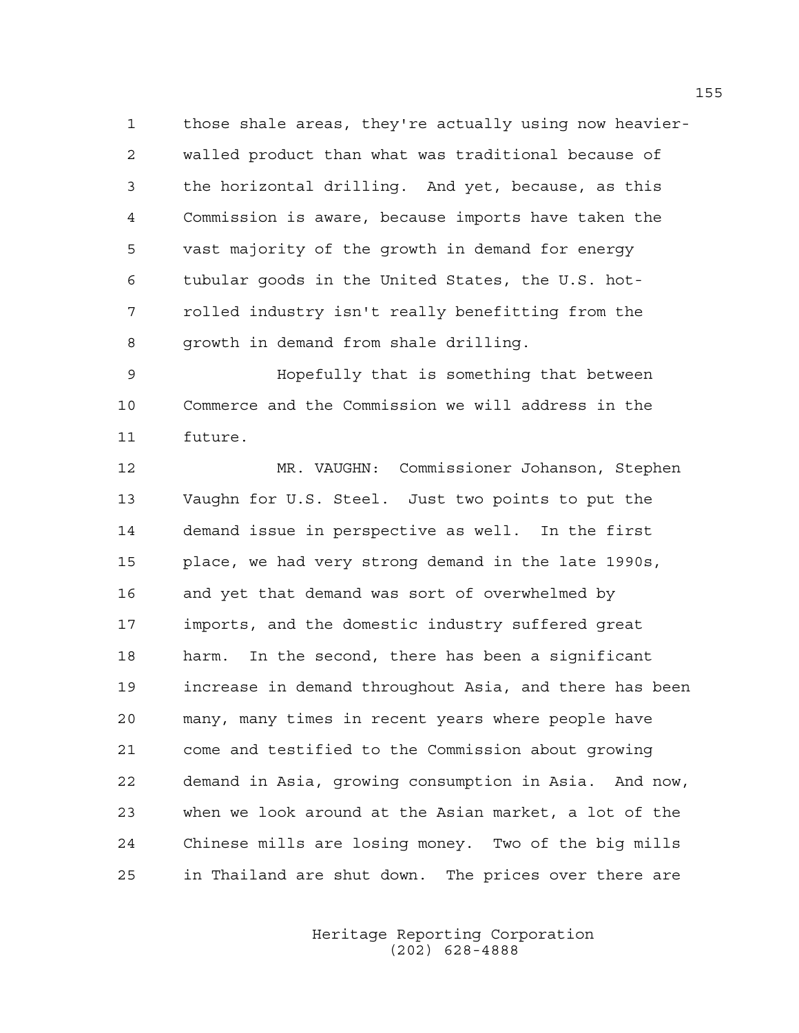those shale areas, they're actually using now heavier-walled product than what was traditional because of the horizontal drilling. And yet, because, as this Commission is aware, because imports have taken the vast majority of the growth in demand for energy tubular goods in the United States, the U.S. hot-rolled industry isn't really benefitting from the growth in demand from shale drilling.

Hopefully that is something that between Commerce and the Commission we will address in the future.

MR. VAUGHN: Commissioner Johanson, Stephen Vaughn for U.S. Steel. Just two points to put the demand issue in perspective as well. In the first place, we had very strong demand in the late 1990s, and yet that demand was sort of overwhelmed by imports, and the domestic industry suffered great harm. In the second, there has been a significant increase in demand throughout Asia, and there has been many, many times in recent years where people have come and testified to the Commission about growing demand in Asia, growing consumption in Asia. And now, when we look around at the Asian market, a lot of the Chinese mills are losing money. Two of the big mills in Thailand are shut down. The prices over there are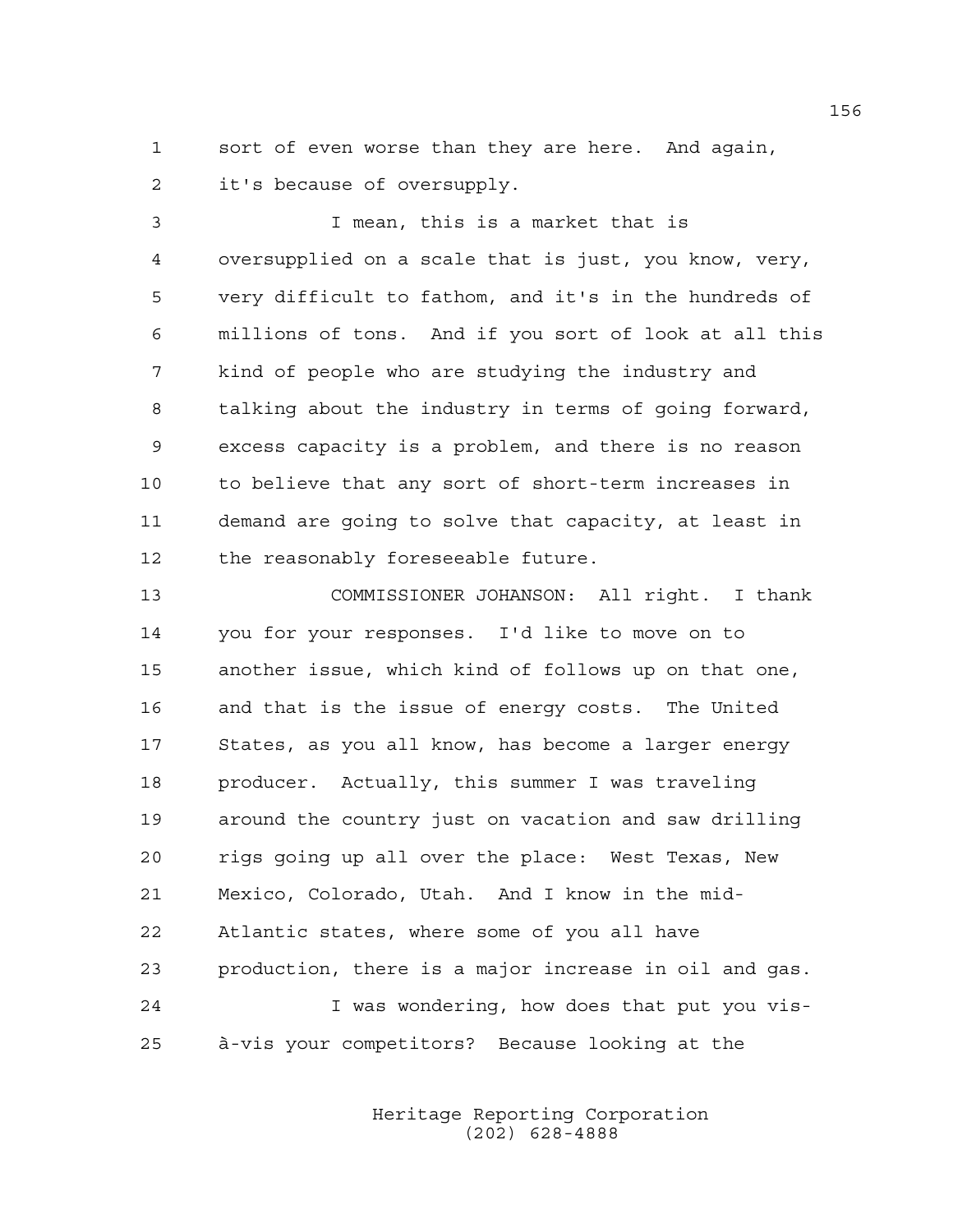sort of even worse than they are here. And again, it's because of oversupply.

I mean, this is a market that is oversupplied on a scale that is just, you know, very, very difficult to fathom, and it's in the hundreds of millions of tons. And if you sort of look at all this kind of people who are studying the industry and talking about the industry in terms of going forward, excess capacity is a problem, and there is no reason to believe that any sort of short-term increases in demand are going to solve that capacity, at least in the reasonably foreseeable future.

COMMISSIONER JOHANSON: All right. I thank you for your responses. I'd like to move on to another issue, which kind of follows up on that one, and that is the issue of energy costs. The United States, as you all know, has become a larger energy producer. Actually, this summer I was traveling around the country just on vacation and saw drilling rigs going up all over the place: West Texas, New Mexico, Colorado, Utah. And I know in the mid-Atlantic states, where some of you all have production, there is a major increase in oil and gas.

I was wondering, how does that put you vis-à-vis your competitors? Because looking at the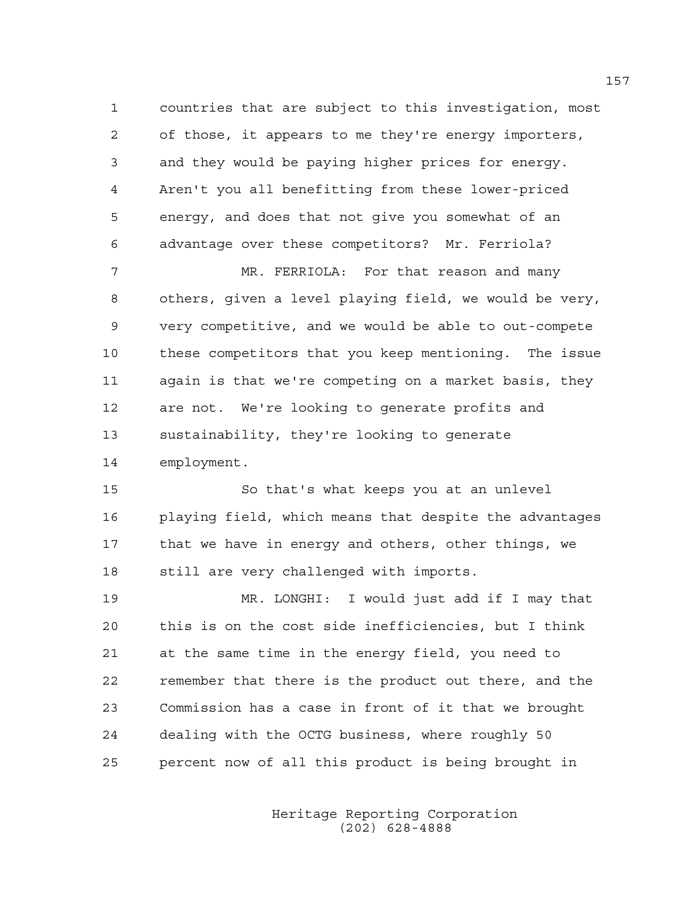countries that are subject to this investigation, most of those, it appears to me they're energy importers, and they would be paying higher prices for energy. Aren't you all benefitting from these lower-priced energy, and does that not give you somewhat of an advantage over these competitors? Mr. Ferriola?

MR. FERRIOLA: For that reason and many others, given a level playing field, we would be very, very competitive, and we would be able to out-compete these competitors that you keep mentioning. The issue again is that we're competing on a market basis, they are not. We're looking to generate profits and sustainability, they're looking to generate employment.

So that's what keeps you at an unlevel playing field, which means that despite the advantages that we have in energy and others, other things, we still are very challenged with imports.

MR. LONGHI: I would just add if I may that this is on the cost side inefficiencies, but I think at the same time in the energy field, you need to remember that there is the product out there, and the Commission has a case in front of it that we brought dealing with the OCTG business, where roughly 50 percent now of all this product is being brought in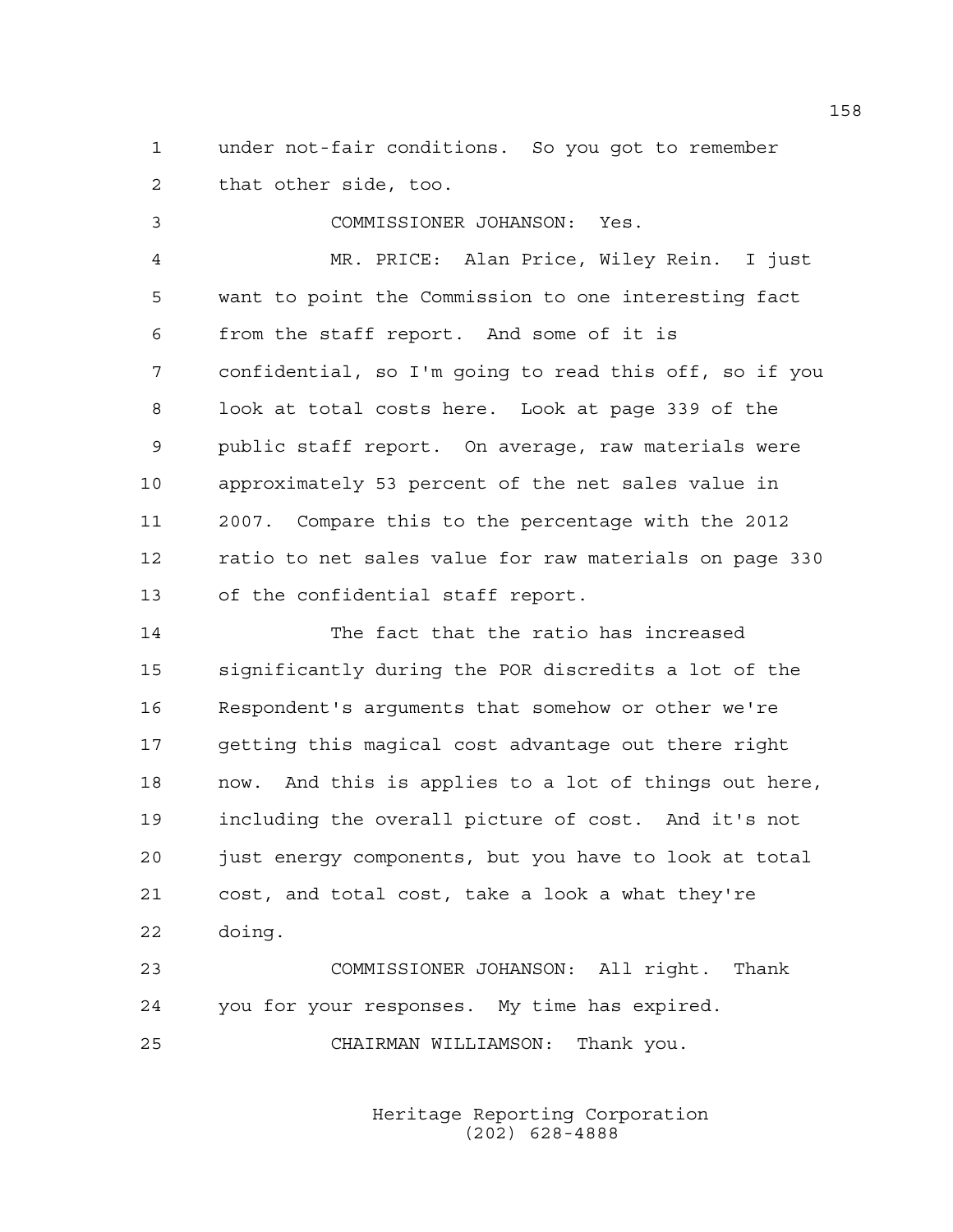1 under not-fair conditions. So you got to remember
2 that other side, too.

3 COMMISSIONER JOHANSON: Yes.

4 MR. PRICE: Alan Price, Wiley Rein. I just
5 want to point the Commission to one interesting fact
6 from the staff report. And some of it is
7 confidential, so I'm going to read this off, so if you
8 look at total costs here. Look at page 339 of the
9 public staff report. On average, raw materials were
10 approximately 53 percent of the net sales value in
11 2007. Compare this to the percentage with the 2012
12 ratio to net sales value for raw materials on page 330
13 of the confidential staff report.

14 The fact that the ratio has increased
15 significantly during the POR discredits a lot of the
16 Respondent's arguments that somehow or other we're
17 getting this magical cost advantage out there right
18 now. And this is applies to a lot of things out here,
19 including the overall picture of cost. And it's not
20 just energy components, but you have to look at total
21 cost, and total cost, take a look a what they're
22 doing.

23 COMMISSIONER JOHANSON: All right. Thank
24 you for your responses. My time has expired.

25 CHAIRMAN WILLIAMSON: Thank you.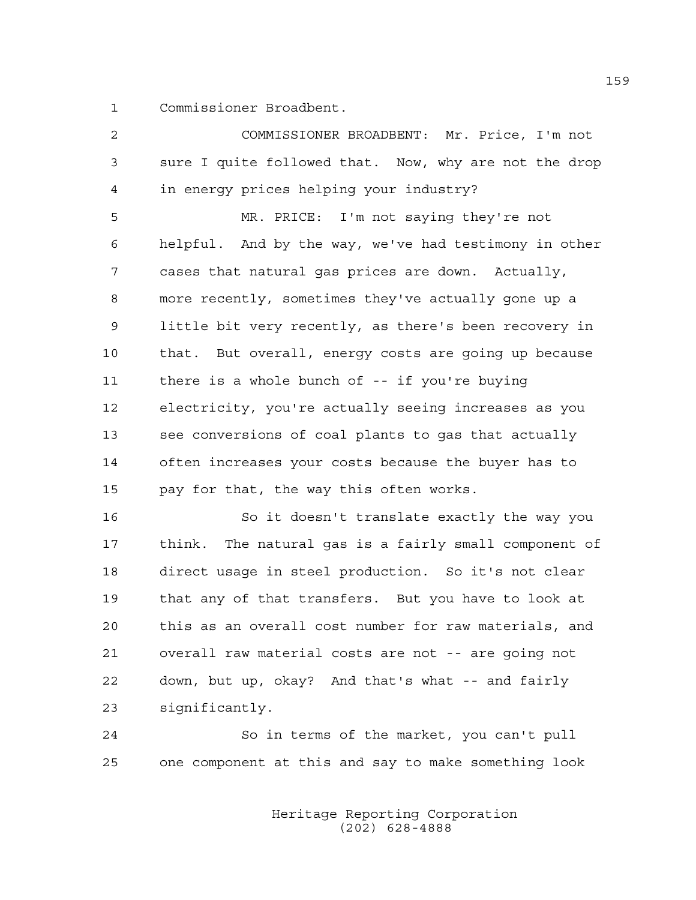1 Commissioner Broadbent.

2 COMMISSIONER BROADBENT: Mr. Price, I'm not
3 sure I quite followed that. Now, why are not the drop
4 in energy prices helping your industry?

5 MR. PRICE: I'm not saying they're not
6 helpful. And by the way, we've had testimony in other
7 cases that natural gas prices are down. Actually,
8 more recently, sometimes they've actually gone up a
9 little bit very recently, as there's been recovery in
10 that. But overall, energy costs are going up because
11 there is a whole bunch of -- if you're buying
12 electricity, you're actually seeing increases as you
13 see conversions of coal plants to gas that actually
14 often increases your costs because the buyer has to
15 pay for that, the way this often works.

16 So it doesn't translate exactly the way you
17 think. The natural gas is a fairly small component of
18 direct usage in steel production. So it's not clear
19 that any of that transfers. But you have to look at
20 this as an overall cost number for raw materials, and
21 overall raw material costs are not -- are going not
22 down, but up, okay? And that's what -- and fairly
23 significantly.

24 So in terms of the market, you can't pull
25 one component at this and say to make something look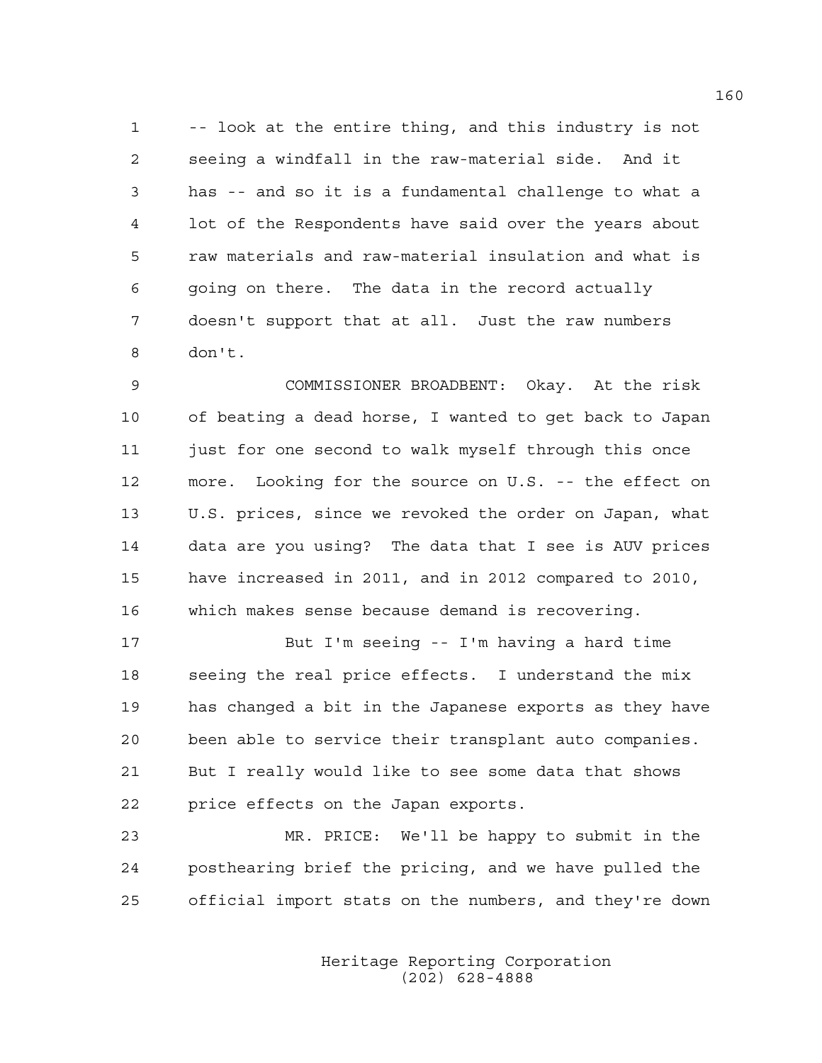-- look at the entire thing, and this industry is not seeing a windfall in the raw-material side. And it has -- and so it is a fundamental challenge to what a lot of the Respondents have said over the years about raw materials and raw-material insulation and what is going on there. The data in the record actually doesn't support that at all. Just the raw numbers don't.

COMMISSIONER BROADBENT: Okay. At the risk of beating a dead horse, I wanted to get back to Japan just for one second to walk myself through this once more. Looking for the source on U.S. -- the effect on U.S. prices, since we revoked the order on Japan, what data are you using? The data that I see is AUV prices have increased in 2011, and in 2012 compared to 2010, which makes sense because demand is recovering.

But I'm seeing -- I'm having a hard time seeing the real price effects. I understand the mix has changed a bit in the Japanese exports as they have been able to service their transplant auto companies. But I really would like to see some data that shows price effects on the Japan exports.

MR. PRICE: We'll be happy to submit in the posthearing brief the pricing, and we have pulled the official import stats on the numbers, and they're down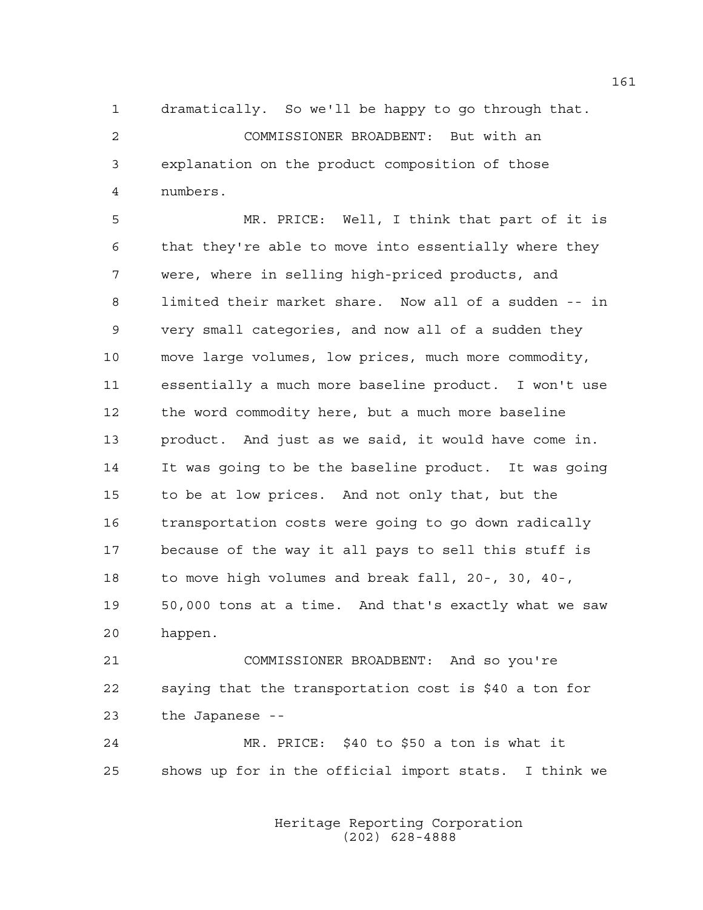dramatically. So we'll be happy to go through that.

COMMISSIONER BROADBENT: But with an explanation on the product composition of those numbers.

MR. PRICE: Well, I think that part of it is that they're able to move into essentially where they were, where in selling high-priced products, and limited their market share. Now all of a sudden -- in very small categories, and now all of a sudden they move large volumes, low prices, much more commodity, essentially a much more baseline product. I won't use the word commodity here, but a much more baseline product. And just as we said, it would have come in. It was going to be the baseline product. It was going to be at low prices. And not only that, but the transportation costs were going to go down radically because of the way it all pays to sell this stuff is to move high volumes and break fall, 20-, 30, 40-, 50,000 tons at a time. And that's exactly what we saw happen.

COMMISSIONER BROADBENT: And so you're saying that the transportation cost is $40 a ton for the Japanese --

MR. PRICE: $40 to $50 a ton is what it shows up for in the official import stats. I think we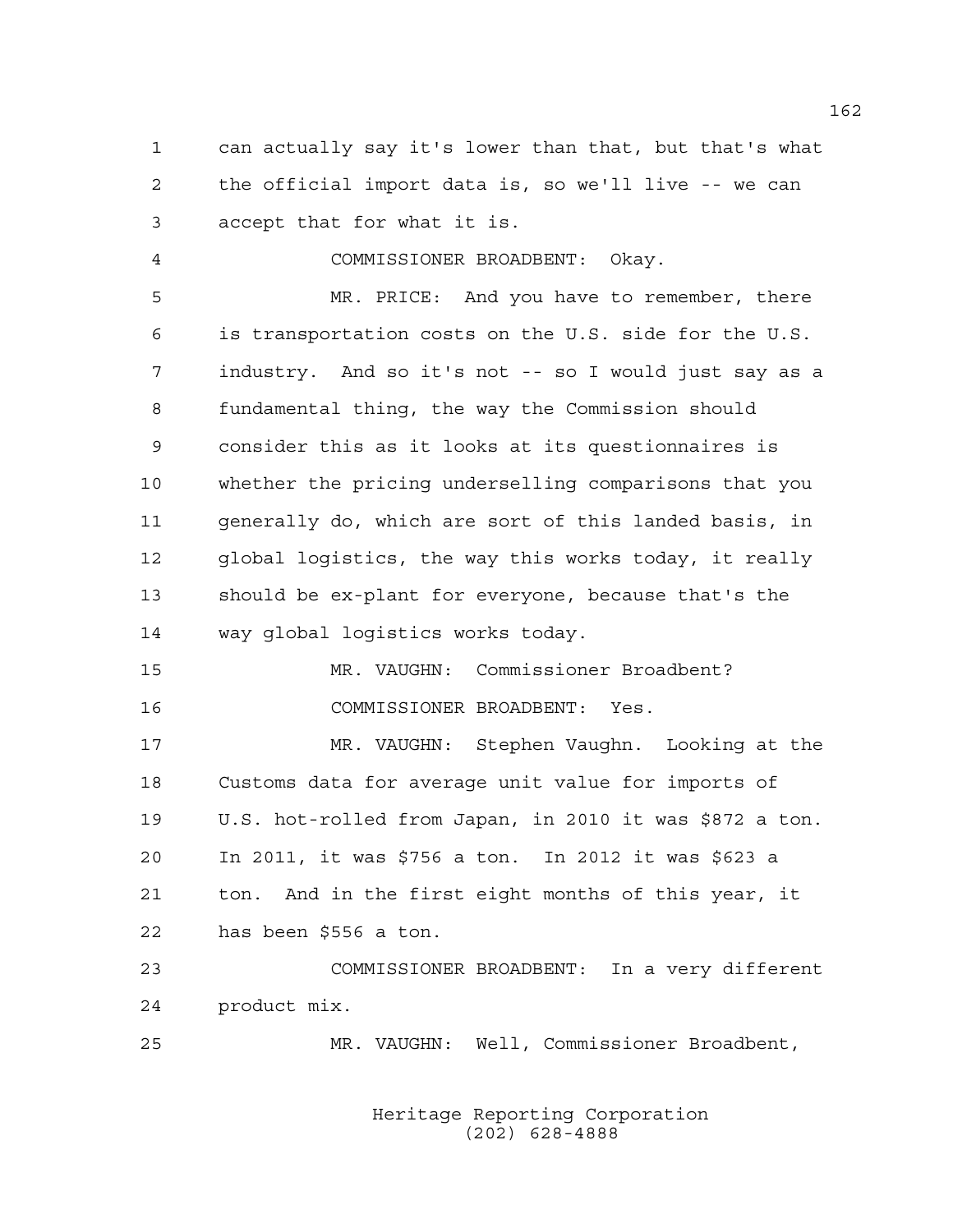can actually say it's lower than that, but that's what the official import data is, so we'll live -- we can accept that for what it is.

COMMISSIONER BROADBENT: Okay.

MR. PRICE: And you have to remember, there is transportation costs on the U.S. side for the U.S. industry. And so it's not -- so I would just say as a fundamental thing, the way the Commission should consider this as it looks at its questionnaires is whether the pricing underselling comparisons that you generally do, which are sort of this landed basis, in global logistics, the way this works today, it really should be ex-plant for everyone, because that's the way global logistics works today.

MR. VAUGHN: Commissioner Broadbent?

COMMISSIONER BROADBENT: Yes.

MR. VAUGHN: Stephen Vaughn. Looking at the Customs data for average unit value for imports of U.S. hot-rolled from Japan, in 2010 it was $872 a ton. In 2011, it was $756 a ton. In 2012 it was $623 a ton. And in the first eight months of this year, it has been $556 a ton.

COMMISSIONER BROADBENT: In a very different product mix.

MR. VAUGHN: Well, Commissioner Broadbent,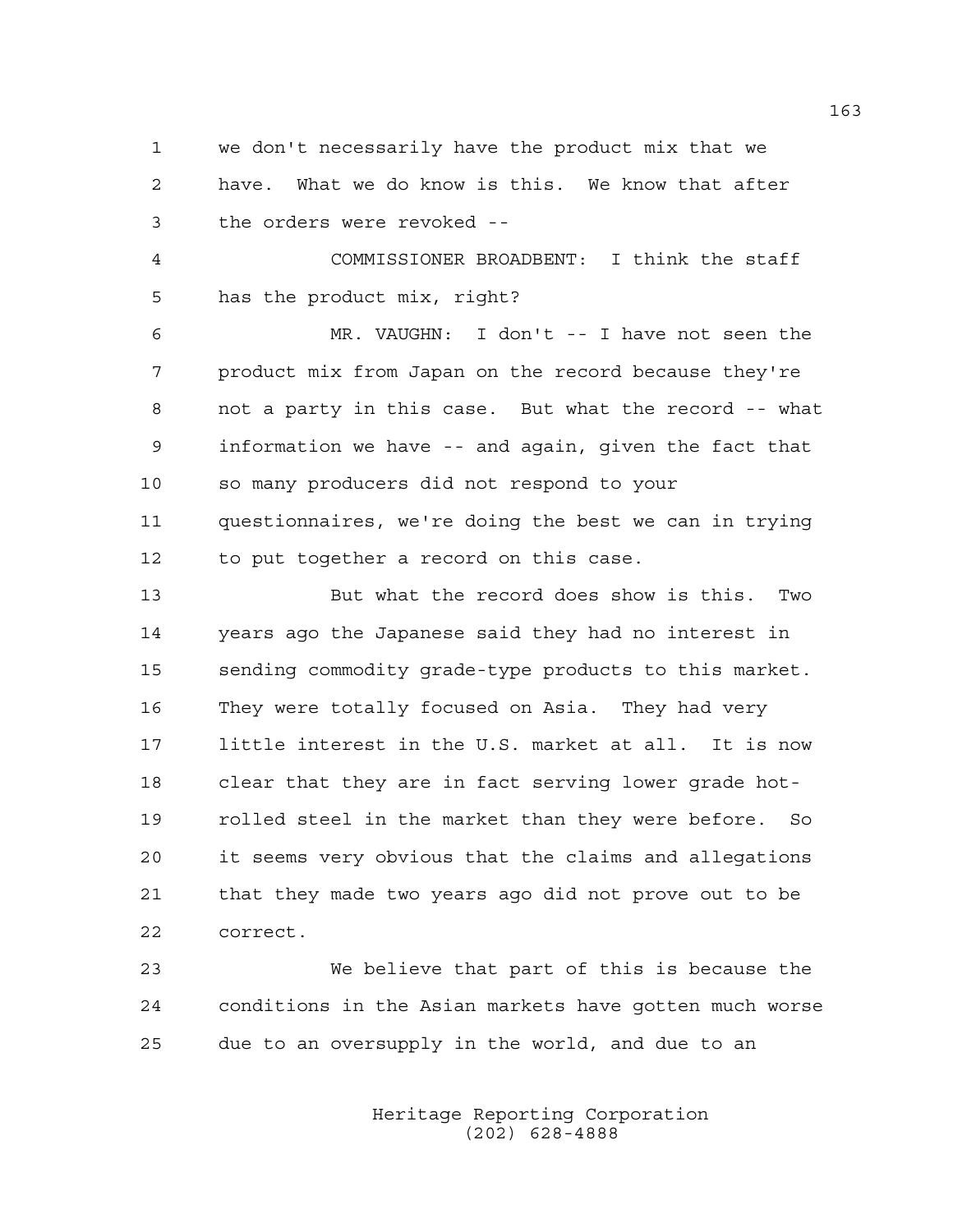we don't necessarily have the product mix that we have. What we do know is this. We know that after the orders were revoked --

COMMISSIONER BROADBENT: I think the staff has the product mix, right?

MR. VAUGHN: I don't -- I have not seen the product mix from Japan on the record because they're not a party in this case. But what the record -- what information we have -- and again, given the fact that so many producers did not respond to your questionnaires, we're doing the best we can in trying to put together a record on this case.

But what the record does show is this. Two years ago the Japanese said they had no interest in sending commodity grade-type products to this market. They were totally focused on Asia. They had very little interest in the U.S. market at all. It is now clear that they are in fact serving lower grade hot-rolled steel in the market than they were before. So it seems very obvious that the claims and allegations that they made two years ago did not prove out to be correct.

We believe that part of this is because the conditions in the Asian markets have gotten much worse due to an oversupply in the world, and due to an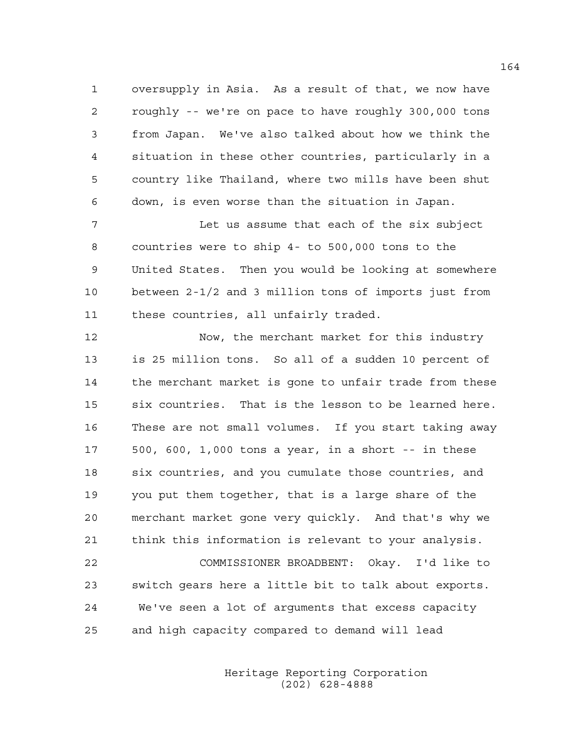oversupply in Asia. As a result of that, we now have roughly -- we're on pace to have roughly 300,000 tons from Japan. We've also talked about how we think the situation in these other countries, particularly in a country like Thailand, where two mills have been shut down, is even worse than the situation in Japan.

Let us assume that each of the six subject countries were to ship 4- to 500,000 tons to the United States. Then you would be looking at somewhere between 2-1/2 and 3 million tons of imports just from these countries, all unfairly traded.

Now, the merchant market for this industry is 25 million tons. So all of a sudden 10 percent of the merchant market is gone to unfair trade from these six countries. That is the lesson to be learned here. These are not small volumes. If you start taking away 500, 600, 1,000 tons a year, in a short -- in these six countries, and you cumulate those countries, and you put them together, that is a large share of the merchant market gone very quickly. And that's why we think this information is relevant to your analysis.

COMMISSIONER BROADBENT: Okay. I'd like to switch gears here a little bit to talk about exports. We've seen a lot of arguments that excess capacity and high capacity compared to demand will lead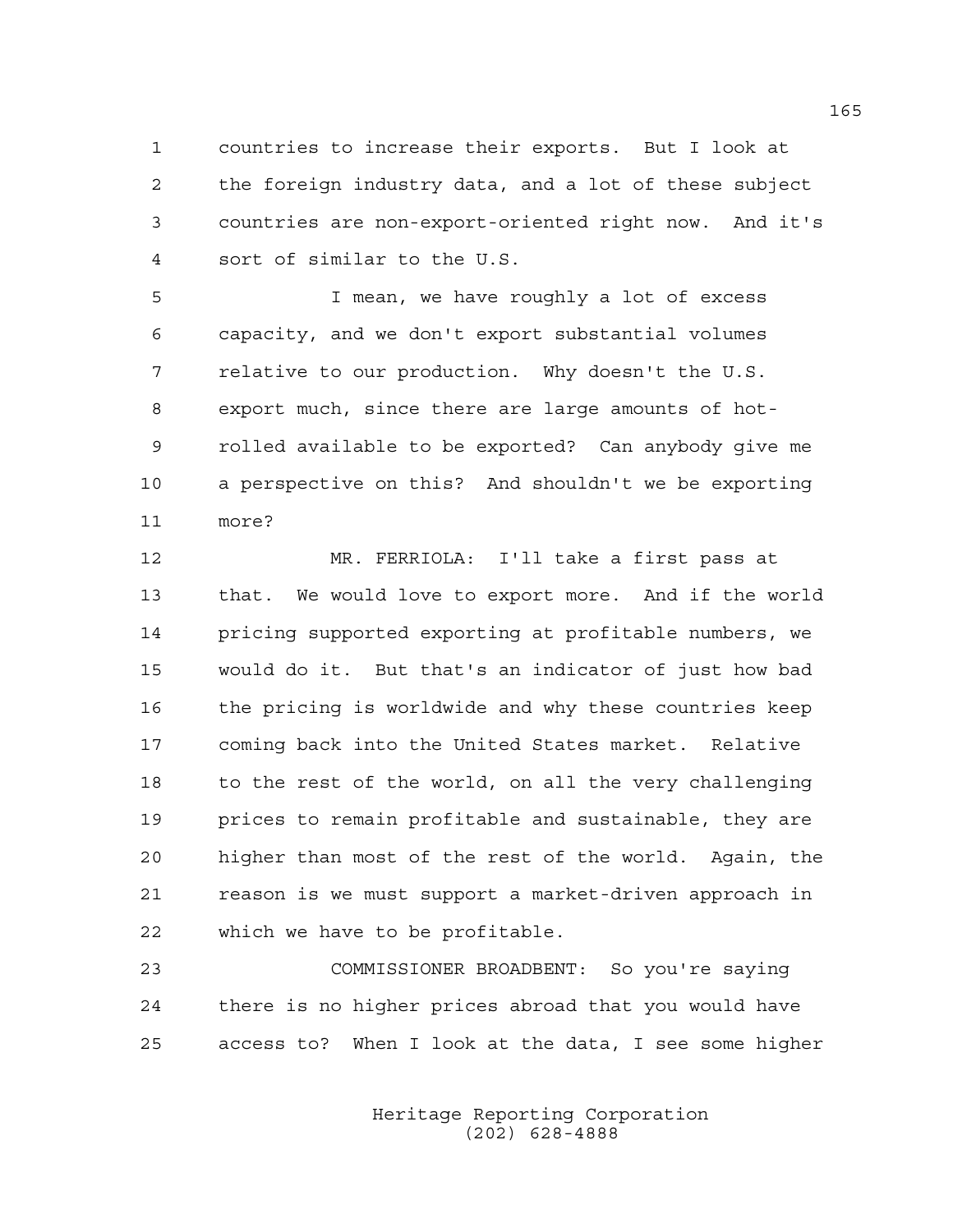countries to increase their exports. But I look at the foreign industry data, and a lot of these subject countries are non-export-oriented right now. And it's sort of similar to the U.S.

I mean, we have roughly a lot of excess capacity, and we don't export substantial volumes relative to our production. Why doesn't the U.S. export much, since there are large amounts of hot-rolled available to be exported? Can anybody give me a perspective on this? And shouldn't we be exporting more?

MR. FERRIOLA: I'll take a first pass at that. We would love to export more. And if the world pricing supported exporting at profitable numbers, we would do it. But that's an indicator of just how bad the pricing is worldwide and why these countries keep coming back into the United States market. Relative to the rest of the world, on all the very challenging prices to remain profitable and sustainable, they are higher than most of the rest of the world. Again, the reason is we must support a market-driven approach in which we have to be profitable.

COMMISSIONER BROADBENT: So you're saying there is no higher prices abroad that you would have access to? When I look at the data, I see some higher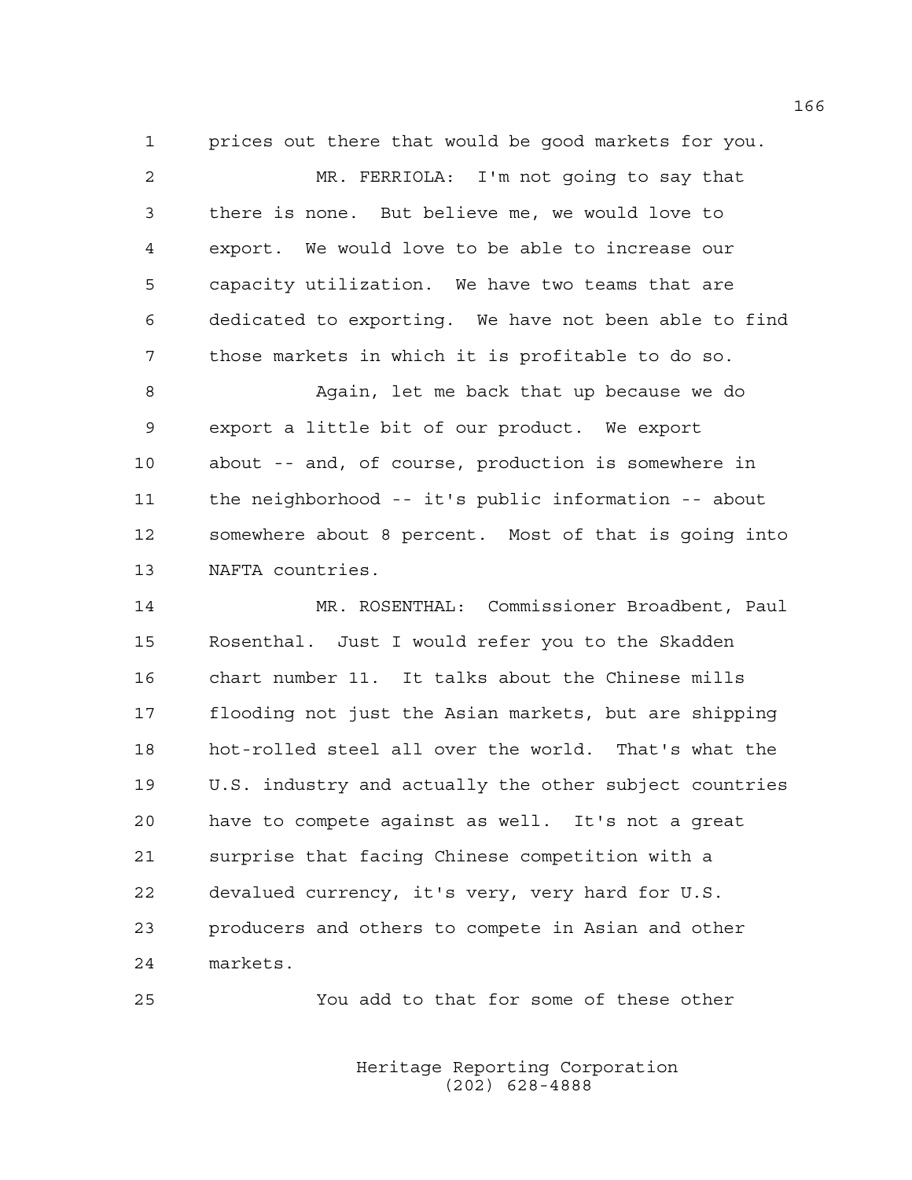prices out there that would be good markets for you.

MR. FERRIOLA: I'm not going to say that there is none. But believe me, we would love to export. We would love to be able to increase our capacity utilization. We have two teams that are dedicated to exporting. We have not been able to find those markets in which it is profitable to do so.

Again, let me back that up because we do export a little bit of our product. We export about -- and, of course, production is somewhere in the neighborhood -- it's public information -- about somewhere about 8 percent. Most of that is going into NAFTA countries.

MR. ROSENTHAL: Commissioner Broadbent, Paul Rosenthal. Just I would refer you to the Skadden chart number 11. It talks about the Chinese mills flooding not just the Asian markets, but are shipping hot-rolled steel all over the world. That's what the U.S. industry and actually the other subject countries have to compete against as well. It's not a great surprise that facing Chinese competition with a devalued currency, it's very, very hard for U.S. producers and others to compete in Asian and other markets.

You add to that for some of these other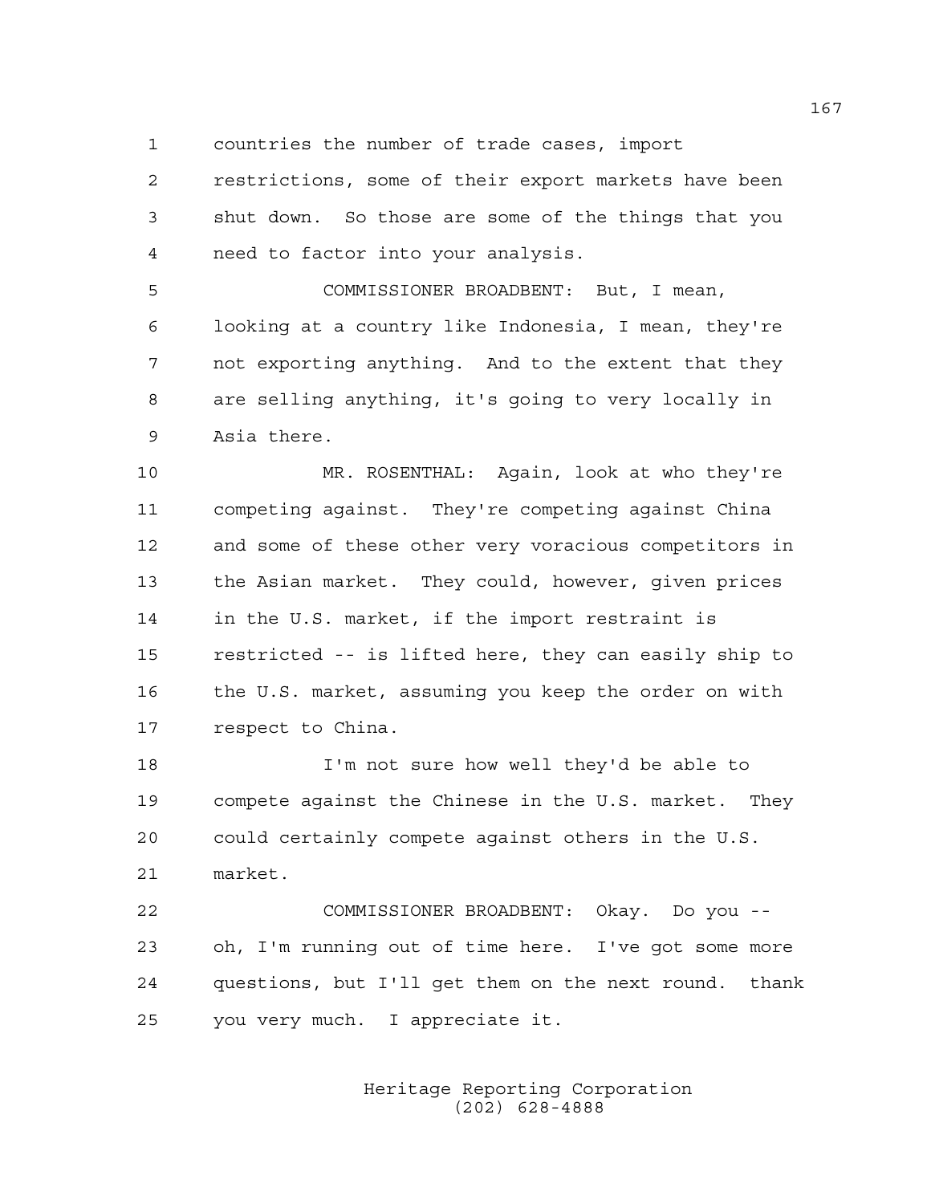countries the number of trade cases, import restrictions, some of their export markets have been shut down. So those are some of the things that you need to factor into your analysis.

COMMISSIONER BROADBENT: But, I mean, looking at a country like Indonesia, I mean, they're not exporting anything. And to the extent that they are selling anything, it's going to very locally in Asia there.

MR. ROSENTHAL: Again, look at who they're competing against. They're competing against China and some of these other very voracious competitors in the Asian market. They could, however, given prices in the U.S. market, if the import restraint is restricted -- is lifted here, they can easily ship to the U.S. market, assuming you keep the order on with respect to China.

I'm not sure how well they'd be able to compete against the Chinese in the U.S. market. They could certainly compete against others in the U.S. market.

COMMISSIONER BROADBENT: Okay. Do you -- oh, I'm running out of time here. I've got some more questions, but I'll get them on the next round. thank you very much. I appreciate it.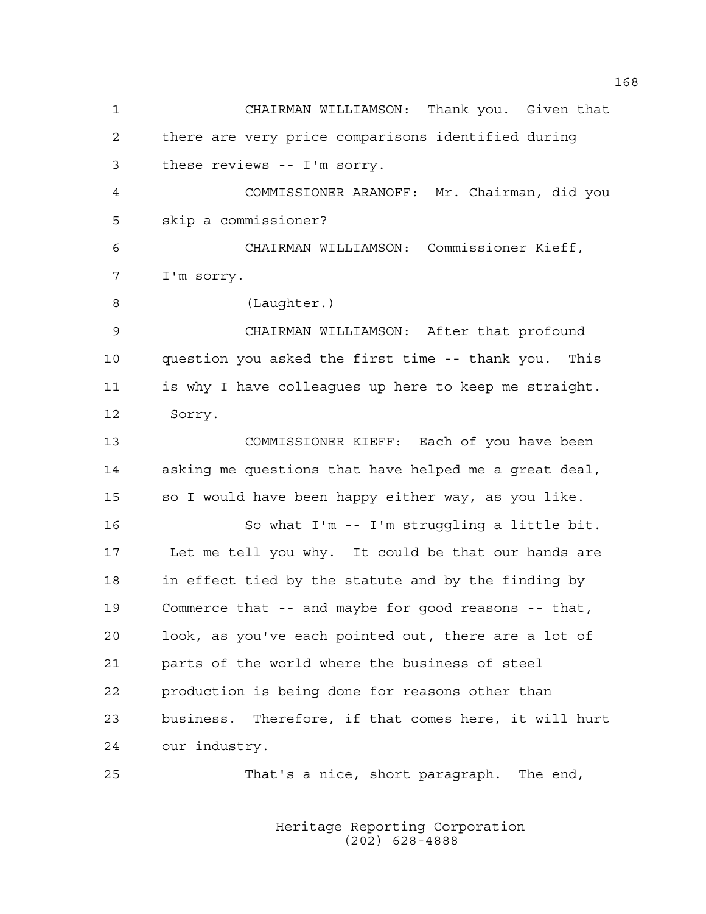CHAIRMAN WILLIAMSON: Thank you. Given that there are very price comparisons identified during these reviews -- I'm sorry.

COMMISSIONER ARANOFF: Mr. Chairman, did you skip a commissioner?

CHAIRMAN WILLIAMSON: Commissioner Kieff, I'm sorry.

(Laughter.)

CHAIRMAN WILLIAMSON: After that profound question you asked the first time -- thank you. This is why I have colleagues up here to keep me straight. Sorry.

COMMISSIONER KIEFF: Each of you have been asking me questions that have helped me a great deal, so I would have been happy either way, as you like.

So what I'm -- I'm struggling a little bit. Let me tell you why. It could be that our hands are in effect tied by the statute and by the finding by Commerce that -- and maybe for good reasons -- that, look, as you've each pointed out, there are a lot of parts of the world where the business of steel production is being done for reasons other than business. Therefore, if that comes here, it will hurt our industry.

That's a nice, short paragraph. The end,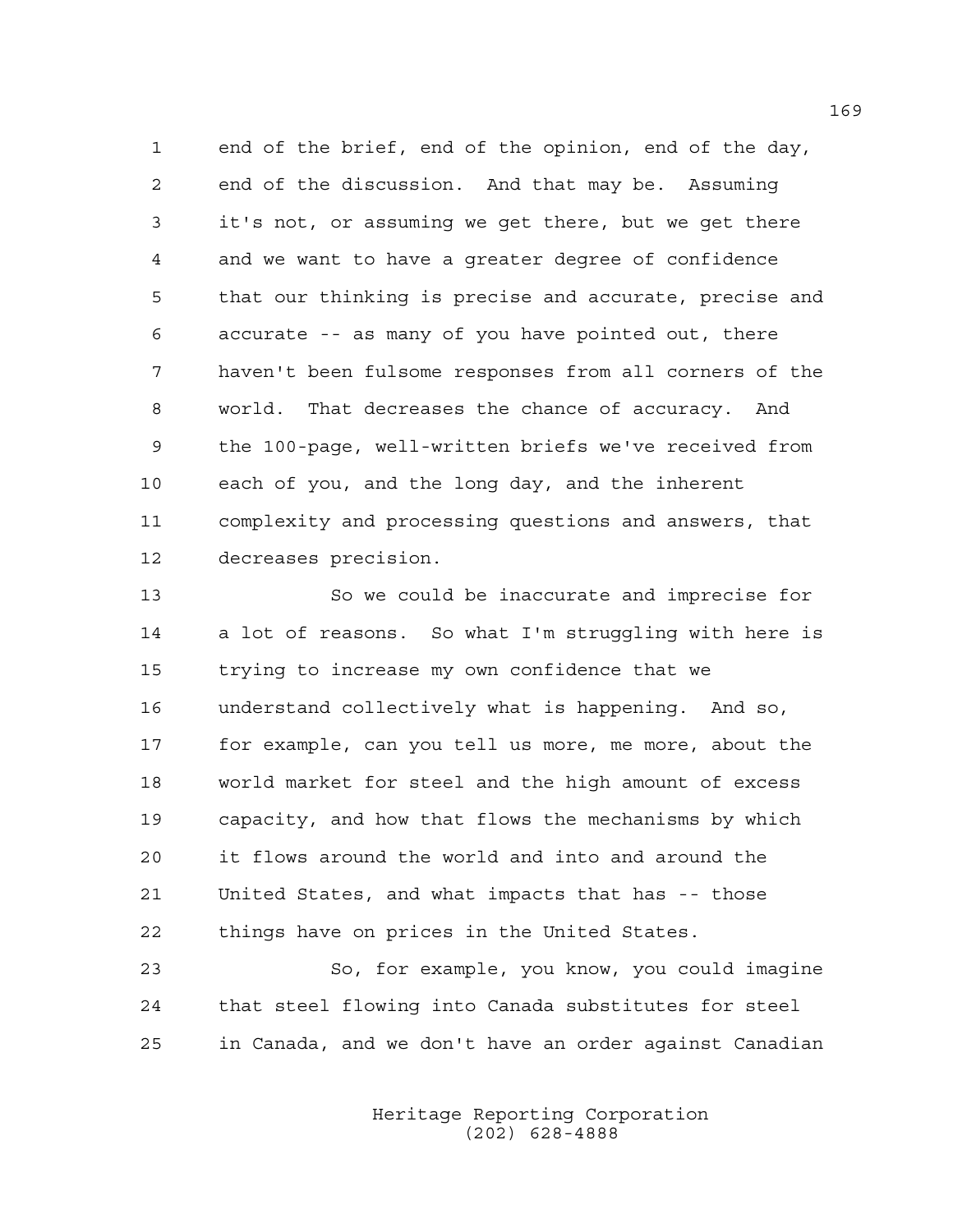1 end of the brief, end of the opinion, end of the day,
2 end of the discussion. And that may be. Assuming
3 it's not, or assuming we get there, but we get there
4 and we want to have a greater degree of confidence
5 that our thinking is precise and accurate, precise and
6 accurate -- as many of you have pointed out, there
7 haven't been fulsome responses from all corners of the
8 world. That decreases the chance of accuracy. And
9 the 100-page, well-written briefs we've received from
10 each of you, and the long day, and the inherent
11 complexity and processing questions and answers, that
12 decreases precision.

13 So we could be inaccurate and imprecise for
14 a lot of reasons. So what I'm struggling with here is
15 trying to increase my own confidence that we
16 understand collectively what is happening. And so,
17 for example, can you tell us more, me more, about the
18 world market for steel and the high amount of excess
19 capacity, and how that flows the mechanisms by which
20 it flows around the world and into and around the
21 United States, and what impacts that has -- those
22 things have on prices in the United States.

23 So, for example, you know, you could imagine
24 that steel flowing into Canada substitutes for steel
25 in Canada, and we don't have an order against Canadian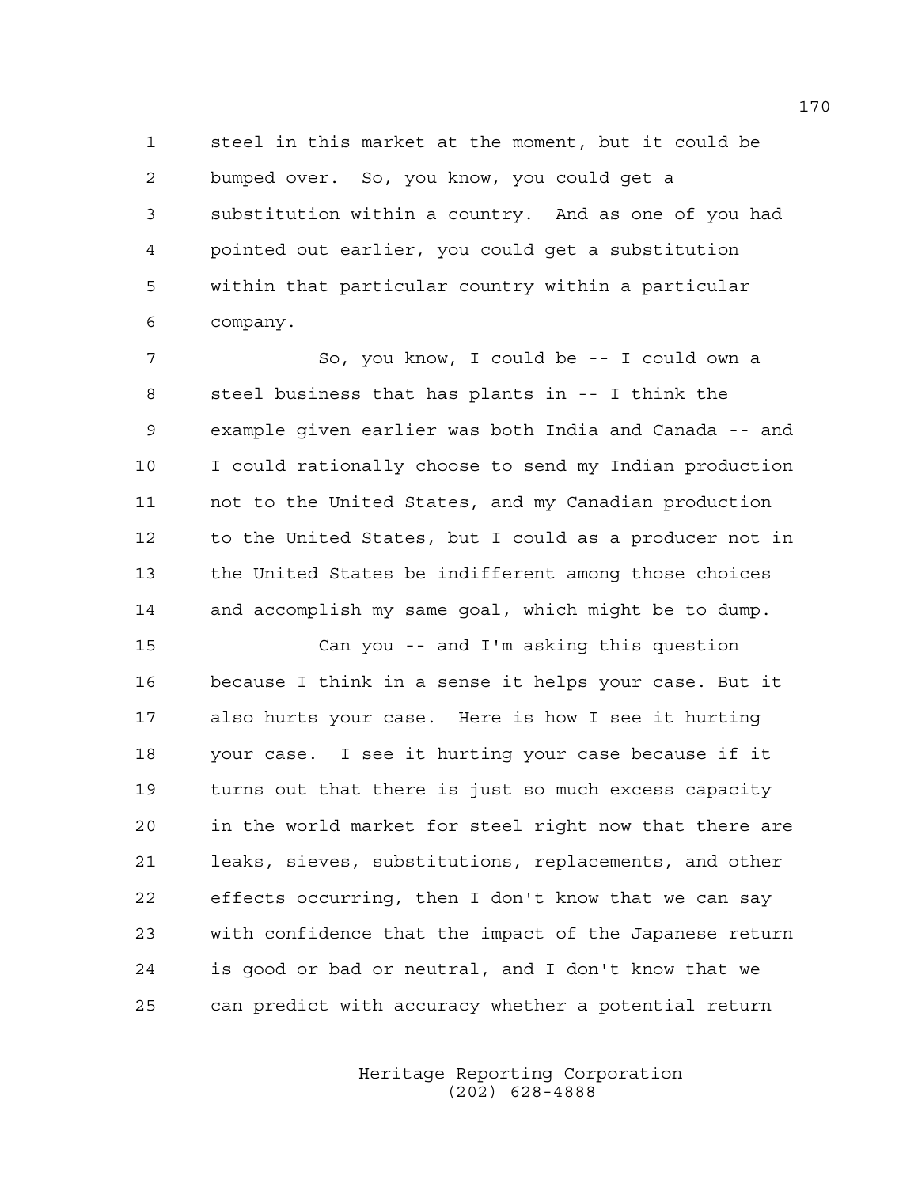steel in this market at the moment, but it could be bumped over. So, you know, you could get a substitution within a country. And as one of you had pointed out earlier, you could get a substitution within that particular country within a particular company.

So, you know, I could be -- I could own a steel business that has plants in -- I think the example given earlier was both India and Canada -- and I could rationally choose to send my Indian production not to the United States, and my Canadian production to the United States, but I could as a producer not in the United States be indifferent among those choices and accomplish my same goal, which might be to dump.

Can you -- and I'm asking this question because I think in a sense it helps your case. But it also hurts your case. Here is how I see it hurting your case. I see it hurting your case because if it turns out that there is just so much excess capacity in the world market for steel right now that there are leaks, sieves, substitutions, replacements, and other effects occurring, then I don't know that we can say with confidence that the impact of the Japanese return is good or bad or neutral, and I don't know that we can predict with accuracy whether a potential return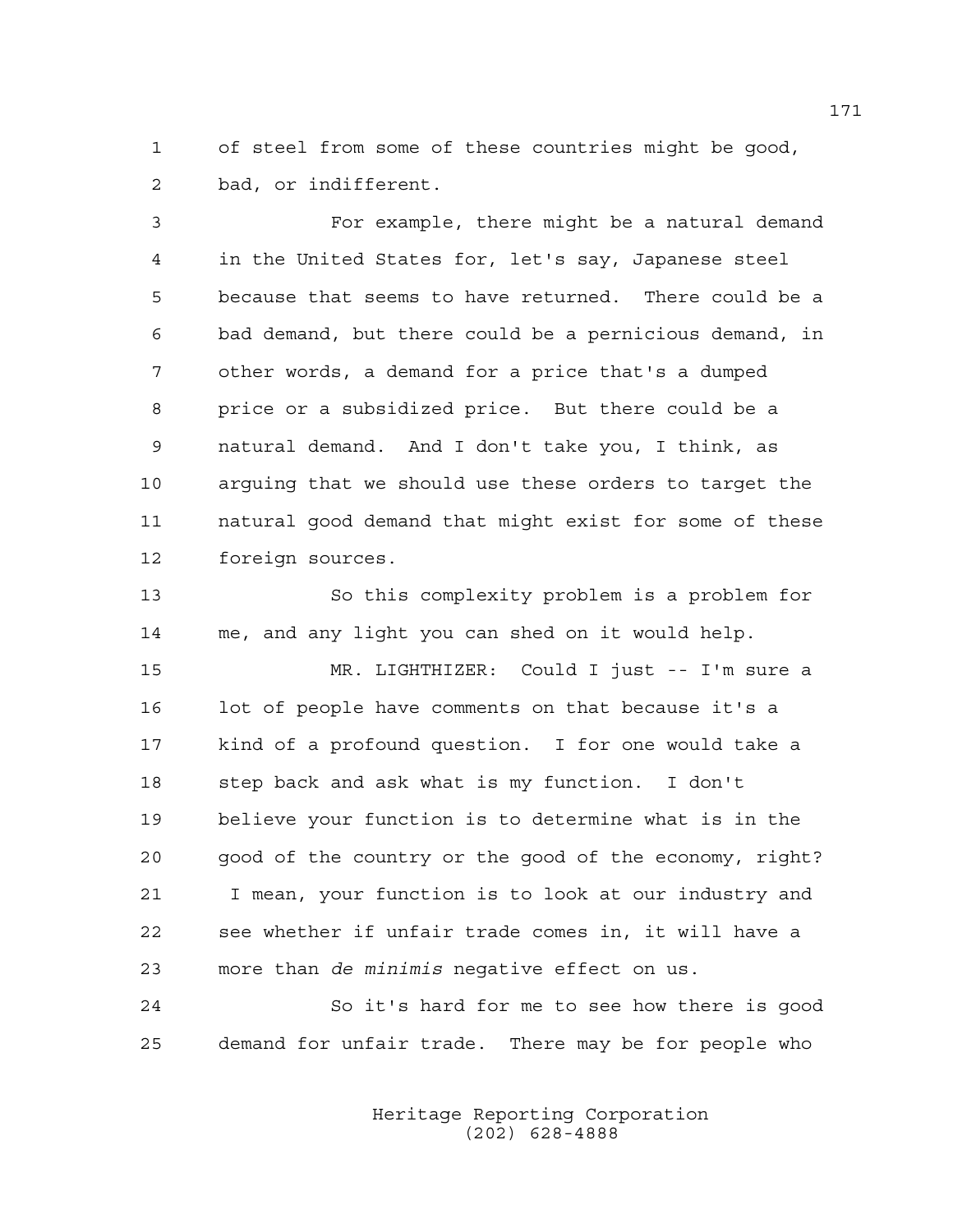of steel from some of these countries might be good, bad, or indifferent.

For example, there might be a natural demand in the United States for, let's say, Japanese steel because that seems to have returned. There could be a bad demand, but there could be a pernicious demand, in other words, a demand for a price that's a dumped price or a subsidized price. But there could be a natural demand. And I don't take you, I think, as arguing that we should use these orders to target the natural good demand that might exist for some of these foreign sources.

So this complexity problem is a problem for me, and any light you can shed on it would help.

MR. LIGHTHIZER: Could I just -- I'm sure a lot of people have comments on that because it's a kind of a profound question. I for one would take a step back and ask what is my function. I don't believe your function is to determine what is in the good of the country or the good of the economy, right? I mean, your function is to look at our industry and see whether if unfair trade comes in, it will have a more than *de minimis* negative effect on us.

So it's hard for me to see how there is good demand for unfair trade. There may be for people who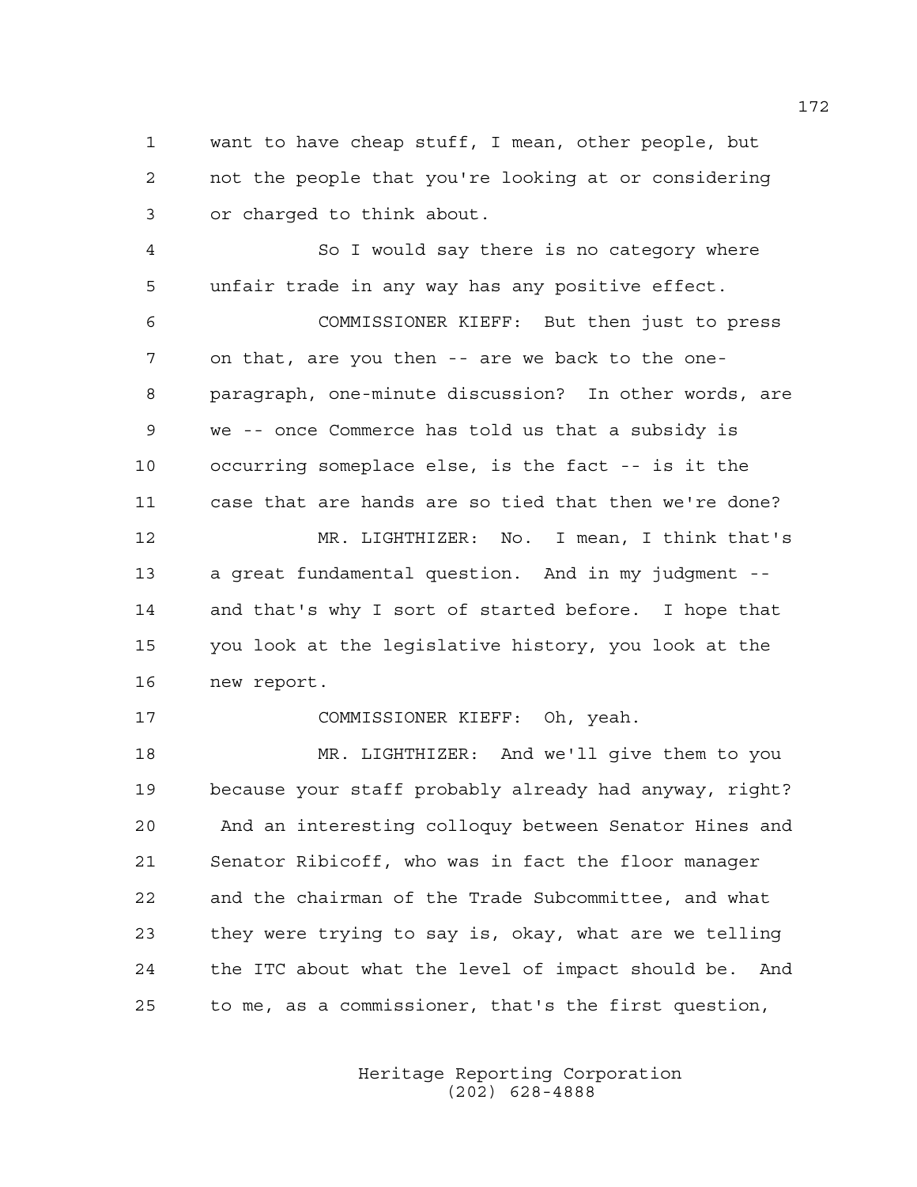want to have cheap stuff, I mean, other people, but not the people that you're looking at or considering or charged to think about.

So I would say there is no category where unfair trade in any way has any positive effect.

COMMISSIONER KIEFF: But then just to press on that, are you then -- are we back to the one-paragraph, one-minute discussion? In other words, are we -- once Commerce has told us that a subsidy is occurring someplace else, is the fact -- is it the case that are hands are so tied that then we're done?

MR. LIGHTHIZER: No. I mean, I think that's a great fundamental question. And in my judgment -- and that's why I sort of started before. I hope that you look at the legislative history, you look at the new report.

COMMISSIONER KIEFF: Oh, yeah.

MR. LIGHTHIZER: And we'll give them to you because your staff probably already had anyway, right? And an interesting colloquy between Senator Hines and Senator Ribicoff, who was in fact the floor manager and the chairman of the Trade Subcommittee, and what they were trying to say is, okay, what are we telling the ITC about what the level of impact should be. And to me, as a commissioner, that's the first question,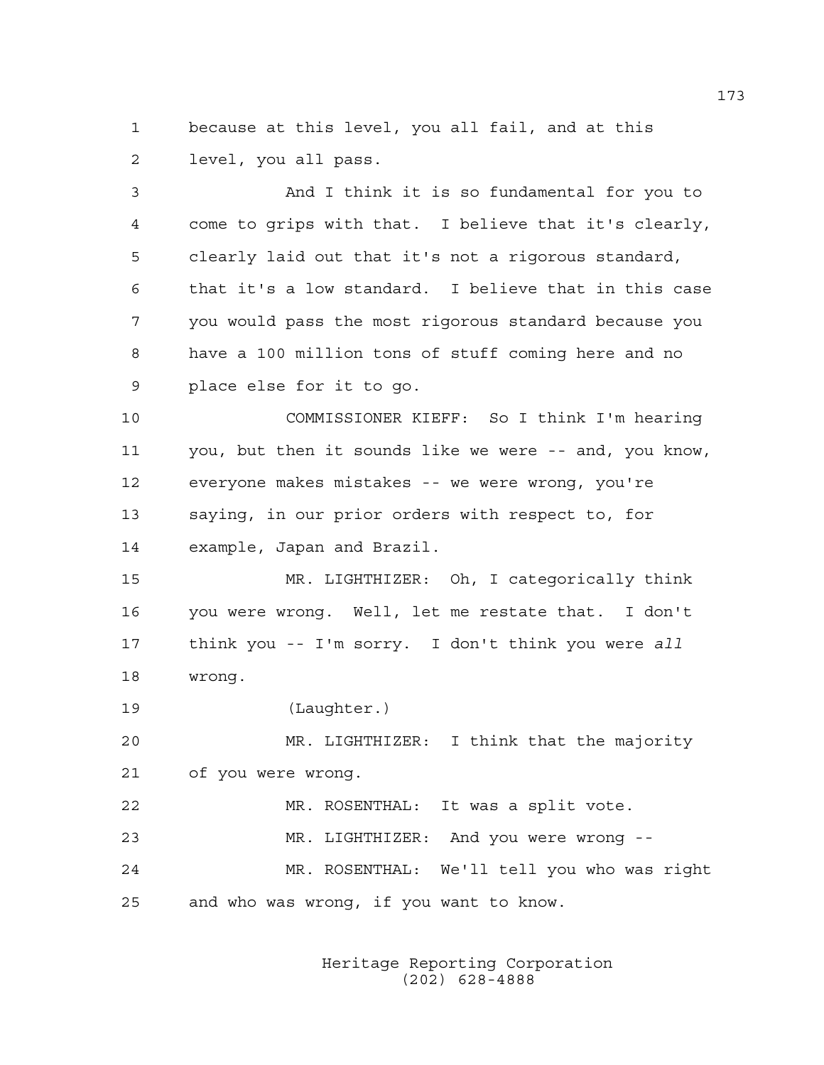because at this level, you all fail, and at this level, you all pass.

And I think it is so fundamental for you to come to grips with that. I believe that it's clearly, clearly laid out that it's not a rigorous standard, that it's a low standard. I believe that in this case you would pass the most rigorous standard because you have a 100 million tons of stuff coming here and no place else for it to go.

COMMISSIONER KIEFF: So I think I'm hearing you, but then it sounds like we were -- and, you know, everyone makes mistakes -- we were wrong, you're saying, in our prior orders with respect to, for example, Japan and Brazil.

MR. LIGHTHIZER: Oh, I categorically think you were wrong. Well, let me restate that. I don't think you -- I'm sorry. I don't think you were *all* wrong.

(Laughter.)

MR. LIGHTHIZER: I think that the majority of you were wrong.

MR. ROSENTHAL: It was a split vote.

MR. LIGHTHIZER: And you were wrong --

MR. ROSENTHAL: We'll tell you who was right and who was wrong, if you want to know.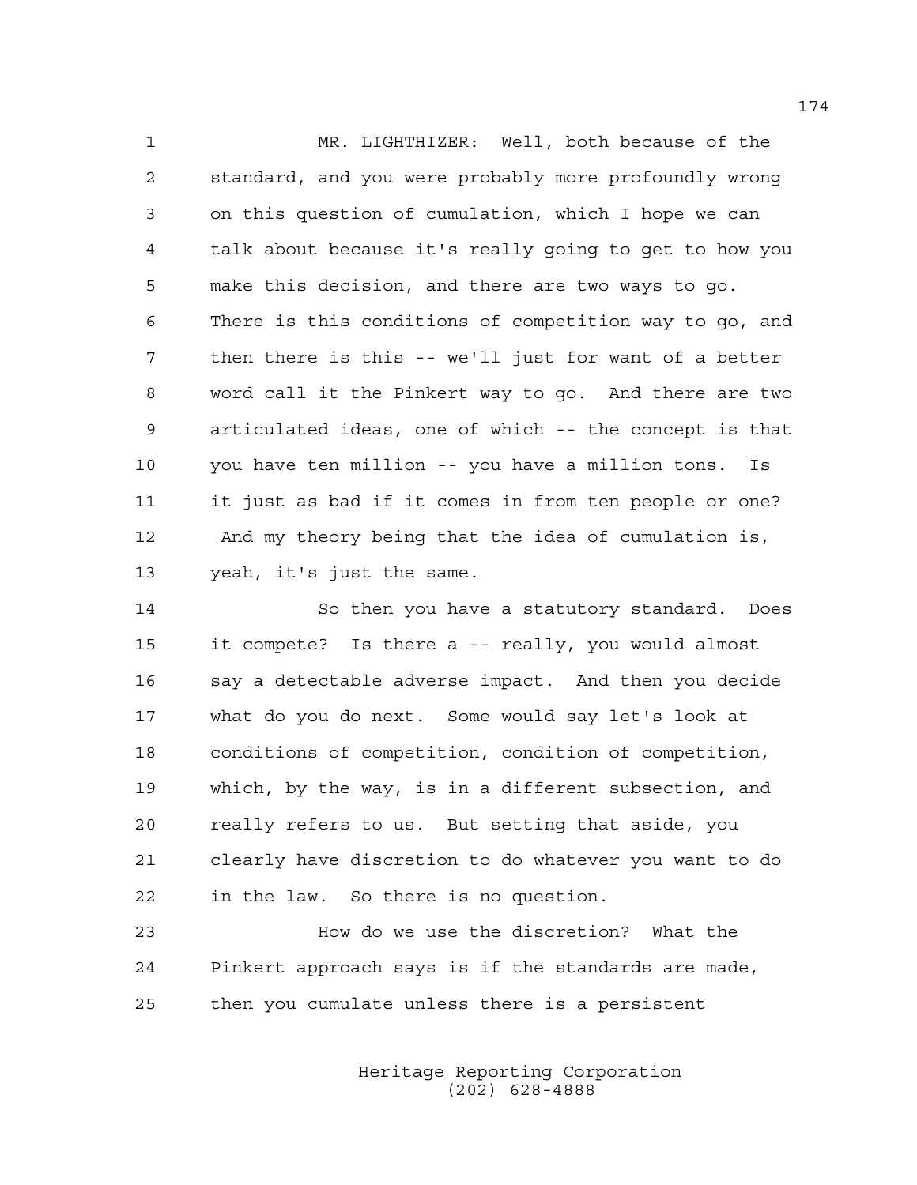MR. LIGHTHIZER: Well, both because of the standard, and you were probably more profoundly wrong on this question of cumulation, which I hope we can talk about because it's really going to get to how you make this decision, and there are two ways to go. There is this conditions of competition way to go, and then there is this -- we'll just for want of a better word call it the Pinkert way to go. And there are two articulated ideas, one of which -- the concept is that you have ten million -- you have a million tons. Is it just as bad if it comes in from ten people or one? And my theory being that the idea of cumulation is, yeah, it's just the same.

So then you have a statutory standard. Does it compete? Is there a -- really, you would almost say a detectable adverse impact. And then you decide what do you do next. Some would say let's look at conditions of competition, condition of competition, which, by the way, is in a different subsection, and really refers to us. But setting that aside, you clearly have discretion to do whatever you want to do in the law. So there is no question.

How do we use the discretion? What the Pinkert approach says is if the standards are made, then you cumulate unless there is a persistent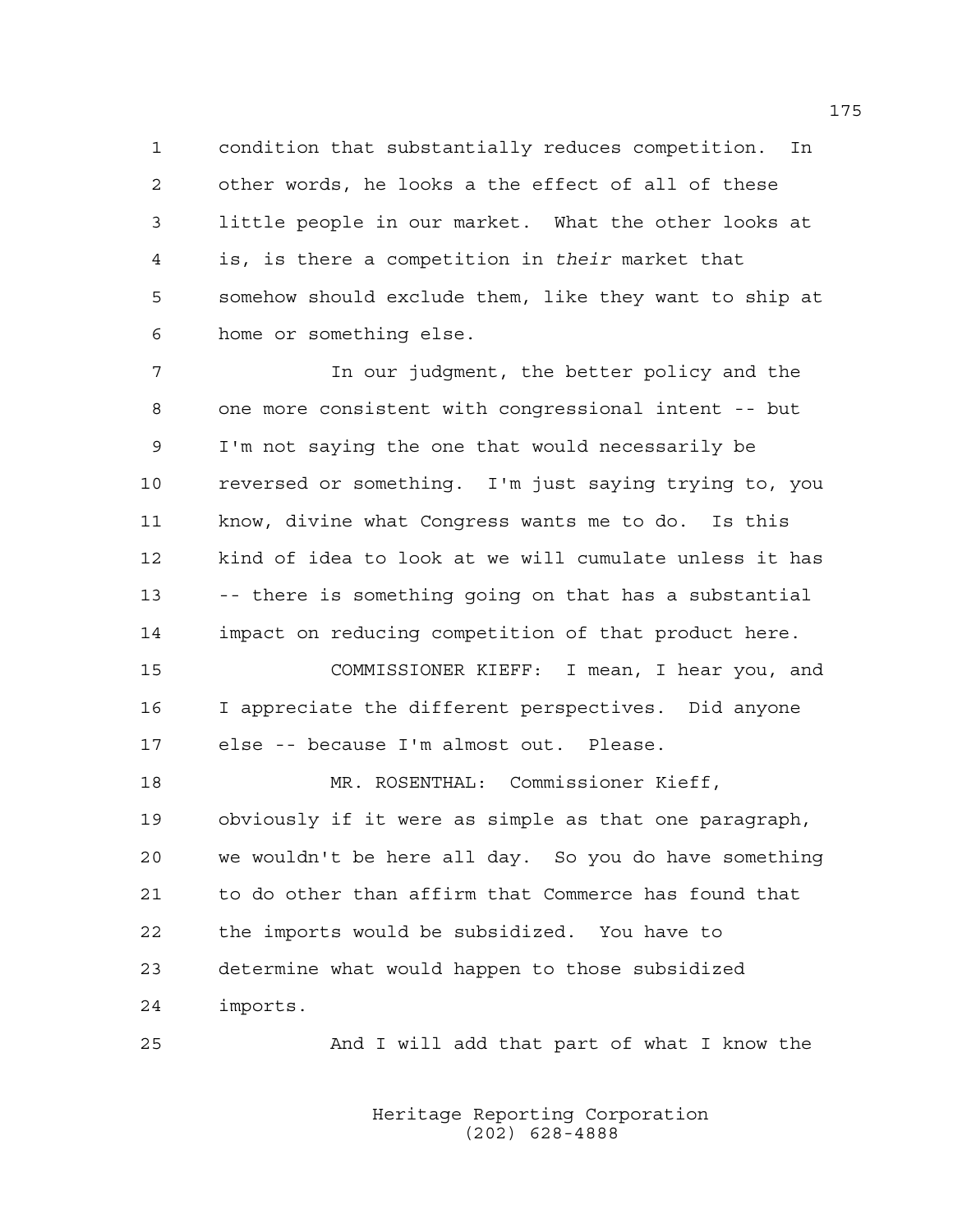condition that substantially reduces competition. In other words, he looks a the effect of all of these little people in our market. What the other looks at is, is there a competition in *their* market that somehow should exclude them, like they want to ship at home or something else.

In our judgment, the better policy and the one more consistent with congressional intent -- but I'm not saying the one that would necessarily be reversed or something. I'm just saying trying to, you know, divine what Congress wants me to do. Is this kind of idea to look at we will cumulate unless it has -- there is something going on that has a substantial impact on reducing competition of that product here.

COMMISSIONER KIEFF: I mean, I hear you, and I appreciate the different perspectives. Did anyone else -- because I'm almost out. Please.

MR. ROSENTHAL: Commissioner Kieff, obviously if it were as simple as that one paragraph, we wouldn't be here all day. So you do have something to do other than affirm that Commerce has found that the imports would be subsidized. You have to determine what would happen to those subsidized imports.

And I will add that part of what I know the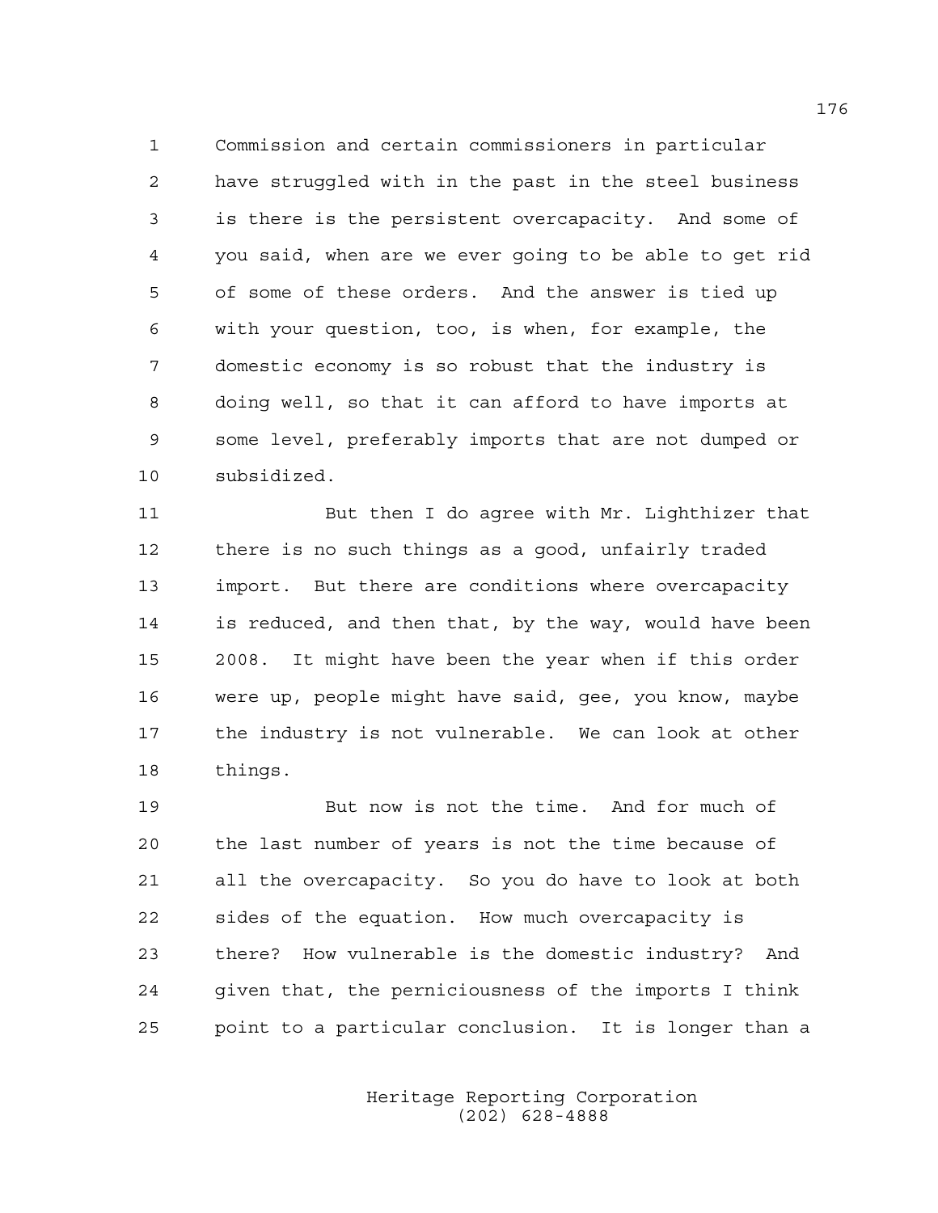Commission and certain commissioners in particular have struggled with in the past in the steel business is there is the persistent overcapacity. And some of you said, when are we ever going to be able to get rid of some of these orders. And the answer is tied up with your question, too, is when, for example, the domestic economy is so robust that the industry is doing well, so that it can afford to have imports at some level, preferably imports that are not dumped or subsidized.

But then I do agree with Mr. Lighthizer that there is no such things as a good, unfairly traded import. But there are conditions where overcapacity is reduced, and then that, by the way, would have been 2008. It might have been the year when if this order were up, people might have said, gee, you know, maybe the industry is not vulnerable. We can look at other things.

But now is not the time. And for much of the last number of years is not the time because of all the overcapacity. So you do have to look at both sides of the equation. How much overcapacity is there? How vulnerable is the domestic industry? And given that, the perniciousness of the imports I think point to a particular conclusion. It is longer than a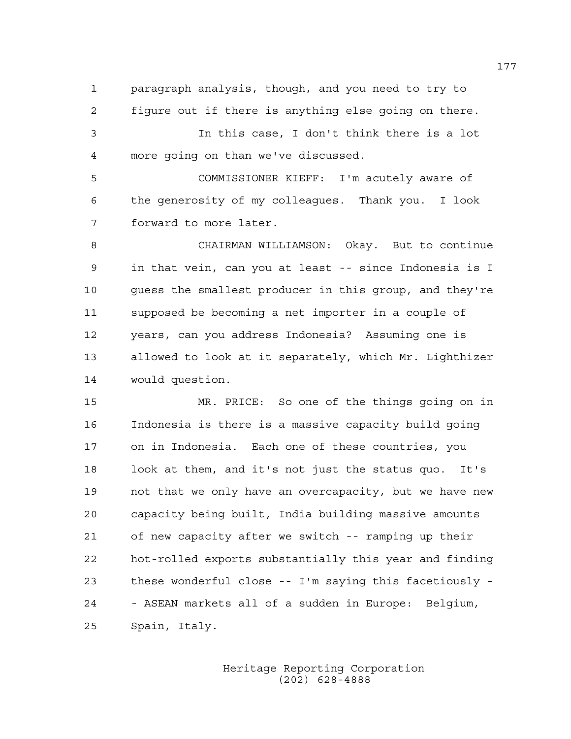paragraph analysis, though, and you need to try to figure out if there is anything else going on there.

In this case, I don't think there is a lot more going on than we've discussed.

COMMISSIONER KIEFF: I'm acutely aware of the generosity of my colleagues. Thank you. I look forward to more later.

CHAIRMAN WILLIAMSON: Okay. But to continue in that vein, can you at least -- since Indonesia is I guess the smallest producer in this group, and they're supposed be becoming a net importer in a couple of years, can you address Indonesia? Assuming one is allowed to look at it separately, which Mr. Lighthizer would question.

MR. PRICE: So one of the things going on in Indonesia is there is a massive capacity build going on in Indonesia. Each one of these countries, you look at them, and it's not just the status quo. It's not that we only have an overcapacity, but we have new capacity being built, India building massive amounts of new capacity after we switch -- ramping up their hot-rolled exports substantially this year and finding these wonderful close -- I'm saying this facetiously -- ASEAN markets all of a sudden in Europe: Belgium, Spain, Italy.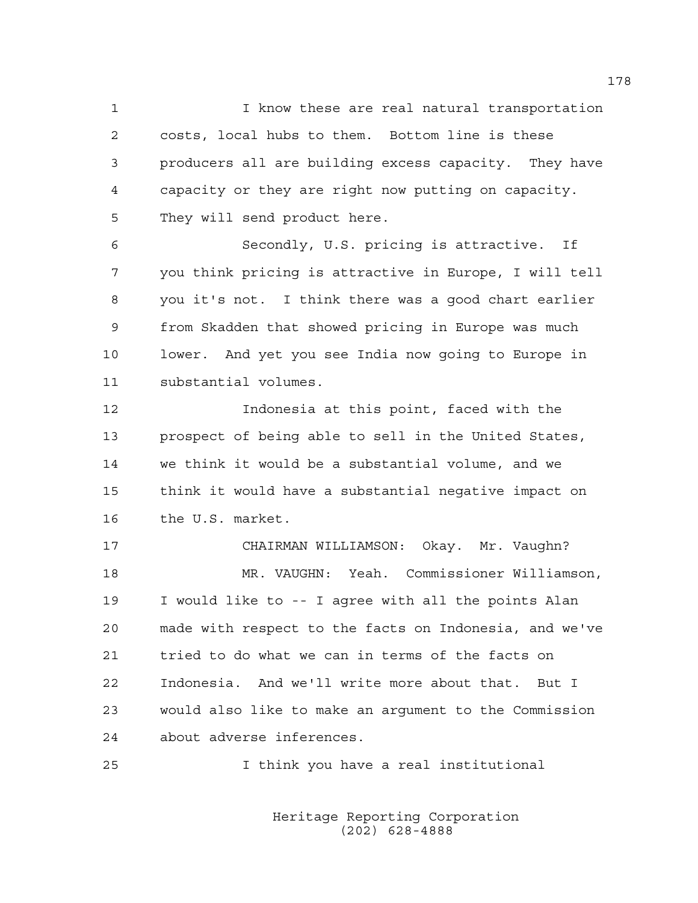I know these are real natural transportation costs, local hubs to them. Bottom line is these producers all are building excess capacity. They have capacity or they are right now putting on capacity. They will send product here.

Secondly, U.S. pricing is attractive. If you think pricing is attractive in Europe, I will tell you it's not. I think there was a good chart earlier from Skadden that showed pricing in Europe was much lower. And yet you see India now going to Europe in substantial volumes.

Indonesia at this point, faced with the prospect of being able to sell in the United States, we think it would be a substantial volume, and we think it would have a substantial negative impact on the U.S. market.

CHAIRMAN WILLIAMSON: Okay. Mr. Vaughn?

MR. VAUGHN: Yeah. Commissioner Williamson, I would like to -- I agree with all the points Alan made with respect to the facts on Indonesia, and we've tried to do what we can in terms of the facts on Indonesia. And we'll write more about that. But I would also like to make an argument to the Commission about adverse inferences.

I think you have a real institutional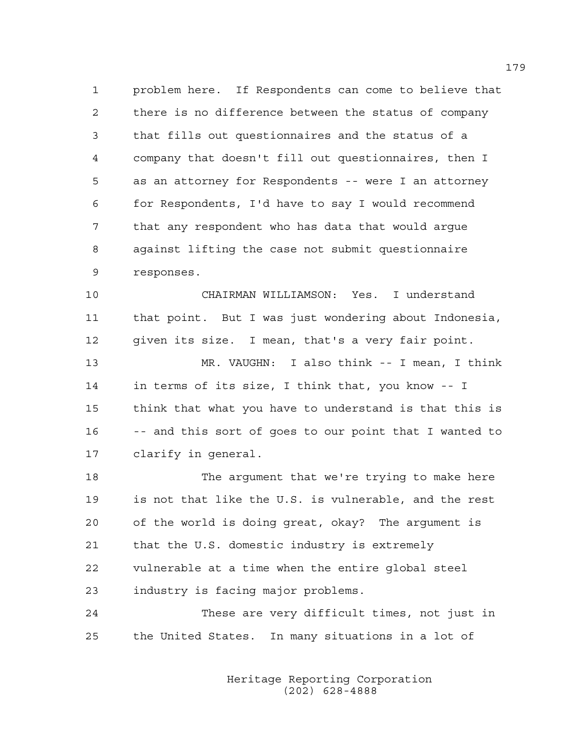problem here. If Respondents can come to believe that there is no difference between the status of company that fills out questionnaires and the status of a company that doesn't fill out questionnaires, then I as an attorney for Respondents -- were I an attorney for Respondents, I'd have to say I would recommend that any respondent who has data that would argue against lifting the case not submit questionnaire responses.

CHAIRMAN WILLIAMSON: Yes. I understand that point. But I was just wondering about Indonesia, given its size. I mean, that's a very fair point.

MR. VAUGHN: I also think -- I mean, I think in terms of its size, I think that, you know -- I think that what you have to understand is that this is -- and this sort of goes to our point that I wanted to clarify in general.

The argument that we're trying to make here is not that like the U.S. is vulnerable, and the rest of the world is doing great, okay? The argument is that the U.S. domestic industry is extremely vulnerable at a time when the entire global steel industry is facing major problems.

These are very difficult times, not just in the United States. In many situations in a lot of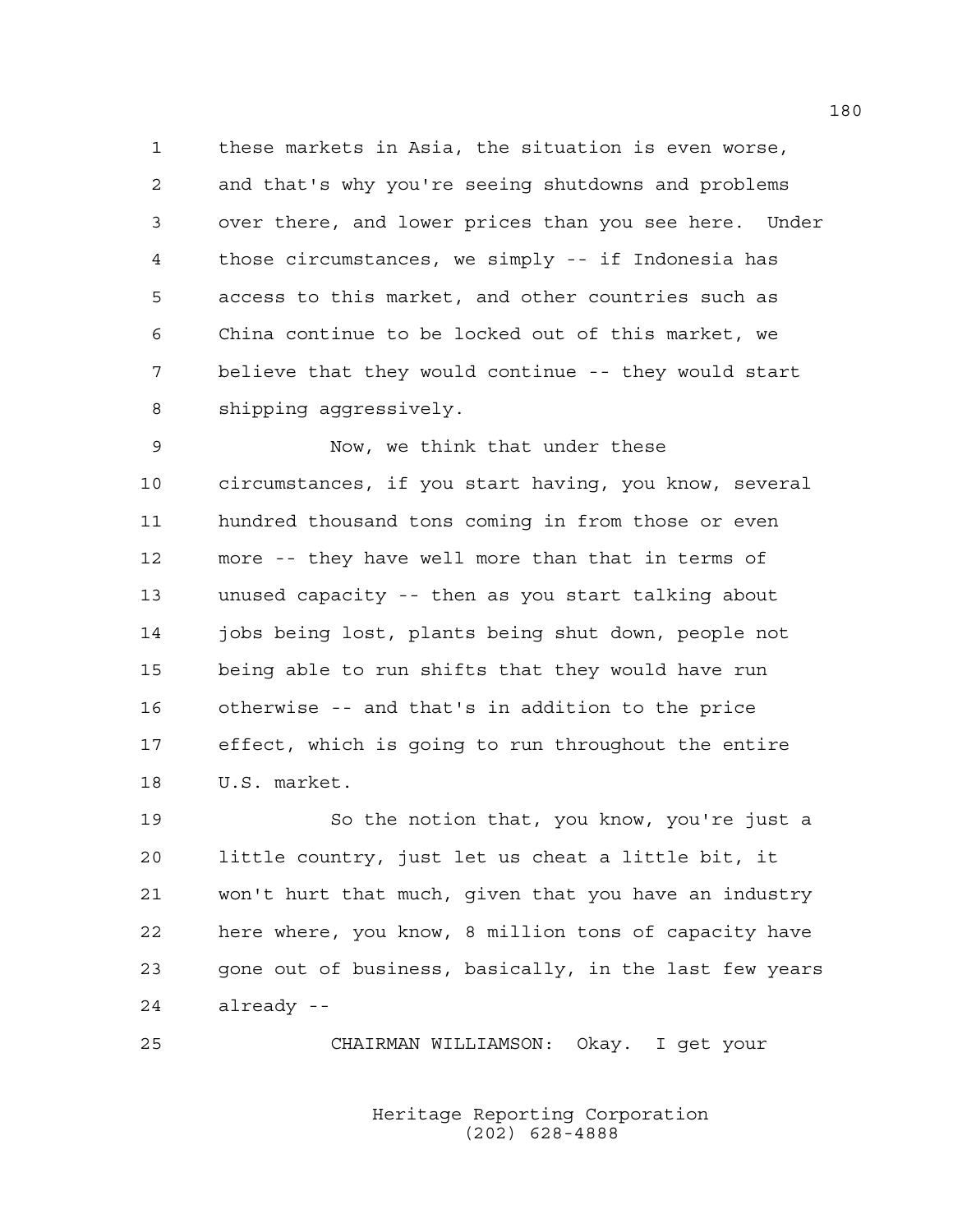these markets in Asia, the situation is even worse, and that's why you're seeing shutdowns and problems over there, and lower prices than you see here. Under those circumstances, we simply -- if Indonesia has access to this market, and other countries such as China continue to be locked out of this market, we believe that they would continue -- they would start shipping aggressively.

Now, we think that under these circumstances, if you start having, you know, several hundred thousand tons coming in from those or even more -- they have well more than that in terms of unused capacity -- then as you start talking about jobs being lost, plants being shut down, people not being able to run shifts that they would have run otherwise -- and that's in addition to the price effect, which is going to run throughout the entire U.S. market.

So the notion that, you know, you're just a little country, just let us cheat a little bit, it won't hurt that much, given that you have an industry here where, you know, 8 million tons of capacity have gone out of business, basically, in the last few years already --

CHAIRMAN WILLIAMSON: Okay. I get your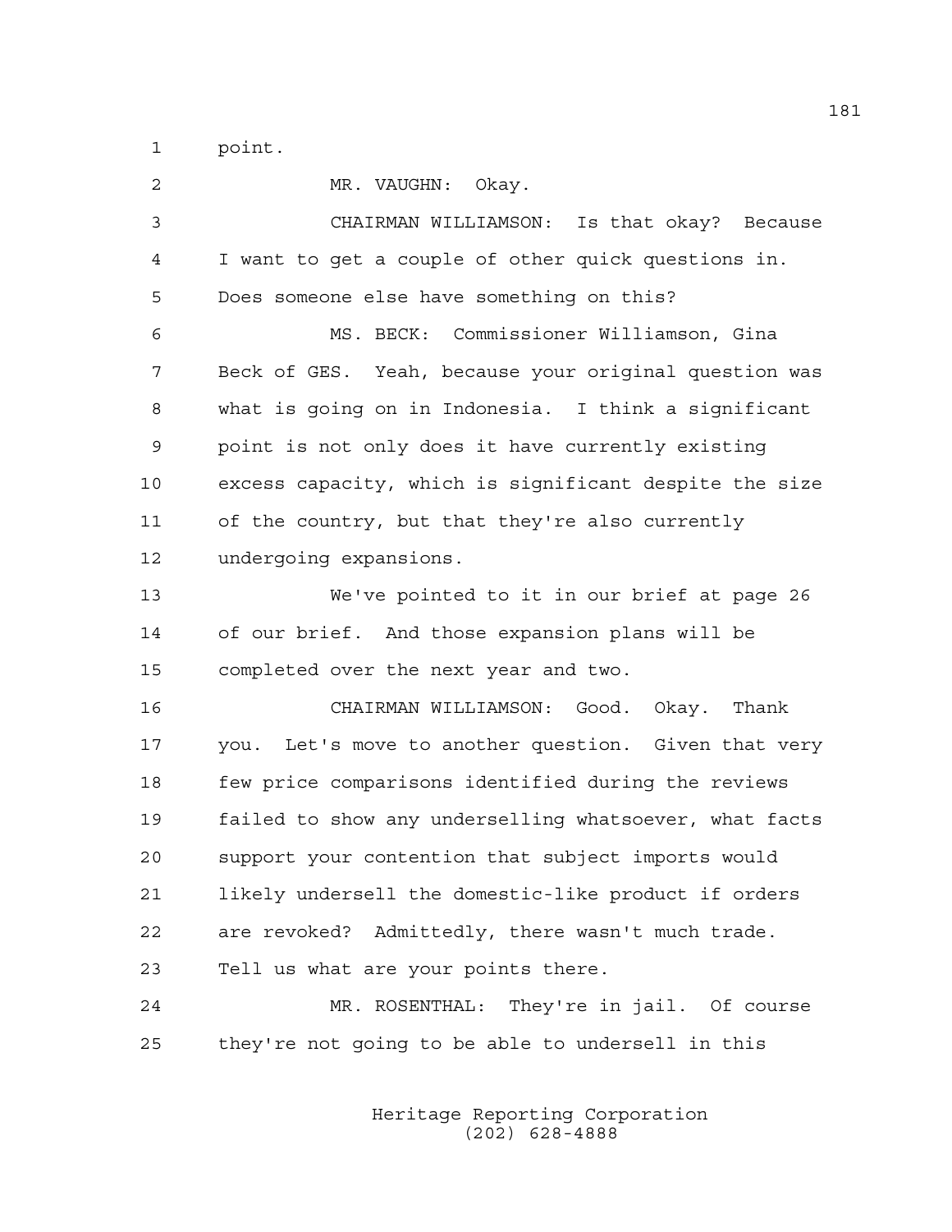point.

MR. VAUGHN: Okay.

CHAIRMAN WILLIAMSON: Is that okay? Because I want to get a couple of other quick questions in. Does someone else have something on this?

MS. BECK: Commissioner Williamson, Gina Beck of GES. Yeah, because your original question was what is going on in Indonesia. I think a significant point is not only does it have currently existing excess capacity, which is significant despite the size of the country, but that they're also currently undergoing expansions.

We've pointed to it in our brief at page 26 of our brief. And those expansion plans will be completed over the next year and two.

CHAIRMAN WILLIAMSON: Good. Okay. Thank you. Let's move to another question. Given that very few price comparisons identified during the reviews failed to show any underselling whatsoever, what facts support your contention that subject imports would likely undersell the domestic-like product if orders are revoked? Admittedly, there wasn't much trade. Tell us what are your points there.

MR. ROSENTHAL: They're in jail. Of course they're not going to be able to undersell in this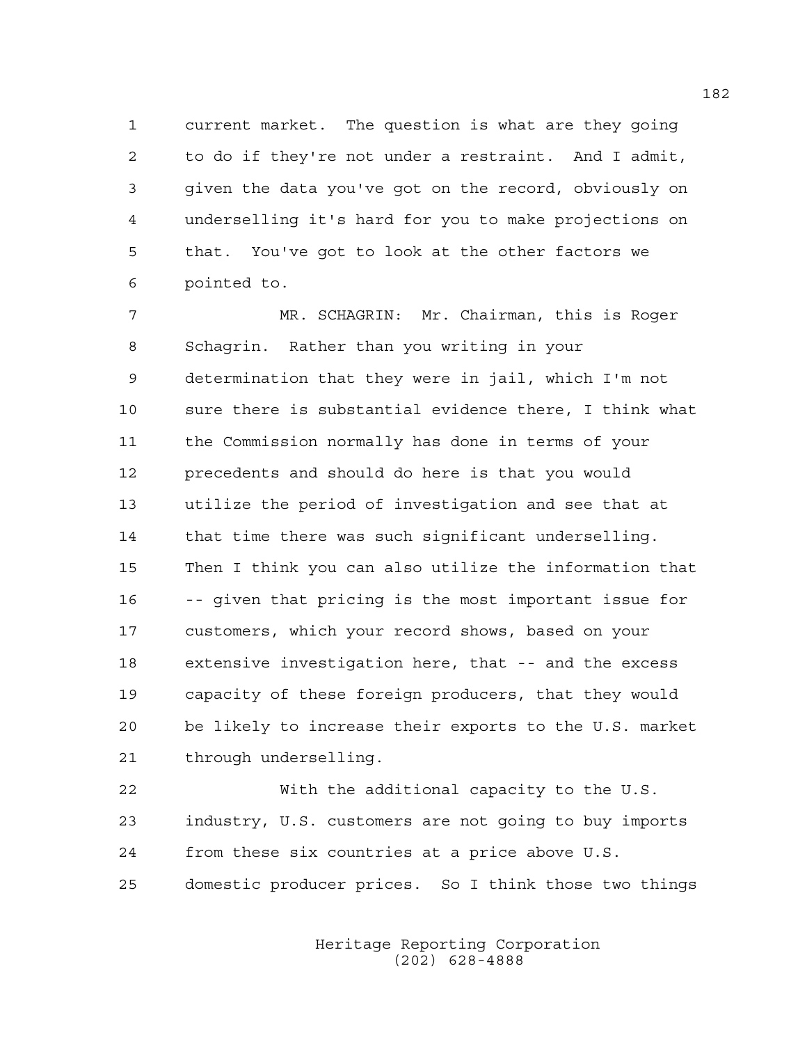current market. The question is what are they going to do if they're not under a restraint. And I admit, given the data you've got on the record, obviously on underselling it's hard for you to make projections on that. You've got to look at the other factors we pointed to.

MR. SCHAGRIN: Mr. Chairman, this is Roger Schagrin. Rather than you writing in your determination that they were in jail, which I'm not sure there is substantial evidence there, I think what the Commission normally has done in terms of your precedents and should do here is that you would utilize the period of investigation and see that at that time there was such significant underselling. Then I think you can also utilize the information that -- given that pricing is the most important issue for customers, which your record shows, based on your extensive investigation here, that -- and the excess capacity of these foreign producers, that they would be likely to increase their exports to the U.S. market through underselling.

With the additional capacity to the U.S. industry, U.S. customers are not going to buy imports from these six countries at a price above U.S. domestic producer prices. So I think those two things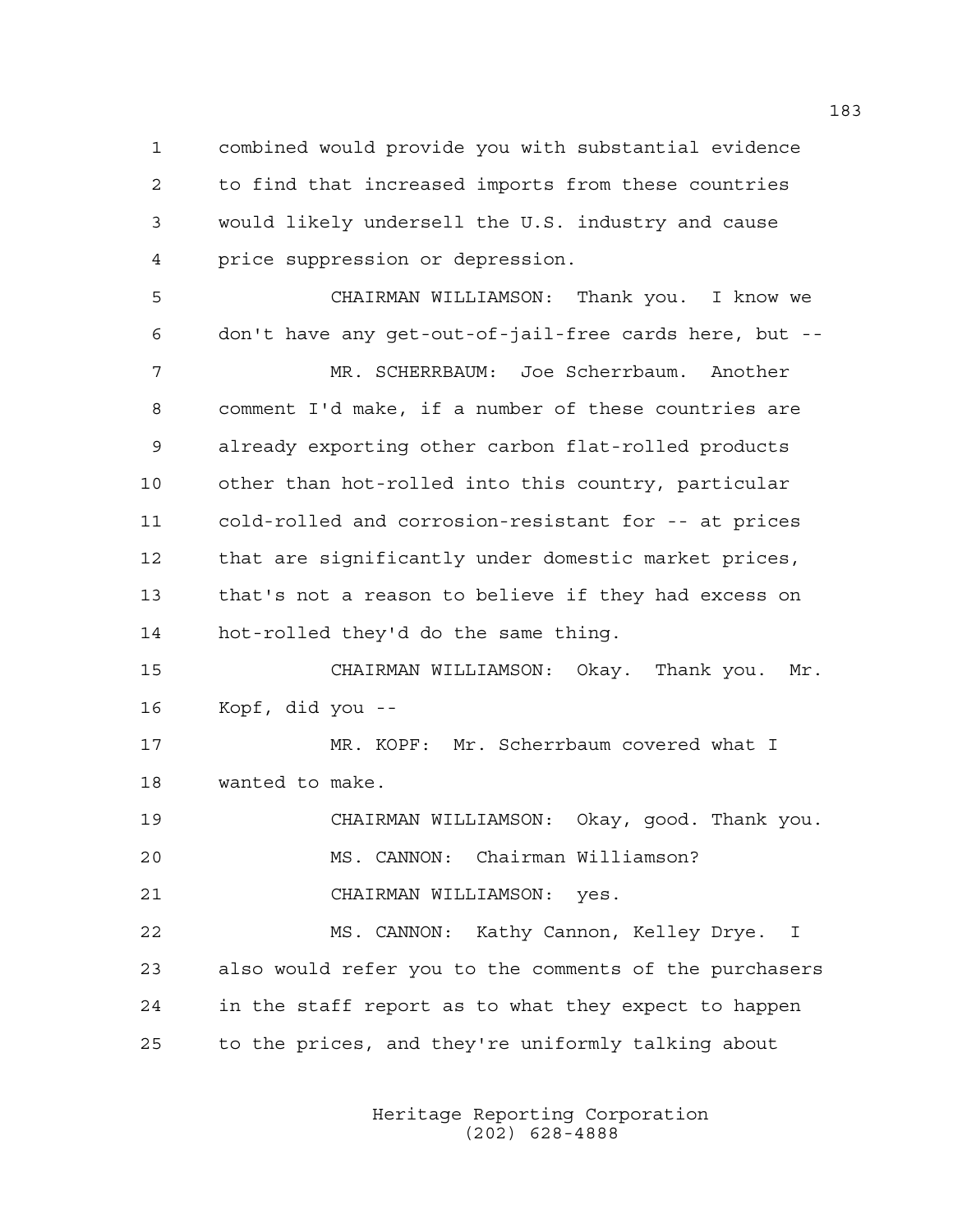1 combined would provide you with substantial evidence
2 to find that increased imports from these countries
3 would likely undersell the U.S. industry and cause
4 price suppression or depression.

5 CHAIRMAN WILLIAMSON: Thank you. I know we
6 don't have any get-out-of-jail-free cards here, but --

7 MR. SCHERRBAUM: Joe Scherrbaum. Another
8 comment I'd make, if a number of these countries are
9 already exporting other carbon flat-rolled products
10 other than hot-rolled into this country, particular
11 cold-rolled and corrosion-resistant for -- at prices
12 that are significantly under domestic market prices,
13 that's not a reason to believe if they had excess on
14 hot-rolled they'd do the same thing.

15 CHAIRMAN WILLIAMSON: Okay. Thank you. Mr.
16 Kopf, did you --

17 MR. KOPF: Mr. Scherrbaum covered what I
18 wanted to make.

19 CHAIRMAN WILLIAMSON: Okay, good. Thank you.

20 MS. CANNON: Chairman Williamson?

21 CHAIRMAN WILLIAMSON: yes.

22 MS. CANNON: Kathy Cannon, Kelley Drye. I
23 also would refer you to the comments of the purchasers
24 in the staff report as to what they expect to happen
25 to the prices, and they're uniformly talking about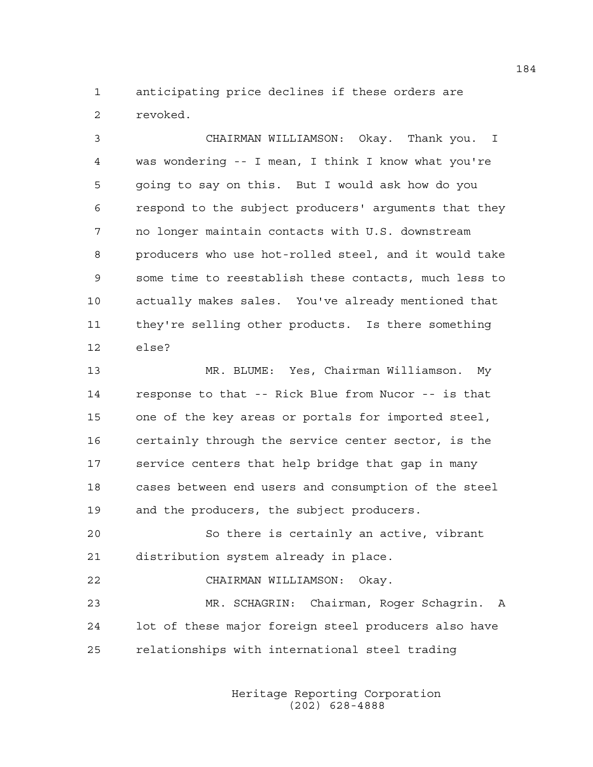anticipating price declines if these orders are revoked.

CHAIRMAN WILLIAMSON: Okay. Thank you. I was wondering -- I mean, I think I know what you're going to say on this. But I would ask how do you respond to the subject producers' arguments that they no longer maintain contacts with U.S. downstream producers who use hot-rolled steel, and it would take some time to reestablish these contacts, much less to actually makes sales. You've already mentioned that they're selling other products. Is there something else?

MR. BLUME: Yes, Chairman Williamson. My response to that -- Rick Blue from Nucor -- is that one of the key areas or portals for imported steel, certainly through the service center sector, is the service centers that help bridge that gap in many cases between end users and consumption of the steel and the producers, the subject producers.

So there is certainly an active, vibrant distribution system already in place.

CHAIRMAN WILLIAMSON: Okay.

MR. SCHAGRIN: Chairman, Roger Schagrin. A lot of these major foreign steel producers also have relationships with international steel trading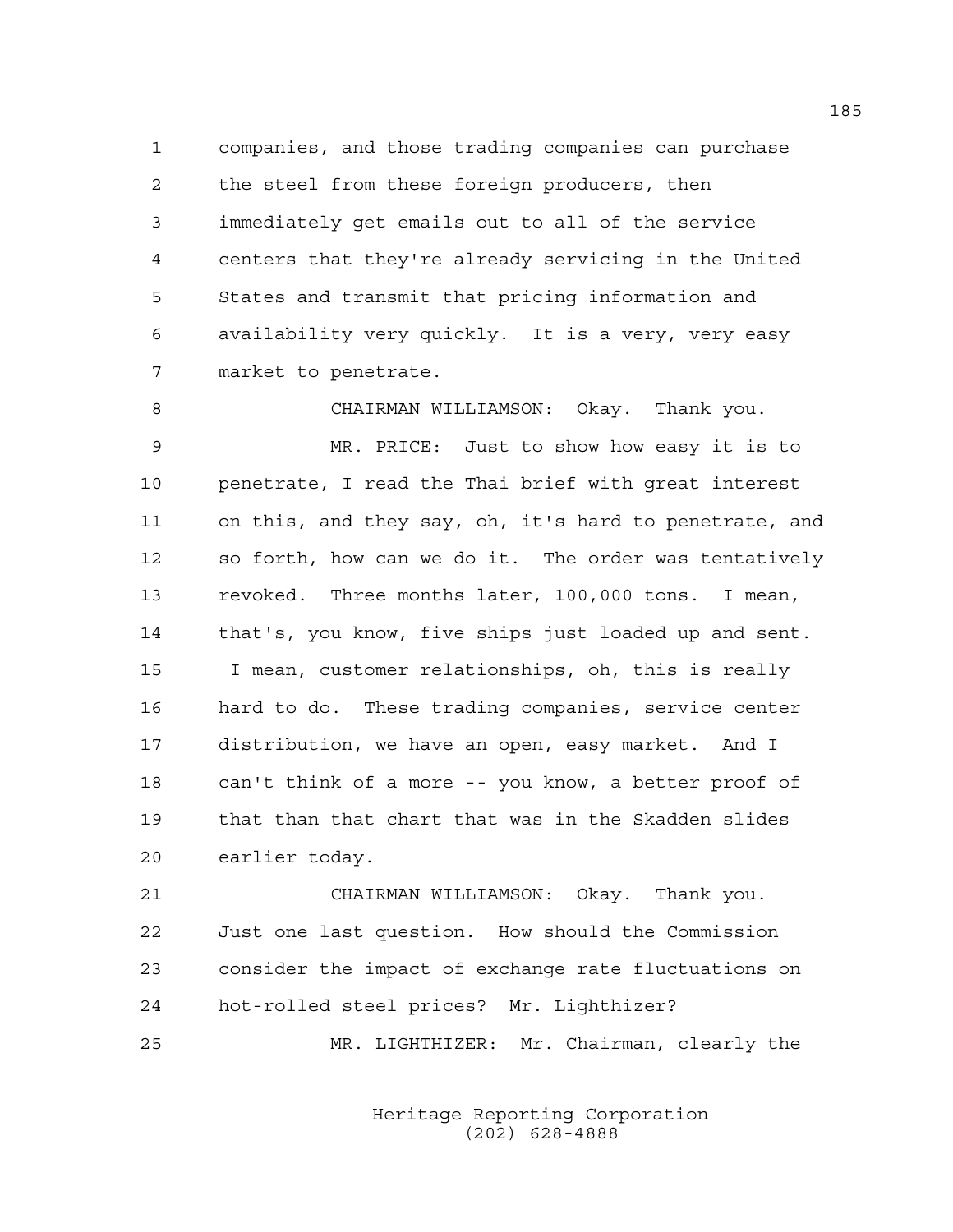companies, and those trading companies can purchase the steel from these foreign producers, then immediately get emails out to all of the service centers that they're already servicing in the United States and transmit that pricing information and availability very quickly. It is a very, very easy market to penetrate.

CHAIRMAN WILLIAMSON: Okay. Thank you.

MR. PRICE: Just to show how easy it is to penetrate, I read the Thai brief with great interest on this, and they say, oh, it's hard to penetrate, and so forth, how can we do it. The order was tentatively revoked. Three months later, 100,000 tons. I mean, that's, you know, five ships just loaded up and sent. I mean, customer relationships, oh, this is really hard to do. These trading companies, service center distribution, we have an open, easy market. And I can't think of a more -- you know, a better proof of that than that chart that was in the Skadden slides earlier today.

CHAIRMAN WILLIAMSON: Okay. Thank you. Just one last question. How should the Commission consider the impact of exchange rate fluctuations on hot-rolled steel prices? Mr. Lighthizer?

MR. LIGHTHIZER: Mr. Chairman, clearly the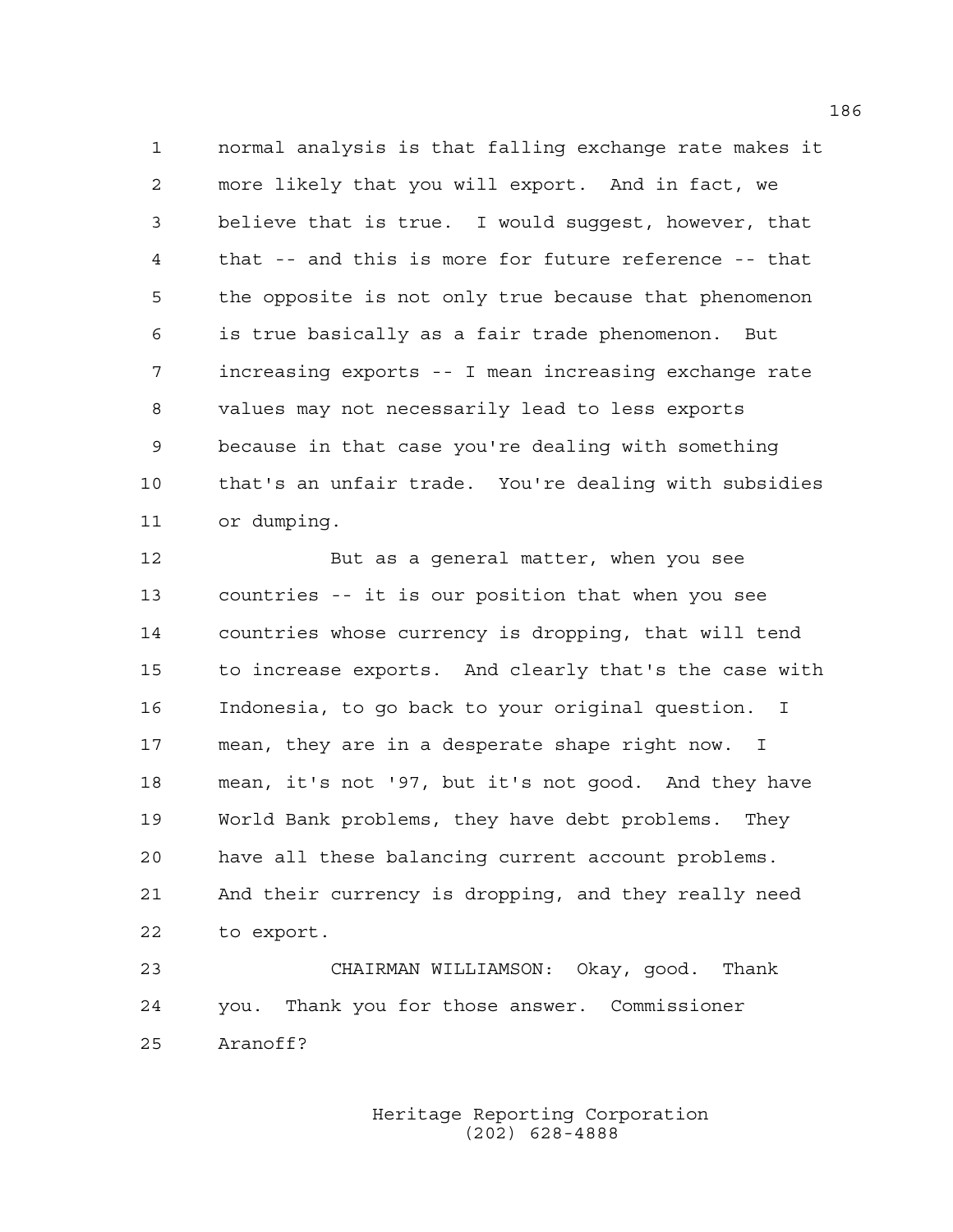normal analysis is that falling exchange rate makes it more likely that you will export. And in fact, we believe that is true. I would suggest, however, that that -- and this is more for future reference -- that the opposite is not only true because that phenomenon is true basically as a fair trade phenomenon. But increasing exports -- I mean increasing exchange rate values may not necessarily lead to less exports because in that case you're dealing with something that's an unfair trade. You're dealing with subsidies or dumping.

But as a general matter, when you see countries -- it is our position that when you see countries whose currency is dropping, that will tend to increase exports. And clearly that's the case with Indonesia, to go back to your original question. I mean, they are in a desperate shape right now. I mean, it's not '97, but it's not good. And they have World Bank problems, they have debt problems. They have all these balancing current account problems. And their currency is dropping, and they really need to export.

CHAIRMAN WILLIAMSON: Okay, good. Thank you. Thank you for those answer. Commissioner Aranoff?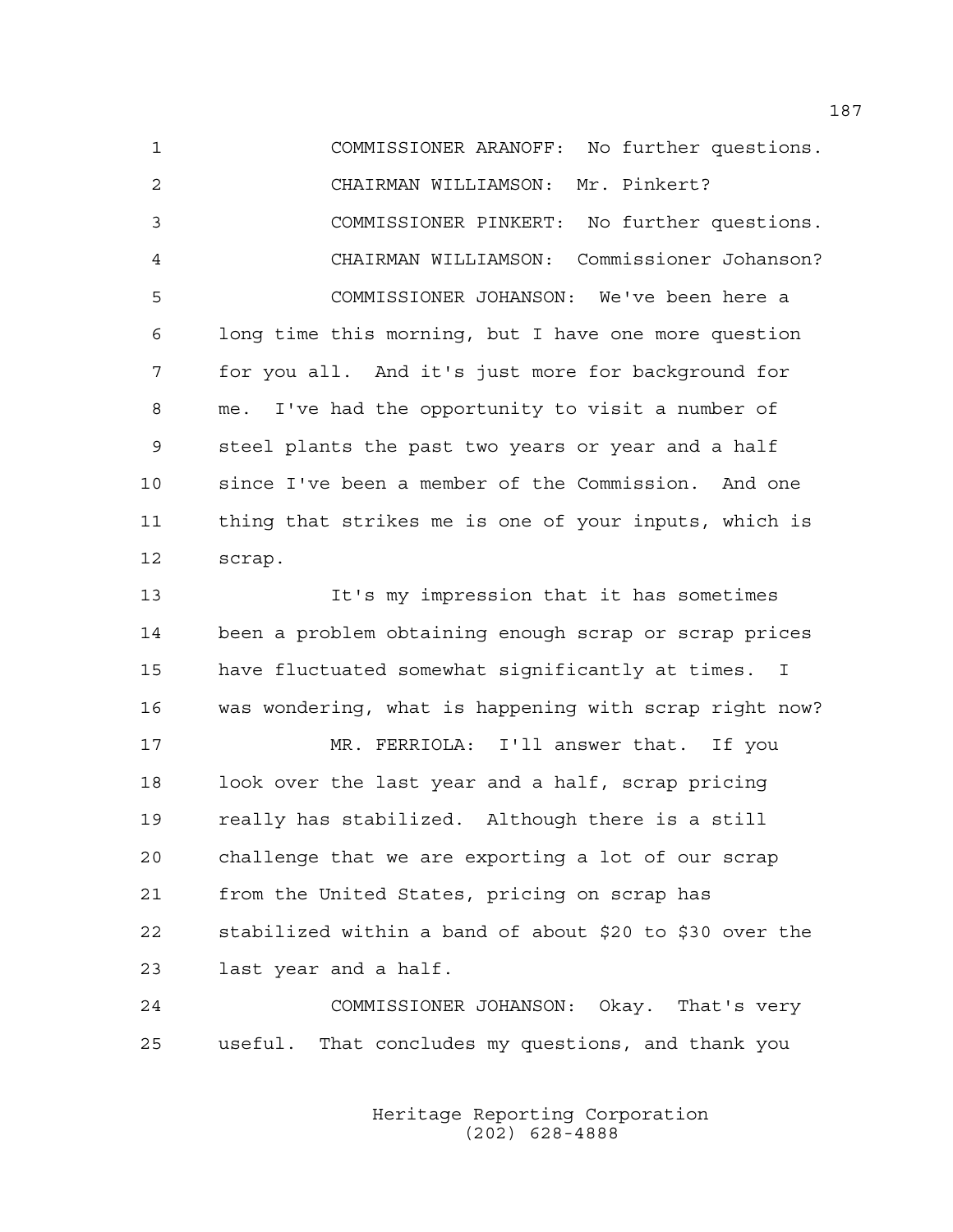COMMISSIONER ARANOFF: No further questions.

CHAIRMAN WILLIAMSON: Mr. Pinkert?

COMMISSIONER PINKERT: No further questions.

CHAIRMAN WILLIAMSON: Commissioner Johanson?

COMMISSIONER JOHANSON: We've been here a long time this morning, but I have one more question for you all. And it's just more for background for me. I've had the opportunity to visit a number of steel plants the past two years or year and a half since I've been a member of the Commission. And one thing that strikes me is one of your inputs, which is scrap.

It's my impression that it has sometimes been a problem obtaining enough scrap or scrap prices have fluctuated somewhat significantly at times. I was wondering, what is happening with scrap right now?

MR. FERRIOLA: I'll answer that. If you look over the last year and a half, scrap pricing really has stabilized. Although there is a still challenge that we are exporting a lot of our scrap from the United States, pricing on scrap has stabilized within a band of about $20 to $30 over the last year and a half.

COMMISSIONER JOHANSON: Okay. That's very useful. That concludes my questions, and thank you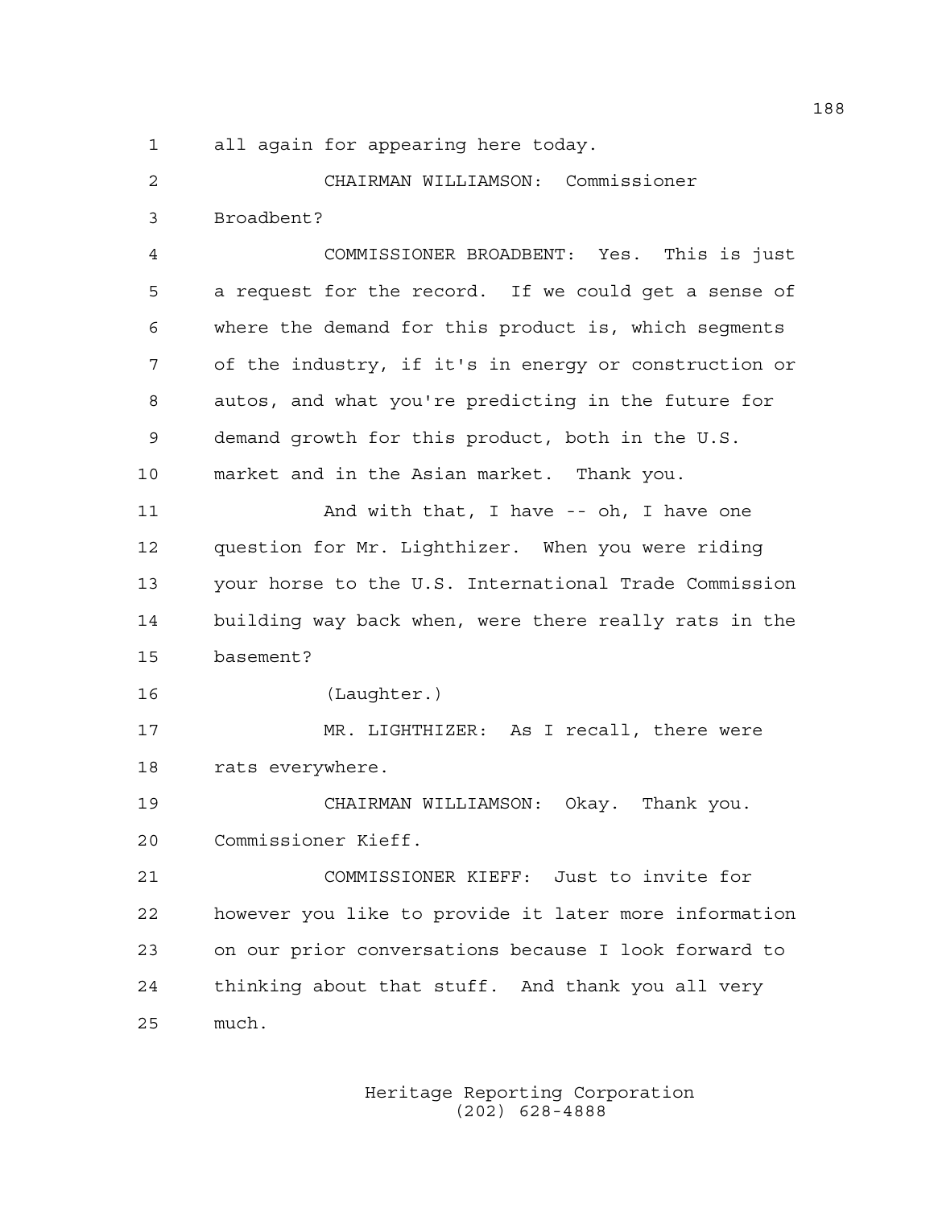1 all again for appearing here today.

2 CHAIRMAN WILLIAMSON: Commissioner

3 Broadbent?

4 COMMISSIONER BROADBENT: Yes. This is just

5 a request for the record. If we could get a sense of

6 where the demand for this product is, which segments

7 of the industry, if it's in energy or construction or

8 autos, and what you're predicting in the future for

9 demand growth for this product, both in the U.S.

10 market and in the Asian market. Thank you.

11 And with that, I have -- oh, I have one

12 question for Mr. Lighthizer. When you were riding

13 your horse to the U.S. International Trade Commission

14 building way back when, were there really rats in the

15 basement?

16 (Laughter.)

17 MR. LIGHTHIZER: As I recall, there were

18 rats everywhere.

19 CHAIRMAN WILLIAMSON: Okay. Thank you.

20 Commissioner Kieff.

21 COMMISSIONER KIEFF: Just to invite for

22 however you like to provide it later more information

23 on our prior conversations because I look forward to

24 thinking about that stuff. And thank you all very

25 much.

Heritage Reporting Corporation
(202) 628-4888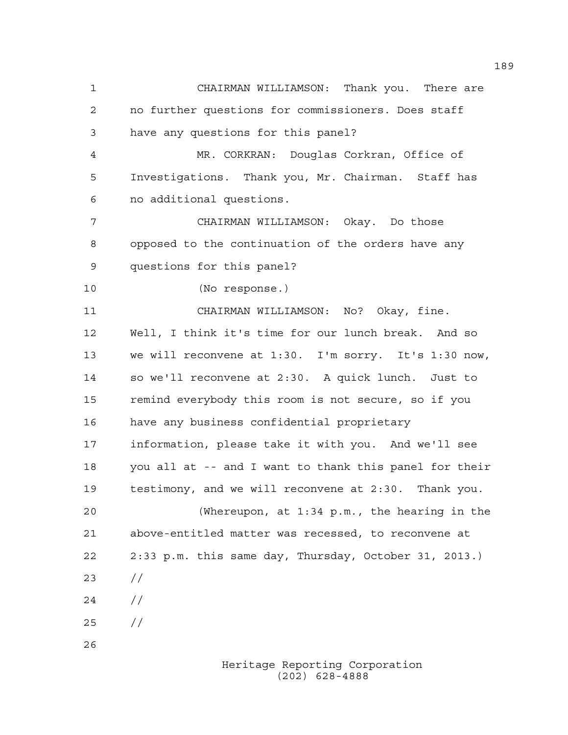CHAIRMAN WILLIAMSON: Thank you. There are no further questions for commissioners. Does staff have any questions for this panel?

MR. CORKRAN: Douglas Corkran, Office of Investigations. Thank you, Mr. Chairman. Staff has no additional questions.

CHAIRMAN WILLIAMSON: Okay. Do those opposed to the continuation of the orders have any questions for this panel?

(No response.)

CHAIRMAN WILLIAMSON: No? Okay, fine. Well, I think it's time for our lunch break. And so we will reconvene at 1:30. I'm sorry. It's 1:30 now, so we'll reconvene at 2:30. A quick lunch. Just to remind everybody this room is not secure, so if you have any business confidential proprietary information, please take it with you. And we'll see you all at -- and I want to thank this panel for their testimony, and we will reconvene at 2:30. Thank you.

(Whereupon, at 1:34 p.m., the hearing in the above-entitled matter was recessed, to reconvene at 2:33 p.m. this same day, Thursday, October 31, 2013.)

//

//

//

Heritage Reporting Corporation
(202) 628-4888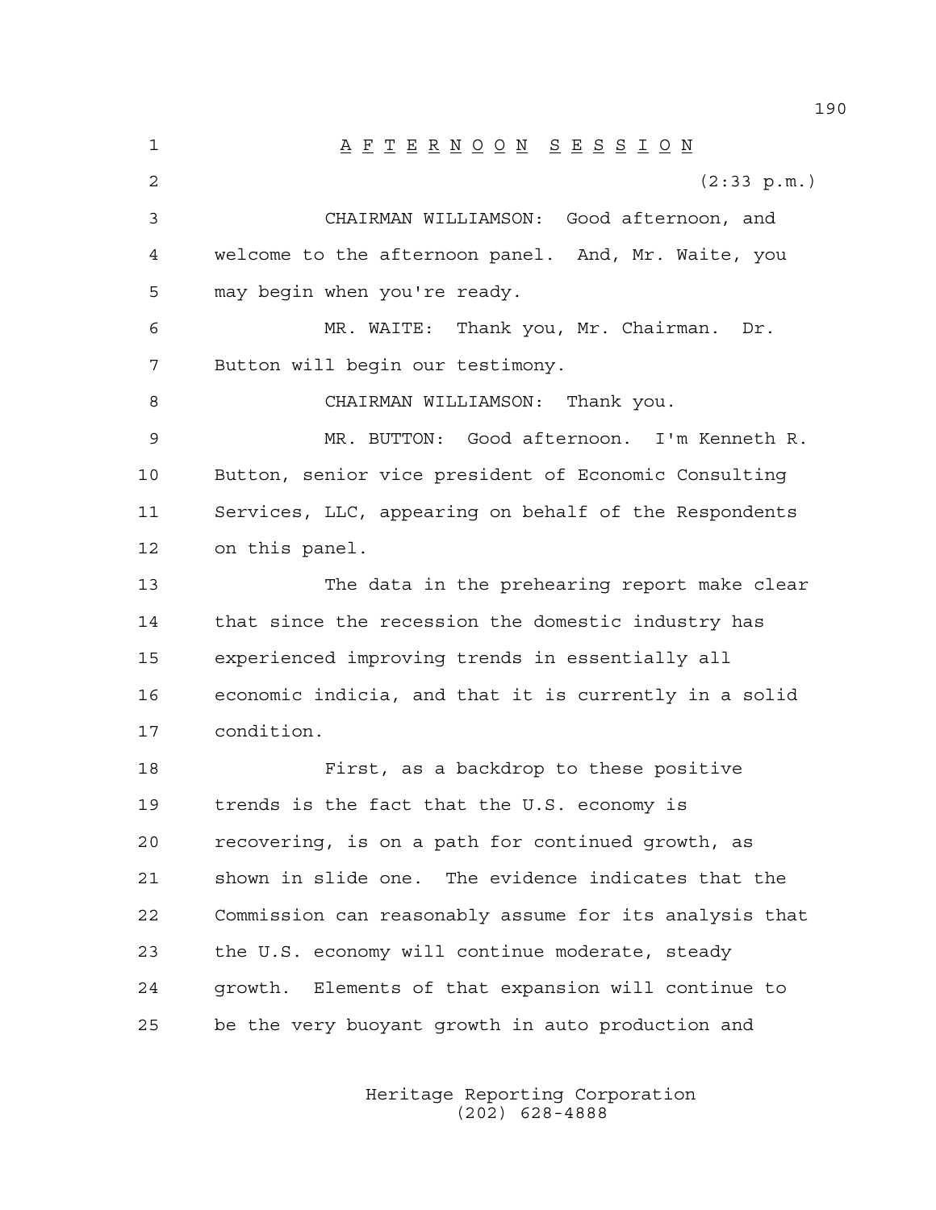A F T E R N O O N   S E S S I O N

(2:33 p.m.)

CHAIRMAN WILLIAMSON: Good afternoon, and welcome to the afternoon panel. And, Mr. Waite, you may begin when you're ready.

MR. WAITE: Thank you, Mr. Chairman. Dr. Button will begin our testimony.

CHAIRMAN WILLIAMSON: Thank you.

MR. BUTTON: Good afternoon. I'm Kenneth R. Button, senior vice president of Economic Consulting Services, LLC, appearing on behalf of the Respondents on this panel.

The data in the prehearing report make clear that since the recession the domestic industry has experienced improving trends in essentially all economic indicia, and that it is currently in a solid condition.

First, as a backdrop to these positive trends is the fact that the U.S. economy is recovering, is on a path for continued growth, as shown in slide one. The evidence indicates that the Commission can reasonably assume for its analysis that the U.S. economy will continue moderate, steady growth. Elements of that expansion will continue to be the very buoyant growth in auto production and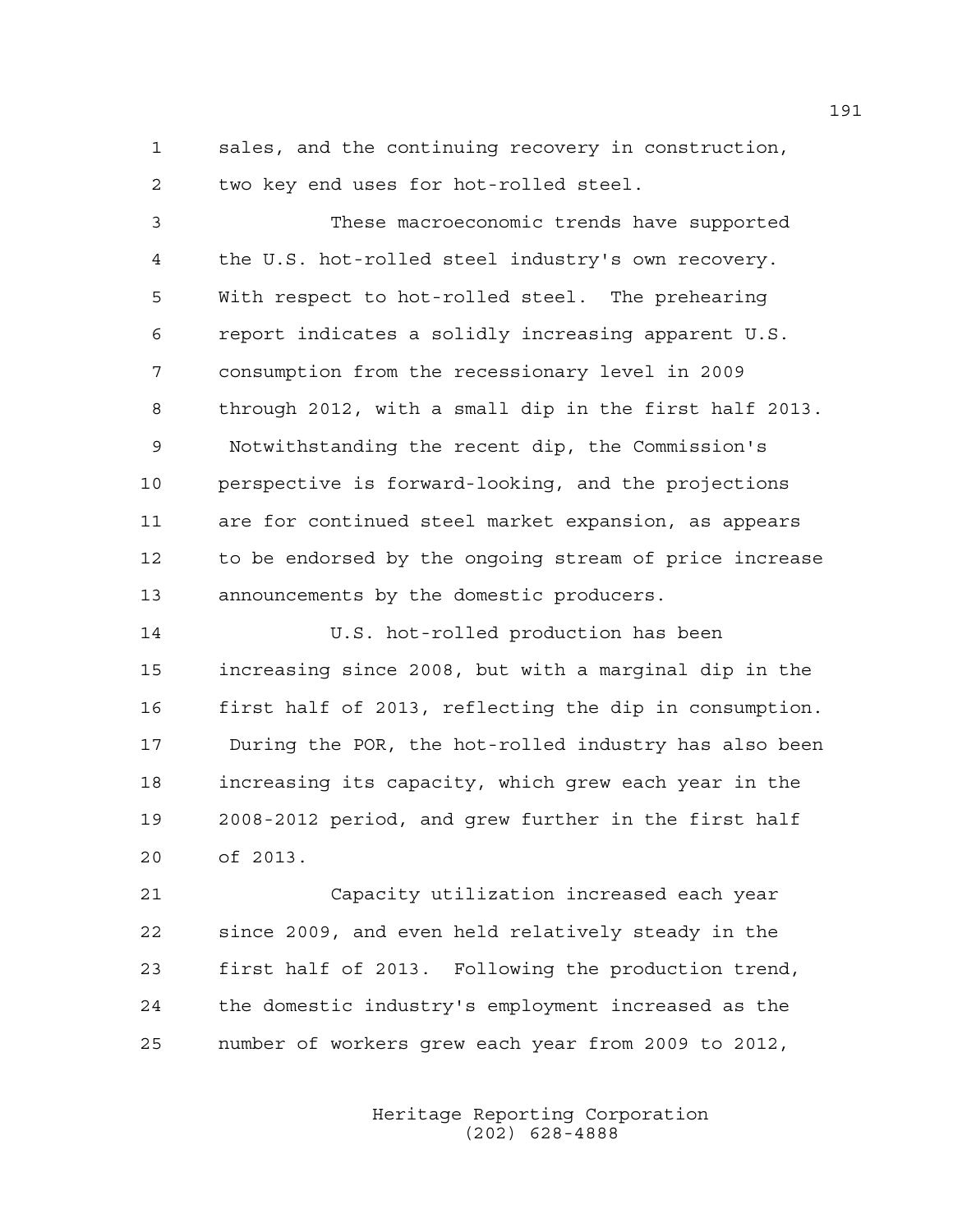sales, and the continuing recovery in construction, two key end uses for hot-rolled steel.

These macroeconomic trends have supported the U.S. hot-rolled steel industry's own recovery. With respect to hot-rolled steel. The prehearing report indicates a solidly increasing apparent U.S. consumption from the recessionary level in 2009 through 2012, with a small dip in the first half 2013. Notwithstanding the recent dip, the Commission's perspective is forward-looking, and the projections are for continued steel market expansion, as appears to be endorsed by the ongoing stream of price increase announcements by the domestic producers.

U.S. hot-rolled production has been increasing since 2008, but with a marginal dip in the first half of 2013, reflecting the dip in consumption. During the POR, the hot-rolled industry has also been increasing its capacity, which grew each year in the 2008-2012 period, and grew further in the first half of 2013.

Capacity utilization increased each year since 2009, and even held relatively steady in the first half of 2013. Following the production trend, the domestic industry's employment increased as the number of workers grew each year from 2009 to 2012,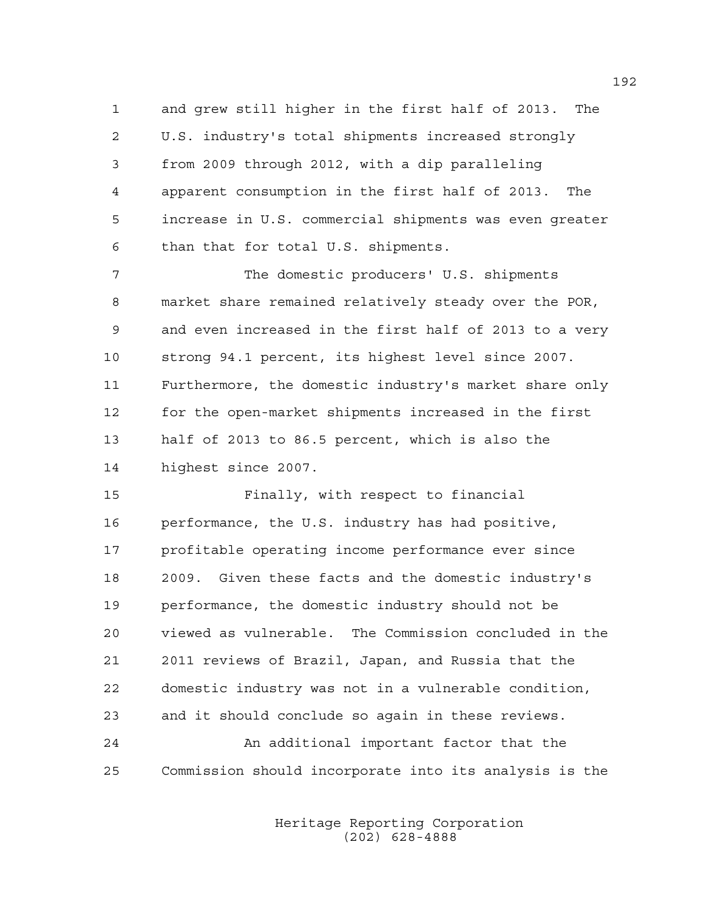and grew still higher in the first half of 2013. The U.S. industry's total shipments increased strongly from 2009 through 2012, with a dip paralleling apparent consumption in the first half of 2013. The increase in U.S. commercial shipments was even greater than that for total U.S. shipments.

The domestic producers' U.S. shipments market share remained relatively steady over the POR, and even increased in the first half of 2013 to a very strong 94.1 percent, its highest level since 2007. Furthermore, the domestic industry's market share only for the open-market shipments increased in the first half of 2013 to 86.5 percent, which is also the highest since 2007.

Finally, with respect to financial performance, the U.S. industry has had positive, profitable operating income performance ever since 2009. Given these facts and the domestic industry's performance, the domestic industry should not be viewed as vulnerable. The Commission concluded in the 2011 reviews of Brazil, Japan, and Russia that the domestic industry was not in a vulnerable condition, and it should conclude so again in these reviews.

An additional important factor that the Commission should incorporate into its analysis is the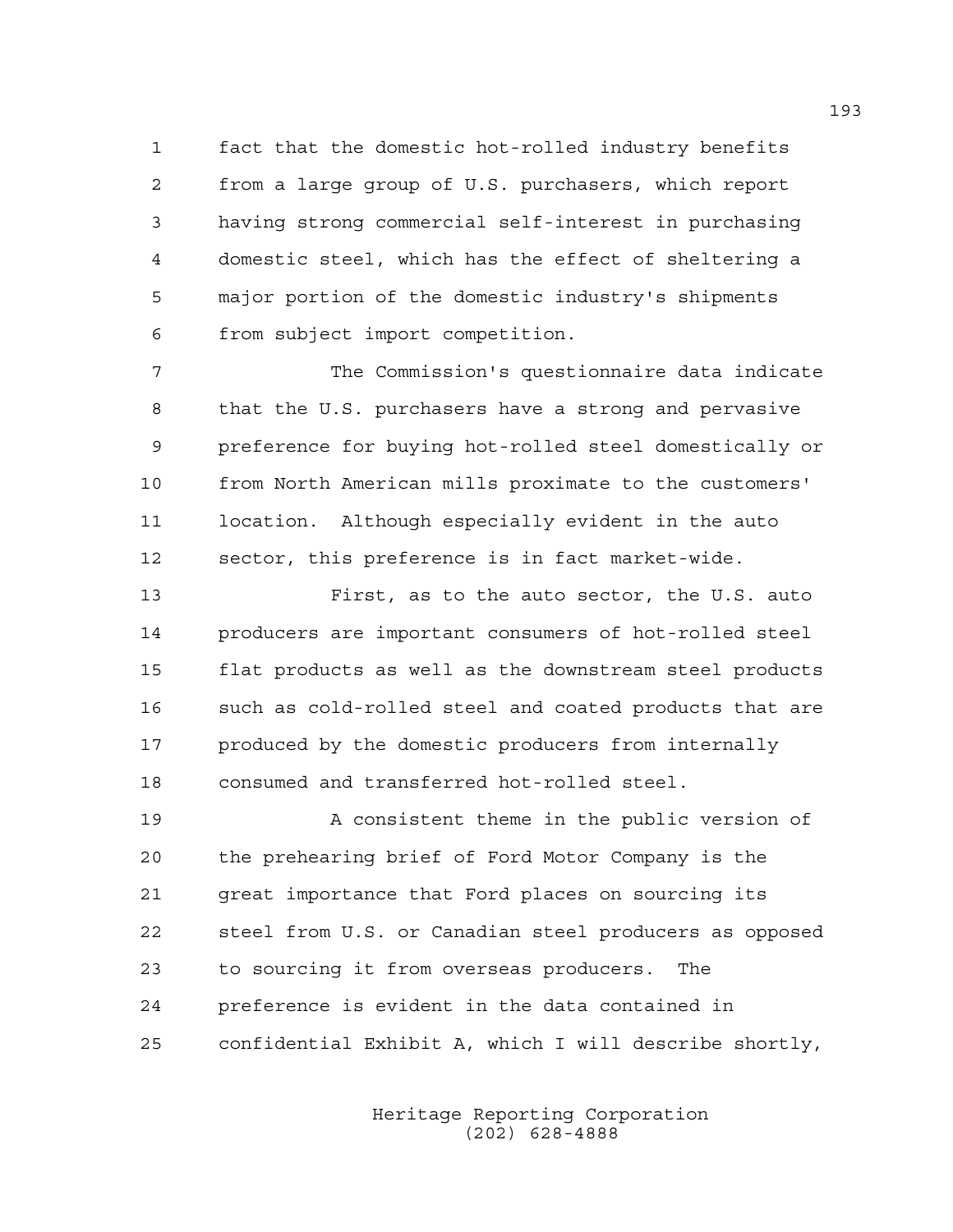fact that the domestic hot-rolled industry benefits from a large group of U.S. purchasers, which report having strong commercial self-interest in purchasing domestic steel, which has the effect of sheltering a major portion of the domestic industry's shipments from subject import competition.

The Commission's questionnaire data indicate that the U.S. purchasers have a strong and pervasive preference for buying hot-rolled steel domestically or from North American mills proximate to the customers' location. Although especially evident in the auto sector, this preference is in fact market-wide.

First, as to the auto sector, the U.S. auto producers are important consumers of hot-rolled steel flat products as well as the downstream steel products such as cold-rolled steel and coated products that are produced by the domestic producers from internally consumed and transferred hot-rolled steel.

A consistent theme in the public version of the prehearing brief of Ford Motor Company is the great importance that Ford places on sourcing its steel from U.S. or Canadian steel producers as opposed to sourcing it from overseas producers. The preference is evident in the data contained in confidential Exhibit A, which I will describe shortly,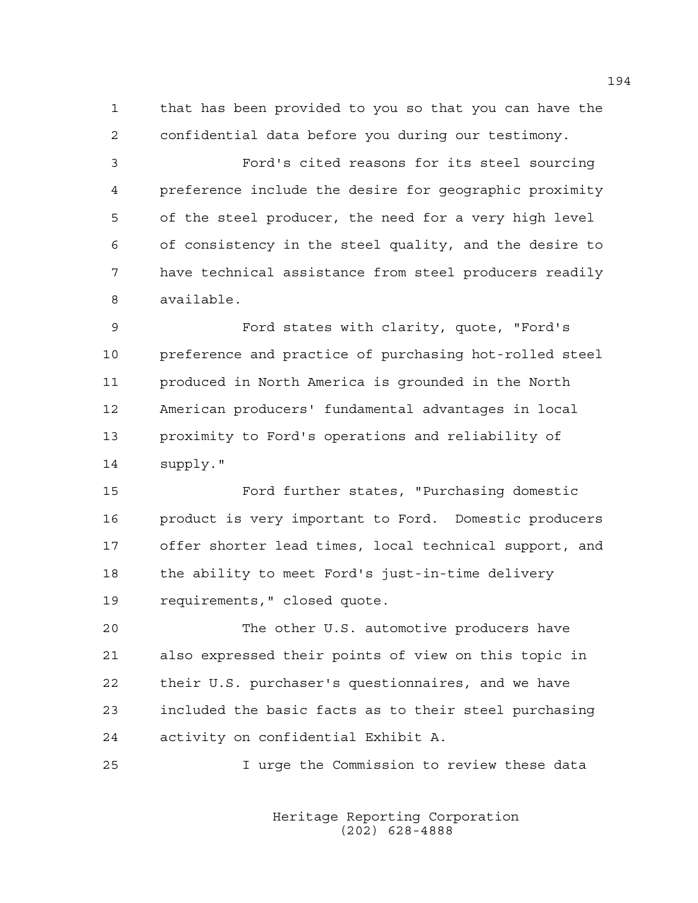that has been provided to you so that you can have the confidential data before you during our testimony.

Ford's cited reasons for its steel sourcing preference include the desire for geographic proximity of the steel producer, the need for a very high level of consistency in the steel quality, and the desire to have technical assistance from steel producers readily available.

Ford states with clarity, quote, "Ford's preference and practice of purchasing hot-rolled steel produced in North America is grounded in the North American producers' fundamental advantages in local proximity to Ford's operations and reliability of supply."

Ford further states, "Purchasing domestic product is very important to Ford. Domestic producers offer shorter lead times, local technical support, and the ability to meet Ford's just-in-time delivery requirements," closed quote.

The other U.S. automotive producers have also expressed their points of view on this topic in their U.S. purchaser's questionnaires, and we have included the basic facts as to their steel purchasing activity on confidential Exhibit A.

I urge the Commission to review these data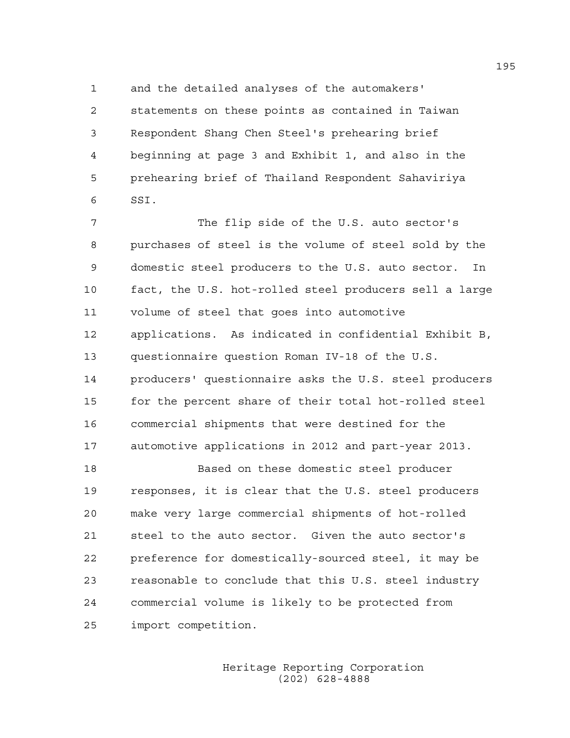and the detailed analyses of the automakers' statements on these points as contained in Taiwan Respondent Shang Chen Steel's prehearing brief beginning at page 3 and Exhibit 1, and also in the prehearing brief of Thailand Respondent Sahaviriya SSI.

The flip side of the U.S. auto sector's purchases of steel is the volume of steel sold by the domestic steel producers to the U.S. auto sector. In fact, the U.S. hot-rolled steel producers sell a large volume of steel that goes into automotive applications. As indicated in confidential Exhibit B, questionnaire question Roman IV-18 of the U.S. producers' questionnaire asks the U.S. steel producers for the percent share of their total hot-rolled steel commercial shipments that were destined for the automotive applications in 2012 and part-year 2013.

Based on these domestic steel producer responses, it is clear that the U.S. steel producers make very large commercial shipments of hot-rolled steel to the auto sector. Given the auto sector's preference for domestically-sourced steel, it may be reasonable to conclude that this U.S. steel industry commercial volume is likely to be protected from import competition.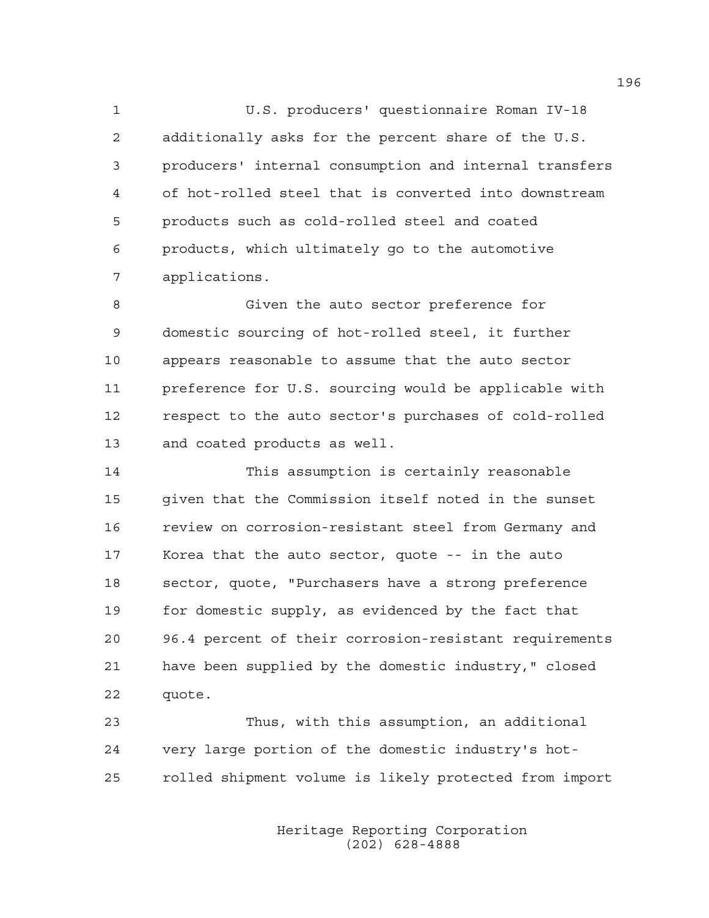U.S. producers' questionnaire Roman IV-18 additionally asks for the percent share of the U.S. producers' internal consumption and internal transfers of hot-rolled steel that is converted into downstream products such as cold-rolled steel and coated products, which ultimately go to the automotive applications.

Given the auto sector preference for domestic sourcing of hot-rolled steel, it further appears reasonable to assume that the auto sector preference for U.S. sourcing would be applicable with respect to the auto sector's purchases of cold-rolled and coated products as well.

This assumption is certainly reasonable given that the Commission itself noted in the sunset review on corrosion-resistant steel from Germany and Korea that the auto sector, quote -- in the auto sector, quote, "Purchasers have a strong preference for domestic supply, as evidenced by the fact that 96.4 percent of their corrosion-resistant requirements have been supplied by the domestic industry," closed quote.

Thus, with this assumption, an additional very large portion of the domestic industry's hot-rolled shipment volume is likely protected from import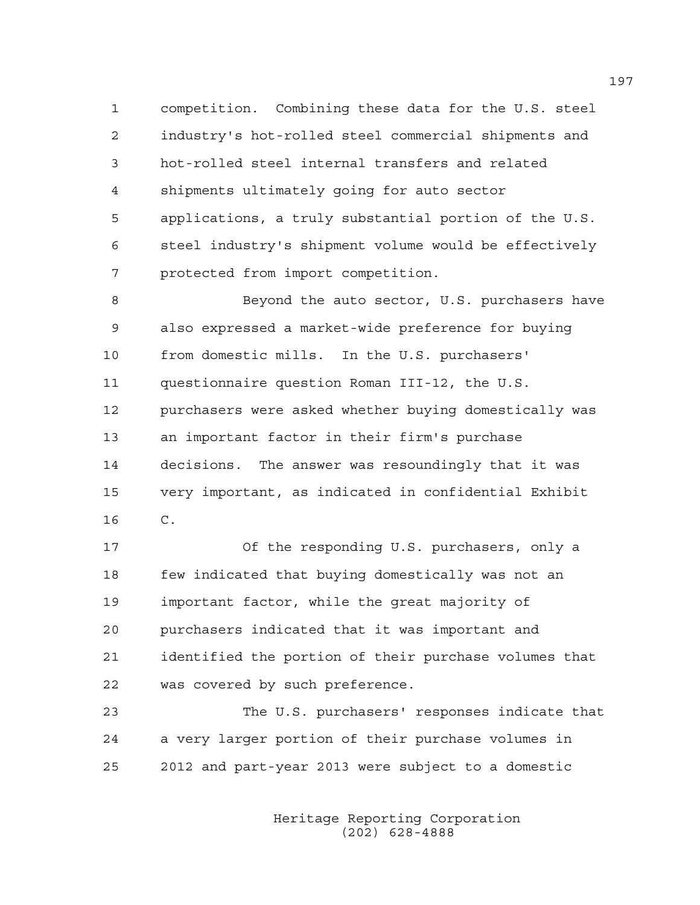competition. Combining these data for the U.S. steel industry's hot-rolled steel commercial shipments and hot-rolled steel internal transfers and related shipments ultimately going for auto sector applications, a truly substantial portion of the U.S. steel industry's shipment volume would be effectively protected from import competition.

Beyond the auto sector, U.S. purchasers have also expressed a market-wide preference for buying from domestic mills. In the U.S. purchasers' questionnaire question Roman III-12, the U.S. purchasers were asked whether buying domestically was an important factor in their firm's purchase decisions. The answer was resoundingly that it was very important, as indicated in confidential Exhibit C.

Of the responding U.S. purchasers, only a few indicated that buying domestically was not an important factor, while the great majority of purchasers indicated that it was important and identified the portion of their purchase volumes that was covered by such preference.

The U.S. purchasers' responses indicate that a very larger portion of their purchase volumes in 2012 and part-year 2013 were subject to a domestic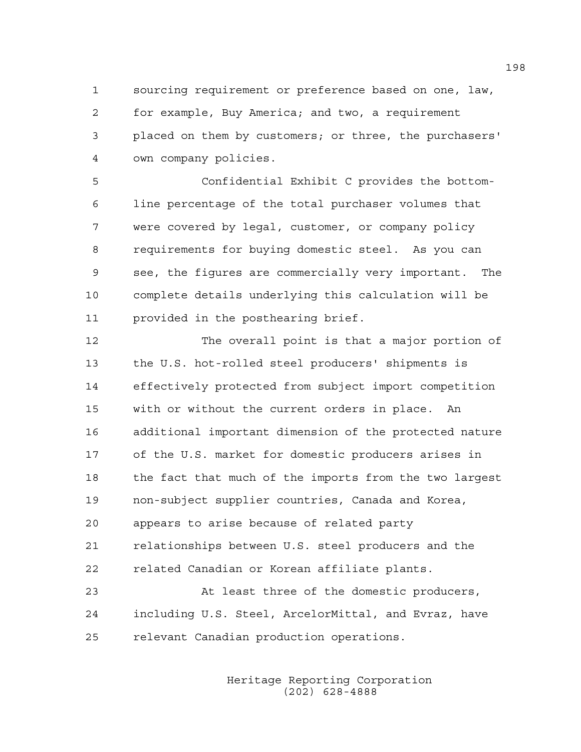sourcing requirement or preference based on one, law, for example, Buy America; and two, a requirement placed on them by customers; or three, the purchasers' own company policies.

Confidential Exhibit C provides the bottom-line percentage of the total purchaser volumes that were covered by legal, customer, or company policy requirements for buying domestic steel. As you can see, the figures are commercially very important. The complete details underlying this calculation will be provided in the posthearing brief.

The overall point is that a major portion of the U.S. hot-rolled steel producers' shipments is effectively protected from subject import competition with or without the current orders in place. An additional important dimension of the protected nature of the U.S. market for domestic producers arises in the fact that much of the imports from the two largest non-subject supplier countries, Canada and Korea, appears to arise because of related party relationships between U.S. steel producers and the related Canadian or Korean affiliate plants.

At least three of the domestic producers, including U.S. Steel, ArcelorMittal, and Evraz, have relevant Canadian production operations.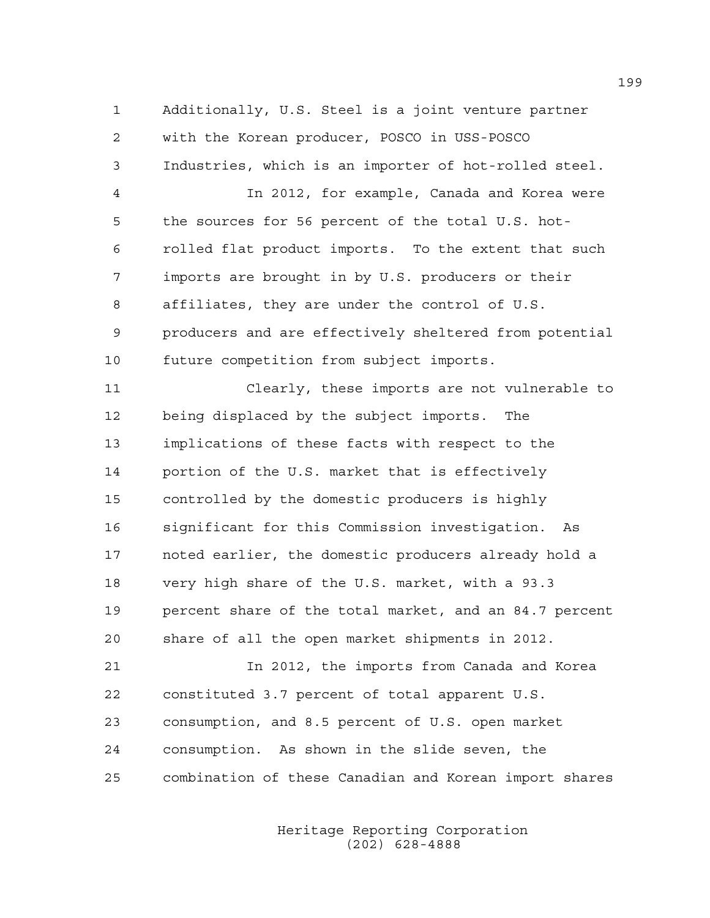Additionally, U.S. Steel is a joint venture partner with the Korean producer, POSCO in USS-POSCO Industries, which is an importer of hot-rolled steel.

In 2012, for example, Canada and Korea were the sources for 56 percent of the total U.S. hot-rolled flat product imports. To the extent that such imports are brought in by U.S. producers or their affiliates, they are under the control of U.S. producers and are effectively sheltered from potential future competition from subject imports.

Clearly, these imports are not vulnerable to being displaced by the subject imports. The implications of these facts with respect to the portion of the U.S. market that is effectively controlled by the domestic producers is highly significant for this Commission investigation. As noted earlier, the domestic producers already hold a very high share of the U.S. market, with a 93.3 percent share of the total market, and an 84.7 percent share of all the open market shipments in 2012.

In 2012, the imports from Canada and Korea constituted 3.7 percent of total apparent U.S. consumption, and 8.5 percent of U.S. open market consumption. As shown in the slide seven, the combination of these Canadian and Korean import shares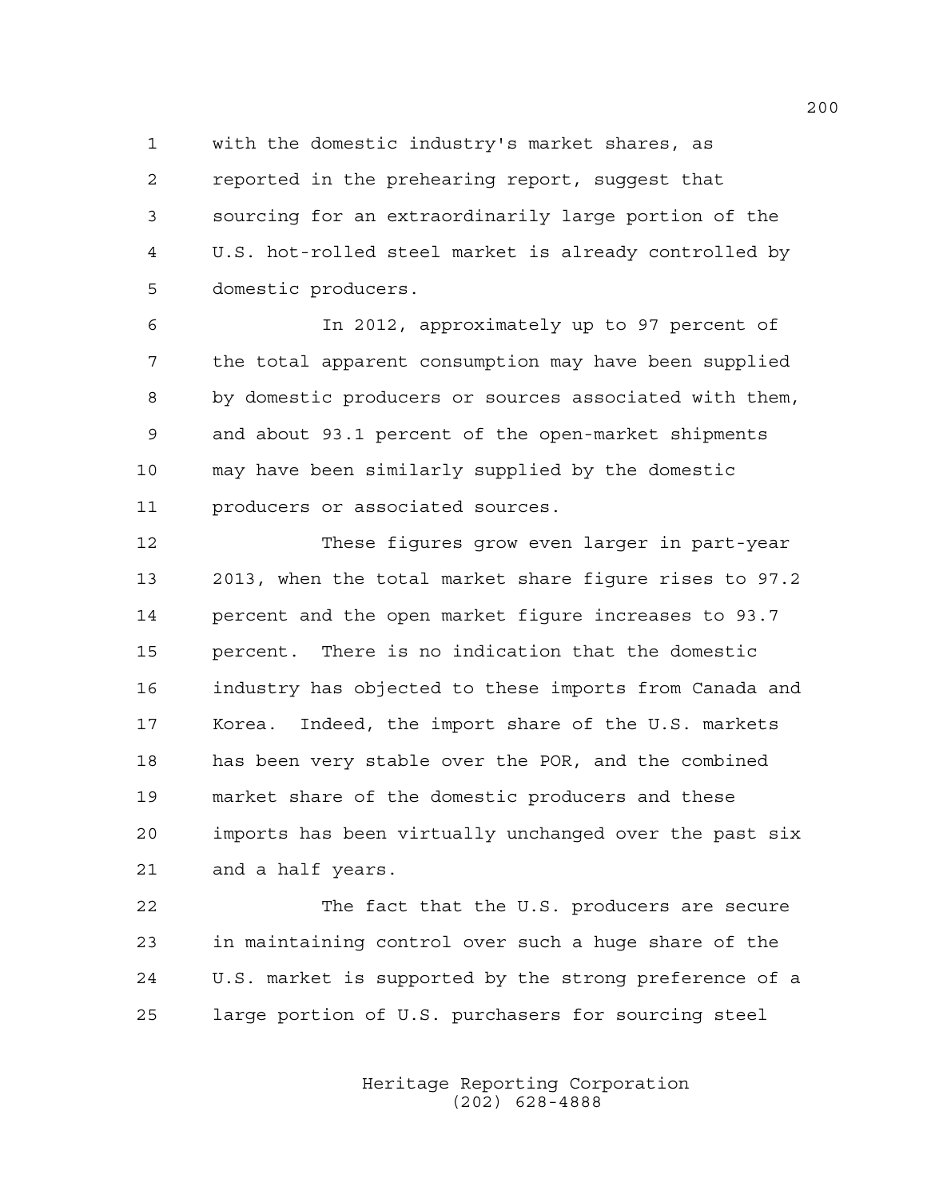with the domestic industry's market shares, as reported in the prehearing report, suggest that sourcing for an extraordinarily large portion of the U.S. hot-rolled steel market is already controlled by domestic producers.

In 2012, approximately up to 97 percent of the total apparent consumption may have been supplied by domestic producers or sources associated with them, and about 93.1 percent of the open-market shipments may have been similarly supplied by the domestic producers or associated sources.

These figures grow even larger in part-year 2013, when the total market share figure rises to 97.2 percent and the open market figure increases to 93.7 percent. There is no indication that the domestic industry has objected to these imports from Canada and Korea. Indeed, the import share of the U.S. markets has been very stable over the POR, and the combined market share of the domestic producers and these imports has been virtually unchanged over the past six and a half years.

The fact that the U.S. producers are secure in maintaining control over such a huge share of the U.S. market is supported by the strong preference of a large portion of U.S. purchasers for sourcing steel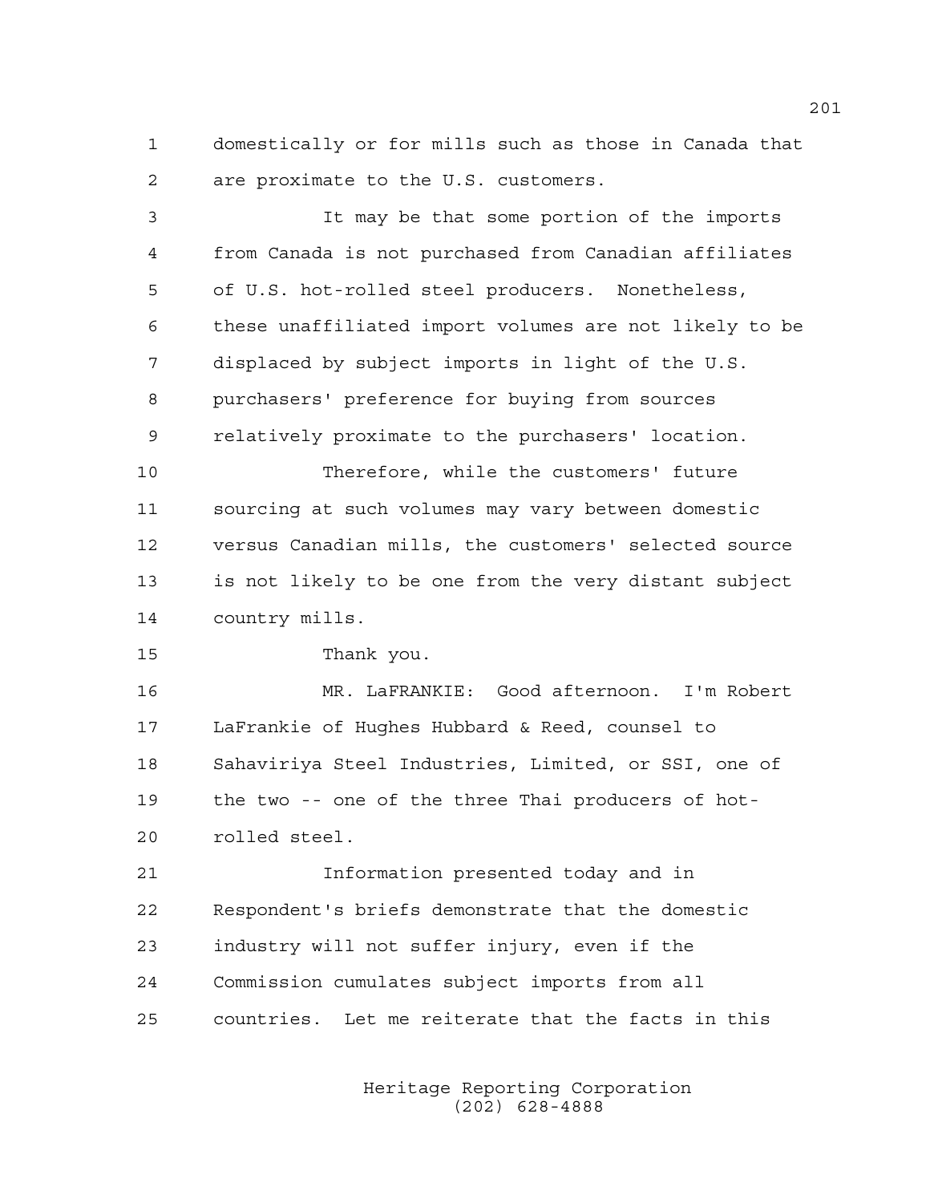domestically or for mills such as those in Canada that are proximate to the U.S. customers.

It may be that some portion of the imports from Canada is not purchased from Canadian affiliates of U.S. hot-rolled steel producers. Nonetheless, these unaffiliated import volumes are not likely to be displaced by subject imports in light of the U.S. purchasers' preference for buying from sources relatively proximate to the purchasers' location.

Therefore, while the customers' future sourcing at such volumes may vary between domestic versus Canadian mills, the customers' selected source is not likely to be one from the very distant subject country mills.

Thank you.

MR. LaFRANKIE: Good afternoon. I'm Robert LaFrankie of Hughes Hubbard & Reed, counsel to Sahaviriya Steel Industries, Limited, or SSI, one of the two -- one of the three Thai producers of hot-rolled steel.

Information presented today and in Respondent's briefs demonstrate that the domestic industry will not suffer injury, even if the Commission cumulates subject imports from all countries. Let me reiterate that the facts in this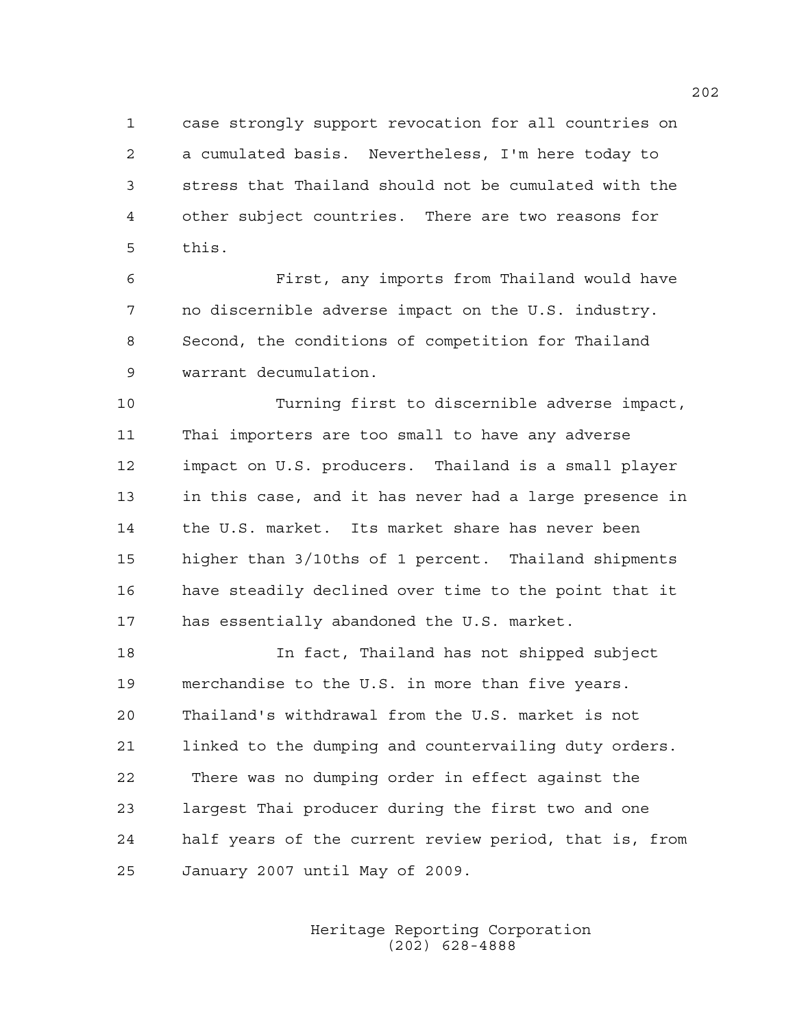case strongly support revocation for all countries on a cumulated basis. Nevertheless, I'm here today to stress that Thailand should not be cumulated with the other subject countries. There are two reasons for this.

First, any imports from Thailand would have no discernible adverse impact on the U.S. industry. Second, the conditions of competition for Thailand warrant decumulation.

Turning first to discernible adverse impact, Thai importers are too small to have any adverse impact on U.S. producers. Thailand is a small player in this case, and it has never had a large presence in the U.S. market. Its market share has never been higher than 3/10ths of 1 percent. Thailand shipments have steadily declined over time to the point that it has essentially abandoned the U.S. market.

In fact, Thailand has not shipped subject merchandise to the U.S. in more than five years. Thailand's withdrawal from the U.S. market is not linked to the dumping and countervailing duty orders. There was no dumping order in effect against the largest Thai producer during the first two and one half years of the current review period, that is, from January 2007 until May of 2009.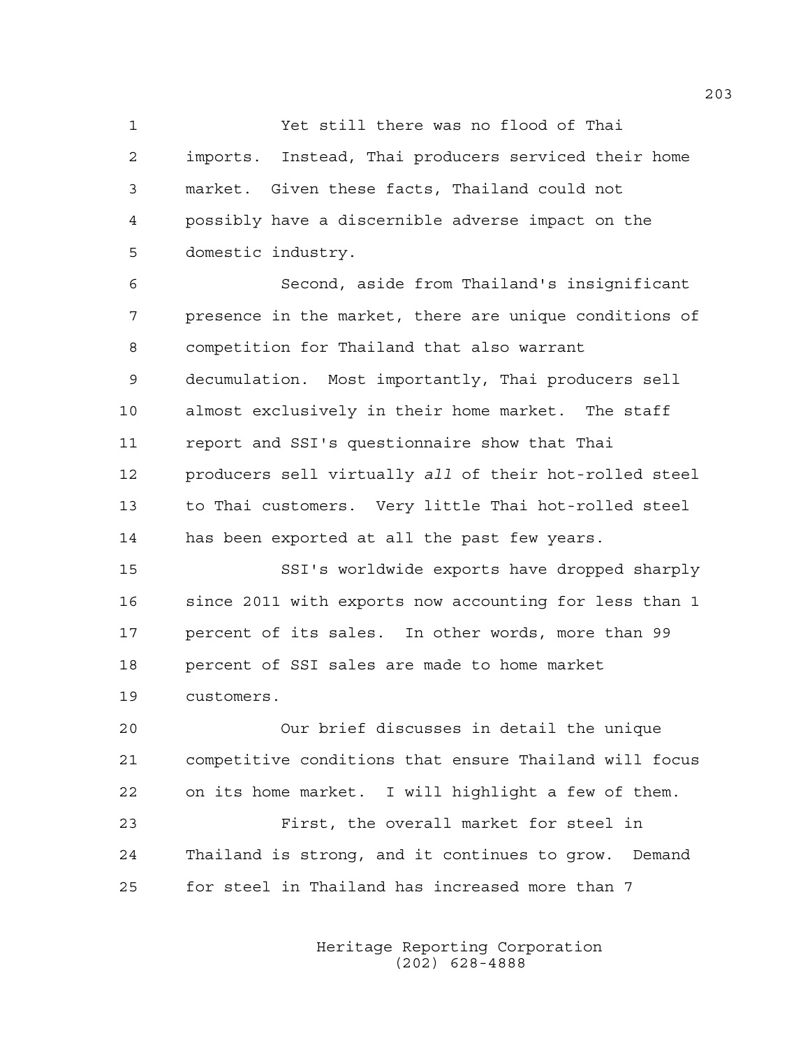Yet still there was no flood of Thai imports. Instead, Thai producers serviced their home market. Given these facts, Thailand could not possibly have a discernible adverse impact on the domestic industry.

Second, aside from Thailand's insignificant presence in the market, there are unique conditions of competition for Thailand that also warrant decumulation. Most importantly, Thai producers sell almost exclusively in their home market. The staff report and SSI's questionnaire show that Thai producers sell virtually *all* of their hot-rolled steel to Thai customers. Very little Thai hot-rolled steel has been exported at all the past few years.

SSI's worldwide exports have dropped sharply since 2011 with exports now accounting for less than 1 percent of its sales. In other words, more than 99 percent of SSI sales are made to home market customers.

Our brief discusses in detail the unique competitive conditions that ensure Thailand will focus on its home market. I will highlight a few of them.

First, the overall market for steel in Thailand is strong, and it continues to grow. Demand for steel in Thailand has increased more than 7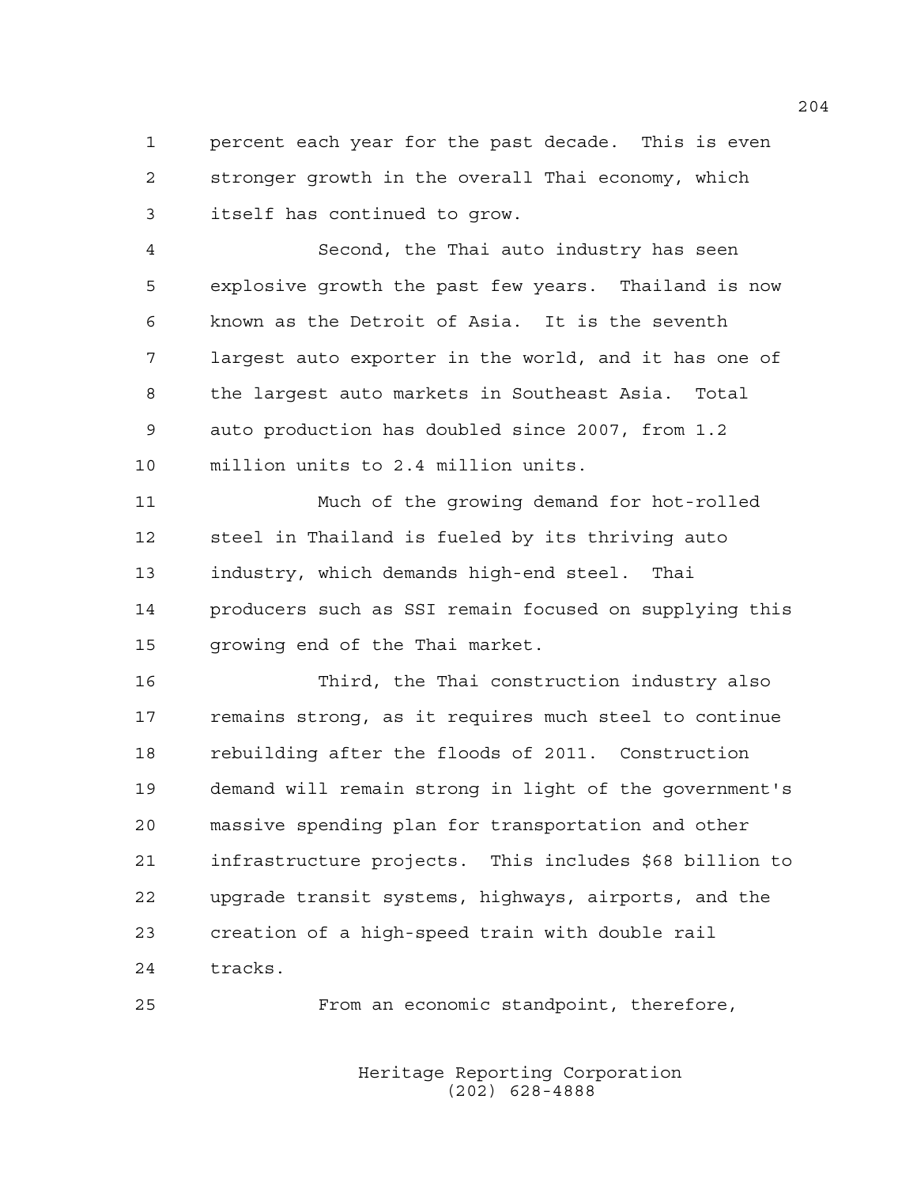percent each year for the past decade. This is even stronger growth in the overall Thai economy, which itself has continued to grow.

Second, the Thai auto industry has seen explosive growth the past few years. Thailand is now known as the Detroit of Asia. It is the seventh largest auto exporter in the world, and it has one of the largest auto markets in Southeast Asia. Total auto production has doubled since 2007, from 1.2 million units to 2.4 million units.

Much of the growing demand for hot-rolled steel in Thailand is fueled by its thriving auto industry, which demands high-end steel. Thai producers such as SSI remain focused on supplying this growing end of the Thai market.

Third, the Thai construction industry also remains strong, as it requires much steel to continue rebuilding after the floods of 2011. Construction demand will remain strong in light of the government's massive spending plan for transportation and other infrastructure projects. This includes $68 billion to upgrade transit systems, highways, airports, and the creation of a high-speed train with double rail tracks.

From an economic standpoint, therefore,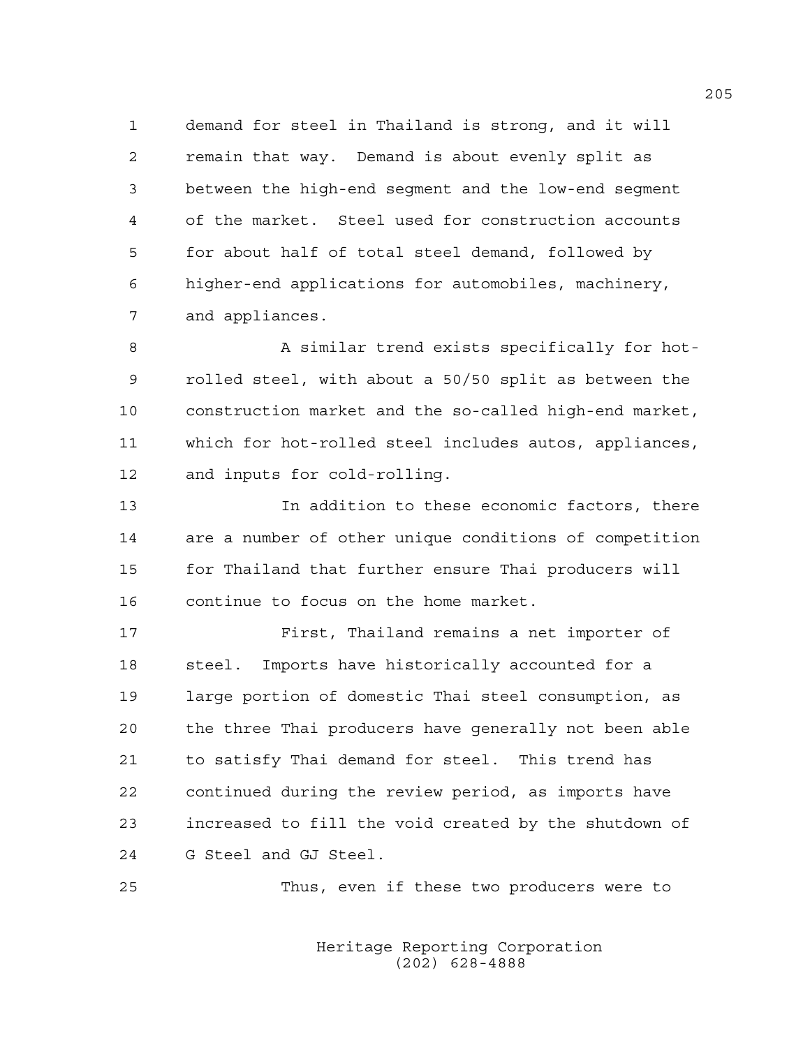demand for steel in Thailand is strong, and it will remain that way. Demand is about evenly split as between the high-end segment and the low-end segment of the market. Steel used for construction accounts for about half of total steel demand, followed by higher-end applications for automobiles, machinery, and appliances.

A similar trend exists specifically for hot-rolled steel, with about a 50/50 split as between the construction market and the so-called high-end market, which for hot-rolled steel includes autos, appliances, and inputs for cold-rolling.

In addition to these economic factors, there are a number of other unique conditions of competition for Thailand that further ensure Thai producers will continue to focus on the home market.

First, Thailand remains a net importer of steel. Imports have historically accounted for a large portion of domestic Thai steel consumption, as the three Thai producers have generally not been able to satisfy Thai demand for steel. This trend has continued during the review period, as imports have increased to fill the void created by the shutdown of G Steel and GJ Steel.

Thus, even if these two producers were to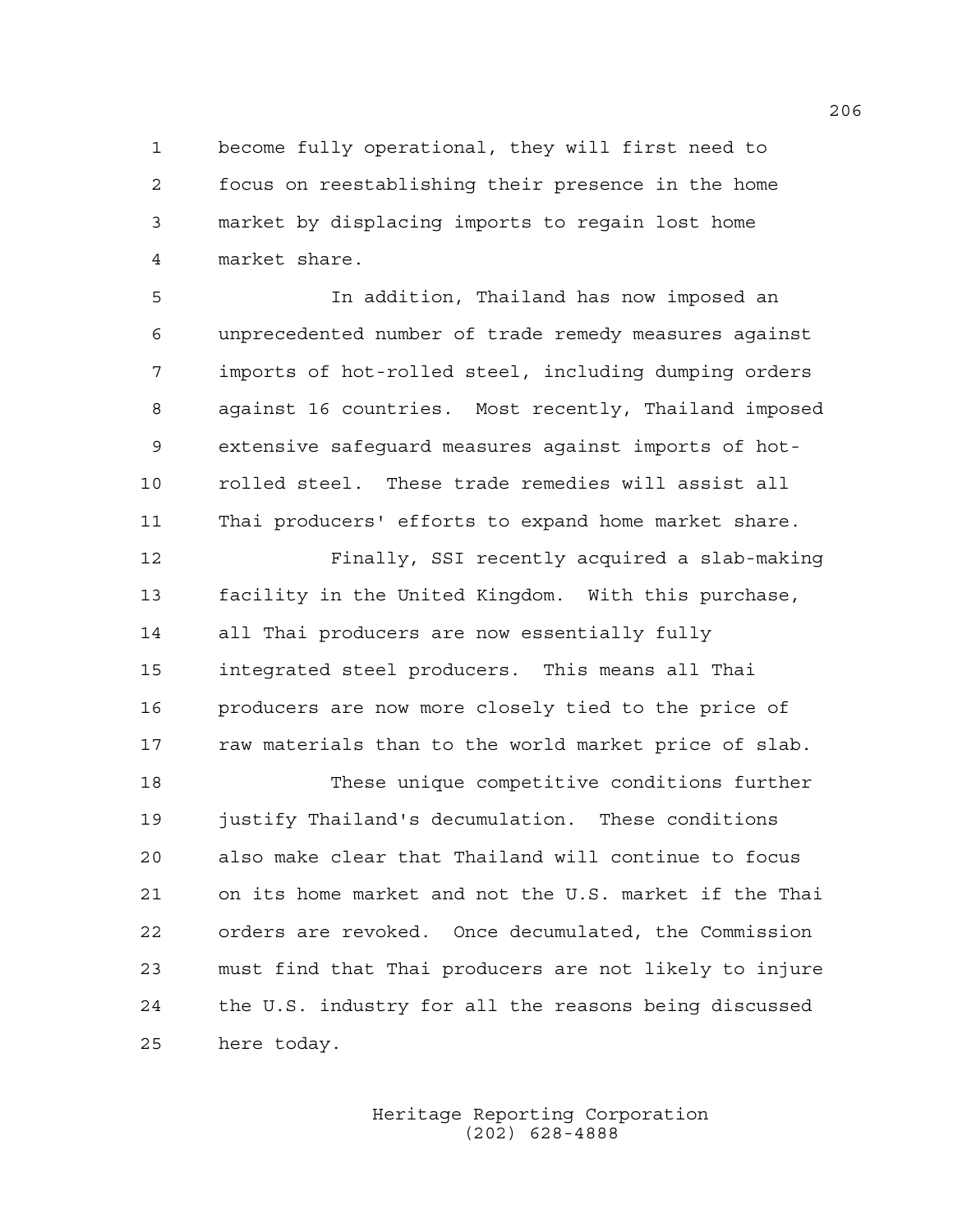become fully operational, they will first need to focus on reestablishing their presence in the home market by displacing imports to regain lost home market share.

In addition, Thailand has now imposed an unprecedented number of trade remedy measures against imports of hot-rolled steel, including dumping orders against 16 countries. Most recently, Thailand imposed extensive safeguard measures against imports of hot-rolled steel. These trade remedies will assist all Thai producers' efforts to expand home market share.

Finally, SSI recently acquired a slab-making facility in the United Kingdom. With this purchase, all Thai producers are now essentially fully integrated steel producers. This means all Thai producers are now more closely tied to the price of raw materials than to the world market price of slab.

These unique competitive conditions further justify Thailand's decumulation. These conditions also make clear that Thailand will continue to focus on its home market and not the U.S. market if the Thai orders are revoked. Once decumulated, the Commission must find that Thai producers are not likely to injure the U.S. industry for all the reasons being discussed here today.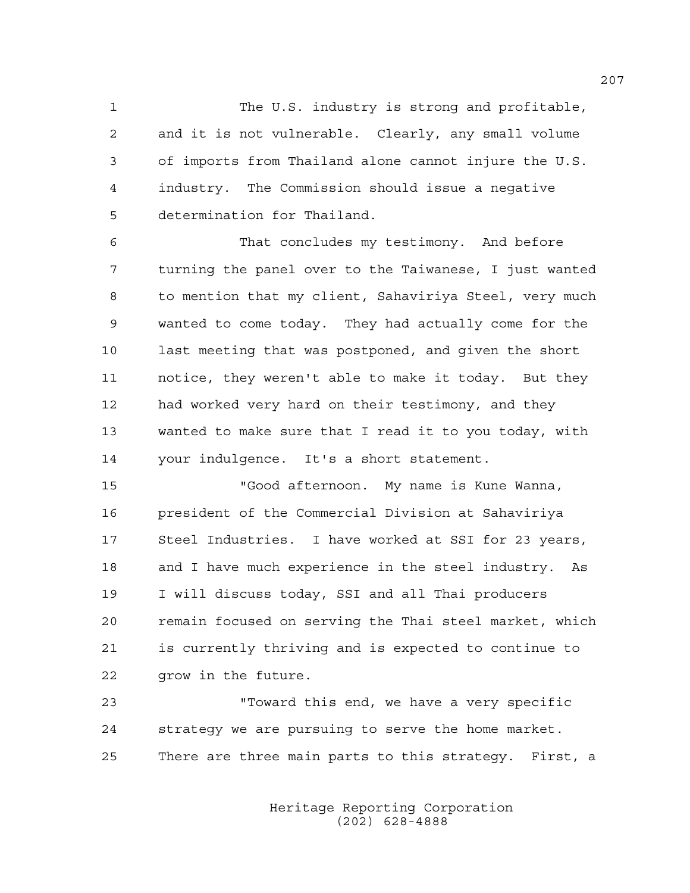The U.S. industry is strong and profitable, and it is not vulnerable. Clearly, any small volume of imports from Thailand alone cannot injure the U.S. industry. The Commission should issue a negative determination for Thailand.

That concludes my testimony. And before turning the panel over to the Taiwanese, I just wanted to mention that my client, Sahaviriya Steel, very much wanted to come today. They had actually come for the last meeting that was postponed, and given the short notice, they weren't able to make it today. But they had worked very hard on their testimony, and they wanted to make sure that I read it to you today, with your indulgence. It's a short statement.

"Good afternoon. My name is Kune Wanna, president of the Commercial Division at Sahaviriya Steel Industries. I have worked at SSI for 23 years, and I have much experience in the steel industry. As I will discuss today, SSI and all Thai producers remain focused on serving the Thai steel market, which is currently thriving and is expected to continue to grow in the future.

"Toward this end, we have a very specific strategy we are pursuing to serve the home market. There are three main parts to this strategy. First, a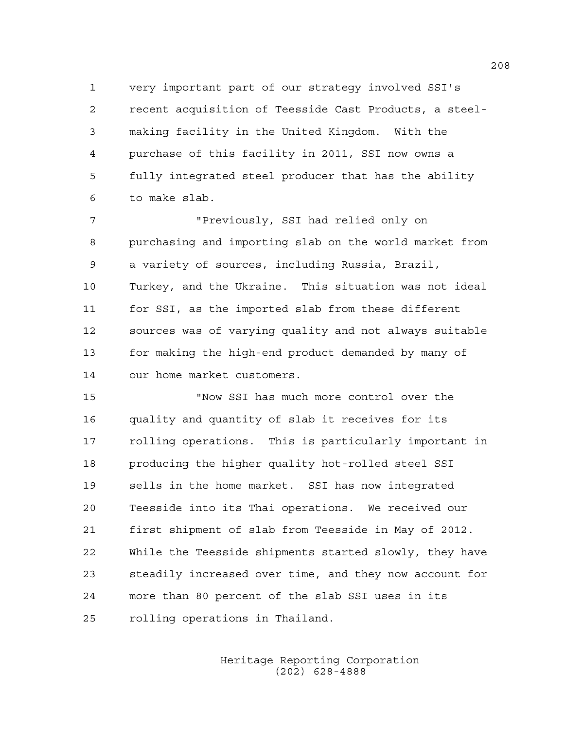very important part of our strategy involved SSI's recent acquisition of Teesside Cast Products, a steel-making facility in the United Kingdom. With the purchase of this facility in 2011, SSI now owns a fully integrated steel producer that has the ability to make slab.

"Previously, SSI had relied only on purchasing and importing slab on the world market from a variety of sources, including Russia, Brazil, Turkey, and the Ukraine. This situation was not ideal for SSI, as the imported slab from these different sources was of varying quality and not always suitable for making the high-end product demanded by many of our home market customers.

"Now SSI has much more control over the quality and quantity of slab it receives for its rolling operations. This is particularly important in producing the higher quality hot-rolled steel SSI sells in the home market. SSI has now integrated Teesside into its Thai operations. We received our first shipment of slab from Teesside in May of 2012. While the Teesside shipments started slowly, they have steadily increased over time, and they now account for more than 80 percent of the slab SSI uses in its rolling operations in Thailand.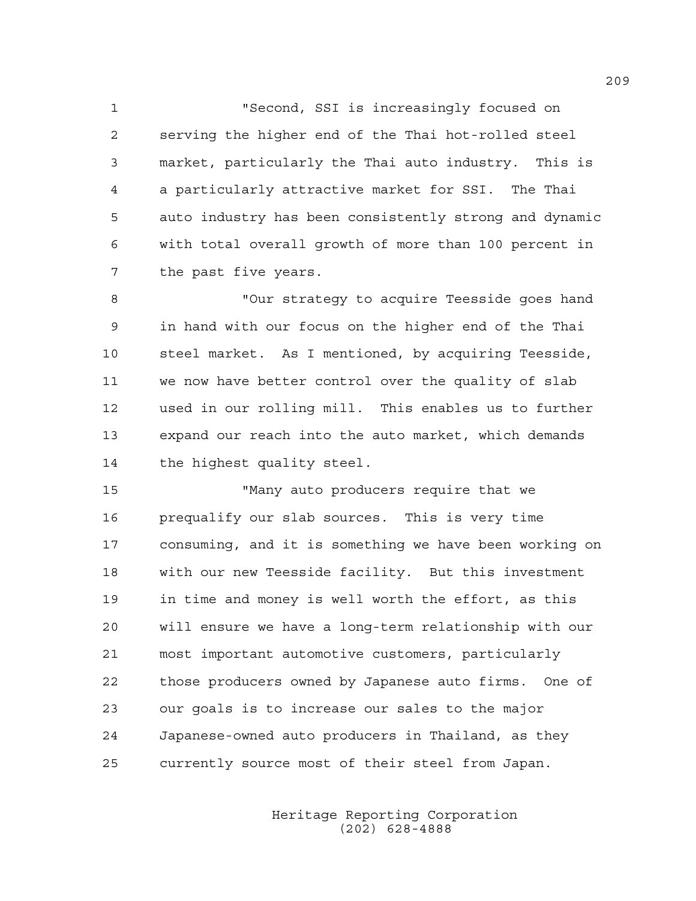"Second, SSI is increasingly focused on serving the higher end of the Thai hot-rolled steel market, particularly the Thai auto industry. This is a particularly attractive market for SSI. The Thai auto industry has been consistently strong and dynamic with total overall growth of more than 100 percent in the past five years.

"Our strategy to acquire Teesside goes hand in hand with our focus on the higher end of the Thai steel market. As I mentioned, by acquiring Teesside, we now have better control over the quality of slab used in our rolling mill. This enables us to further expand our reach into the auto market, which demands the highest quality steel.

"Many auto producers require that we prequalify our slab sources. This is very time consuming, and it is something we have been working on with our new Teesside facility. But this investment in time and money is well worth the effort, as this will ensure we have a long-term relationship with our most important automotive customers, particularly those producers owned by Japanese auto firms. One of our goals is to increase our sales to the major Japanese-owned auto producers in Thailand, as they currently source most of their steel from Japan.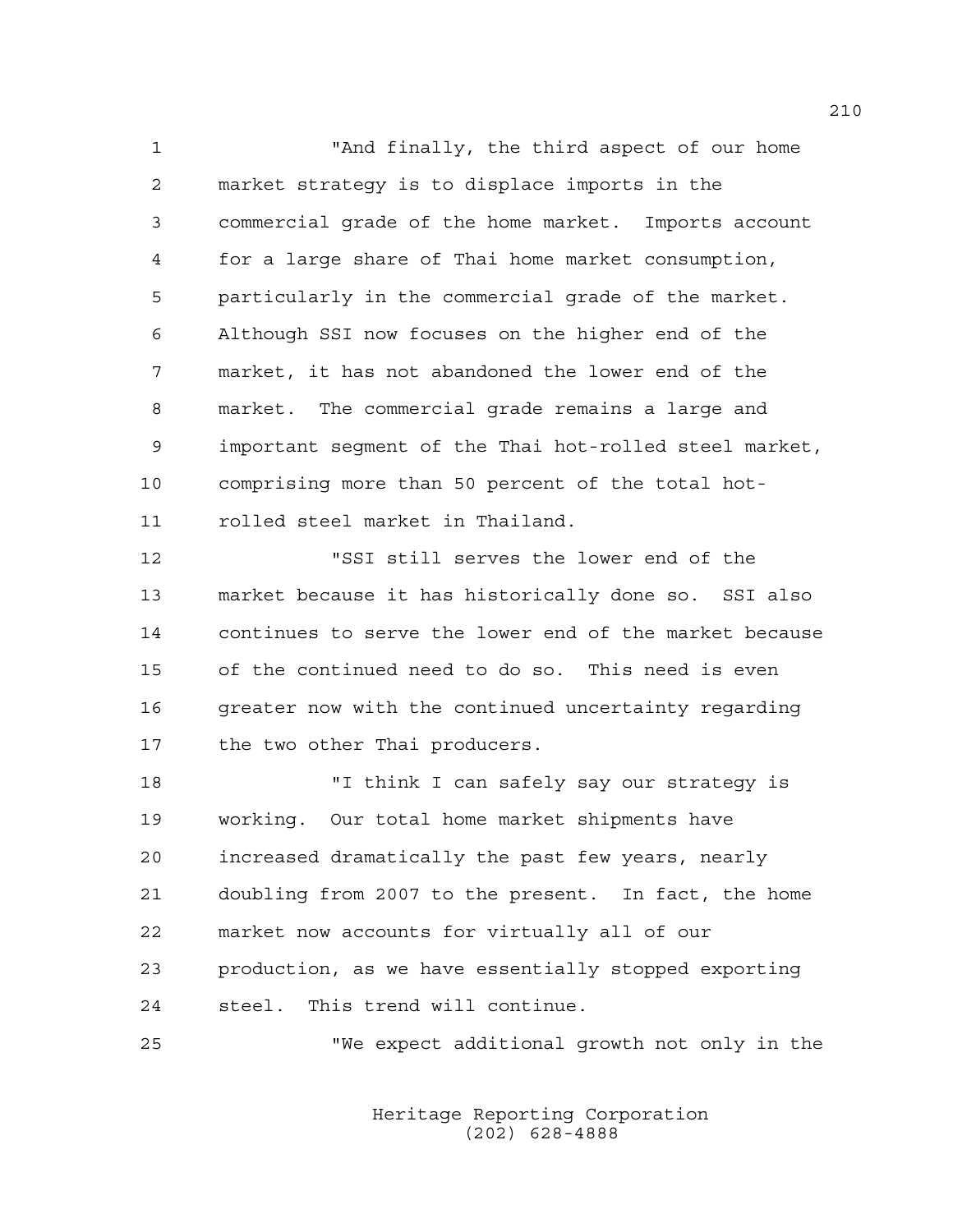"And finally, the third aspect of our home market strategy is to displace imports in the commercial grade of the home market. Imports account for a large share of Thai home market consumption, particularly in the commercial grade of the market. Although SSI now focuses on the higher end of the market, it has not abandoned the lower end of the market. The commercial grade remains a large and important segment of the Thai hot-rolled steel market, comprising more than 50 percent of the total hot-rolled steel market in Thailand.

"SSI still serves the lower end of the market because it has historically done so. SSI also continues to serve the lower end of the market because of the continued need to do so. This need is even greater now with the continued uncertainty regarding the two other Thai producers.

"I think I can safely say our strategy is working. Our total home market shipments have increased dramatically the past few years, nearly doubling from 2007 to the present. In fact, the home market now accounts for virtually all of our production, as we have essentially stopped exporting steel. This trend will continue.

"We expect additional growth not only in the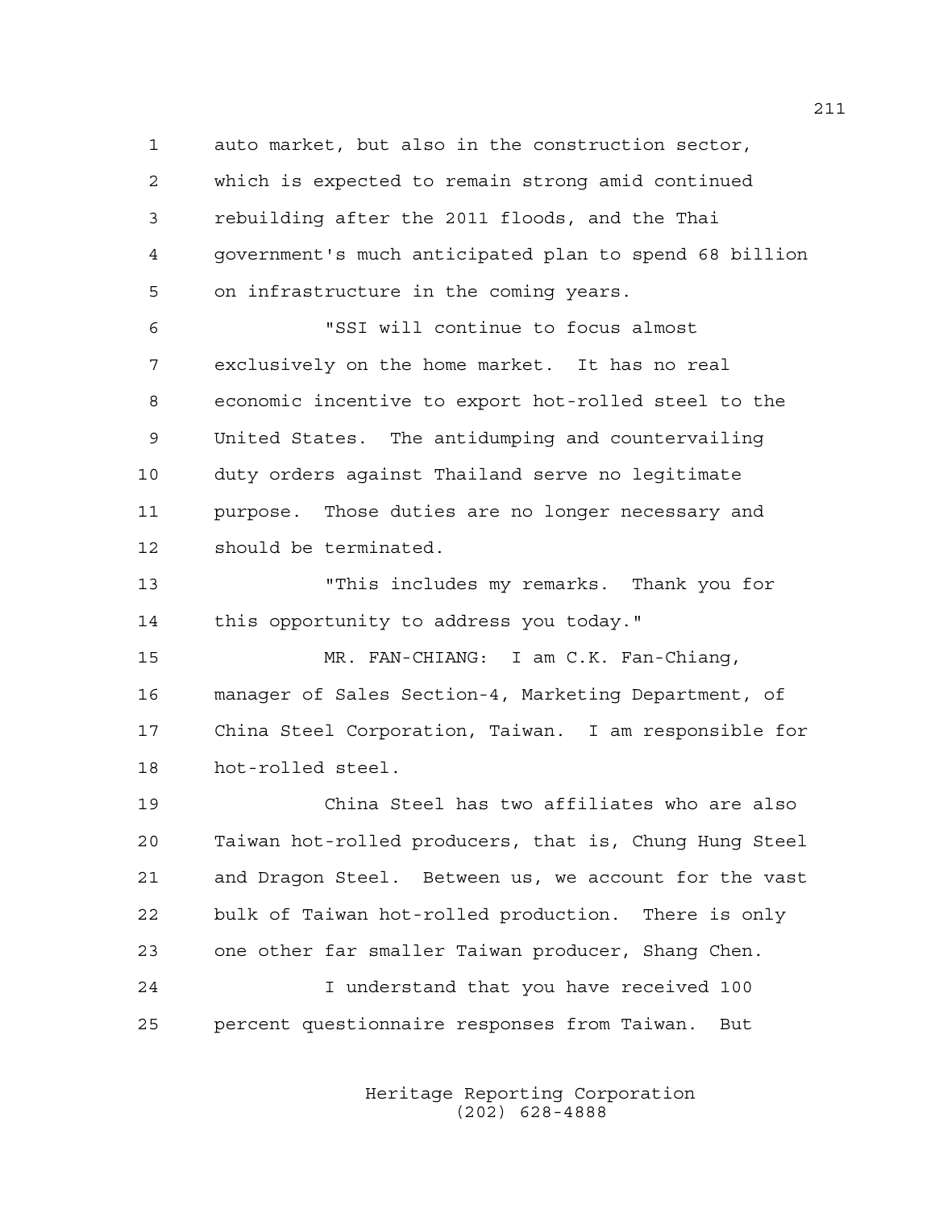auto market, but also in the construction sector, which is expected to remain strong amid continued rebuilding after the 2011 floods, and the Thai government's much anticipated plan to spend 68 billion on infrastructure in the coming years.

"SSI will continue to focus almost exclusively on the home market. It has no real economic incentive to export hot-rolled steel to the United States. The antidumping and countervailing duty orders against Thailand serve no legitimate purpose. Those duties are no longer necessary and should be terminated.

"This includes my remarks. Thank you for this opportunity to address you today."

MR. FAN-CHIANG: I am C.K. Fan-Chiang, manager of Sales Section-4, Marketing Department, of China Steel Corporation, Taiwan. I am responsible for hot-rolled steel.

China Steel has two affiliates who are also Taiwan hot-rolled producers, that is, Chung Hung Steel and Dragon Steel. Between us, we account for the vast bulk of Taiwan hot-rolled production. There is only one other far smaller Taiwan producer, Shang Chen.

I understand that you have received 100 percent questionnaire responses from Taiwan. But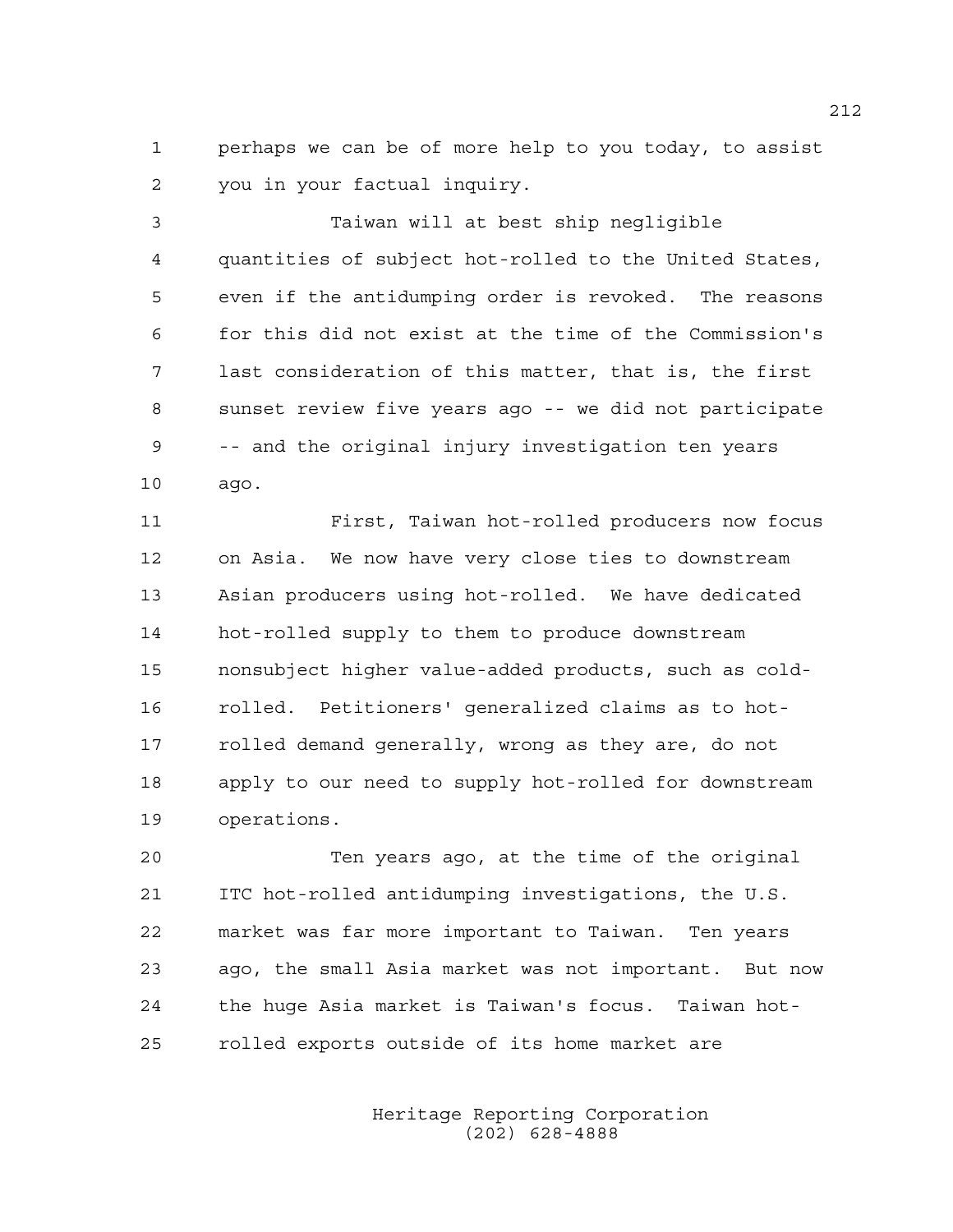perhaps we can be of more help to you today, to assist you in your factual inquiry.

Taiwan will at best ship negligible quantities of subject hot-rolled to the United States, even if the antidumping order is revoked. The reasons for this did not exist at the time of the Commission's last consideration of this matter, that is, the first sunset review five years ago -- we did not participate -- and the original injury investigation ten years ago.

First, Taiwan hot-rolled producers now focus on Asia. We now have very close ties to downstream Asian producers using hot-rolled. We have dedicated hot-rolled supply to them to produce downstream nonsubject higher value-added products, such as cold-rolled. Petitioners' generalized claims as to hot-rolled demand generally, wrong as they are, do not apply to our need to supply hot-rolled for downstream operations.

Ten years ago, at the time of the original ITC hot-rolled antidumping investigations, the U.S. market was far more important to Taiwan. Ten years ago, the small Asia market was not important. But now the huge Asia market is Taiwan's focus. Taiwan hot-rolled exports outside of its home market are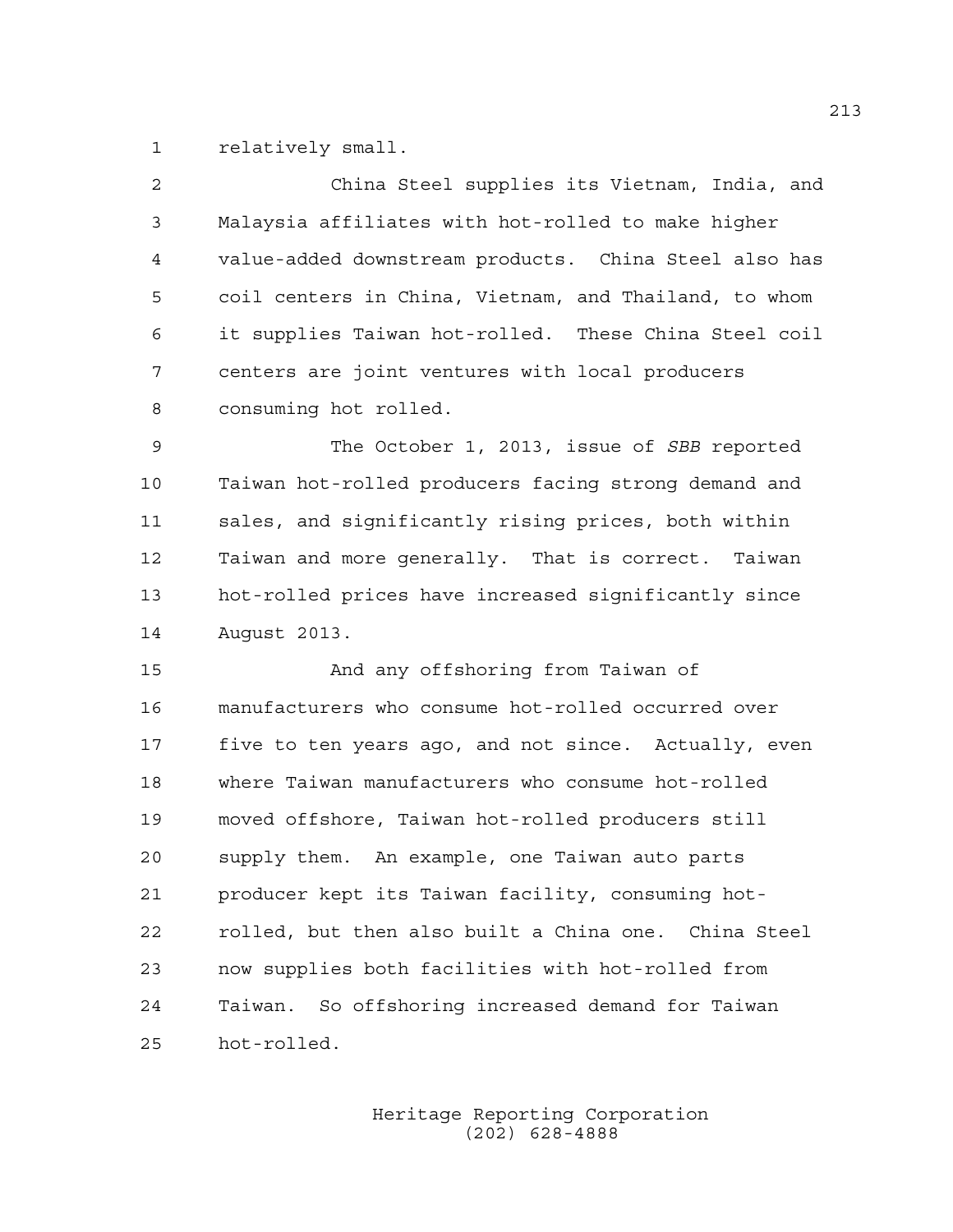relatively small.

China Steel supplies its Vietnam, India, and Malaysia affiliates with hot-rolled to make higher value-added downstream products. China Steel also has coil centers in China, Vietnam, and Thailand, to whom it supplies Taiwan hot-rolled. These China Steel coil centers are joint ventures with local producers consuming hot rolled.

The October 1, 2013, issue of *SBB* reported Taiwan hot-rolled producers facing strong demand and sales, and significantly rising prices, both within Taiwan and more generally. That is correct. Taiwan hot-rolled prices have increased significantly since August 2013.

And any offshoring from Taiwan of manufacturers who consume hot-rolled occurred over five to ten years ago, and not since. Actually, even where Taiwan manufacturers who consume hot-rolled moved offshore, Taiwan hot-rolled producers still supply them. An example, one Taiwan auto parts producer kept its Taiwan facility, consuming hot-rolled, but then also built a China one. China Steel now supplies both facilities with hot-rolled from Taiwan. So offshoring increased demand for Taiwan hot-rolled.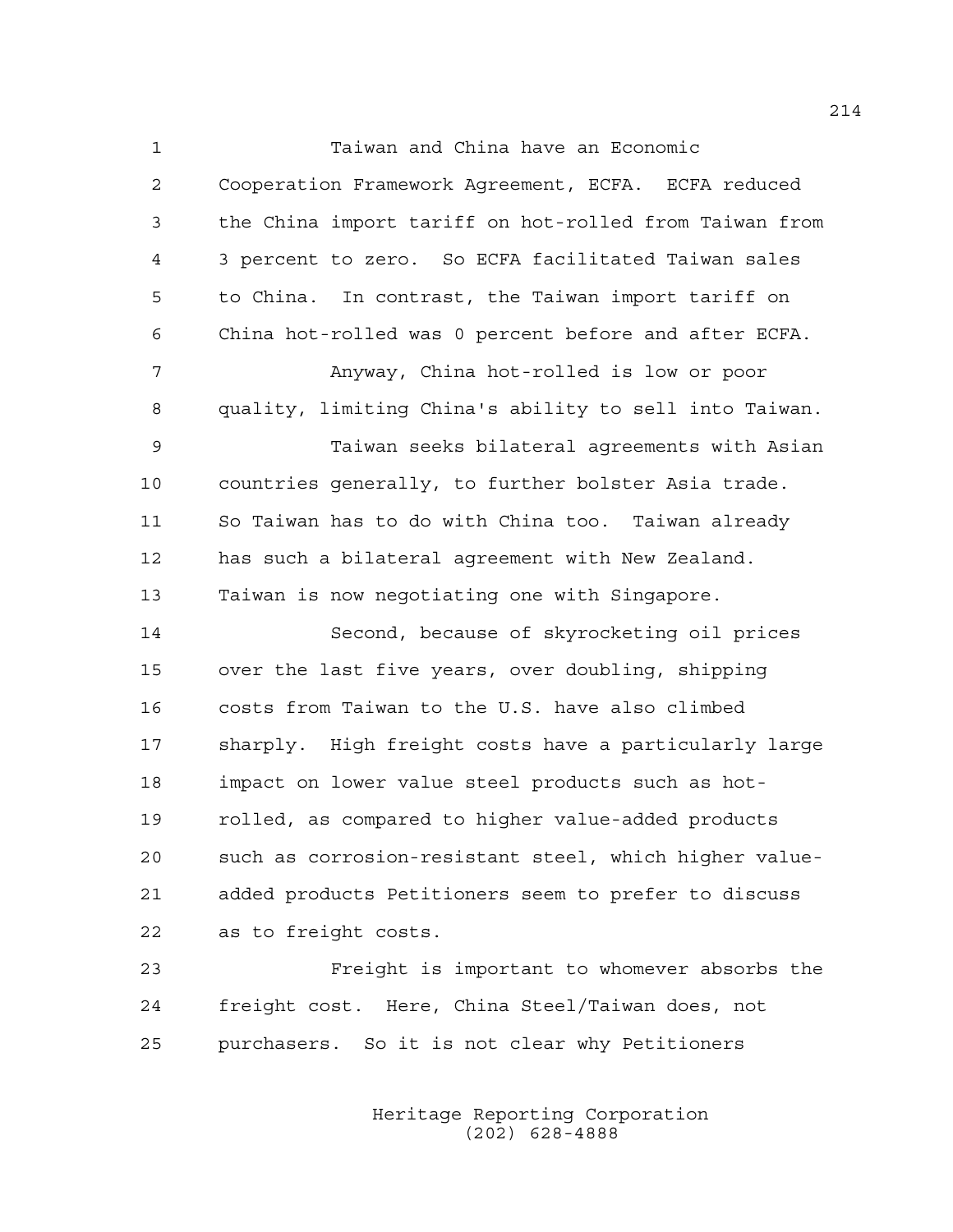Taiwan and China have an Economic Cooperation Framework Agreement, ECFA. ECFA reduced the China import tariff on hot-rolled from Taiwan from 3 percent to zero. So ECFA facilitated Taiwan sales to China. In contrast, the Taiwan import tariff on China hot-rolled was 0 percent before and after ECFA.

Anyway, China hot-rolled is low or poor quality, limiting China's ability to sell into Taiwan.

Taiwan seeks bilateral agreements with Asian countries generally, to further bolster Asia trade. So Taiwan has to do with China too. Taiwan already has such a bilateral agreement with New Zealand. Taiwan is now negotiating one with Singapore.

Second, because of skyrocketing oil prices over the last five years, over doubling, shipping costs from Taiwan to the U.S. have also climbed sharply. High freight costs have a particularly large impact on lower value steel products such as hot-rolled, as compared to higher value-added products such as corrosion-resistant steel, which higher value-added products Petitioners seem to prefer to discuss as to freight costs.

Freight is important to whomever absorbs the freight cost. Here, China Steel/Taiwan does, not purchasers. So it is not clear why Petitioners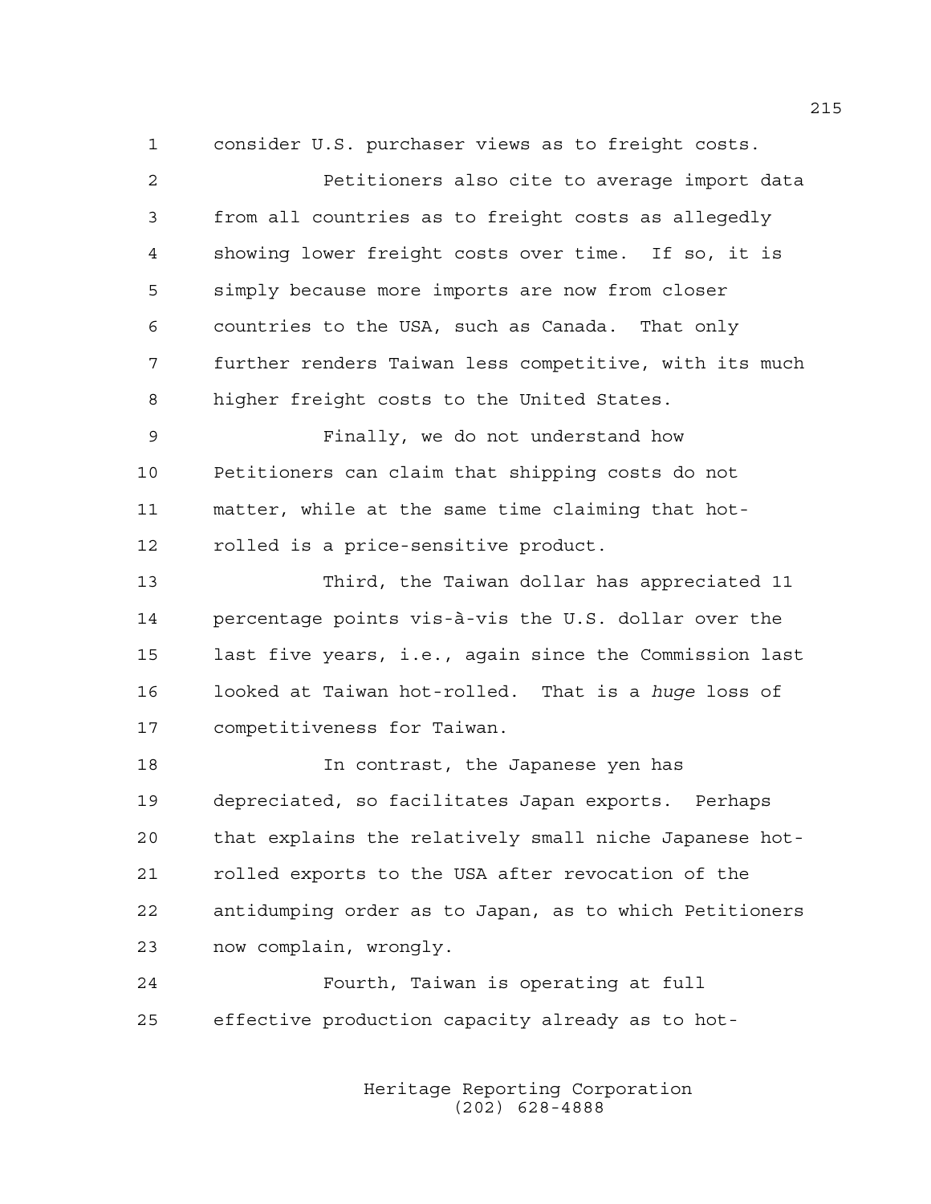consider U.S. purchaser views as to freight costs.

Petitioners also cite to average import data from all countries as to freight costs as allegedly showing lower freight costs over time. If so, it is simply because more imports are now from closer countries to the USA, such as Canada. That only further renders Taiwan less competitive, with its much higher freight costs to the United States.

Finally, we do not understand how Petitioners can claim that shipping costs do not matter, while at the same time claiming that hot-rolled is a price-sensitive product.

Third, the Taiwan dollar has appreciated 11 percentage points vis-à-vis the U.S. dollar over the last five years, i.e., again since the Commission last looked at Taiwan hot-rolled. That is a *huge* loss of competitiveness for Taiwan.

In contrast, the Japanese yen has depreciated, so facilitates Japan exports. Perhaps that explains the relatively small niche Japanese hot-rolled exports to the USA after revocation of the antidumping order as to Japan, as to which Petitioners now complain, wrongly.

Fourth, Taiwan is operating at full effective production capacity already as to hot-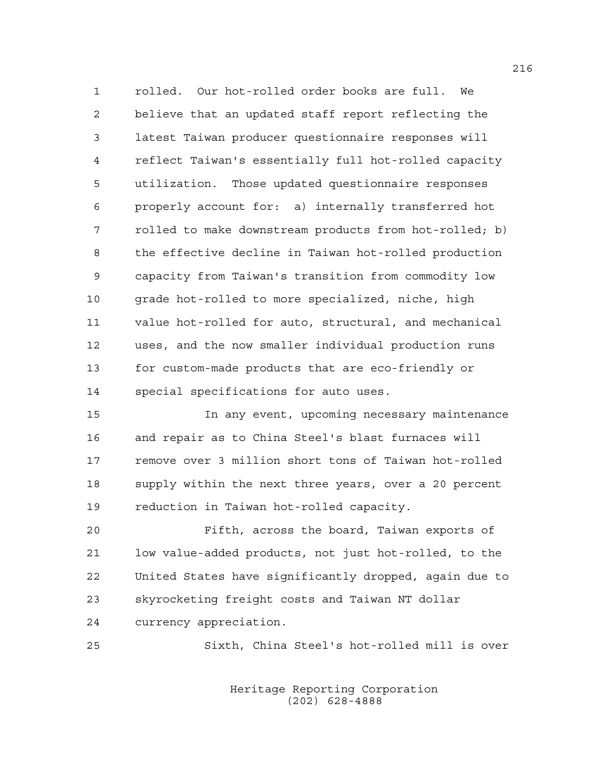rolled. Our hot-rolled order books are full. We believe that an updated staff report reflecting the latest Taiwan producer questionnaire responses will reflect Taiwan's essentially full hot-rolled capacity utilization. Those updated questionnaire responses properly account for: a) internally transferred hot rolled to make downstream products from hot-rolled; b) the effective decline in Taiwan hot-rolled production capacity from Taiwan's transition from commodity low grade hot-rolled to more specialized, niche, high value hot-rolled for auto, structural, and mechanical uses, and the now smaller individual production runs for custom-made products that are eco-friendly or special specifications for auto uses.

In any event, upcoming necessary maintenance and repair as to China Steel's blast furnaces will remove over 3 million short tons of Taiwan hot-rolled supply within the next three years, over a 20 percent reduction in Taiwan hot-rolled capacity.

Fifth, across the board, Taiwan exports of low value-added products, not just hot-rolled, to the United States have significantly dropped, again due to skyrocketing freight costs and Taiwan NT dollar currency appreciation.

Sixth, China Steel's hot-rolled mill is over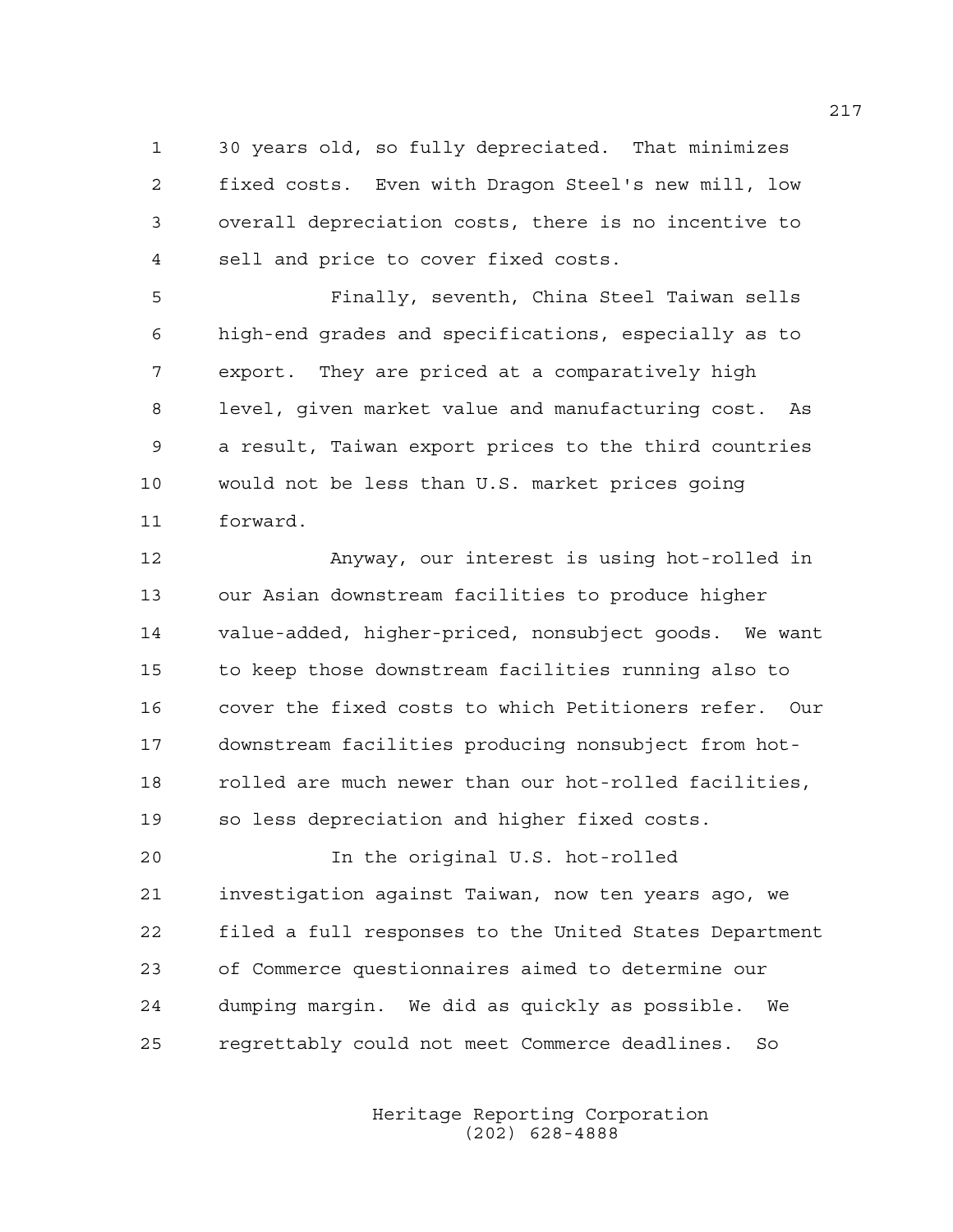30 years old, so fully depreciated. That minimizes fixed costs. Even with Dragon Steel's new mill, low overall depreciation costs, there is no incentive to sell and price to cover fixed costs.

Finally, seventh, China Steel Taiwan sells high-end grades and specifications, especially as to export. They are priced at a comparatively high level, given market value and manufacturing cost. As a result, Taiwan export prices to the third countries would not be less than U.S. market prices going forward.

Anyway, our interest is using hot-rolled in our Asian downstream facilities to produce higher value-added, higher-priced, nonsubject goods. We want to keep those downstream facilities running also to cover the fixed costs to which Petitioners refer. Our downstream facilities producing nonsubject from hot-rolled are much newer than our hot-rolled facilities, so less depreciation and higher fixed costs.

In the original U.S. hot-rolled investigation against Taiwan, now ten years ago, we filed a full responses to the United States Department of Commerce questionnaires aimed to determine our dumping margin. We did as quickly as possible. We regrettably could not meet Commerce deadlines. So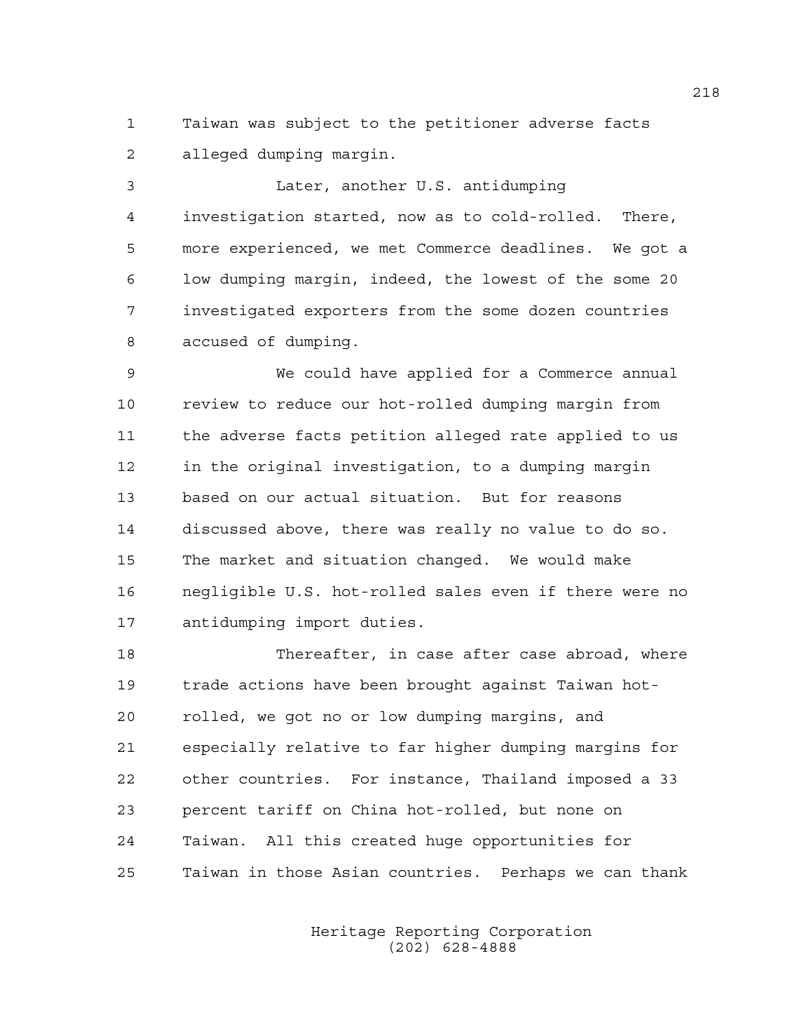Taiwan was subject to the petitioner adverse facts alleged dumping margin.

Later, another U.S. antidumping investigation started, now as to cold-rolled. There, more experienced, we met Commerce deadlines. We got a low dumping margin, indeed, the lowest of the some 20 investigated exporters from the some dozen countries accused of dumping.

We could have applied for a Commerce annual review to reduce our hot-rolled dumping margin from the adverse facts petition alleged rate applied to us in the original investigation, to a dumping margin based on our actual situation. But for reasons discussed above, there was really no value to do so. The market and situation changed. We would make negligible U.S. hot-rolled sales even if there were no antidumping import duties.

Thereafter, in case after case abroad, where trade actions have been brought against Taiwan hot-rolled, we got no or low dumping margins, and especially relative to far higher dumping margins for other countries. For instance, Thailand imposed a 33 percent tariff on China hot-rolled, but none on Taiwan. All this created huge opportunities for Taiwan in those Asian countries. Perhaps we can thank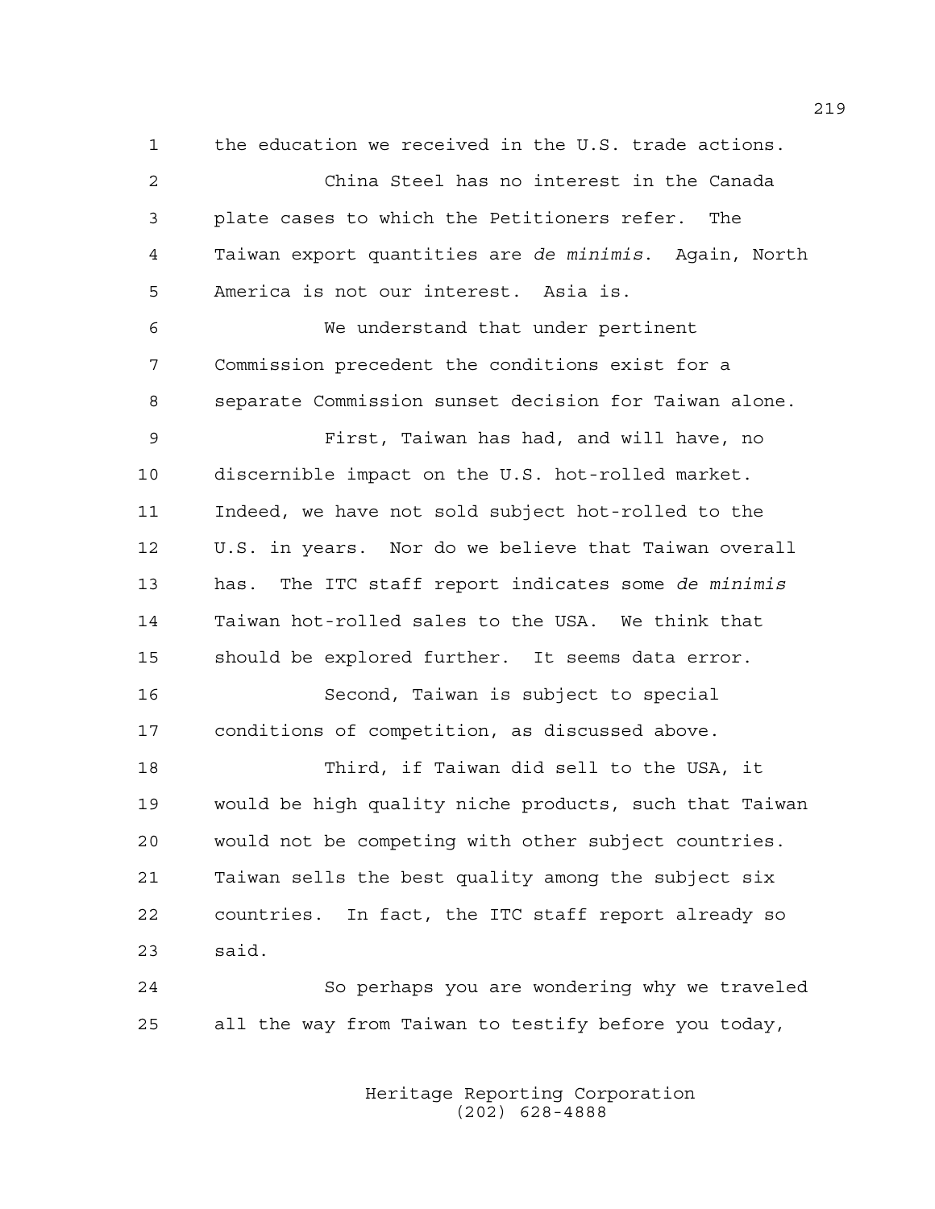the education we received in the U.S. trade actions.

China Steel has no interest in the Canada plate cases to which the Petitioners refer. The Taiwan export quantities are *de minimis*. Again, North America is not our interest. Asia is.

We understand that under pertinent Commission precedent the conditions exist for a separate Commission sunset decision for Taiwan alone.

First, Taiwan has had, and will have, no discernible impact on the U.S. hot-rolled market. Indeed, we have not sold subject hot-rolled to the U.S. in years. Nor do we believe that Taiwan overall has. The ITC staff report indicates some *de minimis* Taiwan hot-rolled sales to the USA. We think that should be explored further. It seems data error.

Second, Taiwan is subject to special conditions of competition, as discussed above.

Third, if Taiwan did sell to the USA, it would be high quality niche products, such that Taiwan would not be competing with other subject countries. Taiwan sells the best quality among the subject six countries. In fact, the ITC staff report already so said.

So perhaps you are wondering why we traveled all the way from Taiwan to testify before you today,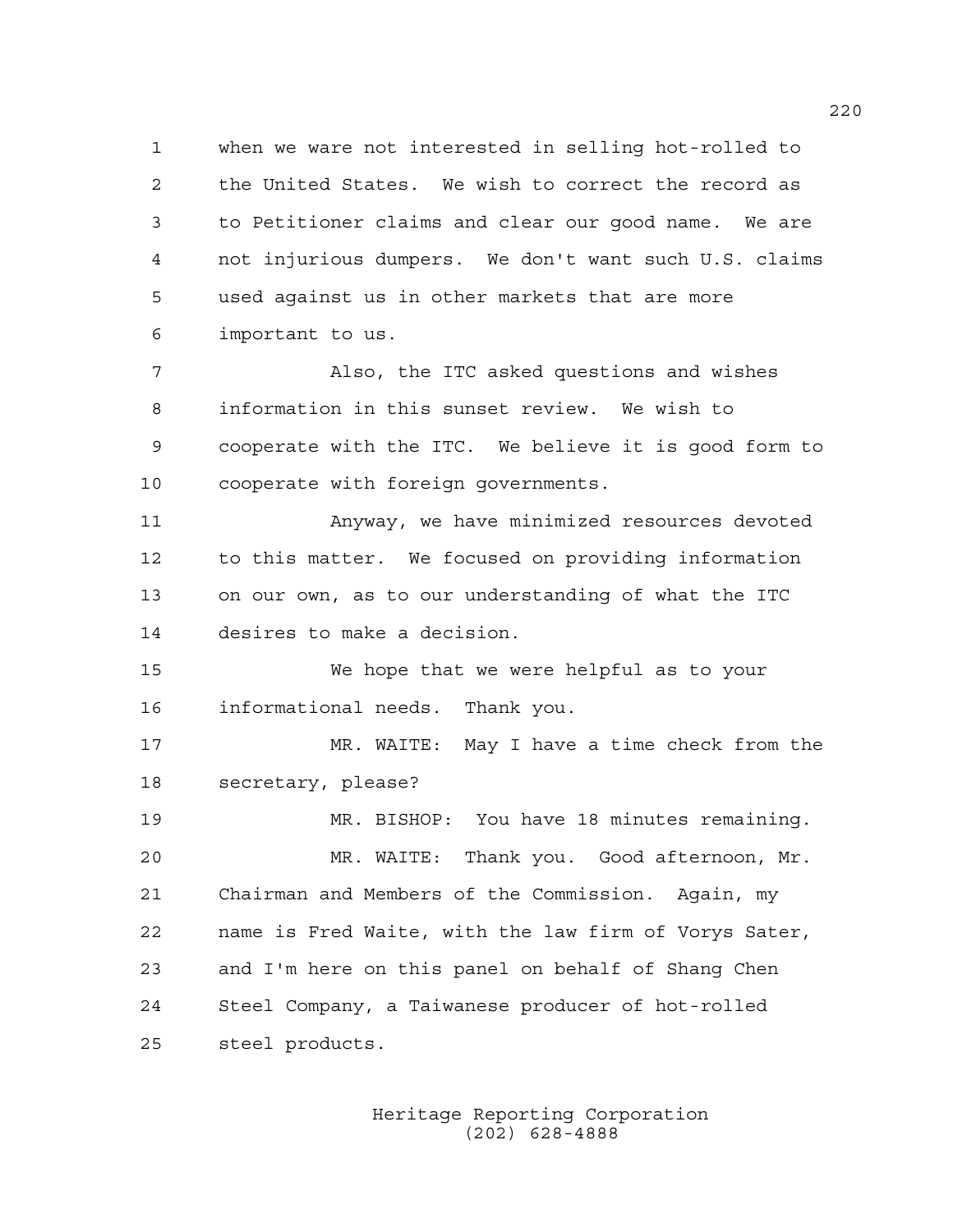when we ware not interested in selling hot-rolled to the United States. We wish to correct the record as to Petitioner claims and clear our good name. We are not injurious dumpers. We don't want such U.S. claims used against us in other markets that are more important to us.

Also, the ITC asked questions and wishes information in this sunset review. We wish to cooperate with the ITC. We believe it is good form to cooperate with foreign governments.

Anyway, we have minimized resources devoted to this matter. We focused on providing information on our own, as to our understanding of what the ITC desires to make a decision.

We hope that we were helpful as to your informational needs. Thank you.

MR. WAITE: May I have a time check from the secretary, please?

MR. BISHOP: You have 18 minutes remaining.

MR. WAITE: Thank you. Good afternoon, Mr. Chairman and Members of the Commission. Again, my name is Fred Waite, with the law firm of Vorys Sater, and I'm here on this panel on behalf of Shang Chen Steel Company, a Taiwanese producer of hot-rolled steel products.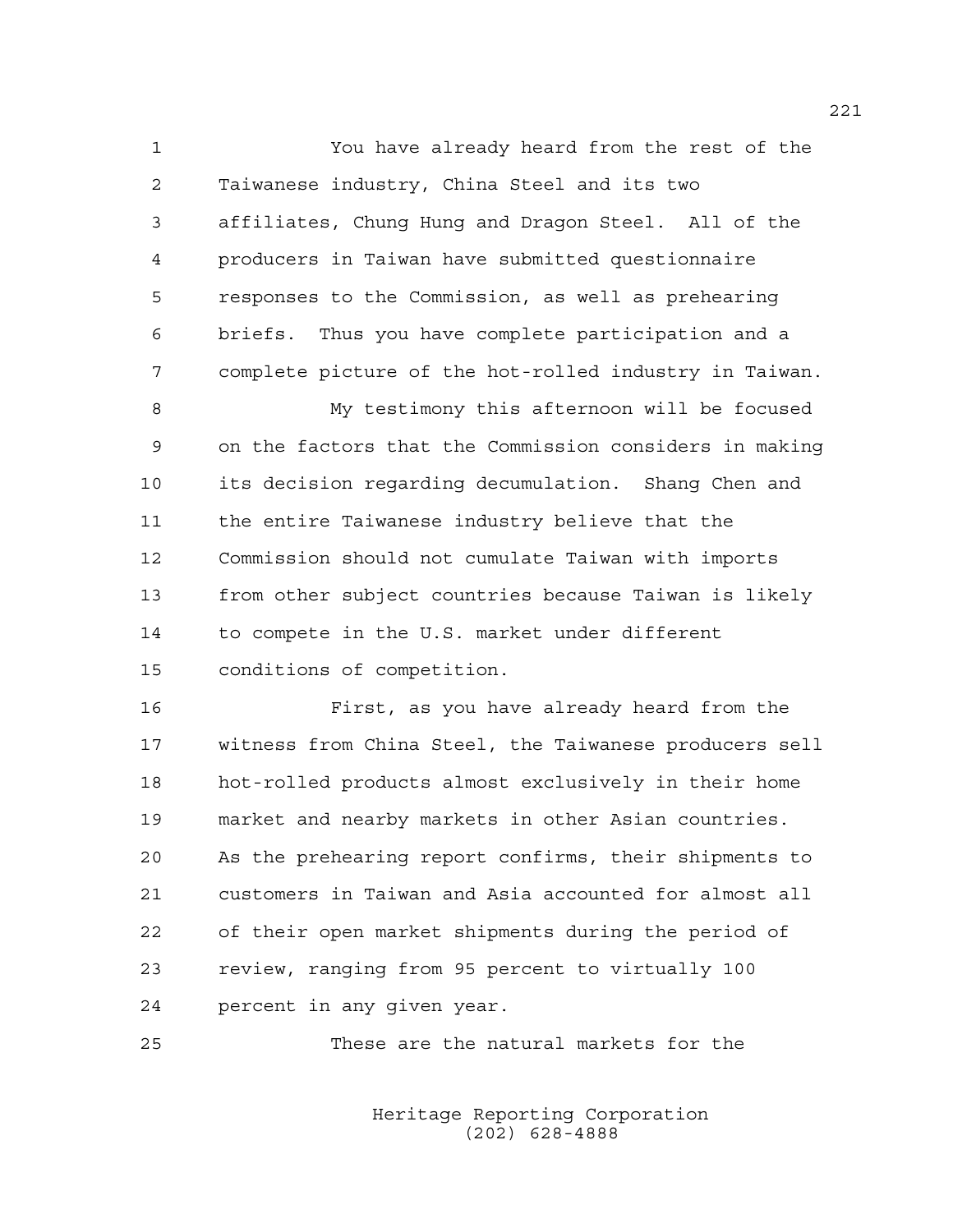You have already heard from the rest of the Taiwanese industry, China Steel and its two affiliates, Chung Hung and Dragon Steel. All of the producers in Taiwan have submitted questionnaire responses to the Commission, as well as prehearing briefs. Thus you have complete participation and a complete picture of the hot-rolled industry in Taiwan.

My testimony this afternoon will be focused on the factors that the Commission considers in making its decision regarding decumulation. Shang Chen and the entire Taiwanese industry believe that the Commission should not cumulate Taiwan with imports from other subject countries because Taiwan is likely to compete in the U.S. market under different conditions of competition.

First, as you have already heard from the witness from China Steel, the Taiwanese producers sell hot-rolled products almost exclusively in their home market and nearby markets in other Asian countries. As the prehearing report confirms, their shipments to customers in Taiwan and Asia accounted for almost all of their open market shipments during the period of review, ranging from 95 percent to virtually 100 percent in any given year.

These are the natural markets for the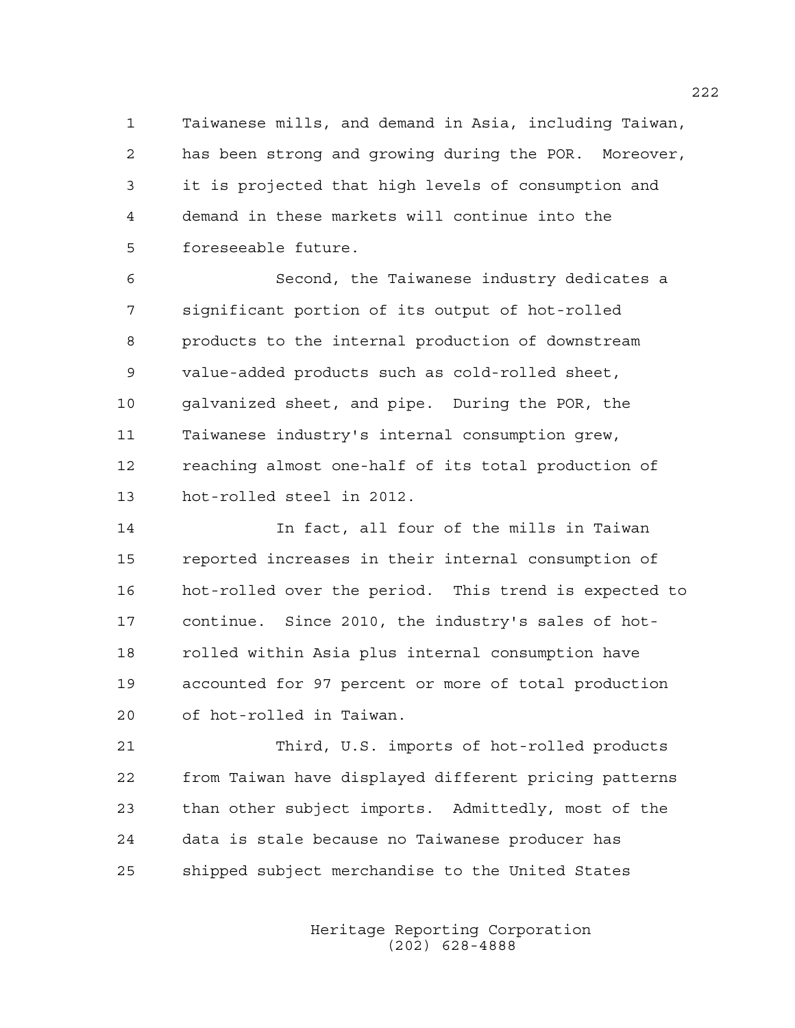Taiwanese mills, and demand in Asia, including Taiwan, has been strong and growing during the POR. Moreover, it is projected that high levels of consumption and demand in these markets will continue into the foreseeable future.

Second, the Taiwanese industry dedicates a significant portion of its output of hot-rolled products to the internal production of downstream value-added products such as cold-rolled sheet, galvanized sheet, and pipe. During the POR, the Taiwanese industry's internal consumption grew, reaching almost one-half of its total production of hot-rolled steel in 2012.

In fact, all four of the mills in Taiwan reported increases in their internal consumption of hot-rolled over the period. This trend is expected to continue. Since 2010, the industry's sales of hot-rolled within Asia plus internal consumption have accounted for 97 percent or more of total production of hot-rolled in Taiwan.

Third, U.S. imports of hot-rolled products from Taiwan have displayed different pricing patterns than other subject imports. Admittedly, most of the data is stale because no Taiwanese producer has shipped subject merchandise to the United States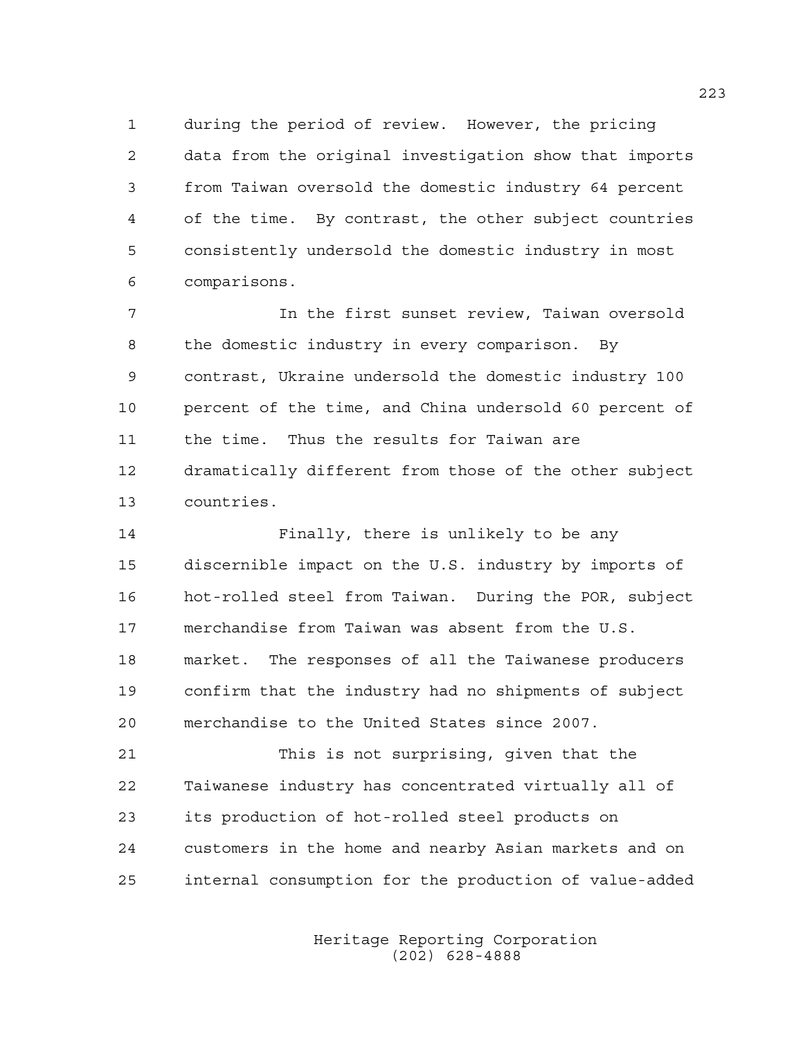during the period of review. However, the pricing data from the original investigation show that imports from Taiwan oversold the domestic industry 64 percent of the time. By contrast, the other subject countries consistently undersold the domestic industry in most comparisons.

In the first sunset review, Taiwan oversold the domestic industry in every comparison. By contrast, Ukraine undersold the domestic industry 100 percent of the time, and China undersold 60 percent of the time. Thus the results for Taiwan are dramatically different from those of the other subject countries.

Finally, there is unlikely to be any discernible impact on the U.S. industry by imports of hot-rolled steel from Taiwan. During the POR, subject merchandise from Taiwan was absent from the U.S. market. The responses of all the Taiwanese producers confirm that the industry had no shipments of subject merchandise to the United States since 2007.

This is not surprising, given that the Taiwanese industry has concentrated virtually all of its production of hot-rolled steel products on customers in the home and nearby Asian markets and on internal consumption for the production of value-added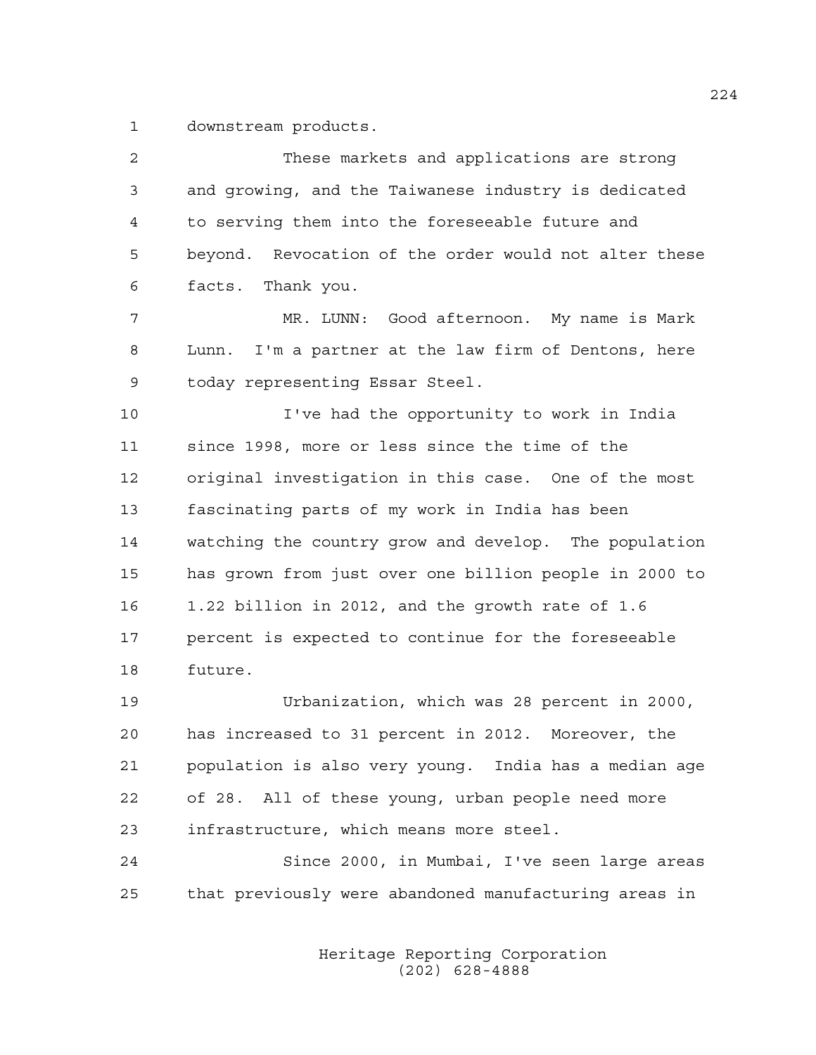downstream products.

These markets and applications are strong and growing, and the Taiwanese industry is dedicated to serving them into the foreseeable future and beyond. Revocation of the order would not alter these facts. Thank you.

MR. LUNN: Good afternoon. My name is Mark Lunn. I'm a partner at the law firm of Dentons, here today representing Essar Steel.

I've had the opportunity to work in India since 1998, more or less since the time of the original investigation in this case. One of the most fascinating parts of my work in India has been watching the country grow and develop. The population has grown from just over one billion people in 2000 to 1.22 billion in 2012, and the growth rate of 1.6 percent is expected to continue for the foreseeable future.

Urbanization, which was 28 percent in 2000, has increased to 31 percent in 2012. Moreover, the population is also very young. India has a median age of 28. All of these young, urban people need more infrastructure, which means more steel.

Since 2000, in Mumbai, I've seen large areas that previously were abandoned manufacturing areas in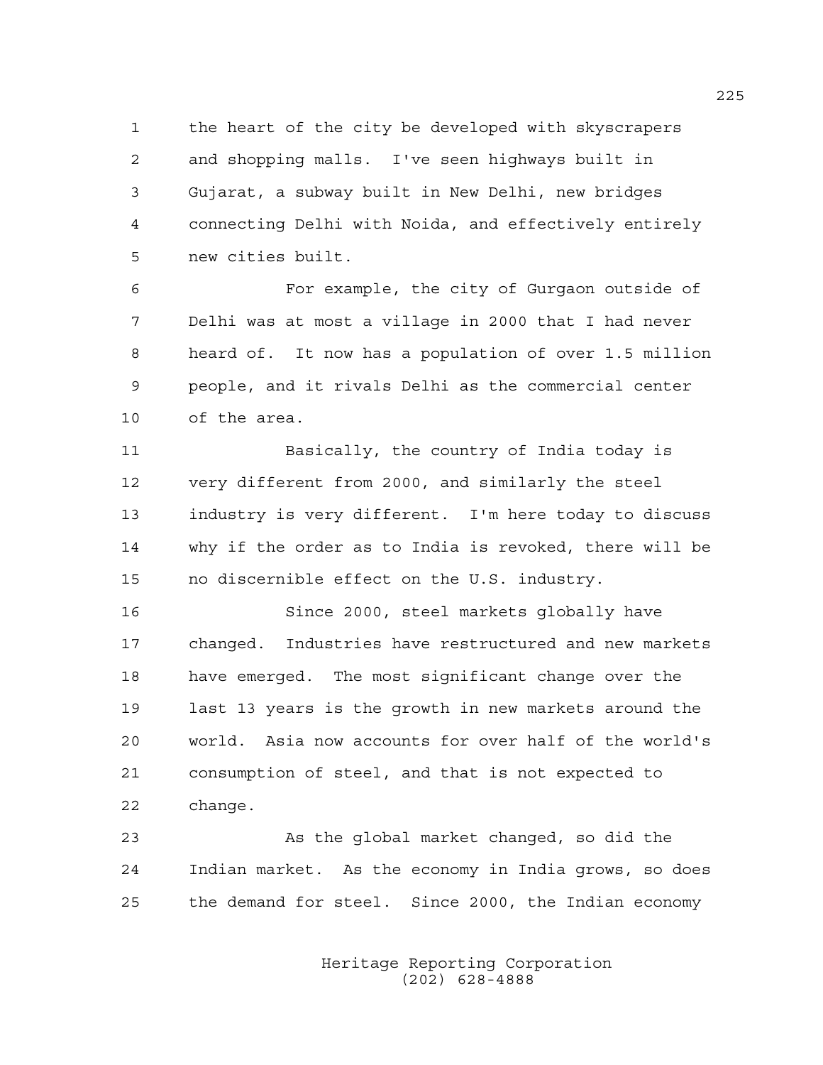the heart of the city be developed with skyscrapers and shopping malls. I've seen highways built in Gujarat, a subway built in New Delhi, new bridges connecting Delhi with Noida, and effectively entirely new cities built.

For example, the city of Gurgaon outside of Delhi was at most a village in 2000 that I had never heard of. It now has a population of over 1.5 million people, and it rivals Delhi as the commercial center of the area.

Basically, the country of India today is very different from 2000, and similarly the steel industry is very different. I'm here today to discuss why if the order as to India is revoked, there will be no discernible effect on the U.S. industry.

Since 2000, steel markets globally have changed. Industries have restructured and new markets have emerged. The most significant change over the last 13 years is the growth in new markets around the world. Asia now accounts for over half of the world's consumption of steel, and that is not expected to change.

As the global market changed, so did the Indian market. As the economy in India grows, so does the demand for steel. Since 2000, the Indian economy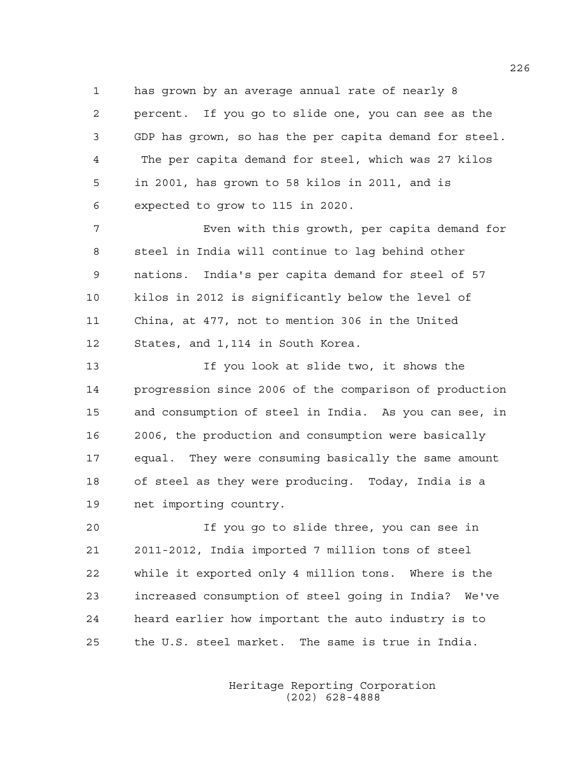has grown by an average annual rate of nearly 8 percent. If you go to slide one, you can see as the GDP has grown, so has the per capita demand for steel. The per capita demand for steel, which was 27 kilos in 2001, has grown to 58 kilos in 2011, and is expected to grow to 115 in 2020.

Even with this growth, per capita demand for steel in India will continue to lag behind other nations. India's per capita demand for steel of 57 kilos in 2012 is significantly below the level of China, at 477, not to mention 306 in the United States, and 1,114 in South Korea.

If you look at slide two, it shows the progression since 2006 of the comparison of production and consumption of steel in India. As you can see, in 2006, the production and consumption were basically equal. They were consuming basically the same amount of steel as they were producing. Today, India is a net importing country.

If you go to slide three, you can see in 2011-2012, India imported 7 million tons of steel while it exported only 4 million tons. Where is the increased consumption of steel going in India? We've heard earlier how important the auto industry is to the U.S. steel market. The same is true in India.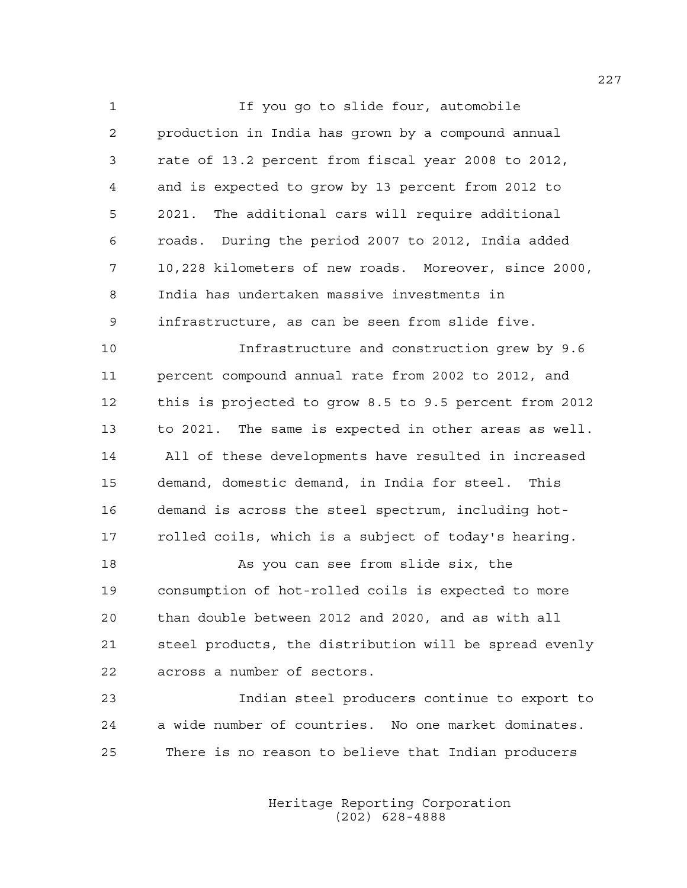If you go to slide four, automobile production in India has grown by a compound annual rate of 13.2 percent from fiscal year 2008 to 2012, and is expected to grow by 13 percent from 2012 to 2021. The additional cars will require additional roads. During the period 2007 to 2012, India added 10,228 kilometers of new roads. Moreover, since 2000, India has undertaken massive investments in infrastructure, as can be seen from slide five.

Infrastructure and construction grew by 9.6 percent compound annual rate from 2002 to 2012, and this is projected to grow 8.5 to 9.5 percent from 2012 to 2021. The same is expected in other areas as well. All of these developments have resulted in increased demand, domestic demand, in India for steel. This demand is across the steel spectrum, including hot-rolled coils, which is a subject of today's hearing.

As you can see from slide six, the consumption of hot-rolled coils is expected to more than double between 2012 and 2020, and as with all steel products, the distribution will be spread evenly across a number of sectors.

Indian steel producers continue to export to a wide number of countries. No one market dominates. There is no reason to believe that Indian producers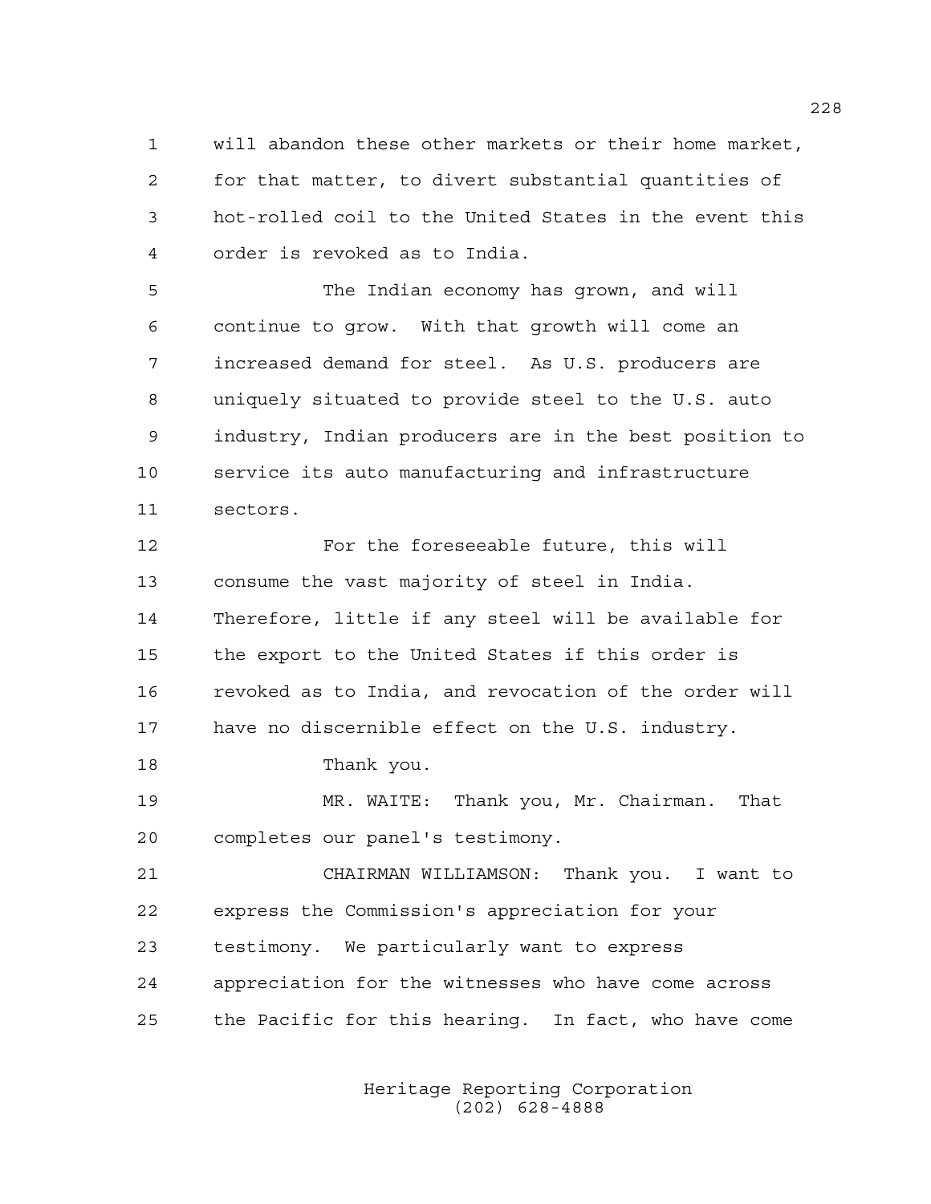will abandon these other markets or their home market, for that matter, to divert substantial quantities of hot-rolled coil to the United States in the event this order is revoked as to India.

The Indian economy has grown, and will continue to grow. With that growth will come an increased demand for steel. As U.S. producers are uniquely situated to provide steel to the U.S. auto industry, Indian producers are in the best position to service its auto manufacturing and infrastructure sectors.

For the foreseeable future, this will consume the vast majority of steel in India. Therefore, little if any steel will be available for the export to the United States if this order is revoked as to India, and revocation of the order will have no discernible effect on the U.S. industry.

Thank you.

MR. WAITE: Thank you, Mr. Chairman. That completes our panel's testimony.

CHAIRMAN WILLIAMSON: Thank you. I want to express the Commission's appreciation for your testimony. We particularly want to express appreciation for the witnesses who have come across the Pacific for this hearing. In fact, who have come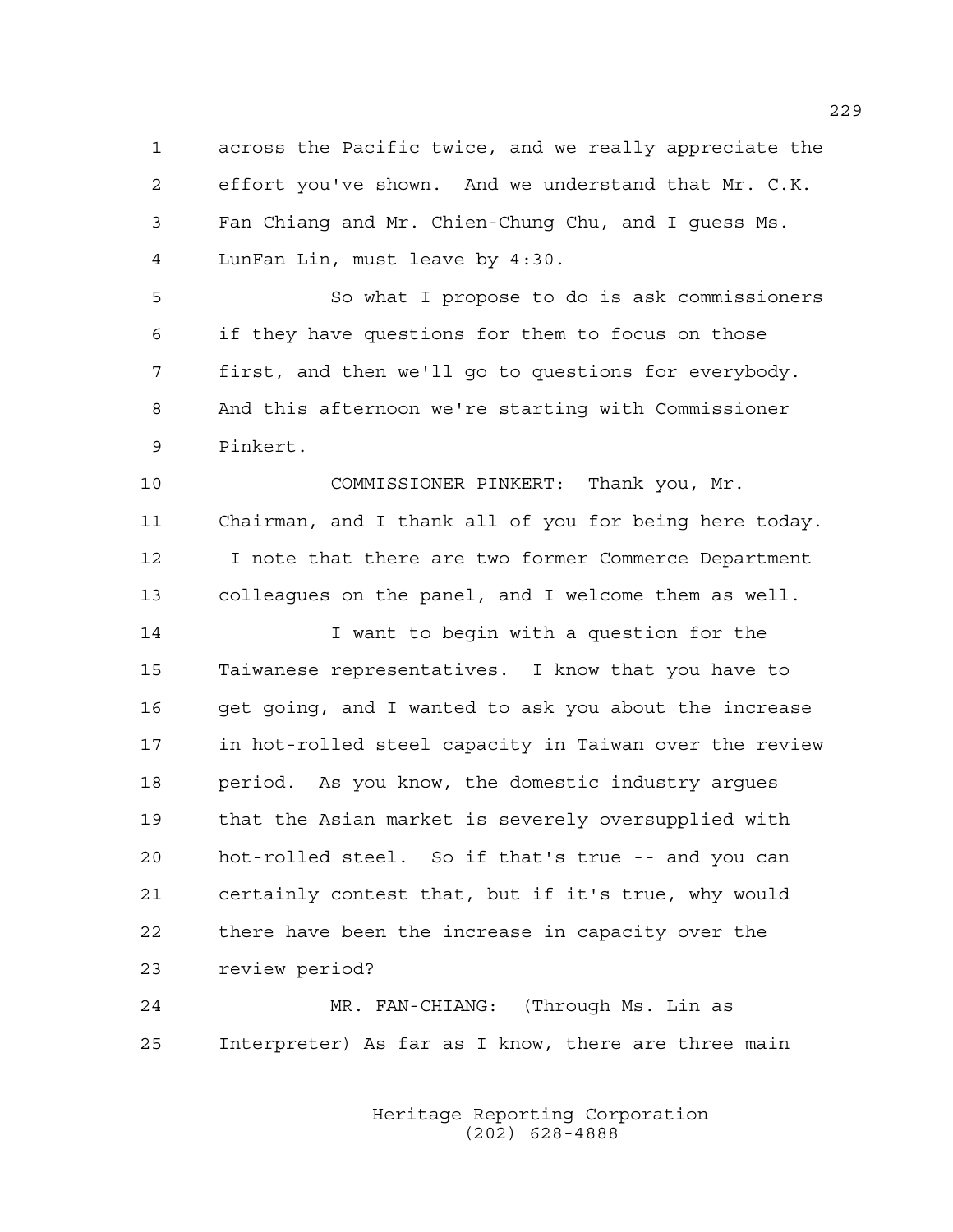across the Pacific twice, and we really appreciate the effort you've shown. And we understand that Mr. C.K. Fan Chiang and Mr. Chien-Chung Chu, and I guess Ms. LunFan Lin, must leave by 4:30.

So what I propose to do is ask commissioners if they have questions for them to focus on those first, and then we'll go to questions for everybody. And this afternoon we're starting with Commissioner Pinkert.

COMMISSIONER PINKERT: Thank you, Mr. Chairman, and I thank all of you for being here today. I note that there are two former Commerce Department colleagues on the panel, and I welcome them as well.

I want to begin with a question for the Taiwanese representatives. I know that you have to get going, and I wanted to ask you about the increase in hot-rolled steel capacity in Taiwan over the review period. As you know, the domestic industry argues that the Asian market is severely oversupplied with hot-rolled steel. So if that's true -- and you can certainly contest that, but if it's true, why would there have been the increase in capacity over the review period?

MR. FAN-CHIANG: (Through Ms. Lin as Interpreter) As far as I know, there are three main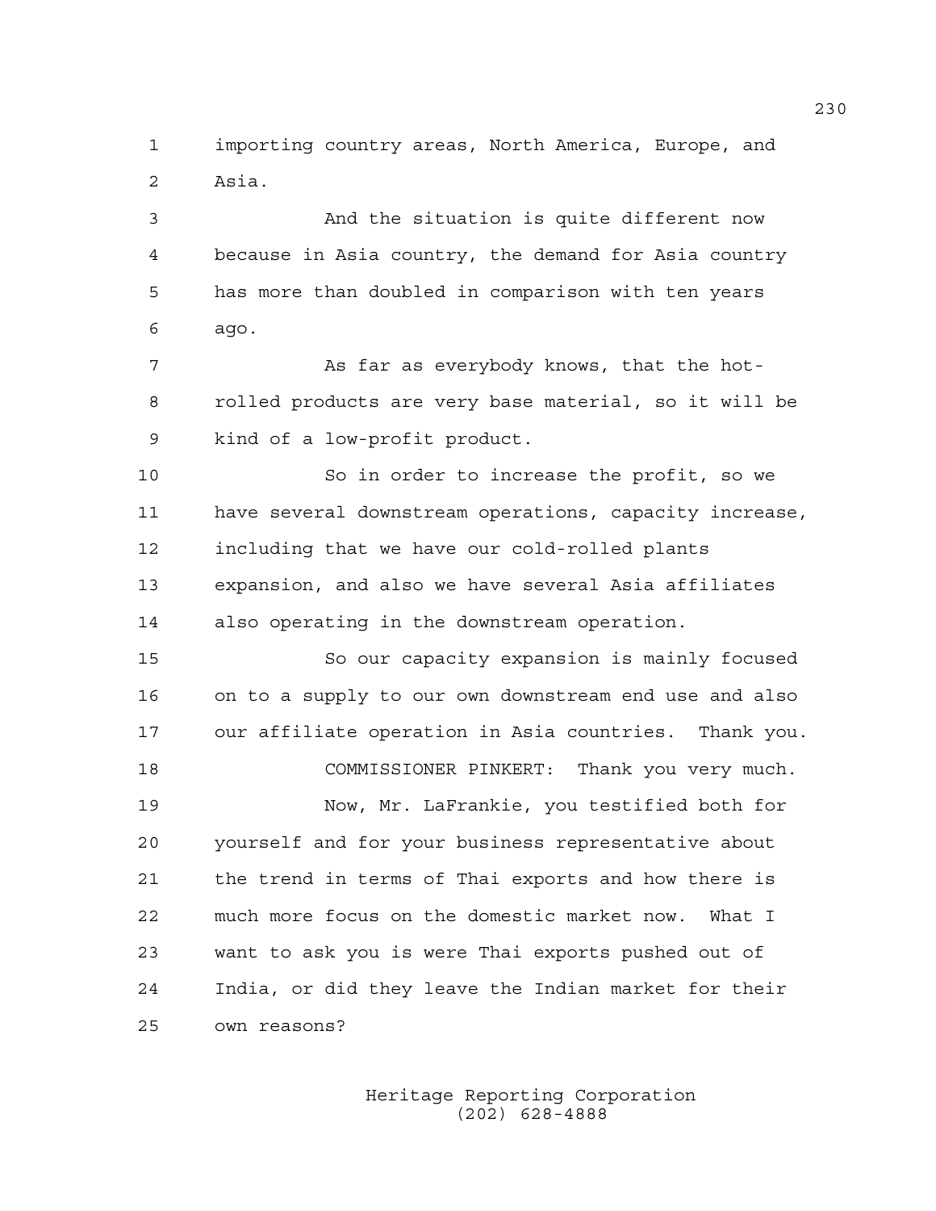importing country areas, North America, Europe, and Asia.

And the situation is quite different now because in Asia country, the demand for Asia country has more than doubled in comparison with ten years ago.

As far as everybody knows, that the hot-rolled products are very base material, so it will be kind of a low-profit product.

So in order to increase the profit, so we have several downstream operations, capacity increase, including that we have our cold-rolled plants expansion, and also we have several Asia affiliates also operating in the downstream operation.

So our capacity expansion is mainly focused on to a supply to our own downstream end use and also our affiliate operation in Asia countries. Thank you.

COMMISSIONER PINKERT: Thank you very much.

Now, Mr. LaFrankie, you testified both for yourself and for your business representative about the trend in terms of Thai exports and how there is much more focus on the domestic market now. What I want to ask you is were Thai exports pushed out of India, or did they leave the Indian market for their own reasons?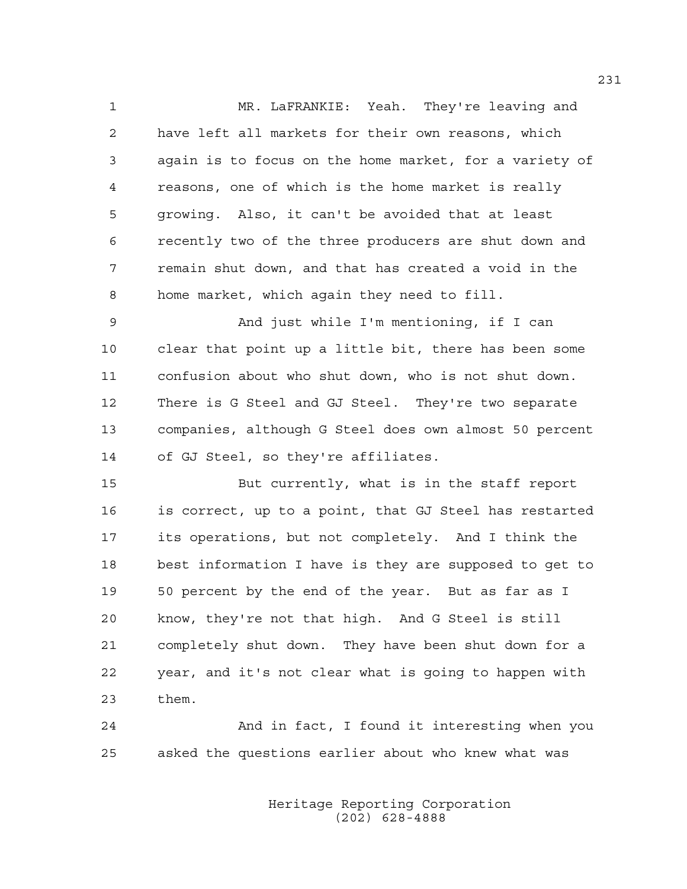MR. LaFRANKIE: Yeah. They're leaving and have left all markets for their own reasons, which again is to focus on the home market, for a variety of reasons, one of which is the home market is really growing. Also, it can't be avoided that at least recently two of the three producers are shut down and remain shut down, and that has created a void in the home market, which again they need to fill.

And just while I'm mentioning, if I can clear that point up a little bit, there has been some confusion about who shut down, who is not shut down. There is G Steel and GJ Steel. They're two separate companies, although G Steel does own almost 50 percent of GJ Steel, so they're affiliates.

But currently, what is in the staff report is correct, up to a point, that GJ Steel has restarted its operations, but not completely. And I think the best information I have is they are supposed to get to 50 percent by the end of the year. But as far as I know, they're not that high. And G Steel is still completely shut down. They have been shut down for a year, and it's not clear what is going to happen with them.

And in fact, I found it interesting when you asked the questions earlier about who knew what was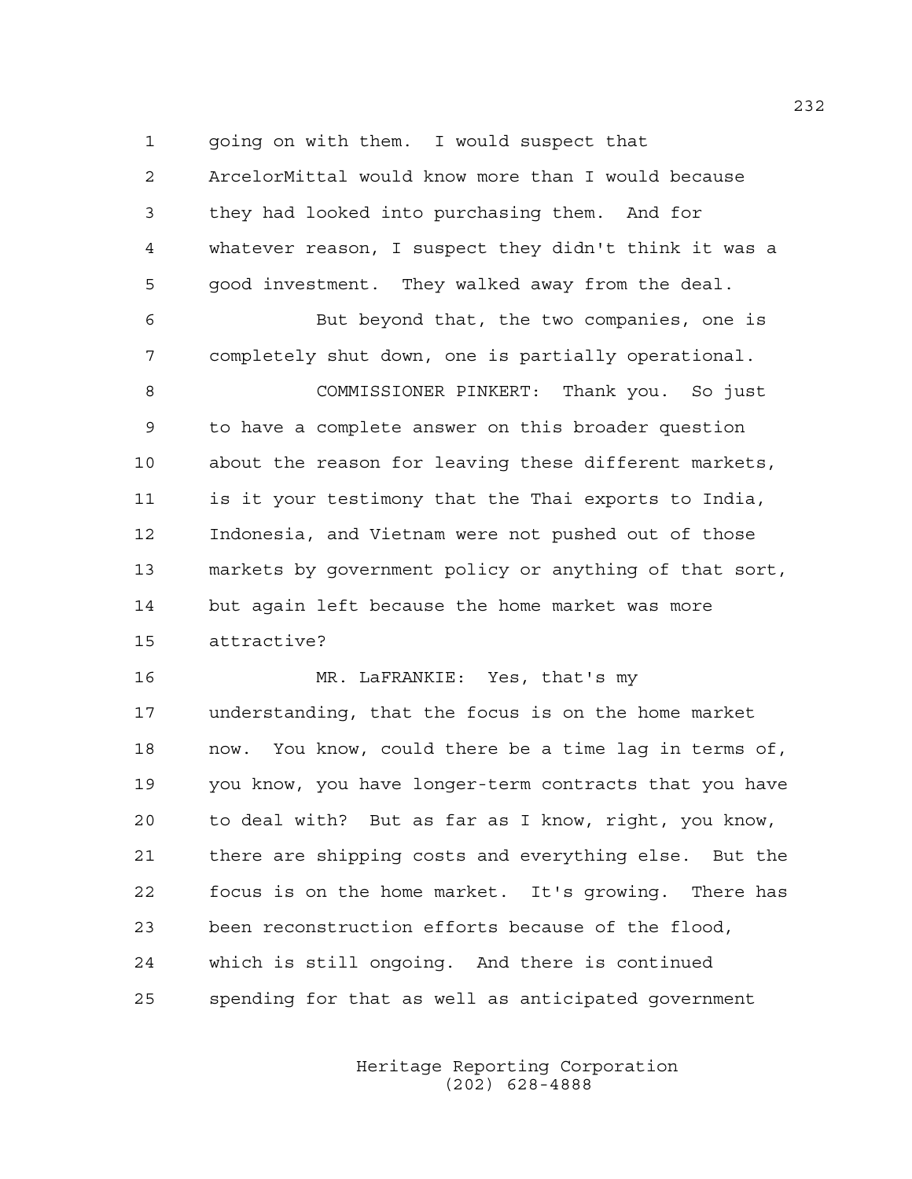going on with them. I would suspect that ArcelorMittal would know more than I would because they had looked into purchasing them. And for whatever reason, I suspect they didn't think it was a good investment. They walked away from the deal.

But beyond that, the two companies, one is completely shut down, one is partially operational.

COMMISSIONER PINKERT: Thank you. So just to have a complete answer on this broader question about the reason for leaving these different markets, is it your testimony that the Thai exports to India, Indonesia, and Vietnam were not pushed out of those markets by government policy or anything of that sort, but again left because the home market was more attractive?

MR. LaFRANKIE: Yes, that's my understanding, that the focus is on the home market now. You know, could there be a time lag in terms of, you know, you have longer-term contracts that you have to deal with? But as far as I know, right, you know, there are shipping costs and everything else. But the focus is on the home market. It's growing. There has been reconstruction efforts because of the flood, which is still ongoing. And there is continued spending for that as well as anticipated government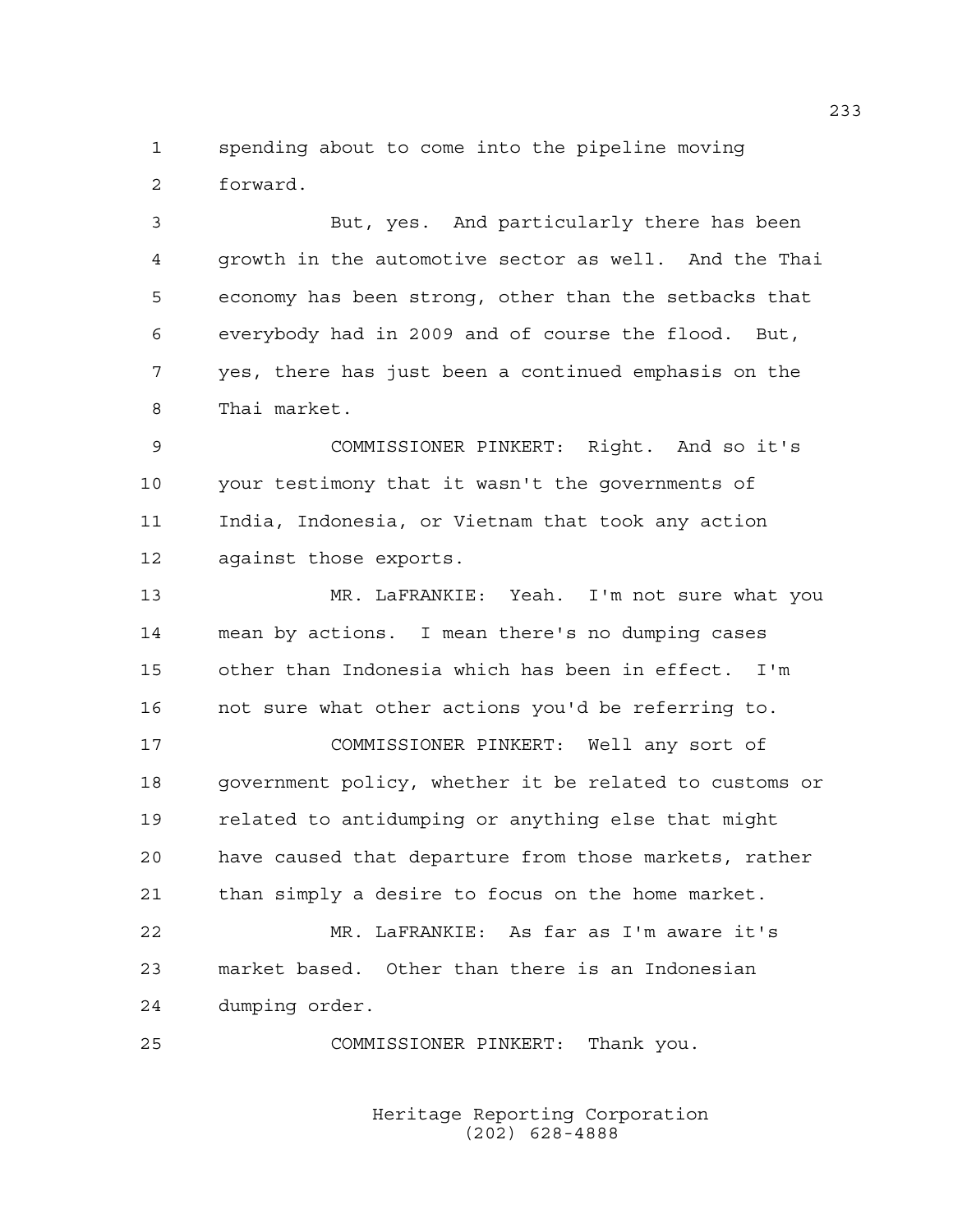spending about to come into the pipeline moving forward.

But, yes. And particularly there has been growth in the automotive sector as well. And the Thai economy has been strong, other than the setbacks that everybody had in 2009 and of course the flood. But, yes, there has just been a continued emphasis on the Thai market.

COMMISSIONER PINKERT: Right. And so it's your testimony that it wasn't the governments of India, Indonesia, or Vietnam that took any action against those exports.

MR. LaFRANKIE: Yeah. I'm not sure what you mean by actions. I mean there's no dumping cases other than Indonesia which has been in effect. I'm not sure what other actions you'd be referring to.

COMMISSIONER PINKERT: Well any sort of government policy, whether it be related to customs or related to antidumping or anything else that might have caused that departure from those markets, rather than simply a desire to focus on the home market.

MR. LaFRANKIE: As far as I'm aware it's market based. Other than there is an Indonesian dumping order.

COMMISSIONER PINKERT: Thank you.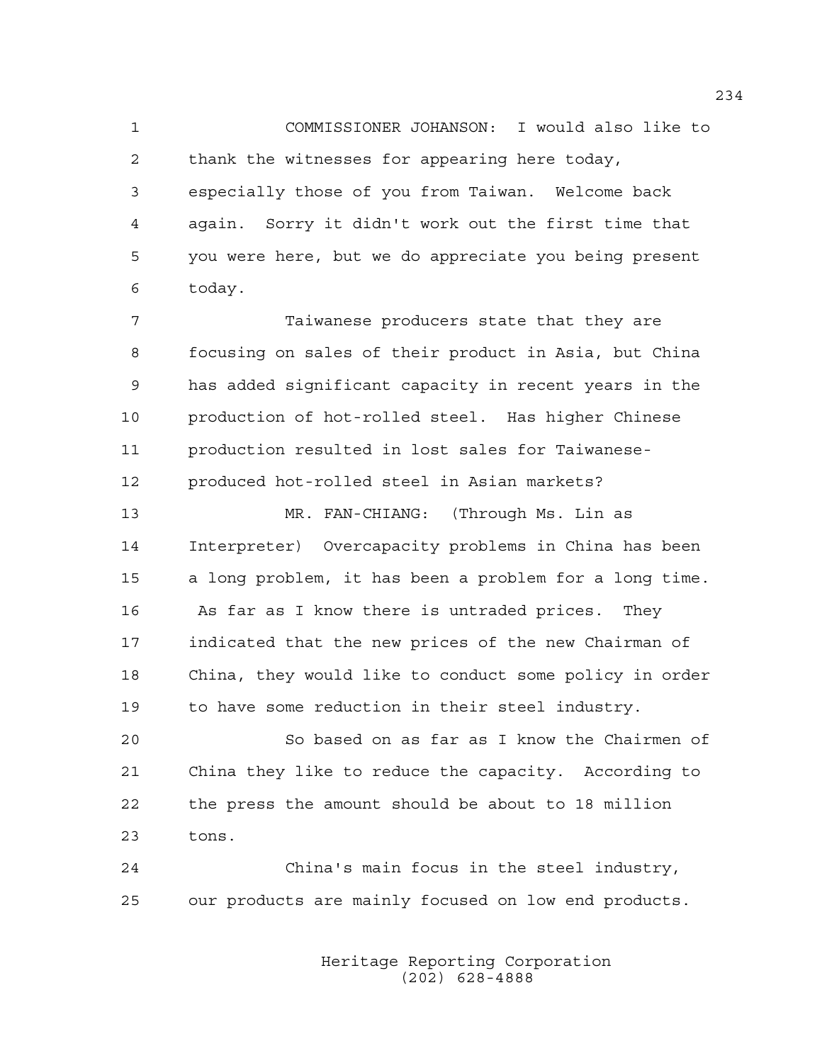COMMISSIONER JOHANSON: I would also like to thank the witnesses for appearing here today, especially those of you from Taiwan. Welcome back again. Sorry it didn't work out the first time that you were here, but we do appreciate you being present today.

Taiwanese producers state that they are focusing on sales of their product in Asia, but China has added significant capacity in recent years in the production of hot-rolled steel. Has higher Chinese production resulted in lost sales for Taiwanese-produced hot-rolled steel in Asian markets?

MR. FAN-CHIANG: (Through Ms. Lin as Interpreter) Overcapacity problems in China has been a long problem, it has been a problem for a long time. As far as I know there is untraded prices. They indicated that the new prices of the new Chairman of China, they would like to conduct some policy in order to have some reduction in their steel industry.

So based on as far as I know the Chairmen of China they like to reduce the capacity. According to the press the amount should be about to 18 million tons.

China's main focus in the steel industry, our products are mainly focused on low end products.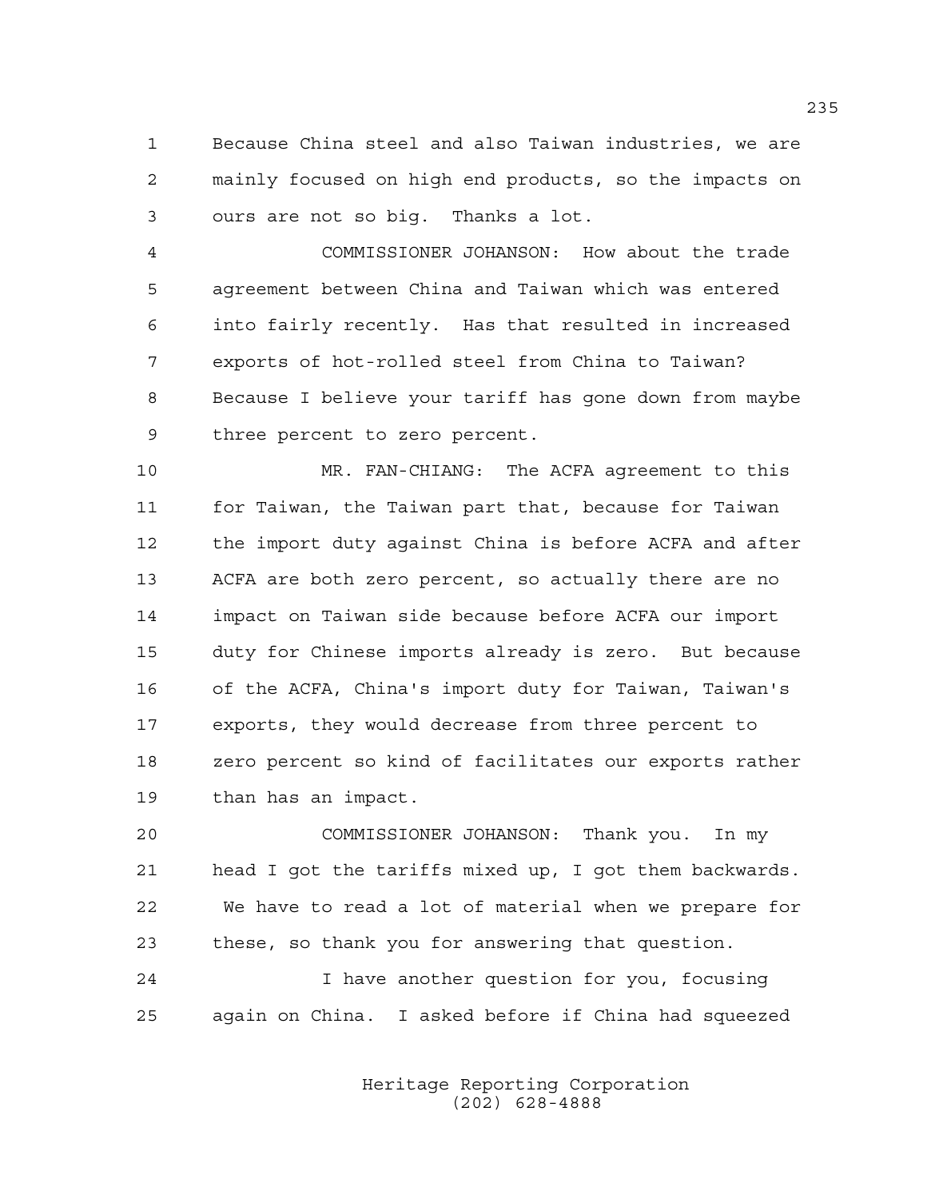Because China steel and also Taiwan industries, we are mainly focused on high end products, so the impacts on ours are not so big. Thanks a lot.

COMMISSIONER JOHANSON: How about the trade agreement between China and Taiwan which was entered into fairly recently. Has that resulted in increased exports of hot-rolled steel from China to Taiwan? Because I believe your tariff has gone down from maybe three percent to zero percent.

MR. FAN-CHIANG: The ACFA agreement to this for Taiwan, the Taiwan part that, because for Taiwan the import duty against China is before ACFA and after ACFA are both zero percent, so actually there are no impact on Taiwan side because before ACFA our import duty for Chinese imports already is zero. But because of the ACFA, China's import duty for Taiwan, Taiwan's exports, they would decrease from three percent to zero percent so kind of facilitates our exports rather than has an impact.

COMMISSIONER JOHANSON: Thank you. In my head I got the tariffs mixed up, I got them backwards. We have to read a lot of material when we prepare for these, so thank you for answering that question.

I have another question for you, focusing again on China. I asked before if China had squeezed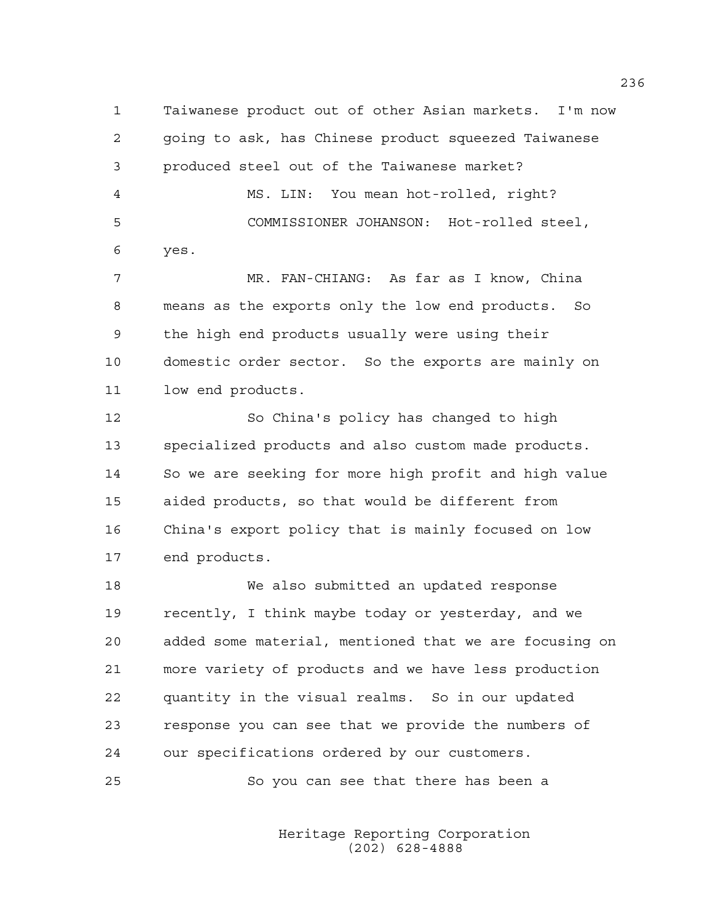Taiwanese product out of other Asian markets. I'm now going to ask, has Chinese product squeezed Taiwanese produced steel out of the Taiwanese market?

MS. LIN: You mean hot-rolled, right?

COMMISSIONER JOHANSON: Hot-rolled steel, yes.

MR. FAN-CHIANG: As far as I know, China means as the exports only the low end products. So the high end products usually were using their domestic order sector. So the exports are mainly on low end products.

So China's policy has changed to high specialized products and also custom made products. So we are seeking for more high profit and high value aided products, so that would be different from China's export policy that is mainly focused on low end products.

We also submitted an updated response recently, I think maybe today or yesterday, and we added some material, mentioned that we are focusing on more variety of products and we have less production quantity in the visual realms. So in our updated response you can see that we provide the numbers of our specifications ordered by our customers.

So you can see that there has been a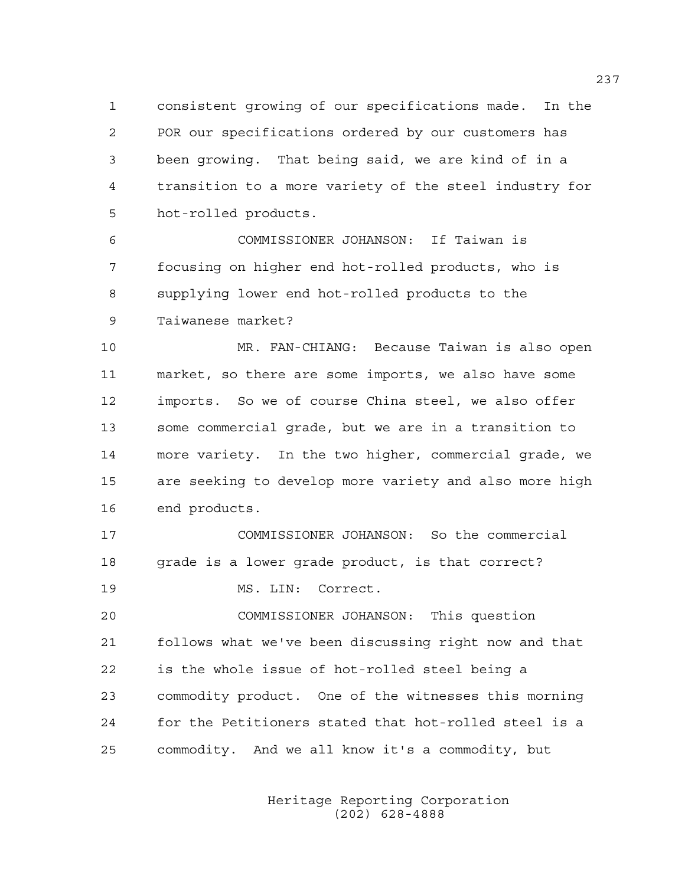consistent growing of our specifications made. In the POR our specifications ordered by our customers has been growing. That being said, we are kind of in a transition to a more variety of the steel industry for hot-rolled products.

COMMISSIONER JOHANSON: If Taiwan is focusing on higher end hot-rolled products, who is supplying lower end hot-rolled products to the Taiwanese market?

MR. FAN-CHIANG: Because Taiwan is also open market, so there are some imports, we also have some imports. So we of course China steel, we also offer some commercial grade, but we are in a transition to more variety. In the two higher, commercial grade, we are seeking to develop more variety and also more high end products.

COMMISSIONER JOHANSON: So the commercial grade is a lower grade product, is that correct?

MS. LIN: Correct.

COMMISSIONER JOHANSON: This question follows what we've been discussing right now and that is the whole issue of hot-rolled steel being a commodity product. One of the witnesses this morning for the Petitioners stated that hot-rolled steel is a commodity. And we all know it's a commodity, but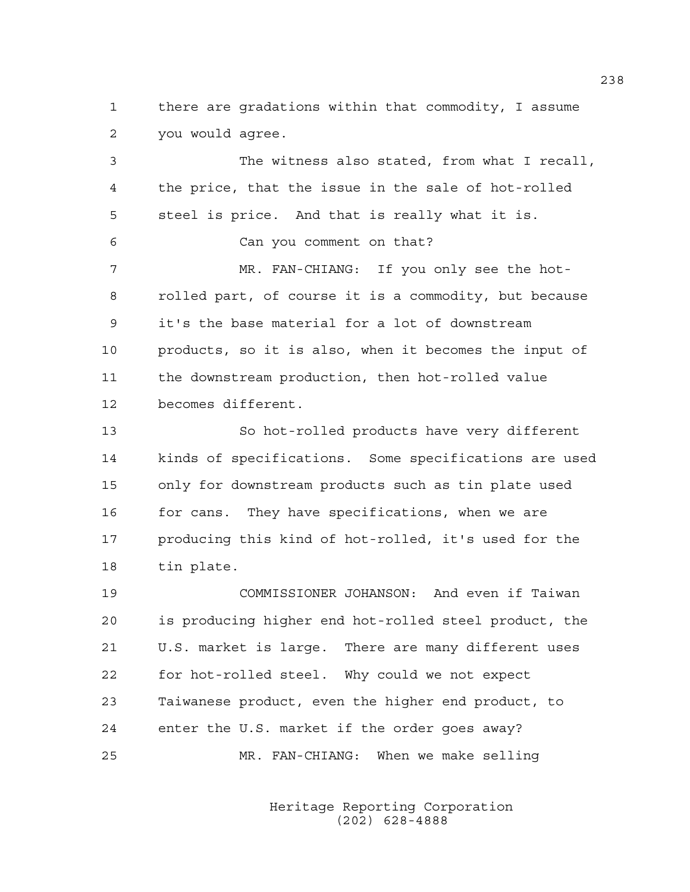there are gradations within that commodity, I assume you would agree.

The witness also stated, from what I recall, the price, that the issue in the sale of hot-rolled steel is price. And that is really what it is.

Can you comment on that?

MR. FAN-CHIANG: If you only see the hot-rolled part, of course it is a commodity, but because it's the base material for a lot of downstream products, so it is also, when it becomes the input of the downstream production, then hot-rolled value becomes different.

So hot-rolled products have very different kinds of specifications. Some specifications are used only for downstream products such as tin plate used for cans. They have specifications, when we are producing this kind of hot-rolled, it's used for the tin plate.

COMMISSIONER JOHANSON: And even if Taiwan is producing higher end hot-rolled steel product, the U.S. market is large. There are many different uses for hot-rolled steel. Why could we not expect Taiwanese product, even the higher end product, to enter the U.S. market if the order goes away?

MR. FAN-CHIANG: When we make selling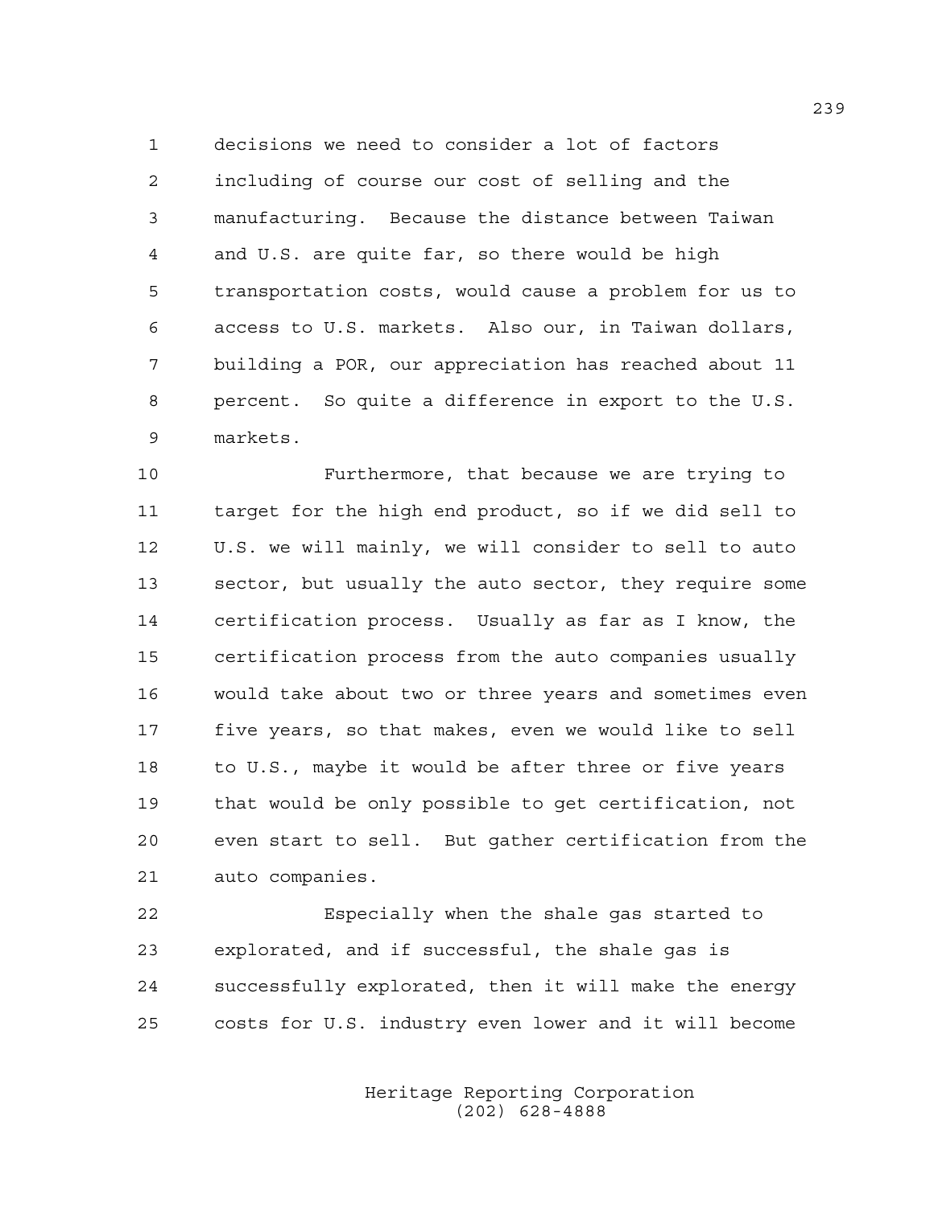decisions we need to consider a lot of factors including of course our cost of selling and the manufacturing. Because the distance between Taiwan and U.S. are quite far, so there would be high transportation costs, would cause a problem for us to access to U.S. markets. Also our, in Taiwan dollars, building a POR, our appreciation has reached about 11 percent. So quite a difference in export to the U.S. markets.

Furthermore, that because we are trying to target for the high end product, so if we did sell to U.S. we will mainly, we will consider to sell to auto sector, but usually the auto sector, they require some certification process. Usually as far as I know, the certification process from the auto companies usually would take about two or three years and sometimes even five years, so that makes, even we would like to sell to U.S., maybe it would be after three or five years that would be only possible to get certification, not even start to sell. But gather certification from the auto companies.

Especially when the shale gas started to explorated, and if successful, the shale gas is successfully explorated, then it will make the energy costs for U.S. industry even lower and it will become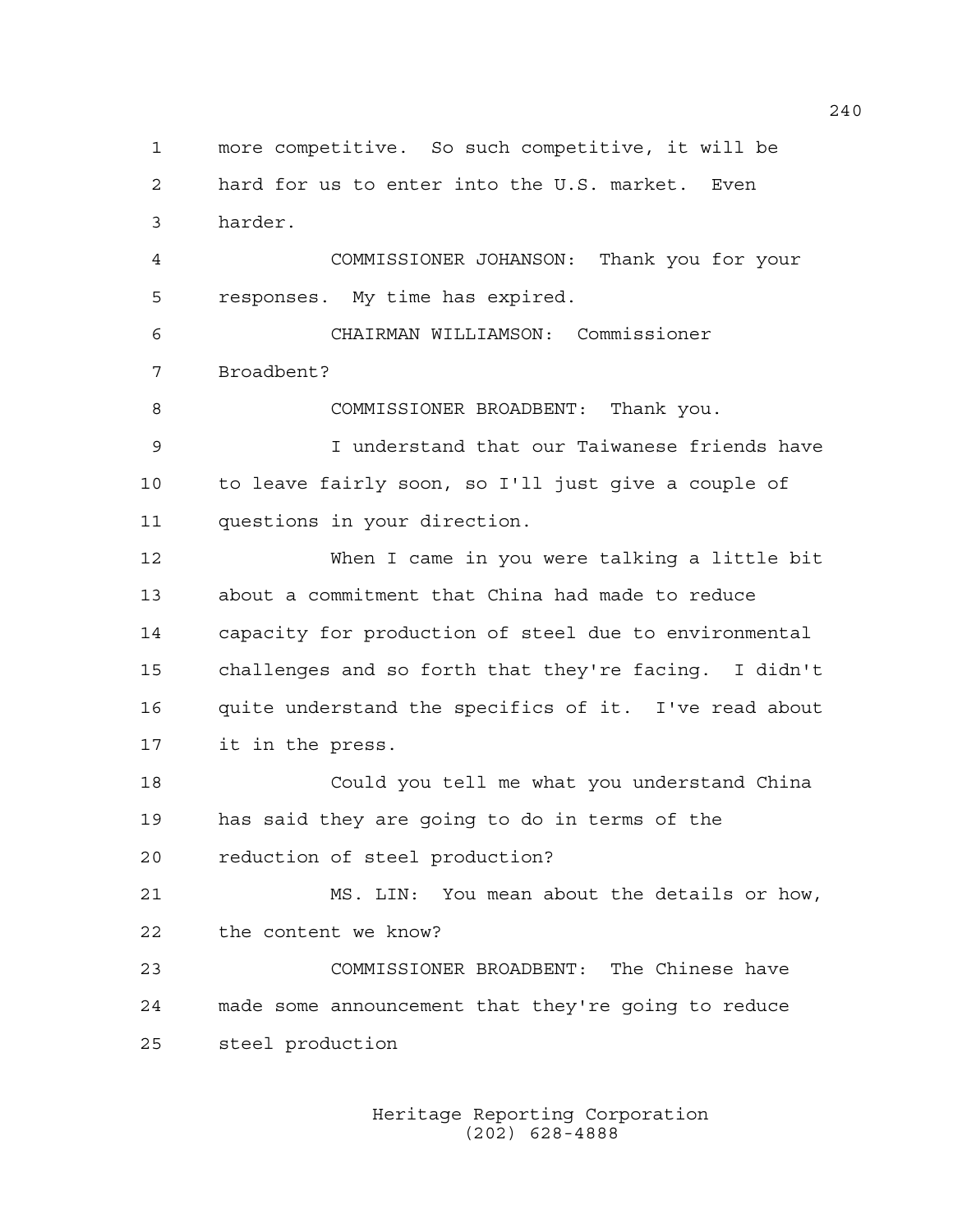more competitive. So such competitive, it will be hard for us to enter into the U.S. market. Even harder.

COMMISSIONER JOHANSON: Thank you for your responses. My time has expired.

CHAIRMAN WILLIAMSON: Commissioner Broadbent?

COMMISSIONER BROADBENT: Thank you.

I understand that our Taiwanese friends have to leave fairly soon, so I'll just give a couple of questions in your direction.

When I came in you were talking a little bit about a commitment that China had made to reduce capacity for production of steel due to environmental challenges and so forth that they're facing. I didn't quite understand the specifics of it. I've read about it in the press.

Could you tell me what you understand China has said they are going to do in terms of the reduction of steel production?

MS. LIN: You mean about the details or how, the content we know?

COMMISSIONER BROADBENT: The Chinese have made some announcement that they're going to reduce steel production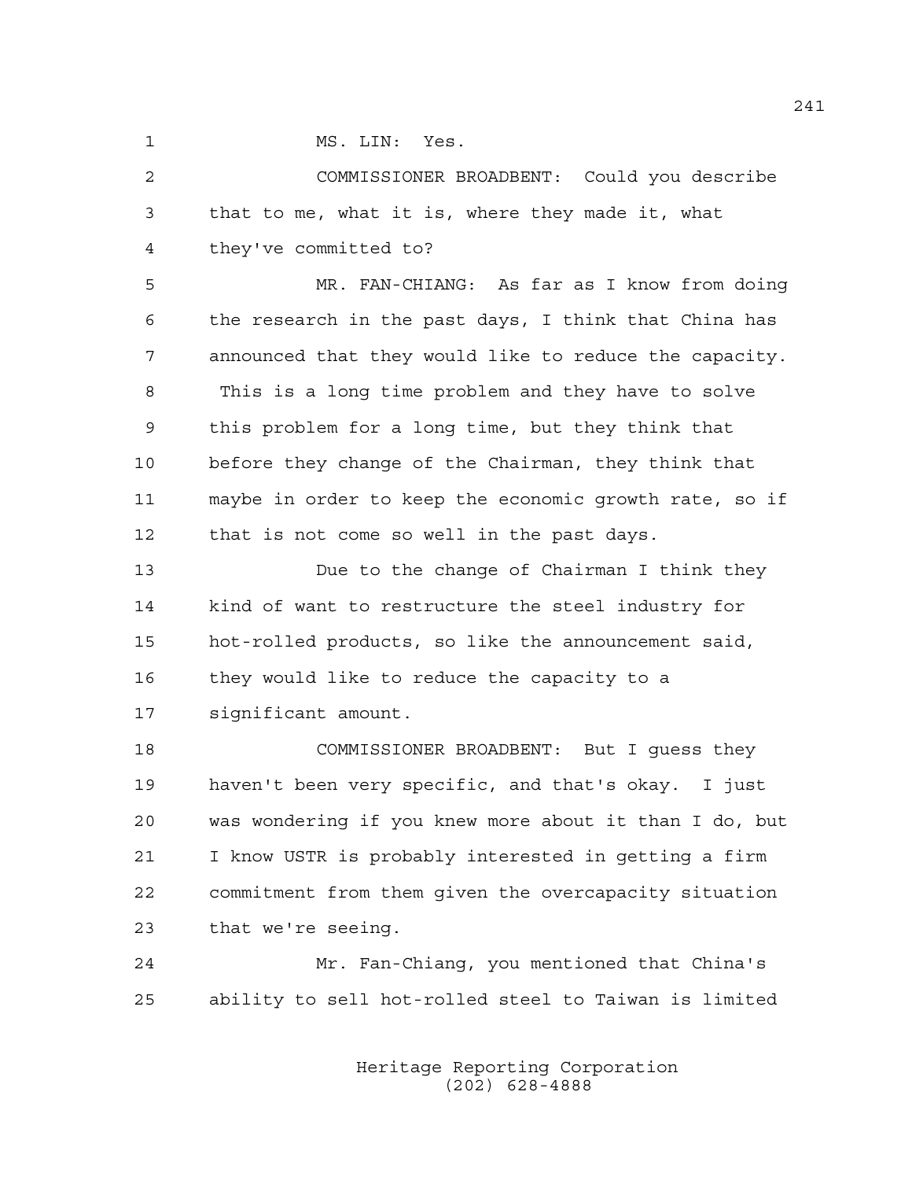MS. LIN: Yes.

COMMISSIONER BROADBENT: Could you describe that to me, what it is, where they made it, what they've committed to?

MR. FAN-CHIANG: As far as I know from doing the research in the past days, I think that China has announced that they would like to reduce the capacity. This is a long time problem and they have to solve this problem for a long time, but they think that before they change of the Chairman, they think that maybe in order to keep the economic growth rate, so if that is not come so well in the past days.

Due to the change of Chairman I think they kind of want to restructure the steel industry for hot-rolled products, so like the announcement said, they would like to reduce the capacity to a significant amount.

COMMISSIONER BROADBENT: But I guess they haven't been very specific, and that's okay. I just was wondering if you knew more about it than I do, but I know USTR is probably interested in getting a firm commitment from them given the overcapacity situation that we're seeing.

Mr. Fan-Chiang, you mentioned that China's ability to sell hot-rolled steel to Taiwan is limited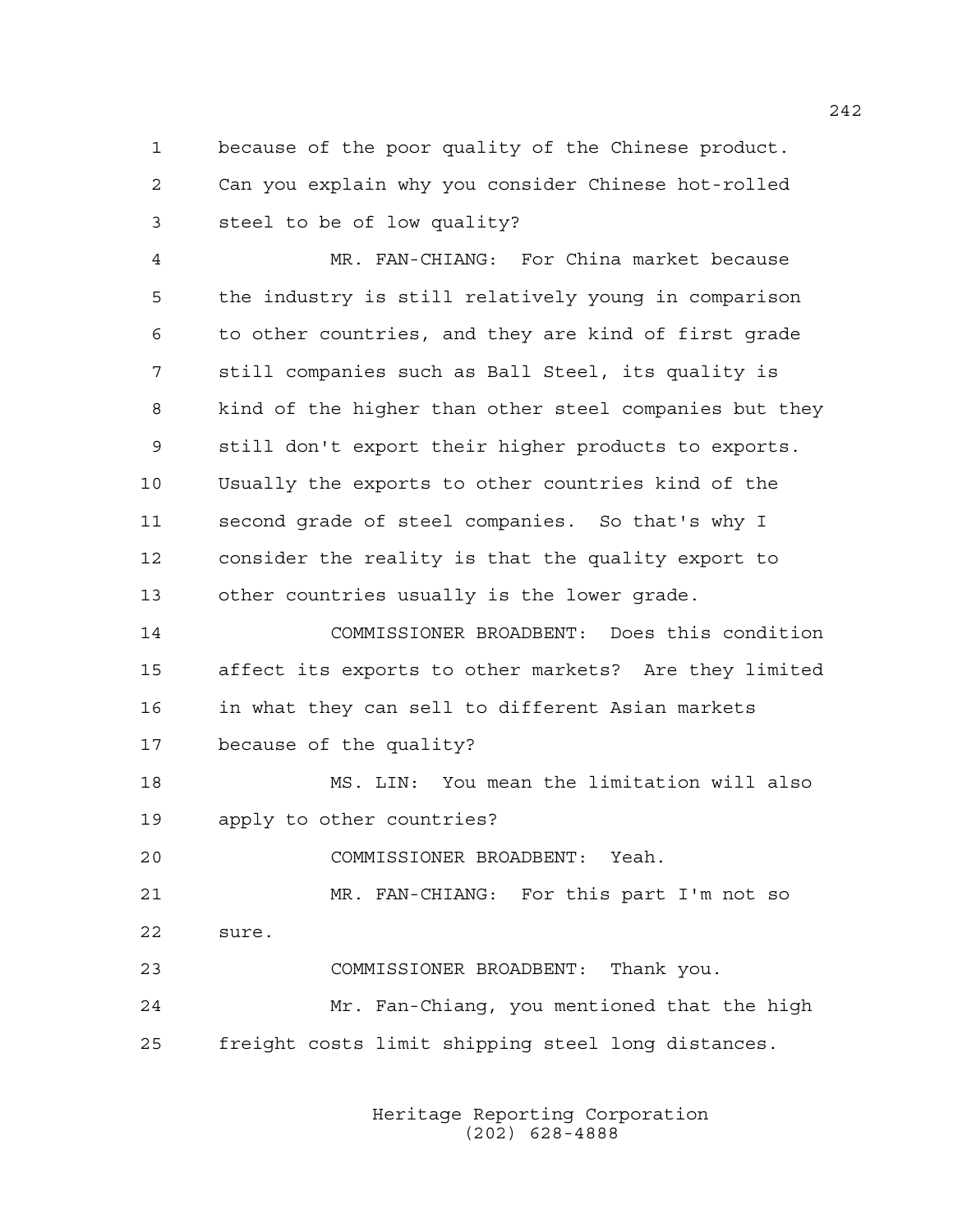because of the poor quality of the Chinese product. Can you explain why you consider Chinese hot-rolled steel to be of low quality?

MR. FAN-CHIANG: For China market because the industry is still relatively young in comparison to other countries, and they are kind of first grade still companies such as Ball Steel, its quality is kind of the higher than other steel companies but they still don't export their higher products to exports. Usually the exports to other countries kind of the second grade of steel companies. So that's why I consider the reality is that the quality export to other countries usually is the lower grade.

COMMISSIONER BROADBENT: Does this condition affect its exports to other markets? Are they limited in what they can sell to different Asian markets because of the quality?

MS. LIN: You mean the limitation will also apply to other countries?

COMMISSIONER BROADBENT: Yeah.

MR. FAN-CHIANG: For this part I'm not so sure.

COMMISSIONER BROADBENT: Thank you.

Mr. Fan-Chiang, you mentioned that the high freight costs limit shipping steel long distances.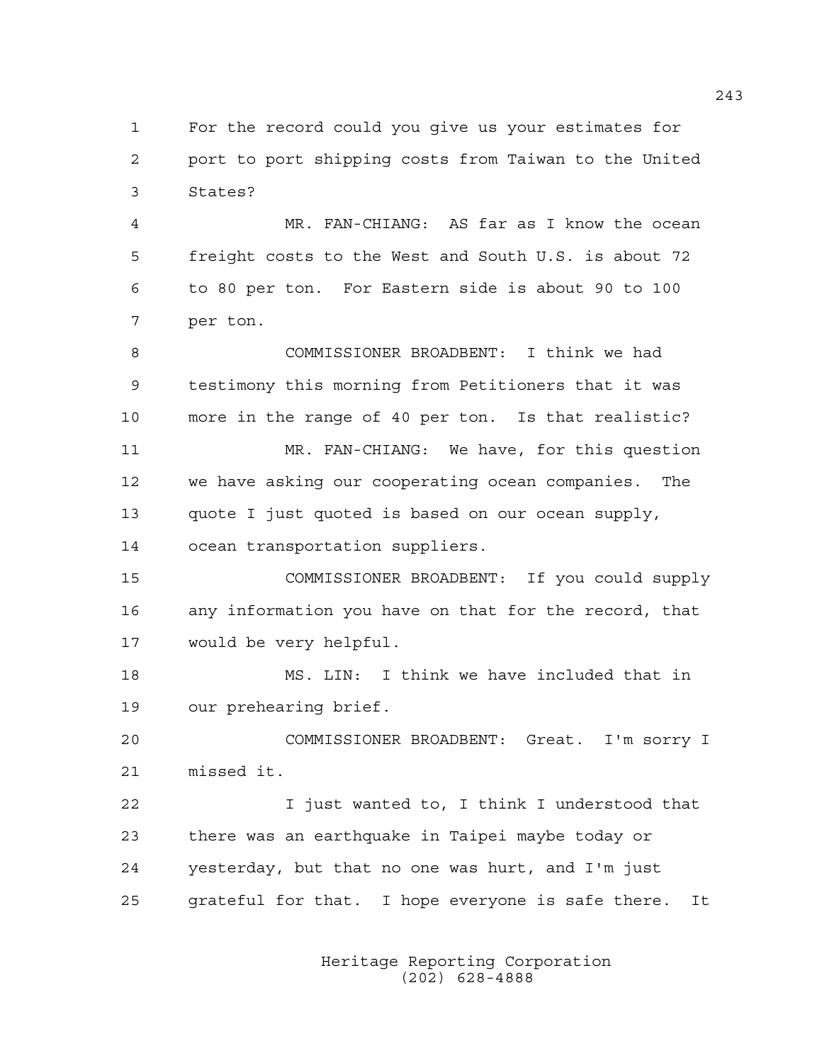For the record could you give us your estimates for port to port shipping costs from Taiwan to the United States?

MR. FAN-CHIANG: AS far as I know the ocean freight costs to the West and South U.S. is about 72 to 80 per ton. For Eastern side is about 90 to 100 per ton.

COMMISSIONER BROADBENT: I think we had testimony this morning from Petitioners that it was more in the range of 40 per ton. Is that realistic?

MR. FAN-CHIANG: We have, for this question we have asking our cooperating ocean companies. The quote I just quoted is based on our ocean supply, ocean transportation suppliers.

COMMISSIONER BROADBENT: If you could supply any information you have on that for the record, that would be very helpful.

MS. LIN: I think we have included that in our prehearing brief.

COMMISSIONER BROADBENT: Great. I'm sorry I missed it.

I just wanted to, I think I understood that there was an earthquake in Taipei maybe today or yesterday, but that no one was hurt, and I'm just grateful for that. I hope everyone is safe there. It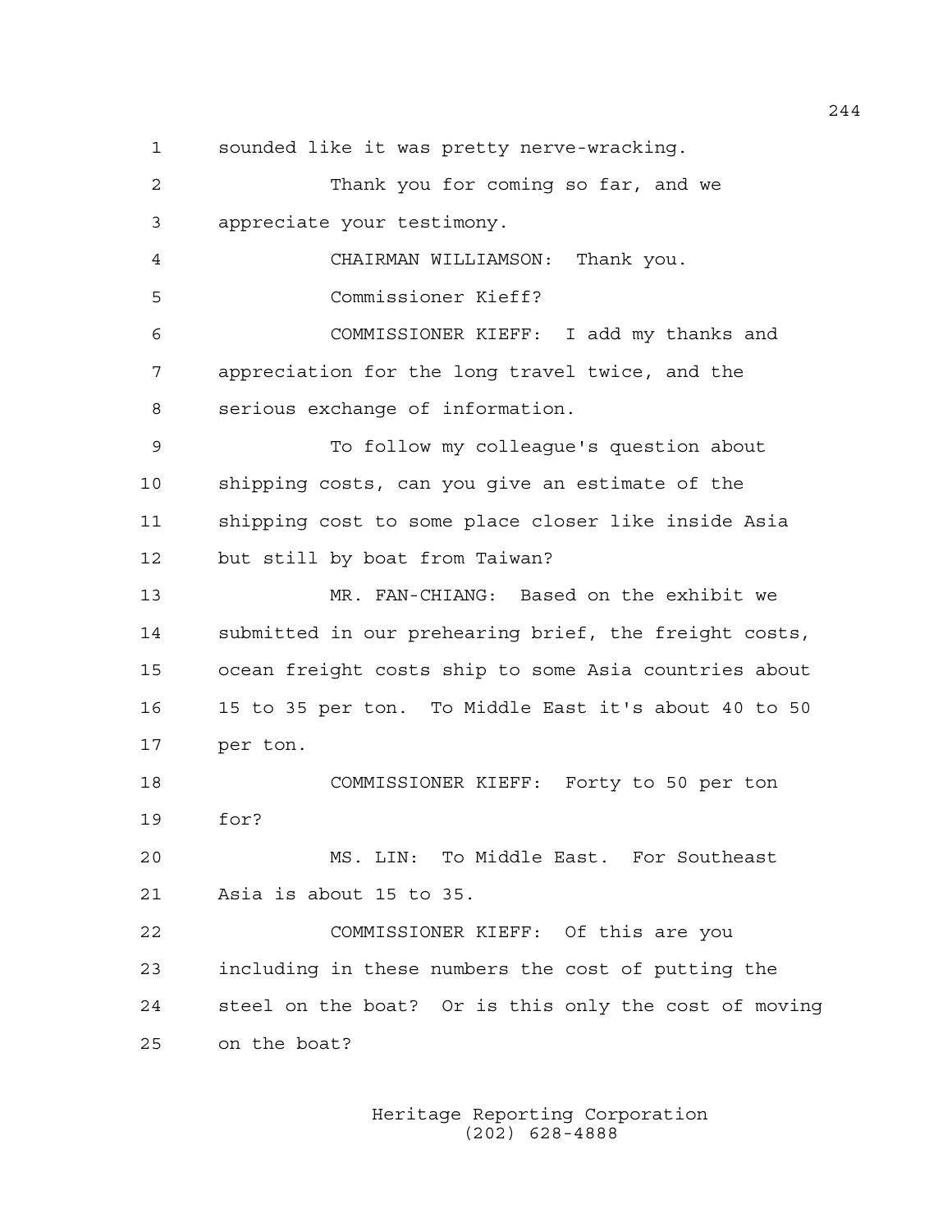sounded like it was pretty nerve-wracking.

Thank you for coming so far, and we appreciate your testimony.

CHAIRMAN WILLIAMSON: Thank you.

Commissioner Kieff?

COMMISSIONER KIEFF: I add my thanks and appreciation for the long travel twice, and the serious exchange of information.

To follow my colleague's question about shipping costs, can you give an estimate of the shipping cost to some place closer like inside Asia but still by boat from Taiwan?

MR. FAN-CHIANG: Based on the exhibit we submitted in our prehearing brief, the freight costs, ocean freight costs ship to some Asia countries about 15 to 35 per ton. To Middle East it's about 40 to 50 per ton.

COMMISSIONER KIEFF: Forty to 50 per ton for?

MS. LIN: To Middle East. For Southeast Asia is about 15 to 35.

COMMISSIONER KIEFF: Of this are you including in these numbers the cost of putting the steel on the boat? Or is this only the cost of moving on the boat?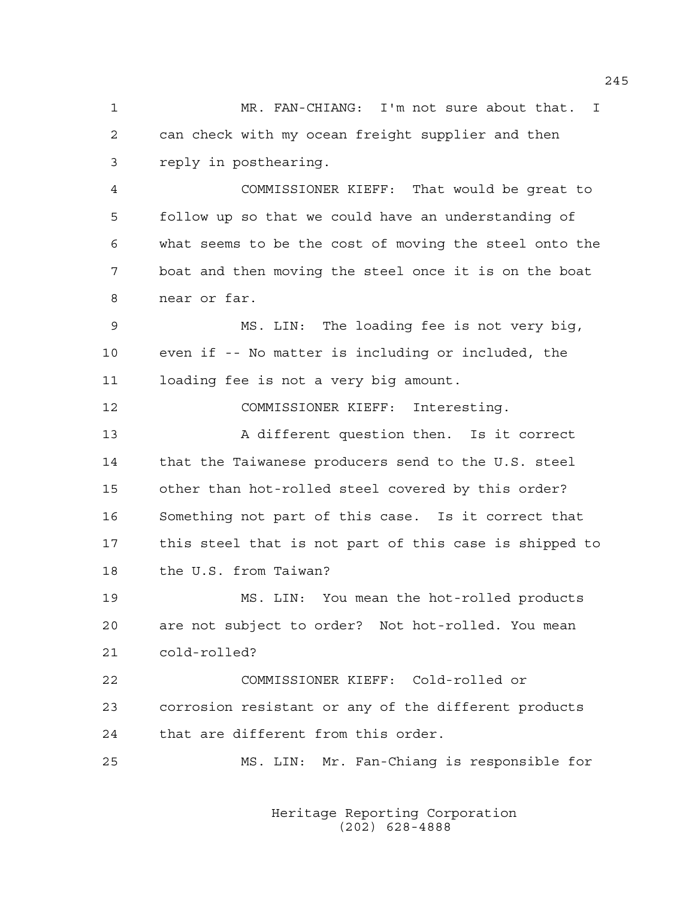1 MR. FAN-CHIANG: I'm not sure about that. I
2 can check with my ocean freight supplier and then
3 reply in posthearing.

4 COMMISSIONER KIEFF: That would be great to
5 follow up so that we could have an understanding of
6 what seems to be the cost of moving the steel onto the
7 boat and then moving the steel once it is on the boat
8 near or far.

9 MS. LIN: The loading fee is not very big,
10 even if -- No matter is including or included, the
11 loading fee is not a very big amount.

12 COMMISSIONER KIEFF: Interesting.

13 A different question then. Is it correct
14 that the Taiwanese producers send to the U.S. steel
15 other than hot-rolled steel covered by this order?
16 Something not part of this case. Is it correct that
17 this steel that is not part of this case is shipped to
18 the U.S. from Taiwan?

19 MS. LIN: You mean the hot-rolled products
20 are not subject to order? Not hot-rolled. You mean
21 cold-rolled?

22 COMMISSIONER KIEFF: Cold-rolled or
23 corrosion resistant or any of the different products
24 that are different from this order.

25 MS. LIN: Mr. Fan-Chiang is responsible for

Heritage Reporting Corporation
(202) 628-4888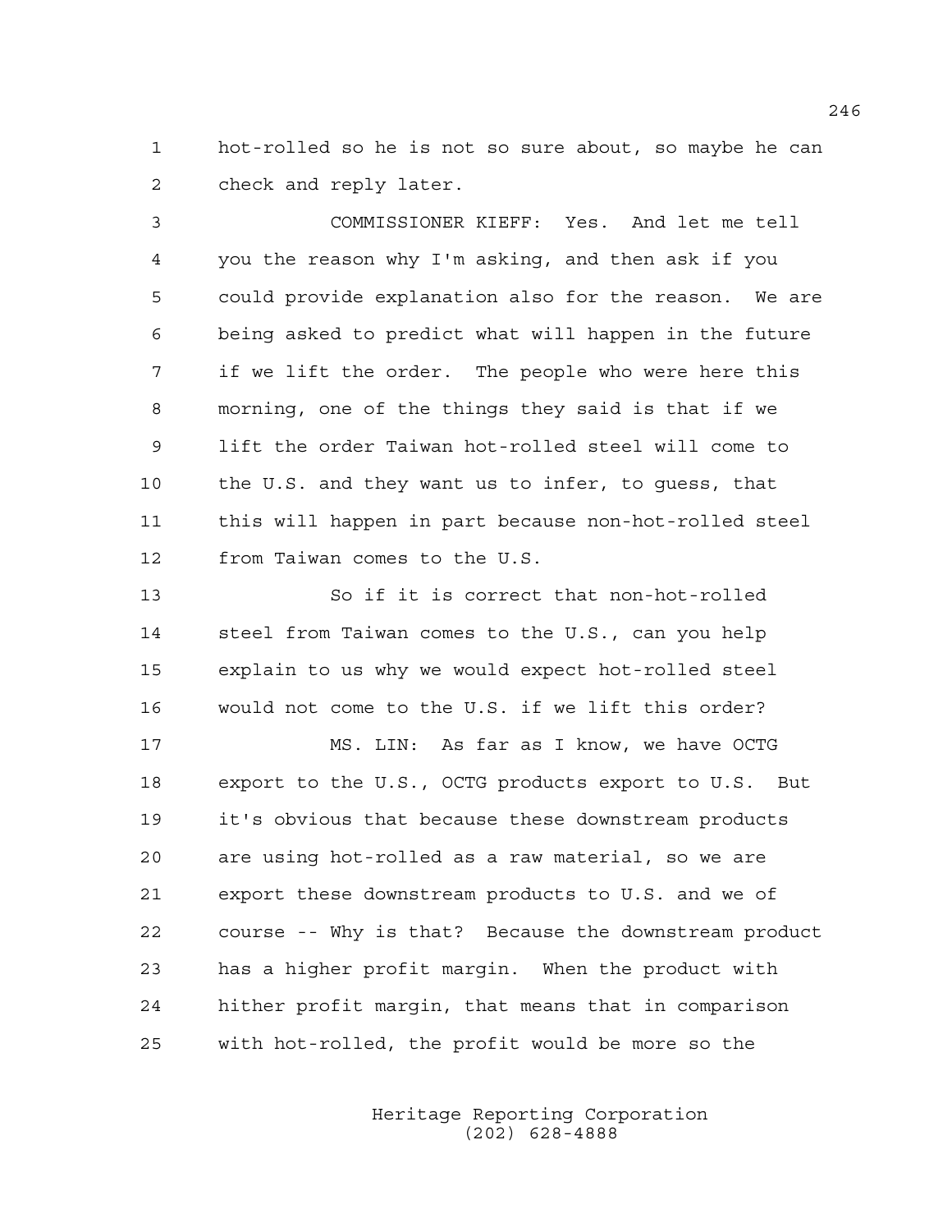hot-rolled so he is not so sure about, so maybe he can check and reply later.

COMMISSIONER KIEFF: Yes. And let me tell you the reason why I'm asking, and then ask if you could provide explanation also for the reason. We are being asked to predict what will happen in the future if we lift the order. The people who were here this morning, one of the things they said is that if we lift the order Taiwan hot-rolled steel will come to the U.S. and they want us to infer, to guess, that this will happen in part because non-hot-rolled steel from Taiwan comes to the U.S.

So if it is correct that non-hot-rolled steel from Taiwan comes to the U.S., can you help explain to us why we would expect hot-rolled steel would not come to the U.S. if we lift this order?

MS. LIN: As far as I know, we have OCTG export to the U.S., OCTG products export to U.S. But it's obvious that because these downstream products are using hot-rolled as a raw material, so we are export these downstream products to U.S. and we of course -- Why is that? Because the downstream product has a higher profit margin. When the product with hither profit margin, that means that in comparison with hot-rolled, the profit would be more so the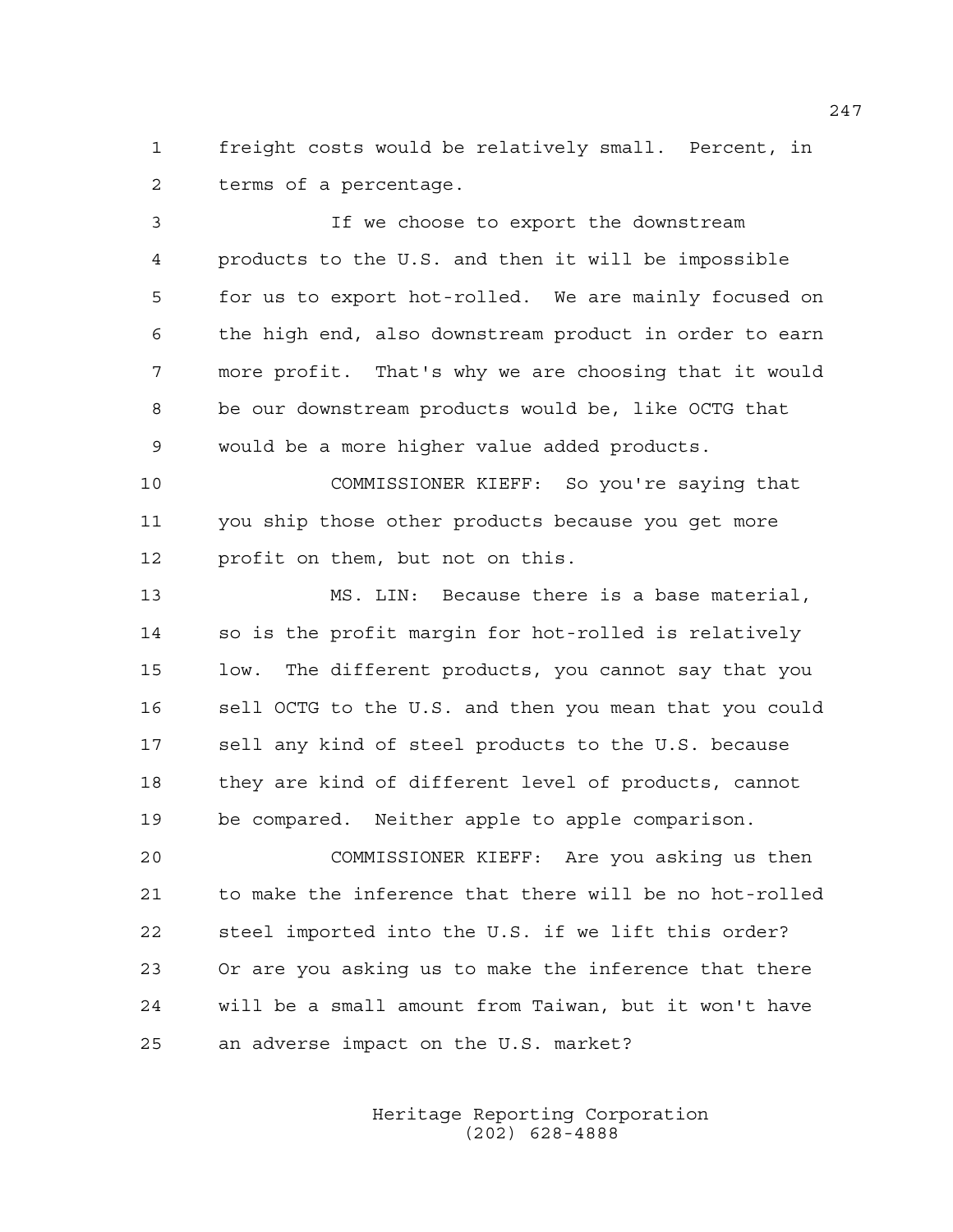freight costs would be relatively small. Percent, in terms of a percentage.

If we choose to export the downstream products to the U.S. and then it will be impossible for us to export hot-rolled. We are mainly focused on the high end, also downstream product in order to earn more profit. That's why we are choosing that it would be our downstream products would be, like OCTG that would be a more higher value added products.

COMMISSIONER KIEFF: So you're saying that you ship those other products because you get more profit on them, but not on this.

MS. LIN: Because there is a base material, so is the profit margin for hot-rolled is relatively low. The different products, you cannot say that you sell OCTG to the U.S. and then you mean that you could sell any kind of steel products to the U.S. because they are kind of different level of products, cannot be compared. Neither apple to apple comparison.

COMMISSIONER KIEFF: Are you asking us then to make the inference that there will be no hot-rolled steel imported into the U.S. if we lift this order? Or are you asking us to make the inference that there will be a small amount from Taiwan, but it won't have an adverse impact on the U.S. market?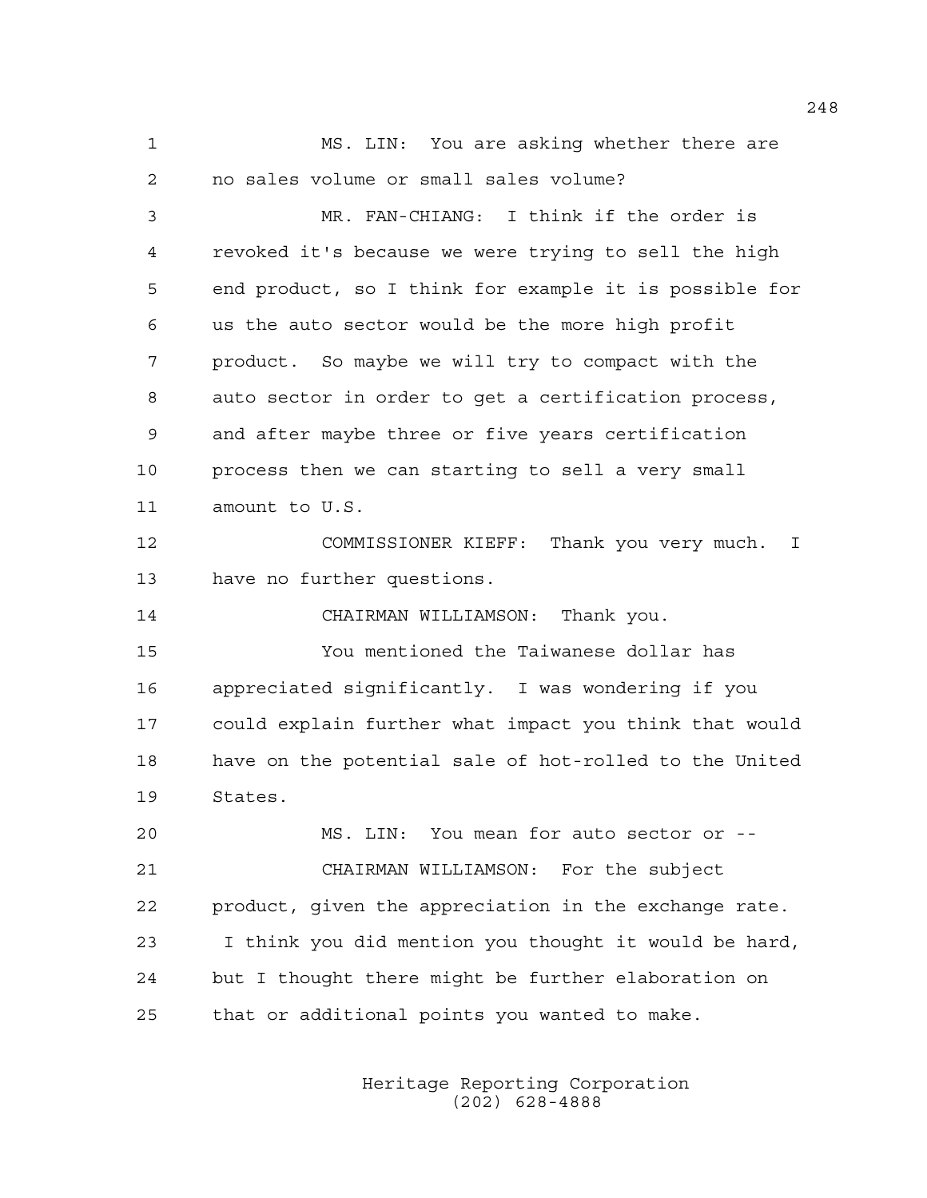MS. LIN: You are asking whether there are no sales volume or small sales volume?

MR. FAN-CHIANG: I think if the order is revoked it's because we were trying to sell the high end product, so I think for example it is possible for us the auto sector would be the more high profit product. So maybe we will try to compact with the auto sector in order to get a certification process, and after maybe three or five years certification process then we can starting to sell a very small amount to U.S.

COMMISSIONER KIEFF: Thank you very much. I have no further questions.

CHAIRMAN WILLIAMSON: Thank you.

You mentioned the Taiwanese dollar has appreciated significantly. I was wondering if you could explain further what impact you think that would have on the potential sale of hot-rolled to the United States.

MS. LIN: You mean for auto sector or --

CHAIRMAN WILLIAMSON: For the subject product, given the appreciation in the exchange rate. I think you did mention you thought it would be hard, but I thought there might be further elaboration on that or additional points you wanted to make.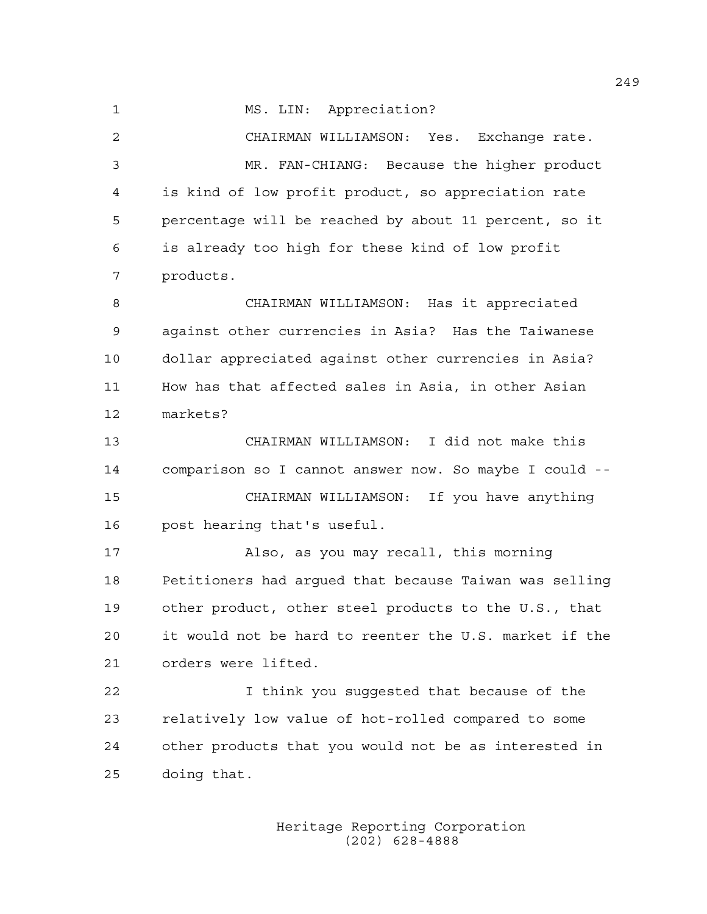MS. LIN: Appreciation?

CHAIRMAN WILLIAMSON: Yes. Exchange rate.

MR. FAN-CHIANG: Because the higher product is kind of low profit product, so appreciation rate percentage will be reached by about 11 percent, so it is already too high for these kind of low profit products.

CHAIRMAN WILLIAMSON: Has it appreciated against other currencies in Asia? Has the Taiwanese dollar appreciated against other currencies in Asia? How has that affected sales in Asia, in other Asian markets?

CHAIRMAN WILLIAMSON: I did not make this comparison so I cannot answer now. So maybe I could --

CHAIRMAN WILLIAMSON: If you have anything post hearing that's useful.

Also, as you may recall, this morning Petitioners had argued that because Taiwan was selling other product, other steel products to the U.S., that it would not be hard to reenter the U.S. market if the orders were lifted.

I think you suggested that because of the relatively low value of hot-rolled compared to some other products that you would not be as interested in doing that.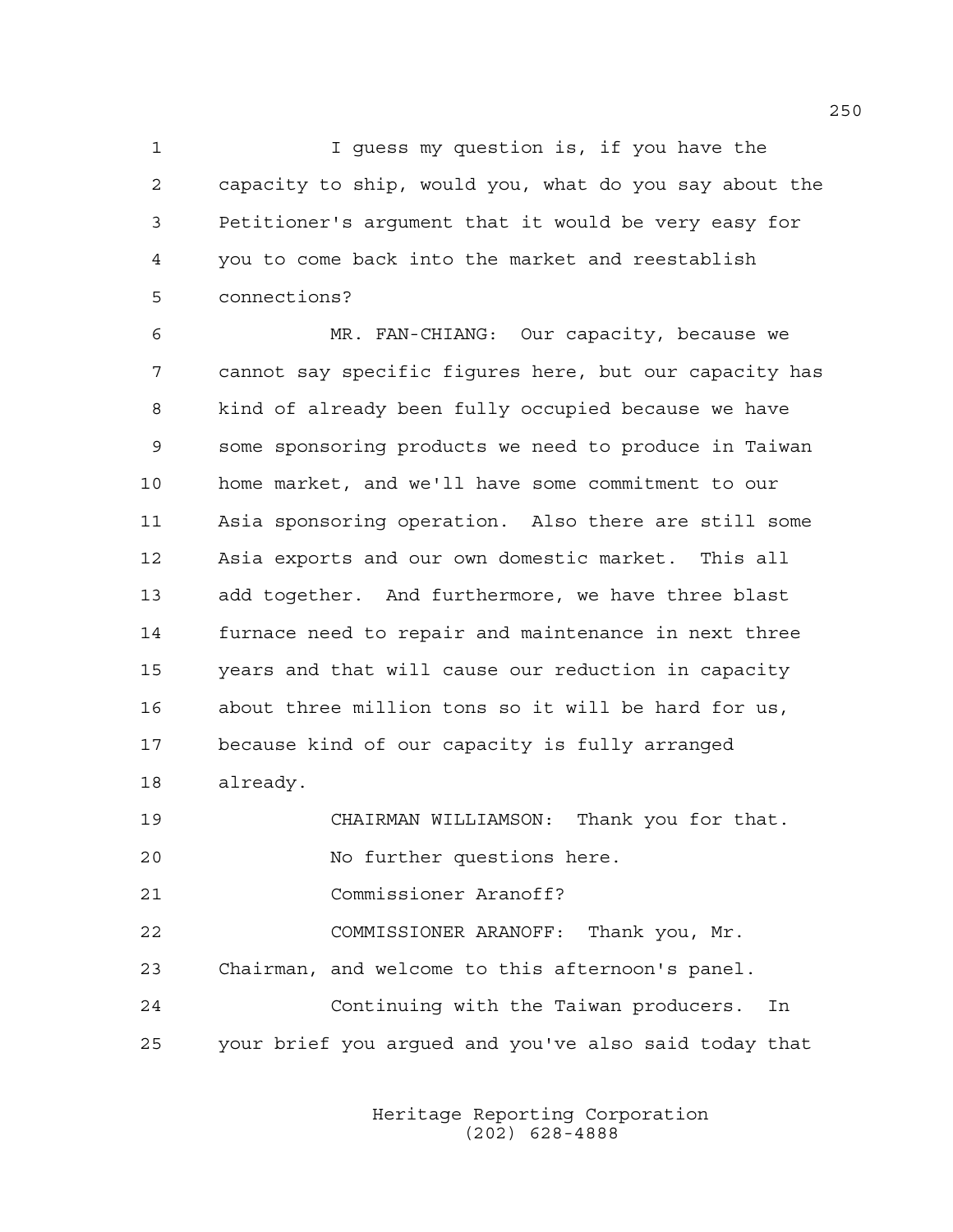1 I guess my question is, if you have the
2 capacity to ship, would you, what do you say about the
3 Petitioner's argument that it would be very easy for
4 you to come back into the market and reestablish
5 connections?

6 MR. FAN-CHIANG: Our capacity, because we
7 cannot say specific figures here, but our capacity has
8 kind of already been fully occupied because we have
9 some sponsoring products we need to produce in Taiwan
10 home market, and we'll have some commitment to our
11 Asia sponsoring operation. Also there are still some
12 Asia exports and our own domestic market. This all
13 add together. And furthermore, we have three blast
14 furnace need to repair and maintenance in next three
15 years and that will cause our reduction in capacity
16 about three million tons so it will be hard for us,
17 because kind of our capacity is fully arranged
18 already.

19 CHAIRMAN WILLIAMSON: Thank you for that.
20 No further questions here.
21 Commissioner Aranoff?

22 COMMISSIONER ARANOFF: Thank you, Mr.
23 Chairman, and welcome to this afternoon's panel.
24 Continuing with the Taiwan producers. In
25 your brief you argued and you've also said today that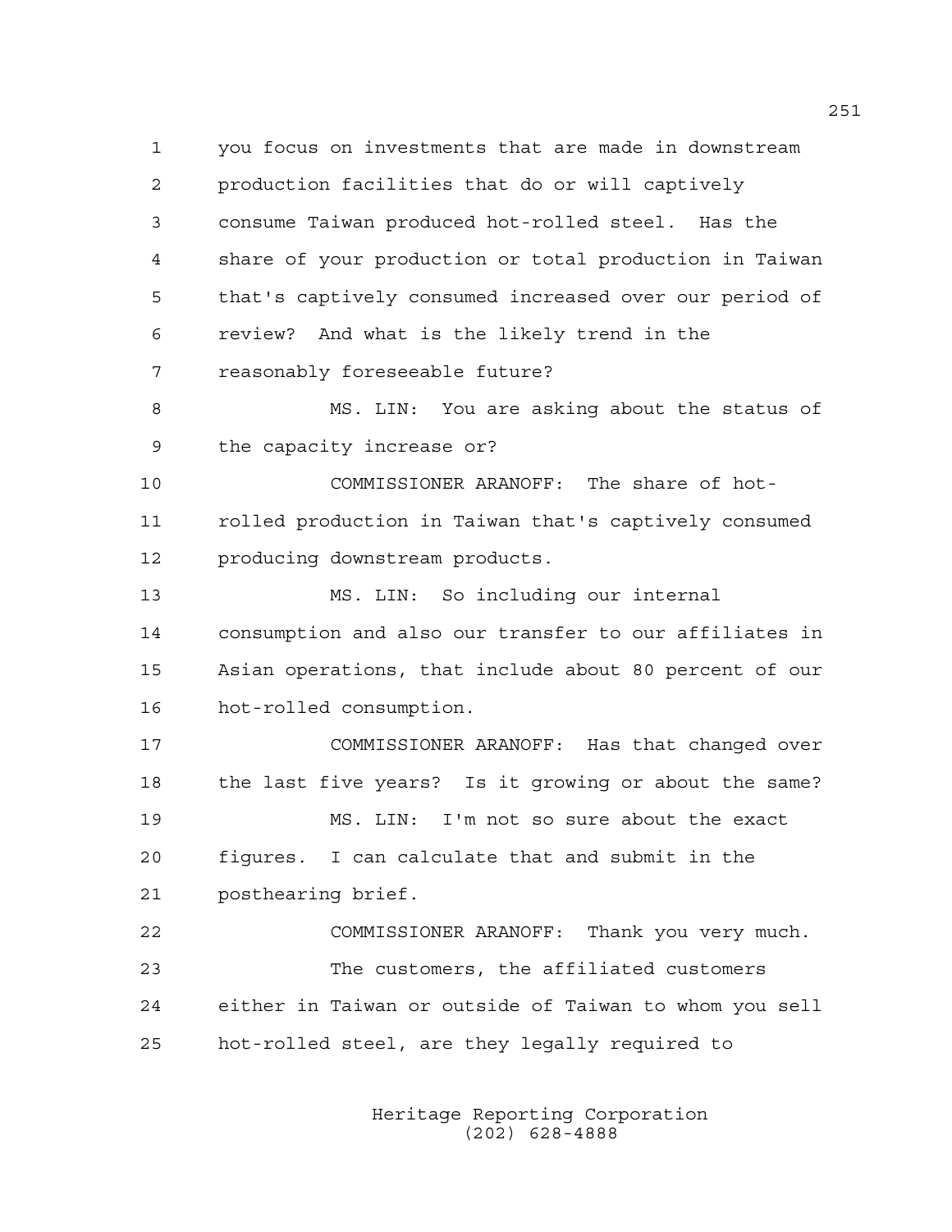1 you focus on investments that are made in downstream
2 production facilities that do or will captively
3 consume Taiwan produced hot-rolled steel. Has the
4 share of your production or total production in Taiwan
5 that's captively consumed increased over our period of
6 review? And what is the likely trend in the
7 reasonably foreseeable future?

8 MS. LIN: You are asking about the status of
9 the capacity increase or?

10 COMMISSIONER ARANOFF: The share of hot-
11 rolled production in Taiwan that's captively consumed
12 producing downstream products.

13 MS. LIN: So including our internal
14 consumption and also our transfer to our affiliates in
15 Asian operations, that include about 80 percent of our
16 hot-rolled consumption.

17 COMMISSIONER ARANOFF: Has that changed over
18 the last five years? Is it growing or about the same?

19 MS. LIN: I'm not so sure about the exact
20 figures. I can calculate that and submit in the
21 posthearing brief.

22 COMMISSIONER ARANOFF: Thank you very much.
23 The customers, the affiliated customers
24 either in Taiwan or outside of Taiwan to whom you sell
25 hot-rolled steel, are they legally required to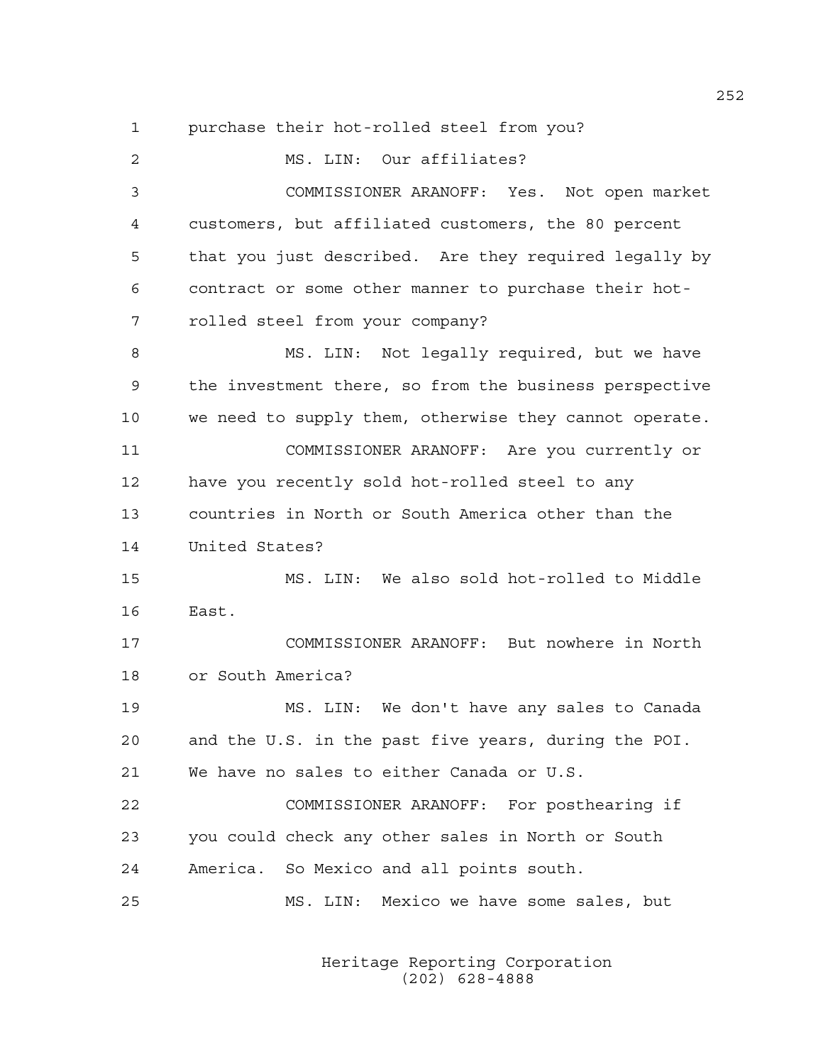purchase their hot-rolled steel from you?

MS. LIN: Our affiliates?

COMMISSIONER ARANOFF: Yes. Not open market customers, but affiliated customers, the 80 percent that you just described. Are they required legally by contract or some other manner to purchase their hot-rolled steel from your company?

MS. LIN: Not legally required, but we have the investment there, so from the business perspective we need to supply them, otherwise they cannot operate.

COMMISSIONER ARANOFF: Are you currently or have you recently sold hot-rolled steel to any countries in North or South America other than the United States?

MS. LIN: We also sold hot-rolled to Middle East.

COMMISSIONER ARANOFF: But nowhere in North or South America?

MS. LIN: We don't have any sales to Canada and the U.S. in the past five years, during the POI. We have no sales to either Canada or U.S.

COMMISSIONER ARANOFF: For posthearing if you could check any other sales in North or South America. So Mexico and all points south.

MS. LIN: Mexico we have some sales, but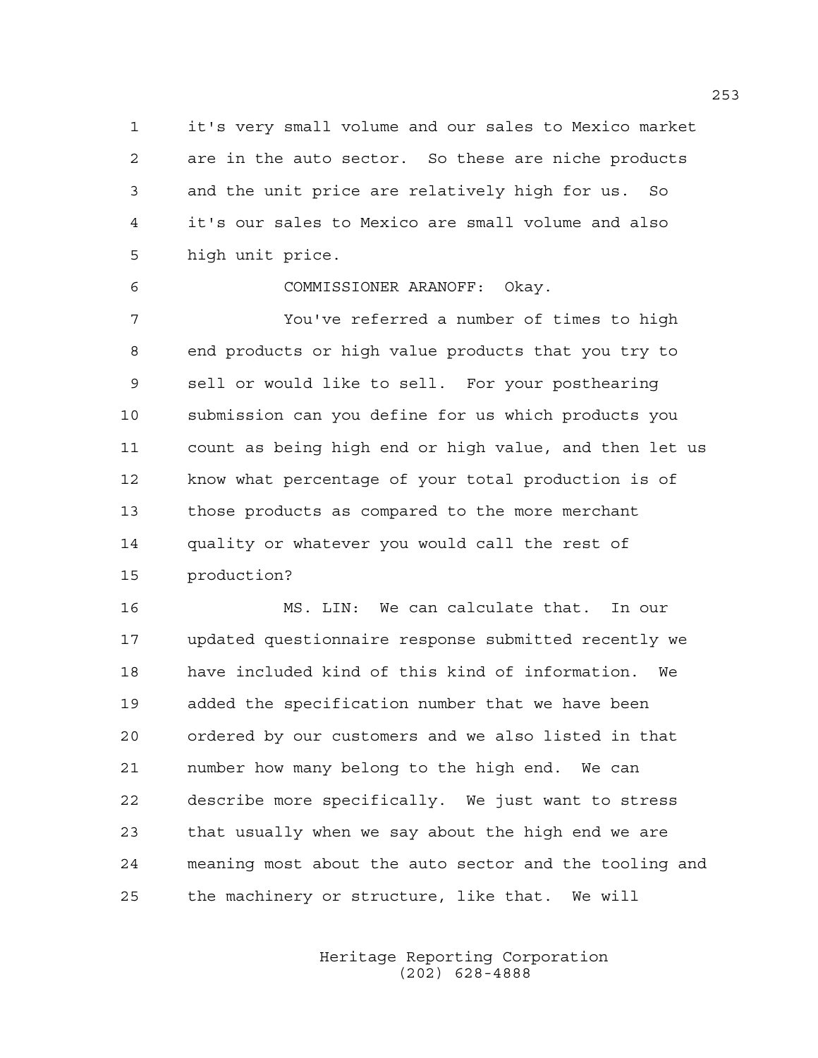it's very small volume and our sales to Mexico market are in the auto sector. So these are niche products and the unit price are relatively high for us. So it's our sales to Mexico are small volume and also high unit price.

COMMISSIONER ARANOFF: Okay.

You've referred a number of times to high end products or high value products that you try to sell or would like to sell. For your posthearing submission can you define for us which products you count as being high end or high value, and then let us know what percentage of your total production is of those products as compared to the more merchant quality or whatever you would call the rest of production?

MS. LIN: We can calculate that. In our updated questionnaire response submitted recently we have included kind of this kind of information. We added the specification number that we have been ordered by our customers and we also listed in that number how many belong to the high end. We can describe more specifically. We just want to stress that usually when we say about the high end we are meaning most about the auto sector and the tooling and the machinery or structure, like that. We will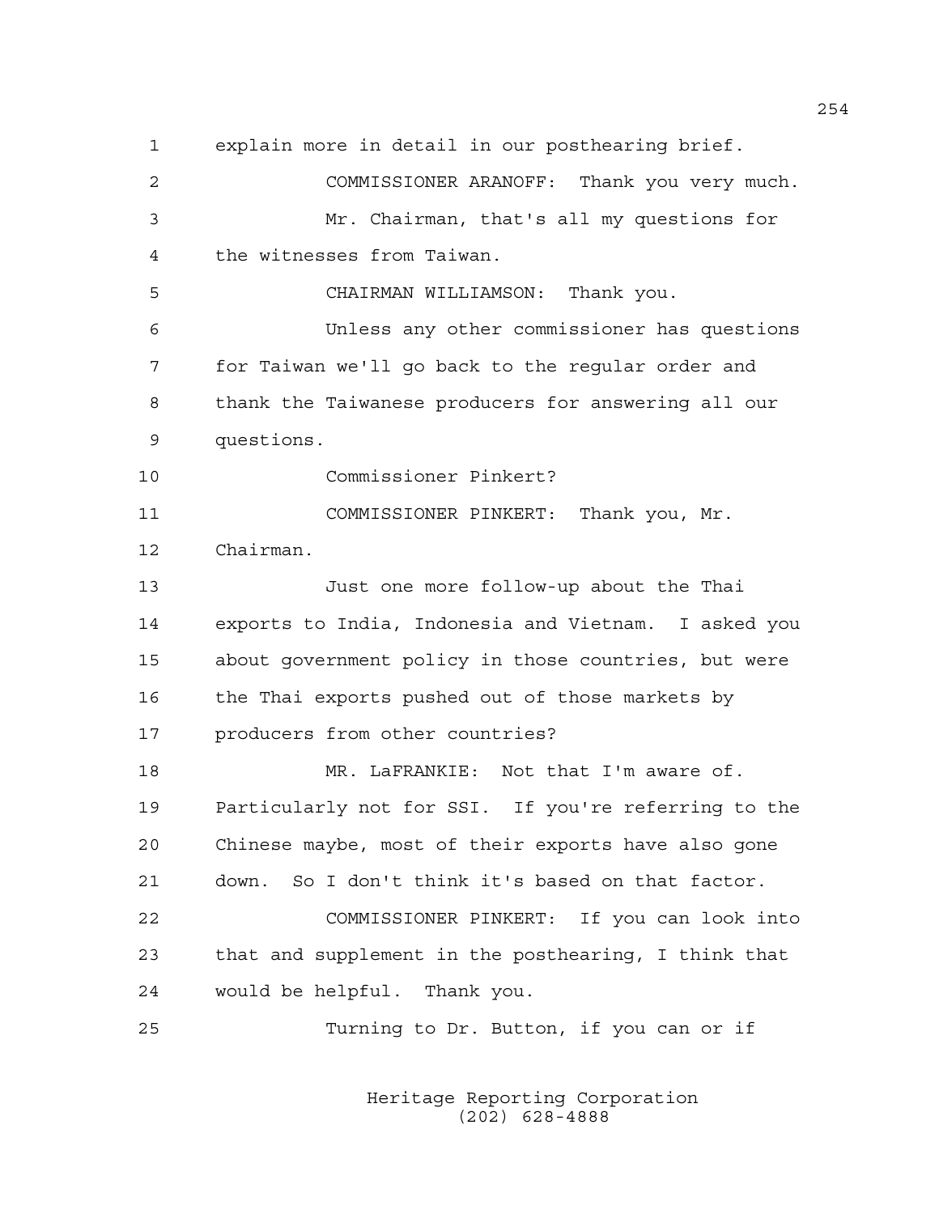1 explain more in detail in our posthearing brief.

2 COMMISSIONER ARANOFF: Thank you very much.

3 Mr. Chairman, that's all my questions for

4 the witnesses from Taiwan.

5 CHAIRMAN WILLIAMSON: Thank you.

6 Unless any other commissioner has questions

7 for Taiwan we'll go back to the regular order and

8 thank the Taiwanese producers for answering all our

9 questions.

10 Commissioner Pinkert?

11 COMMISSIONER PINKERT: Thank you, Mr.

12 Chairman.

13 Just one more follow-up about the Thai

14 exports to India, Indonesia and Vietnam. I asked you

15 about government policy in those countries, but were

16 the Thai exports pushed out of those markets by

17 producers from other countries?

18 MR. LaFRANKIE: Not that I'm aware of.

19 Particularly not for SSI. If you're referring to the

20 Chinese maybe, most of their exports have also gone

21 down. So I don't think it's based on that factor.

22 COMMISSIONER PINKERT: If you can look into

23 that and supplement in the posthearing, I think that

24 would be helpful. Thank you.

25 Turning to Dr. Button, if you can or if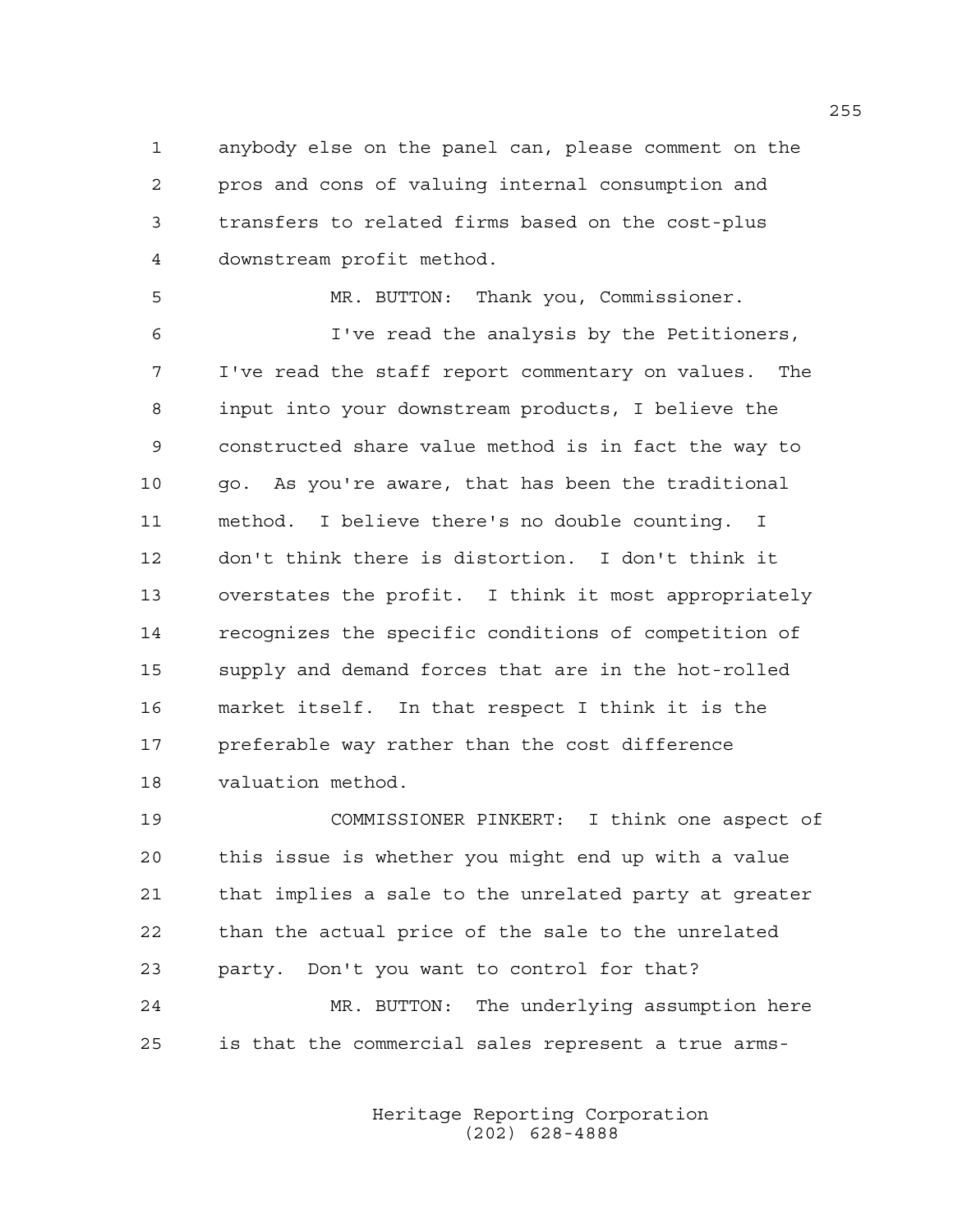anybody else on the panel can, please comment on the pros and cons of valuing internal consumption and transfers to related firms based on the cost-plus downstream profit method.

MR. BUTTON: Thank you, Commissioner.

I've read the analysis by the Petitioners, I've read the staff report commentary on values. The input into your downstream products, I believe the constructed share value method is in fact the way to go. As you're aware, that has been the traditional method. I believe there's no double counting. I don't think there is distortion. I don't think it overstates the profit. I think it most appropriately recognizes the specific conditions of competition of supply and demand forces that are in the hot-rolled market itself. In that respect I think it is the preferable way rather than the cost difference valuation method.

COMMISSIONER PINKERT: I think one aspect of this issue is whether you might end up with a value that implies a sale to the unrelated party at greater than the actual price of the sale to the unrelated party. Don't you want to control for that?

MR. BUTTON: The underlying assumption here is that the commercial sales represent a true arms-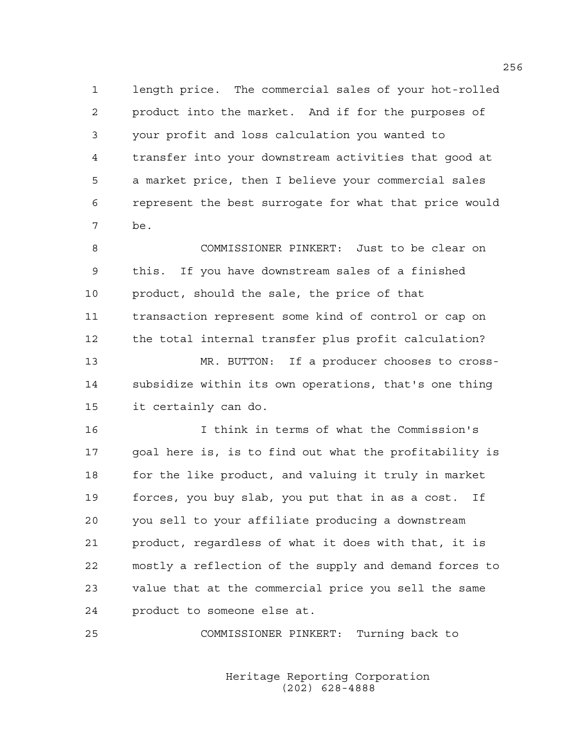length price. The commercial sales of your hot-rolled product into the market. And if for the purposes of your profit and loss calculation you wanted to transfer into your downstream activities that good at a market price, then I believe your commercial sales represent the best surrogate for what that price would be.

COMMISSIONER PINKERT: Just to be clear on this. If you have downstream sales of a finished product, should the sale, the price of that transaction represent some kind of control or cap on the total internal transfer plus profit calculation?

MR. BUTTON: If a producer chooses to cross-subsidize within its own operations, that's one thing it certainly can do.

I think in terms of what the Commission's goal here is, is to find out what the profitability is for the like product, and valuing it truly in market forces, you buy slab, you put that in as a cost. If you sell to your affiliate producing a downstream product, regardless of what it does with that, it is mostly a reflection of the supply and demand forces to value that at the commercial price you sell the same product to someone else at.

COMMISSIONER PINKERT: Turning back to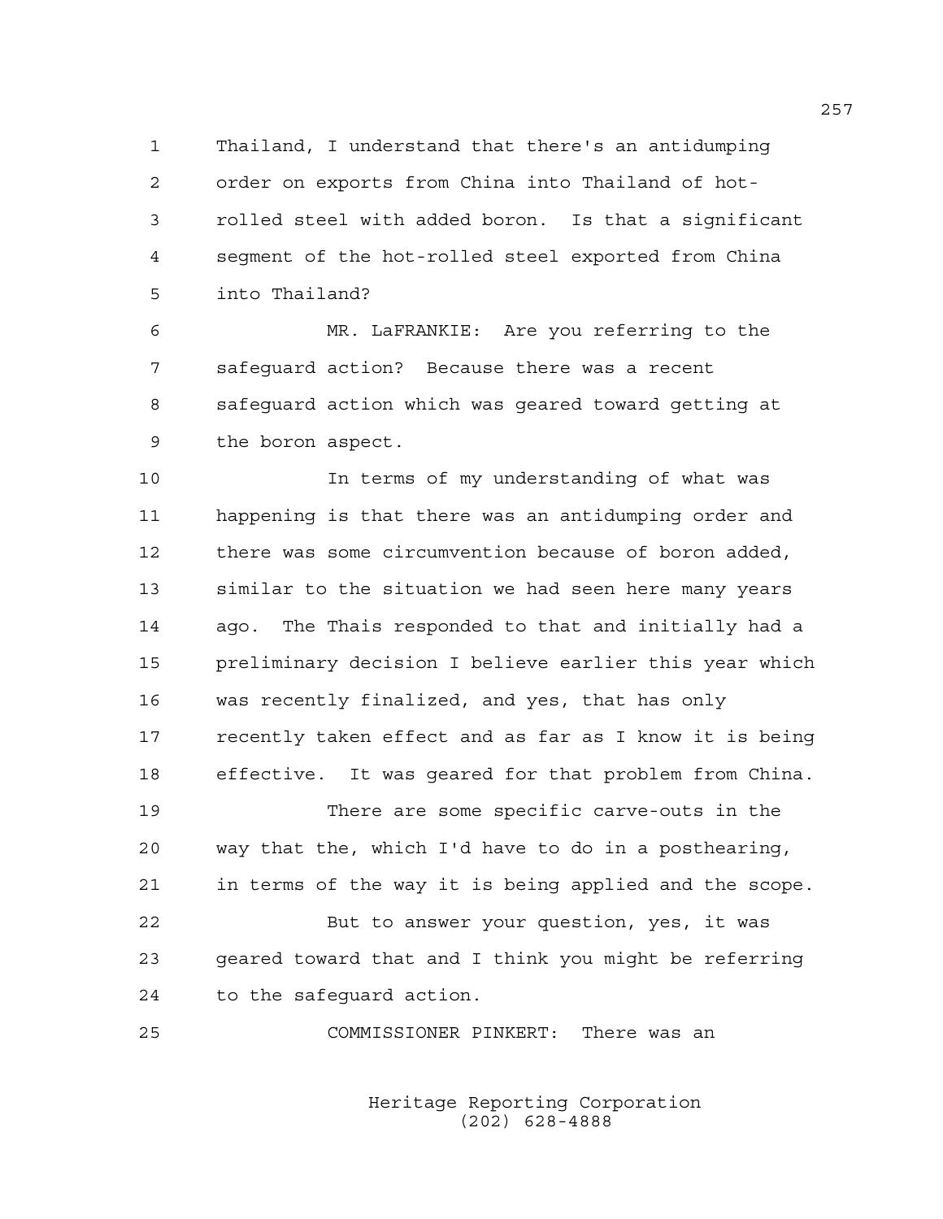1 Thailand, I understand that there's an antidumping
2 order on exports from China into Thailand of hot-
3 rolled steel with added boron. Is that a significant
4 segment of the hot-rolled steel exported from China
5 into Thailand?

6 MR. LaFRANKIE: Are you referring to the
7 safeguard action? Because there was a recent
8 safeguard action which was geared toward getting at
9 the boron aspect.

10 In terms of my understanding of what was
11 happening is that there was an antidumping order and
12 there was some circumvention because of boron added,
13 similar to the situation we had seen here many years
14 ago. The Thais responded to that and initially had a
15 preliminary decision I believe earlier this year which
16 was recently finalized, and yes, that has only
17 recently taken effect and as far as I know it is being
18 effective. It was geared for that problem from China.

19 There are some specific carve-outs in the
20 way that the, which I'd have to do in a posthearing,
21 in terms of the way it is being applied and the scope.

22 But to answer your question, yes, it was
23 geared toward that and I think you might be referring
24 to the safeguard action.

25 COMMISSIONER PINKERT: There was an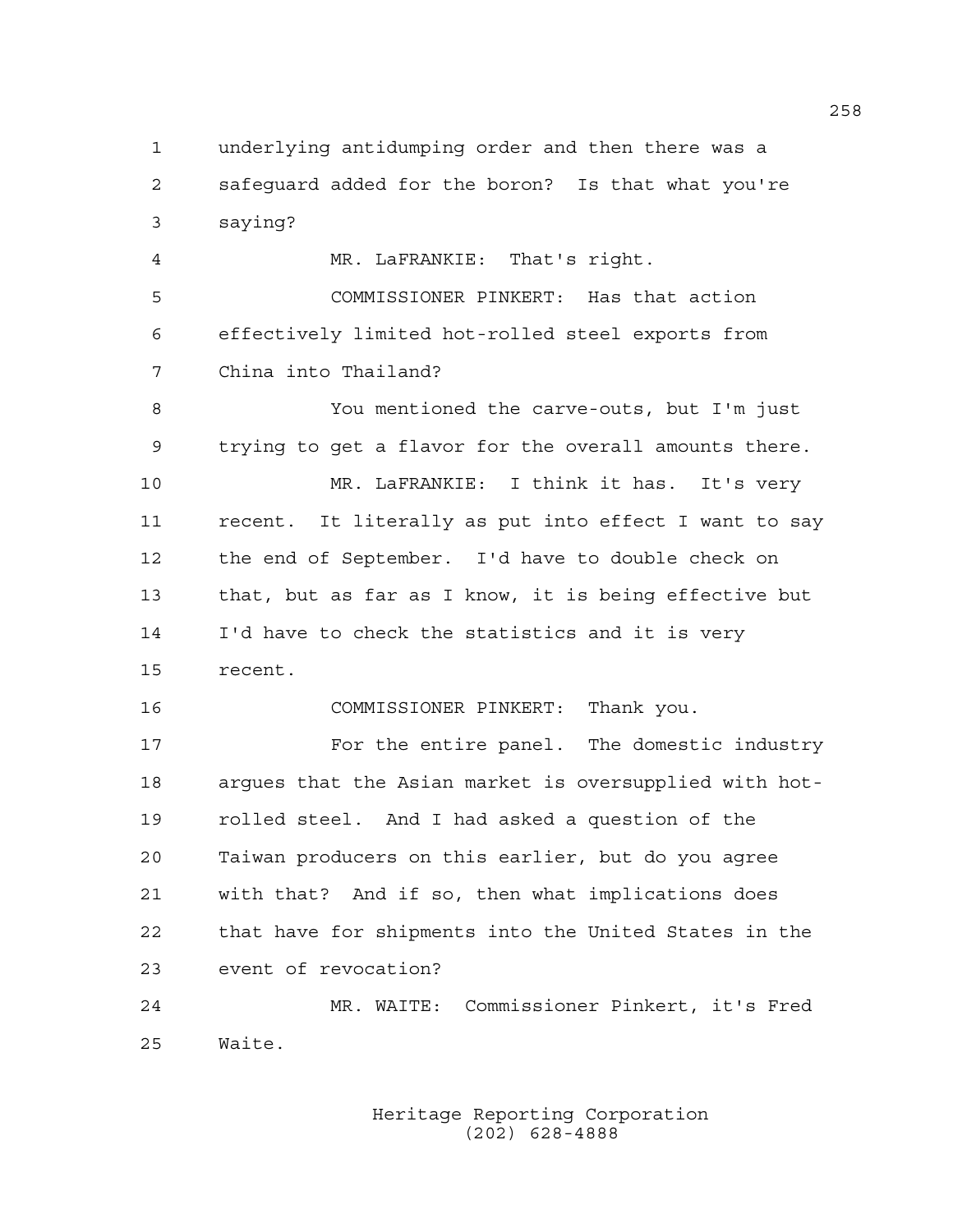underlying antidumping order and then there was a safeguard added for the boron? Is that what you're saying?

MR. LaFRANKIE: That's right.

COMMISSIONER PINKERT: Has that action effectively limited hot-rolled steel exports from China into Thailand?

You mentioned the carve-outs, but I'm just trying to get a flavor for the overall amounts there.

MR. LaFRANKIE: I think it has. It's very recent. It literally as put into effect I want to say the end of September. I'd have to double check on that, but as far as I know, it is being effective but I'd have to check the statistics and it is very recent.

COMMISSIONER PINKERT: Thank you.

For the entire panel. The domestic industry argues that the Asian market is oversupplied with hot-rolled steel. And I had asked a question of the Taiwan producers on this earlier, but do you agree with that? And if so, then what implications does that have for shipments into the United States in the event of revocation?

MR. WAITE: Commissioner Pinkert, it's Fred Waite.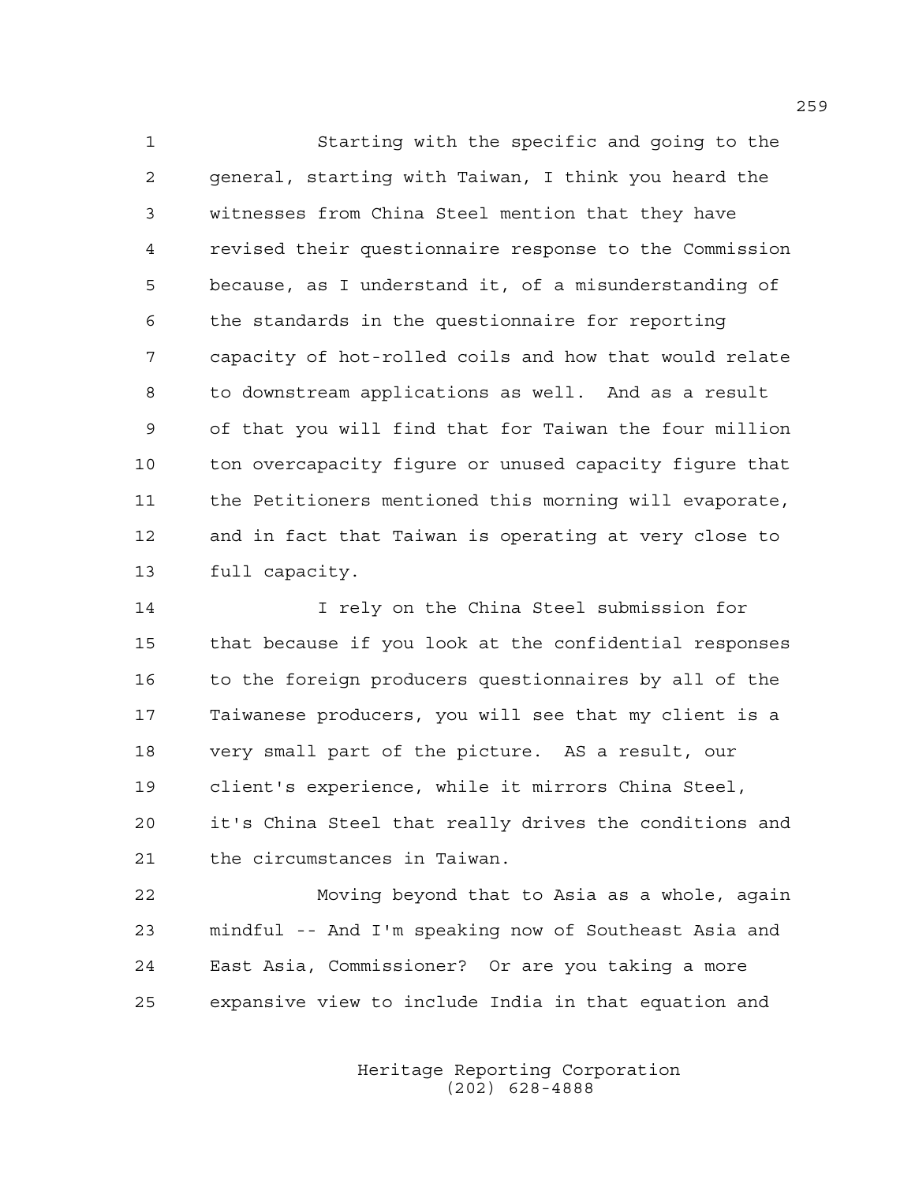Starting with the specific and going to the general, starting with Taiwan, I think you heard the witnesses from China Steel mention that they have revised their questionnaire response to the Commission because, as I understand it, of a misunderstanding of the standards in the questionnaire for reporting capacity of hot-rolled coils and how that would relate to downstream applications as well. And as a result of that you will find that for Taiwan the four million ton overcapacity figure or unused capacity figure that the Petitioners mentioned this morning will evaporate, and in fact that Taiwan is operating at very close to full capacity.

I rely on the China Steel submission for that because if you look at the confidential responses to the foreign producers questionnaires by all of the Taiwanese producers, you will see that my client is a very small part of the picture. AS a result, our client's experience, while it mirrors China Steel, it's China Steel that really drives the conditions and the circumstances in Taiwan.

Moving beyond that to Asia as a whole, again mindful -- And I'm speaking now of Southeast Asia and East Asia, Commissioner? Or are you taking a more expansive view to include India in that equation and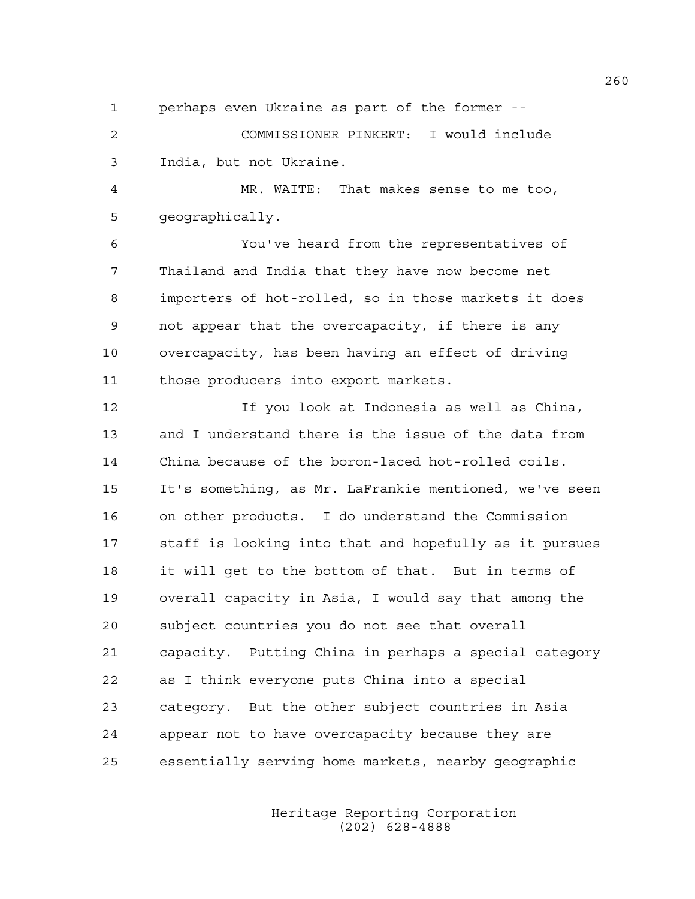perhaps even Ukraine as part of the former --

COMMISSIONER PINKERT: I would include India, but not Ukraine.

MR. WAITE: That makes sense to me too, geographically.

You've heard from the representatives of Thailand and India that they have now become net importers of hot-rolled, so in those markets it does not appear that the overcapacity, if there is any overcapacity, has been having an effect of driving those producers into export markets.

If you look at Indonesia as well as China, and I understand there is the issue of the data from China because of the boron-laced hot-rolled coils. It's something, as Mr. LaFrankie mentioned, we've seen on other products. I do understand the Commission staff is looking into that and hopefully as it pursues it will get to the bottom of that. But in terms of overall capacity in Asia, I would say that among the subject countries you do not see that overall capacity. Putting China in perhaps a special category as I think everyone puts China into a special category. But the other subject countries in Asia appear not to have overcapacity because they are essentially serving home markets, nearby geographic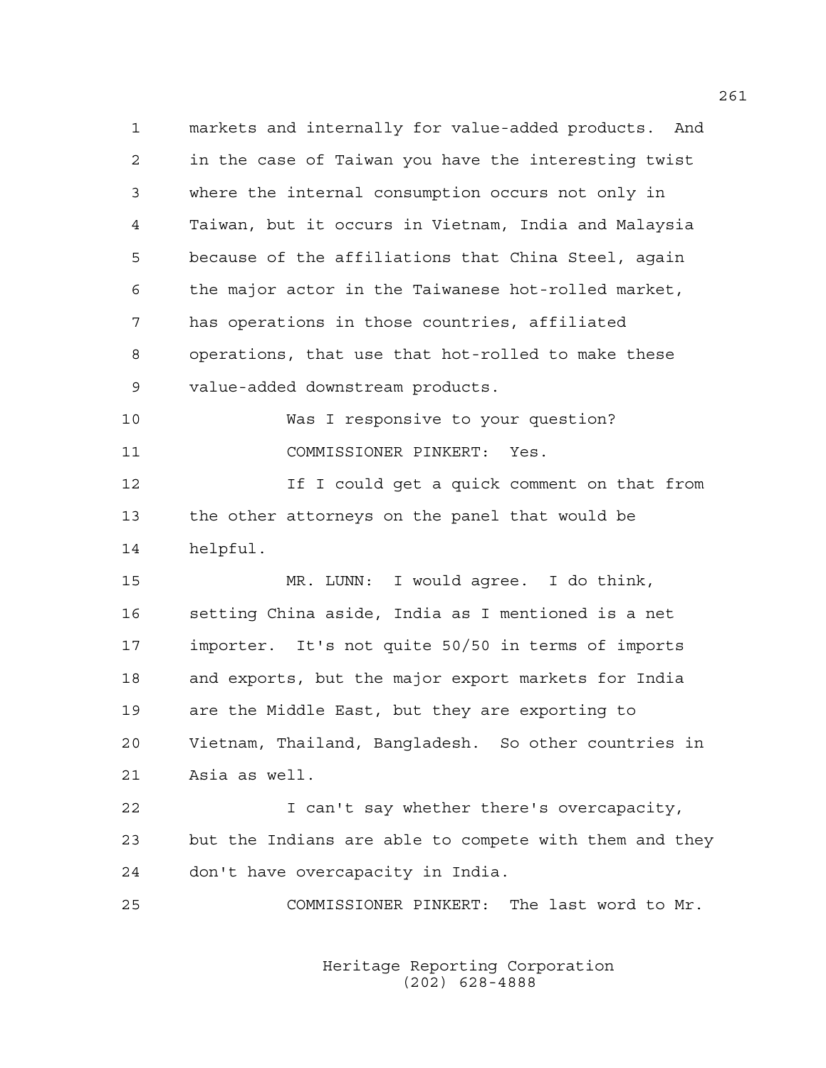markets and internally for value-added products. And in the case of Taiwan you have the interesting twist where the internal consumption occurs not only in Taiwan, but it occurs in Vietnam, India and Malaysia because of the affiliations that China Steel, again the major actor in the Taiwanese hot-rolled market, has operations in those countries, affiliated operations, that use that hot-rolled to make these value-added downstream products.

Was I responsive to your question?

COMMISSIONER PINKERT: Yes.

If I could get a quick comment on that from the other attorneys on the panel that would be helpful.

MR. LUNN: I would agree. I do think, setting China aside, India as I mentioned is a net importer. It's not quite 50/50 in terms of imports and exports, but the major export markets for India are the Middle East, but they are exporting to Vietnam, Thailand, Bangladesh. So other countries in Asia as well.

I can't say whether there's overcapacity, but the Indians are able to compete with them and they don't have overcapacity in India.

COMMISSIONER PINKERT: The last word to Mr.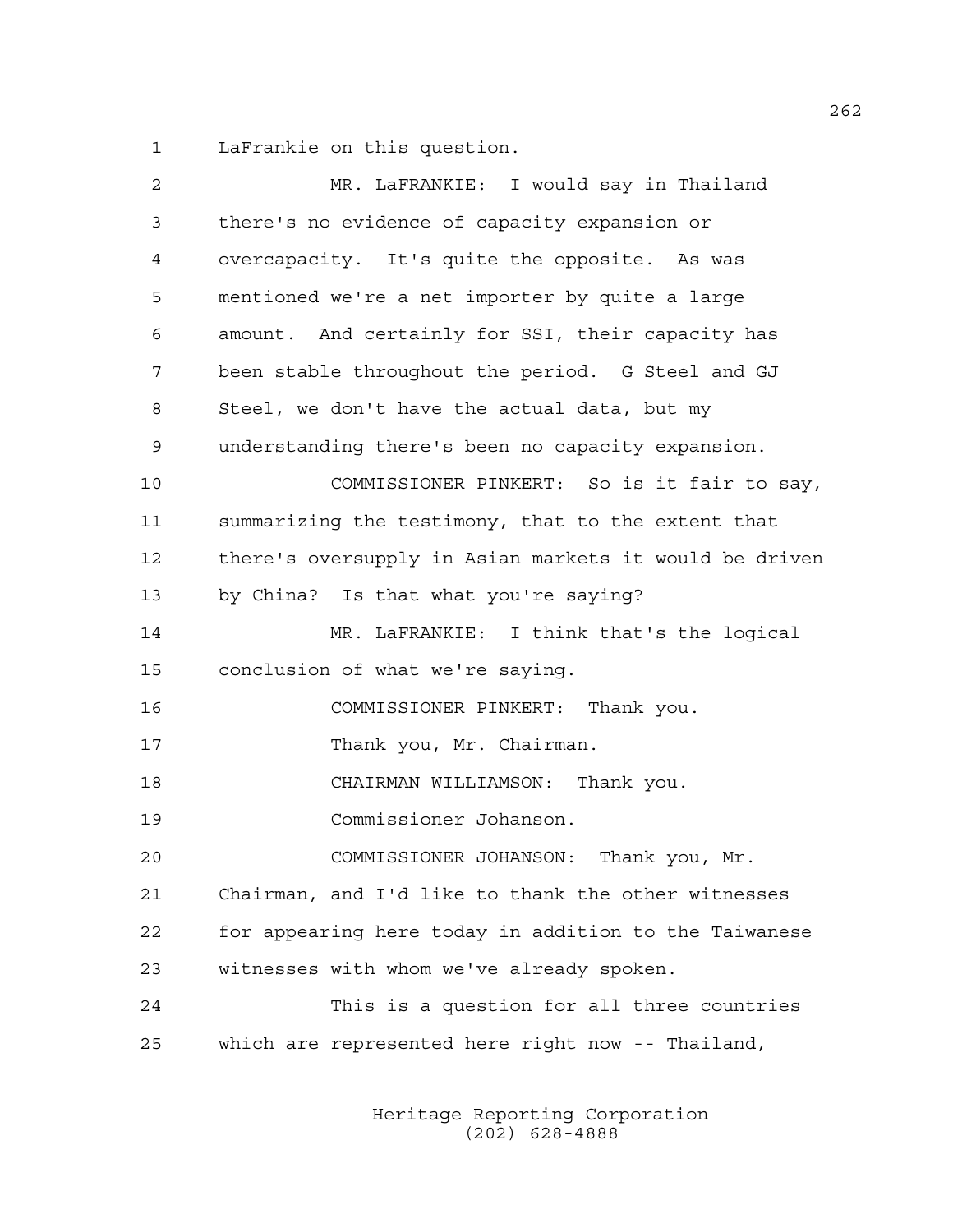LaFrankie on this question.

MR. LaFRANKIE: I would say in Thailand there's no evidence of capacity expansion or overcapacity. It's quite the opposite. As was mentioned we're a net importer by quite a large amount. And certainly for SSI, their capacity has been stable throughout the period. G Steel and GJ Steel, we don't have the actual data, but my understanding there's been no capacity expansion.

COMMISSIONER PINKERT: So is it fair to say, summarizing the testimony, that to the extent that there's oversupply in Asian markets it would be driven by China? Is that what you're saying?

MR. LaFRANKIE: I think that's the logical conclusion of what we're saying.

COMMISSIONER PINKERT: Thank you.

Thank you, Mr. Chairman.

CHAIRMAN WILLIAMSON: Thank you.

Commissioner Johanson.

COMMISSIONER JOHANSON: Thank you, Mr. Chairman, and I'd like to thank the other witnesses for appearing here today in addition to the Taiwanese witnesses with whom we've already spoken.

This is a question for all three countries which are represented here right now -- Thailand,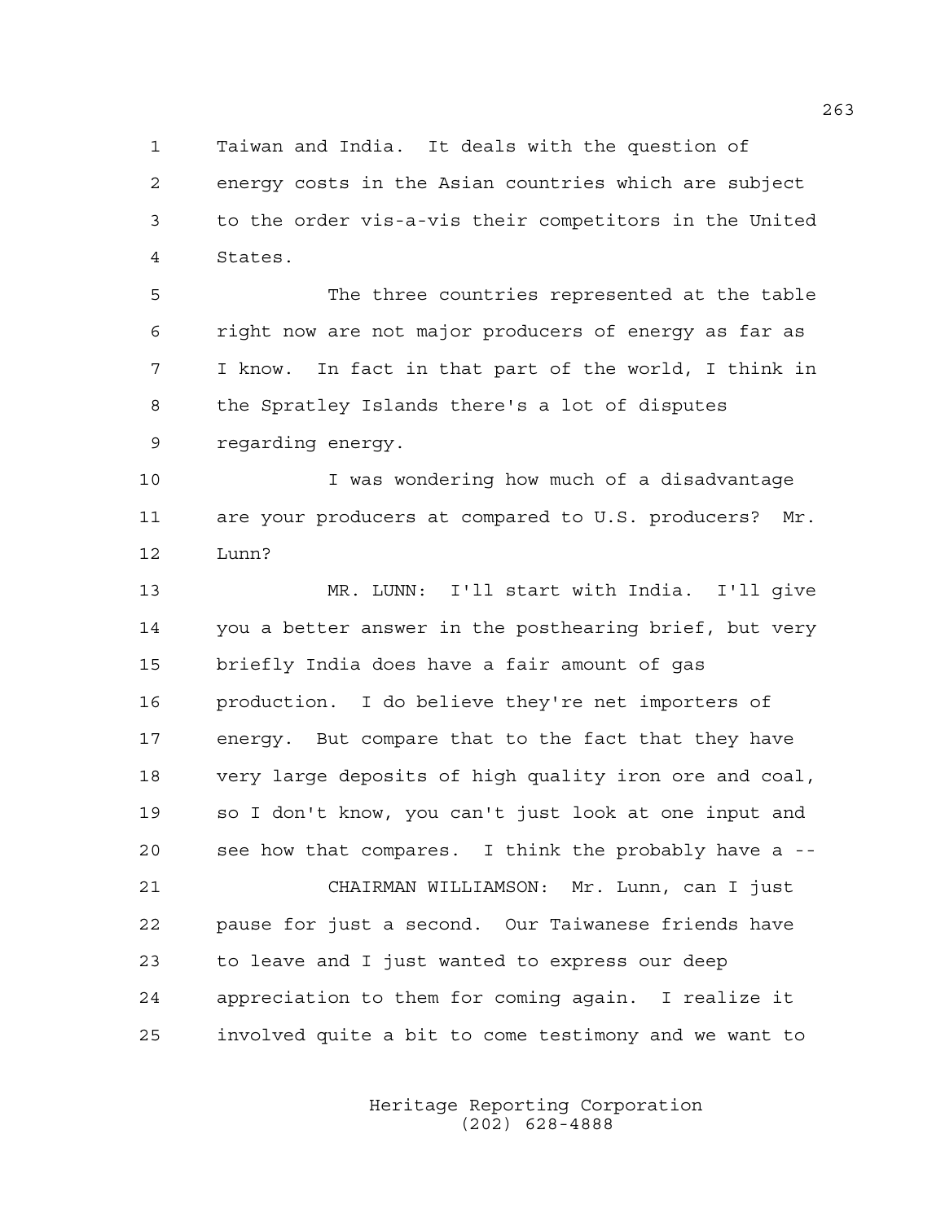Taiwan and India. It deals with the question of energy costs in the Asian countries which are subject to the order vis-a-vis their competitors in the United States.

The three countries represented at the table right now are not major producers of energy as far as I know. In fact in that part of the world, I think in the Spratley Islands there's a lot of disputes regarding energy.

I was wondering how much of a disadvantage are your producers at compared to U.S. producers? Mr. Lunn?

MR. LUNN: I'll start with India. I'll give you a better answer in the posthearing brief, but very briefly India does have a fair amount of gas production. I do believe they're net importers of energy. But compare that to the fact that they have very large deposits of high quality iron ore and coal, so I don't know, you can't just look at one input and see how that compares. I think the probably have a --

CHAIRMAN WILLIAMSON: Mr. Lunn, can I just pause for just a second. Our Taiwanese friends have to leave and I just wanted to express our deep appreciation to them for coming again. I realize it involved quite a bit to come testimony and we want to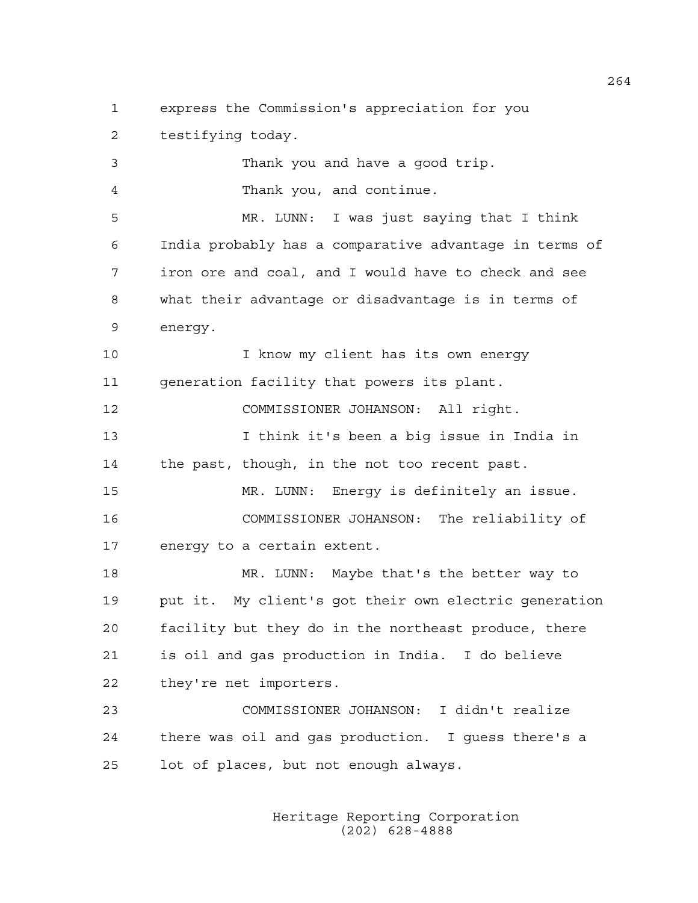express the Commission's appreciation for you testifying today.

Thank you and have a good trip.

Thank you, and continue.

MR. LUNN: I was just saying that I think India probably has a comparative advantage in terms of iron ore and coal, and I would have to check and see what their advantage or disadvantage is in terms of energy.

I know my client has its own energy generation facility that powers its plant.

COMMISSIONER JOHANSON: All right.

I think it's been a big issue in India in the past, though, in the not too recent past.

MR. LUNN: Energy is definitely an issue.

COMMISSIONER JOHANSON: The reliability of energy to a certain extent.

MR. LUNN: Maybe that's the better way to put it. My client's got their own electric generation facility but they do in the northeast produce, there is oil and gas production in India. I do believe they're net importers.

COMMISSIONER JOHANSON: I didn't realize there was oil and gas production. I guess there's a lot of places, but not enough always.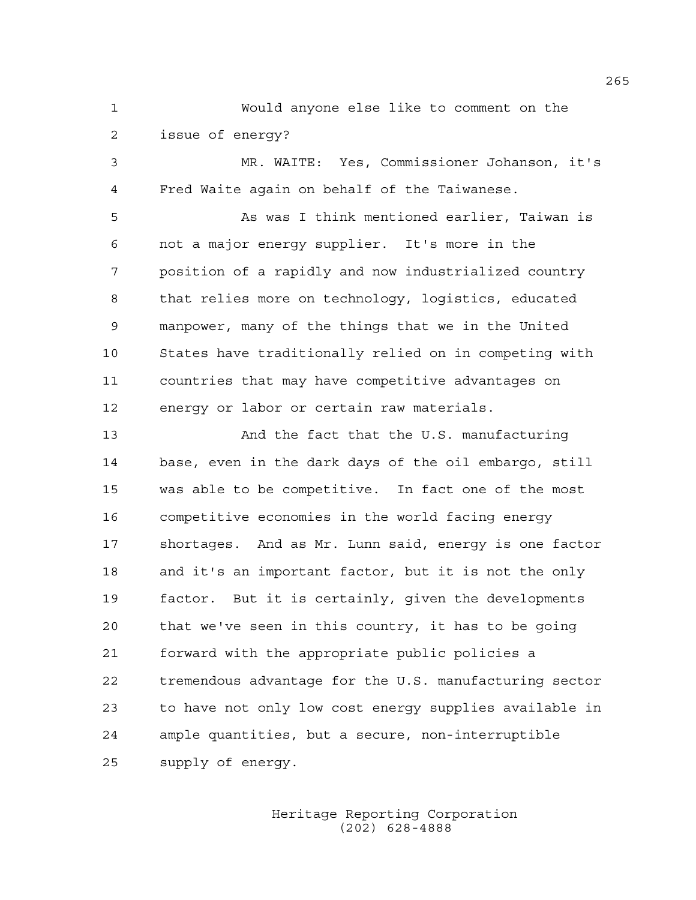Would anyone else like to comment on the issue of energy?

MR. WAITE: Yes, Commissioner Johanson, it's Fred Waite again on behalf of the Taiwanese.

As was I think mentioned earlier, Taiwan is not a major energy supplier. It's more in the position of a rapidly and now industrialized country that relies more on technology, logistics, educated manpower, many of the things that we in the United States have traditionally relied on in competing with countries that may have competitive advantages on energy or labor or certain raw materials.

And the fact that the U.S. manufacturing base, even in the dark days of the oil embargo, still was able to be competitive. In fact one of the most competitive economies in the world facing energy shortages. And as Mr. Lunn said, energy is one factor and it's an important factor, but it is not the only factor. But it is certainly, given the developments that we've seen in this country, it has to be going forward with the appropriate public policies a tremendous advantage for the U.S. manufacturing sector to have not only low cost energy supplies available in ample quantities, but a secure, non-interruptible supply of energy.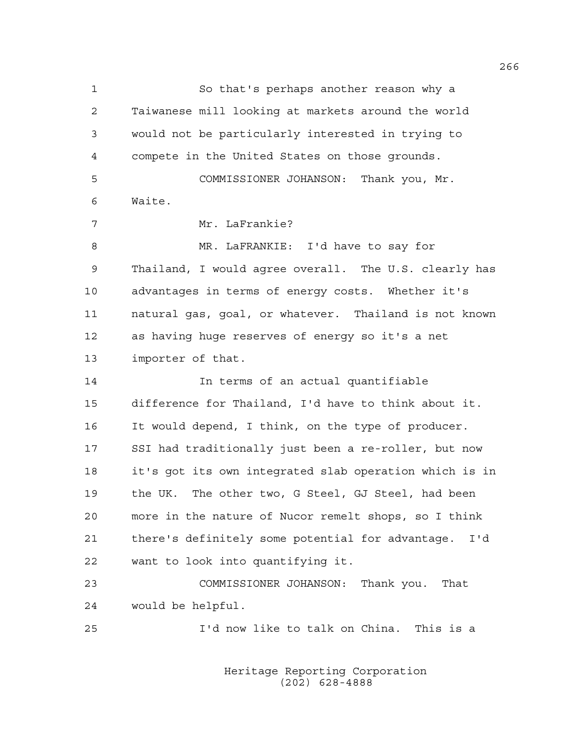So that's perhaps another reason why a Taiwanese mill looking at markets around the world would not be particularly interested in trying to compete in the United States on those grounds.

COMMISSIONER JOHANSON: Thank you, Mr. Waite.

Mr. LaFrankie?

MR. LaFRANKIE: I'd have to say for Thailand, I would agree overall. The U.S. clearly has advantages in terms of energy costs. Whether it's natural gas, goal, or whatever. Thailand is not known as having huge reserves of energy so it's a net importer of that.

In terms of an actual quantifiable difference for Thailand, I'd have to think about it. It would depend, I think, on the type of producer. SSI had traditionally just been a re-roller, but now it's got its own integrated slab operation which is in the UK. The other two, G Steel, GJ Steel, had been more in the nature of Nucor remelt shops, so I think there's definitely some potential for advantage. I'd want to look into quantifying it.

COMMISSIONER JOHANSON: Thank you. That would be helpful.

I'd now like to talk on China. This is a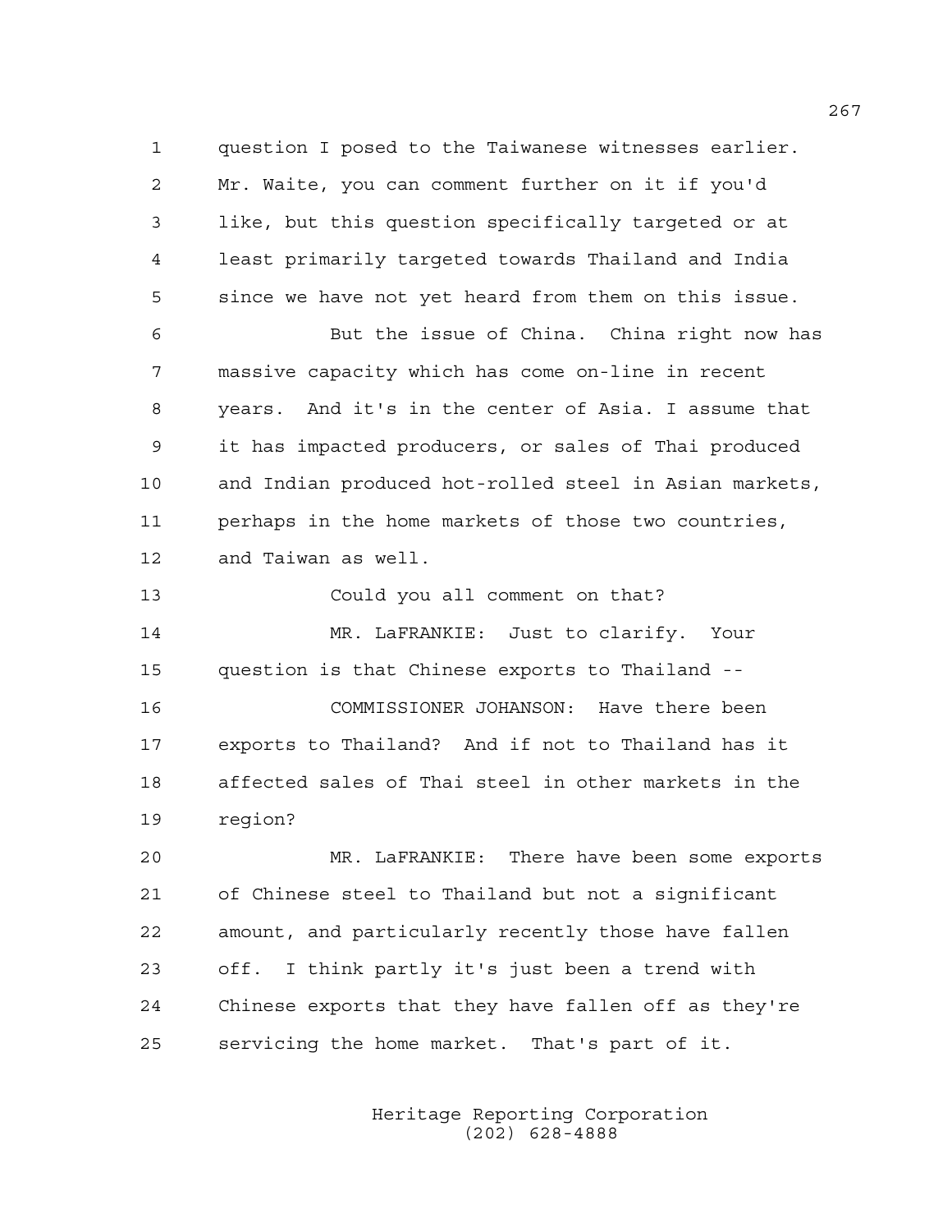question I posed to the Taiwanese witnesses earlier. Mr. Waite, you can comment further on it if you'd like, but this question specifically targeted or at least primarily targeted towards Thailand and India since we have not yet heard from them on this issue.

But the issue of China. China right now has massive capacity which has come on-line in recent years. And it's in the center of Asia. I assume that it has impacted producers, or sales of Thai produced and Indian produced hot-rolled steel in Asian markets, perhaps in the home markets of those two countries, and Taiwan as well.

Could you all comment on that?

MR. LaFRANKIE: Just to clarify. Your question is that Chinese exports to Thailand --

COMMISSIONER JOHANSON: Have there been exports to Thailand? And if not to Thailand has it affected sales of Thai steel in other markets in the region?

MR. LaFRANKIE: There have been some exports of Chinese steel to Thailand but not a significant amount, and particularly recently those have fallen off. I think partly it's just been a trend with Chinese exports that they have fallen off as they're servicing the home market. That's part of it.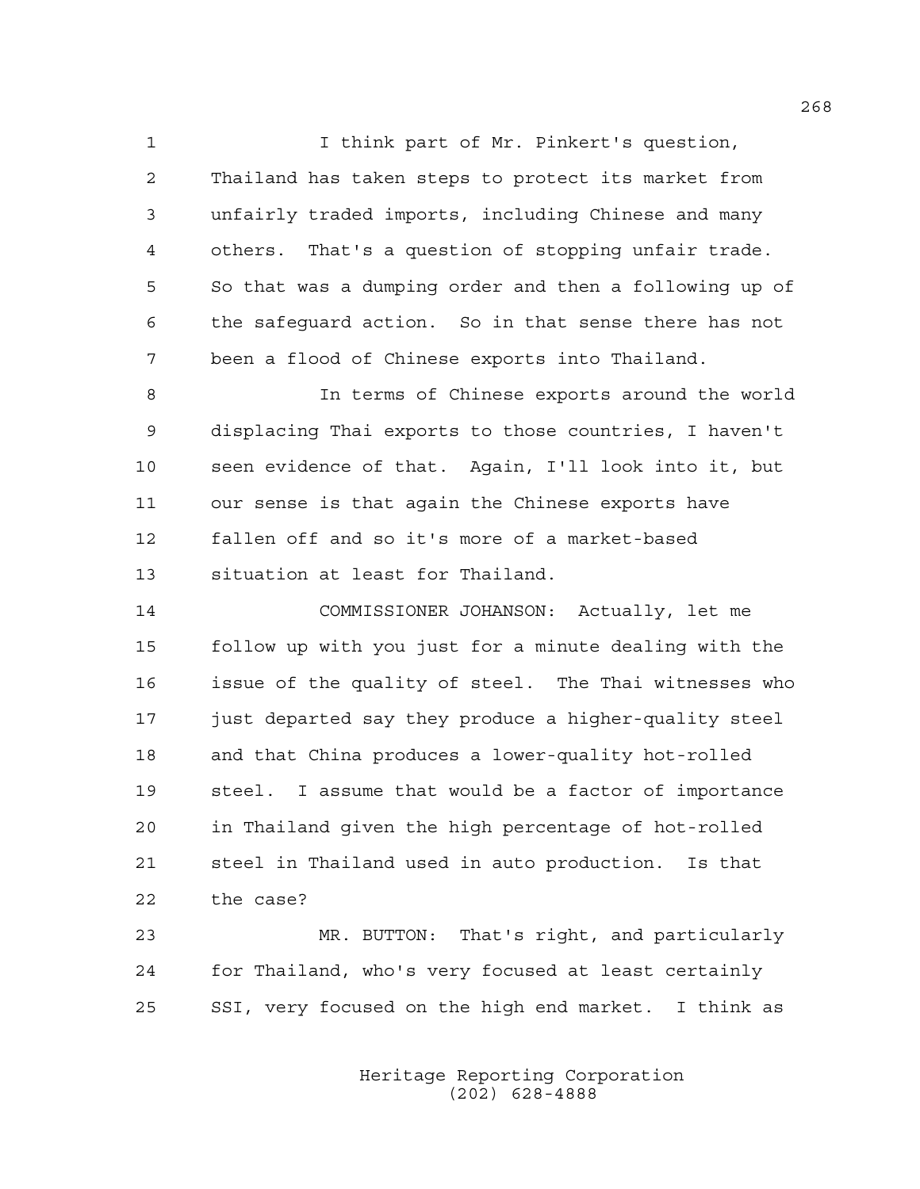I think part of Mr. Pinkert's question, Thailand has taken steps to protect its market from unfairly traded imports, including Chinese and many others. That's a question of stopping unfair trade. So that was a dumping order and then a following up of the safeguard action. So in that sense there has not been a flood of Chinese exports into Thailand.

In terms of Chinese exports around the world displacing Thai exports to those countries, I haven't seen evidence of that. Again, I'll look into it, but our sense is that again the Chinese exports have fallen off and so it's more of a market-based situation at least for Thailand.

COMMISSIONER JOHANSON: Actually, let me follow up with you just for a minute dealing with the issue of the quality of steel. The Thai witnesses who just departed say they produce a higher-quality steel and that China produces a lower-quality hot-rolled steel. I assume that would be a factor of importance in Thailand given the high percentage of hot-rolled steel in Thailand used in auto production. Is that the case?

MR. BUTTON: That's right, and particularly for Thailand, who's very focused at least certainly SSI, very focused on the high end market. I think as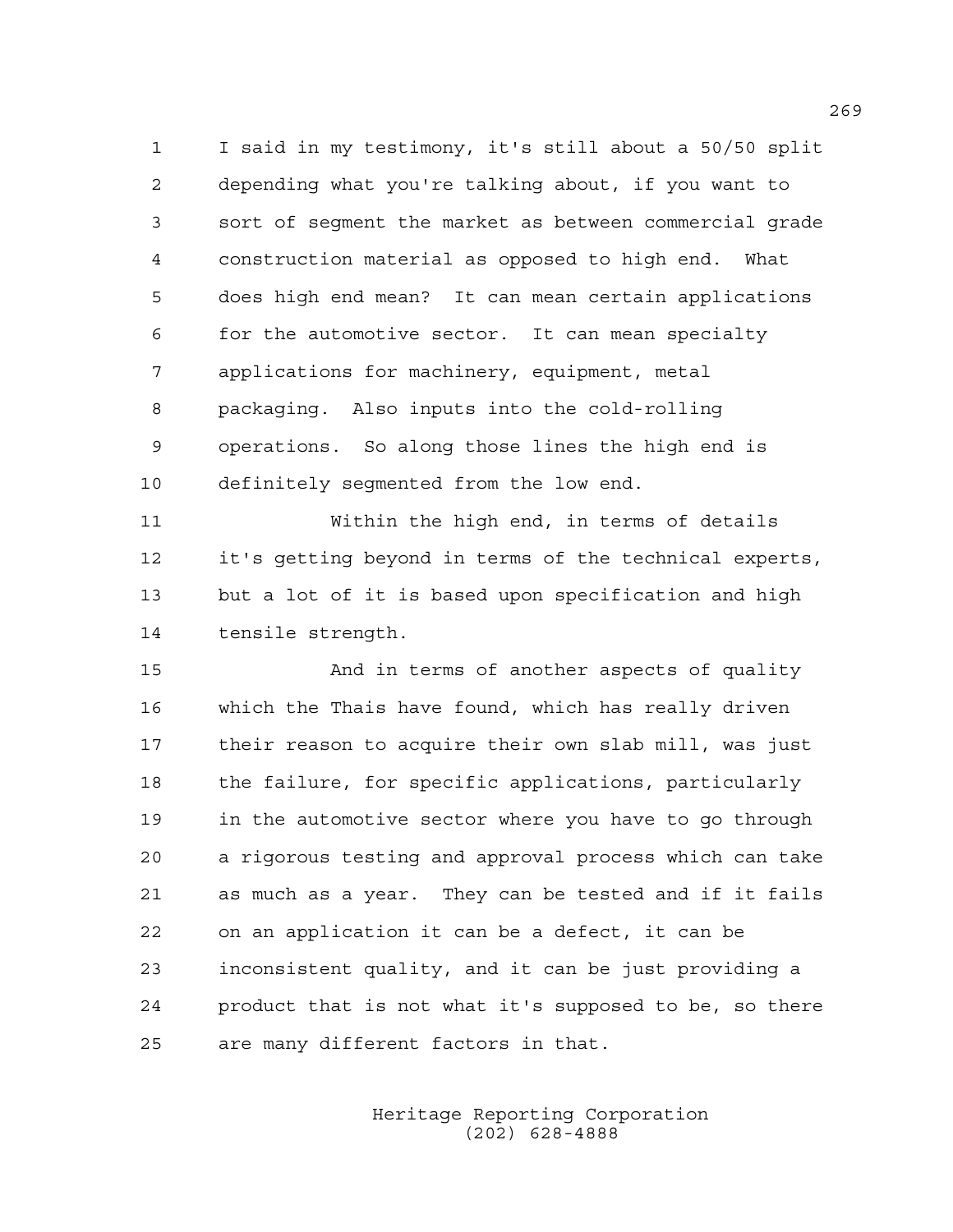I said in my testimony, it's still about a 50/50 split depending what you're talking about, if you want to sort of segment the market as between commercial grade construction material as opposed to high end. What does high end mean? It can mean certain applications for the automotive sector. It can mean specialty applications for machinery, equipment, metal packaging. Also inputs into the cold-rolling operations. So along those lines the high end is definitely segmented from the low end.

Within the high end, in terms of details it's getting beyond in terms of the technical experts, but a lot of it is based upon specification and high tensile strength.

And in terms of another aspects of quality which the Thais have found, which has really driven their reason to acquire their own slab mill, was just the failure, for specific applications, particularly in the automotive sector where you have to go through a rigorous testing and approval process which can take as much as a year. They can be tested and if it fails on an application it can be a defect, it can be inconsistent quality, and it can be just providing a product that is not what it's supposed to be, so there are many different factors in that.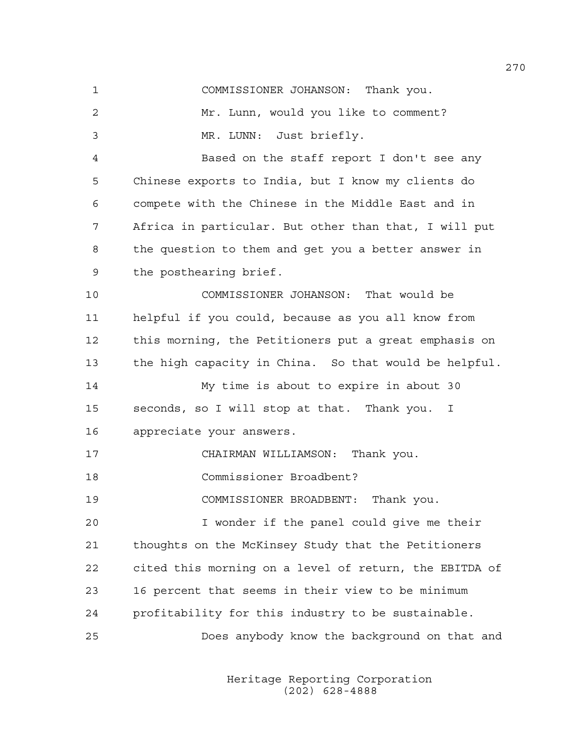COMMISSIONER JOHANSON: Thank you.

Mr. Lunn, would you like to comment?

MR. LUNN: Just briefly.

Based on the staff report I don't see any Chinese exports to India, but I know my clients do compete with the Chinese in the Middle East and in Africa in particular. But other than that, I will put the question to them and get you a better answer in the posthearing brief.

COMMISSIONER JOHANSON: That would be helpful if you could, because as you all know from this morning, the Petitioners put a great emphasis on the high capacity in China. So that would be helpful.

My time is about to expire in about 30 seconds, so I will stop at that. Thank you. I appreciate your answers.

CHAIRMAN WILLIAMSON: Thank you.

Commissioner Broadbent?

COMMISSIONER BROADBENT: Thank you.

I wonder if the panel could give me their thoughts on the McKinsey Study that the Petitioners cited this morning on a level of return, the EBITDA of 16 percent that seems in their view to be minimum profitability for this industry to be sustainable.

Does anybody know the background on that and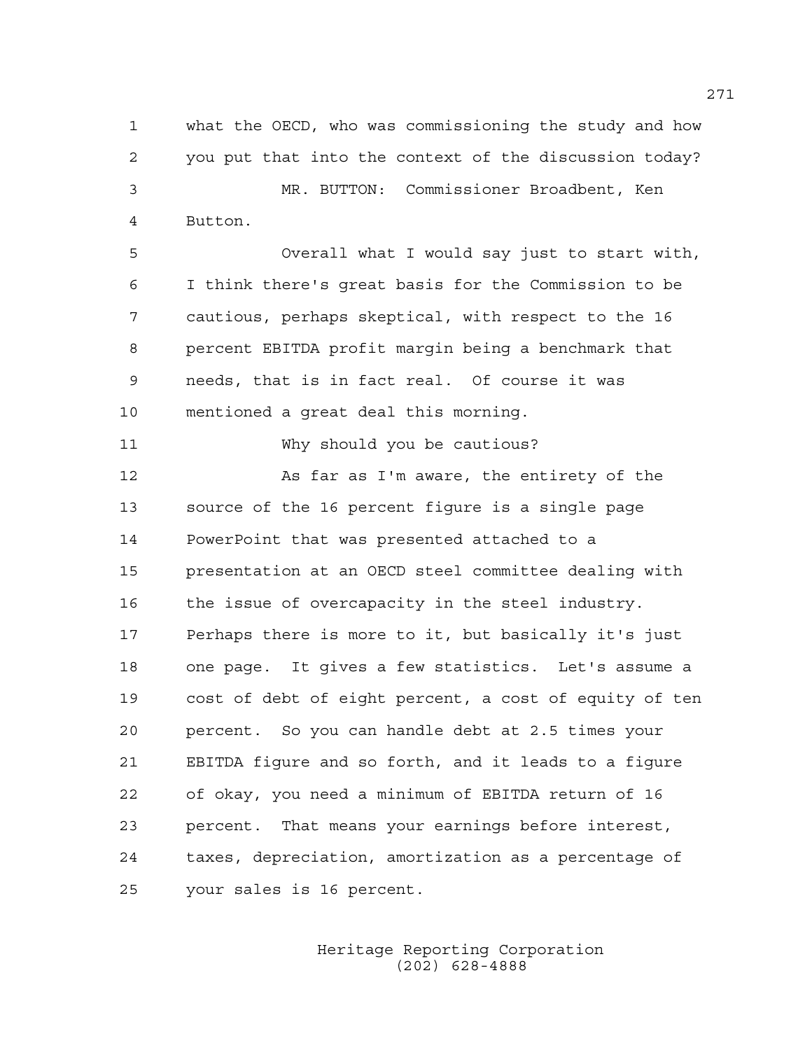what the OECD, who was commissioning the study and how you put that into the context of the discussion today?

MR. BUTTON: Commissioner Broadbent, Ken Button.

Overall what I would say just to start with, I think there's great basis for the Commission to be cautious, perhaps skeptical, with respect to the 16 percent EBITDA profit margin being a benchmark that needs, that is in fact real. Of course it was mentioned a great deal this morning.

Why should you be cautious?

As far as I'm aware, the entirety of the source of the 16 percent figure is a single page PowerPoint that was presented attached to a presentation at an OECD steel committee dealing with the issue of overcapacity in the steel industry. Perhaps there is more to it, but basically it's just one page. It gives a few statistics. Let's assume a cost of debt of eight percent, a cost of equity of ten percent. So you can handle debt at 2.5 times your EBITDA figure and so forth, and it leads to a figure of okay, you need a minimum of EBITDA return of 16 percent. That means your earnings before interest, taxes, depreciation, amortization as a percentage of your sales is 16 percent.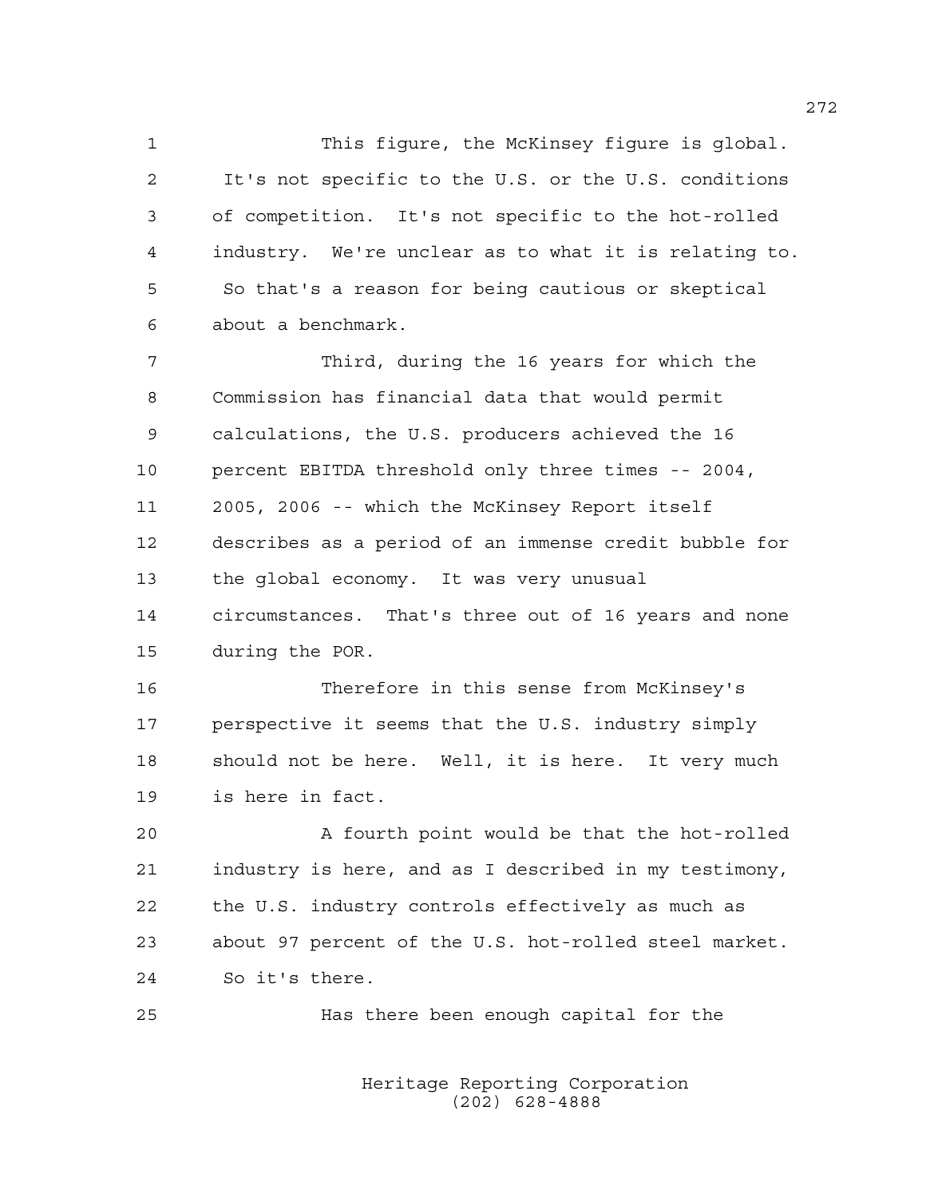This figure, the McKinsey figure is global. It's not specific to the U.S. or the U.S. conditions of competition. It's not specific to the hot-rolled industry. We're unclear as to what it is relating to. So that's a reason for being cautious or skeptical about a benchmark.

Third, during the 16 years for which the Commission has financial data that would permit calculations, the U.S. producers achieved the 16 percent EBITDA threshold only three times -- 2004, 2005, 2006 -- which the McKinsey Report itself describes as a period of an immense credit bubble for the global economy. It was very unusual circumstances. That's three out of 16 years and none during the POR.

Therefore in this sense from McKinsey's perspective it seems that the U.S. industry simply should not be here. Well, it is here. It very much is here in fact.

A fourth point would be that the hot-rolled industry is here, and as I described in my testimony, the U.S. industry controls effectively as much as about 97 percent of the U.S. hot-rolled steel market. So it's there.

Has there been enough capital for the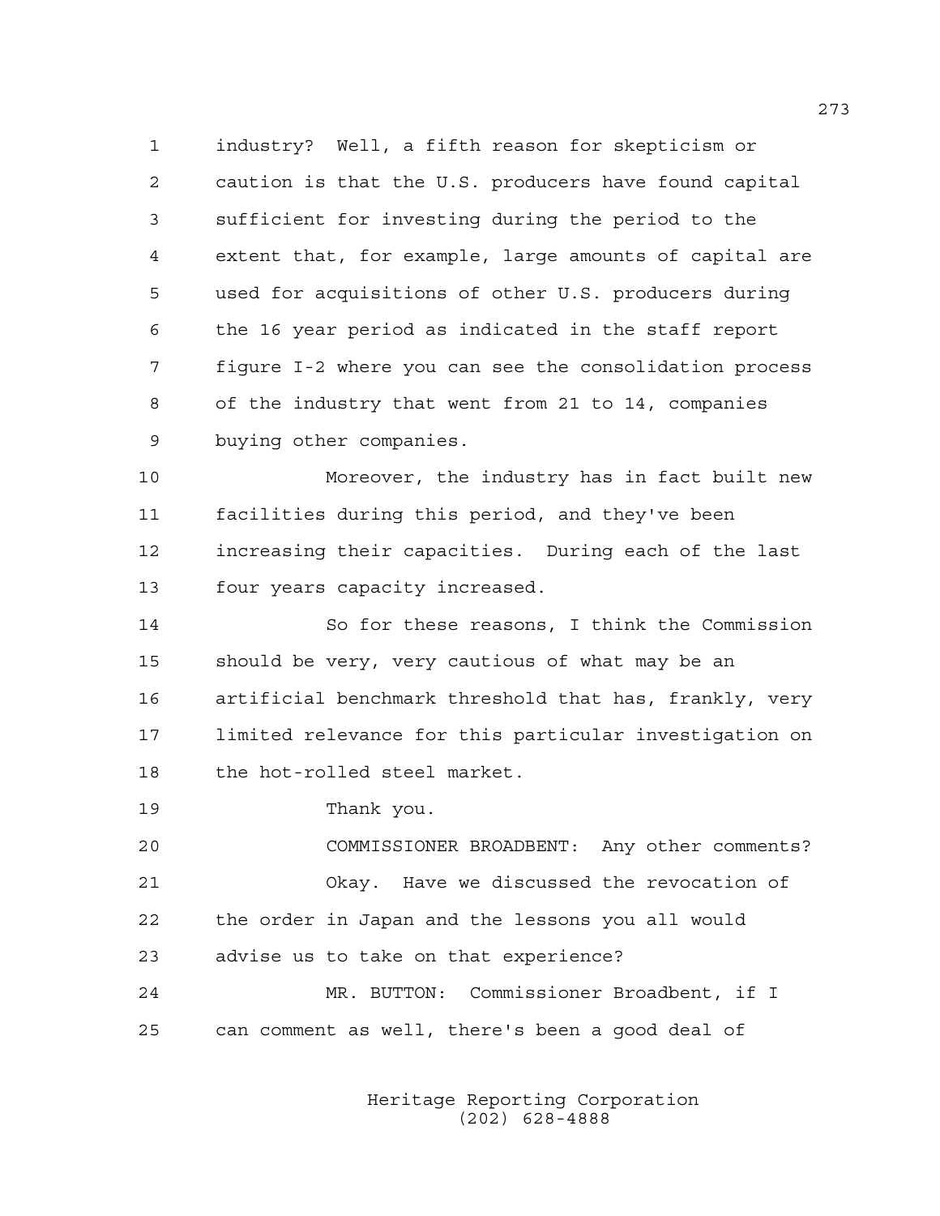industry? Well, a fifth reason for skepticism or caution is that the U.S. producers have found capital sufficient for investing during the period to the extent that, for example, large amounts of capital are used for acquisitions of other U.S. producers during the 16 year period as indicated in the staff report figure I-2 where you can see the consolidation process of the industry that went from 21 to 14, companies buying other companies.

Moreover, the industry has in fact built new facilities during this period, and they've been increasing their capacities. During each of the last four years capacity increased.

So for these reasons, I think the Commission should be very, very cautious of what may be an artificial benchmark threshold that has, frankly, very limited relevance for this particular investigation on the hot-rolled steel market.

Thank you.

COMMISSIONER BROADBENT: Any other comments?

Okay. Have we discussed the revocation of the order in Japan and the lessons you all would advise us to take on that experience?

MR. BUTTON: Commissioner Broadbent, if I can comment as well, there's been a good deal of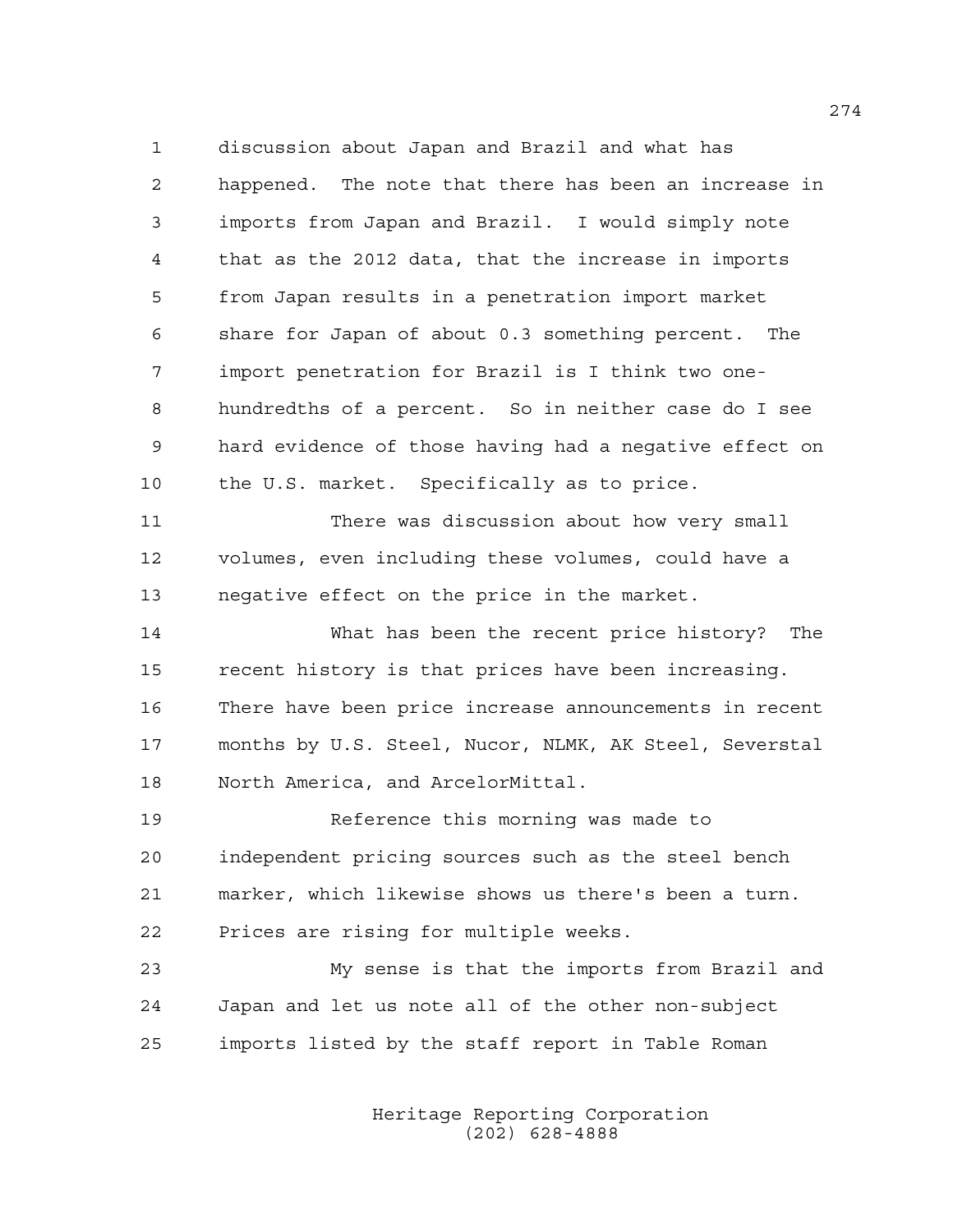discussion about Japan and Brazil and what has happened. The note that there has been an increase in imports from Japan and Brazil. I would simply note that as the 2012 data, that the increase in imports from Japan results in a penetration import market share for Japan of about 0.3 something percent. The import penetration for Brazil is I think two one-hundredths of a percent. So in neither case do I see hard evidence of those having had a negative effect on the U.S. market. Specifically as to price.

There was discussion about how very small volumes, even including these volumes, could have a negative effect on the price in the market.

What has been the recent price history? The recent history is that prices have been increasing. There have been price increase announcements in recent months by U.S. Steel, Nucor, NLMK, AK Steel, Severstal North America, and ArcelorMittal.

Reference this morning was made to independent pricing sources such as the steel bench marker, which likewise shows us there's been a turn. Prices are rising for multiple weeks.

My sense is that the imports from Brazil and Japan and let us note all of the other non-subject imports listed by the staff report in Table Roman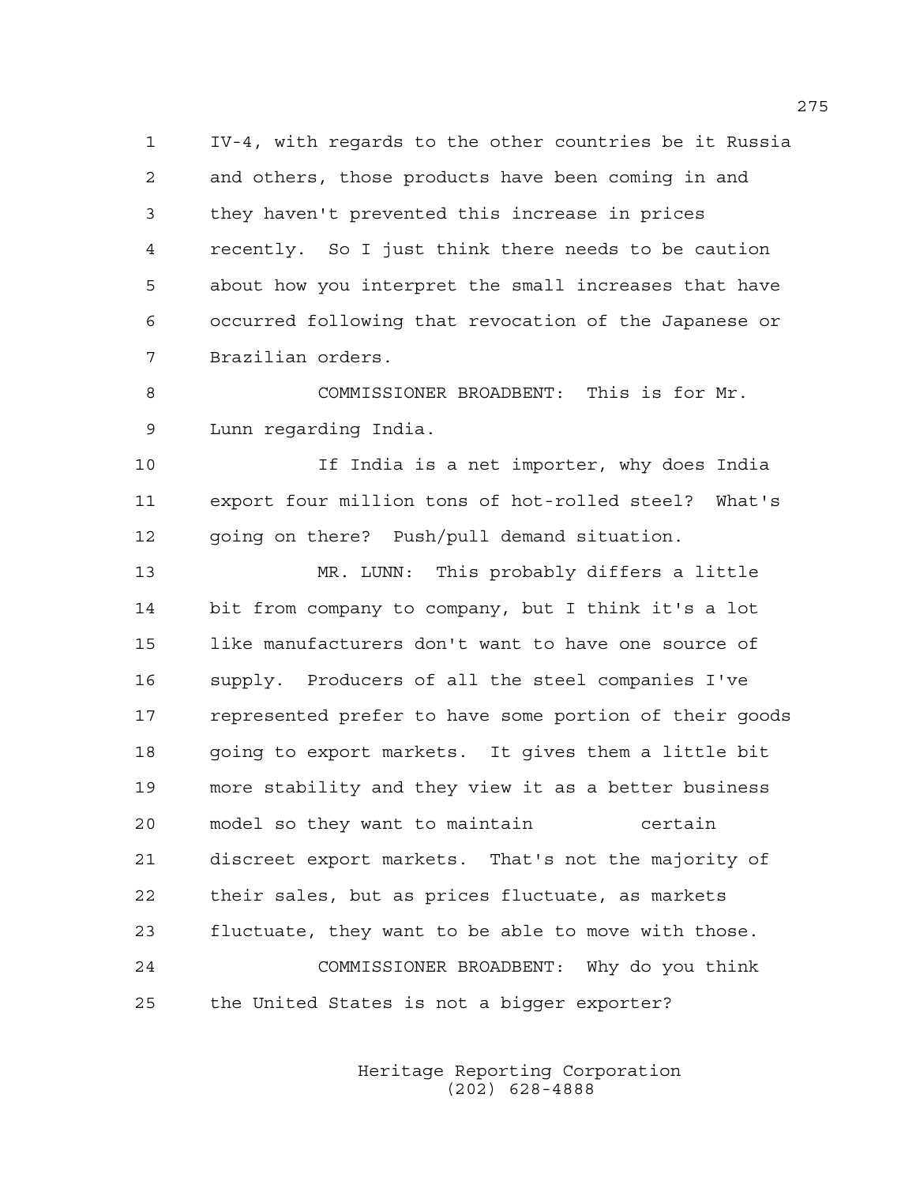1 IV-4, with regards to the other countries be it Russia
2 and others, those products have been coming in and
3 they haven't prevented this increase in prices
4 recently. So I just think there needs to be caution
5 about how you interpret the small increases that have
6 occurred following that revocation of the Japanese or
7 Brazilian orders.

8 COMMISSIONER BROADBENT: This is for Mr.
9 Lunn regarding India.

10 If India is a net importer, why does India
11 export four million tons of hot-rolled steel? What's
12 going on there? Push/pull demand situation.

13 MR. LUNN: This probably differs a little
14 bit from company to company, but I think it's a lot
15 like manufacturers don't want to have one source of
16 supply. Producers of all the steel companies I've
17 represented prefer to have some portion of their goods
18 going to export markets. It gives them a little bit
19 more stability and they view it as a better business
20 model so they want to maintain certain
21 discreet export markets. That's not the majority of
22 their sales, but as prices fluctuate, as markets
23 fluctuate, they want to be able to move with those.

24 COMMISSIONER BROADBENT: Why do you think
25 the United States is not a bigger exporter?

Heritage Reporting Corporation
(202) 628-4888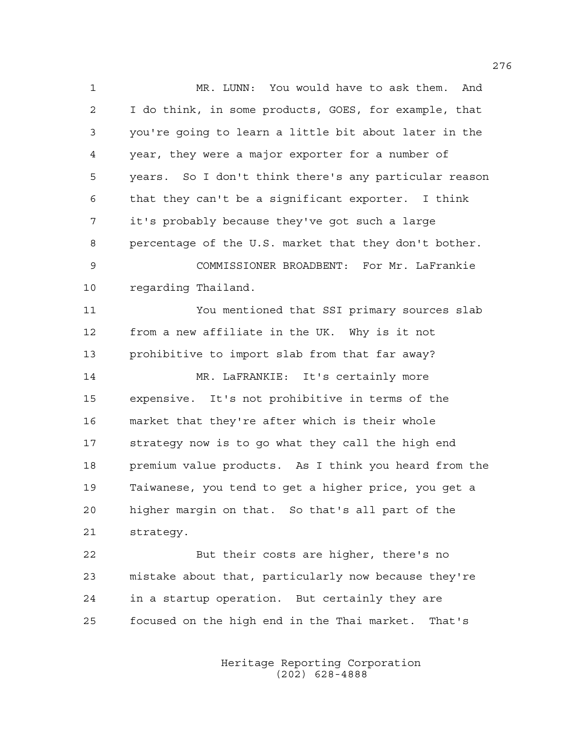MR. LUNN: You would have to ask them. And I do think, in some products, GOES, for example, that you're going to learn a little bit about later in the year, they were a major exporter for a number of years. So I don't think there's any particular reason that they can't be a significant exporter. I think it's probably because they've got such a large percentage of the U.S. market that they don't bother.

COMMISSIONER BROADBENT: For Mr. LaFrankie regarding Thailand.

You mentioned that SSI primary sources slab from a new affiliate in the UK. Why is it not prohibitive to import slab from that far away?

MR. LaFRANKIE: It's certainly more expensive. It's not prohibitive in terms of the market that they're after which is their whole strategy now is to go what they call the high end premium value products. As I think you heard from the Taiwanese, you tend to get a higher price, you get a higher margin on that. So that's all part of the strategy.

But their costs are higher, there's no mistake about that, particularly now because they're in a startup operation. But certainly they are focused on the high end in the Thai market. That's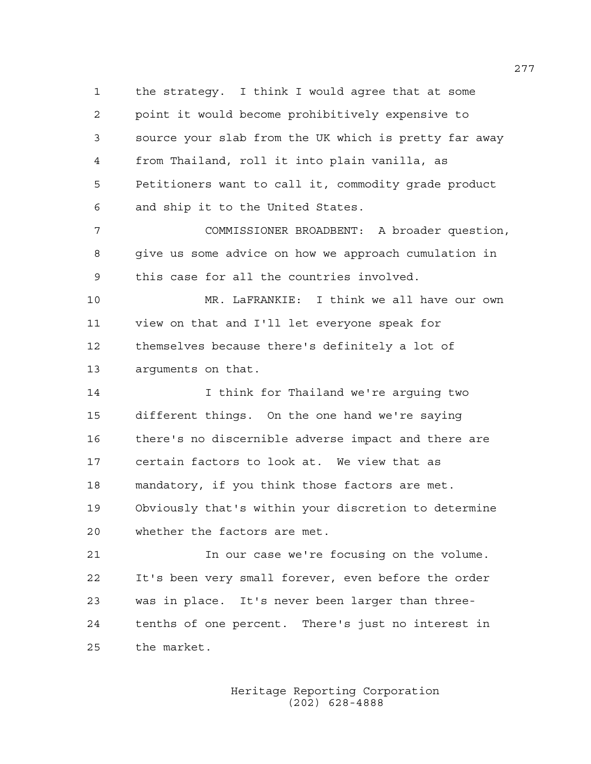the strategy. I think I would agree that at some point it would become prohibitively expensive to source your slab from the UK which is pretty far away from Thailand, roll it into plain vanilla, as Petitioners want to call it, commodity grade product and ship it to the United States.

COMMISSIONER BROADBENT: A broader question, give us some advice on how we approach cumulation in this case for all the countries involved.

MR. LaFRANKIE: I think we all have our own view on that and I'll let everyone speak for themselves because there's definitely a lot of arguments on that.

I think for Thailand we're arguing two different things. On the one hand we're saying there's no discernible adverse impact and there are certain factors to look at. We view that as mandatory, if you think those factors are met. Obviously that's within your discretion to determine whether the factors are met.

In our case we're focusing on the volume. It's been very small forever, even before the order was in place. It's never been larger than three-tenths of one percent. There's just no interest in the market.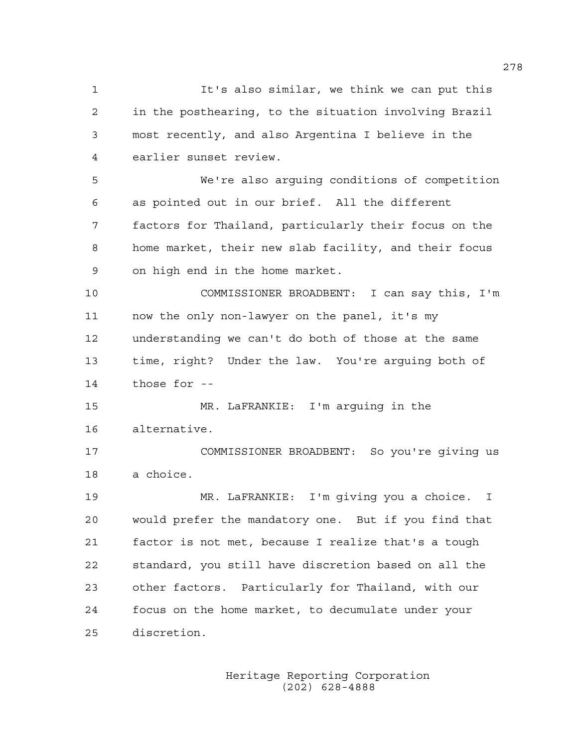It's also similar, we think we can put this in the posthearing, to the situation involving Brazil most recently, and also Argentina I believe in the earlier sunset review.

We're also arguing conditions of competition as pointed out in our brief. All the different factors for Thailand, particularly their focus on the home market, their new slab facility, and their focus on high end in the home market.

COMMISSIONER BROADBENT: I can say this, I'm now the only non-lawyer on the panel, it's my understanding we can't do both of those at the same time, right? Under the law. You're arguing both of those for --

MR. LaFRANKIE: I'm arguing in the alternative.

COMMISSIONER BROADBENT: So you're giving us a choice.

MR. LaFRANKIE: I'm giving you a choice. I would prefer the mandatory one. But if you find that factor is not met, because I realize that's a tough standard, you still have discretion based on all the other factors. Particularly for Thailand, with our focus on the home market, to decumulate under your discretion.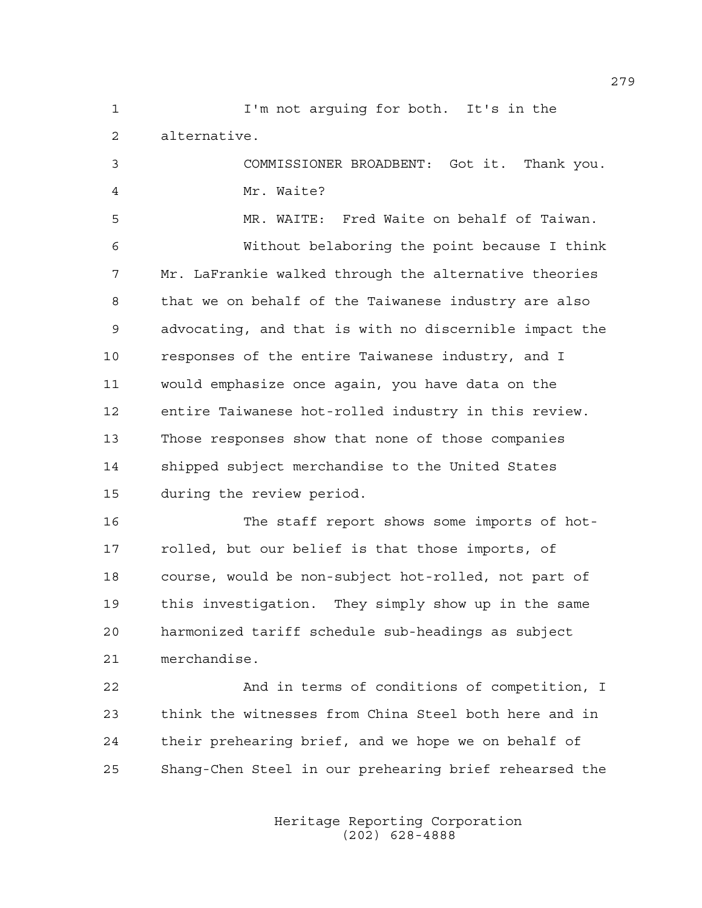I'm not arguing for both. It's in the alternative.

COMMISSIONER BROADBENT: Got it. Thank you. Mr. Waite?

MR. WAITE: Fred Waite on behalf of Taiwan.

Without belaboring the point because I think Mr. LaFrankie walked through the alternative theories that we on behalf of the Taiwanese industry are also advocating, and that is with no discernible impact the responses of the entire Taiwanese industry, and I would emphasize once again, you have data on the entire Taiwanese hot-rolled industry in this review. Those responses show that none of those companies shipped subject merchandise to the United States during the review period.

The staff report shows some imports of hot-rolled, but our belief is that those imports, of course, would be non-subject hot-rolled, not part of this investigation. They simply show up in the same harmonized tariff schedule sub-headings as subject merchandise.

And in terms of conditions of competition, I think the witnesses from China Steel both here and in their prehearing brief, and we hope we on behalf of Shang-Chen Steel in our prehearing brief rehearsed the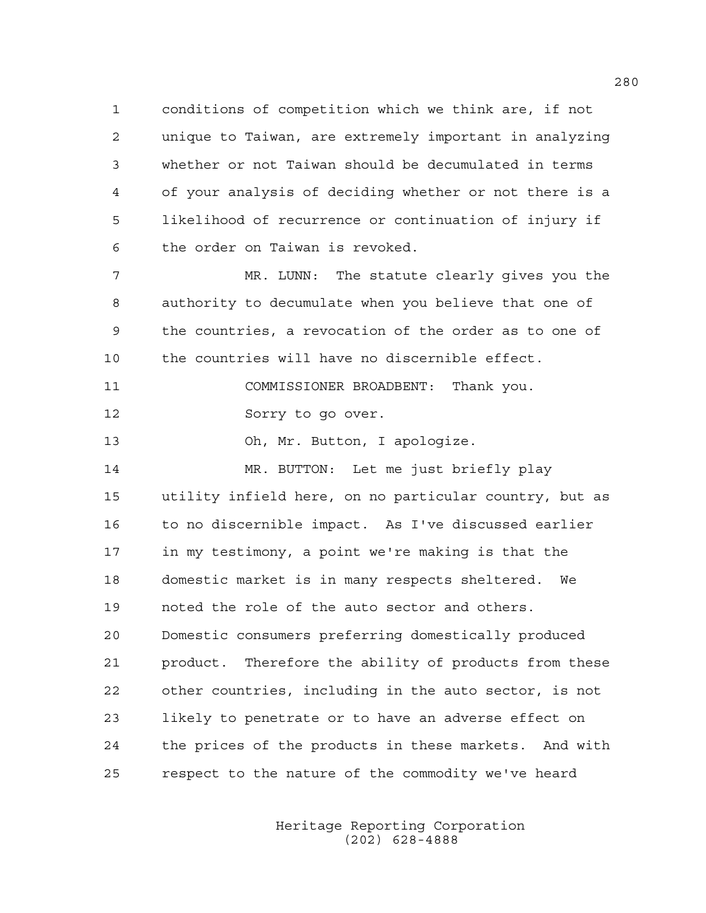1 conditions of competition which we think are, if not
2 unique to Taiwan, are extremely important in analyzing
3 whether or not Taiwan should be decumulated in terms
4 of your analysis of deciding whether or not there is a
5 likelihood of recurrence or continuation of injury if
6 the order on Taiwan is revoked.

7 MR. LUNN: The statute clearly gives you the
8 authority to decumulate when you believe that one of
9 the countries, a revocation of the order as to one of
10 the countries will have no discernible effect.

11 COMMISSIONER BROADBENT: Thank you.

12 Sorry to go over.

13 Oh, Mr. Button, I apologize.

14 MR. BUTTON: Let me just briefly play
15 utility infield here, on no particular country, but as
16 to no discernible impact. As I've discussed earlier
17 in my testimony, a point we're making is that the
18 domestic market is in many respects sheltered. We
19 noted the role of the auto sector and others.
20 Domestic consumers preferring domestically produced
21 product. Therefore the ability of products from these
22 other countries, including in the auto sector, is not
23 likely to penetrate or to have an adverse effect on
24 the prices of the products in these markets. And with
25 respect to the nature of the commodity we've heard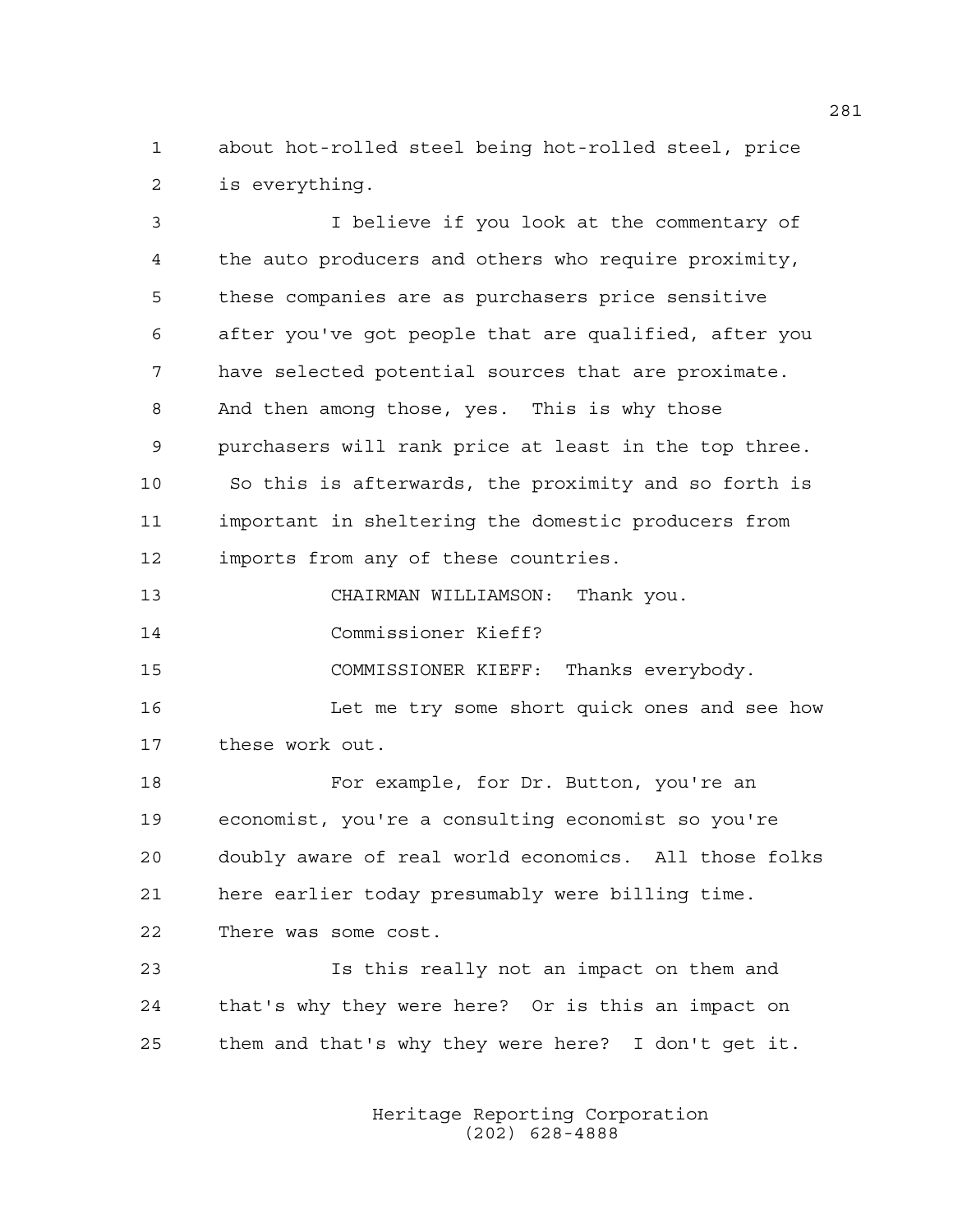about hot-rolled steel being hot-rolled steel, price is everything.

I believe if you look at the commentary of the auto producers and others who require proximity, these companies are as purchasers price sensitive after you've got people that are qualified, after you have selected potential sources that are proximate. And then among those, yes. This is why those purchasers will rank price at least in the top three. So this is afterwards, the proximity and so forth is important in sheltering the domestic producers from imports from any of these countries.

CHAIRMAN WILLIAMSON: Thank you.

Commissioner Kieff?

COMMISSIONER KIEFF: Thanks everybody.

Let me try some short quick ones and see how these work out.

For example, for Dr. Button, you're an economist, you're a consulting economist so you're doubly aware of real world economics. All those folks here earlier today presumably were billing time. There was some cost.

Is this really not an impact on them and that's why they were here? Or is this an impact on them and that's why they were here? I don't get it.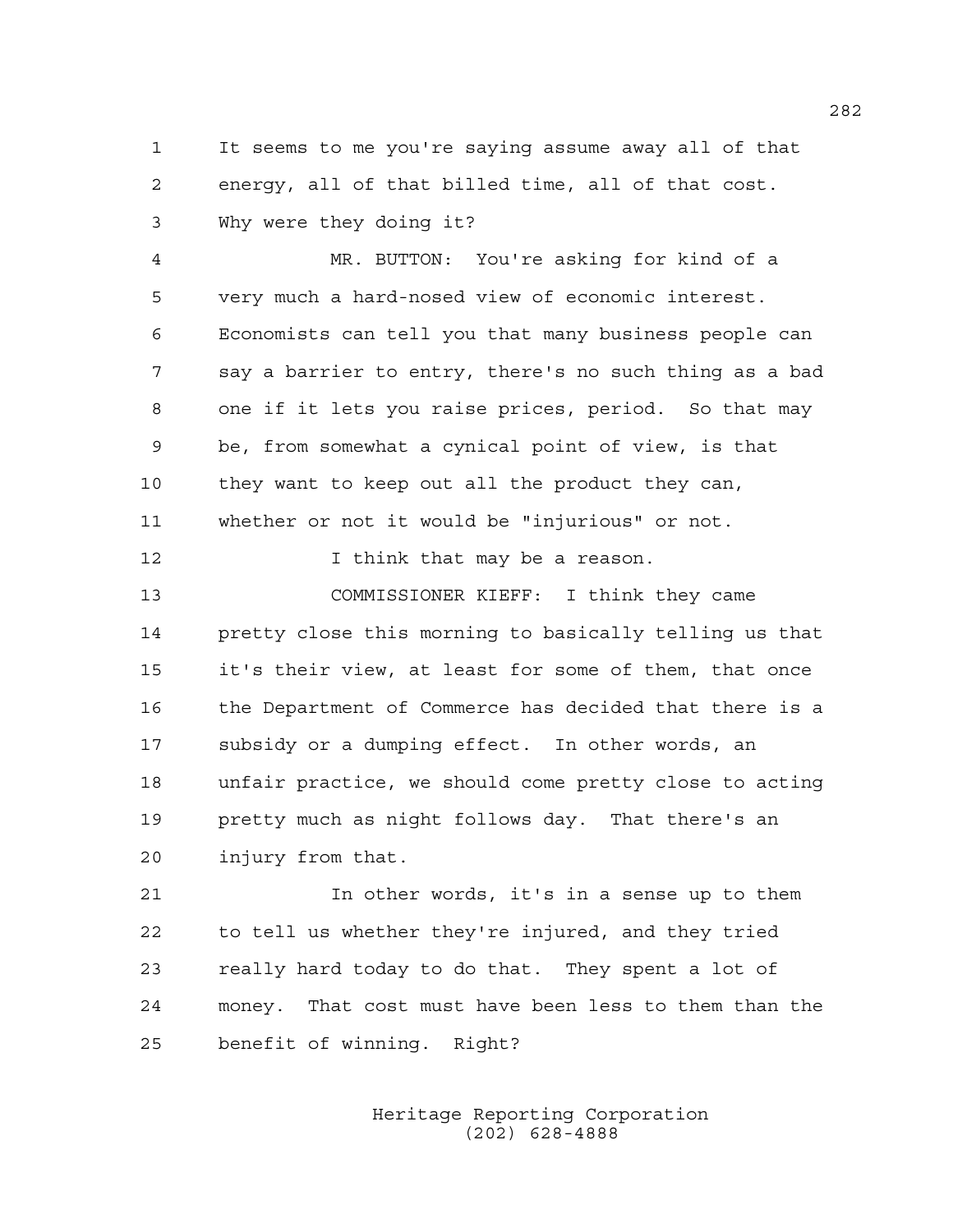1 It seems to me you're saying assume away all of that
2 energy, all of that billed time, all of that cost.
3 Why were they doing it?

4 MR. BUTTON: You're asking for kind of a
5 very much a hard-nosed view of economic interest.
6 Economists can tell you that many business people can
7 say a barrier to entry, there's no such thing as a bad
8 one if it lets you raise prices, period. So that may
9 be, from somewhat a cynical point of view, is that
10 they want to keep out all the product they can,
11 whether or not it would be "injurious" or not.

12 I think that may be a reason.

13 COMMISSIONER KIEFF: I think they came
14 pretty close this morning to basically telling us that
15 it's their view, at least for some of them, that once
16 the Department of Commerce has decided that there is a
17 subsidy or a dumping effect. In other words, an
18 unfair practice, we should come pretty close to acting
19 pretty much as night follows day. That there's an
20 injury from that.

21 In other words, it's in a sense up to them
22 to tell us whether they're injured, and they tried
23 really hard today to do that. They spent a lot of
24 money. That cost must have been less to them than the
25 benefit of winning. Right?

Heritage Reporting Corporation
(202) 628-4888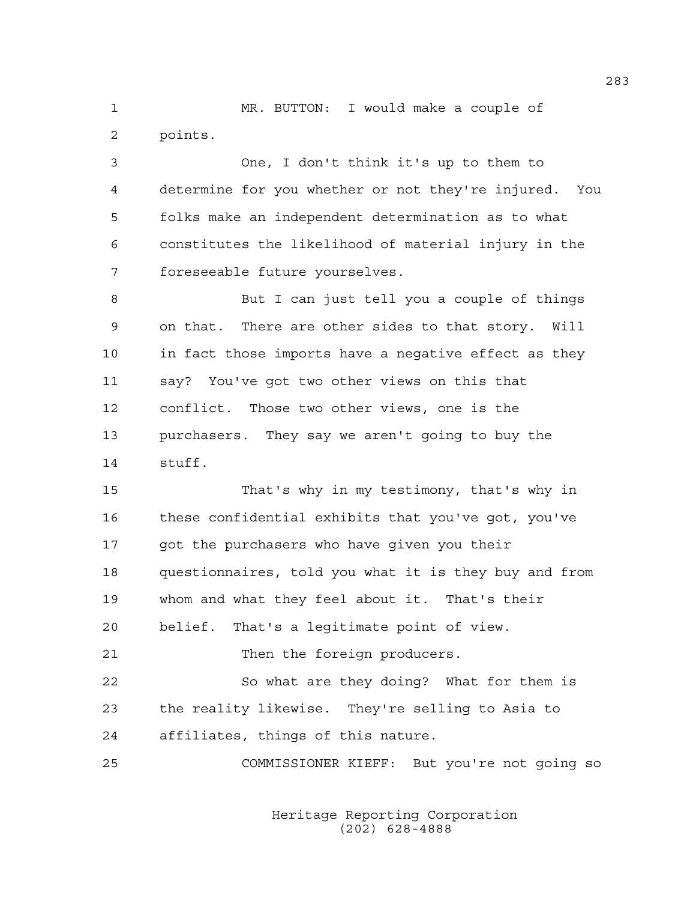MR. BUTTON: I would make a couple of points.

One, I don't think it's up to them to determine for you whether or not they're injured. You folks make an independent determination as to what constitutes the likelihood of material injury in the foreseeable future yourselves.

But I can just tell you a couple of things on that. There are other sides to that story. Will in fact those imports have a negative effect as they say? You've got two other views on this that conflict. Those two other views, one is the purchasers. They say we aren't going to buy the stuff.

That's why in my testimony, that's why in these confidential exhibits that you've got, you've got the purchasers who have given you their questionnaires, told you what it is they buy and from whom and what they feel about it. That's their belief. That's a legitimate point of view.

Then the foreign producers.

So what are they doing? What for them is the reality likewise. They're selling to Asia to affiliates, things of this nature.

COMMISSIONER KIEFF: But you're not going so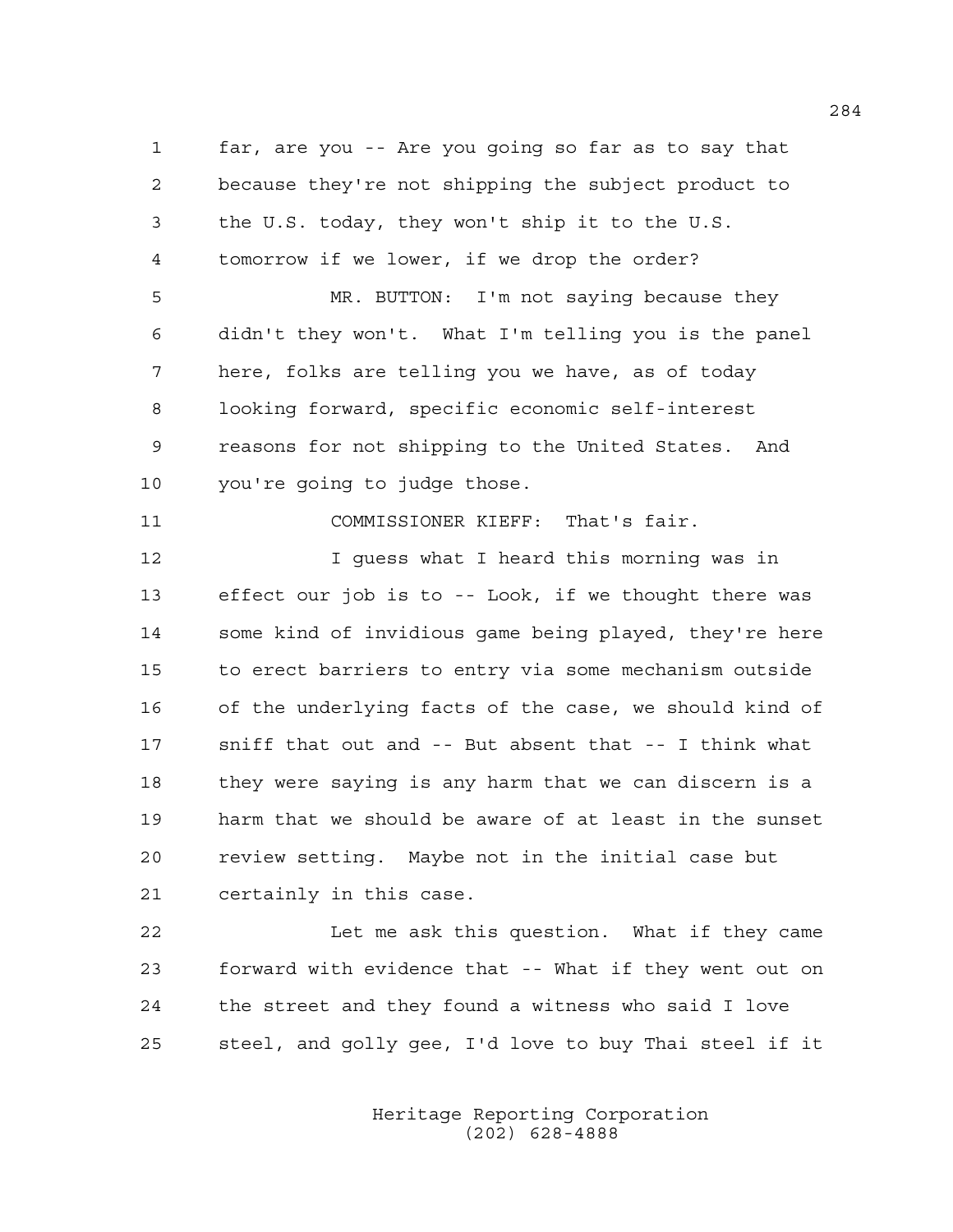far, are you -- Are you going so far as to say that because they're not shipping the subject product to the U.S. today, they won't ship it to the U.S. tomorrow if we lower, if we drop the order?

MR. BUTTON: I'm not saying because they didn't they won't. What I'm telling you is the panel here, folks are telling you we have, as of today looking forward, specific economic self-interest reasons for not shipping to the United States. And you're going to judge those.

COMMISSIONER KIEFF: That's fair.

I guess what I heard this morning was in effect our job is to -- Look, if we thought there was some kind of invidious game being played, they're here to erect barriers to entry via some mechanism outside of the underlying facts of the case, we should kind of sniff that out and -- But absent that -- I think what they were saying is any harm that we can discern is a harm that we should be aware of at least in the sunset review setting. Maybe not in the initial case but certainly in this case.

Let me ask this question. What if they came forward with evidence that -- What if they went out on the street and they found a witness who said I love steel, and golly gee, I'd love to buy Thai steel if it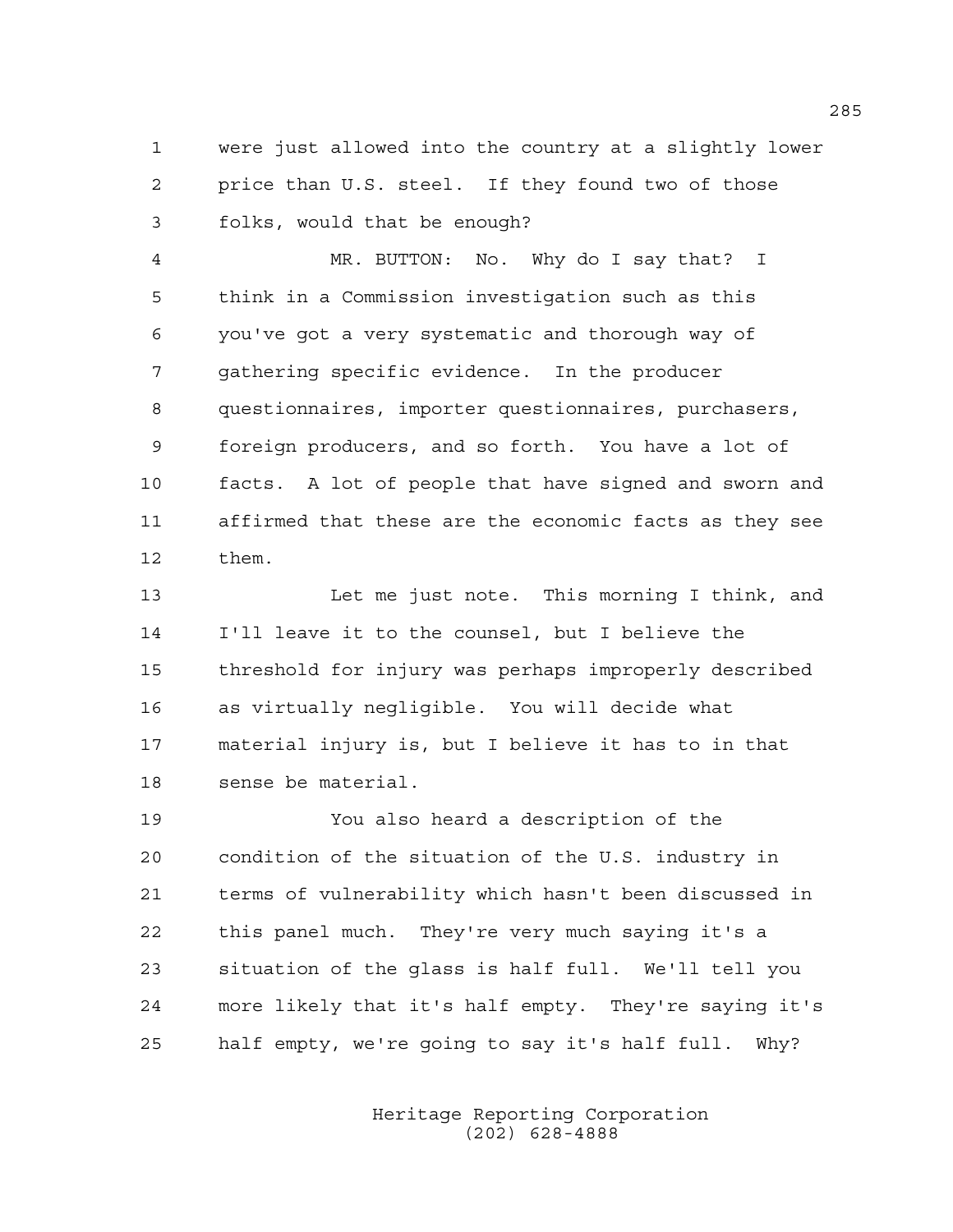were just allowed into the country at a slightly lower price than U.S. steel. If they found two of those folks, would that be enough?

MR. BUTTON: No. Why do I say that? I think in a Commission investigation such as this you've got a very systematic and thorough way of gathering specific evidence. In the producer questionnaires, importer questionnaires, purchasers, foreign producers, and so forth. You have a lot of facts. A lot of people that have signed and sworn and affirmed that these are the economic facts as they see them.

Let me just note. This morning I think, and I'll leave it to the counsel, but I believe the threshold for injury was perhaps improperly described as virtually negligible. You will decide what material injury is, but I believe it has to in that sense be material.

You also heard a description of the condition of the situation of the U.S. industry in terms of vulnerability which hasn't been discussed in this panel much. They're very much saying it's a situation of the glass is half full. We'll tell you more likely that it's half empty. They're saying it's half empty, we're going to say it's half full. Why?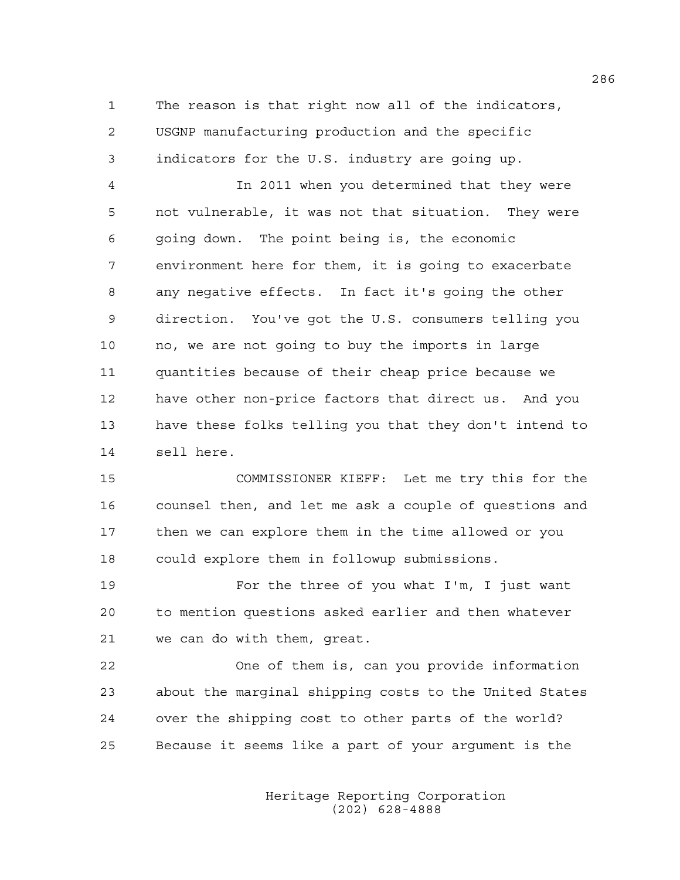The reason is that right now all of the indicators, USGNP manufacturing production and the specific indicators for the U.S. industry are going up.

In 2011 when you determined that they were not vulnerable, it was not that situation. They were going down. The point being is, the economic environment here for them, it is going to exacerbate any negative effects. In fact it's going the other direction. You've got the U.S. consumers telling you no, we are not going to buy the imports in large quantities because of their cheap price because we have other non-price factors that direct us. And you have these folks telling you that they don't intend to sell here.

COMMISSIONER KIEFF: Let me try this for the counsel then, and let me ask a couple of questions and then we can explore them in the time allowed or you could explore them in followup submissions.

For the three of you what I'm, I just want to mention questions asked earlier and then whatever we can do with them, great.

One of them is, can you provide information about the marginal shipping costs to the United States over the shipping cost to other parts of the world? Because it seems like a part of your argument is the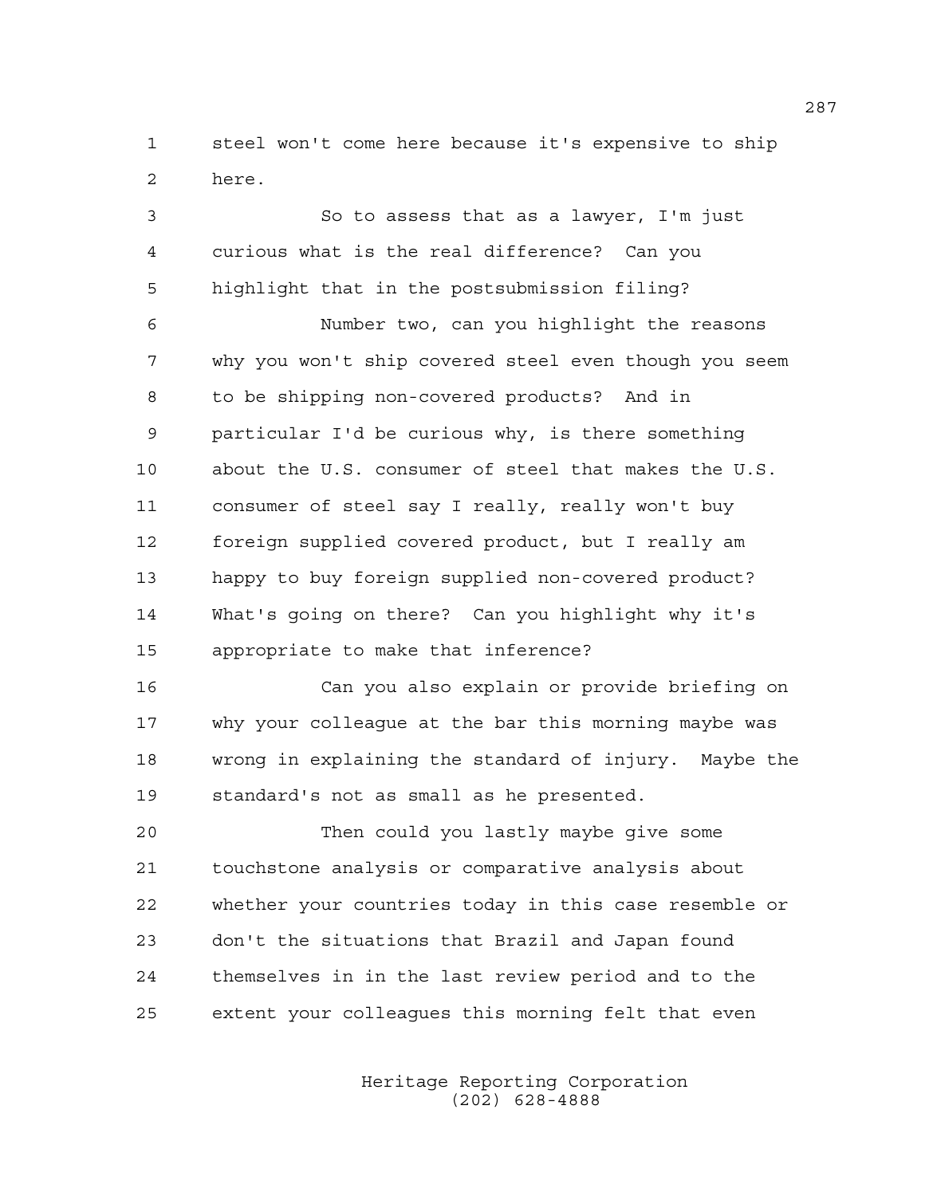steel won't come here because it's expensive to ship here.

So to assess that as a lawyer, I'm just curious what is the real difference? Can you highlight that in the postsubmission filing?

Number two, can you highlight the reasons why you won't ship covered steel even though you seem to be shipping non-covered products? And in particular I'd be curious why, is there something about the U.S. consumer of steel that makes the U.S. consumer of steel say I really, really won't buy foreign supplied covered product, but I really am happy to buy foreign supplied non-covered product? What's going on there? Can you highlight why it's appropriate to make that inference?

Can you also explain or provide briefing on why your colleague at the bar this morning maybe was wrong in explaining the standard of injury. Maybe the standard's not as small as he presented.

Then could you lastly maybe give some touchstone analysis or comparative analysis about whether your countries today in this case resemble or don't the situations that Brazil and Japan found themselves in in the last review period and to the extent your colleagues this morning felt that even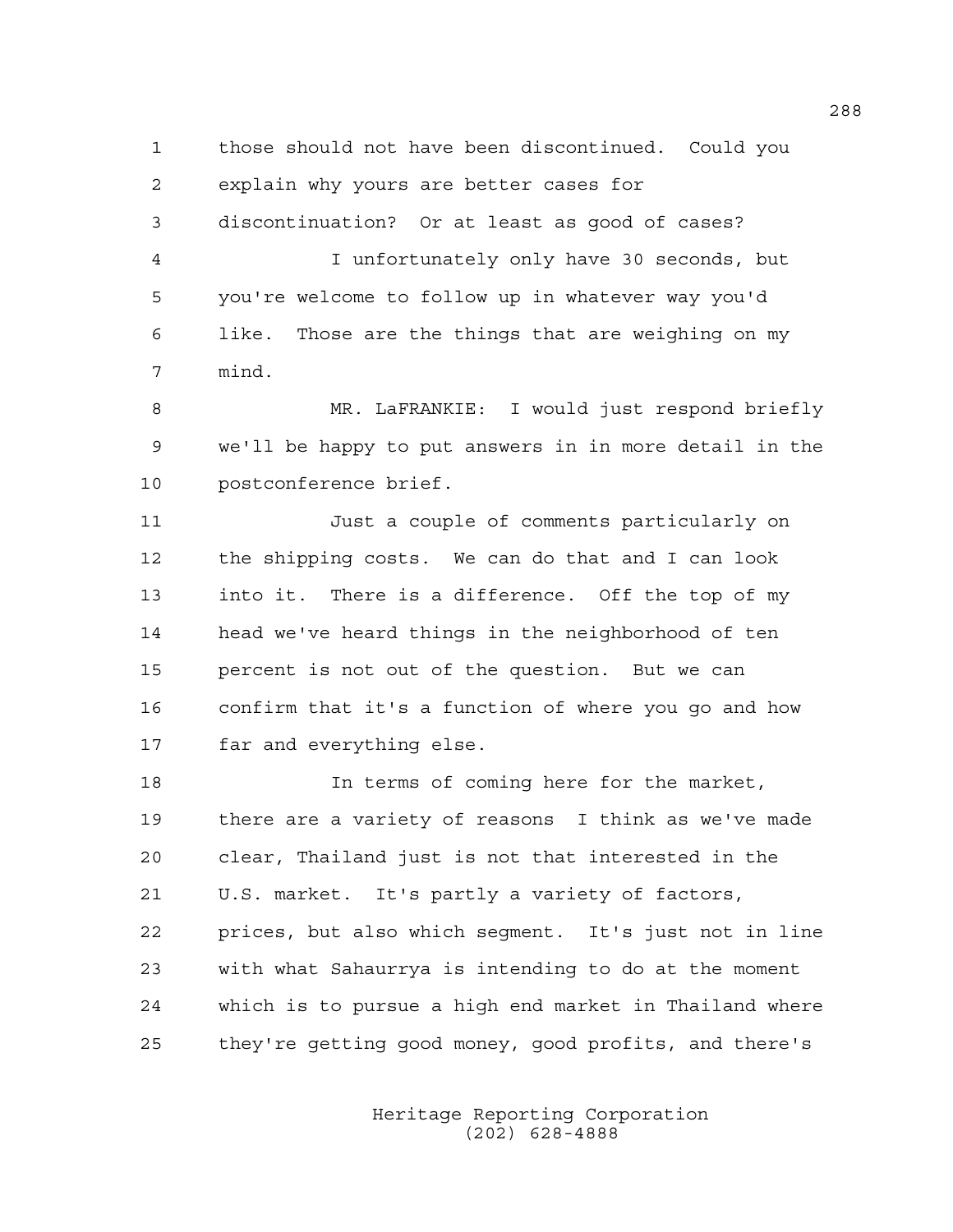those should not have been discontinued. Could you explain why yours are better cases for discontinuation? Or at least as good of cases?

I unfortunately only have 30 seconds, but you're welcome to follow up in whatever way you'd like. Those are the things that are weighing on my mind.

MR. LaFRANKIE: I would just respond briefly we'll be happy to put answers in in more detail in the postconference brief.

Just a couple of comments particularly on the shipping costs. We can do that and I can look into it. There is a difference. Off the top of my head we've heard things in the neighborhood of ten percent is not out of the question. But we can confirm that it's a function of where you go and how far and everything else.

In terms of coming here for the market, there are a variety of reasons I think as we've made clear, Thailand just is not that interested in the U.S. market. It's partly a variety of factors, prices, but also which segment. It's just not in line with what Sahaurrya is intending to do at the moment which is to pursue a high end market in Thailand where they're getting good money, good profits, and there's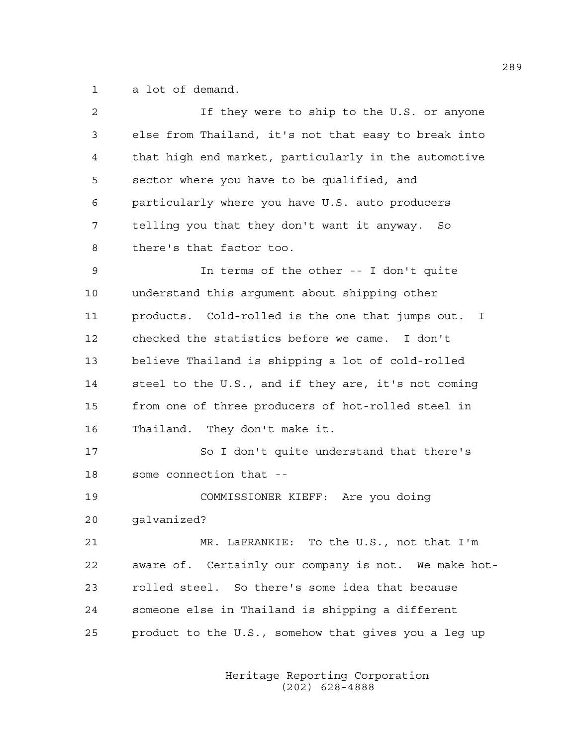a lot of demand.

If they were to ship to the U.S. or anyone else from Thailand, it's not that easy to break into that high end market, particularly in the automotive sector where you have to be qualified, and particularly where you have U.S. auto producers telling you that they don't want it anyway. So there's that factor too.

In terms of the other -- I don't quite understand this argument about shipping other products. Cold-rolled is the one that jumps out. I checked the statistics before we came. I don't believe Thailand is shipping a lot of cold-rolled steel to the U.S., and if they are, it's not coming from one of three producers of hot-rolled steel in Thailand. They don't make it.

So I don't quite understand that there's some connection that --

COMMISSIONER KIEFF: Are you doing galvanized?

MR. LaFRANKIE: To the U.S., not that I'm aware of. Certainly our company is not. We make hot-rolled steel. So there's some idea that because someone else in Thailand is shipping a different product to the U.S., somehow that gives you a leg up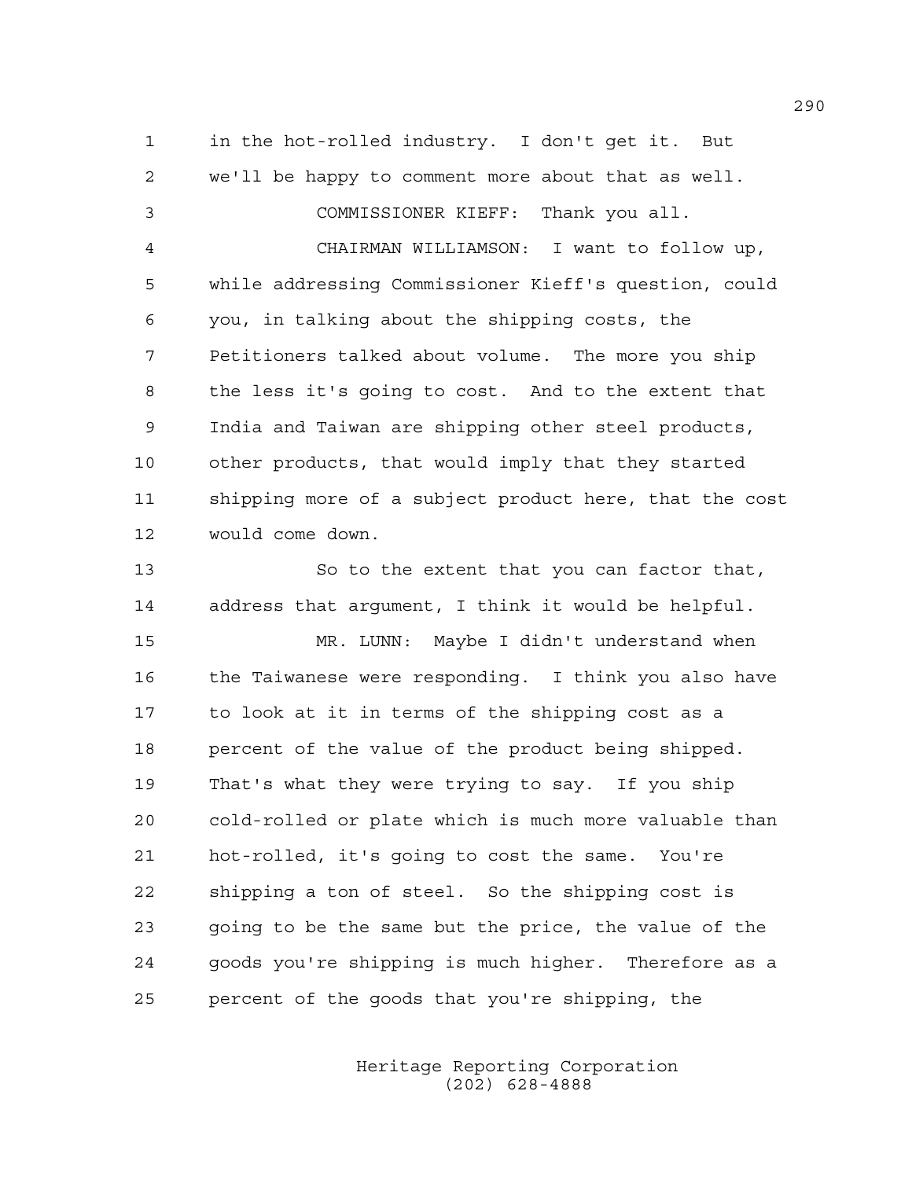in the hot-rolled industry. I don't get it. But we'll be happy to comment more about that as well.

COMMISSIONER KIEFF: Thank you all.

CHAIRMAN WILLIAMSON: I want to follow up, while addressing Commissioner Kieff's question, could you, in talking about the shipping costs, the Petitioners talked about volume. The more you ship the less it's going to cost. And to the extent that India and Taiwan are shipping other steel products, other products, that would imply that they started shipping more of a subject product here, that the cost would come down.

So to the extent that you can factor that, address that argument, I think it would be helpful.

MR. LUNN: Maybe I didn't understand when the Taiwanese were responding. I think you also have to look at it in terms of the shipping cost as a percent of the value of the product being shipped. That's what they were trying to say. If you ship cold-rolled or plate which is much more valuable than hot-rolled, it's going to cost the same. You're shipping a ton of steel. So the shipping cost is going to be the same but the price, the value of the goods you're shipping is much higher. Therefore as a percent of the goods that you're shipping, the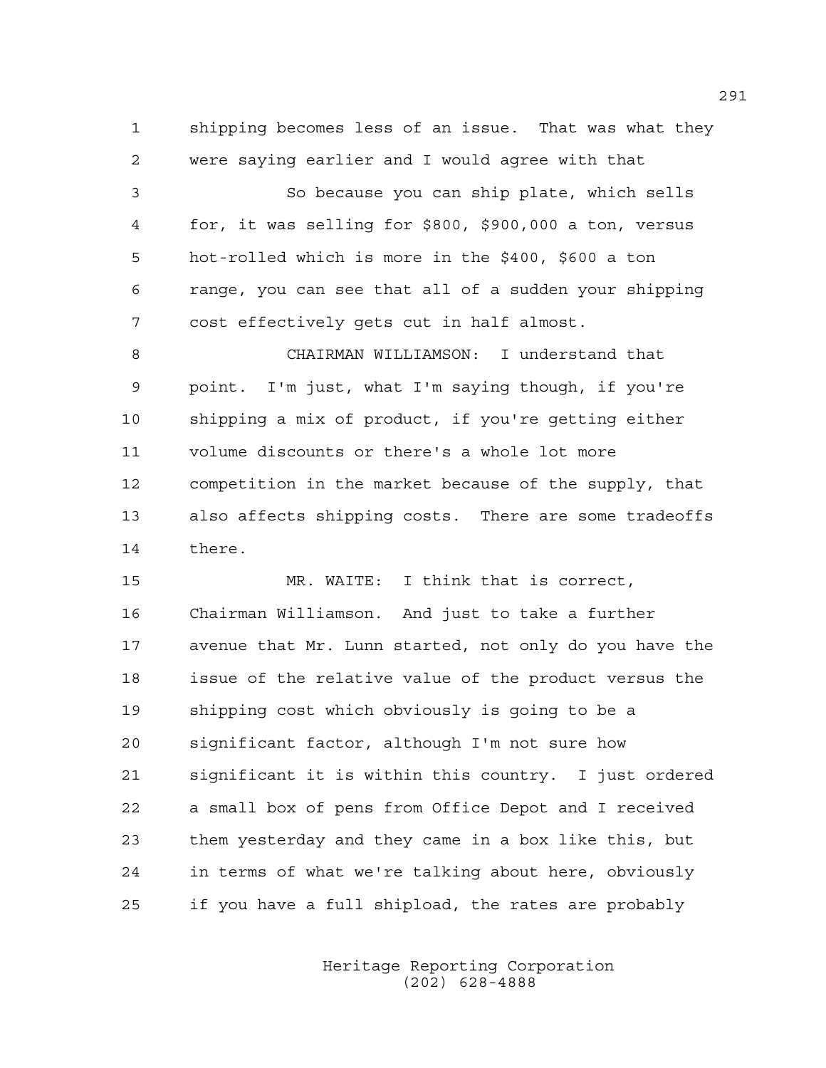shipping becomes less of an issue. That was what they were saying earlier and I would agree with that

So because you can ship plate, which sells for, it was selling for $800, $900,000 a ton, versus hot-rolled which is more in the $400, $600 a ton range, you can see that all of a sudden your shipping cost effectively gets cut in half almost.

CHAIRMAN WILLIAMSON: I understand that point. I'm just, what I'm saying though, if you're shipping a mix of product, if you're getting either volume discounts or there's a whole lot more competition in the market because of the supply, that also affects shipping costs. There are some tradeoffs there.

MR. WAITE: I think that is correct, Chairman Williamson. And just to take a further avenue that Mr. Lunn started, not only do you have the issue of the relative value of the product versus the shipping cost which obviously is going to be a significant factor, although I'm not sure how significant it is within this country. I just ordered a small box of pens from Office Depot and I received them yesterday and they came in a box like this, but in terms of what we're talking about here, obviously if you have a full shipload, the rates are probably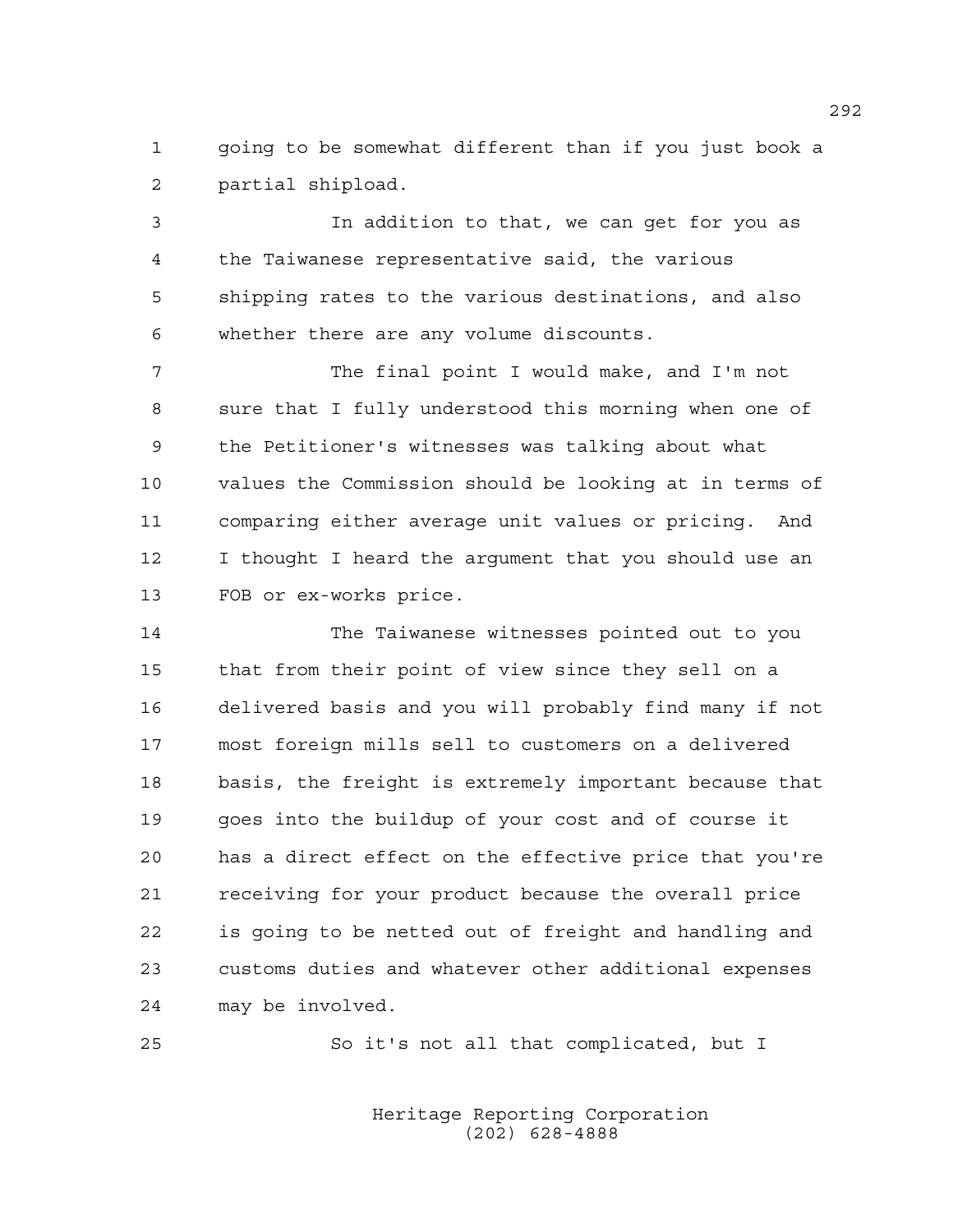going to be somewhat different than if you just book a partial shipload.

In addition to that, we can get for you as the Taiwanese representative said, the various shipping rates to the various destinations, and also whether there are any volume discounts.

The final point I would make, and I'm not sure that I fully understood this morning when one of the Petitioner's witnesses was talking about what values the Commission should be looking at in terms of comparing either average unit values or pricing. And I thought I heard the argument that you should use an FOB or ex-works price.

The Taiwanese witnesses pointed out to you that from their point of view since they sell on a delivered basis and you will probably find many if not most foreign mills sell to customers on a delivered basis, the freight is extremely important because that goes into the buildup of your cost and of course it has a direct effect on the effective price that you're receiving for your product because the overall price is going to be netted out of freight and handling and customs duties and whatever other additional expenses may be involved.

So it's not all that complicated, but I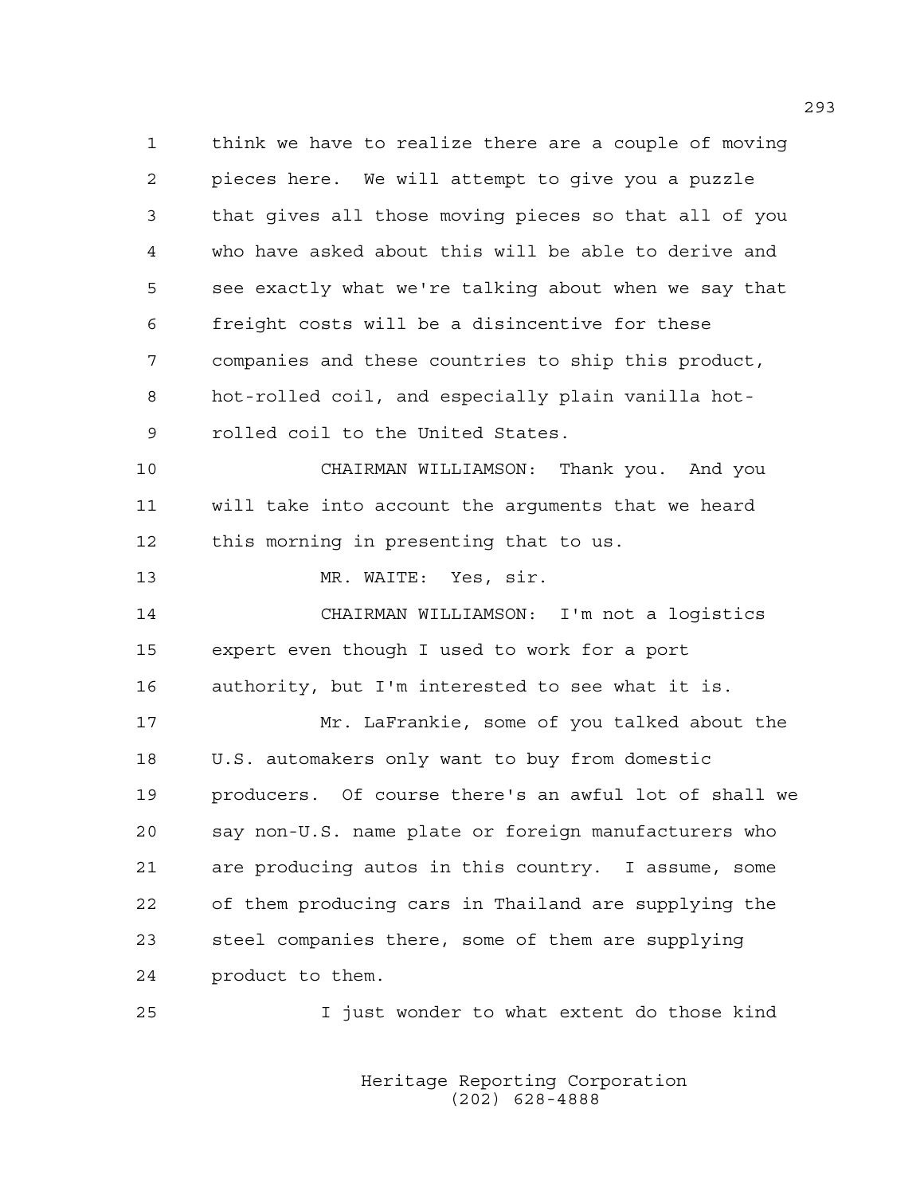1 think we have to realize there are a couple of moving
2 pieces here. We will attempt to give you a puzzle
3 that gives all those moving pieces so that all of you
4 who have asked about this will be able to derive and
5 see exactly what we're talking about when we say that
6 freight costs will be a disincentive for these
7 companies and these countries to ship this product,
8 hot-rolled coil, and especially plain vanilla hot-
9 rolled coil to the United States.

10 CHAIRMAN WILLIAMSON: Thank you. And you
11 will take into account the arguments that we heard
12 this morning in presenting that to us.

13 MR. WAITE: Yes, sir.

14 CHAIRMAN WILLIAMSON: I'm not a logistics
15 expert even though I used to work for a port
16 authority, but I'm interested to see what it is.

17 Mr. LaFrankie, some of you talked about the
18 U.S. automakers only want to buy from domestic
19 producers. Of course there's an awful lot of shall we
20 say non-U.S. name plate or foreign manufacturers who
21 are producing autos in this country. I assume, some
22 of them producing cars in Thailand are supplying the
23 steel companies there, some of them are supplying
24 product to them.

25 I just wonder to what extent do those kind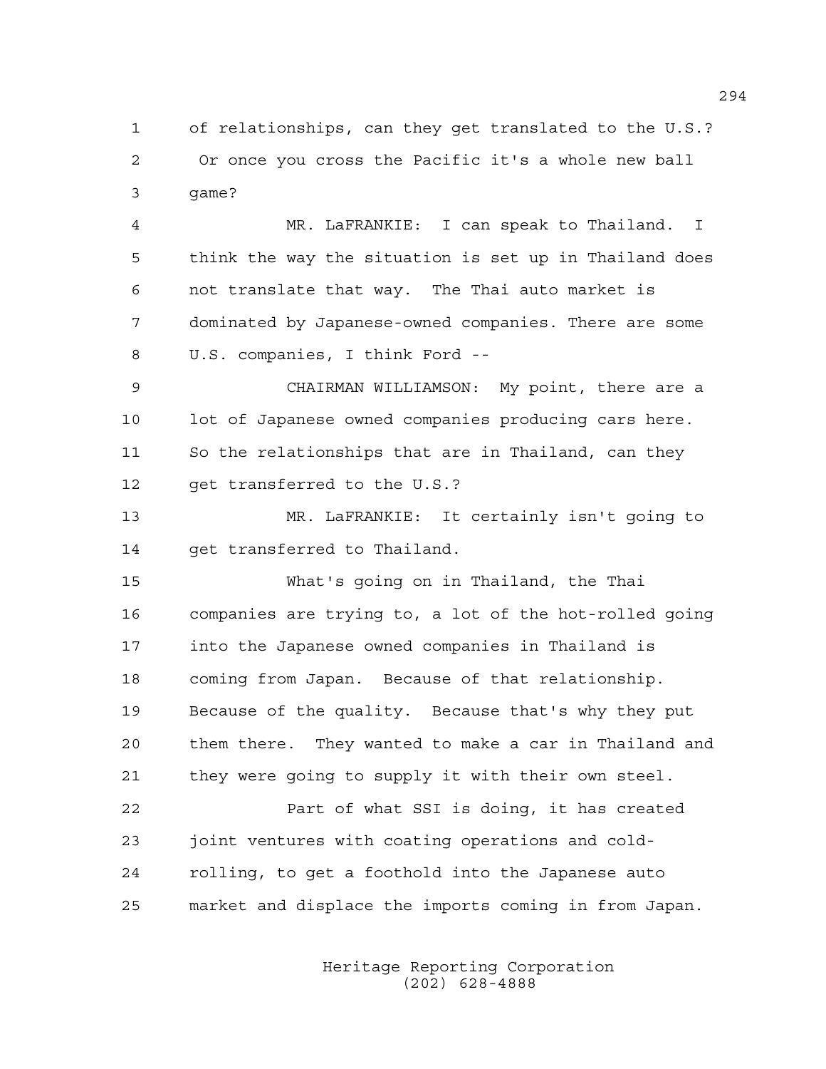of relationships, can they get translated to the U.S.? Or once you cross the Pacific it's a whole new ball game?

MR. LaFRANKIE: I can speak to Thailand. I think the way the situation is set up in Thailand does not translate that way. The Thai auto market is dominated by Japanese-owned companies. There are some U.S. companies, I think Ford --

CHAIRMAN WILLIAMSON: My point, there are a lot of Japanese owned companies producing cars here. So the relationships that are in Thailand, can they get transferred to the U.S.?

MR. LaFRANKIE: It certainly isn't going to get transferred to Thailand.

What's going on in Thailand, the Thai companies are trying to, a lot of the hot-rolled going into the Japanese owned companies in Thailand is coming from Japan. Because of that relationship. Because of the quality. Because that's why they put them there. They wanted to make a car in Thailand and they were going to supply it with their own steel.

Part of what SSI is doing, it has created joint ventures with coating operations and cold-rolling, to get a foothold into the Japanese auto market and displace the imports coming in from Japan.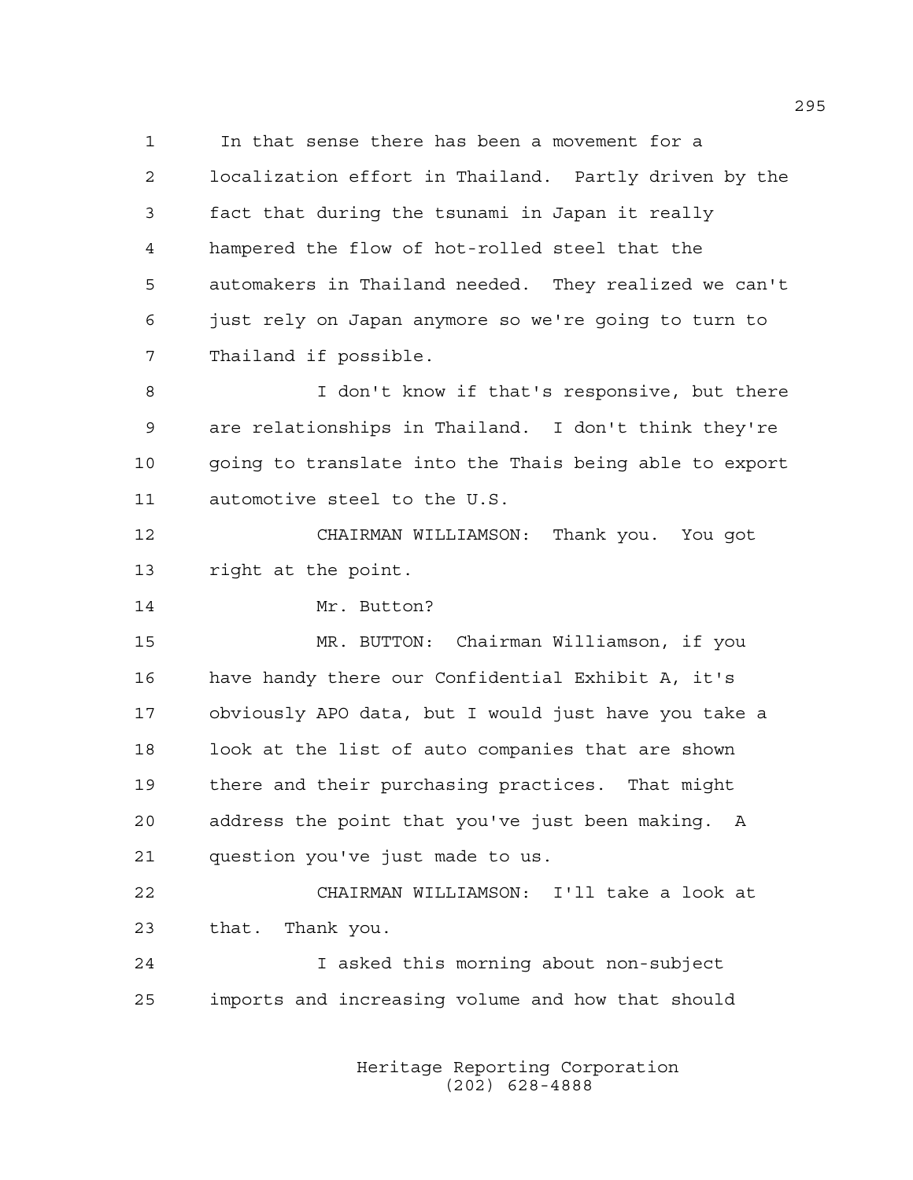In that sense there has been a movement for a localization effort in Thailand. Partly driven by the fact that during the tsunami in Japan it really hampered the flow of hot-rolled steel that the automakers in Thailand needed. They realized we can't just rely on Japan anymore so we're going to turn to Thailand if possible.

I don't know if that's responsive, but there are relationships in Thailand. I don't think they're going to translate into the Thais being able to export automotive steel to the U.S.

CHAIRMAN WILLIAMSON: Thank you. You got right at the point.

Mr. Button?

MR. BUTTON: Chairman Williamson, if you have handy there our Confidential Exhibit A, it's obviously APO data, but I would just have you take a look at the list of auto companies that are shown there and their purchasing practices. That might address the point that you've just been making. A question you've just made to us.

CHAIRMAN WILLIAMSON: I'll take a look at that. Thank you.

I asked this morning about non-subject imports and increasing volume and how that should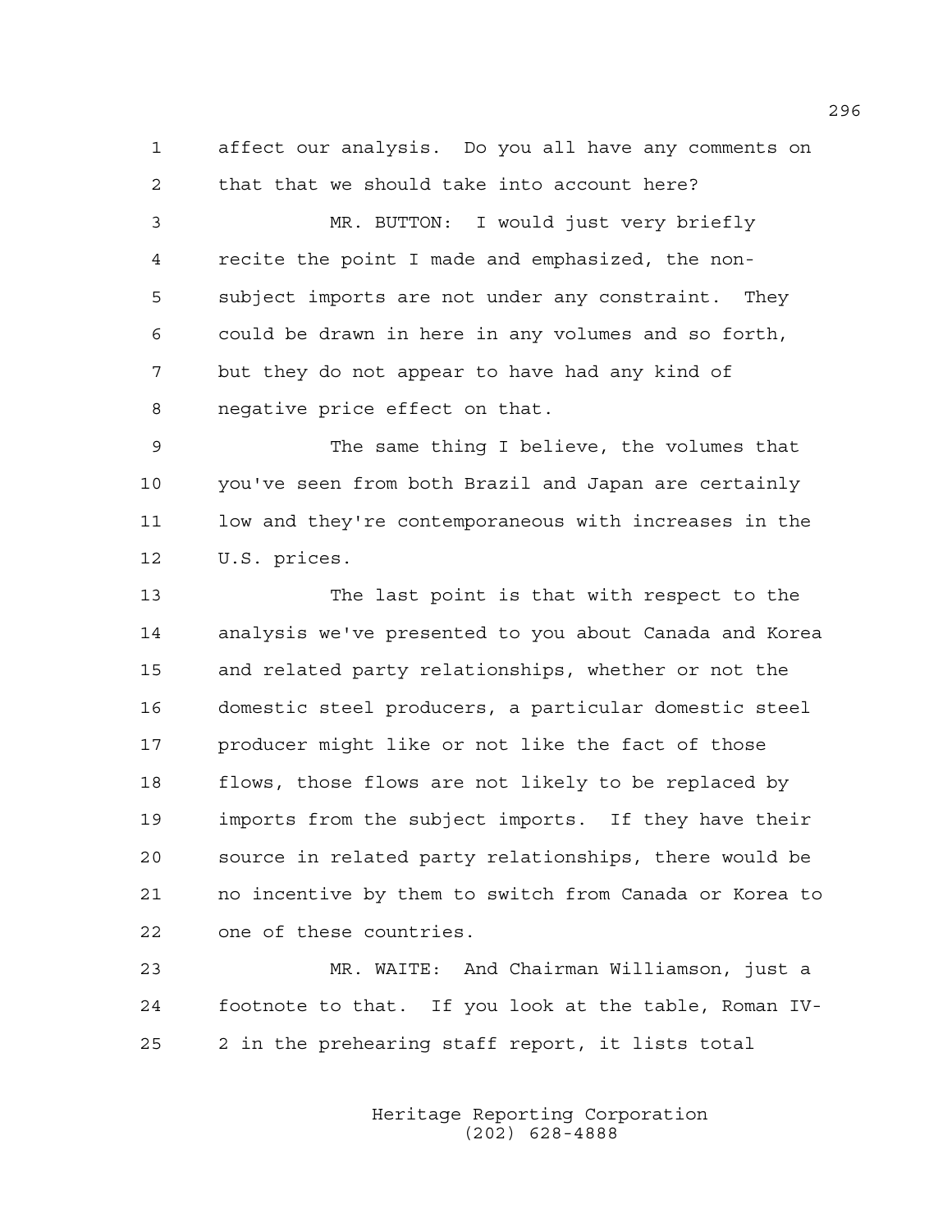affect our analysis. Do you all have any comments on that that we should take into account here?

MR. BUTTON: I would just very briefly recite the point I made and emphasized, the non-subject imports are not under any constraint. They could be drawn in here in any volumes and so forth, but they do not appear to have had any kind of negative price effect on that.

The same thing I believe, the volumes that you've seen from both Brazil and Japan are certainly low and they're contemporaneous with increases in the U.S. prices.

The last point is that with respect to the analysis we've presented to you about Canada and Korea and related party relationships, whether or not the domestic steel producers, a particular domestic steel producer might like or not like the fact of those flows, those flows are not likely to be replaced by imports from the subject imports. If they have their source in related party relationships, there would be no incentive by them to switch from Canada or Korea to one of these countries.

MR. WAITE: And Chairman Williamson, just a footnote to that. If you look at the table, Roman IV-2 in the prehearing staff report, it lists total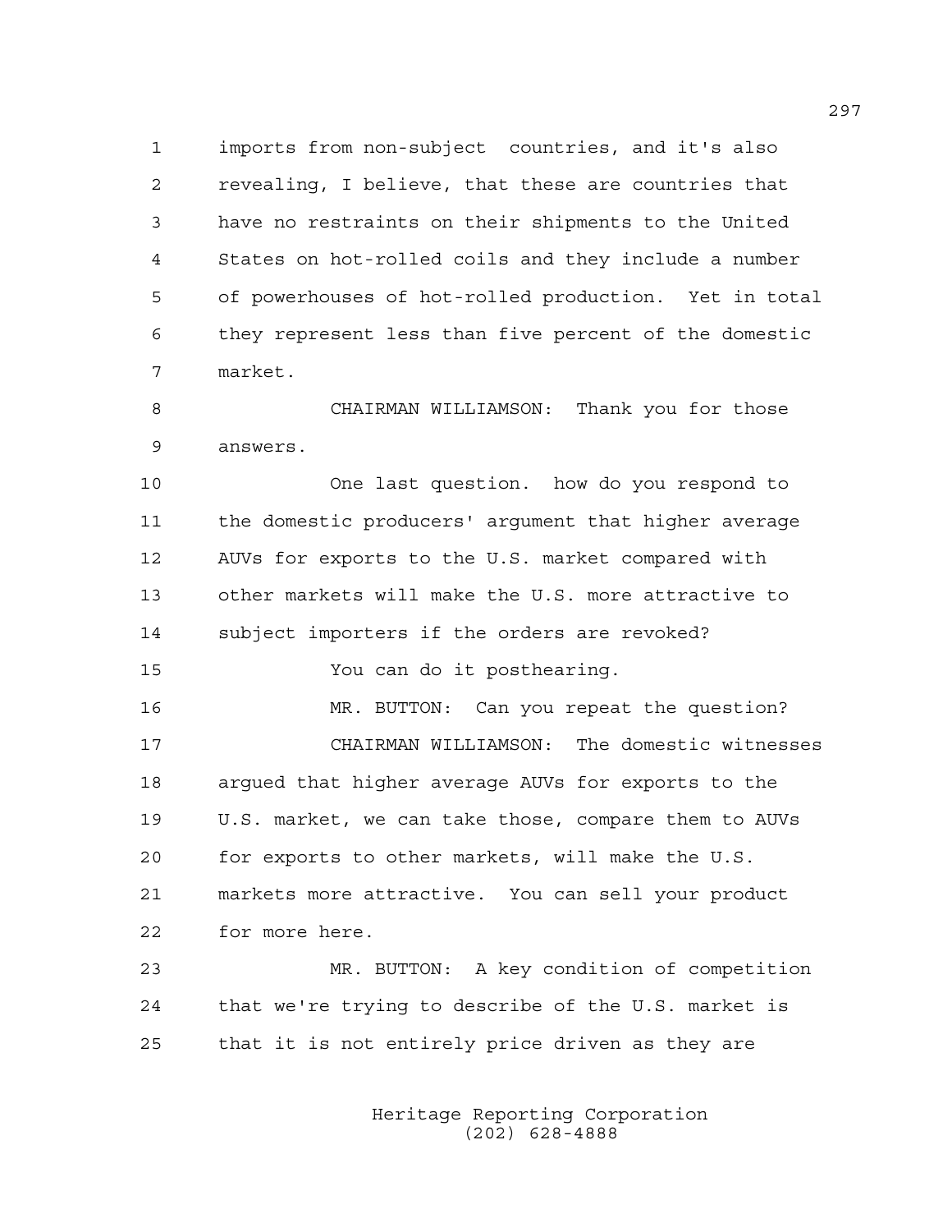imports from non-subject countries, and it's also revealing, I believe, that these are countries that have no restraints on their shipments to the United States on hot-rolled coils and they include a number of powerhouses of hot-rolled production. Yet in total they represent less than five percent of the domestic market.

CHAIRMAN WILLIAMSON: Thank you for those answers.

One last question. how do you respond to the domestic producers' argument that higher average AUVs for exports to the U.S. market compared with other markets will make the U.S. more attractive to subject importers if the orders are revoked?

You can do it posthearing.

MR. BUTTON: Can you repeat the question?

CHAIRMAN WILLIAMSON: The domestic witnesses argued that higher average AUVs for exports to the U.S. market, we can take those, compare them to AUVs for exports to other markets, will make the U.S. markets more attractive. You can sell your product for more here.

MR. BUTTON: A key condition of competition that we're trying to describe of the U.S. market is that it is not entirely price driven as they are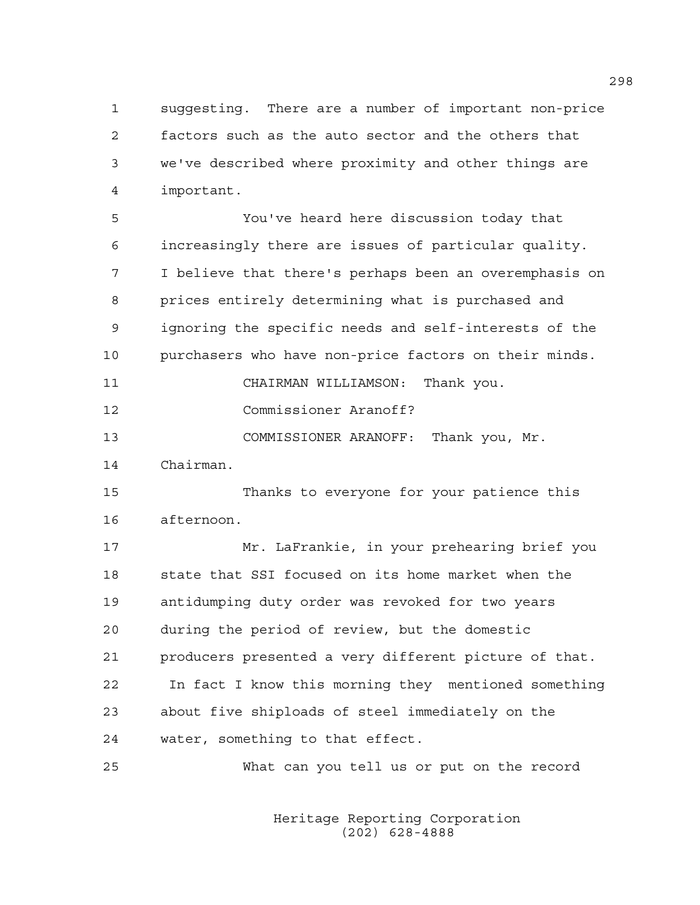suggesting. There are a number of important non-price factors such as the auto sector and the others that we've described where proximity and other things are important.

You've heard here discussion today that increasingly there are issues of particular quality. I believe that there's perhaps been an overemphasis on prices entirely determining what is purchased and ignoring the specific needs and self-interests of the purchasers who have non-price factors on their minds.

CHAIRMAN WILLIAMSON: Thank you.

Commissioner Aranoff?

COMMISSIONER ARANOFF: Thank you, Mr. Chairman.

Thanks to everyone for your patience this afternoon.

Mr. LaFrankie, in your prehearing brief you state that SSI focused on its home market when the antidumping duty order was revoked for two years during the period of review, but the domestic producers presented a very different picture of that. In fact I know this morning they mentioned something about five shiploads of steel immediately on the water, something to that effect.

What can you tell us or put on the record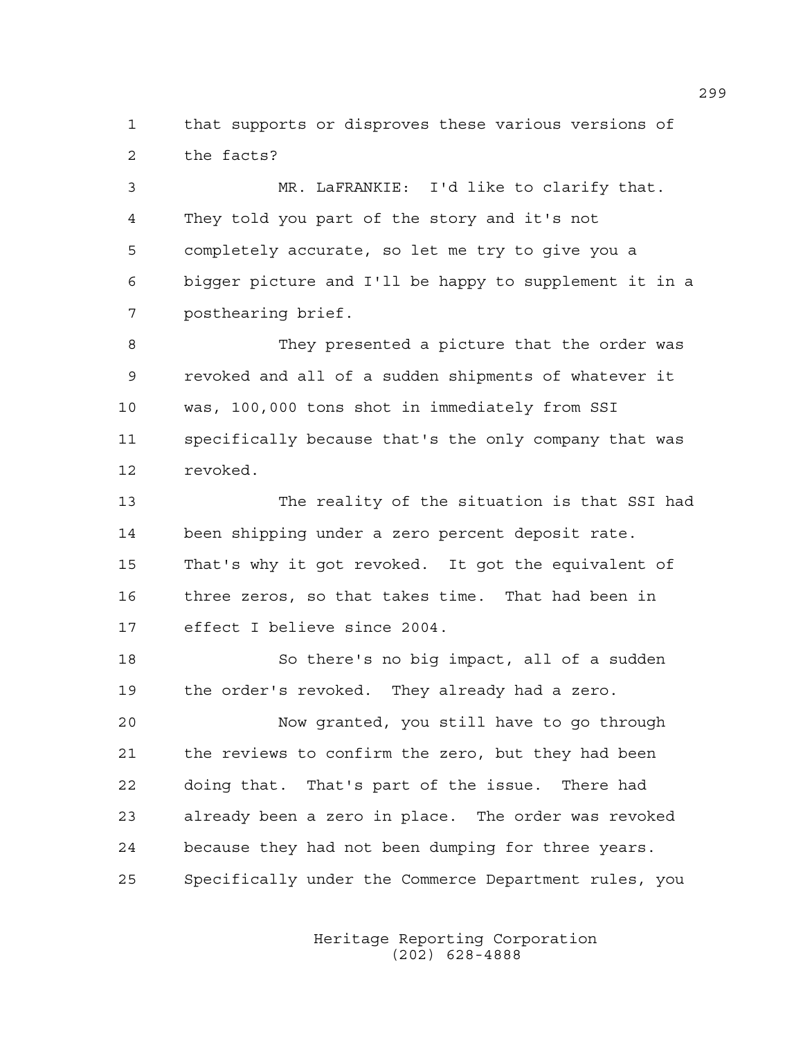that supports or disproves these various versions of the facts?

MR. LaFRANKIE: I'd like to clarify that. They told you part of the story and it's not completely accurate, so let me try to give you a bigger picture and I'll be happy to supplement it in a posthearing brief.

They presented a picture that the order was revoked and all of a sudden shipments of whatever it was, 100,000 tons shot in immediately from SSI specifically because that's the only company that was revoked.

The reality of the situation is that SSI had been shipping under a zero percent deposit rate. That's why it got revoked. It got the equivalent of three zeros, so that takes time. That had been in effect I believe since 2004.

So there's no big impact, all of a sudden the order's revoked. They already had a zero.

Now granted, you still have to go through the reviews to confirm the zero, but they had been doing that. That's part of the issue. There had already been a zero in place. The order was revoked because they had not been dumping for three years. Specifically under the Commerce Department rules, you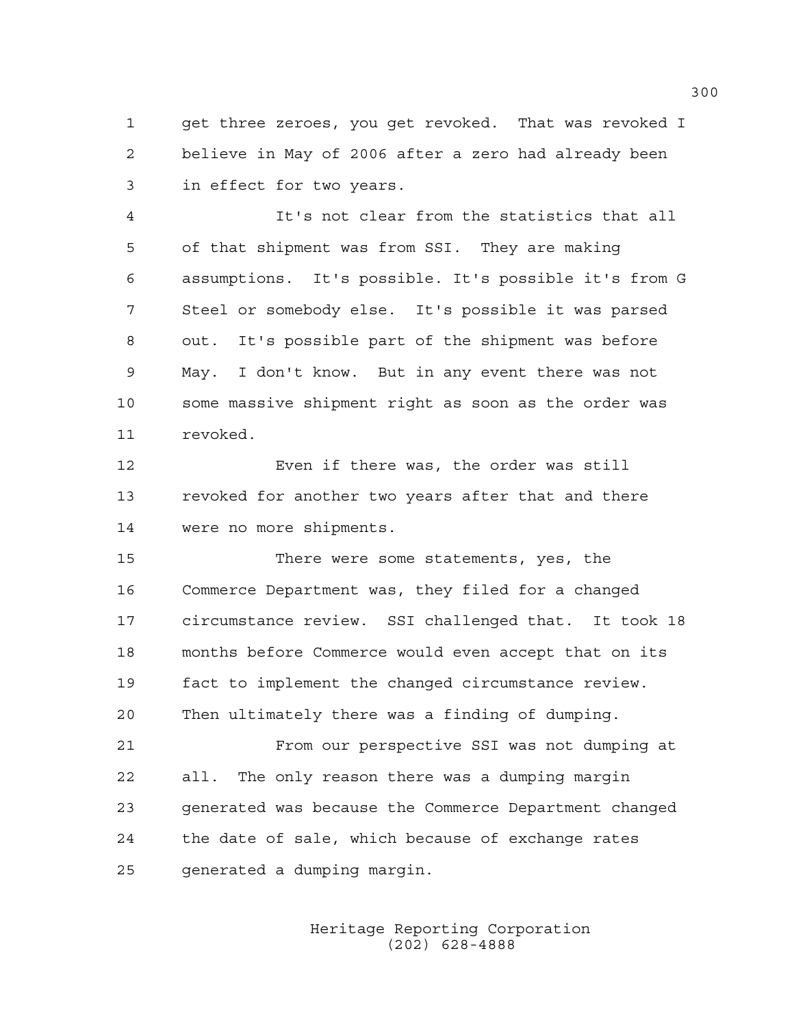get three zeroes, you get revoked. That was revoked I believe in May of 2006 after a zero had already been in effect for two years.

It's not clear from the statistics that all of that shipment was from SSI. They are making assumptions. It's possible. It's possible it's from G Steel or somebody else. It's possible it was parsed out. It's possible part of the shipment was before May. I don't know. But in any event there was not some massive shipment right as soon as the order was revoked.

Even if there was, the order was still revoked for another two years after that and there were no more shipments.

There were some statements, yes, the Commerce Department was, they filed for a changed circumstance review. SSI challenged that. It took 18 months before Commerce would even accept that on its fact to implement the changed circumstance review. Then ultimately there was a finding of dumping.

From our perspective SSI was not dumping at all. The only reason there was a dumping margin generated was because the Commerce Department changed the date of sale, which because of exchange rates generated a dumping margin.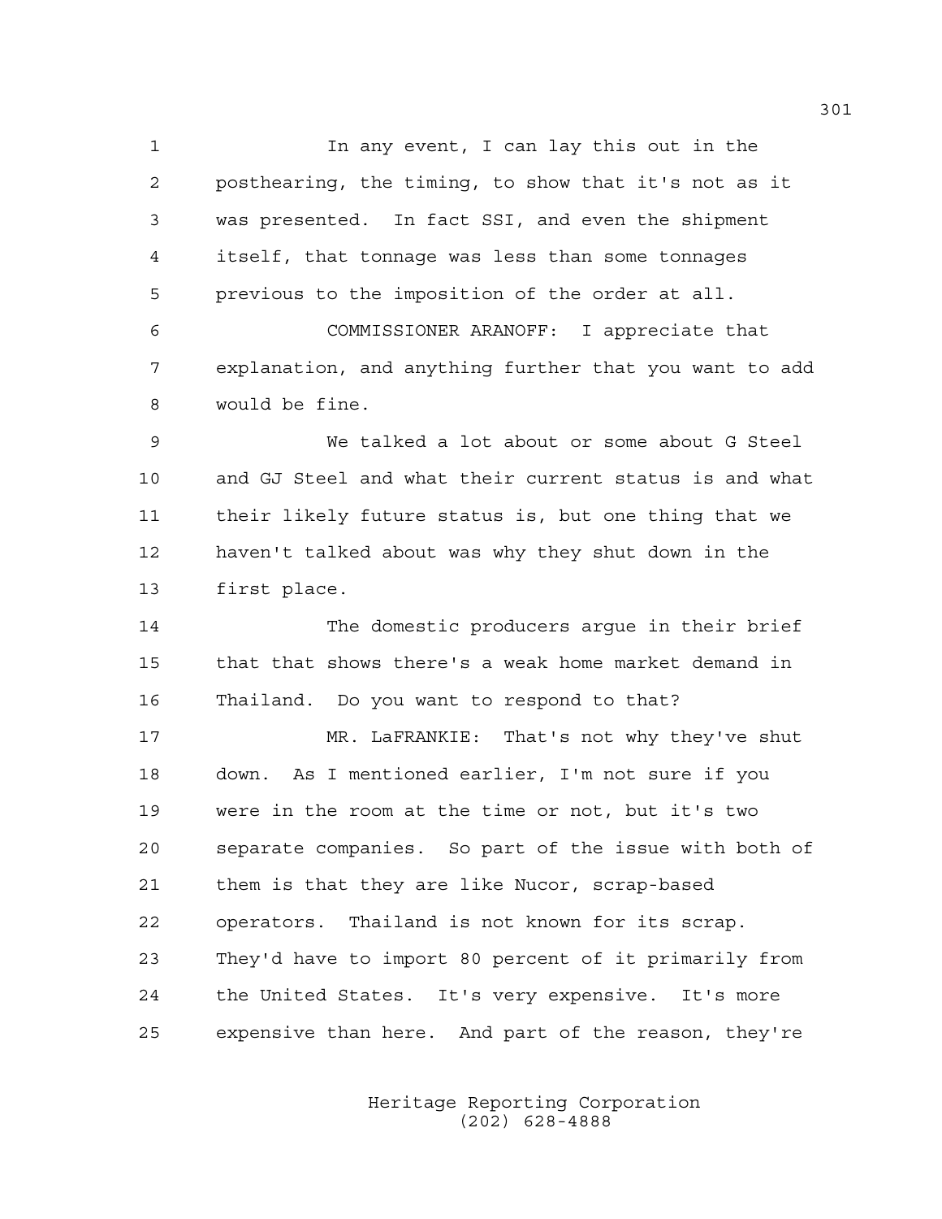In any event, I can lay this out in the posthearing, the timing, to show that it's not as it was presented. In fact SSI, and even the shipment itself, that tonnage was less than some tonnages previous to the imposition of the order at all.

COMMISSIONER ARANOFF: I appreciate that explanation, and anything further that you want to add would be fine.

We talked a lot about or some about G Steel and GJ Steel and what their current status is and what their likely future status is, but one thing that we haven't talked about was why they shut down in the first place.

The domestic producers argue in their brief that that shows there's a weak home market demand in Thailand. Do you want to respond to that?

MR. LaFRANKIE: That's not why they've shut down. As I mentioned earlier, I'm not sure if you were in the room at the time or not, but it's two separate companies. So part of the issue with both of them is that they are like Nucor, scrap-based operators. Thailand is not known for its scrap. They'd have to import 80 percent of it primarily from the United States. It's very expensive. It's more expensive than here. And part of the reason, they're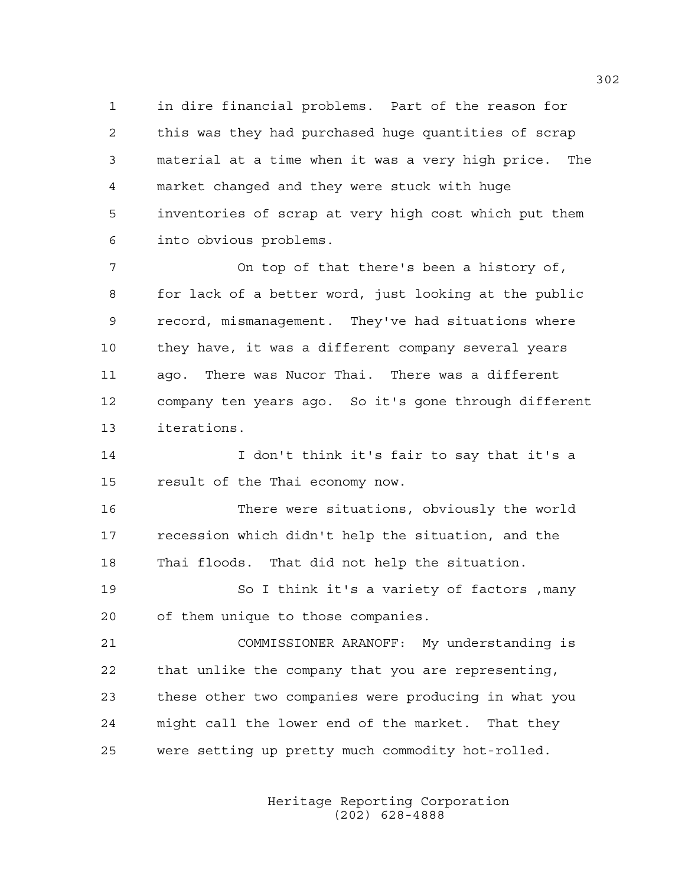in dire financial problems. Part of the reason for this was they had purchased huge quantities of scrap material at a time when it was a very high price. The market changed and they were stuck with huge inventories of scrap at very high cost which put them into obvious problems.

On top of that there's been a history of, for lack of a better word, just looking at the public record, mismanagement. They've had situations where they have, it was a different company several years ago. There was Nucor Thai. There was a different company ten years ago. So it's gone through different iterations.

I don't think it's fair to say that it's a result of the Thai economy now.

There were situations, obviously the world recession which didn't help the situation, and the Thai floods. That did not help the situation.

So I think it's a variety of factors ,many of them unique to those companies.

COMMISSIONER ARANOFF: My understanding is that unlike the company that you are representing, these other two companies were producing in what you might call the lower end of the market. That they were setting up pretty much commodity hot-rolled.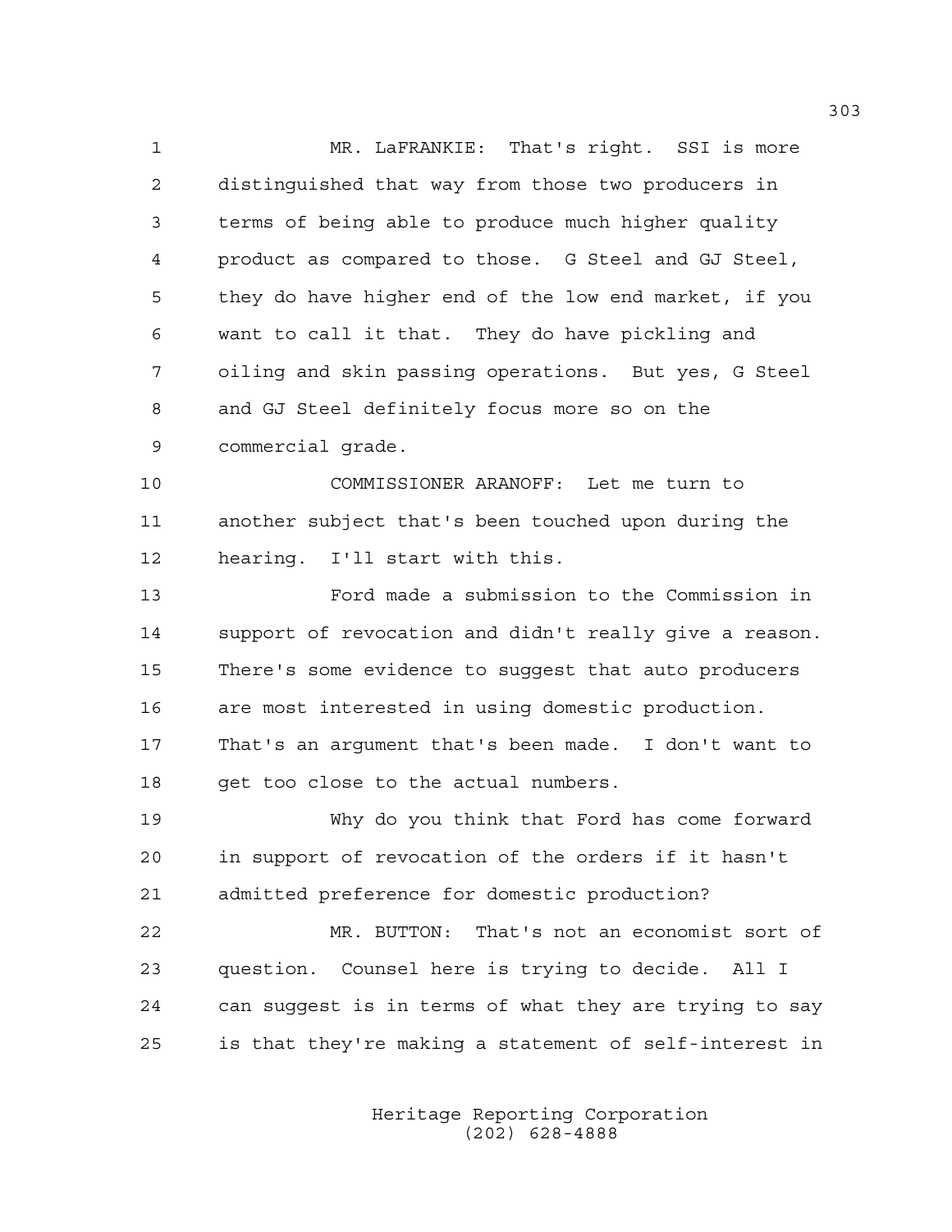MR. LaFRANKIE: That's right. SSI is more distinguished that way from those two producers in terms of being able to produce much higher quality product as compared to those. G Steel and GJ Steel, they do have higher end of the low end market, if you want to call it that. They do have pickling and oiling and skin passing operations. But yes, G Steel and GJ Steel definitely focus more so on the commercial grade.

COMMISSIONER ARANOFF: Let me turn to another subject that's been touched upon during the hearing. I'll start with this.

Ford made a submission to the Commission in support of revocation and didn't really give a reason. There's some evidence to suggest that auto producers are most interested in using domestic production. That's an argument that's been made. I don't want to get too close to the actual numbers.

Why do you think that Ford has come forward in support of revocation of the orders if it hasn't admitted preference for domestic production?

MR. BUTTON: That's not an economist sort of question. Counsel here is trying to decide. All I can suggest is in terms of what they are trying to say is that they're making a statement of self-interest in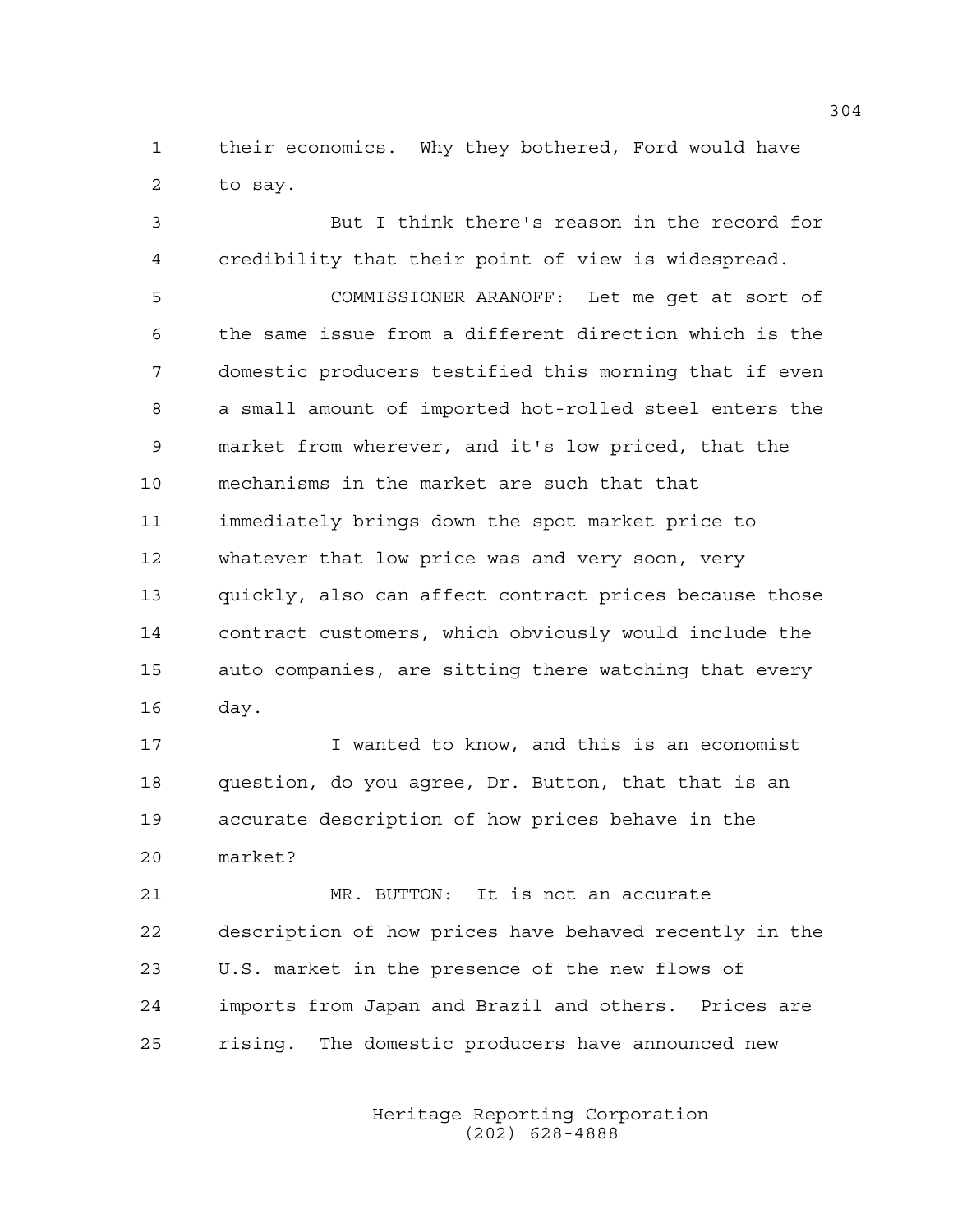their economics. Why they bothered, Ford would have to say.

But I think there's reason in the record for credibility that their point of view is widespread.

COMMISSIONER ARANOFF: Let me get at sort of the same issue from a different direction which is the domestic producers testified this morning that if even a small amount of imported hot-rolled steel enters the market from wherever, and it's low priced, that the mechanisms in the market are such that that immediately brings down the spot market price to whatever that low price was and very soon, very quickly, also can affect contract prices because those contract customers, which obviously would include the auto companies, are sitting there watching that every day.

I wanted to know, and this is an economist question, do you agree, Dr. Button, that that is an accurate description of how prices behave in the market?

MR. BUTTON: It is not an accurate description of how prices have behaved recently in the U.S. market in the presence of the new flows of imports from Japan and Brazil and others. Prices are rising. The domestic producers have announced new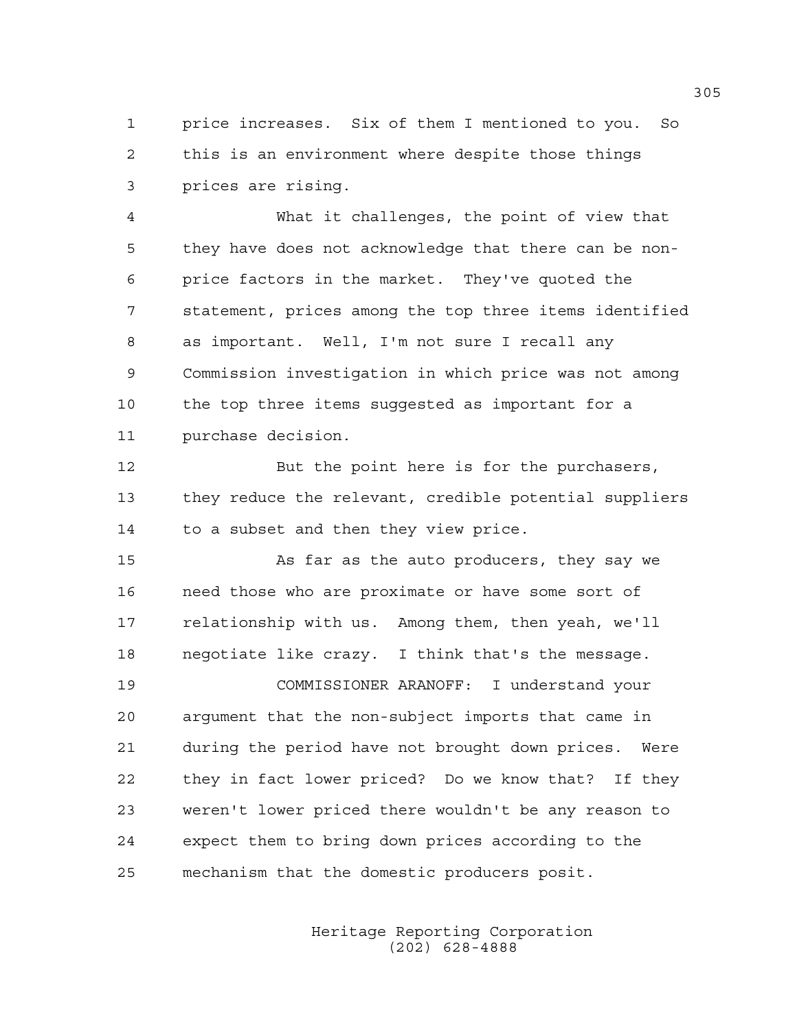price increases. Six of them I mentioned to you. So this is an environment where despite those things prices are rising.

What it challenges, the point of view that they have does not acknowledge that there can be non-price factors in the market. They've quoted the statement, prices among the top three items identified as important. Well, I'm not sure I recall any Commission investigation in which price was not among the top three items suggested as important for a purchase decision.

But the point here is for the purchasers, they reduce the relevant, credible potential suppliers to a subset and then they view price.

As far as the auto producers, they say we need those who are proximate or have some sort of relationship with us. Among them, then yeah, we'll negotiate like crazy. I think that's the message.

COMMISSIONER ARANOFF: I understand your argument that the non-subject imports that came in during the period have not brought down prices. Were they in fact lower priced? Do we know that? If they weren't lower priced there wouldn't be any reason to expect them to bring down prices according to the mechanism that the domestic producers posit.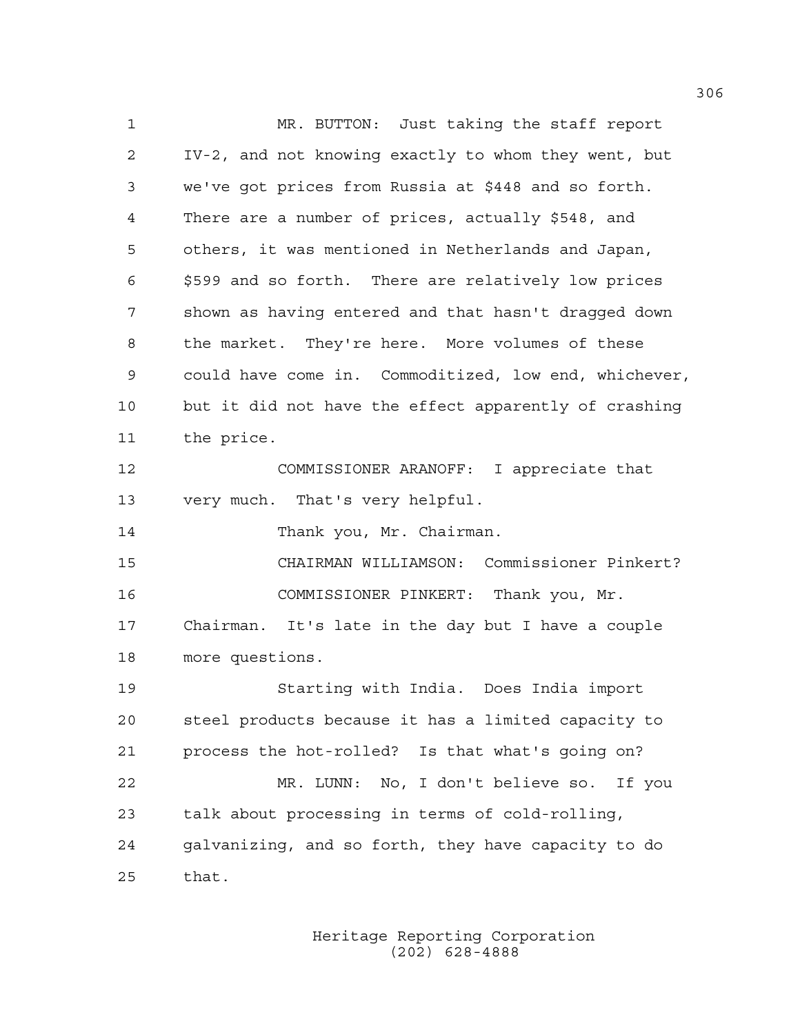MR. BUTTON: Just taking the staff report IV-2, and not knowing exactly to whom they went, but we've got prices from Russia at $448 and so forth. There are a number of prices, actually $548, and others, it was mentioned in Netherlands and Japan, $599 and so forth. There are relatively low prices shown as having entered and that hasn't dragged down the market. They're here. More volumes of these could have come in. Commoditized, low end, whichever, but it did not have the effect apparently of crashing the price.

COMMISSIONER ARANOFF: I appreciate that very much. That's very helpful.

Thank you, Mr. Chairman.

CHAIRMAN WILLIAMSON: Commissioner Pinkert?

COMMISSIONER PINKERT: Thank you, Mr. Chairman. It's late in the day but I have a couple more questions.

Starting with India. Does India import steel products because it has a limited capacity to process the hot-rolled? Is that what's going on?

MR. LUNN: No, I don't believe so. If you talk about processing in terms of cold-rolling, galvanizing, and so forth, they have capacity to do that.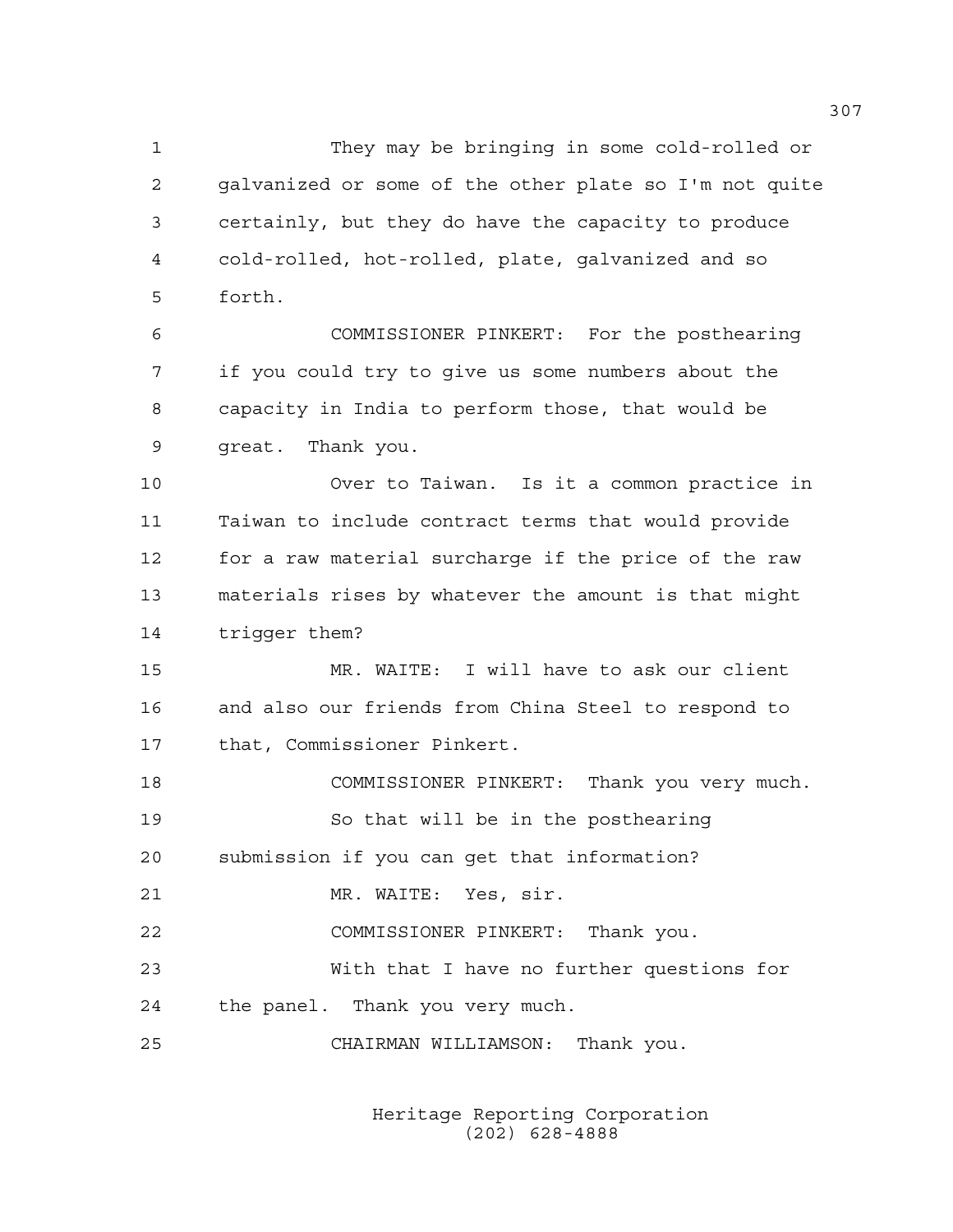They may be bringing in some cold-rolled or galvanized or some of the other plate so I'm not quite certainly, but they do have the capacity to produce cold-rolled, hot-rolled, plate, galvanized and so forth.

COMMISSIONER PINKERT: For the posthearing if you could try to give us some numbers about the capacity in India to perform those, that would be great. Thank you.

Over to Taiwan. Is it a common practice in Taiwan to include contract terms that would provide for a raw material surcharge if the price of the raw materials rises by whatever the amount is that might trigger them?

MR. WAITE: I will have to ask our client and also our friends from China Steel to respond to that, Commissioner Pinkert.

COMMISSIONER PINKERT: Thank you very much.

So that will be in the posthearing submission if you can get that information?

MR. WAITE: Yes, sir.

COMMISSIONER PINKERT: Thank you.

With that I have no further questions for the panel. Thank you very much.

CHAIRMAN WILLIAMSON: Thank you.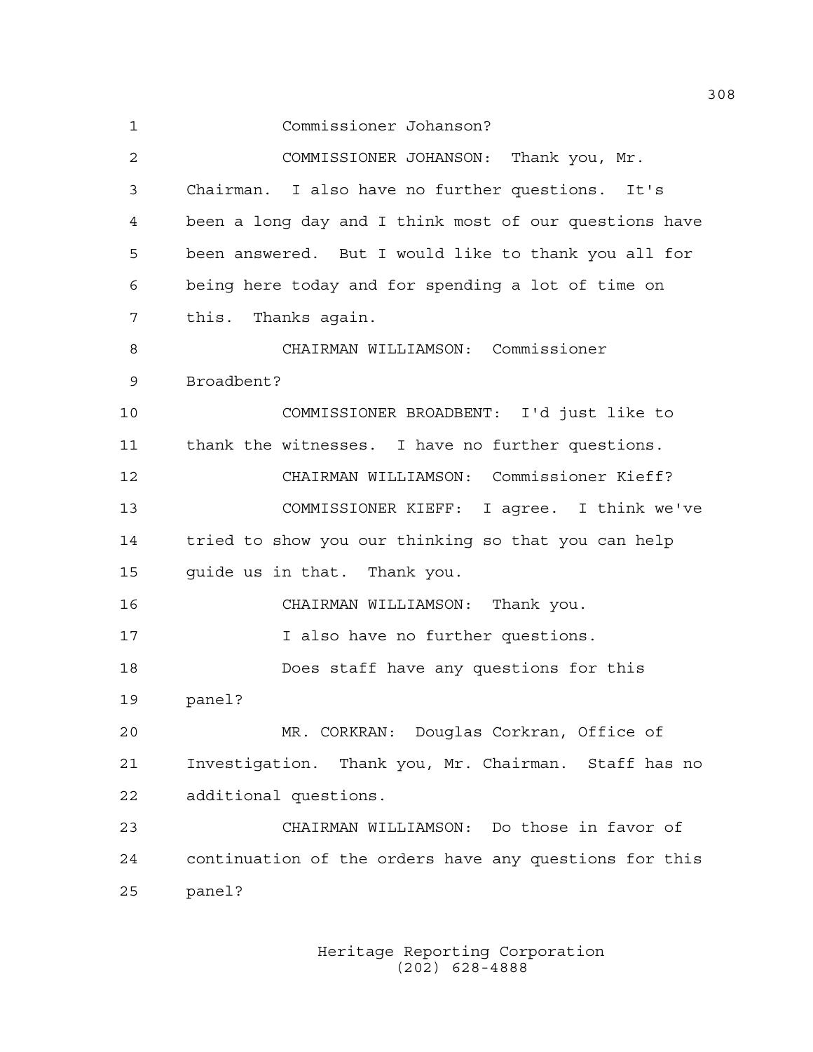Commissioner Johanson?

COMMISSIONER JOHANSON: Thank you, Mr. Chairman. I also have no further questions. It's been a long day and I think most of our questions have been answered. But I would like to thank you all for being here today and for spending a lot of time on this. Thanks again.

CHAIRMAN WILLIAMSON: Commissioner Broadbent?

COMMISSIONER BROADBENT: I'd just like to thank the witnesses. I have no further questions.

CHAIRMAN WILLIAMSON: Commissioner Kieff?

COMMISSIONER KIEFF: I agree. I think we've tried to show you our thinking so that you can help guide us in that. Thank you.

CHAIRMAN WILLIAMSON: Thank you.

I also have no further questions.

Does staff have any questions for this panel?

MR. CORKRAN: Douglas Corkran, Office of Investigation. Thank you, Mr. Chairman. Staff has no additional questions.

CHAIRMAN WILLIAMSON: Do those in favor of continuation of the orders have any questions for this panel?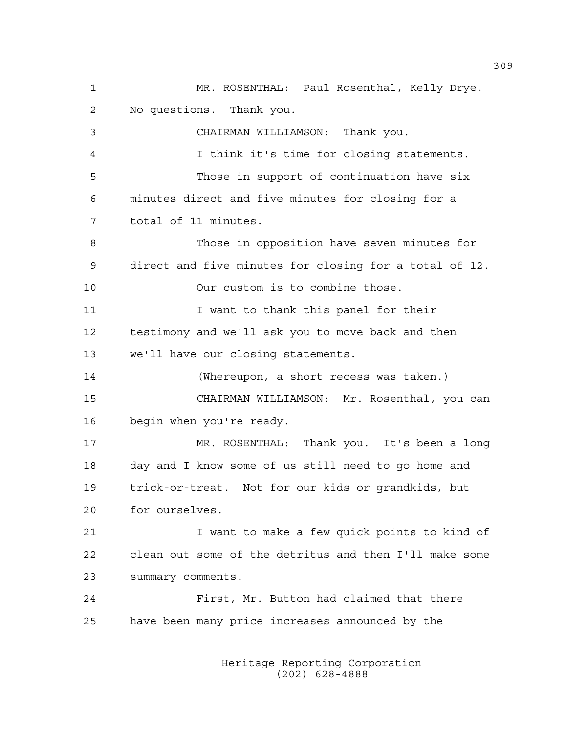MR. ROSENTHAL: Paul Rosenthal, Kelly Drye. No questions. Thank you.

CHAIRMAN WILLIAMSON: Thank you.

I think it's time for closing statements.

Those in support of continuation have six minutes direct and five minutes for closing for a total of 11 minutes.

Those in opposition have seven minutes for direct and five minutes for closing for a total of 12.

Our custom is to combine those.

I want to thank this panel for their testimony and we'll ask you to move back and then we'll have our closing statements.

(Whereupon, a short recess was taken.)

CHAIRMAN WILLIAMSON: Mr. Rosenthal, you can begin when you're ready.

MR. ROSENTHAL: Thank you. It's been a long day and I know some of us still need to go home and trick-or-treat. Not for our kids or grandkids, but for ourselves.

I want to make a few quick points to kind of clean out some of the detritus and then I'll make some summary comments.

First, Mr. Button had claimed that there have been many price increases announced by the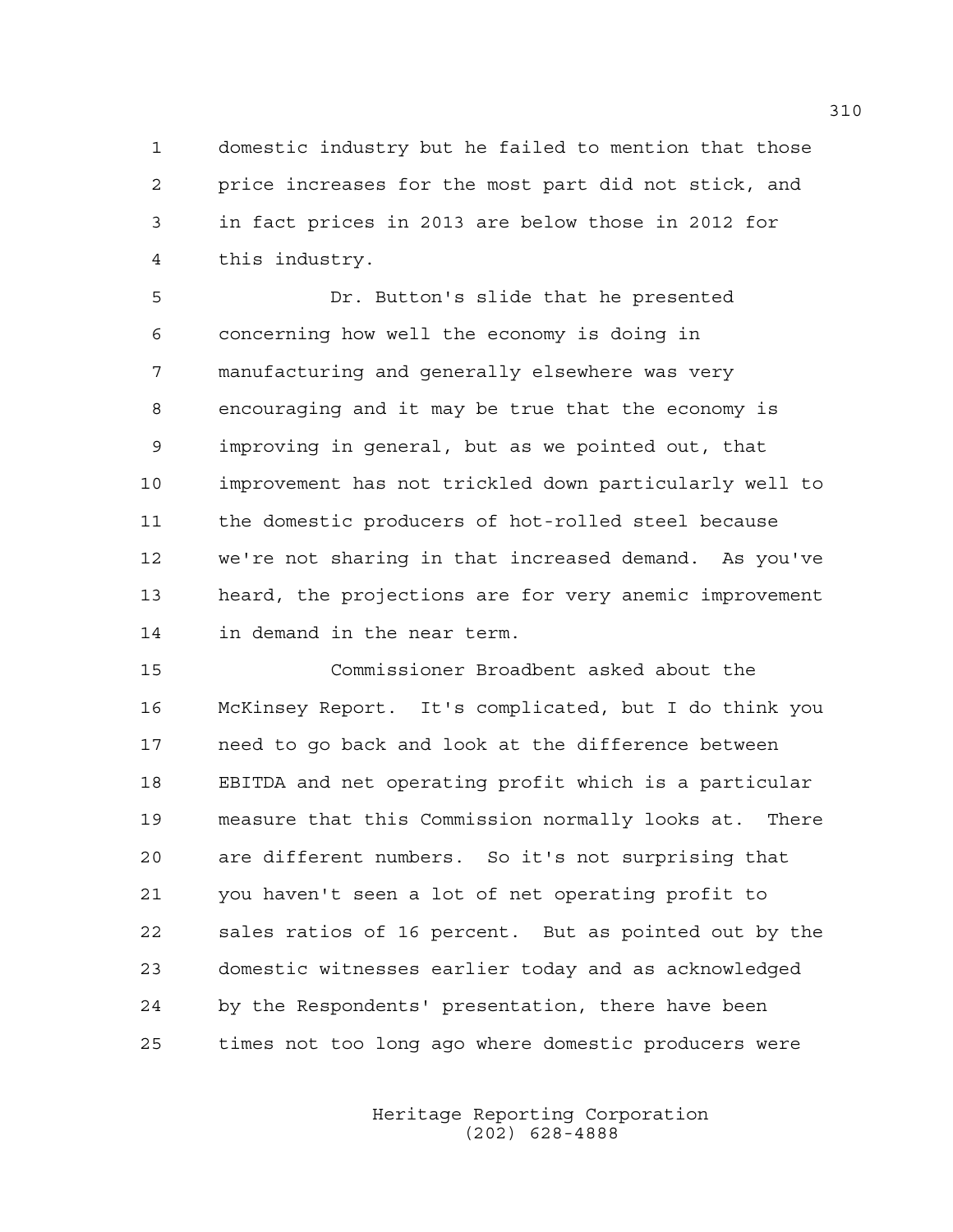domestic industry but he failed to mention that those price increases for the most part did not stick, and in fact prices in 2013 are below those in 2012 for this industry.

Dr. Button's slide that he presented concerning how well the economy is doing in manufacturing and generally elsewhere was very encouraging and it may be true that the economy is improving in general, but as we pointed out, that improvement has not trickled down particularly well to the domestic producers of hot-rolled steel because we're not sharing in that increased demand. As you've heard, the projections are for very anemic improvement in demand in the near term.

Commissioner Broadbent asked about the McKinsey Report. It's complicated, but I do think you need to go back and look at the difference between EBITDA and net operating profit which is a particular measure that this Commission normally looks at. There are different numbers. So it's not surprising that you haven't seen a lot of net operating profit to sales ratios of 16 percent. But as pointed out by the domestic witnesses earlier today and as acknowledged by the Respondents' presentation, there have been times not too long ago where domestic producers were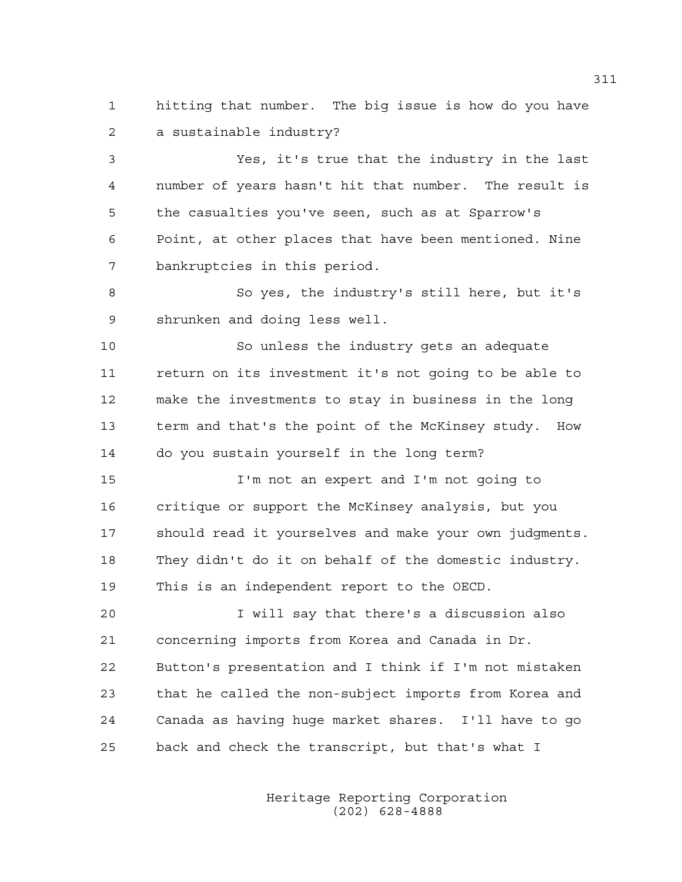hitting that number. The big issue is how do you have a sustainable industry?

Yes, it's true that the industry in the last number of years hasn't hit that number. The result is the casualties you've seen, such as at Sparrow's Point, at other places that have been mentioned. Nine bankruptcies in this period.

So yes, the industry's still here, but it's shrunken and doing less well.

So unless the industry gets an adequate return on its investment it's not going to be able to make the investments to stay in business in the long term and that's the point of the McKinsey study. How do you sustain yourself in the long term?

I'm not an expert and I'm not going to critique or support the McKinsey analysis, but you should read it yourselves and make your own judgments. They didn't do it on behalf of the domestic industry. This is an independent report to the OECD.

I will say that there's a discussion also concerning imports from Korea and Canada in Dr. Button's presentation and I think if I'm not mistaken that he called the non-subject imports from Korea and Canada as having huge market shares. I'll have to go back and check the transcript, but that's what I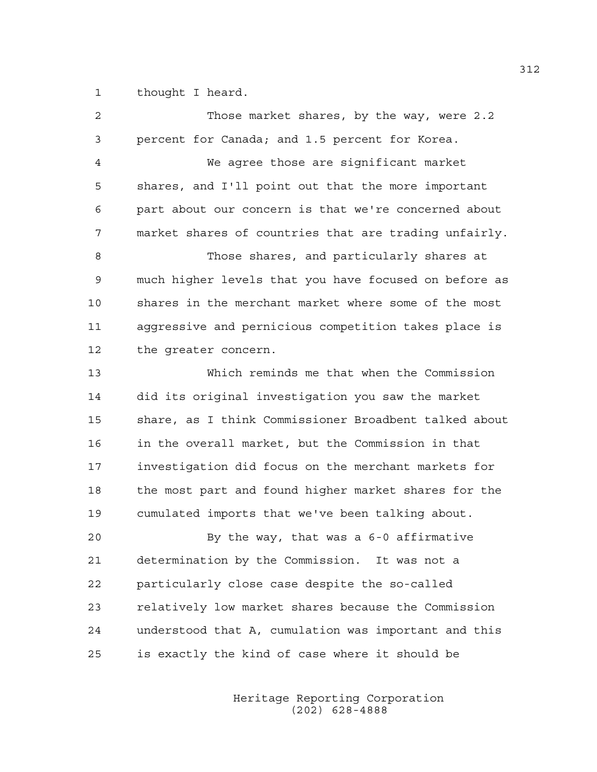thought I heard.

Those market shares, by the way, were 2.2 percent for Canada; and 1.5 percent for Korea.

We agree those are significant market shares, and I'll point out that the more important part about our concern is that we're concerned about market shares of countries that are trading unfairly.

Those shares, and particularly shares at much higher levels that you have focused on before as shares in the merchant market where some of the most aggressive and pernicious competition takes place is the greater concern.

Which reminds me that when the Commission did its original investigation you saw the market share, as I think Commissioner Broadbent talked about in the overall market, but the Commission in that investigation did focus on the merchant markets for the most part and found higher market shares for the cumulated imports that we've been talking about.

By the way, that was a 6-0 affirmative determination by the Commission. It was not a particularly close case despite the so-called relatively low market shares because the Commission understood that A, cumulation was important and this is exactly the kind of case where it should be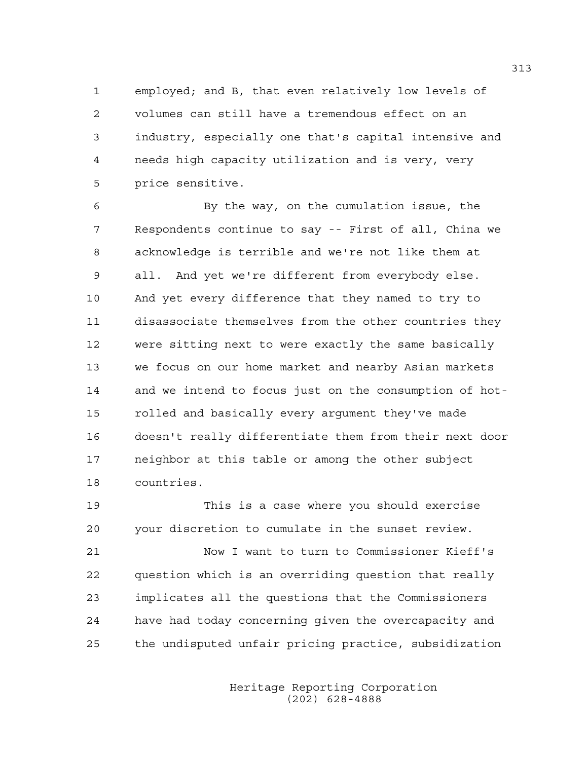employed; and B, that even relatively low levels of volumes can still have a tremendous effect on an industry, especially one that's capital intensive and needs high capacity utilization and is very, very price sensitive.

By the way, on the cumulation issue, the Respondents continue to say -- First of all, China we acknowledge is terrible and we're not like them at all. And yet we're different from everybody else. And yet every difference that they named to try to disassociate themselves from the other countries they were sitting next to were exactly the same basically we focus on our home market and nearby Asian markets and we intend to focus just on the consumption of hot-rolled and basically every argument they've made doesn't really differentiate them from their next door neighbor at this table or among the other subject countries.

This is a case where you should exercise your discretion to cumulate in the sunset review.

Now I want to turn to Commissioner Kieff's question which is an overriding question that really implicates all the questions that the Commissioners have had today concerning given the overcapacity and the undisputed unfair pricing practice, subsidization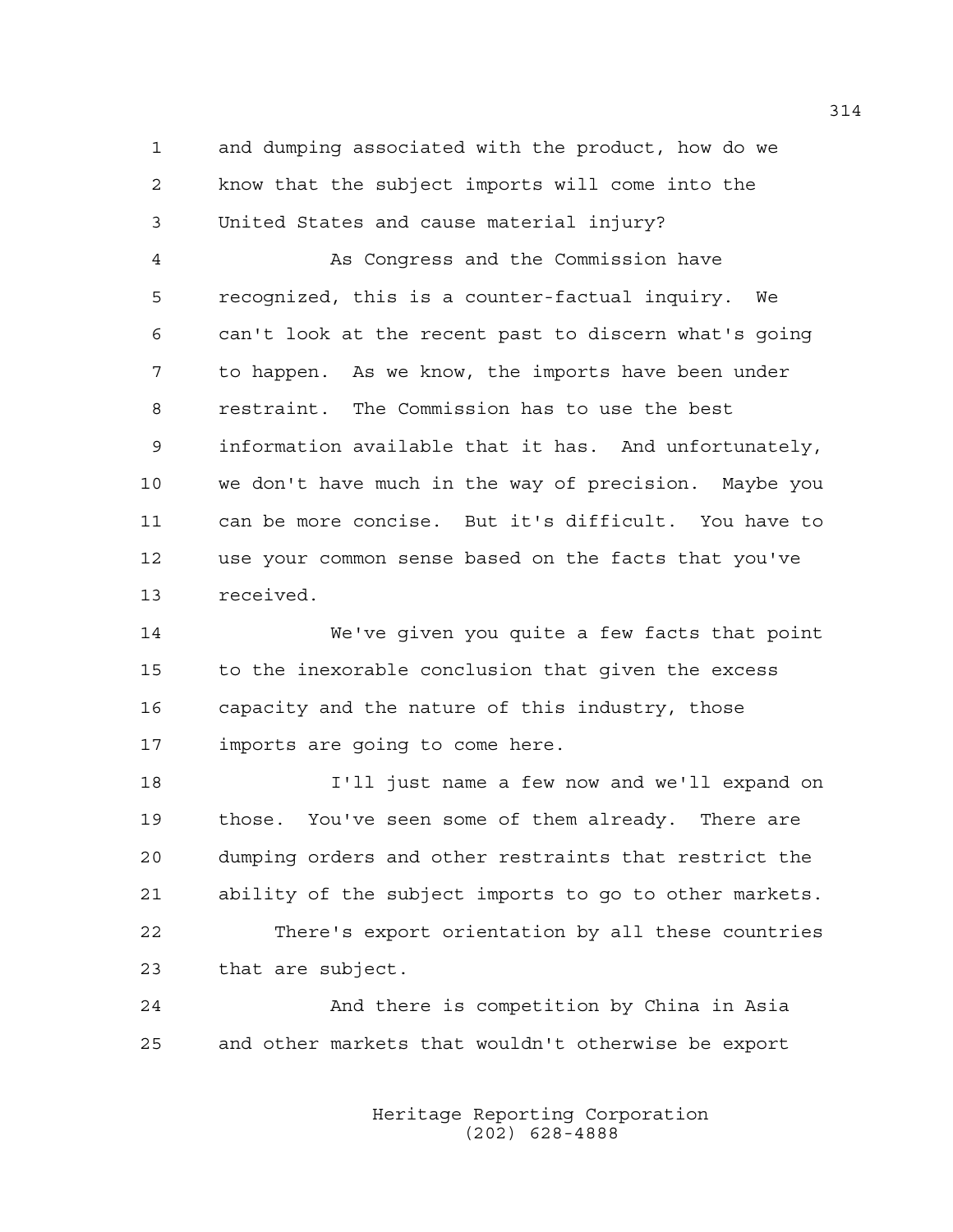1 and dumping associated with the product, how do we
2 know that the subject imports will come into the
3 United States and cause material injury?

4 As Congress and the Commission have
5 recognized, this is a counter-factual inquiry. We
6 can't look at the recent past to discern what's going
7 to happen. As we know, the imports have been under
8 restraint. The Commission has to use the best
9 information available that it has. And unfortunately,
10 we don't have much in the way of precision. Maybe you
11 can be more concise. But it's difficult. You have to
12 use your common sense based on the facts that you've
13 received.

14 We've given you quite a few facts that point
15 to the inexorable conclusion that given the excess
16 capacity and the nature of this industry, those
17 imports are going to come here.

18 I'll just name a few now and we'll expand on
19 those. You've seen some of them already. There are
20 dumping orders and other restraints that restrict the
21 ability of the subject imports to go to other markets.

22 There's export orientation by all these countries
23 that are subject.

24 And there is competition by China in Asia
25 and other markets that wouldn't otherwise be export

Heritage Reporting Corporation
(202) 628-4888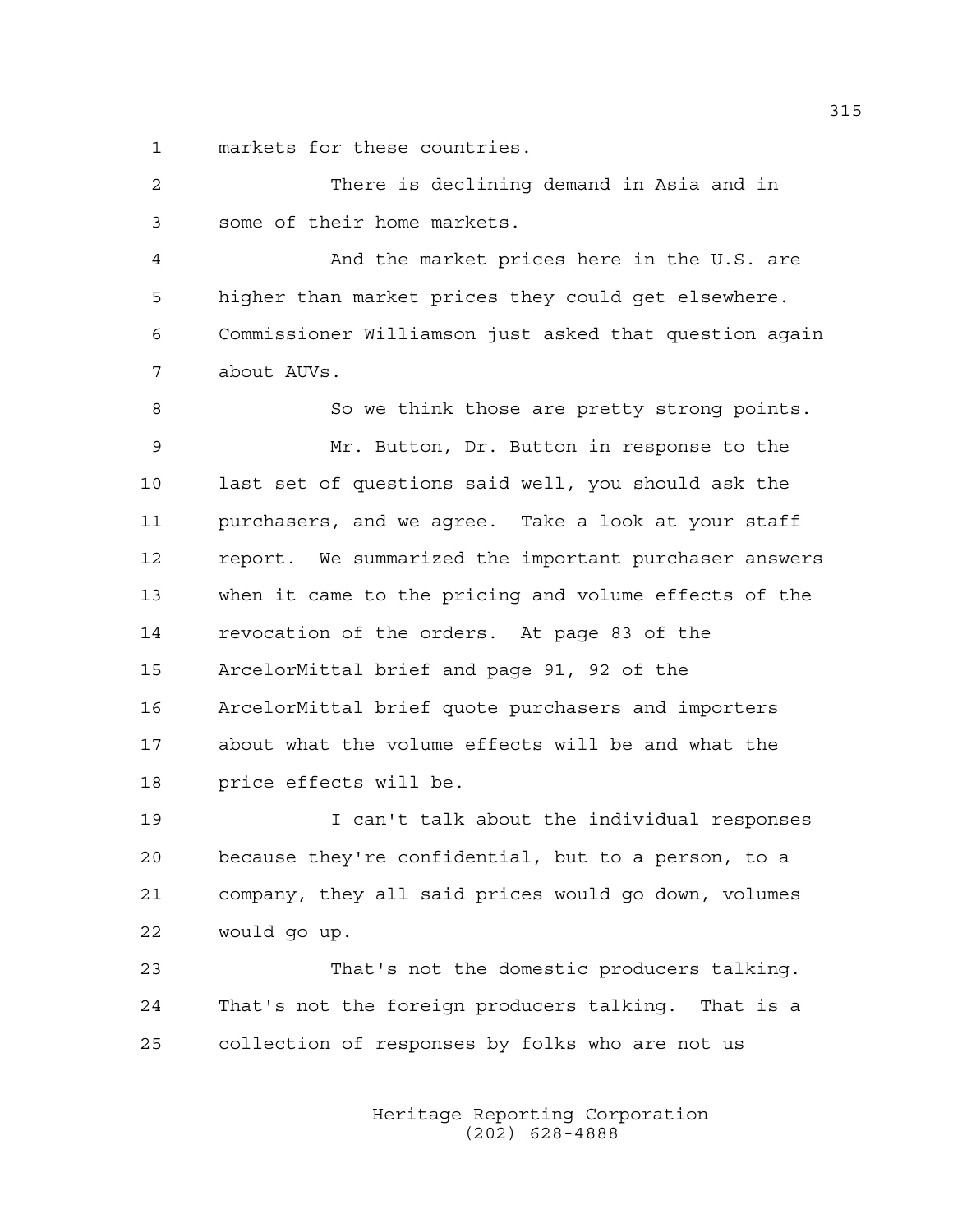markets for these countries.

There is declining demand in Asia and in some of their home markets.

And the market prices here in the U.S. are higher than market prices they could get elsewhere. Commissioner Williamson just asked that question again about AUVs.

So we think those are pretty strong points.

Mr. Button, Dr. Button in response to the last set of questions said well, you should ask the purchasers, and we agree. Take a look at your staff report. We summarized the important purchaser answers when it came to the pricing and volume effects of the revocation of the orders. At page 83 of the ArcelorMittal brief and page 91, 92 of the ArcelorMittal brief quote purchasers and importers about what the volume effects will be and what the price effects will be.

I can't talk about the individual responses because they're confidential, but to a person, to a company, they all said prices would go down, volumes would go up.

That's not the domestic producers talking. That's not the foreign producers talking. That is a collection of responses by folks who are not us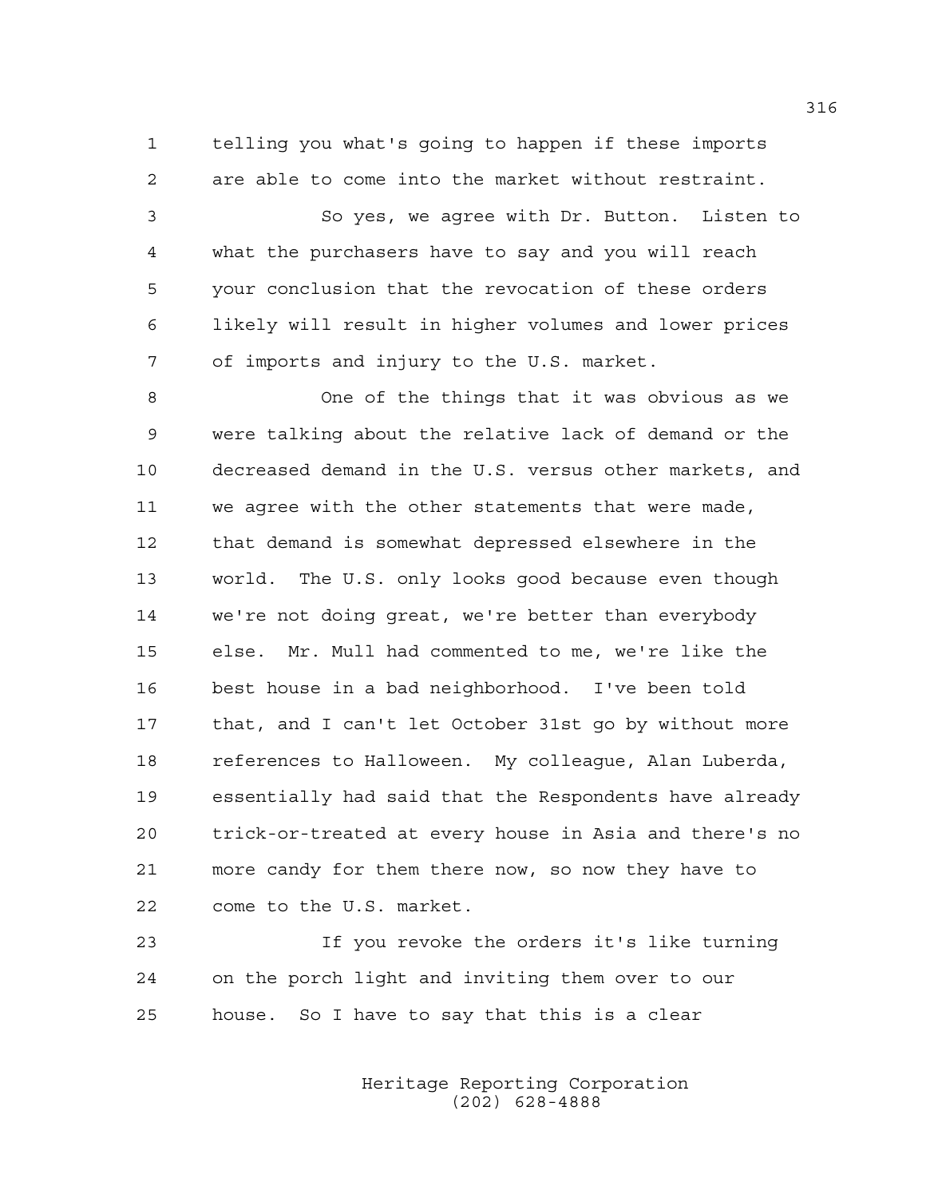telling you what's going to happen if these imports are able to come into the market without restraint.

So yes, we agree with Dr. Button. Listen to what the purchasers have to say and you will reach your conclusion that the revocation of these orders likely will result in higher volumes and lower prices of imports and injury to the U.S. market.

One of the things that it was obvious as we were talking about the relative lack of demand or the decreased demand in the U.S. versus other markets, and we agree with the other statements that were made, that demand is somewhat depressed elsewhere in the world. The U.S. only looks good because even though we're not doing great, we're better than everybody else. Mr. Mull had commented to me, we're like the best house in a bad neighborhood. I've been told that, and I can't let October 31st go by without more references to Halloween. My colleague, Alan Luberda, essentially had said that the Respondents have already trick-or-treated at every house in Asia and there's no more candy for them there now, so now they have to come to the U.S. market.

If you revoke the orders it's like turning on the porch light and inviting them over to our house. So I have to say that this is a clear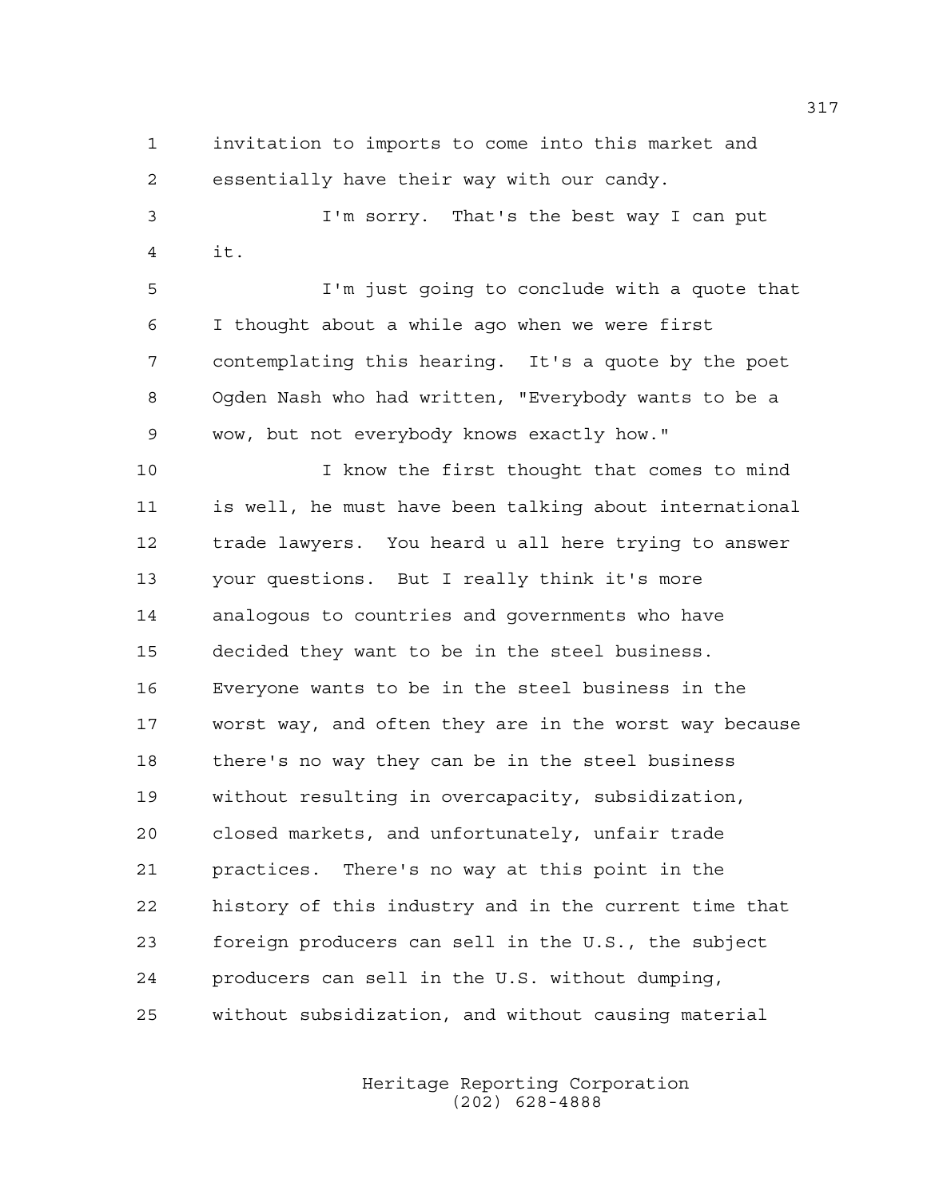invitation to imports to come into this market and essentially have their way with our candy.

I'm sorry. That's the best way I can put it.

I'm just going to conclude with a quote that I thought about a while ago when we were first contemplating this hearing. It's a quote by the poet Ogden Nash who had written, "Everybody wants to be a wow, but not everybody knows exactly how."

I know the first thought that comes to mind is well, he must have been talking about international trade lawyers. You heard u all here trying to answer your questions. But I really think it's more analogous to countries and governments who have decided they want to be in the steel business. Everyone wants to be in the steel business in the worst way, and often they are in the worst way because there's no way they can be in the steel business without resulting in overcapacity, subsidization, closed markets, and unfortunately, unfair trade practices. There's no way at this point in the history of this industry and in the current time that foreign producers can sell in the U.S., the subject producers can sell in the U.S. without dumping, without subsidization, and without causing material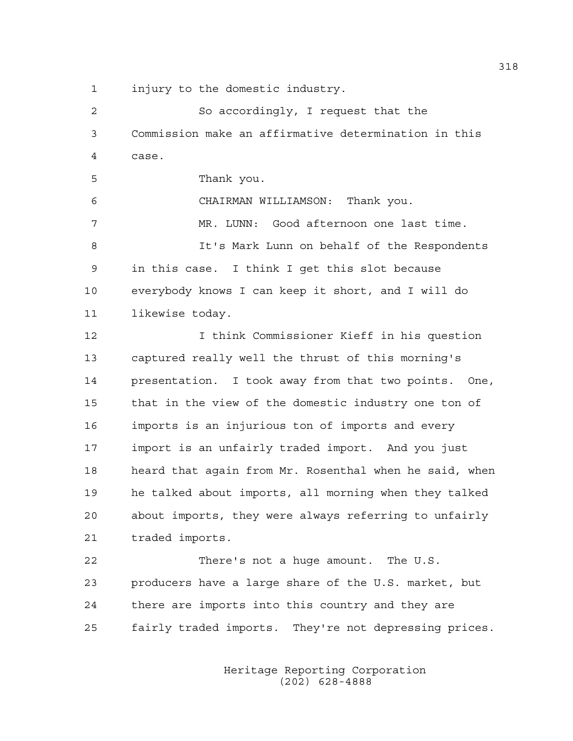1 injury to the domestic industry.

2 So accordingly, I request that the

3 Commission make an affirmative determination in this

4 case.

5 Thank you.

6 CHAIRMAN WILLIAMSON: Thank you.

7 MR. LUNN: Good afternoon one last time.

8 It's Mark Lunn on behalf of the Respondents

9 in this case. I think I get this slot because

10 everybody knows I can keep it short, and I will do

11 likewise today.

12 I think Commissioner Kieff in his question

13 captured really well the thrust of this morning's

14 presentation. I took away from that two points. One,

15 that in the view of the domestic industry one ton of

16 imports is an injurious ton of imports and every

17 import is an unfairly traded import. And you just

18 heard that again from Mr. Rosenthal when he said, when

19 he talked about imports, all morning when they talked

20 about imports, they were always referring to unfairly

21 traded imports.

22 There's not a huge amount. The U.S.

23 producers have a large share of the U.S. market, but

24 there are imports into this country and they are

25 fairly traded imports. They're not depressing prices.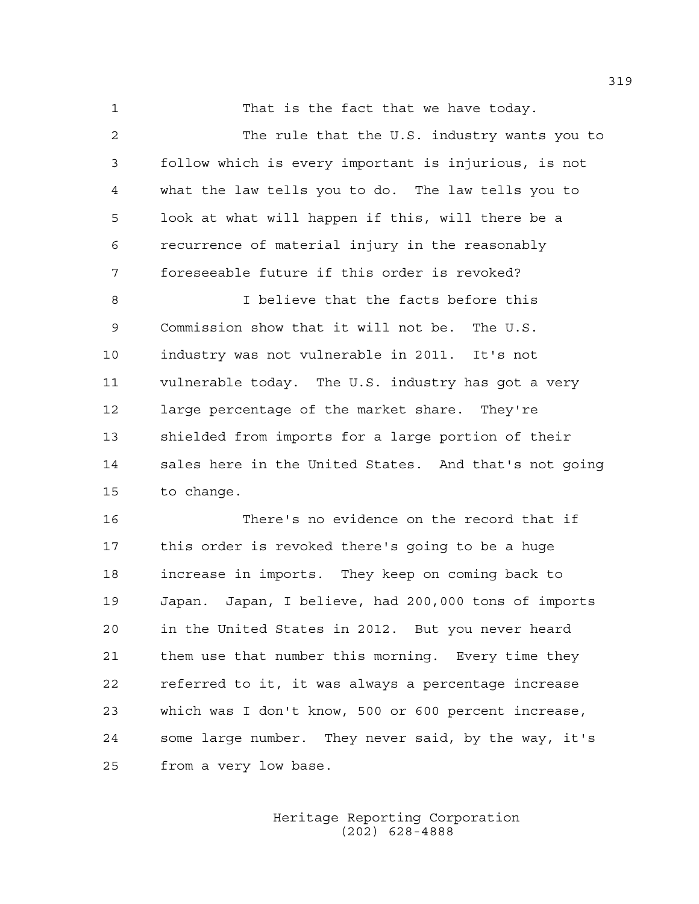That is the fact that we have today.

The rule that the U.S. industry wants you to follow which is every important is injurious, is not what the law tells you to do. The law tells you to look at what will happen if this, will there be a recurrence of material injury in the reasonably foreseeable future if this order is revoked?

I believe that the facts before this Commission show that it will not be. The U.S. industry was not vulnerable in 2011. It's not vulnerable today. The U.S. industry has got a very large percentage of the market share. They're shielded from imports for a large portion of their sales here in the United States. And that's not going to change.

There's no evidence on the record that if this order is revoked there's going to be a huge increase in imports. They keep on coming back to Japan. Japan, I believe, had 200,000 tons of imports in the United States in 2012. But you never heard them use that number this morning. Every time they referred to it, it was always a percentage increase which was I don't know, 500 or 600 percent increase, some large number. They never said, by the way, it's from a very low base.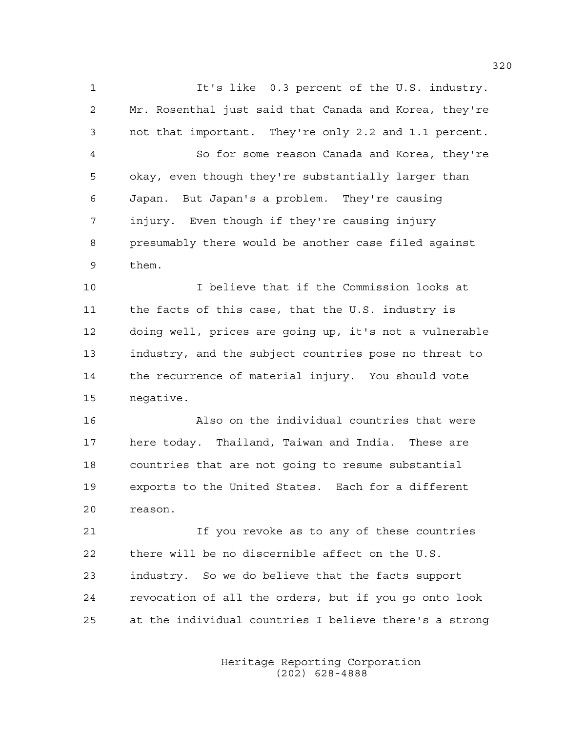It's like 0.3 percent of the U.S. industry. Mr. Rosenthal just said that Canada and Korea, they're not that important. They're only 2.2 and 1.1 percent.

So for some reason Canada and Korea, they're okay, even though they're substantially larger than Japan. But Japan's a problem. They're causing injury. Even though if they're causing injury presumably there would be another case filed against them.

I believe that if the Commission looks at the facts of this case, that the U.S. industry is doing well, prices are going up, it's not a vulnerable industry, and the subject countries pose no threat to the recurrence of material injury. You should vote negative.

Also on the individual countries that were here today. Thailand, Taiwan and India. These are countries that are not going to resume substantial exports to the United States. Each for a different reason.

If you revoke as to any of these countries there will be no discernible affect on the U.S. industry. So we do believe that the facts support revocation of all the orders, but if you go onto look at the individual countries I believe there's a strong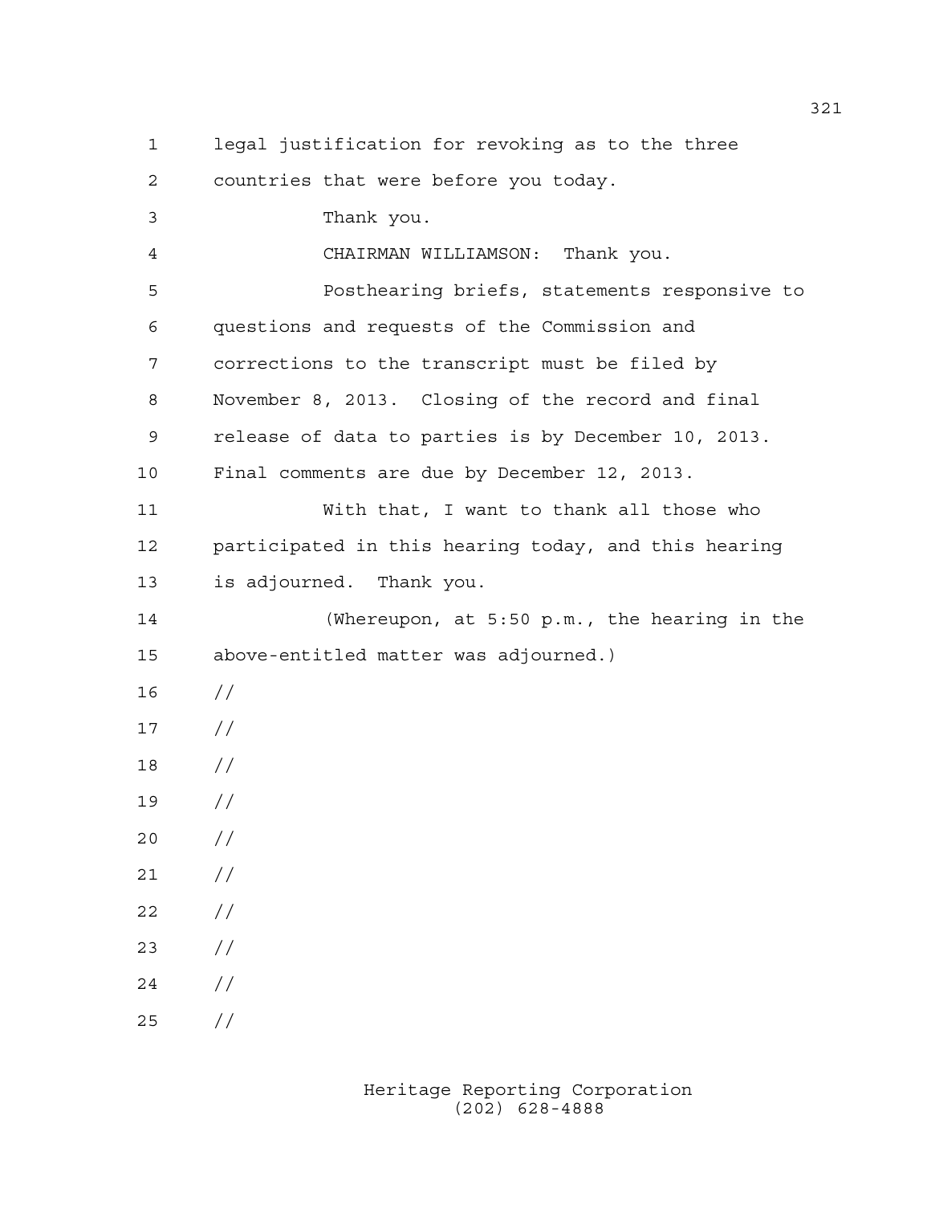legal justification for revoking as to the three countries that were before you today.

Thank you.

CHAIRMAN WILLIAMSON: Thank you.

Posthearing briefs, statements responsive to questions and requests of the Commission and corrections to the transcript must be filed by November 8, 2013. Closing of the record and final release of data to parties is by December 10, 2013. Final comments are due by December 12, 2013.

With that, I want to thank all those who participated in this hearing today, and this hearing is adjourned. Thank you.

(Whereupon, at 5:50 p.m., the hearing in the above-entitled matter was adjourned.)

//

//

//

//

//

//

//

//

//

//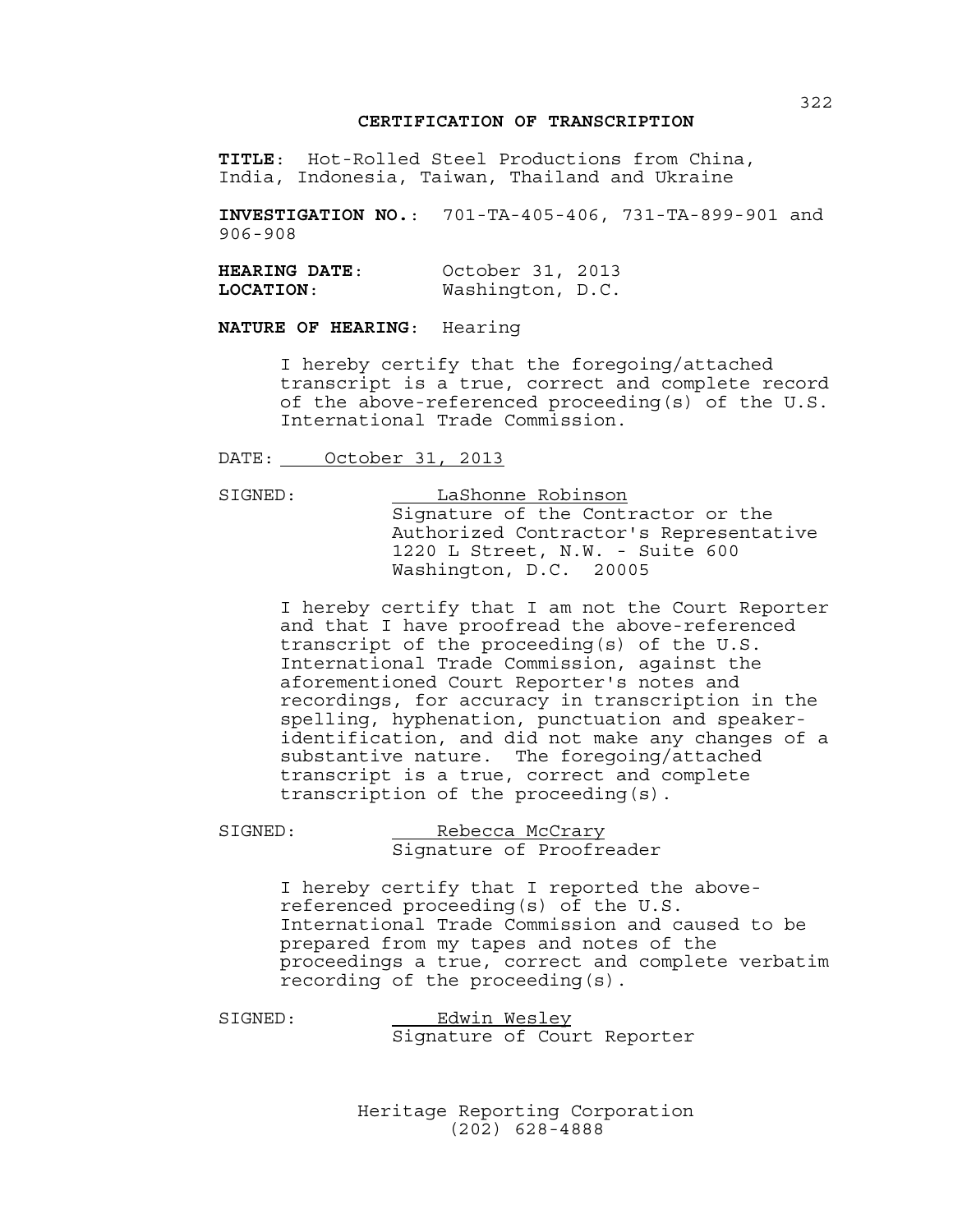## CERTIFICATION OF TRANSCRIPTION

**TITLE**: Hot-Rolled Steel Productions from China, India, Indonesia, Taiwan, Thailand and Ukraine

**INVESTIGATION NO.**: 701-TA-405-406, 731-TA-899-901 and 906-908

**HEARING DATE**: October 31, 2013
**LOCATION**: Washington, D.C.

**NATURE OF HEARING**: Hearing

I hereby certify that the foregoing/attached transcript is a true, correct and complete record of the above-referenced proceeding(s) of the U.S. International Trade Commission.

DATE: October 31, 2013

SIGNED: LaShonne Robinson
Signature of the Contractor or the Authorized Contractor's Representative
1220 L Street, N.W. - Suite 600
Washington, D.C. 20005

I hereby certify that I am not the Court Reporter and that I have proofread the above-referenced transcript of the proceeding(s) of the U.S. International Trade Commission, against the aforementioned Court Reporter's notes and recordings, for accuracy in transcription in the spelling, hyphenation, punctuation and speaker-identification, and did not make any changes of a substantive nature. The foregoing/attached transcript is a true, correct and complete transcription of the proceeding(s).

SIGNED: Rebecca McCrary
Signature of Proofreader

I hereby certify that I reported the above-referenced proceeding(s) of the U.S. International Trade Commission and caused to be prepared from my tapes and notes of the proceedings a true, correct and complete verbatim recording of the proceeding(s).

SIGNED: Edwin Wesley
Signature of Court Reporter